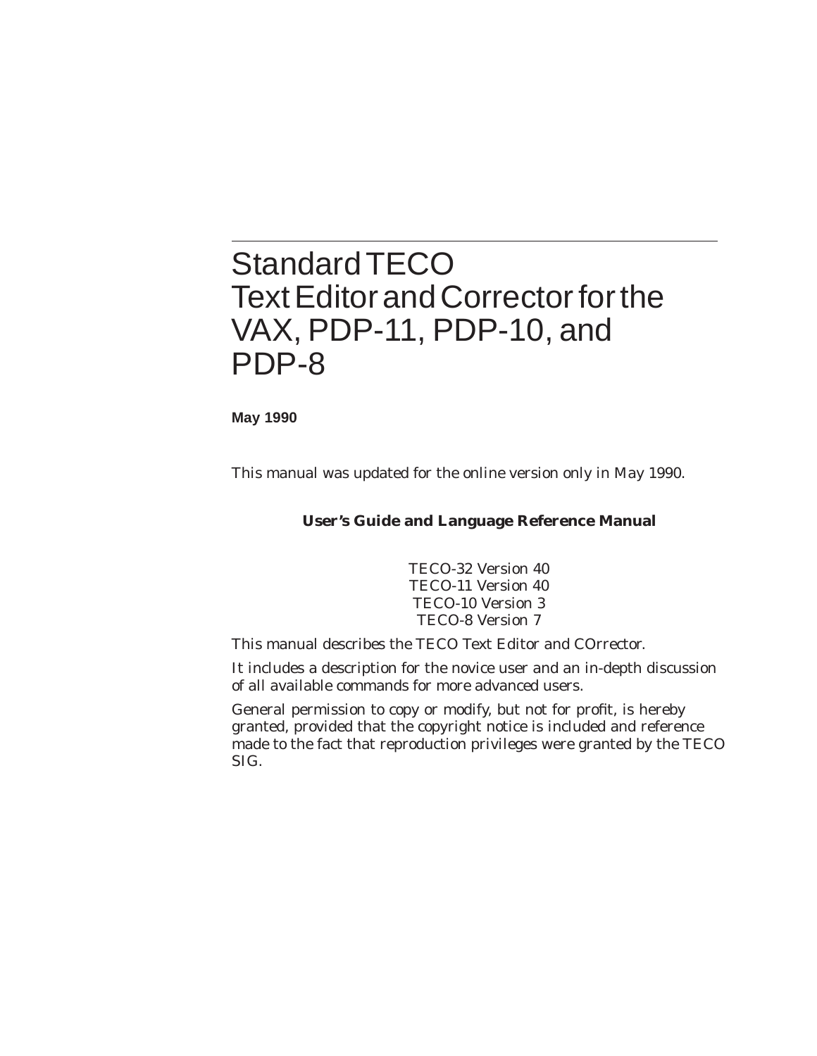# Standard TECO Text Editor and Corrector for the VAX, PDP-11, PDP-10, and PDP-8

**May 1990**

This manual was updated for the online version only in May 1990.

**User's Guide and Language Reference Manual**

TECO-32 Version 40
TECO-11 Version 40
TECO-10 Version 3
TECO-8 Version 7

This manual describes the TECO Text Editor and COrrector.

It includes a description for the novice user and an in-depth discussion of all available commands for more advanced users.

General permission to copy or modify, but not for profit, is hereby granted, provided that the copyright notice is included and reference made to the fact that reproduction privileges were granted by the TECO SIG.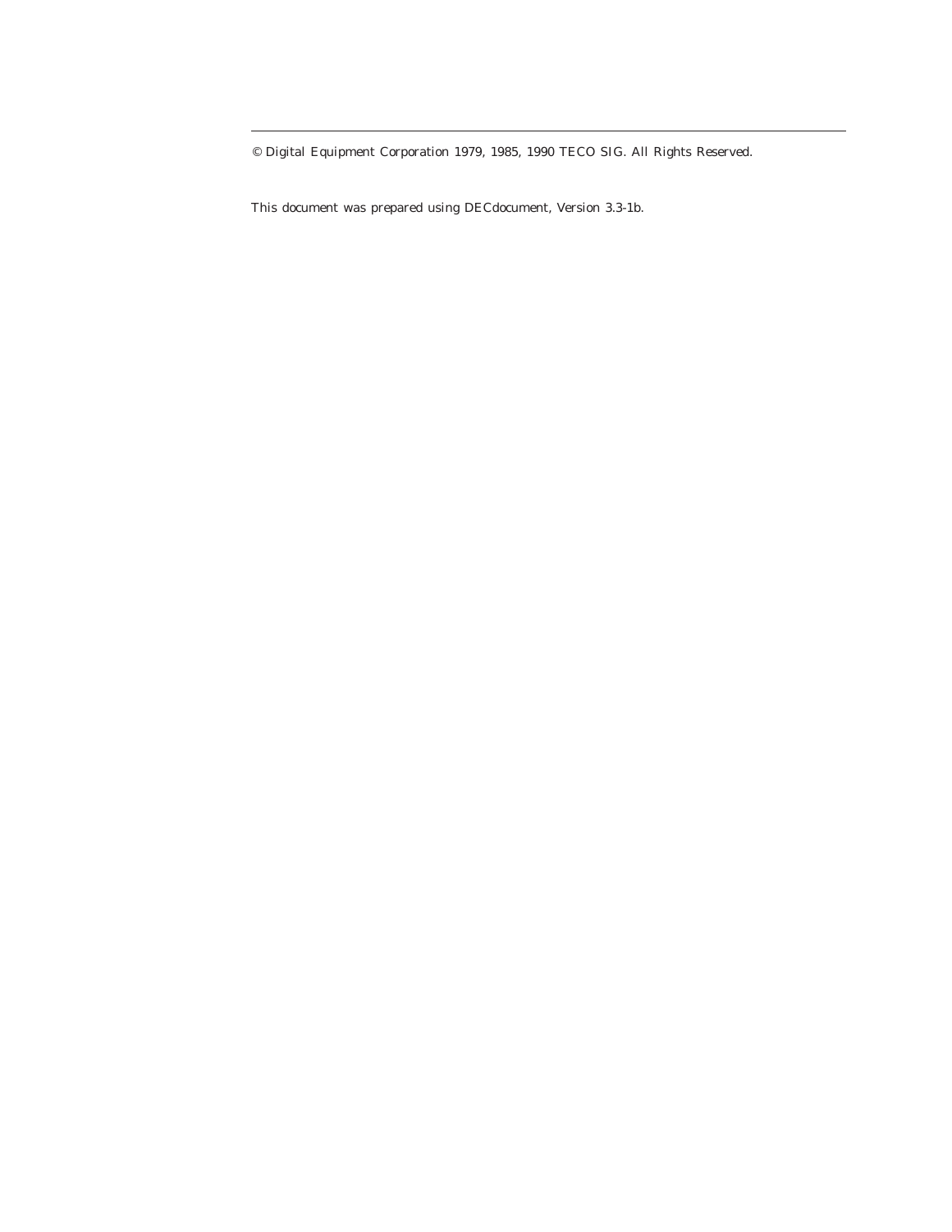© Digital Equipment Corporation 1979, 1985, 1990 TECO SIG. All Rights Reserved.

This document was prepared using DECdocument, Version 3.3-1b.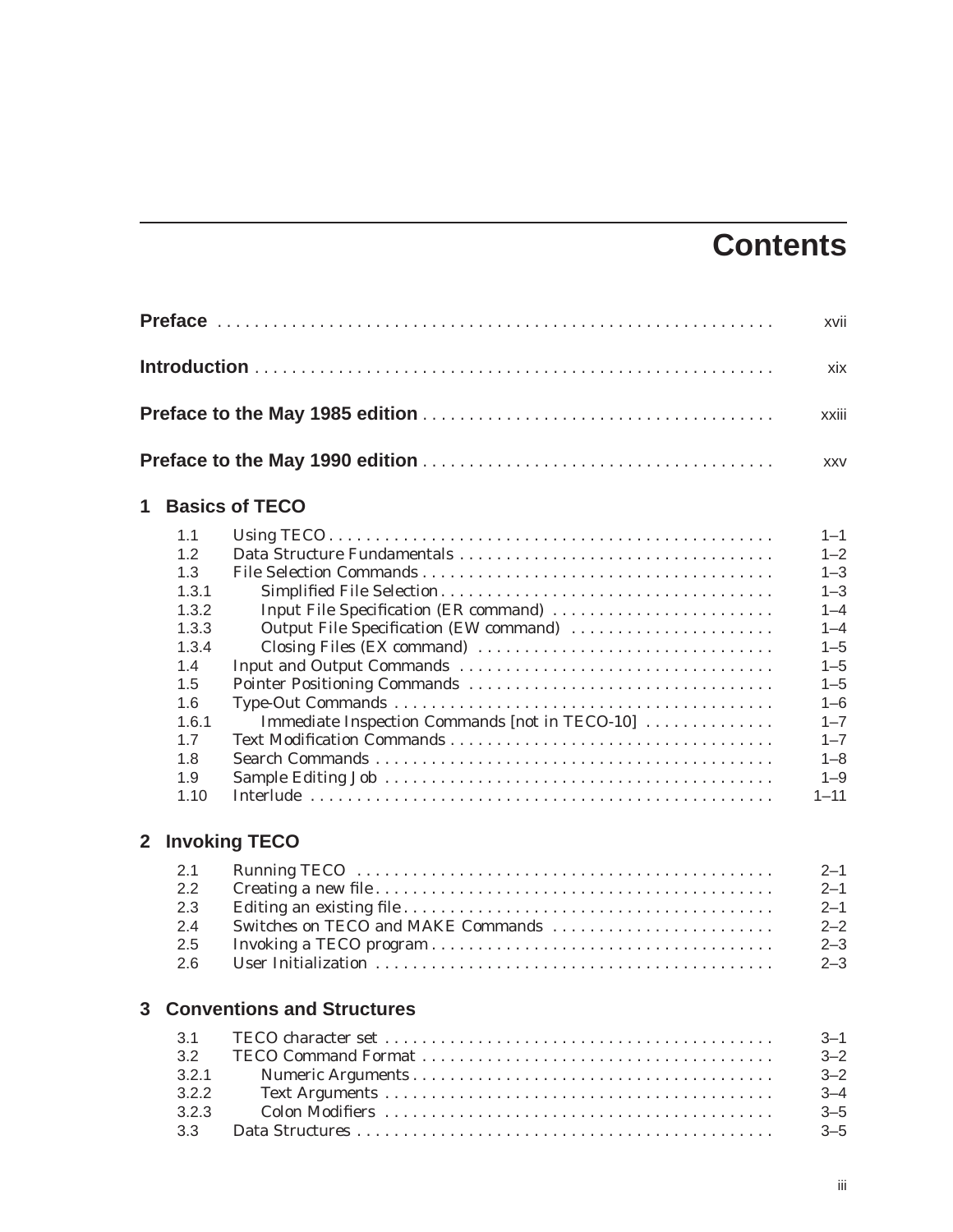# Contents

| | |
|---|---|
| **Preface** | xvii |
| **Introduction** | xix |
| **Preface to the May 1985 edition** | xxiii |
| **Preface to the May 1990 edition** | xxv |

## 1 Basics of TECO

| | | |
|---|---|---|
| 1.1 | Using TECO | 1–1 |
| 1.2 | Data Structure Fundamentals | 1–2 |
| 1.3 | File Selection Commands | 1–3 |
| 1.3.1 | Simplified File Selection | 1–3 |
| 1.3.2 | Input File Specification (ER command) | 1–4 |
| 1.3.3 | Output File Specification (EW command) | 1–4 |
| 1.3.4 | Closing Files (EX command) | 1–5 |
| 1.4 | Input and Output Commands | 1–5 |
| 1.5 | Pointer Positioning Commands | 1–5 |
| 1.6 | Type-Out Commands | 1–6 |
| 1.6.1 | Immediate Inspection Commands [not in TECO-10] | 1–7 |
| 1.7 | Text Modification Commands | 1–7 |
| 1.8 | Search Commands | 1–8 |
| 1.9 | Sample Editing Job | 1–9 |
| 1.10 | Interlude | 1–11 |

## 2 Invoking TECO

| | | |
|---|---|---|
| 2.1 | Running TECO | 2–1 |
| 2.2 | Creating a new file | 2–1 |
| 2.3 | Editing an existing file | 2–1 |
| 2.4 | Switches on TECO and MAKE Commands | 2–2 |
| 2.5 | Invoking a TECO program | 2–3 |
| 2.6 | User Initialization | 2–3 |

## 3 Conventions and Structures

| | | |
|---|---|---|
| 3.1 | TECO character set | 3–1 |
| 3.2 | TECO Command Format | 3–2 |
| 3.2.1 | Numeric Arguments | 3–2 |
| 3.2.2 | Text Arguments | 3–4 |
| 3.2.3 | Colon Modifiers | 3–5 |
| 3.3 | Data Structures | 3–5 |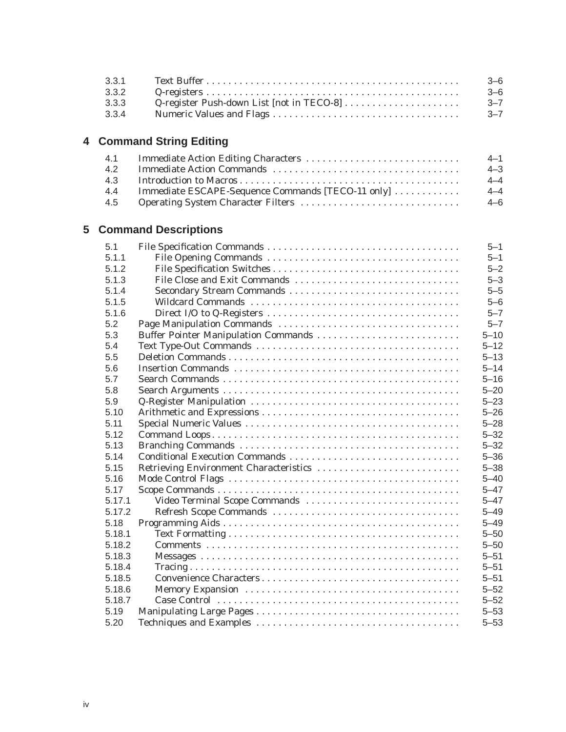| | | |
|---|---|---|
| 3.3.1 | Text Buffer | 3–6 |
| 3.3.2 | Q-registers | 3–6 |
| 3.3.3 | Q-register Push-down List [not in TECO-8] | 3–7 |
| 3.3.4 | Numeric Values and Flags | 3–7 |

## 4 Command String Editing

| | | |
|---|---|---|
| 4.1 | Immediate Action Editing Characters | 4–1 |
| 4.2 | Immediate Action Commands | 4–3 |
| 4.3 | Introduction to Macros | 4–4 |
| 4.4 | Immediate ESCAPE-Sequence Commands [TECO-11 only] | 4–4 |
| 4.5 | Operating System Character Filters | 4–6 |

## 5 Command Descriptions

| | | |
|---|---|---|
| 5.1 | File Specification Commands | 5–1 |
| 5.1.1 | File Opening Commands | 5–1 |
| 5.1.2 | File Specification Switches | 5–2 |
| 5.1.3 | File Close and Exit Commands | 5–3 |
| 5.1.4 | Secondary Stream Commands | 5–5 |
| 5.1.5 | Wildcard Commands | 5–6 |
| 5.1.6 | Direct I/O to Q-Registers | 5–7 |
| 5.2 | Page Manipulation Commands | 5–7 |
| 5.3 | Buffer Pointer Manipulation Commands | 5–10 |
| 5.4 | Text Type-Out Commands | 5–12 |
| 5.5 | Deletion Commands | 5–13 |
| 5.6 | Insertion Commands | 5–14 |
| 5.7 | Search Commands | 5–16 |
| 5.8 | Search Arguments | 5–20 |
| 5.9 | Q-Register Manipulation | 5–23 |
| 5.10 | Arithmetic and Expressions | 5–26 |
| 5.11 | Special Numeric Values | 5–28 |
| 5.12 | Command Loops | 5–32 |
| 5.13 | Branching Commands | 5–32 |
| 5.14 | Conditional Execution Commands | 5–36 |
| 5.15 | Retrieving Environment Characteristics | 5–38 |
| 5.16 | Mode Control Flags | 5–40 |
| 5.17 | Scope Commands | 5–47 |
| 5.17.1 | Video Terminal Scope Commands | 5–47 |
| 5.17.2 | Refresh Scope Commands | 5–49 |
| 5.18 | Programming Aids | 5–49 |
| 5.18.1 | Text Formatting | 5–50 |
| 5.18.2 | Comments | 5–50 |
| 5.18.3 | Messages | 5–51 |
| 5.18.4 | Tracing | 5–51 |
| 5.18.5 | Convenience Characters | 5–51 |
| 5.18.6 | Memory Expansion | 5–52 |
| 5.18.7 | Case Control | 5–52 |
| 5.19 | Manipulating Large Pages | 5–53 |
| 5.20 | Techniques and Examples | 5–53 |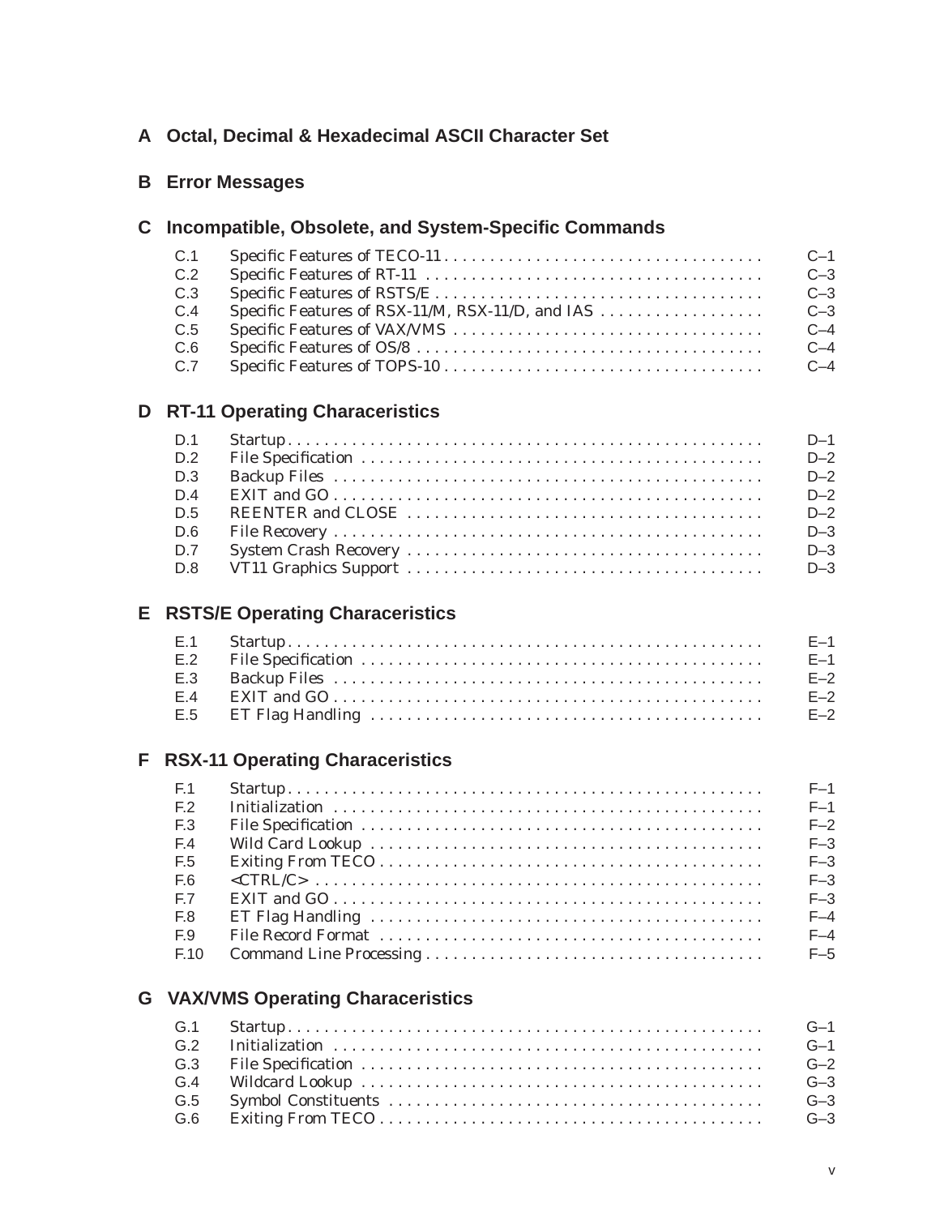## A Octal, Decimal & Hexadecimal ASCII Character Set

## B Error Messages

## C Incompatible, Obsolete, and System-Specific Commands

| | | |
|---|---|---|
| C.1 | Specific Features of TECO-11 | C–1 |
| C.2 | Specific Features of RT-11 | C–3 |
| C.3 | Specific Features of RSTS/E | C–3 |
| C.4 | Specific Features of RSX-11/M, RSX-11/D, and IAS | C–3 |
| C.5 | Specific Features of VAX/VMS | C–4 |
| C.6 | Specific Features of OS/8 | C–4 |
| C.7 | Specific Features of TOPS-10 | C–4 |

## D RT-11 Operating Characeristics

| | | |
|---|---|---|
| D.1 | Startup | D–1 |
| D.2 | File Specification | D–2 |
| D.3 | Backup Files | D–2 |
| D.4 | EXIT and GO | D–2 |
| D.5 | REENTER and CLOSE | D–2 |
| D.6 | File Recovery | D–3 |
| D.7 | System Crash Recovery | D–3 |
| D.8 | VT11 Graphics Support | D–3 |

## E RSTS/E Operating Characeristics

| | | |
|---|---|---|
| E.1 | Startup | E–1 |
| E.2 | File Specification | E–1 |
| E.3 | Backup Files | E–2 |
| E.4 | EXIT and GO | E–2 |
| E.5 | ET Flag Handling | E–2 |

## F RSX-11 Operating Characeristics

| | | |
|---|---|---|
| F.1 | Startup | F–1 |
| F.2 | Initialization | F–1 |
| F.3 | File Specification | F–2 |
| F.4 | Wild Card Lookup | F–3 |
| F.5 | Exiting From TECO | F–3 |
| F.6 | <CTRL/C> | F–3 |
| F.7 | EXIT and GO | F–3 |
| F.8 | ET Flag Handling | F–4 |
| F.9 | File Record Format | F–4 |
| F.10 | Command Line Processing | F–5 |

## G VAX/VMS Operating Characeristics

| | | |
|---|---|---|
| G.1 | Startup | G–1 |
| G.2 | Initialization | G–1 |
| G.3 | File Specification | G–2 |
| G.4 | Wildcard Lookup | G–3 |
| G.5 | Symbol Constituents | G–3 |
| G.6 | Exiting From TECO | G–3 |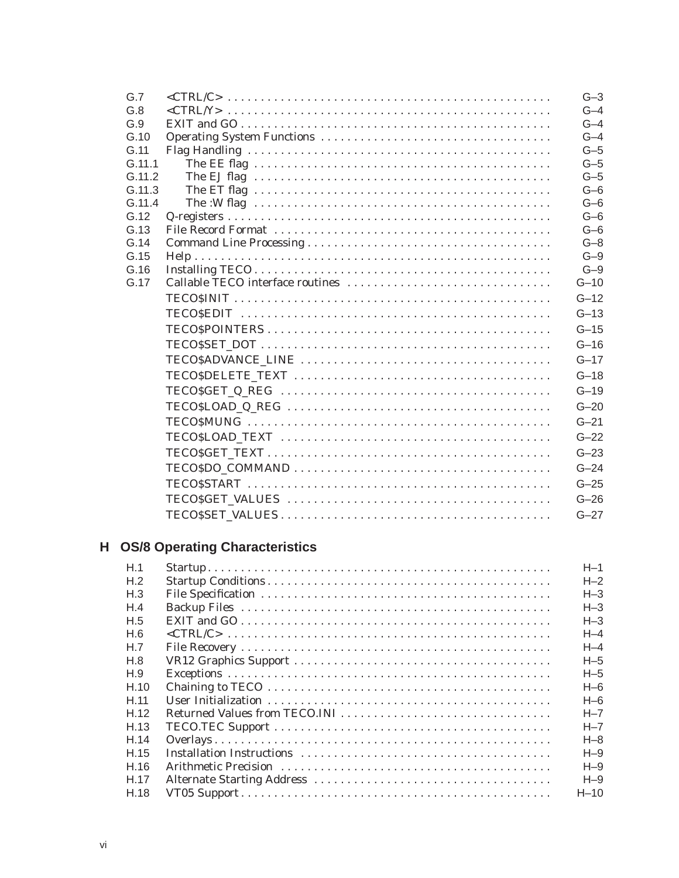| | | |
|---|---|---|
| G.7 | <CTRL/C> | G–3 |
| G.8 | <CTRL/Y> | G–4 |
| G.9 | EXIT and GO | G–4 |
| G.10 | Operating System Functions | G–4 |
| G.11 | Flag Handling | G–5 |
| G.11.1 | The EE flag | G–5 |
| G.11.2 | The EJ flag | G–5 |
| G.11.3 | The ET flag | G–6 |
| G.11.4 | The :W flag | G–6 |
| G.12 | Q-registers | G–6 |
| G.13 | File Record Format | G–6 |
| G.14 | Command Line Processing | G–8 |
| G.15 | Help | G–9 |
| G.16 | Installing TECO | G–9 |
| G.17 | Callable TECO interface routines | G–10 |
| | TECO$INIT | G–12 |
| | TECO$EDIT | G–13 |
| | TECO$POINTERS | G–15 |
| | TECO$SET_DOT | G–16 |
| | TECO$ADVANCE_LINE | G–17 |
| | TECO$DELETE_TEXT | G–18 |
| | TECO$GET_Q_REG | G–19 |
| | TECO$LOAD_Q_REG | G–20 |
| | TECO$MUNG | G–21 |
| | TECO$LOAD_TEXT | G–22 |
| | TECO$GET_TEXT | G–23 |
| | TECO$DO_COMMAND | G–24 |
| | TECO$START | G–25 |
| | TECO$GET_VALUES | G–26 |
| | TECO$SET_VALUES | G–27 |

## H OS/8 Operating Characteristics

| | | |
|---|---|---|
| H.1 | Startup | H–1 |
| H.2 | Startup Conditions | H–2 |
| H.3 | File Specification | H–3 |
| H.4 | Backup Files | H–3 |
| H.5 | EXIT and GO | H–3 |
| H.6 | <CTRL/C> | H–4 |
| H.7 | File Recovery | H–4 |
| H.8 | VR12 Graphics Support | H–5 |
| H.9 | Exceptions | H–5 |
| H.10 | Chaining to TECO | H–6 |
| H.11 | User Initialization | H–6 |
| H.12 | Returned Values from TECO.INI | H–7 |
| H.13 | TECO.TEC Support | H–7 |
| H.14 | Overlays | H–8 |
| H.15 | Installation Instructions | H–9 |
| H.16 | Arithmetic Precision | H–9 |
| H.17 | Alternate Starting Address | H–9 |
| H.18 | VT05 Support | H–10 |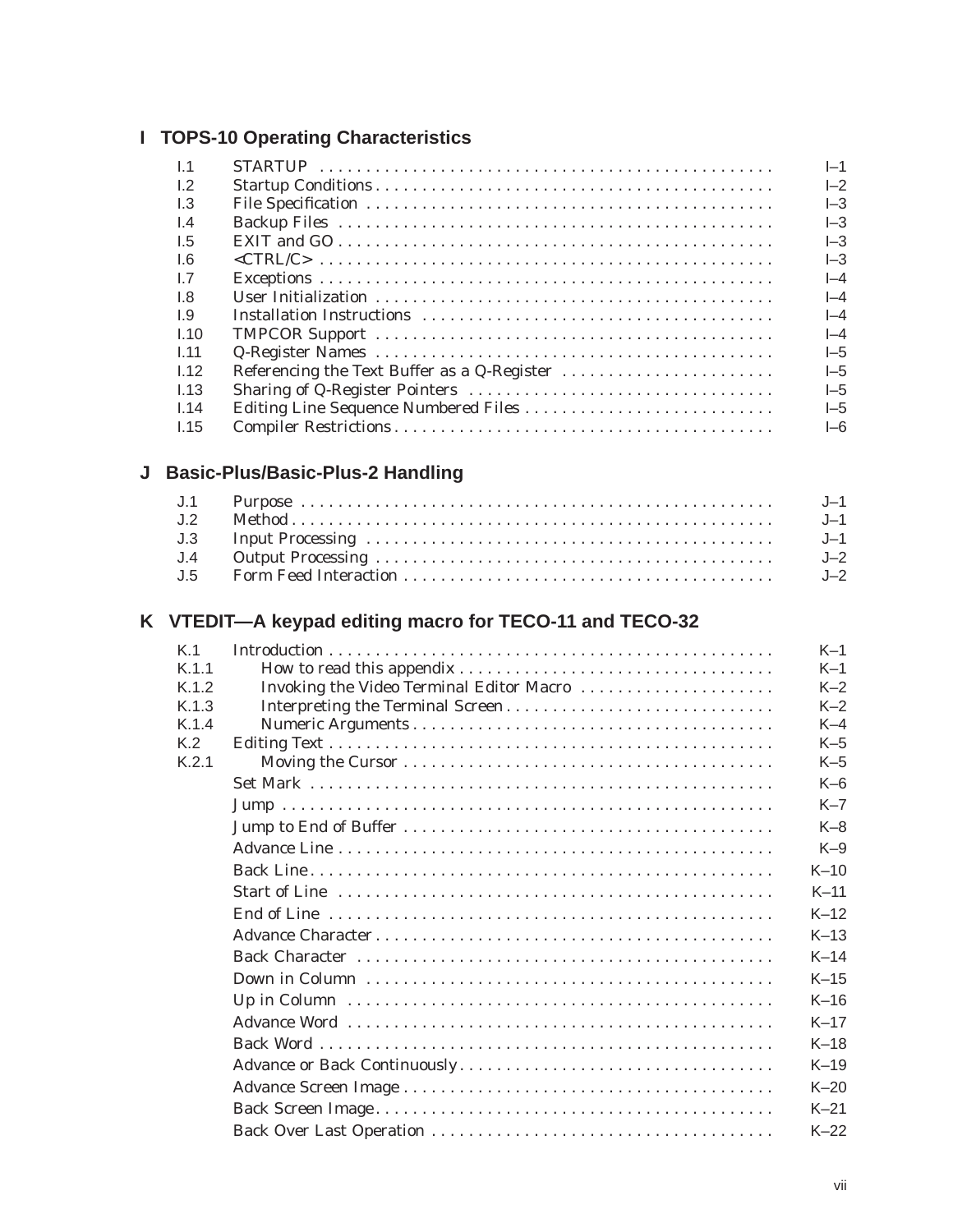## I TOPS-10 Operating Characteristics

| | | |
|---|---|---|
| I.1 | STARTUP | I–1 |
| I.2 | Startup Conditions | I–2 |
| I.3 | File Specification | I–3 |
| I.4 | Backup Files | I–3 |
| I.5 | EXIT and GO | I–3 |
| I.6 | <CTRL/C> | I–3 |
| I.7 | Exceptions | I–4 |
| I.8 | User Initialization | I–4 |
| I.9 | Installation Instructions | I–4 |
| I.10 | TMPCOR Support | I–4 |
| I.11 | Q-Register Names | I–5 |
| I.12 | Referencing the Text Buffer as a Q-Register | I–5 |
| I.13 | Sharing of Q-Register Pointers | I–5 |
| I.14 | Editing Line Sequence Numbered Files | I–5 |
| I.15 | Compiler Restrictions | I–6 |

## J Basic-Plus/Basic-Plus-2 Handling

| | | |
|---|---|---|
| J.1 | Purpose | J–1 |
| J.2 | Method | J–1 |
| J.3 | Input Processing | J–1 |
| J.4 | Output Processing | J–2 |
| J.5 | Form Feed Interaction | J–2 |

## K VTEDIT—A keypad editing macro for TECO-11 and TECO-32

| | | |
|---|---|---|
| K.1 | Introduction | K–1 |
| K.1.1 | How to read this appendix | K–1 |
| K.1.2 | Invoking the Video Terminal Editor Macro | K–2 |
| K.1.3 | Interpreting the Terminal Screen | K–2 |
| K.1.4 | Numeric Arguments | K–4 |
| K.2 | Editing Text | K–5 |
| K.2.1 | Moving the Cursor | K–5 |
| | Set Mark | K–6 |
| | Jump | K–7 |
| | Jump to End of Buffer | K–8 |
| | Advance Line | K–9 |
| | Back Line | K–10 |
| | Start of Line | K–11 |
| | End of Line | K–12 |
| | Advance Character | K–13 |
| | Back Character | K–14 |
| | Down in Column | K–15 |
| | Up in Column | K–16 |
| | Advance Word | K–17 |
| | Back Word | K–18 |
| | Advance or Back Continuously | K–19 |
| | Advance Screen Image | K–20 |
| | Back Screen Image | K–21 |
| | Back Over Last Operation | K–22 |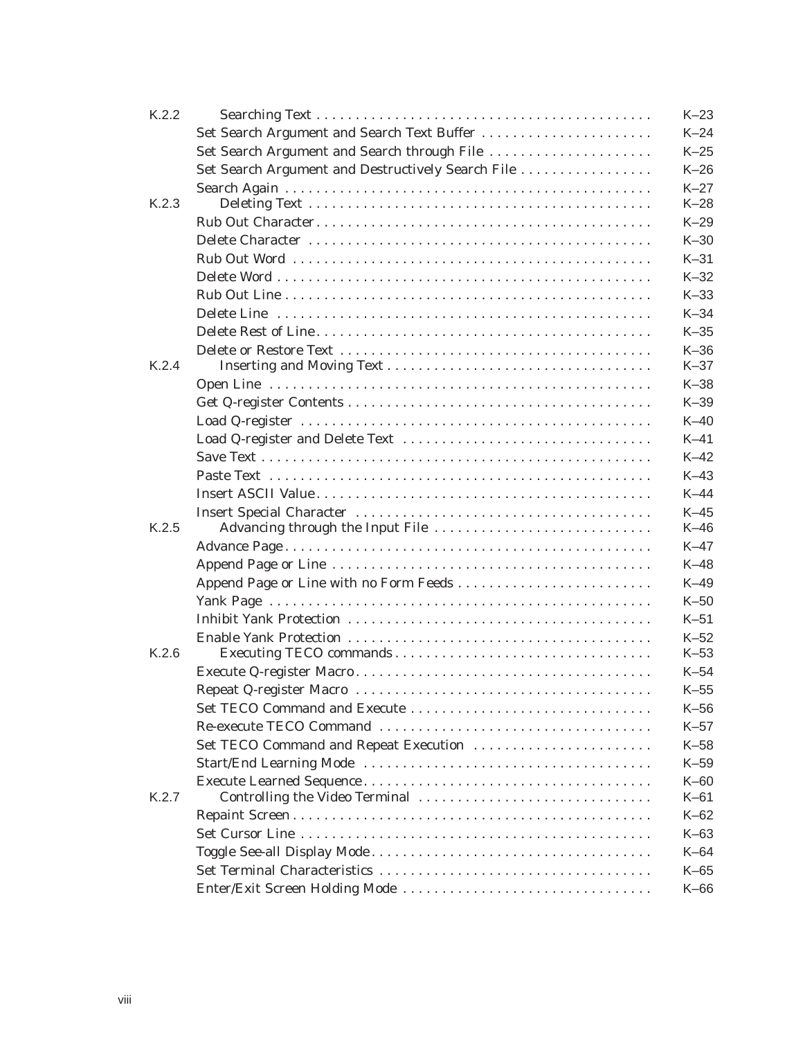| | | |
|---|---|---|
| K.2.2 | Searching Text | K–23 |
| | Set Search Argument and Search Text Buffer | K–24 |
| | Set Search Argument and Search through File | K–25 |
| | Set Search Argument and Destructively Search File | K–26 |
| | Search Again | K–27 |
| K.2.3 | Deleting Text | K–28 |
| | Rub Out Character | K–29 |
| | Delete Character | K–30 |
| | Rub Out Word | K–31 |
| | Delete Word | K–32 |
| | Rub Out Line | K–33 |
| | Delete Line | K–34 |
| | Delete Rest of Line | K–35 |
| | Delete or Restore Text | K–36 |
| K.2.4 | Inserting and Moving Text | K–37 |
| | Open Line | K–38 |
| | Get Q-register Contents | K–39 |
| | Load Q-register | K–40 |
| | Load Q-register and Delete Text | K–41 |
| | Save Text | K–42 |
| | Paste Text | K–43 |
| | Insert ASCII Value | K–44 |
| | Insert Special Character | K–45 |
| K.2.5 | Advancing through the Input File | K–46 |
| | Advance Page | K–47 |
| | Append Page or Line | K–48 |
| | Append Page or Line with no Form Feeds | K–49 |
| | Yank Page | K–50 |
| | Inhibit Yank Protection | K–51 |
| | Enable Yank Protection | K–52 |
| K.2.6 | Executing TECO commands | K–53 |
| | Execute Q-register Macro | K–54 |
| | Repeat Q-register Macro | K–55 |
| | Set TECO Command and Execute | K–56 |
| | Re-execute TECO Command | K–57 |
| | Set TECO Command and Repeat Execution | K–58 |
| | Start/End Learning Mode | K–59 |
| | Execute Learned Sequence | K–60 |
| K.2.7 | Controlling the Video Terminal | K–61 |
| | Repaint Screen | K–62 |
| | Set Cursor Line | K–63 |
| | Toggle See-all Display Mode | K–64 |
| | Set Terminal Characteristics | K–65 |
| | Enter/Exit Screen Holding Mode | K–66 |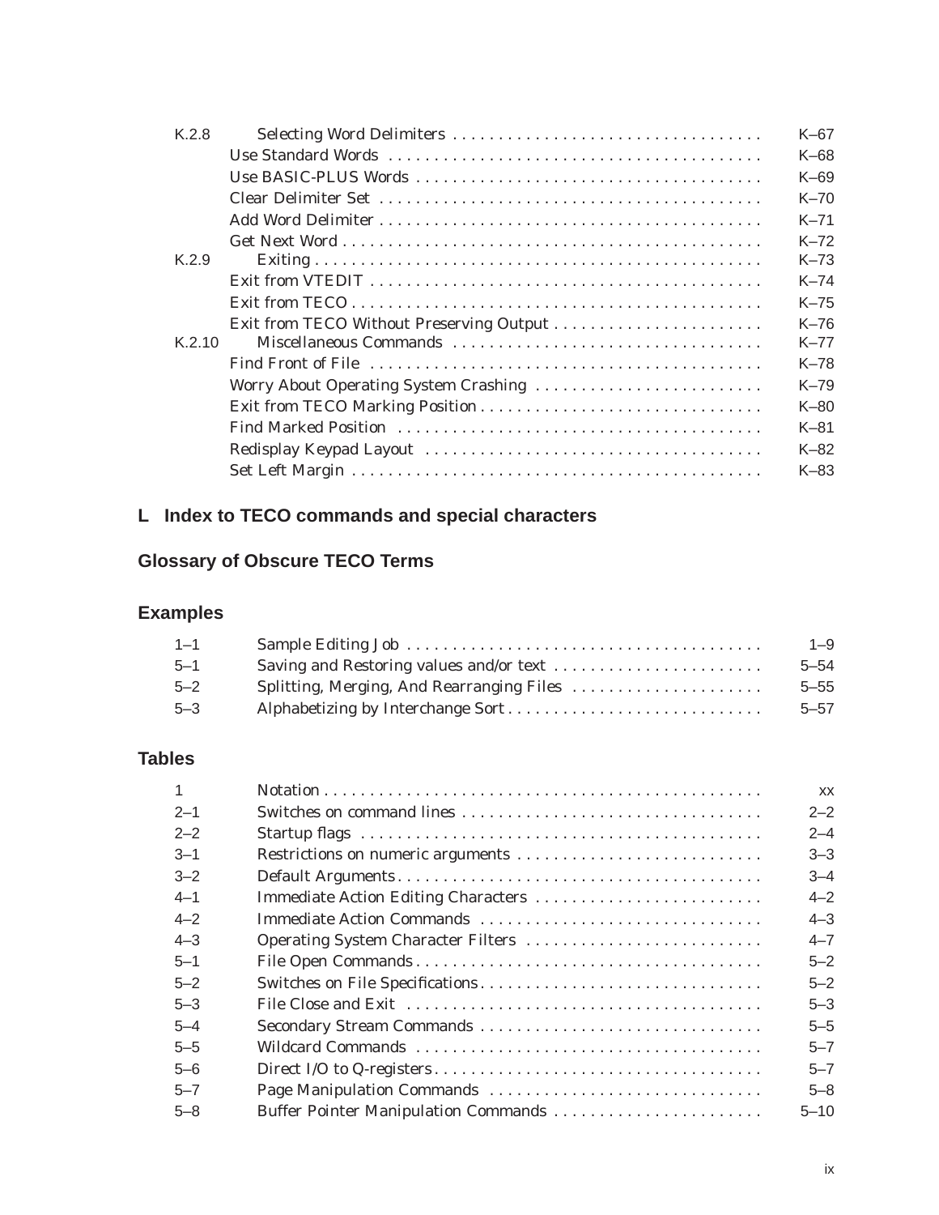| | | |
|---|---|---|
| K.2.8 | Selecting Word Delimiters | K–67 |
| | Use Standard Words | K–68 |
| | Use BASIC-PLUS Words | K–69 |
| | Clear Delimiter Set | K–70 |
| | Add Word Delimiter | K–71 |
| | Get Next Word | K–72 |
| K.2.9 | Exiting | K–73 |
| | Exit from VTEDIT | K–74 |
| | Exit from TECO | K–75 |
| | Exit from TECO Without Preserving Output | K–76 |
| K.2.10 | Miscellaneous Commands | K–77 |
| | Find Front of File | K–78 |
| | Worry About Operating System Crashing | K–79 |
| | Exit from TECO Marking Position | K–80 |
| | Find Marked Position | K–81 |
| | Redisplay Keypad Layout | K–82 |
| | Set Left Margin | K–83 |

## L Index to TECO commands and special characters

## Glossary of Obscure TECO Terms

## Examples

| | | |
|---|---|---|
| 1–1 | Sample Editing Job | 1–9 |
| 5–1 | Saving and Restoring values and/or text | 5–54 |
| 5–2 | Splitting, Merging, And Rearranging Files | 5–55 |
| 5–3 | Alphabetizing by Interchange Sort | 5–57 |

## Tables

| | | |
|---|---|---|
| 1 | Notation | xx |
| 2–1 | Switches on command lines | 2–2 |
| 2–2 | Startup flags | 2–4 |
| 3–1 | Restrictions on numeric arguments | 3–3 |
| 3–2 | Default Arguments | 3–4 |
| 4–1 | Immediate Action Editing Characters | 4–2 |
| 4–2 | Immediate Action Commands | 4–3 |
| 4–3 | Operating System Character Filters | 4–7 |
| 5–1 | File Open Commands | 5–2 |
| 5–2 | Switches on File Specifications | 5–2 |
| 5–3 | File Close and Exit | 5–3 |
| 5–4 | Secondary Stream Commands | 5–5 |
| 5–5 | Wildcard Commands | 5–7 |
| 5–6 | Direct I/O to Q-registers | 5–7 |
| 5–7 | Page Manipulation Commands | 5–8 |
| 5–8 | Buffer Pointer Manipulation Commands | 5–10 |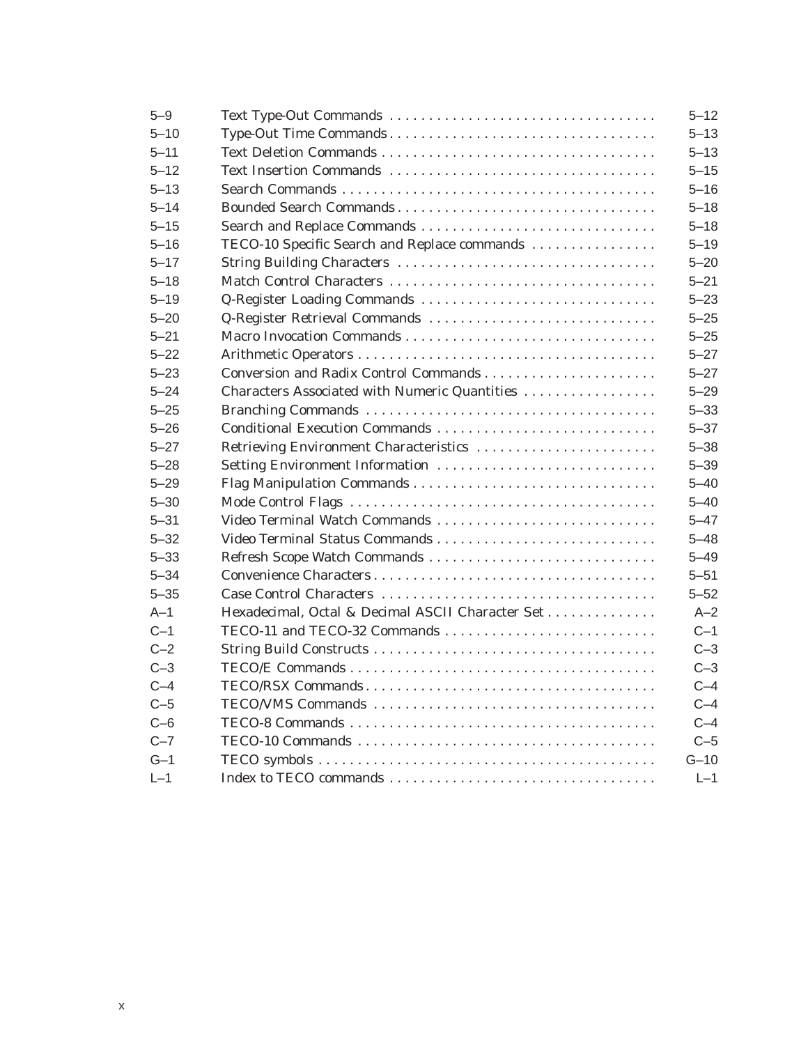| | | |
|---|---|---|
| 5–9 | Text Type-Out Commands | 5–12 |
| 5–10 | Type-Out Time Commands | 5–13 |
| 5–11 | Text Deletion Commands | 5–13 |
| 5–12 | Text Insertion Commands | 5–15 |
| 5–13 | Search Commands | 5–16 |
| 5–14 | Bounded Search Commands | 5–18 |
| 5–15 | Search and Replace Commands | 5–18 |
| 5–16 | TECO-10 Specific Search and Replace commands | 5–19 |
| 5–17 | String Building Characters | 5–20 |
| 5–18 | Match Control Characters | 5–21 |
| 5–19 | Q-Register Loading Commands | 5–23 |
| 5–20 | Q-Register Retrieval Commands | 5–25 |
| 5–21 | Macro Invocation Commands | 5–25 |
| 5–22 | Arithmetic Operators | 5–27 |
| 5–23 | Conversion and Radix Control Commands | 5–27 |
| 5–24 | Characters Associated with Numeric Quantities | 5–29 |
| 5–25 | Branching Commands | 5–33 |
| 5–26 | Conditional Execution Commands | 5–37 |
| 5–27 | Retrieving Environment Characteristics | 5–38 |
| 5–28 | Setting Environment Information | 5–39 |
| 5–29 | Flag Manipulation Commands | 5–40 |
| 5–30 | Mode Control Flags | 5–40 |
| 5–31 | Video Terminal Watch Commands | 5–47 |
| 5–32 | Video Terminal Status Commands | 5–48 |
| 5–33 | Refresh Scope Watch Commands | 5–49 |
| 5–34 | Convenience Characters | 5–51 |
| 5–35 | Case Control Characters | 5–52 |
| A–1 | Hexadecimal, Octal & Decimal ASCII Character Set | A–2 |
| C–1 | TECO-11 and TECO-32 Commands | C–1 |
| C–2 | String Build Constructs | C–3 |
| C–3 | TECO/E Commands | C–3 |
| C–4 | TECO/RSX Commands | C–4 |
| C–5 | TECO/VMS Commands | C–4 |
| C–6 | TECO-8 Commands | C–4 |
| C–7 | TECO-10 Commands | C–5 |
| G–1 | TECO symbols | G–10 |
| L–1 | Index to TECO commands | L–1 |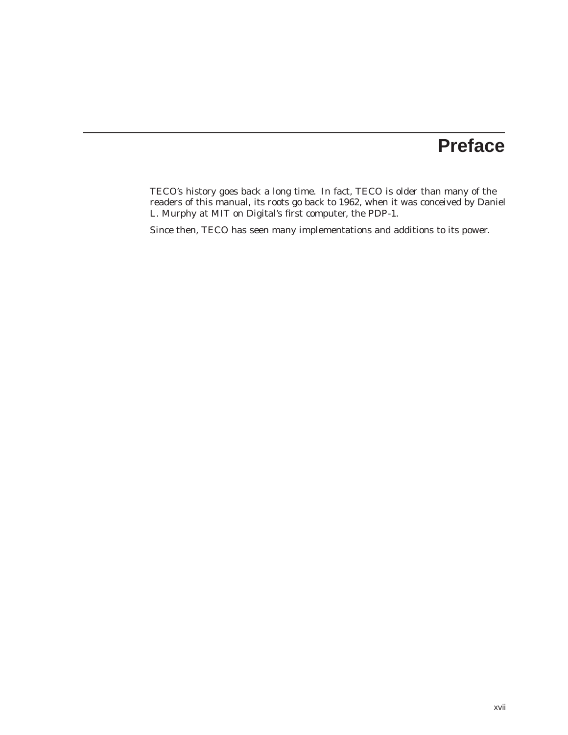# Preface

TECO's history goes back a long time. In fact, TECO is older than many of the readers of this manual, its roots go back to 1962, when it was conceived by Daniel L. Murphy at MIT on Digital's first computer, the PDP-1.

Since then, TECO has seen many implementations and additions to its power.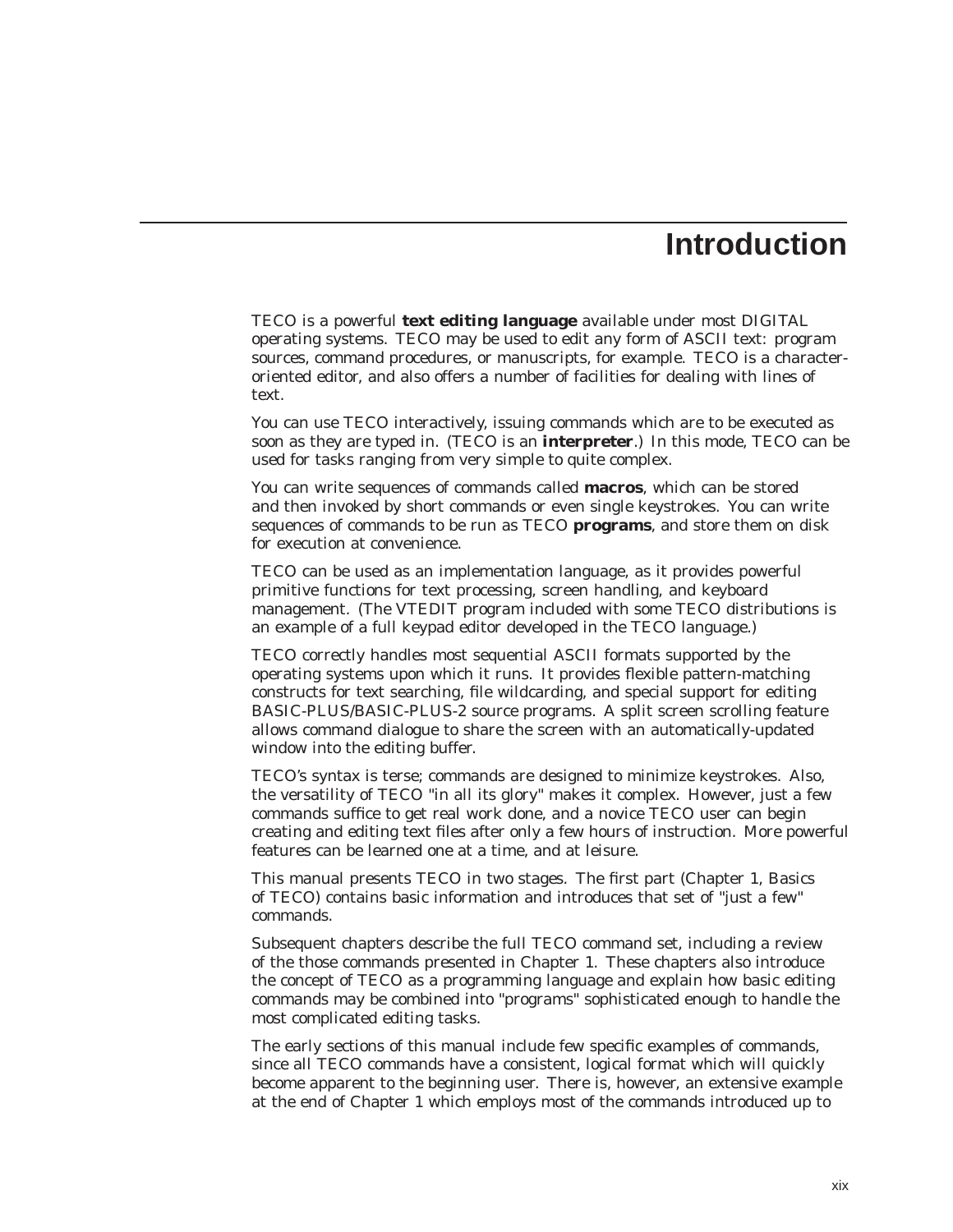# Introduction

TECO is a powerful **text editing language** available under most DIGITAL operating systems. TECO may be used to edit any form of ASCII text: program sources, command procedures, or manuscripts, for example. TECO is a character-oriented editor, and also offers a number of facilities for dealing with lines of text.

You can use TECO interactively, issuing commands which are to be executed as soon as they are typed in. (TECO is an **interpreter**.) In this mode, TECO can be used for tasks ranging from very simple to quite complex.

You can write sequences of commands called **macros**, which can be stored and then invoked by short commands or even single keystrokes. You can write sequences of commands to be run as TECO **programs**, and store them on disk for execution at convenience.

TECO can be used as an implementation language, as it provides powerful primitive functions for text processing, screen handling, and keyboard management. (The VTEDIT program included with some TECO distributions is an example of a full keypad editor developed in the TECO language.)

TECO correctly handles most sequential ASCII formats supported by the operating systems upon which it runs. It provides flexible pattern-matching constructs for text searching, file wildcarding, and special support for editing BASIC-PLUS/BASIC-PLUS-2 source programs. A split screen scrolling feature allows command dialogue to share the screen with an automatically-updated window into the editing buffer.

TECO's syntax is terse; commands are designed to minimize keystrokes. Also, the versatility of TECO "in all its glory" makes it complex. However, just a few commands suffice to get real work done, and a novice TECO user can begin creating and editing text files after only a few hours of instruction. More powerful features can be learned one at a time, and at leisure.

This manual presents TECO in two stages. The first part (Chapter 1, Basics of TECO) contains basic information and introduces that set of "just a few" commands.

Subsequent chapters describe the full TECO command set, including a review of the those commands presented in Chapter 1. These chapters also introduce the concept of TECO as a programming language and explain how basic editing commands may be combined into "programs" sophisticated enough to handle the most complicated editing tasks.

The early sections of this manual include few specific examples of commands, since all TECO commands have a consistent, logical format which will quickly become apparent to the beginning user. There is, however, an extensive example at the end of Chapter 1 which employs most of the commands introduced up to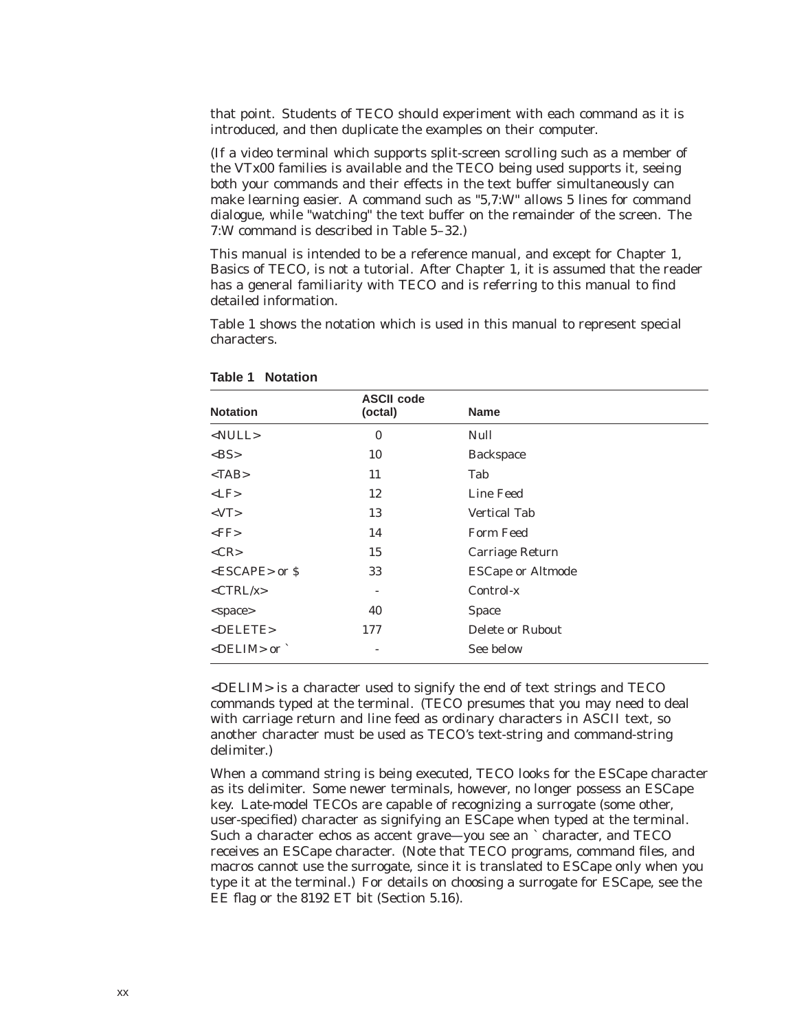that point. Students of TECO should experiment with each command as it is introduced, and then duplicate the examples on their computer.

(If a video terminal which supports split-screen scrolling such as a member of the VTx00 families is available and the TECO being used supports it, seeing both your commands and their effects in the text buffer simultaneously can make learning easier. A command such as "5,7:W" allows 5 lines for command dialogue, while "watching" the text buffer on the remainder of the screen. The 7:W command is described in Table 5–32.)

This manual is intended to be a reference manual, and except for Chapter 1, Basics of TECO, is not a tutorial. After Chapter 1, it is assumed that the reader has a general familiarity with TECO and is referring to this manual to find detailed information.

Table 1 shows the notation which is used in this manual to represent special characters.

**Table 1 Notation**

| Notation | ASCII code (octal) | Name |
|---|---|---|
| <NULL> | 0 | Null |
| <BS> | 10 | Backspace |
| <TAB> | 11 | Tab |
| <LF> | 12 | Line Feed |
| <VT> | 13 | Vertical Tab |
| <FF> | 14 | Form Feed |
| <CR> | 15 | Carriage Return |
| <ESCAPE> or $ | 33 | ESCape or Altmode |
| <CTRL/x> | - | Control-x |
| <space> | 40 | Space |
| <DELETE> | 177 | Delete or Rubout |
| <DELIM> or ` | - | See below |

<DELIM> is a character used to signify the end of text strings and TECO commands typed at the terminal. (TECO presumes that you may need to deal with carriage return and line feed as ordinary characters in ASCII text, so another character must be used as TECO's text-string and command-string delimiter.)

When a command string is being executed, TECO looks for the ESCape character as its delimiter. Some newer terminals, however, no longer possess an ESCape key. Late-model TECOs are capable of recognizing a surrogate (some other, user-specified) character as signifying an ESCape when typed at the terminal. Such a character echos as accent grave—you see an ` character, and TECO receives an ESCape character. (Note that TECO programs, command files, and macros cannot use the surrogate, since it is translated to ESCape only when you type it at the terminal.) For details on choosing a surrogate for ESCape, see the EE flag or the 8192 ET bit (Section 5.16).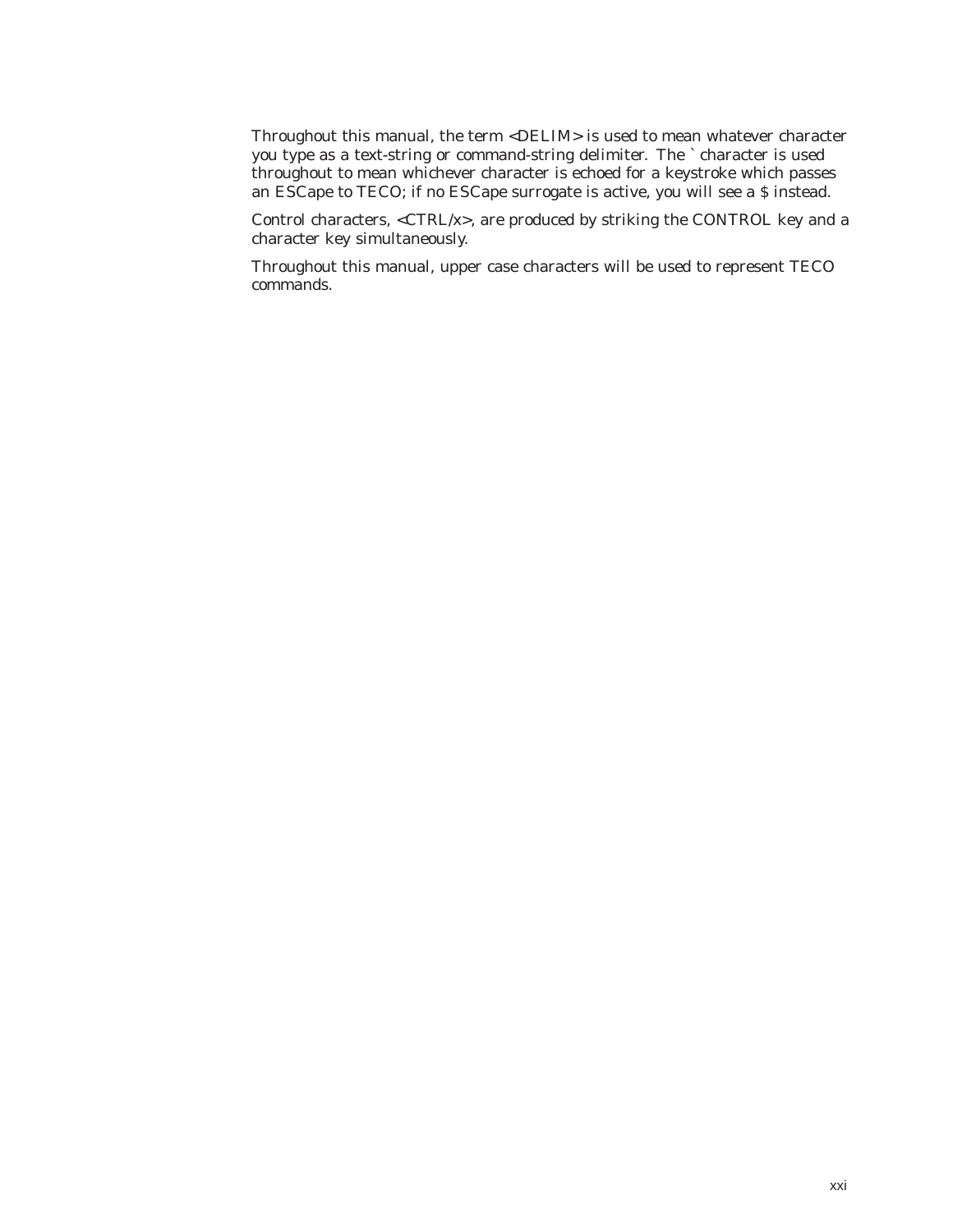Throughout this manual, the term <DELIM> is used to mean whatever character you type as a text-string or command-string delimiter. The ` character is used throughout to mean whichever character is echoed for a keystroke which passes an ESCape to TECO; if no ESCape surrogate is active, you will see a $ instead.

Control characters, <CTRL/x>, are produced by striking the CONTROL key and a character key simultaneously.

Throughout this manual, upper case characters will be used to represent TECO commands.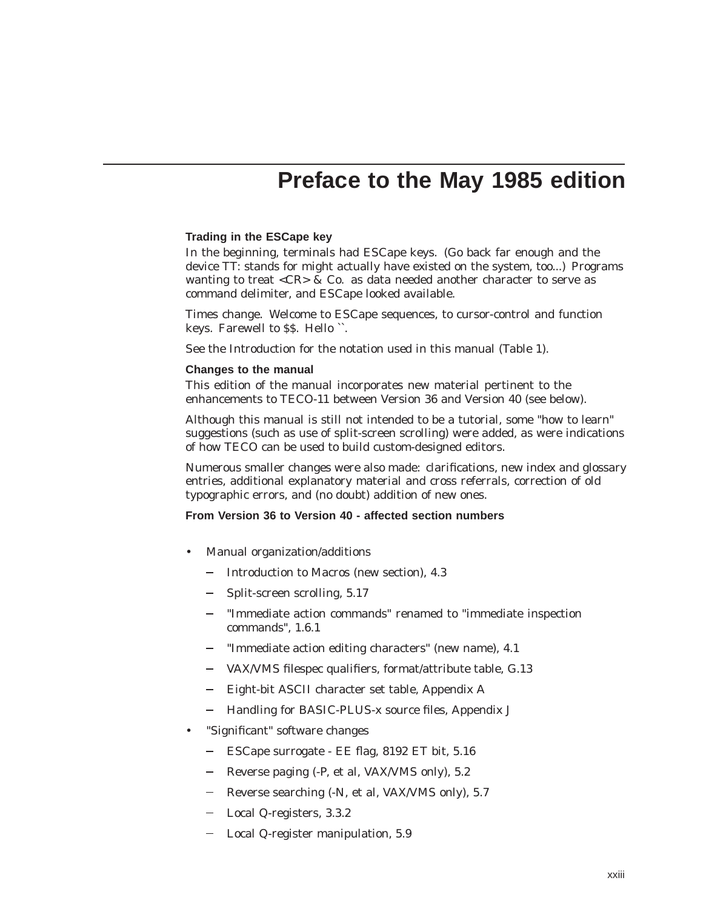# Preface to the May 1985 edition

### Trading in the ESCape key

In the beginning, terminals had ESCape keys. (Go back far enough and the device TT: stands for might actually have existed on the system, too...) Programs wanting to treat <CR> & Co. as data needed another character to serve as command delimiter, and ESCape looked available.

Times change. Welcome to ESCape sequences, to cursor-control and function keys. Farewell to $$. Hello ``.

See the Introduction for the notation used in this manual (Table 1).

### Changes to the manual

This edition of the manual incorporates new material pertinent to the enhancements to TECO-11 between Version 36 and Version 40 (see below).

Although this manual is still not intended to be a tutorial, some "how to learn" suggestions (such as use of split-screen scrolling) were added, as were indications of how TECO can be used to build custom-designed editors.

Numerous smaller changes were also made: clarifications, new index and glossary entries, additional explanatory material and cross referrals, correction of old typographic errors, and (no doubt) addition of new ones.

### From Version 36 to Version 40 - affected section numbers

- Manual organization/additions
  - Introduction to Macros (new section), 4.3
  - Split-screen scrolling, 5.17
  - "Immediate action commands" renamed to "immediate inspection commands", 1.6.1
  - "Immediate action editing characters" (new name), 4.1
  - VAX/VMS filespec qualifiers, format/attribute table, G.13
  - Eight-bit ASCII character set table, Appendix A
  - Handling for BASIC-PLUS-x source files, Appendix J
- "Significant" software changes
  - ESCape surrogate - EE flag, 8192 ET bit, 5.16
  - Reverse paging (-P, et al, VAX/VMS only), 5.2
  - Reverse searching (-N, et al, VAX/VMS only), 5.7
  - Local Q-registers, 3.3.2
  - Local Q-register manipulation, 5.9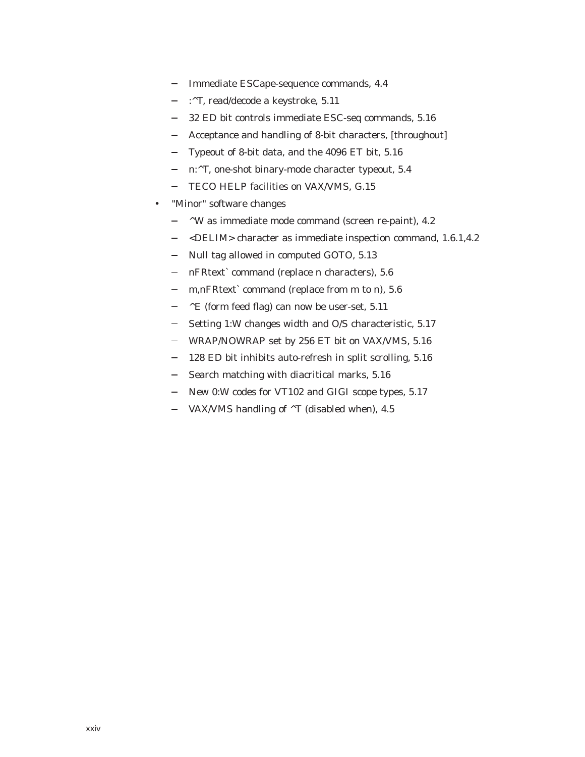- Immediate ESCape-sequence commands, 4.4
- :^T, read/decode a keystroke, 5.11
- 32 ED bit controls immediate ESC-seq commands, 5.16
- Acceptance and handling of 8-bit characters, [throughout]
- Typeout of 8-bit data, and the 4096 ET bit, 5.16
- n:^T, one-shot binary-mode character typeout, 5.4
- TECO HELP facilities on VAX/VMS, G.15

- "Minor" software changes
  - ^W as immediate mode command (screen re-paint), 4.2
  - <DELIM> character as immediate inspection command, 1.6.1,4.2
  - Null tag allowed in computed GOTO, 5.13
  - nFRtext` command (replace n characters), 5.6
  - m,nFRtext` command (replace from m to n), 5.6
  - ^E (form feed flag) can now be user-set, 5.11
  - Setting 1:W changes width and O/S characteristic, 5.17
  - WRAP/NOWRAP set by 256 ET bit on VAX/VMS, 5.16
  - 128 ED bit inhibits auto-refresh in split scrolling, 5.16
  - Search matching with diacritical marks, 5.16
  - New 0:W codes for VT102 and GIGI scope types, 5.17
  - VAX/VMS handling of ^T (disabled when), 4.5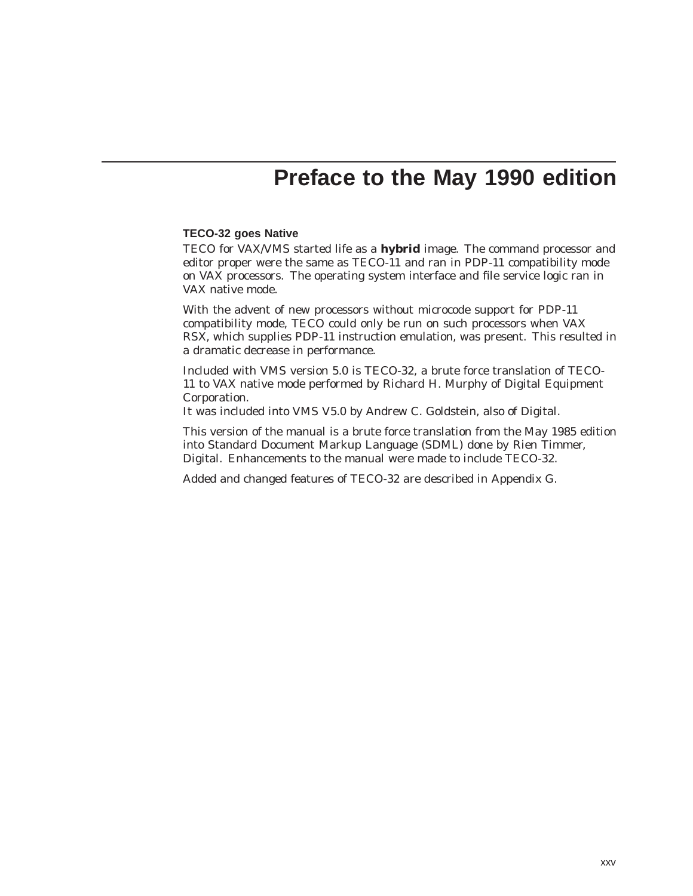# Preface to the May 1990 edition

### TECO-32 goes Native

TECO for VAX/VMS started life as a **hybrid** image. The command processor and editor proper were the same as TECO-11 and ran in PDP-11 compatibility mode on VAX processors. The operating system interface and file service logic ran in VAX native mode.

With the advent of new processors without microcode support for PDP-11 compatibility mode, TECO could only be run on such processors when VAX RSX, which supplies PDP-11 instruction emulation, was present. This resulted in a dramatic decrease in performance.

Included with VMS version 5.0 is TECO-32, a brute force translation of TECO-11 to VAX native mode performed by Richard H. Murphy of Digital Equipment Corporation.
It was included into VMS V5.0 by Andrew C. Goldstein, also of Digital.

This version of the manual is a brute force translation from the May 1985 edition into Standard Document Markup Language (SDML) done by Rien Timmer, Digital. Enhancements to the manual were made to include TECO-32.

Added and changed features of TECO-32 are described in Appendix G.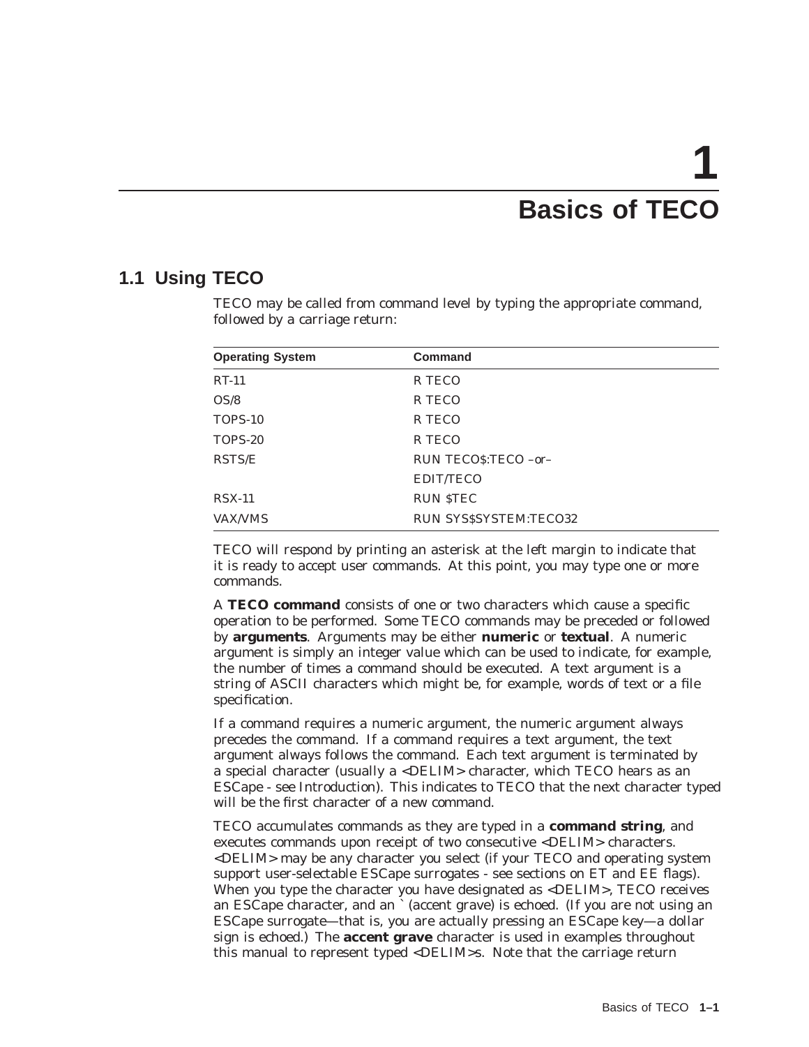# 1 Basics of TECO

## 1.1 Using TECO

TECO may be called from command level by typing the appropriate command, followed by a carriage return:

| Operating System | Command |
|---|---|
| RT-11 | R TECO |
| OS/8 | R TECO |
| TOPS-10 | R TECO |
| TOPS-20 | R TECO |
| RSTS/E | RUN TECO$:TECO –or– |
| | EDIT/TECO |
| RSX-11 | RUN $TEC |
| VAX/VMS | RUN SYS$SYSTEM:TECO32 |

TECO will respond by printing an asterisk at the left margin to indicate that it is ready to accept user commands. At this point, you may type one or more commands.

A **TECO command** consists of one or two characters which cause a specific operation to be performed. Some TECO commands may be preceded or followed by **arguments**. Arguments may be either **numeric** or **textual**. A numeric argument is simply an integer value which can be used to indicate, for example, the number of times a command should be executed. A text argument is a string of ASCII characters which might be, for example, words of text or a file specification.

If a command requires a numeric argument, the numeric argument always precedes the command. If a command requires a text argument, the text argument always follows the command. Each text argument is terminated by a special character (usually a <DELIM> character, which TECO hears as an ESCape - see Introduction). This indicates to TECO that the next character typed will be the first character of a new command.

TECO accumulates commands as they are typed in a **command string**, and executes commands upon receipt of two consecutive <DELIM> characters. <DELIM> may be any character you select (if your TECO and operating system support user-selectable ESCape surrogates - see sections on ET and EE flags). When you type the character you have designated as <DELIM>, TECO receives an ESCape character, and an ` (accent grave) is echoed. (If you are not using an ESCape surrogate—that is, you are actually pressing an ESCape key—a dollar sign is echoed.) The **accent grave** character is used in examples throughout this manual to represent typed <DELIM>s. Note that the carriage return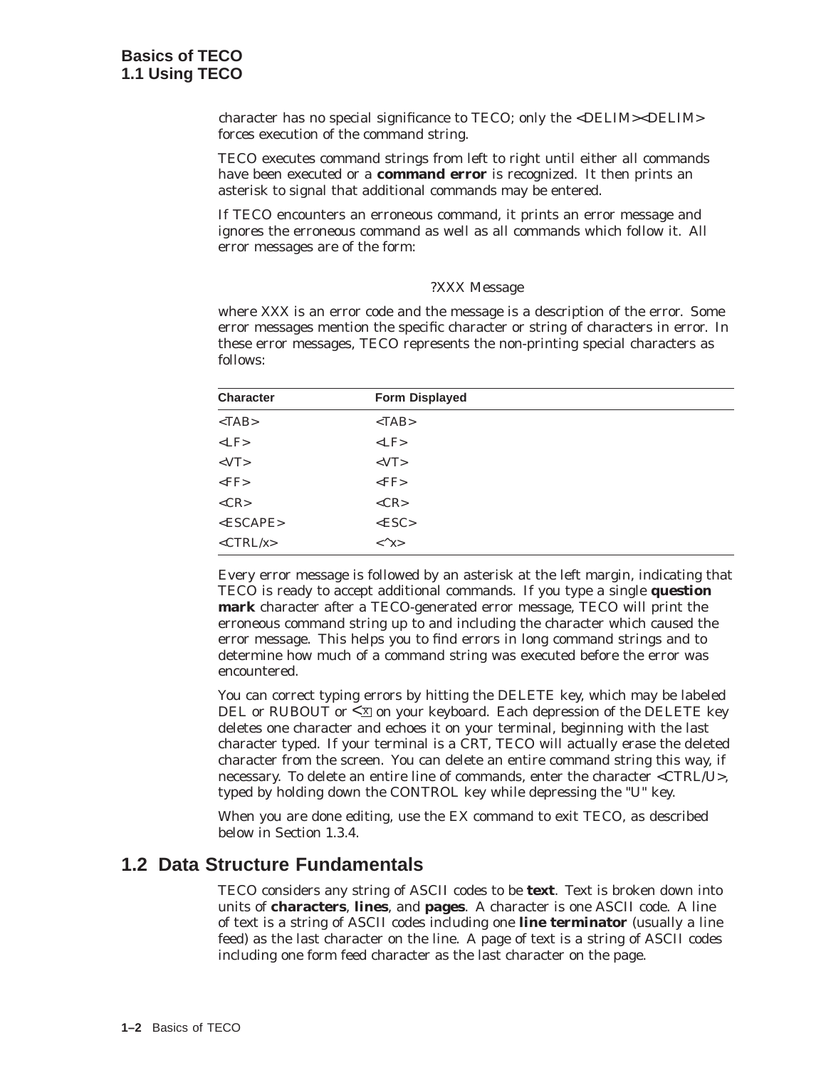character has no special significance to TECO; only the <DELIM><DELIM> forces execution of the command string.

TECO executes command strings from left to right until either all commands have been executed or a **command error** is recognized. It then prints an asterisk to signal that additional commands may be entered.

If TECO encounters an erroneous command, it prints an error message and ignores the erroneous command as well as all commands which follow it. All error messages are of the form:

?XXX Message

where XXX is an error code and the message is a description of the error. Some error messages mention the specific character or string of characters in error. In these error messages, TECO represents the non-printing special characters as follows:

| Character | Form Displayed |
|---|---|
| <TAB> | <TAB> |
| <LF> | <LF> |
| <VT> | <VT> |
| <FF> | <FF> |
| <CR> | <CR> |
| <ESCAPE> | <ESC> |
| <CTRL/x> | <^x> |

Every error message is followed by an asterisk at the left margin, indicating that TECO is ready to accept additional commands. If you type a single **question mark** character after a TECO-generated error message, TECO will print the erroneous command string up to and including the character which caused the error message. This helps you to find errors in long command strings and to determine how much of a command string was executed before the error was encountered.

You can correct typing errors by hitting the DELETE key, which may be labeled DEL or RUBOUT or <X on your keyboard. Each depression of the DELETE key deletes one character and echoes it on your terminal, beginning with the last character typed. If your terminal is a CRT, TECO will actually erase the deleted character from the screen. You can delete an entire command string this way, if necessary. To delete an entire line of commands, enter the character <CTRL/U>, typed by holding down the CONTROL key while depressing the "U" key.

When you are done editing, use the EX command to exit TECO, as described below in Section 1.3.4.

## 1.2 Data Structure Fundamentals

TECO considers any string of ASCII codes to be **text**. Text is broken down into units of **characters**, **lines**, and **pages**. A character is one ASCII code. A line of text is a string of ASCII codes including one **line terminator** (usually a line feed) as the last character on the line. A page of text is a string of ASCII codes including one form feed character as the last character on the page.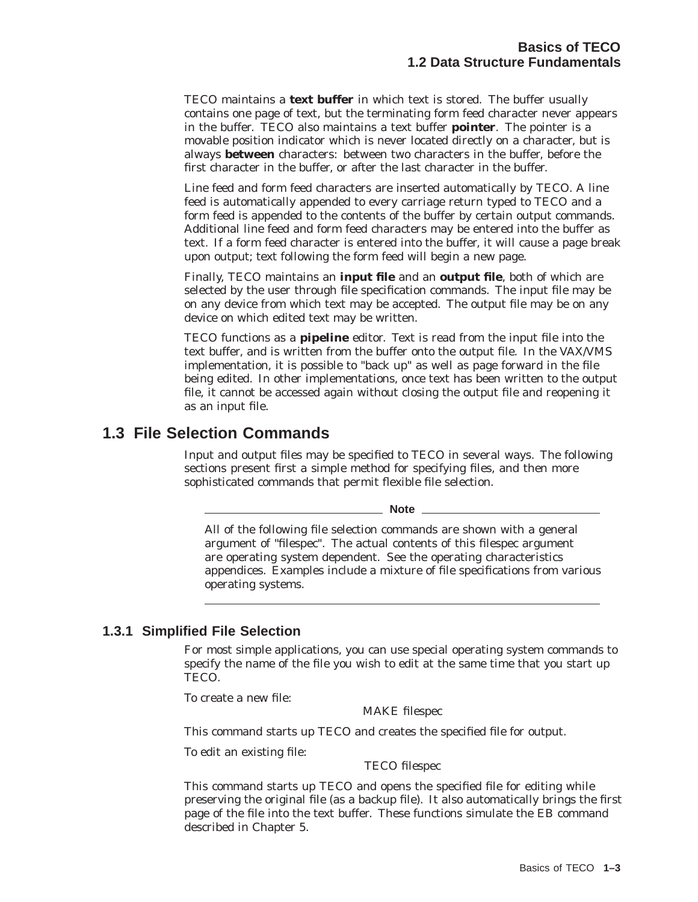TECO maintains a **text buffer** in which text is stored. The buffer usually contains one page of text, but the terminating form feed character never appears in the buffer. TECO also maintains a text buffer **pointer**. The pointer is a movable position indicator which is never located directly on a character, but is always **between** characters: between two characters in the buffer, before the first character in the buffer, or after the last character in the buffer.

Line feed and form feed characters are inserted automatically by TECO. A line feed is automatically appended to every carriage return typed to TECO and a form feed is appended to the contents of the buffer by certain output commands. Additional line feed and form feed characters may be entered into the buffer as text. If a form feed character is entered into the buffer, it will cause a page break upon output; text following the form feed will begin a new page.

Finally, TECO maintains an **input file** and an **output file**, both of which are selected by the user through file specification commands. The input file may be on any device from which text may be accepted. The output file may be on any device on which edited text may be written.

TECO functions as a **pipeline** editor. Text is read from the input file into the text buffer, and is written from the buffer onto the output file. In the VAX/VMS implementation, it is possible to "back up" as well as page forward in the file being edited. In other implementations, once text has been written to the output file, it cannot be accessed again without closing the output file and reopening it as an input file.

## 1.3 File Selection Commands

Input and output files may be specified to TECO in several ways. The following sections present first a simple method for specifying files, and then more sophisticated commands that permit flexible file selection.

**Note**

All of the following file selection commands are shown with a general argument of "filespec". The actual contents of this filespec argument are operating system dependent. See the operating characteristics appendices. Examples include a mixture of file specifications from various operating systems.

### 1.3.1 Simplified File Selection

For most simple applications, you can use special operating system commands to specify the name of the file you wish to edit at the same time that you start up TECO.

To create a new file:

MAKE filespec

This command starts up TECO and creates the specified file for output.

To edit an existing file:

TECO filespec

This command starts up TECO and opens the specified file for editing while preserving the original file (as a backup file). It also automatically brings the first page of the file into the text buffer. These functions simulate the EB command described in Chapter 5.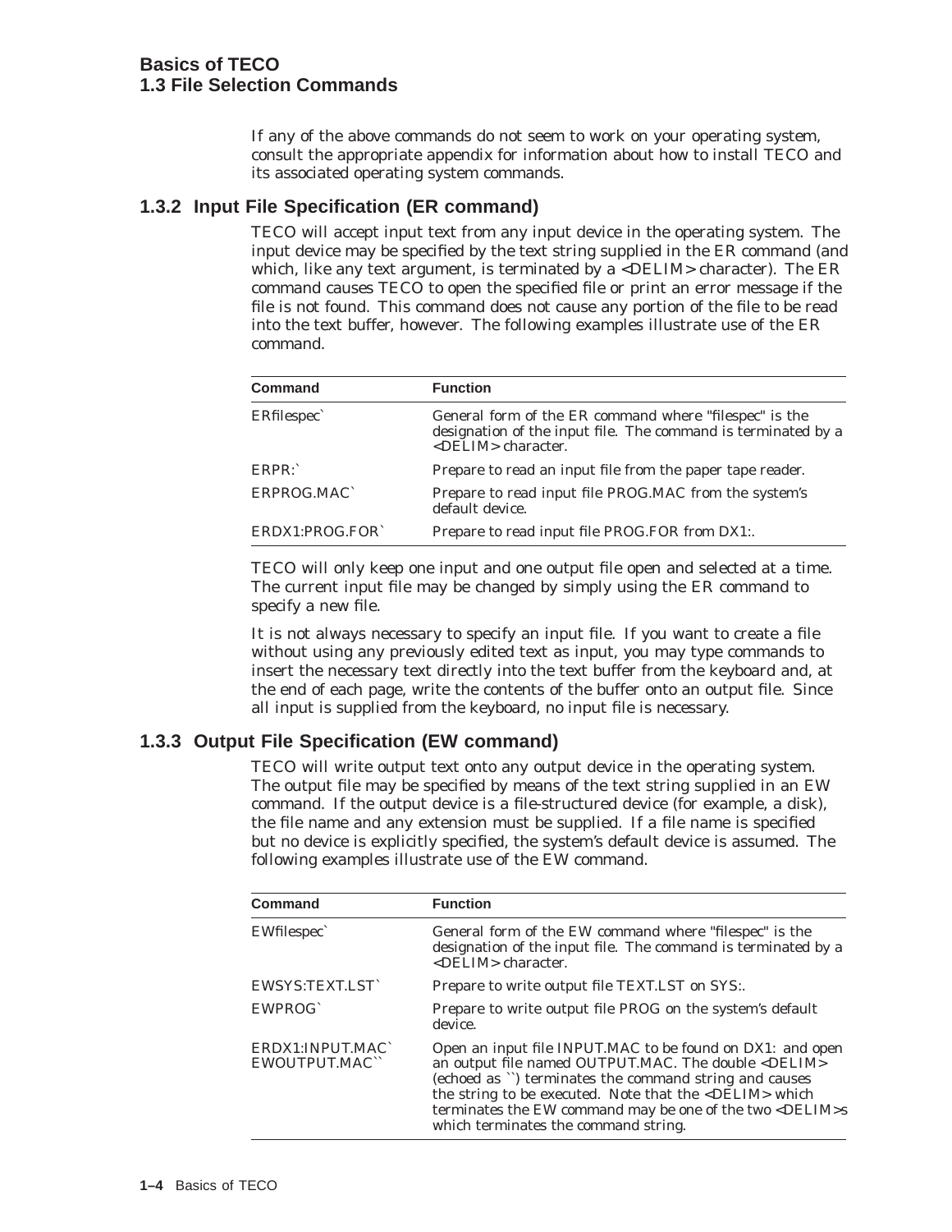If any of the above commands do not seem to work on your operating system, consult the appropriate appendix for information about how to install TECO and its associated operating system commands.

### 1.3.2 Input File Specification (ER command)

TECO will accept input text from any input device in the operating system. The input device may be specified by the text string supplied in the ER command (and which, like any text argument, is terminated by a <DELIM> character). The ER command causes TECO to open the specified file or print an error message if the file is not found. This command does not cause any portion of the file to be read into the text buffer, however. The following examples illustrate use of the ER command.

| Command | Function |
|---|---|
| ERfilespec` | General form of the ER command where "filespec" is the designation of the input file. The command is terminated by a <DELIM> character. |
| ERPR:` | Prepare to read an input file from the paper tape reader. |
| ERPROG.MAC` | Prepare to read input file PROG.MAC from the system's default device. |
| ERDX1:PROG.FOR` | Prepare to read input file PROG.FOR from DX1:. |

TECO will only keep one input and one output file open and selected at a time. The current input file may be changed by simply using the ER command to specify a new file.

It is not always necessary to specify an input file. If you want to create a file without using any previously edited text as input, you may type commands to insert the necessary text directly into the text buffer from the keyboard and, at the end of each page, write the contents of the buffer onto an output file. Since all input is supplied from the keyboard, no input file is necessary.

### 1.3.3 Output File Specification (EW command)

TECO will write output text onto any output device in the operating system. The output file may be specified by means of the text string supplied in an EW command. If the output device is a file-structured device (for example, a disk), the file name and any extension must be supplied. If a file name is specified but no device is explicitly specified, the system's default device is assumed. The following examples illustrate use of the EW command.

| Command | Function |
|---|---|
| EWfilespec` | General form of the EW command where "filespec" is the designation of the input file. The command is terminated by a <DELIM> character. |
| EWSYS:TEXT.LST` | Prepare to write output file TEXT.LST on SYS:. |
| EWPROG` | Prepare to write output file PROG on the system's default device. |
| ERDX1:INPUT.MAC` EWOUTPUT.MAC`` | Open an input file INPUT.MAC to be found on DX1: and open an output file named OUTPUT.MAC. The double <DELIM> (echoed as ``) terminates the command string and causes the string to be executed. Note that the <DELIM> which terminates the EW command may be one of the two <DELIM>s which terminates the command string. |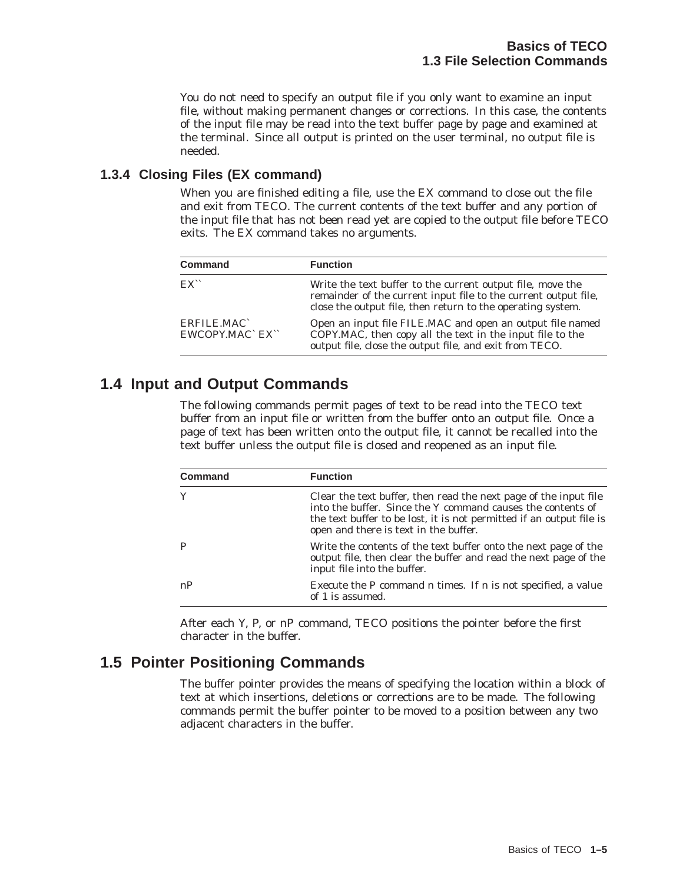You do not need to specify an output file if you only want to examine an input file, without making permanent changes or corrections. In this case, the contents of the input file may be read into the text buffer page by page and examined at the terminal. Since all output is printed on the user terminal, no output file is needed.

### 1.3.4 Closing Files (EX command)

When you are finished editing a file, use the EX command to close out the file and exit from TECO. The current contents of the text buffer and any portion of the input file that has not been read yet are copied to the output file before TECO exits. The EX command takes no arguments.

| Command | Function |
|---|---|
| EX`` | Write the text buffer to the current output file, move the remainder of the current input file to the current output file, close the output file, then return to the operating system. |
| ERFILE.MAC` EWCOPY.MAC`EX`` | Open an input file FILE.MAC and open an output file named COPY.MAC, then copy all the text in the input file to the output file, close the output file, and exit from TECO. |

## 1.4 Input and Output Commands

The following commands permit pages of text to be read into the TECO text buffer from an input file or written from the buffer onto an output file. Once a page of text has been written onto the output file, it cannot be recalled into the text buffer unless the output file is closed and reopened as an input file.

| Command | Function |
|---|---|
| Y | Clear the text buffer, then read the next page of the input file into the buffer. Since the Y command causes the contents of the text buffer to be lost, it is not permitted if an output file is open and there is text in the buffer. |
| P | Write the contents of the text buffer onto the next page of the output file, then clear the buffer and read the next page of the input file into the buffer. |
| nP | Execute the P command n times. If n is not specified, a value of 1 is assumed. |

After each Y, P, or nP command, TECO positions the pointer before the first character in the buffer.

## 1.5 Pointer Positioning Commands

The buffer pointer provides the means of specifying the location within a block of text at which insertions, deletions or corrections are to be made. The following commands permit the buffer pointer to be moved to a position between any two adjacent characters in the buffer.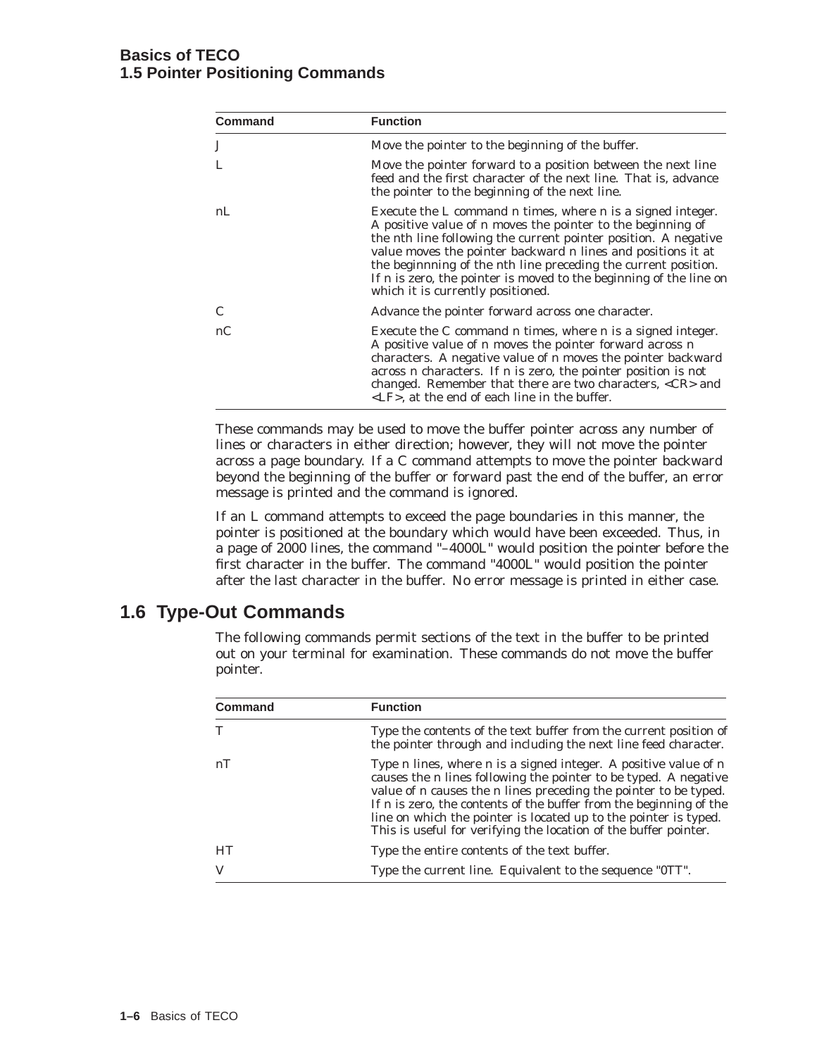| Command | Function |
| --- | --- |
| J | Move the pointer to the beginning of the buffer. |
| L | Move the pointer forward to a position between the next line feed and the first character of the next line. That is, advance the pointer to the beginning of the next line. |
| nL | Execute the L command n times, where n is a signed integer. A positive value of n moves the pointer to the beginning of the nth line following the current pointer position. A negative value moves the pointer backward n lines and positions it at the beginnning of the nth line preceding the current position. If n is zero, the pointer is moved to the beginning of the line on which it is currently positioned. |
| C | Advance the pointer forward across one character. |
| nC | Execute the C command n times, where n is a signed integer. A positive value of n moves the pointer forward across n characters. A negative value of n moves the pointer backward across n characters. If n is zero, the pointer position is not changed. Remember that there are two characters, <CR> and <LF>, at the end of each line in the buffer. |

These commands may be used to move the buffer pointer across any number of lines or characters in either direction; however, they will not move the pointer across a page boundary. If a C command attempts to move the pointer backward beyond the beginning of the buffer or forward past the end of the buffer, an error message is printed and the command is ignored.

If an L command attempts to exceed the page boundaries in this manner, the pointer is positioned at the boundary which would have been exceeded. Thus, in a page of 2000 lines, the command "–4000L" would position the pointer before the first character in the buffer. The command "4000L" would position the pointer after the last character in the buffer. No error message is printed in either case.

## 1.6 Type-Out Commands

The following commands permit sections of the text in the buffer to be printed out on your terminal for examination. These commands do not move the buffer pointer.

| Command | Function |
| --- | --- |
| T | Type the contents of the text buffer from the current position of the pointer through and including the next line feed character. |
| nT | Type n lines, where n is a signed integer. A positive value of n causes the n lines following the pointer to be typed. A negative value of n causes the n lines preceding the pointer to be typed. If n is zero, the contents of the buffer from the beginning of the line on which the pointer is located up to the pointer is typed. This is useful for verifying the location of the buffer pointer. |
| HT | Type the entire contents of the text buffer. |
| V | Type the current line. Equivalent to the sequence "0TT". |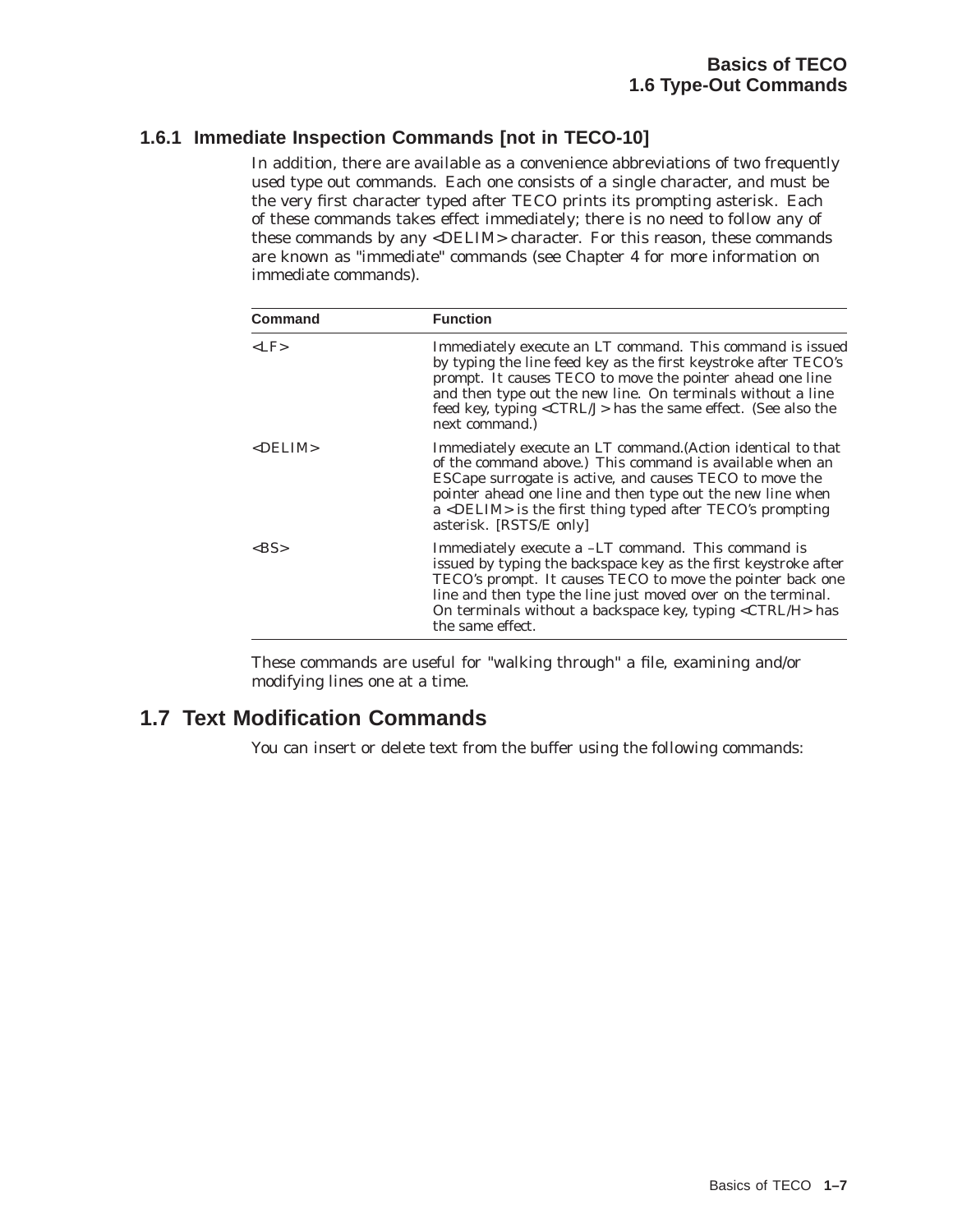### 1.6.1 Immediate Inspection Commands [not in TECO-10]

In addition, there are available as a convenience abbreviations of two frequently used type out commands. Each one consists of a single character, and must be the very first character typed after TECO prints its prompting asterisk. Each of these commands takes effect immediately; there is no need to follow any of these commands by any <DELIM> character. For this reason, these commands are known as "immediate" commands (see Chapter 4 for more information on immediate commands).

| Command | Function |
|---|---|
| <LF> | Immediately execute an LT command. This command is issued by typing the line feed key as the first keystroke after TECO's prompt. It causes TECO to move the pointer ahead one line and then type out the new line. On terminals without a line feed key, typing <CTRL/J> has the same effect. (See also the next command.) |
| <DELIM> | Immediately execute an LT command.(Action identical to that of the command above.) This command is available when an ESCape surrogate is active, and causes TECO to move the pointer ahead one line and then type out the new line when a <DELIM> is the first thing typed after TECO's prompting asterisk. [RSTS/E only] |
| <BS> | Immediately execute a –LT command. This command is issued by typing the backspace key as the first keystroke after TECO's prompt. It causes TECO to move the pointer back one line and then type the line just moved over on the terminal. On terminals without a backspace key, typing <CTRL/H> has the same effect. |

These commands are useful for "walking through" a file, examining and/or modifying lines one at a time.

## 1.7 Text Modification Commands

You can insert or delete text from the buffer using the following commands: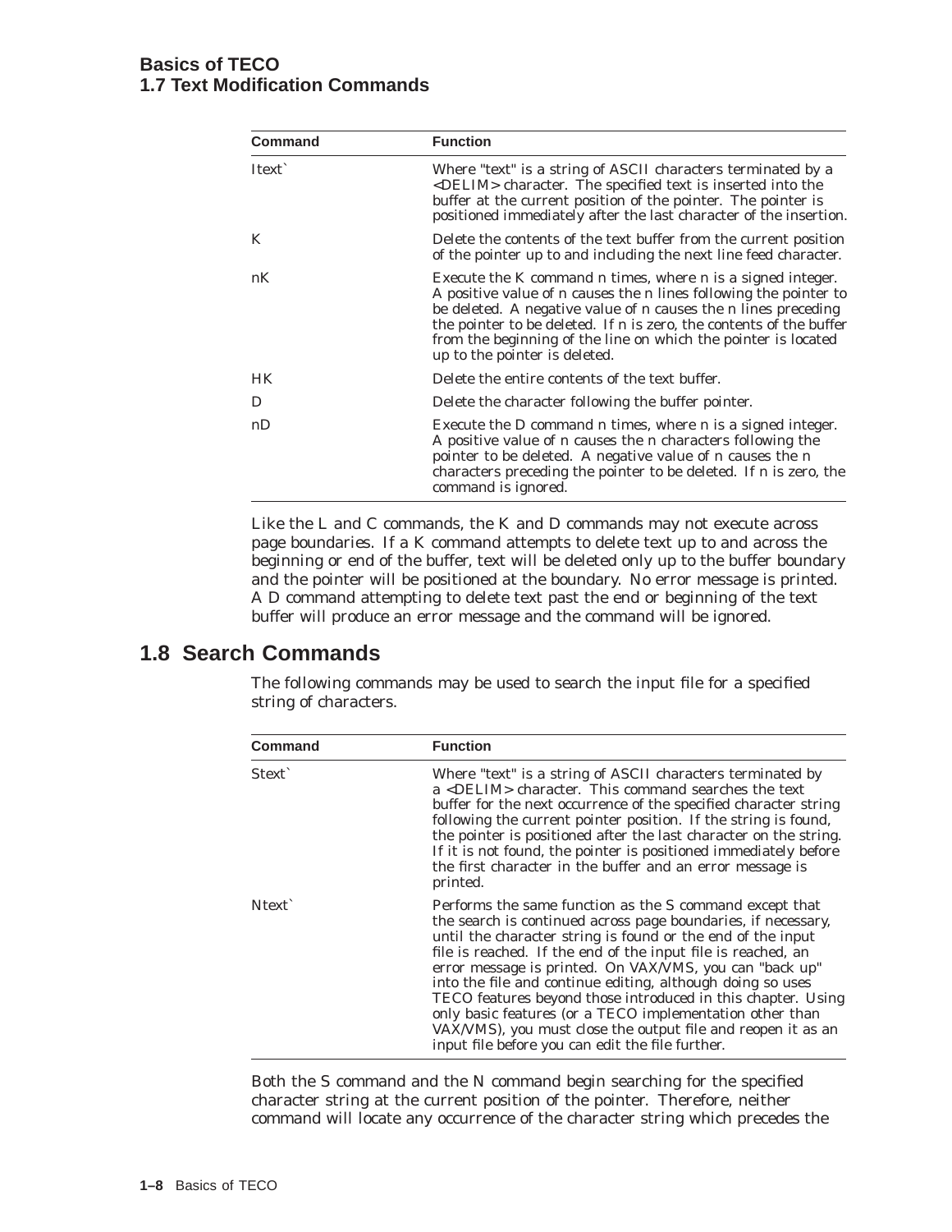| Command | Function |
|---|---|
| Itext` | Where "text" is a string of ASCII characters terminated by a <DELIM> character. The specified text is inserted into the buffer at the current position of the pointer. The pointer is positioned immediately after the last character of the insertion. |
| K | Delete the contents of the text buffer from the current position of the pointer up to and including the next line feed character. |
| nK | Execute the K command n times, where n is a signed integer. A positive value of n causes the n lines following the pointer to be deleted. A negative value of n causes the n lines preceding the pointer to be deleted. If n is zero, the contents of the buffer from the beginning of the line on which the pointer is located up to the pointer is deleted. |
| HK | Delete the entire contents of the text buffer. |
| D | Delete the character following the buffer pointer. |
| nD | Execute the D command n times, where n is a signed integer. A positive value of n causes the n characters following the pointer to be deleted. A negative value of n causes the n characters preceding the pointer to be deleted. If n is zero, the command is ignored. |

Like the L and C commands, the K and D commands may not execute across page boundaries. If a K command attempts to delete text up to and across the beginning or end of the buffer, text will be deleted only up to the buffer boundary and the pointer will be positioned at the boundary. No error message is printed. A D command attempting to delete text past the end or beginning of the text buffer will produce an error message and the command will be ignored.

## 1.8 Search Commands

The following commands may be used to search the input file for a specified string of characters.

| Command | Function |
|---|---|
| Stext` | Where "text" is a string of ASCII characters terminated by a <DELIM> character. This command searches the text buffer for the next occurrence of the specified character string following the current pointer position. If the string is found, the pointer is positioned after the last character on the string. If it is not found, the pointer is positioned immediately before the first character in the buffer and an error message is printed. |
| Ntext` | Performs the same function as the S command except that the search is continued across page boundaries, if necessary, until the character string is found or the end of the input file is reached. If the end of the input file is reached, an error message is printed. On VAX/VMS, you can "back up" into the file and continue editing, although doing so uses TECO features beyond those introduced in this chapter. Using only basic features (or a TECO implementation other than VAX/VMS), you must close the output file and reopen it as an input file before you can edit the file further. |

Both the S command and the N command begin searching for the specified character string at the current position of the pointer. Therefore, neither command will locate any occurrence of the character string which precedes the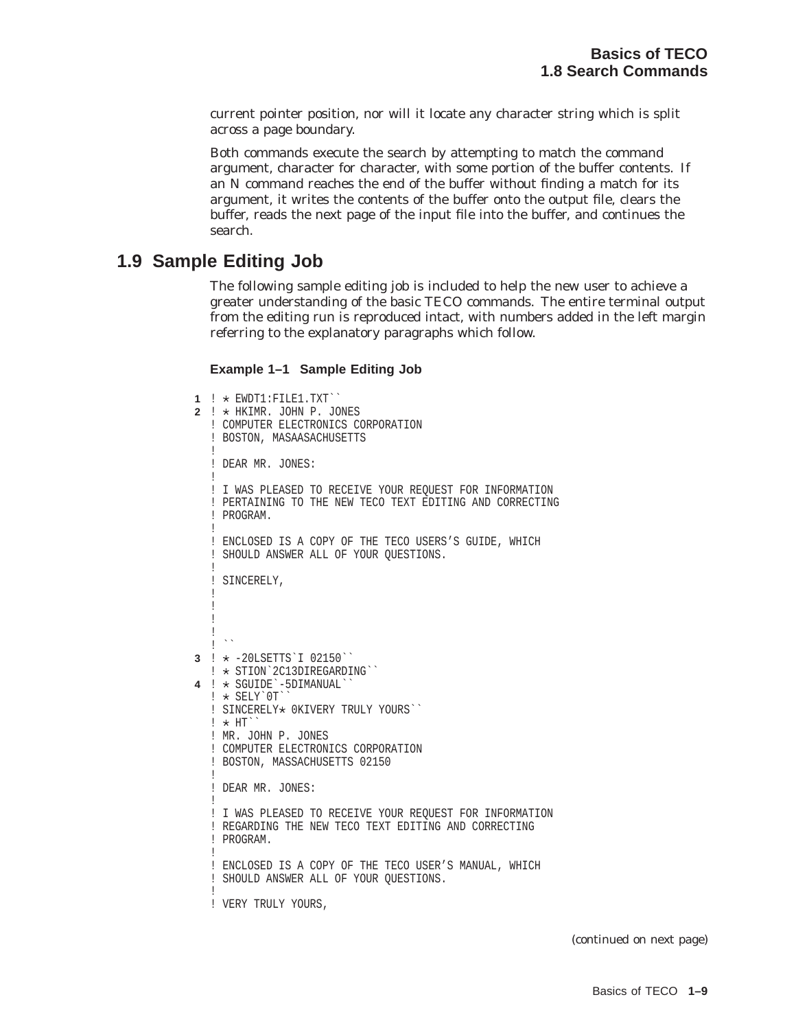current pointer position, nor will it locate any character string which is split across a page boundary.

Both commands execute the search by attempting to match the command argument, character for character, with some portion of the buffer contents. If an N command reaches the end of the buffer without finding a match for its argument, it writes the contents of the buffer onto the output file, clears the buffer, reads the next page of the input file into the buffer, and continues the search.

## 1.9 Sample Editing Job

The following sample editing job is included to help the new user to achieve a greater understanding of the basic TECO commands. The entire terminal output from the editing run is reproduced intact, with numbers added in the left margin referring to the explanatory paragraphs which follow.

**Example 1–1 Sample Editing Job**

```
1 ! * EWDT1:FILE1.TXT``
2 ! * HKIMR. JOHN P. JONES
  ! COMPUTER ELECTRONICS CORPORATION
  ! BOSTON, MASAASACHUSETTS
  !
  ! DEAR MR. JONES:
  !
  ! I WAS PLEASED TO RECEIVE YOUR REQUEST FOR INFORMATION
  ! PERTAINING TO THE NEW TECO TEXT EDITING AND CORRECTING
  ! PROGRAM.
  !
  ! ENCLOSED IS A COPY OF THE TECO USERS'S GUIDE, WHICH
  ! SHOULD ANSWER ALL OF YOUR QUESTIONS.
  !
  ! SINCERELY,
  !
  !
  !
  !
  ! ``
3 ! * -20LSETTS`I 02150``
  ! * STION`2C13DIREGARDING``
4 ! * SGUIDE`-5DIMANUAL``
  ! * SELY`0T``
  ! SINCERELY* 0KIVERY TRULY YOURS``
  ! * HT``
  ! MR. JOHN P. JONES
  ! COMPUTER ELECTRONICS CORPORATION
  ! BOSTON, MASSACHUSETTS 02150
  !
  ! DEAR MR. JONES:
  !
  ! I WAS PLEASED TO RECEIVE YOUR REQUEST FOR INFORMATION
  ! REGARDING THE NEW TECO TEXT EDITING AND CORRECTING
  ! PROGRAM.
  !
  ! ENCLOSED IS A COPY OF THE TECO USER'S MANUAL, WHICH
  ! SHOULD ANSWER ALL OF YOUR QUESTIONS.
  !
  ! VERY TRULY YOURS,
```

(continued on next page)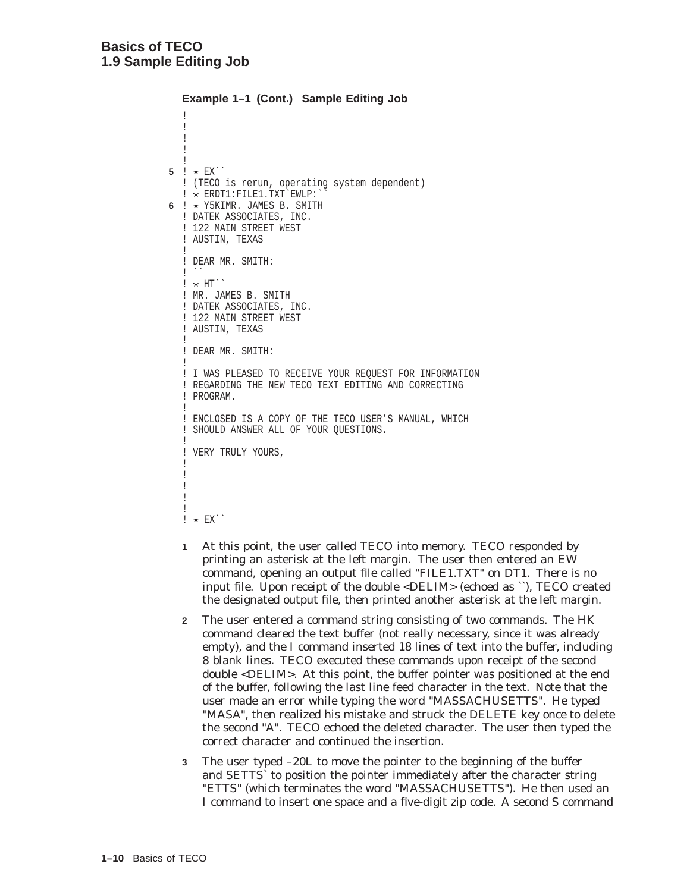**Example 1–1 (Cont.) Sample Editing Job**

```
  !
  !
  !
  !
  !
5 ! * EX``
  ! (TECO is rerun, operating system dependent)
  ! * ERDT1:FILE1.TXT`EWLP:``
6 ! * Y5KIMR. JAMES B. SMITH
  ! DATEK ASSOCIATES, INC.
  ! 122 MAIN STREET WEST
  ! AUSTIN, TEXAS
  !
  ! DEAR MR. SMITH:
  ! ``
  ! * HT``
  ! MR. JAMES B. SMITH
  ! DATEK ASSOCIATES, INC.
  ! 122 MAIN STREET WEST
  ! AUSTIN, TEXAS
  !
  ! DEAR MR. SMITH:
  !
  ! I WAS PLEASED TO RECEIVE YOUR REQUEST FOR INFORMATION
  ! REGARDING THE NEW TECO TEXT EDITING AND CORRECTING
  ! PROGRAM.
  !
  ! ENCLOSED IS A COPY OF THE TECO USER'S MANUAL, WHICH
  ! SHOULD ANSWER ALL OF YOUR QUESTIONS.
  !
  ! VERY TRULY YOURS,
  !
  !
  !
  !
  !
  ! * EX``
```

1. At this point, the user called TECO into memory. TECO responded by printing an asterisk at the left margin. The user then entered an EW command, opening an output file called "FILE1.TXT" on DT1. There is no input file. Upon receipt of the double <DELIM> (echoed as ``), TECO created the designated output file, then printed another asterisk at the left margin.

2. The user entered a command string consisting of two commands. The HK command cleared the text buffer (not really necessary, since it was already empty), and the I command inserted 18 lines of text into the buffer, including 8 blank lines. TECO executed these commands upon receipt of the second double <DELIM>. At this point, the buffer pointer was positioned at the end of the buffer, following the last line feed character in the text. Note that the user made an error while typing the word "MASSACHUSETTS". He typed "MASA", then realized his mistake and struck the DELETE key once to delete the second "A". TECO echoed the deleted character. The user then typed the correct character and continued the insertion.

3. The user typed –20L to move the pointer to the beginning of the buffer and SETTS` to position the pointer immediately after the character string "ETTS" (which terminates the word "MASSACHUSETTS"). He then used an I command to insert one space and a five-digit zip code. A second S command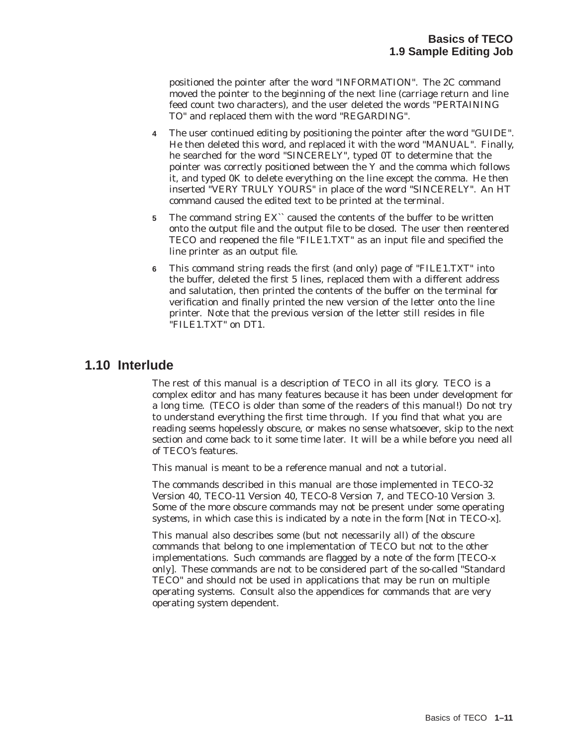positioned the pointer after the word "INFORMATION". The 2C command moved the pointer to the beginning of the next line (carriage return and line feed count two characters), and the user deleted the words "PERTAINING TO" and replaced them with the word "REGARDING".

4 The user continued editing by positioning the pointer after the word "GUIDE". He then deleted this word, and replaced it with the word "MANUAL". Finally, he searched for the word "SINCERELY", typed 0T to determine that the pointer was correctly positioned between the Y and the comma which follows it, and typed 0K to delete everything on the line except the comma. He then inserted "VERY TRULY YOURS" in place of the word "SINCERELY". An HT command caused the edited text to be printed at the terminal.

5 The command string EX`` caused the contents of the buffer to be written onto the output file and the output file to be closed. The user then reentered TECO and reopened the file "FILE1.TXT" as an input file and specified the line printer as an output file.

6 This command string reads the first (and only) page of "FILE1.TXT" into the buffer, deleted the first 5 lines, replaced them with a different address and salutation, then printed the contents of the buffer on the terminal for verification and finally printed the new version of the letter onto the line printer. Note that the previous version of the letter still resides in file "FILE1.TXT" on DT1.

## 1.10 Interlude

The rest of this manual is a description of TECO in all its glory. TECO is a complex editor and has many features because it has been under development for a long time. (TECO is older than some of the readers of this manual!) Do not try to understand everything the first time through. If you find that what you are reading seems hopelessly obscure, or makes no sense whatsoever, skip to the next section and come back to it some time later. It will be a while before you need all of TECO's features.

This manual is meant to be a reference manual and not a tutorial.

The commands described in this manual are those implemented in TECO-32 Version 40, TECO-11 Version 40, TECO-8 Version 7, and TECO-10 Version 3. Some of the more obscure commands may not be present under some operating systems, in which case this is indicated by a note in the form [Not in TECO-x].

This manual also describes some (but not necessarily all) of the obscure commands that belong to one implementation of TECO but not to the other implementations. Such commands are flagged by a note of the form [TECO-x only]. These commands are not to be considered part of the so-called "Standard TECO" and should not be used in applications that may be run on multiple operating systems. Consult also the appendices for commands that are very operating system dependent.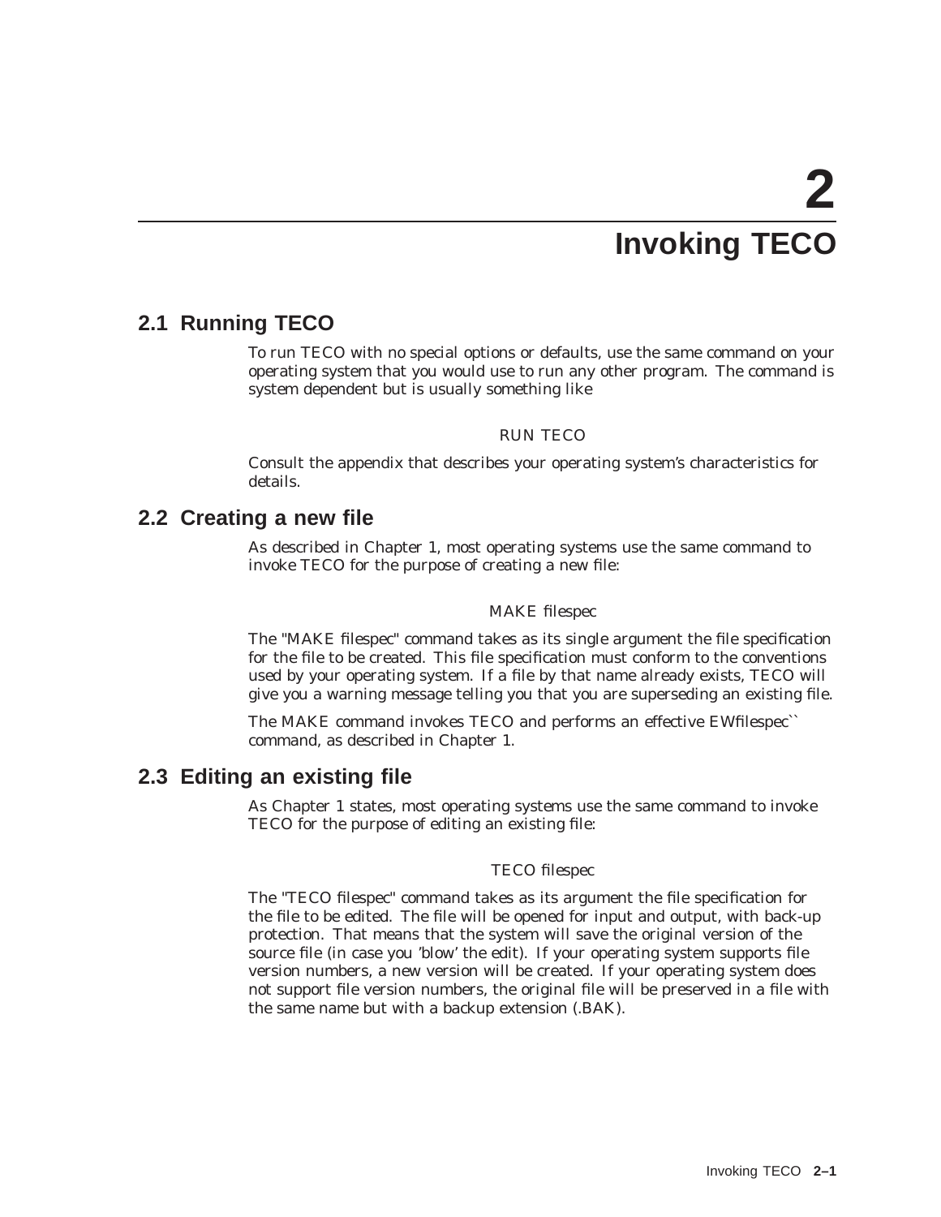# 2 Invoking TECO

## 2.1 Running TECO

To run TECO with no special options or defaults, use the same command on your operating system that you would use to run any other program. The command is system dependent but is usually something like

```
RUN TECO
```

Consult the appendix that describes your operating system's characteristics for details.

## 2.2 Creating a new file

As described in Chapter 1, most operating systems use the same command to invoke TECO for the purpose of creating a new file:

```
MAKE filespec
```

The "MAKE filespec" command takes as its single argument the file specification for the file to be created. This file specification must conform to the conventions used by your operating system. If a file by that name already exists, TECO will give you a warning message telling you that you are superseding an existing file.

The MAKE command invokes TECO and performs an effective EWfilespec`` command, as described in Chapter 1.

## 2.3 Editing an existing file

As Chapter 1 states, most operating systems use the same command to invoke TECO for the purpose of editing an existing file:

```
TECO filespec
```

The "TECO filespec" command takes as its argument the file specification for the file to be edited. The file will be opened for input and output, with back-up protection. That means that the system will save the original version of the source file (in case you 'blow' the edit). If your operating system supports file version numbers, a new version will be created. If your operating system does not support file version numbers, the original file will be preserved in a file with the same name but with a backup extension (.BAK).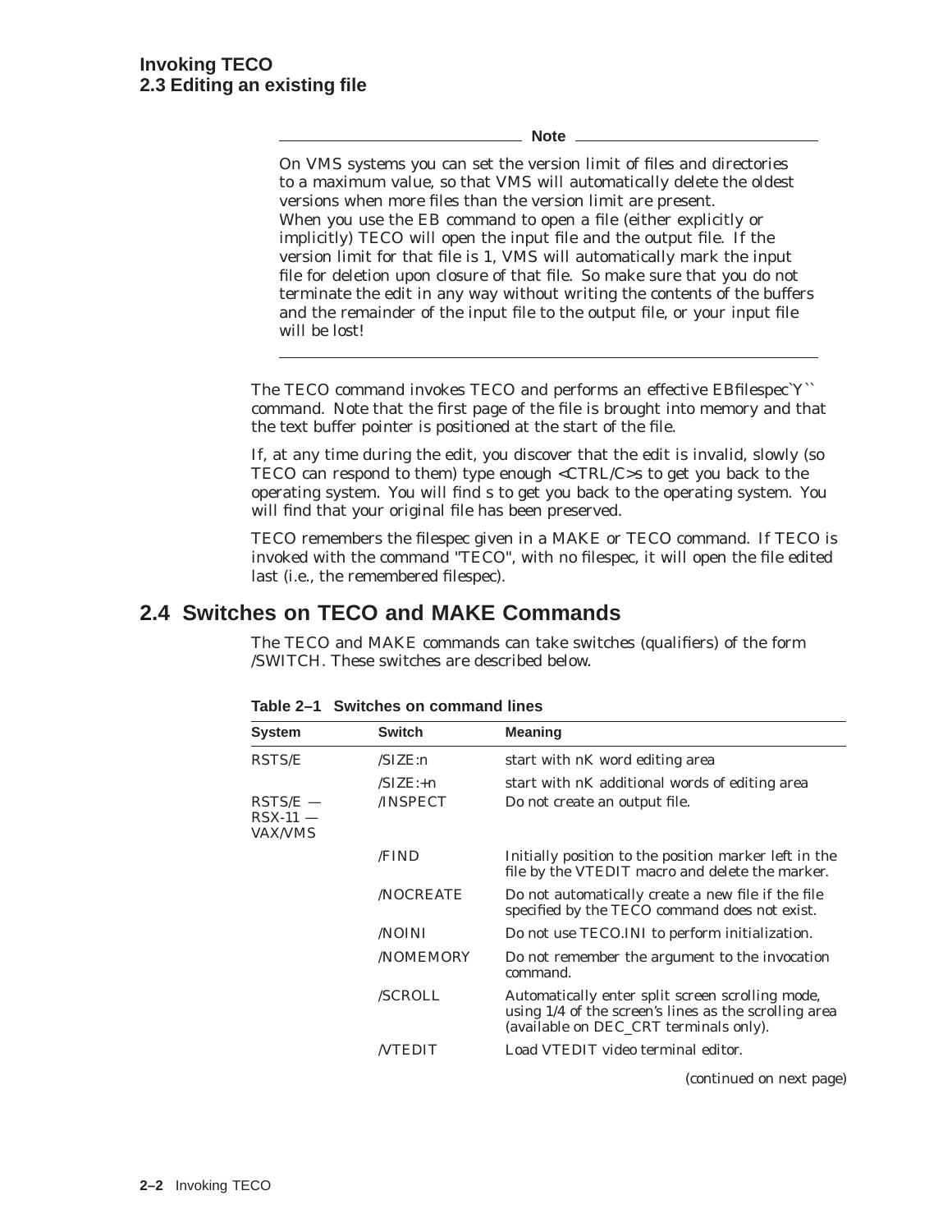**Note**

On VMS systems you can set the version limit of files and directories to a maximum value, so that VMS will automatically delete the oldest versions when more files than the version limit are present.
When you use the EB command to open a file (either explicitly or implicitly) TECO will open the input file and the output file. If the version limit for that file is 1, VMS will automatically mark the input file for deletion upon closure of that file. So make sure that you do not terminate the edit in any way without writing the contents of the buffers and the remainder of the input file to the output file, or your input file will be lost!

---

The TECO command invokes TECO and performs an effective EBfilespec`Y`` command. Note that the first page of the file is brought into memory and that the text buffer pointer is positioned at the start of the file.

If, at any time during the edit, you discover that the edit is invalid, slowly (so TECO can respond to them) type enough <CTRL/C>s to get you back to the operating system. You will find s to get you back to the operating system. You will find that your original file has been preserved.

TECO remembers the filespec given in a MAKE or TECO command. If TECO is invoked with the command "TECO", with no filespec, it will open the file edited last (i.e., the remembered filespec).

## 2.4 Switches on TECO and MAKE Commands

The TECO and MAKE commands can take switches (qualifiers) of the form /SWITCH. These switches are described below.

**Table 2–1 Switches on command lines**

| System | Switch | Meaning |
|---|---|---|
| RSTS/E | /SIZE:n | start with nK word editing area |
| | /SIZE:+n | start with nK additional words of editing area |
| RSTS/E — RSX-11 — VAX/VMS | /INSPECT | Do not create an output file. |
| | /FIND | Initially position to the position marker left in the file by the VTEDIT macro and delete the marker. |
| | /NOCREATE | Do not automatically create a new file if the file specified by the TECO command does not exist. |
| | /NOINI | Do not use TECO.INI to perform initialization. |
| | /NOMEMORY | Do not remember the argument to the invocation command. |
| | /SCROLL | Automatically enter split screen scrolling mode, using 1/4 of the screen's lines as the scrolling area (available on DEC_CRT terminals only). |
| | /VTEDIT | Load VTEDIT video terminal editor. |

(continued on next page)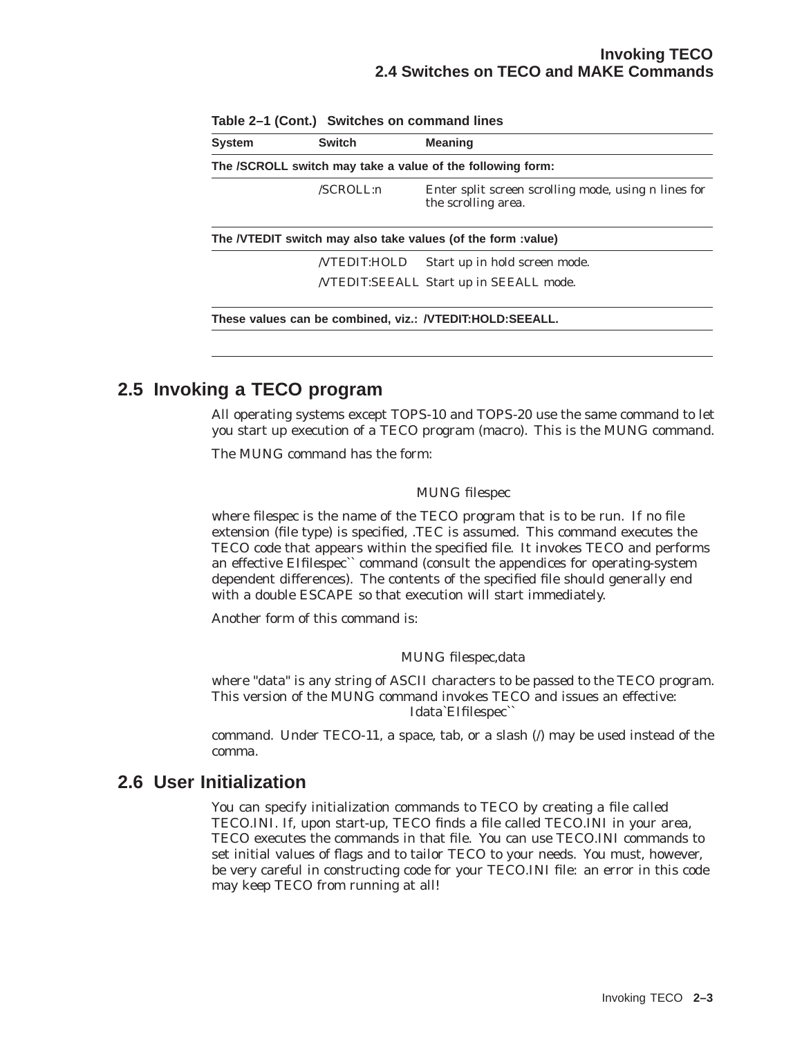**Table 2–1 (Cont.) Switches on command lines**

| System | Switch | Meaning |
|---|---|---|
| **The /SCROLL switch may take a value of the following form:** | | |
| | /SCROLL:n | Enter split screen scrolling mode, using n lines for the scrolling area. |
| **The /VTEDIT switch may also take values (of the form :value)** | | |
| | /VTEDIT:HOLD | Start up in hold screen mode. |
| | /VTEDIT:SEEALL | Start up in SEEALL mode. |
| **These values can be combined, viz.: /VTEDIT:HOLD:SEEALL.** | | |

## 2.5 Invoking a TECO program

All operating systems except TOPS-10 and TOPS-20 use the same command to let you start up execution of a TECO program (macro). This is the MUNG command.

The MUNG command has the form:

```
MUNG filespec
```

where filespec is the name of the TECO program that is to be run. If no file extension (file type) is specified, .TEC is assumed. This command executes the TECO code that appears within the specified file. It invokes TECO and performs an effective EIfilespec`` command (consult the appendices for operating-system dependent differences). The contents of the specified file should generally end with a double ESCAPE so that execution will start immediately.

Another form of this command is:

```
MUNG filespec,data
```

where "data" is any string of ASCII characters to be passed to the TECO program. This version of the MUNG command invokes TECO and issues an effective:

```
Idata`EIfilespec``
```

command. Under TECO-11, a space, tab, or a slash (/) may be used instead of the comma.

## 2.6 User Initialization

You can specify initialization commands to TECO by creating a file called TECO.INI. If, upon start-up, TECO finds a file called TECO.INI in your area, TECO executes the commands in that file. You can use TECO.INI commands to set initial values of flags and to tailor TECO to your needs. You must, however, be very careful in constructing code for your TECO.INI file: an error in this code may keep TECO from running at all!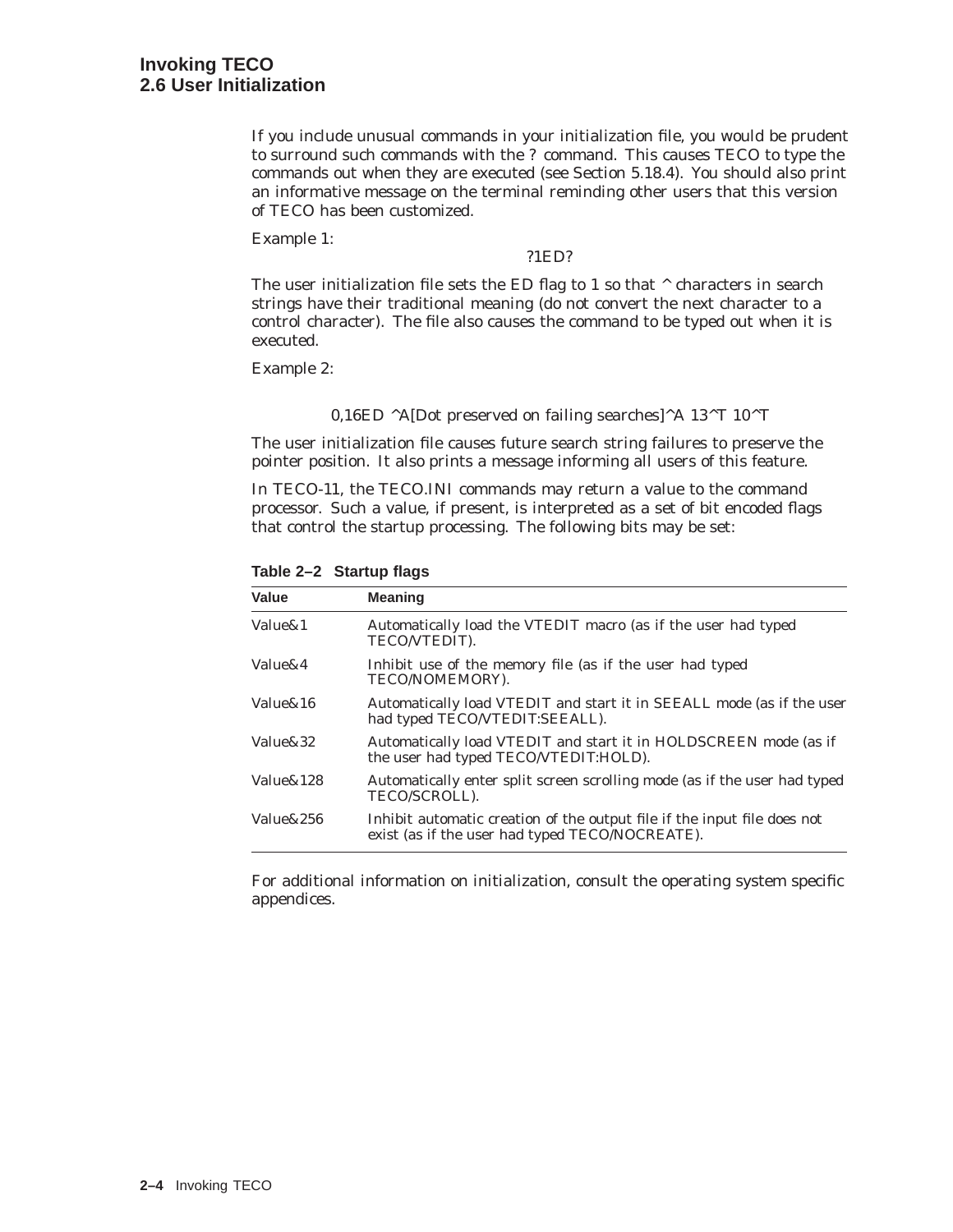If you include unusual commands in your initialization file, you would be prudent to surround such commands with the ? command. This causes TECO to type the commands out when they are executed (see Section 5.18.4). You should also print an informative message on the terminal reminding other users that this version of TECO has been customized.

Example 1:

```
?1ED?
```

The user initialization file sets the ED flag to 1 so that ^ characters in search strings have their traditional meaning (do not convert the next character to a control character). The file also causes the command to be typed out when it is executed.

Example 2:

```
0,16ED ^A[Dot preserved on failing searches]^A 13^T 10^T
```

The user initialization file causes future search string failures to preserve the pointer position. It also prints a message informing all users of this feature.

In TECO-11, the TECO.INI commands may return a value to the command processor. Such a value, if present, is interpreted as a set of bit encoded flags that control the startup processing. The following bits may be set:

**Table 2–2 Startup flags**

| Value | Meaning |
|---|---|
| Value&1 | Automatically load the VTEDIT macro (as if the user had typed TECO/VTEDIT). |
| Value&4 | Inhibit use of the memory file (as if the user had typed TECO/NOMEMORY). |
| Value&16 | Automatically load VTEDIT and start it in SEEALL mode (as if the user had typed TECO/VTEDIT:SEEALL). |
| Value&32 | Automatically load VTEDIT and start it in HOLDSCREEN mode (as if the user had typed TECO/VTEDIT:HOLD). |
| Value&128 | Automatically enter split screen scrolling mode (as if the user had typed TECO/SCROLL). |
| Value&256 | Inhibit automatic creation of the output file if the input file does not exist (as if the user had typed TECO/NOCREATE). |

For additional information on initialization, consult the operating system specific appendices.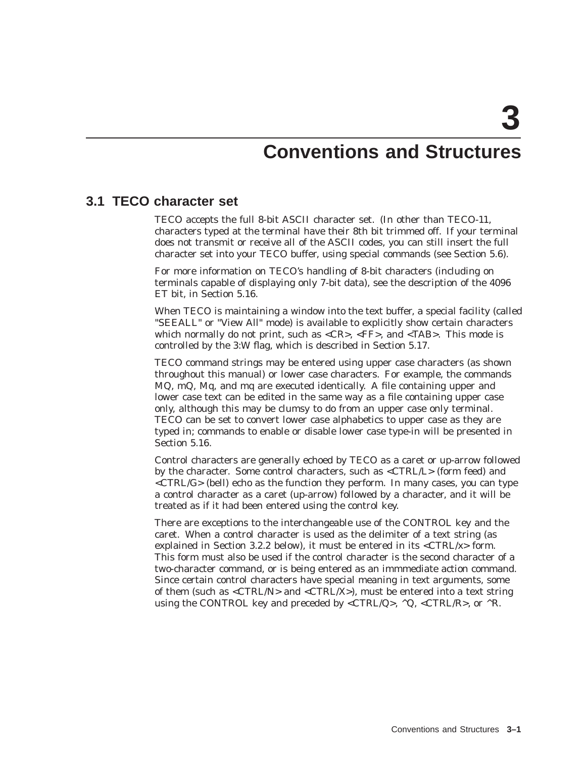# 3 Conventions and Structures

## 3.1 TECO character set

TECO accepts the full 8-bit ASCII character set. (In other than TECO-11, characters typed at the terminal have their 8th bit trimmed off. If your terminal does not transmit or receive all of the ASCII codes, you can still insert the full character set into your TECO buffer, using special commands (see Section 5.6).

For more information on TECO's handling of 8-bit characters (including on terminals capable of displaying only 7-bit data), see the description of the 4096 ET bit, in Section 5.16.

When TECO is maintaining a window into the text buffer, a special facility (called "SEEALL" or "View All" mode) is available to explicitly show certain characters which normally do not print, such as <CR>, <FF>, and <TAB>. This mode is controlled by the 3:W flag, which is described in Section 5.17.

TECO command strings may be entered using upper case characters (as shown throughout this manual) or lower case characters. For example, the commands MQ, mQ, Mq, and mq are executed identically. A file containing upper and lower case text can be edited in the same way as a file containing upper case only, although this may be clumsy to do from an upper case only terminal. TECO can be set to convert lower case alphabetics to upper case as they are typed in; commands to enable or disable lower case type-in will be presented in Section 5.16.

Control characters are generally echoed by TECO as a caret or up-arrow followed by the character. Some control characters, such as <CTRL/L> (form feed) and <CTRL/G> (bell) echo as the function they perform. In many cases, you can type a control character as a caret (up-arrow) followed by a character, and it will be treated as if it had been entered using the control key.

There are exceptions to the interchangeable use of the CONTROL key and the caret. When a control character is used as the delimiter of a text string (as explained in Section 3.2.2 below), it must be entered in its <CTRL/x> form. This form must also be used if the control character is the second character of a two-character command, or is being entered as an immmediate action command. Since certain control characters have special meaning in text arguments, some of them (such as <CTRL/N> and <CTRL/X>), must be entered into a text string using the CONTROL key and preceded by <CTRL/Q>, ^Q, <CTRL/R>, or ^R.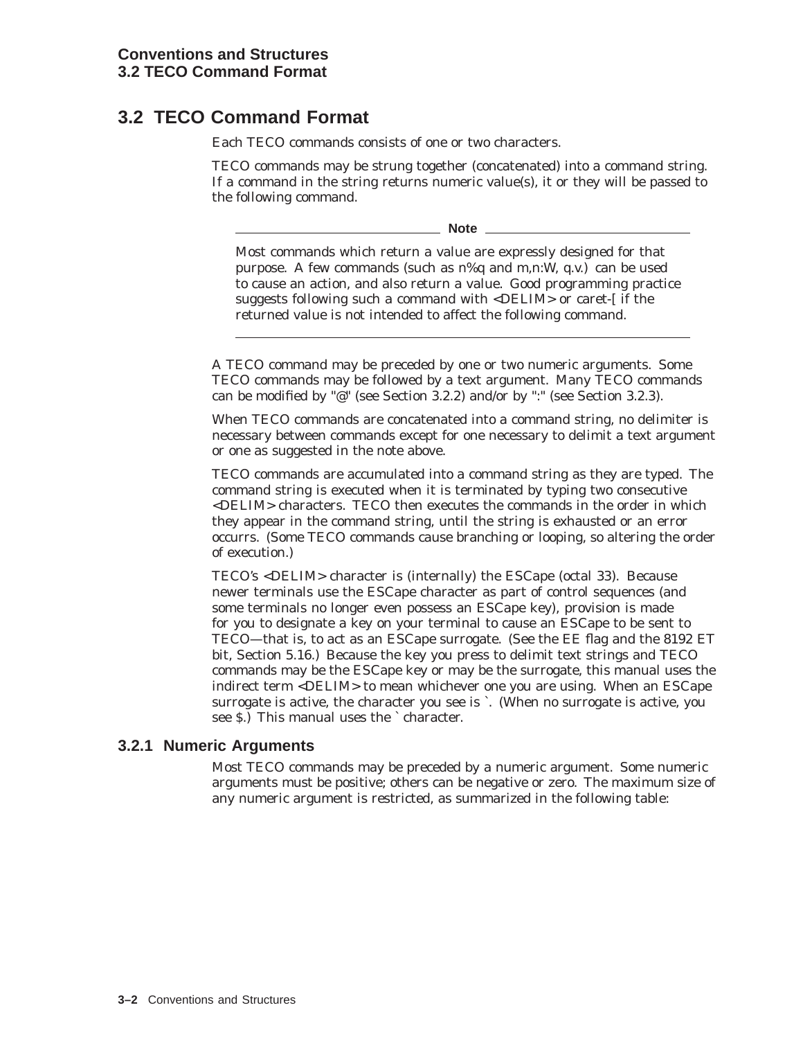## 3.2 TECO Command Format

Each TECO commands consists of one or two characters.

TECO commands may be strung together (concatenated) into a command string. If a command in the string returns numeric value(s), it or they will be passed to the following command.

---

**Note**

Most commands which return a value are expressly designed for that purpose. A few commands (such as n%q and m,n:W, q.v.) can be used to cause an action, and also return a value. Good programming practice suggests following such a command with <DELIM> or caret-[ if the returned value is not intended to affect the following command.

---

A TECO command may be preceded by one or two numeric arguments. Some TECO commands may be followed by a text argument. Many TECO commands can be modified by "@" (see Section 3.2.2) and/or by ":" (see Section 3.2.3).

When TECO commands are concatenated into a command string, no delimiter is necessary between commands except for one necessary to delimit a text argument or one as suggested in the note above.

TECO commands are accumulated into a command string as they are typed. The command string is executed when it is terminated by typing two consecutive <DELIM> characters. TECO then executes the commands in the order in which they appear in the command string, until the string is exhausted or an error occurrs. (Some TECO commands cause branching or looping, so altering the order of execution.)

TECO's <DELIM> character is (internally) the ESCape (octal 33). Because newer terminals use the ESCape character as part of control sequences (and some terminals no longer even possess an ESCape key), provision is made for you to designate a key on your terminal to cause an ESCape to be sent to TECO—that is, to act as an ESCape surrogate. (See the EE flag and the 8192 ET bit, Section 5.16.) Because the key you press to delimit text strings and TECO commands may be the ESCape key or may be the surrogate, this manual uses the indirect term <DELIM> to mean whichever one you are using. When an ESCape surrogate is active, the character you see is `. (When no surrogate is active, you see $.) This manual uses the ` character.

### 3.2.1 Numeric Arguments

Most TECO commands may be preceded by a numeric argument. Some numeric arguments must be positive; others can be negative or zero. The maximum size of any numeric argument is restricted, as summarized in the following table: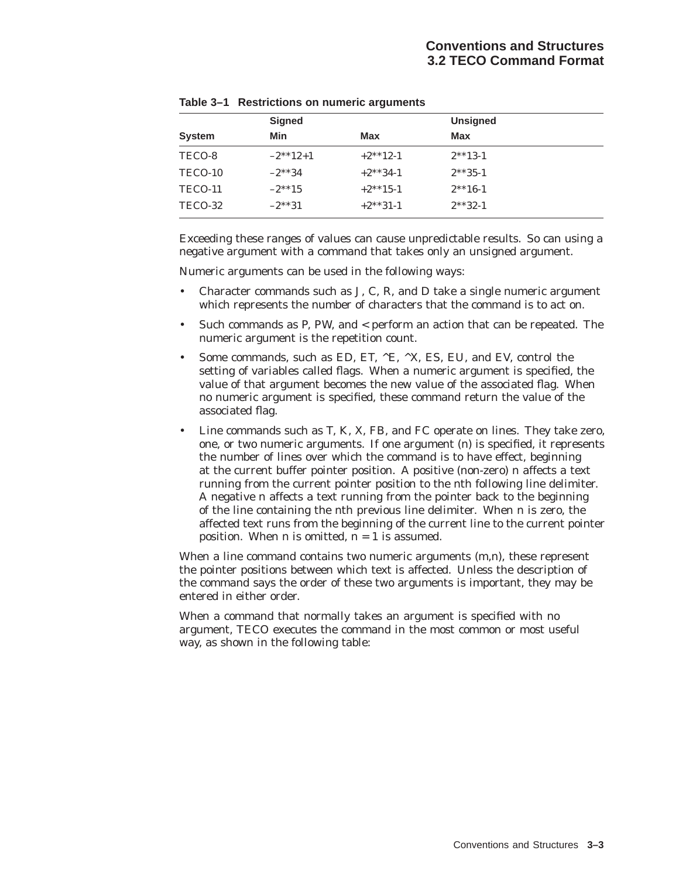**Table 3–1 Restrictions on numeric arguments**

| | Signed | | Unsigned |
|---|---|---|---|
| System | Min | Max | Max |
| TECO-8 | –2**12+1 | +2**12-1 | 2**13-1 |
| TECO-10 | –2**34 | +2**34-1 | 2**35-1 |
| TECO-11 | –2**15 | +2**15-1 | 2**16-1 |
| TECO-32 | –2**31 | +2**31-1 | 2**32-1 |

Exceeding these ranges of values can cause unpredictable results. So can using a negative argument with a command that takes only an unsigned argument.

Numeric arguments can be used in the following ways:

- Character commands such as J, C, R, and D take a single numeric argument which represents the number of characters that the command is to act on.
- Such commands as P, PW, and < perform an action that can be repeated. The numeric argument is the repetition count.
- Some commands, such as ED, ET, ^E, ^X, ES, EU, and EV, control the setting of variables called flags. When a numeric argument is specified, the value of that argument becomes the new value of the associated flag. When no numeric argument is specified, these command return the value of the associated flag.
- Line commands such as T, K, X, FB, and FC operate on lines. They take zero, one, or two numeric arguments. If one argument (n) is specified, it represents the number of lines over which the command is to have effect, beginning at the current buffer pointer position. A positive (non-zero) n affects a text running from the current pointer position to the nth following line delimiter. A negative n affects a text running from the pointer back to the beginning of the line containing the nth previous line delimiter. When n is zero, the affected text runs from the beginning of the current line to the current pointer position. When n is omitted, n = 1 is assumed.

When a line command contains two numeric arguments (m,n), these represent the pointer positions between which text is affected. Unless the description of the command says the order of these two arguments is important, they may be entered in either order.

When a command that normally takes an argument is specified with no argument, TECO executes the command in the most common or most useful way, as shown in the following table: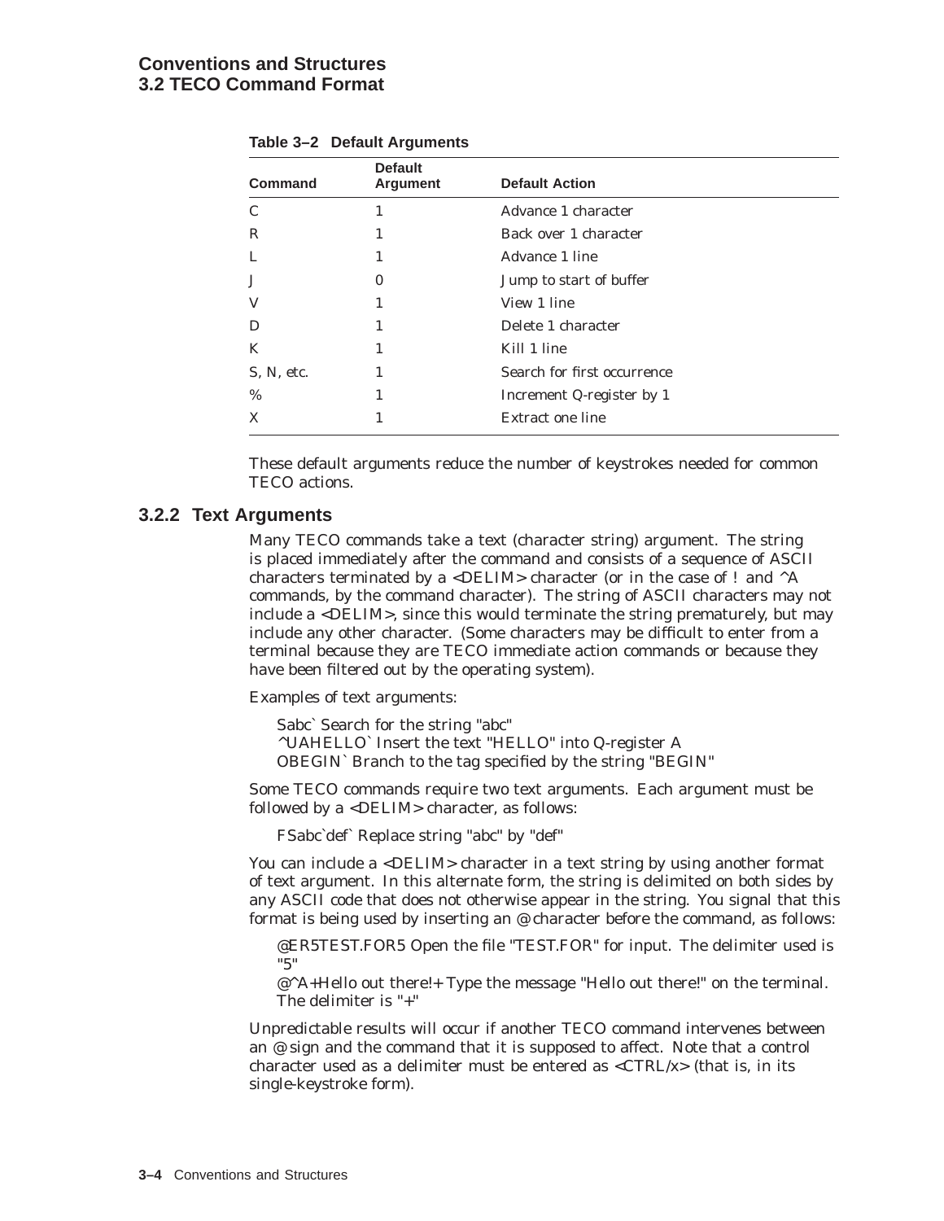**Table 3–2 Default Arguments**

| Command | Default Argument | Default Action |
|---|---|---|
| C | 1 | Advance 1 character |
| R | 1 | Back over 1 character |
| L | 1 | Advance 1 line |
| J | 0 | Jump to start of buffer |
| V | 1 | View 1 line |
| D | 1 | Delete 1 character |
| K | 1 | Kill 1 line |
| S, N, etc. | 1 | Search for first occurrence |
| % | 1 | Increment Q-register by 1 |
| X | 1 | Extract one line |

These default arguments reduce the number of keystrokes needed for common TECO actions.

### 3.2.2 Text Arguments

Many TECO commands take a text (character string) argument. The string is placed immediately after the command and consists of a sequence of ASCII characters terminated by a <DELIM> character (or in the case of ! and ^A commands, by the command character). The string of ASCII characters may not include a <DELIM>, since this would terminate the string prematurely, but may include any other character. (Some characters may be difficult to enter from a terminal because they are TECO immediate action commands or because they have been filtered out by the operating system).

Examples of text arguments:

Sabc` Search for the string "abc"
^UAHELLO` Insert the text "HELLO" into Q-register A
OBEGIN` Branch to the tag specified by the string "BEGIN"

Some TECO commands require two text arguments. Each argument must be followed by a <DELIM> character, as follows:

FSabc`def` Replace string "abc" by "def"

You can include a <DELIM> character in a text string by using another format of text argument. In this alternate form, the string is delimited on both sides by any ASCII code that does not otherwise appear in the string. You signal that this format is being used by inserting an @ character before the command, as follows:

@ER5TEST.FOR5 Open the file "TEST.FOR" for input. The delimiter used is "5"
@^A+Hello out there!+ Type the message "Hello out there!" on the terminal. The delimiter is "+"

Unpredictable results will occur if another TECO command intervenes between an @ sign and the command that it is supposed to affect. Note that a control character used as a delimiter must be entered as <CTRL/x> (that is, in its single-keystroke form).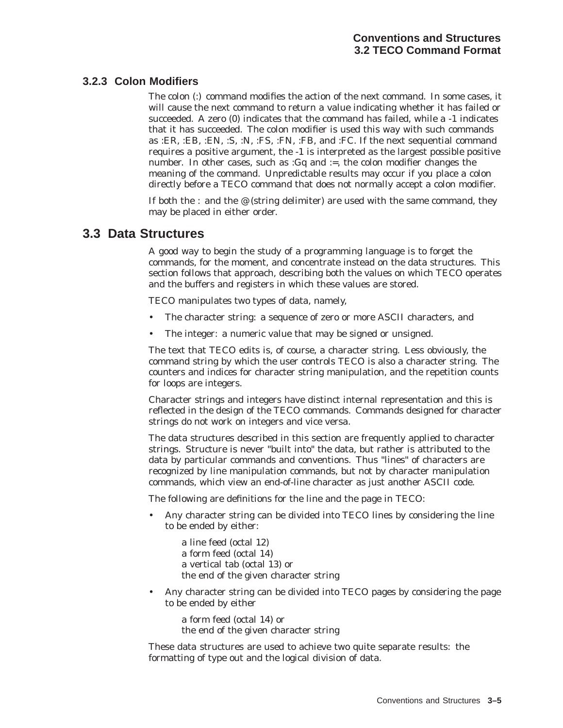### 3.2.3 Colon Modifiers

The colon (:) command modifies the action of the next command. In some cases, it will cause the next command to return a value indicating whether it has failed or succeeded. A zero (0) indicates that the command has failed, while a -1 indicates that it has succeeded. The colon modifier is used this way with such commands as :ER, :EB, :EN, :S, :N, :FS, :FN, :FB, and :FC. If the next sequential command requires a positive argument, the -1 is interpreted as the largest possible positive number. In other cases, such as :Gq and :=, the colon modifier changes the meaning of the command. Unpredictable results may occur if you place a colon directly before a TECO command that does not normally accept a colon modifier.

If both the : and the @ (string delimiter) are used with the same command, they may be placed in either order.

## 3.3 Data Structures

A good way to begin the study of a programming language is to forget the commands, for the moment, and concentrate instead on the data structures. This section follows that approach, describing both the values on which TECO operates and the buffers and registers in which these values are stored.

TECO manipulates two types of data, namely,

- The character string: a sequence of zero or more ASCII characters, and
- The integer: a numeric value that may be signed or unsigned.

The text that TECO edits is, of course, a character string. Less obviously, the command string by which the user controls TECO is also a character string. The counters and indices for character string manipulation, and the repetition counts for loops are integers.

Character strings and integers have distinct internal representation and this is reflected in the design of the TECO commands. Commands designed for character strings do not work on integers and vice versa.

The data structures described in this section are frequently applied to character strings. Structure is never "built into" the data, but rather is attributed to the data by particular commands and conventions. Thus "lines" of characters are recognized by line manipulation commands, but not by character manipulation commands, which view an end-of-line character as just another ASCII code.

The following are definitions for the line and the page in TECO:

- Any character string can be divided into TECO lines by considering the line to be ended by either:

  a line feed (octal 12)
  a form feed (octal 14)
  a vertical tab (octal 13) or
  the end of the given character string

- Any character string can be divided into TECO pages by considering the page to be ended by either

  a form feed (octal 14) or
  the end of the given character string

These data structures are used to achieve two quite separate results: the formatting of type out and the logical division of data.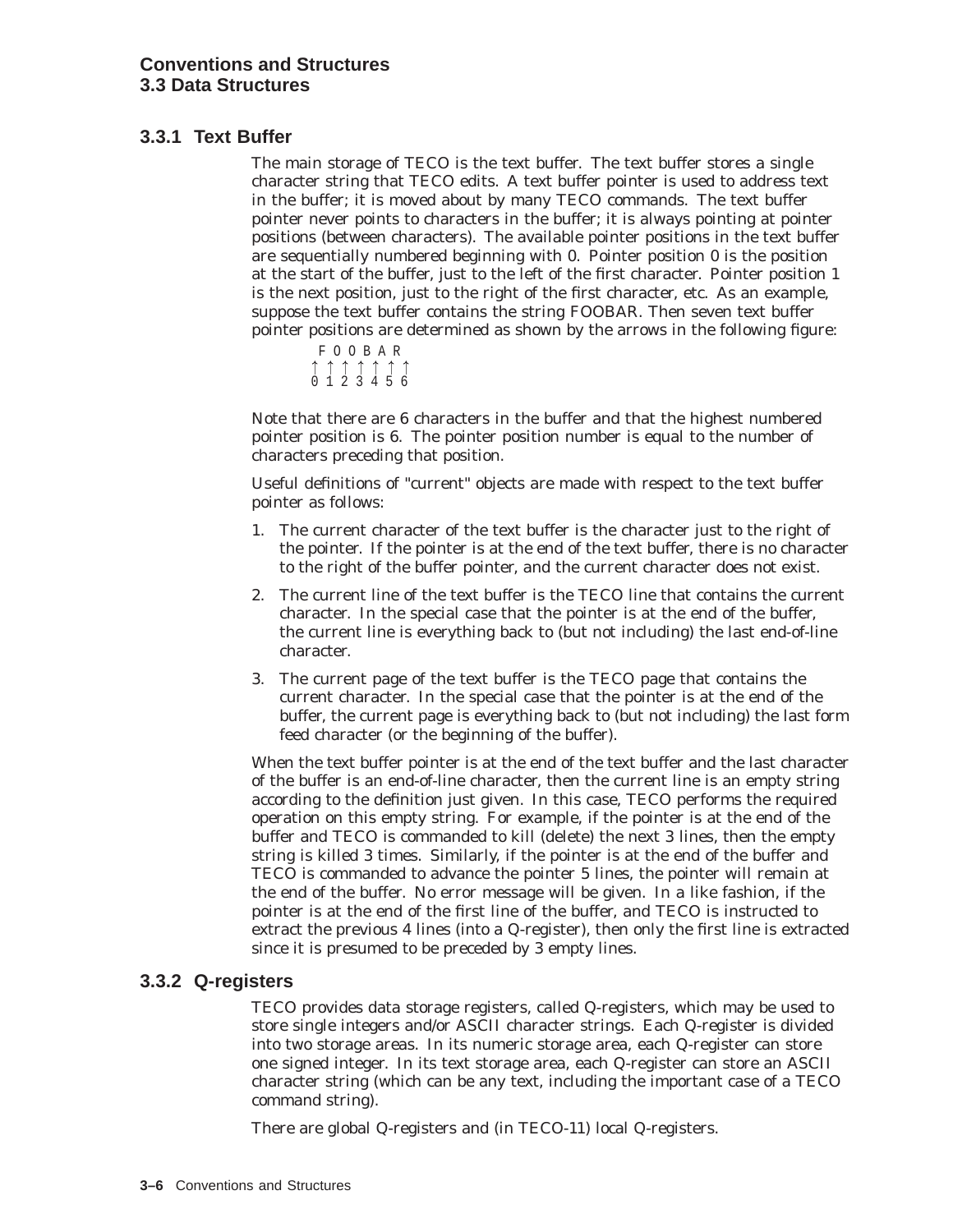### 3.3.1 Text Buffer

The main storage of TECO is the text buffer. The text buffer stores a single character string that TECO edits. A text buffer pointer is used to address text in the buffer; it is moved about by many TECO commands. The text buffer pointer never points to characters in the buffer; it is always pointing at pointer positions (between characters). The available pointer positions in the text buffer are sequentially numbered beginning with 0. Pointer position 0 is the position at the start of the buffer, just to the left of the first character. Pointer position 1 is the next position, just to the right of the first character, etc. As an example, suppose the text buffer contains the string FOOBAR. Then seven text buffer pointer positions are determined as shown by the arrows in the following figure:

```
 F O O B A R
↑ ↑ ↑ ↑ ↑ ↑ ↑
0 1 2 3 4 5 6
```

Note that there are 6 characters in the buffer and that the highest numbered pointer position is 6. The pointer position number is equal to the number of characters preceding that position.

Useful definitions of "current" objects are made with respect to the text buffer pointer as follows:

1. The current character of the text buffer is the character just to the right of the pointer. If the pointer is at the end of the text buffer, there is no character to the right of the buffer pointer, and the current character does not exist.
2. The current line of the text buffer is the TECO line that contains the current character. In the special case that the pointer is at the end of the buffer, the current line is everything back to (but not including) the last end-of-line character.
3. The current page of the text buffer is the TECO page that contains the current character. In the special case that the pointer is at the end of the buffer, the current page is everything back to (but not including) the last form feed character (or the beginning of the buffer).

When the text buffer pointer is at the end of the text buffer and the last character of the buffer is an end-of-line character, then the current line is an empty string according to the definition just given. In this case, TECO performs the required operation on this empty string. For example, if the pointer is at the end of the buffer and TECO is commanded to kill (delete) the next 3 lines, then the empty string is killed 3 times. Similarly, if the pointer is at the end of the buffer and TECO is commanded to advance the pointer 5 lines, the pointer will remain at the end of the buffer. No error message will be given. In a like fashion, if the pointer is at the end of the first line of the buffer, and TECO is instructed to extract the previous 4 lines (into a Q-register), then only the first line is extracted since it is presumed to be preceded by 3 empty lines.

### 3.3.2 Q-registers

TECO provides data storage registers, called Q-registers, which may be used to store single integers and/or ASCII character strings. Each Q-register is divided into two storage areas. In its numeric storage area, each Q-register can store one signed integer. In its text storage area, each Q-register can store an ASCII character string (which can be any text, including the important case of a TECO command string).

There are global Q-registers and (in TECO-11) local Q-registers.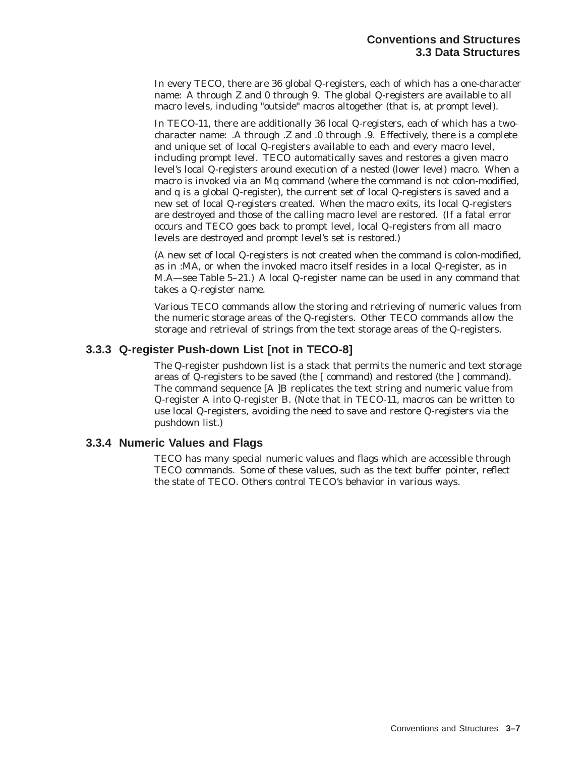In every TECO, there are 36 global Q-registers, each of which has a one-character name: A through Z and 0 through 9. The global Q-registers are available to all macro levels, including "outside" macros altogether (that is, at prompt level).

In TECO-11, there are additionally 36 local Q-registers, each of which has a two-character name: .A through .Z and .0 through .9. Effectively, there is a complete and unique set of local Q-registers available to each and every macro level, including prompt level. TECO automatically saves and restores a given macro level's local Q-registers around execution of a nested (lower level) macro. When a macro is invoked via an Mq command (where the command is not colon-modified, and q is a global Q-register), the current set of local Q-registers is saved and a new set of local Q-registers created. When the macro exits, its local Q-registers are destroyed and those of the calling macro level are restored. (If a fatal error occurs and TECO goes back to prompt level, local Q-registers from all macro levels are destroyed and prompt level's set is restored.)

(A new set of local Q-registers is not created when the command is colon-modified, as in :MA, or when the invoked macro itself resides in a local Q-register, as in M.A—see Table 5–21.) A local Q-register name can be used in any command that takes a Q-register name.

Various TECO commands allow the storing and retrieving of numeric values from the numeric storage areas of the Q-registers. Other TECO commands allow the storage and retrieval of strings from the text storage areas of the Q-registers.

### 3.3.3 Q-register Push-down List [not in TECO-8]

The Q-register pushdown list is a stack that permits the numeric and text storage areas of Q-registers to be saved (the [ command) and restored (the ] command). The command sequence [A ]B replicates the text string and numeric value from Q-register A into Q-register B. (Note that in TECO-11, macros can be written to use local Q-registers, avoiding the need to save and restore Q-registers via the pushdown list.)

### 3.3.4 Numeric Values and Flags

TECO has many special numeric values and flags which are accessible through TECO commands. Some of these values, such as the text buffer pointer, reflect the state of TECO. Others control TECO's behavior in various ways.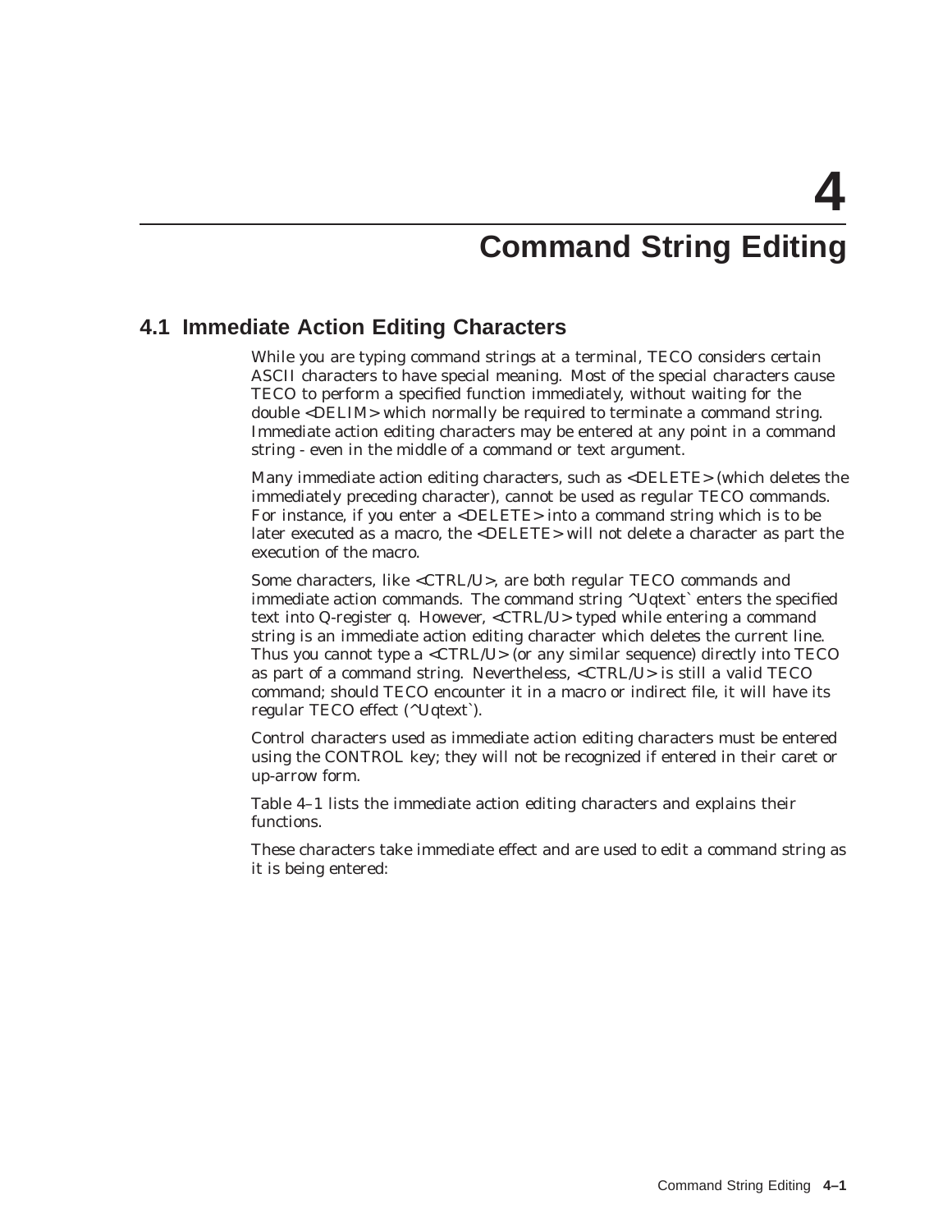# 4 Command String Editing

## 4.1 Immediate Action Editing Characters

While you are typing command strings at a terminal, TECO considers certain ASCII characters to have special meaning. Most of the special characters cause TECO to perform a specified function immediately, without waiting for the double <DELIM> which normally be required to terminate a command string. Immediate action editing characters may be entered at any point in a command string - even in the middle of a command or text argument.

Many immediate action editing characters, such as <DELETE> (which deletes the immediately preceding character), cannot be used as regular TECO commands. For instance, if you enter a <DELETE> into a command string which is to be later executed as a macro, the <DELETE> will not delete a character as part the execution of the macro.

Some characters, like <CTRL/U>, are both regular TECO commands and immediate action commands. The command string ^Uqtext` enters the specified text into Q-register q. However, <CTRL/U> typed while entering a command string is an immediate action editing character which deletes the current line. Thus you cannot type a <CTRL/U> (or any similar sequence) directly into TECO as part of a command string. Nevertheless, <CTRL/U> is still a valid TECO command; should TECO encounter it in a macro or indirect file, it will have its regular TECO effect (^Uqtext`).

Control characters used as immediate action editing characters must be entered using the CONTROL key; they will not be recognized if entered in their caret or up-arrow form.

Table 4–1 lists the immediate action editing characters and explains their functions.

These characters take immediate effect and are used to edit a command string as it is being entered: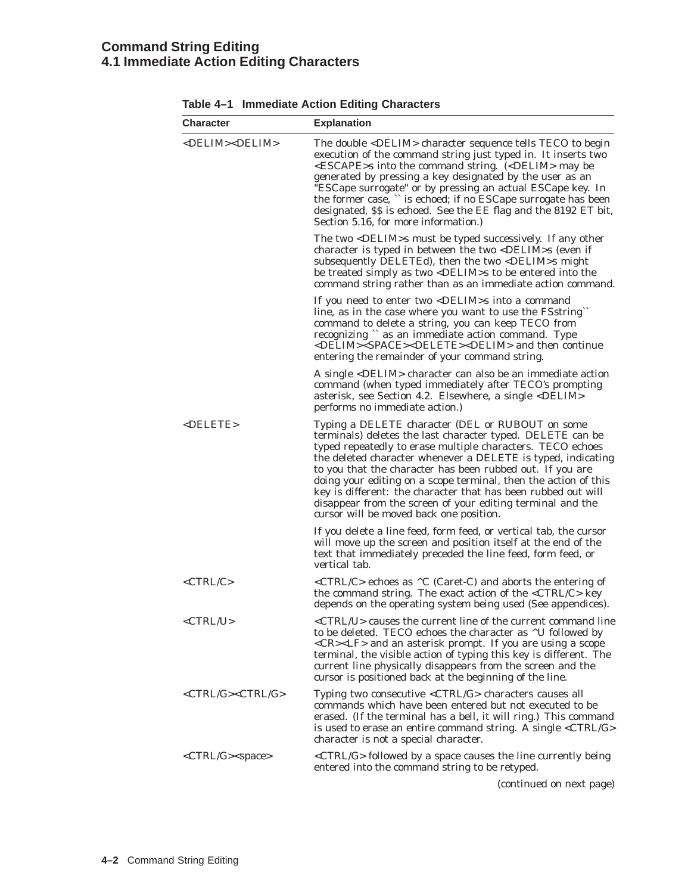**Table 4–1 Immediate Action Editing Characters**

| Character | Explanation |
|---|---|
| `<DELIM><DELIM>` | The double `<DELIM>` character sequence tells TECO to begin execution of the command string just typed in. It inserts two `<ESCAPE>`s into the command string. (`<DELIM>` may be generated by pressing a key designated by the user as an "ESCape surrogate" or by pressing an actual ESCape key. In the former case, `` is echoed; if no ESCape surrogate has been designated, $$ is echoed. See the EE flag and the 8192 ET bit, Section 5.16, for more information.)<br><br>The two `<DELIM>`s must be typed successively. If any other character is typed in between the two `<DELIM>`s (even if subsequently DELETEd), then the two `<DELIM>`s might be treated simply as two `<DELIM>`s to be entered into the command string rather than as an immediate action command.<br><br>If you need to enter two `<DELIM>`s into a command line, as in the case where you want to use the FSstring`` command to delete a string, you can keep TECO from recognizing `` as an immediate action command. Type `<DELIM><SPACE><DELETE><DELIM>` and then continue entering the remainder of your command string.<br><br>A single `<DELIM>` character can also be an immediate action command (when typed immediately after TECO's prompting asterisk, see Section 4.2. Elsewhere, a single `<DELIM>` performs no immediate action.) |
| `<DELETE>` | Typing a DELETE character (DEL or RUBOUT on some terminals) deletes the last character typed. DELETE can be typed repeatedly to erase multiple characters. TECO echoes the deleted character whenever a DELETE is typed, indicating to you that the character has been rubbed out. If you are doing your editing on a scope terminal, then the action of this key is different: the character that has been rubbed out will disappear from the screen of your editing terminal and the cursor will be moved back one position.<br><br>If you delete a line feed, form feed, or vertical tab, the cursor will move up the screen and position itself at the end of the text that immediately preceded the line feed, form feed, or vertical tab. |
| `<CTRL/C>` | `<CTRL/C>` echoes as ^C (Caret-C) and aborts the entering of the command string. The exact action of the `<CTRL/C>` key depends on the operating system being used (See appendices). |
| `<CTRL/U>` | `<CTRL/U>` causes the current line of the current command line to be deleted. TECO echoes the character as ^U followed by `<CR><LF>` and an asterisk prompt. If you are using a scope terminal, the visible action of typing this key is different. The current line physically disappears from the screen and the cursor is positioned back at the beginning of the line. |
| `<CTRL/G><CTRL/G>` | Typing two consecutive `<CTRL/G>` characters causes all commands which have been entered but not executed to be erased. (If the terminal has a bell, it will ring.) This command is used to erase an entire command string. A single `<CTRL/G>` character is not a special character. |
| `<CTRL/G><space>` | `<CTRL/G>` followed by a space causes the line currently being entered into the command string to be retyped. |

*(continued on next page)*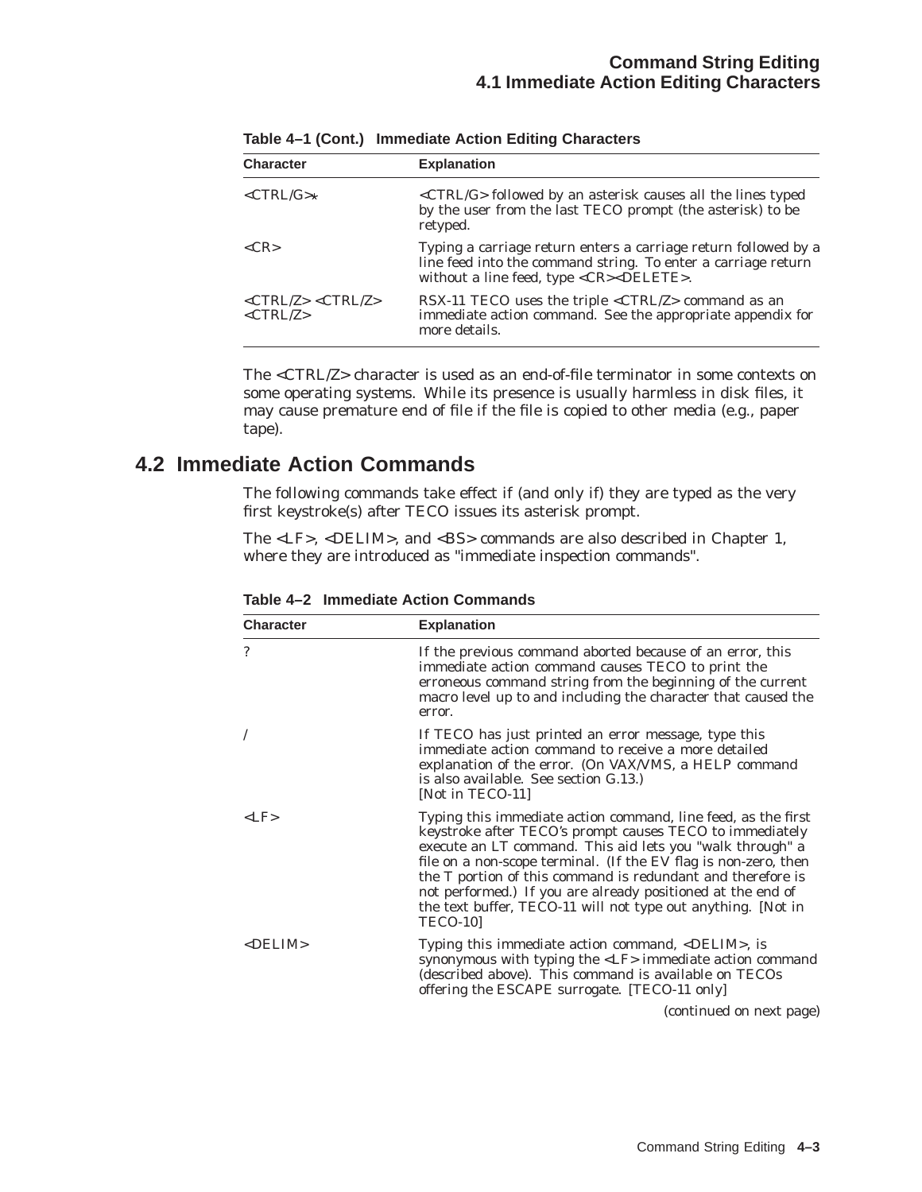**Table 4–1 (Cont.) Immediate Action Editing Characters**

| Character | Explanation |
|---|---|
| <CTRL/G>* | <CTRL/G> followed by an asterisk causes all the lines typed by the user from the last TECO prompt (the asterisk) to be retyped. |
| <CR> | Typing a carriage return enters a carriage return followed by a line feed into the command string. To enter a carriage return without a line feed, type <CR><DELETE>. |
| <CTRL/Z> <CTRL/Z> <CTRL/Z> | RSX-11 TECO uses the triple <CTRL/Z> command as an immediate action command. See the appropriate appendix for more details. |

The <CTRL/Z> character is used as an end-of-file terminator in some contexts on some operating systems. While its presence is usually harmless in disk files, it may cause premature end of file if the file is copied to other media (e.g., paper tape).

## 4.2 Immediate Action Commands

The following commands take effect if (and only if) they are typed as the very first keystroke(s) after TECO issues its asterisk prompt.

The <LF>, <DELIM>, and <BS> commands are also described in Chapter 1, where they are introduced as "immediate inspection commands".

**Table 4–2 Immediate Action Commands**

| Character | Explanation |
|---|---|
| ? | If the previous command aborted because of an error, this immediate action command causes TECO to print the erroneous command string from the beginning of the current macro level up to and including the character that caused the error. |
| / | If TECO has just printed an error message, type this immediate action command to receive a more detailed explanation of the error. (On VAX/VMS, a HELP command is also available. See section G.13.) [Not in TECO-11] |
| <LF> | Typing this immediate action command, line feed, as the first keystroke after TECO's prompt causes TECO to immediately execute an LT command. This aid lets you "walk through" a file on a non-scope terminal. (If the EV flag is non-zero, then the T portion of this command is redundant and therefore is not performed.) If you are already positioned at the end of the text buffer, TECO-11 will not type out anything. [Not in TECO-10] |
| <DELIM> | Typing this immediate action command, <DELIM>, is synonymous with typing the <LF> immediate action command (described above). This command is available on TECOs offering the ESCAPE surrogate. [TECO-11 only] |

*(continued on next page)*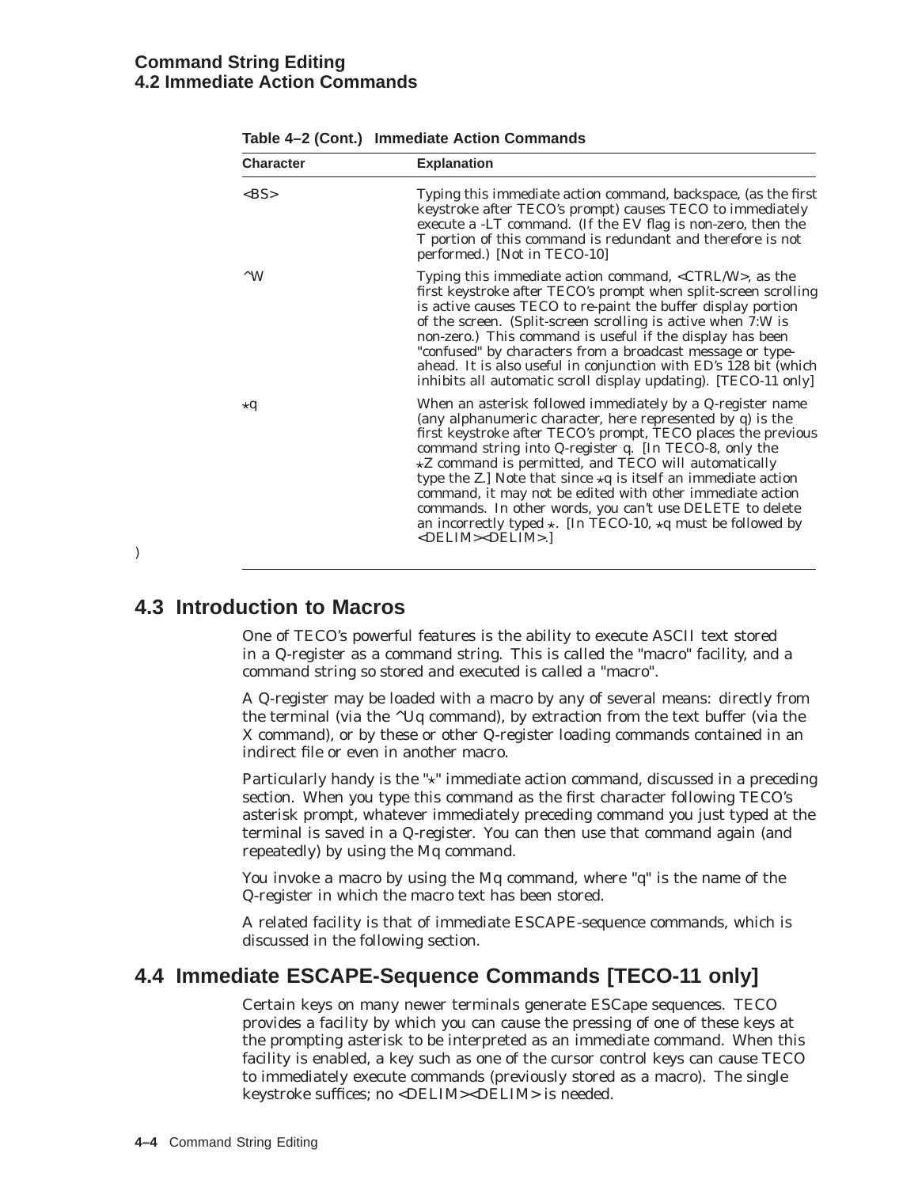**Table 4–2 (Cont.) Immediate Action Commands**

| Character | Explanation |
|---|---|
| <BS> | Typing this immediate action command, backspace, (as the first keystroke after TECO's prompt) causes TECO to immediately execute a -LT command. (If the EV flag is non-zero, then the T portion of this command is redundant and therefore is not performed.) [Not in TECO-10] |
| ^W | Typing this immediate action command, <CTRL/W>, as the first keystroke after TECO's prompt when split-screen scrolling is active causes TECO to re-paint the buffer display portion of the screen. (Split-screen scrolling is active when 7:W is non-zero.) This command is useful if the display has been "confused" by characters from a broadcast message or type-ahead. It is also useful in conjunction with ED's 128 bit (which inhibits all automatic scroll display updating). [TECO-11 only] |
| *q | When an asterisk followed immediately by a Q-register name (any alphanumeric character, here represented by q) is the first keystroke after TECO's prompt, TECO places the previous command string into Q-register q. [In TECO-8, only the *Z command is permitted, and TECO will automatically type the Z.] Note that since *q is itself an immediate action command, it may not be edited with other immediate action commands. In other words, you can't use DELETE to delete an incorrectly typed *. [In TECO-10, *q must be followed by <DELIM><DELIM>.] |

## 4.3 Introduction to Macros

One of TECO's powerful features is the ability to execute ASCII text stored in a Q-register as a command string. This is called the "macro" facility, and a command string so stored and executed is called a "macro".

A Q-register may be loaded with a macro by any of several means: directly from the terminal (via the ^Uq command), by extraction from the text buffer (via the X command), or by these or other Q-register loading commands contained in an indirect file or even in another macro.

Particularly handy is the "*" immediate action command, discussed in a preceding section. When you type this command as the first character following TECO's asterisk prompt, whatever immediately preceding command you just typed at the terminal is saved in a Q-register. You can then use that command again (and repeatedly) by using the Mq command.

You invoke a macro by using the Mq command, where "q" is the name of the Q-register in which the macro text has been stored.

A related facility is that of immediate ESCAPE-sequence commands, which is discussed in the following section.

## 4.4 Immediate ESCAPE-Sequence Commands [TECO-11 only]

Certain keys on many newer terminals generate ESCape sequences. TECO provides a facility by which you can cause the pressing of one of these keys at the prompting asterisk to be interpreted as an immediate command. When this facility is enabled, a key such as one of the cursor control keys can cause TECO to immediately execute commands (previously stored as a macro). The single keystroke suffices; no <DELIM><DELIM> is needed.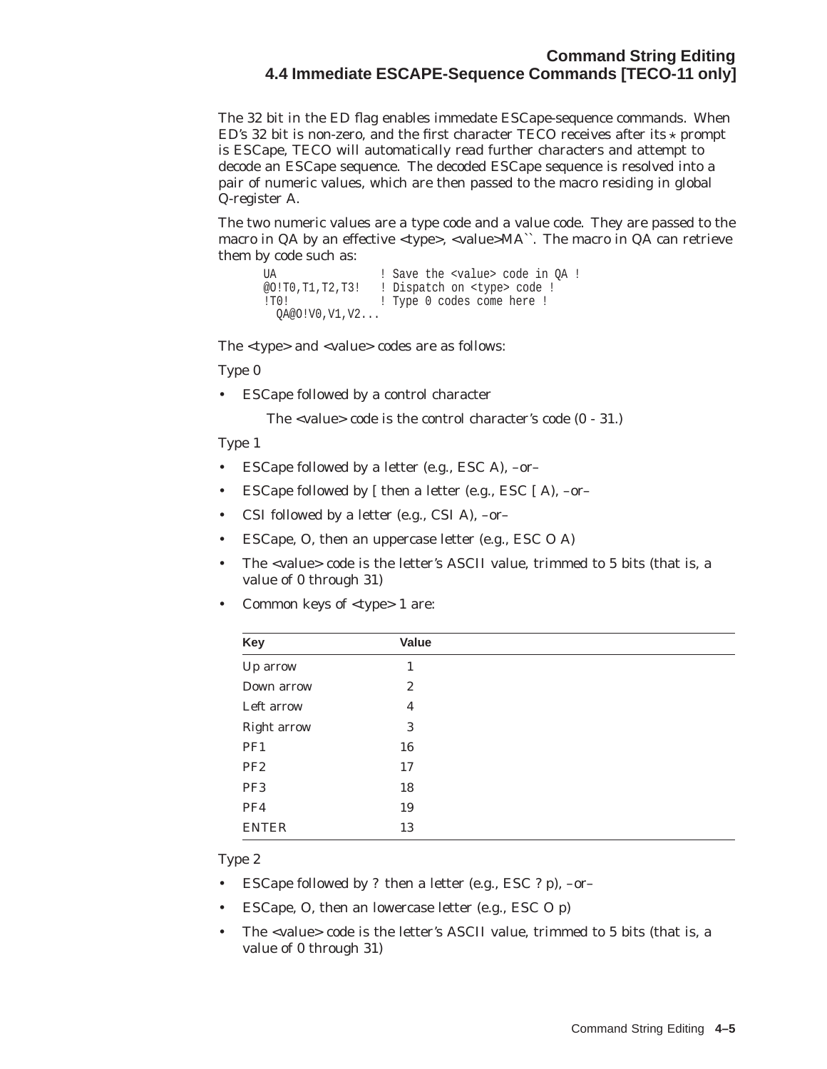The 32 bit in the ED flag enables immediate ESCape-sequence commands. When ED's 32 bit is non-zero, and the first character TECO receives after its * prompt is ESCape, TECO will automatically read further characters and attempt to decode an ESCape sequence. The decoded ESCape sequence is resolved into a pair of numeric values, which are then passed to the macro residing in global Q-register A.

The two numeric values are a type code and a value code. They are passed to the macro in QA by an effective <type>, <value>MA``. The macro in QA can retrieve them by code such as:

```
UA              ! Save the <value> code in QA !
@O!T0,T1,T2,T3!  ! Dispatch on <type> code !
!T0!            ! Type 0 codes come here !
  QA@O!V0,V1,V2...
```

The <type> and <value> codes are as follows:

Type 0

- ESCape followed by a control character

  The <value> code is the control character's code (0 - 31.)

Type 1

- ESCape followed by a letter (e.g., ESC A), –or–
- ESCape followed by [ then a letter (e.g., ESC [ A), –or–
- CSI followed by a letter (e.g., CSI A), –or–
- ESCape, O, then an uppercase letter (e.g., ESC O A)
- The <value> code is the letter's ASCII value, trimmed to 5 bits (that is, a value of 0 through 31)
- Common keys of <type> 1 are:

| Key | Value |
|---|---|
| Up arrow | 1 |
| Down arrow | 2 |
| Left arrow | 4 |
| Right arrow | 3 |
| PF1 | 16 |
| PF2 | 17 |
| PF3 | 18 |
| PF4 | 19 |
| ENTER | 13 |

Type 2

- ESCape followed by ? then a letter (e.g., ESC ? p), –or–
- ESCape, O, then an lowercase letter (e.g., ESC O p)
- The <value> code is the letter's ASCII value, trimmed to 5 bits (that is, a value of 0 through 31)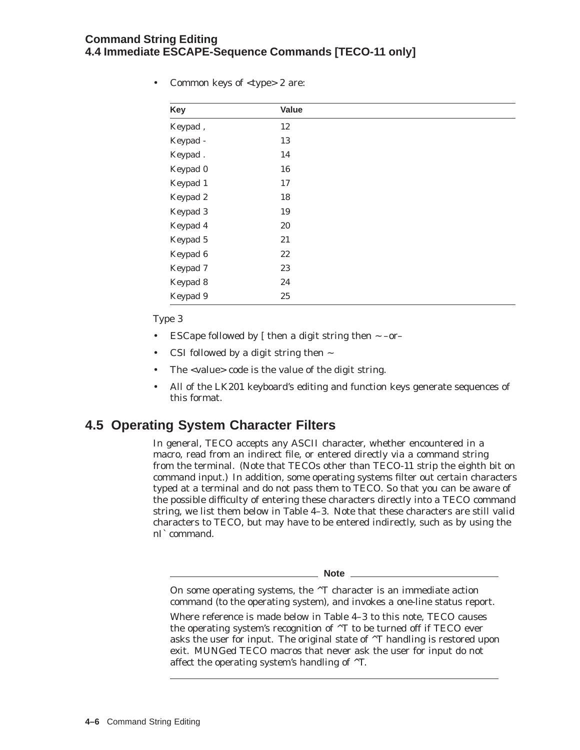- Common keys of <type> 2 are:

| Key | Value |
|---|---|
| Keypad , | 12 |
| Keypad - | 13 |
| Keypad . | 14 |
| Keypad 0 | 16 |
| Keypad 1 | 17 |
| Keypad 2 | 18 |
| Keypad 3 | 19 |
| Keypad 4 | 20 |
| Keypad 5 | 21 |
| Keypad 6 | 22 |
| Keypad 7 | 23 |
| Keypad 8 | 24 |
| Keypad 9 | 25 |

Type 3

- ESCape followed by [ then a digit string then ~ –or–
- CSI followed by a digit string then ~
- The <value> code is the value of the digit string.
- All of the LK201 keyboard's editing and function keys generate sequences of this format.

## 4.5 Operating System Character Filters

In general, TECO accepts any ASCII character, whether encountered in a macro, read from an indirect file, or entered directly via a command string from the terminal. (Note that TECOs other than TECO-11 strip the eighth bit on command input.) In addition, some operating systems filter out certain characters typed at a terminal and do not pass them to TECO. So that you can be aware of the possible difficulty of entering these characters directly into a TECO command string, we list them below in Table 4–3. Note that these characters are still valid characters to TECO, but may have to be entered indirectly, such as by using the nI` command.

**Note**

On some operating systems, the ^T character is an immediate action command (to the operating system), and invokes a one-line status report.

Where reference is made below in Table 4–3 to this note, TECO causes the operating system's recognition of ^T to be turned off if TECO ever asks the user for input. The original state of ^T handling is restored upon exit. MUNGed TECO macros that never ask the user for input do not affect the operating system's handling of ^T.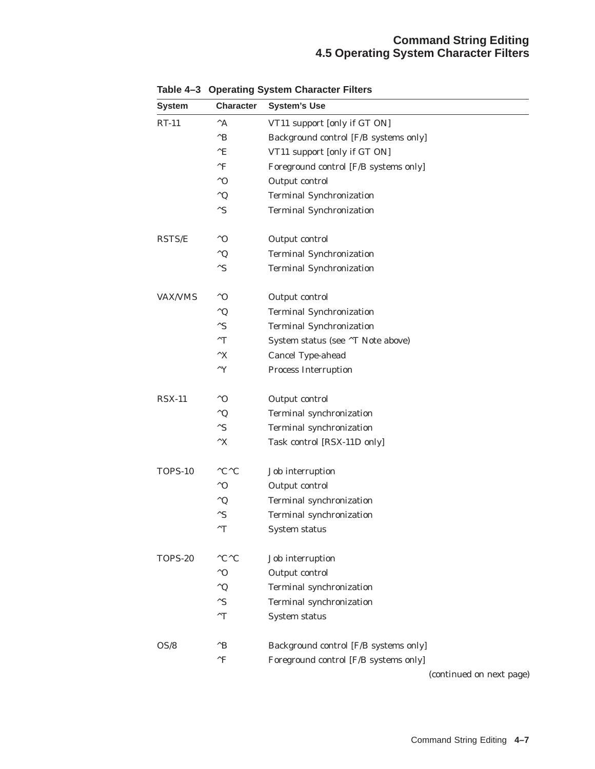**Table 4–3 Operating System Character Filters**

| System | Character | System's Use |
|---|---|---|
| RT-11 | ^A | VT11 support [only if GT ON] |
| | ^B | Background control [F/B systems only] |
| | ^E | VT11 support [only if GT ON] |
| | ^F | Foreground control [F/B systems only] |
| | ^O | Output control |
| | ^Q | Terminal Synchronization |
| | ^S | Terminal Synchronization |
| RSTS/E | ^O | Output control |
| | ^Q | Terminal Synchronization |
| | ^S | Terminal Synchronization |
| VAX/VMS | ^O | Output control |
| | ^Q | Terminal Synchronization |
| | ^S | Terminal Synchronization |
| | ^T | System status (see ^T Note above) |
| | ^X | Cancel Type-ahead |
| | ^Y | Process Interruption |
| RSX-11 | ^O | Output control |
| | ^Q | Terminal synchronization |
| | ^S | Terminal synchronization |
| | ^X | Task control [RSX-11D only] |
| TOPS-10 | ^C^C | Job interruption |
| | ^O | Output control |
| | ^Q | Terminal synchronization |
| | ^S | Terminal synchronization |
| | ^T | System status |
| TOPS-20 | ^C^C | Job interruption |
| | ^O | Output control |
| | ^Q | Terminal synchronization |
| | ^S | Terminal synchronization |
| | ^T | System status |
| OS/8 | ^B | Background control [F/B systems only] |
| | ^F | Foreground control [F/B systems only] |

*(continued on next page)*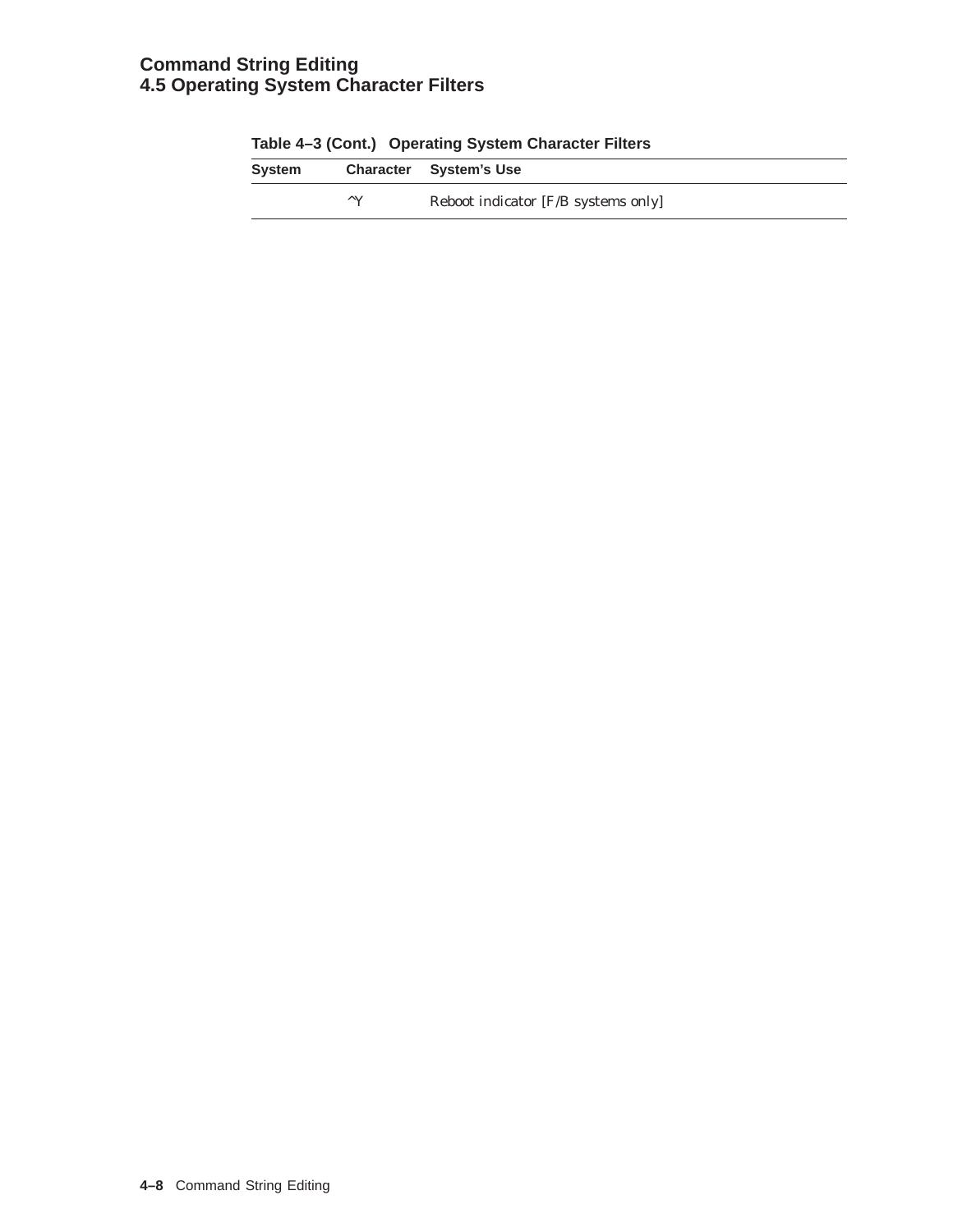**Table 4–3 (Cont.) Operating System Character Filters**

| System | Character | System's Use |
| --- | --- | --- |
| | ^Y | Reboot indicator [F/B systems only] |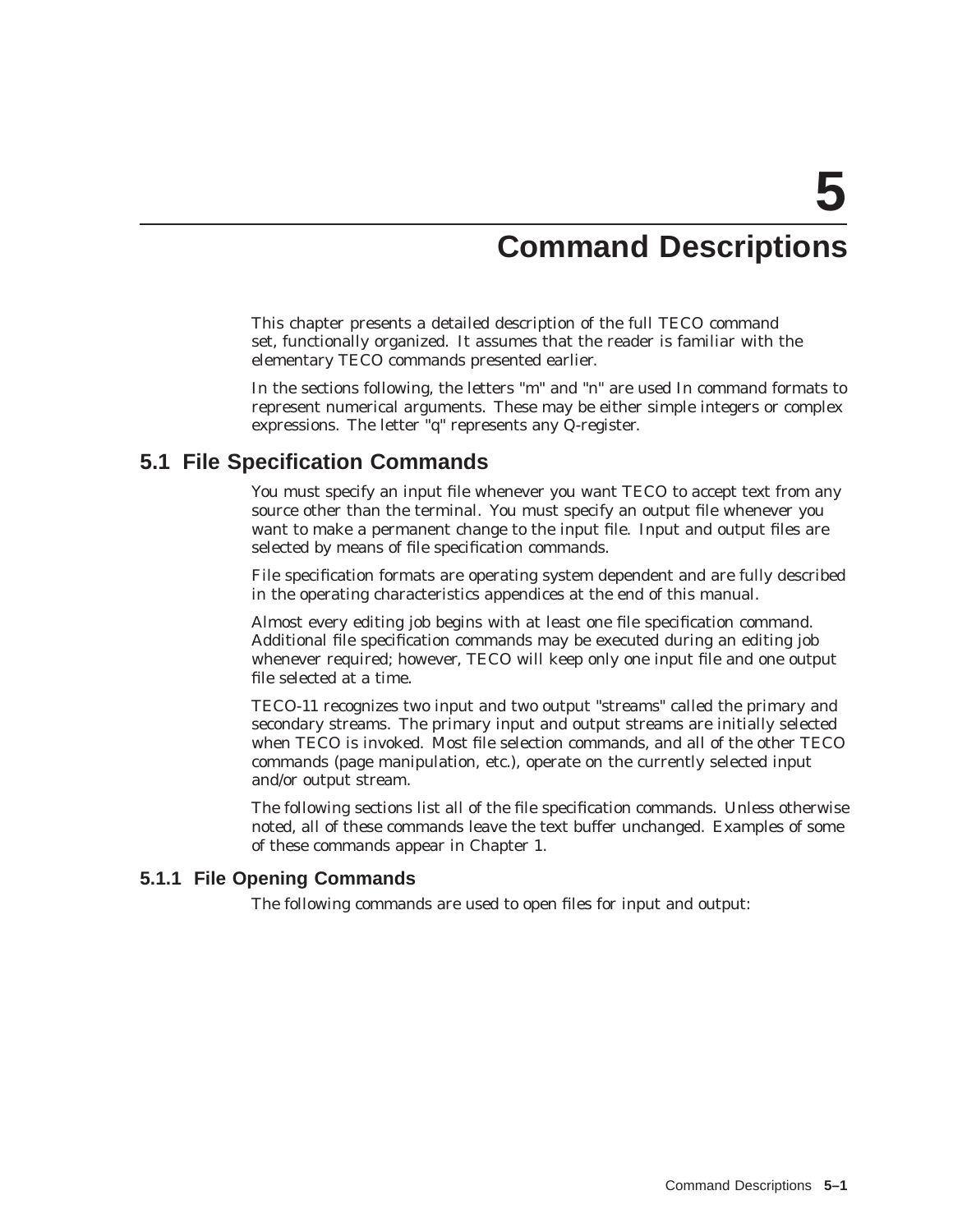# 5 Command Descriptions

This chapter presents a detailed description of the full TECO command set, functionally organized. It assumes that the reader is familiar with the elementary TECO commands presented earlier.

In the sections following, the letters "m" and "n" are used In command formats to represent numerical arguments. These may be either simple integers or complex expressions. The letter "q" represents any Q-register.

## 5.1 File Specification Commands

You must specify an input file whenever you want TECO to accept text from any source other than the terminal. You must specify an output file whenever you want to make a permanent change to the input file. Input and output files are selected by means of file specification commands.

File specification formats are operating system dependent and are fully described in the operating characteristics appendices at the end of this manual.

Almost every editing job begins with at least one file specification command. Additional file specification commands may be executed during an editing job whenever required; however, TECO will keep only one input file and one output file selected at a time.

TECO-11 recognizes two input and two output "streams" called the primary and secondary streams. The primary input and output streams are initially selected when TECO is invoked. Most file selection commands, and all of the other TECO commands (page manipulation, etc.), operate on the currently selected input and/or output stream.

The following sections list all of the file specification commands. Unless otherwise noted, all of these commands leave the text buffer unchanged. Examples of some of these commands appear in Chapter 1.

### 5.1.1 File Opening Commands

The following commands are used to open files for input and output: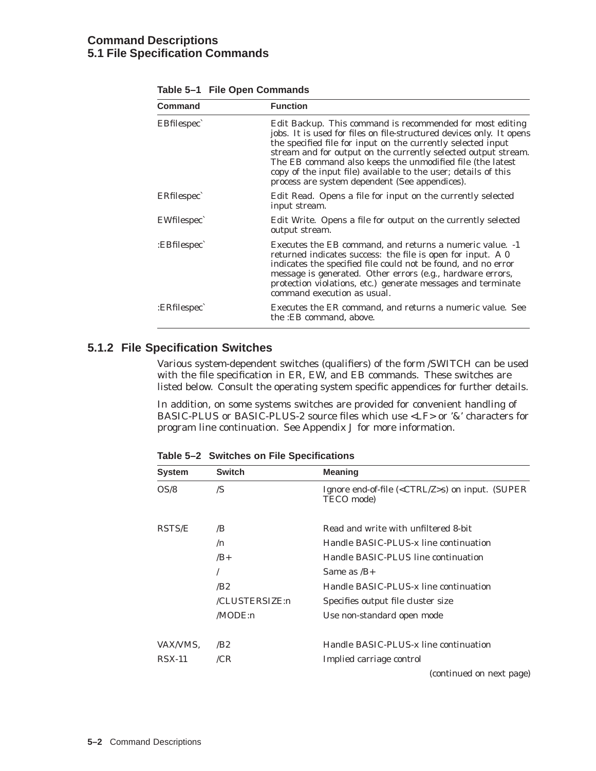**Table 5–1 File Open Commands**

| Command | Function |
|---|---|
| EBfilespec` | Edit Backup. This command is recommended for most editing jobs. It is used for files on file-structured devices only. It opens the specified file for input on the currently selected input stream and for output on the currently selected output stream. The EB command also keeps the unmodified file (the latest copy of the input file) available to the user; details of this process are system dependent (See appendices). |
| ERfilespec` | Edit Read. Opens a file for input on the currently selected input stream. |
| EWfilespec` | Edit Write. Opens a file for output on the currently selected output stream. |
| :EBfilespec` | Executes the EB command, and returns a numeric value. -1 returned indicates success: the file is open for input. A 0 indicates the specified file could not be found, and no error message is generated. Other errors (e.g., hardware errors, protection violations, etc.) generate messages and terminate command execution as usual. |
| :ERfilespec` | Executes the ER command, and returns a numeric value. See the :EB command, above. |

### 5.1.2 File Specification Switches

Various system-dependent switches (qualifiers) of the form /SWITCH can be used with the file specification in ER, EW, and EB commands. These switches are listed below. Consult the operating system specific appendices for further details.

In addition, on some systems switches are provided for convenient handling of BASIC-PLUS or BASIC-PLUS-2 source files which use <LF> or '&' characters for program line continuation. See Appendix J for more information.

**Table 5–2 Switches on File Specifications**

| System | Switch | Meaning |
|---|---|---|
| OS/8 | /S | Ignore end-of-file (<CTRL/Z>s) on input. (SUPER TECO mode) |
| RSTS/E | /B | Read and write with unfiltered 8-bit |
| | /n | Handle BASIC-PLUS-x line continuation |
| | /B+ | Handle BASIC-PLUS line continuation |
| | / | Same as /B+ |
| | /B2 | Handle BASIC-PLUS-x line continuation |
| | /CLUSTERSIZE:n | Specifies output file cluster size |
| | /MODE:n | Use non-standard open mode |
| VAX/VMS, | /B2 | Handle BASIC-PLUS-x line continuation |
| RSX-11 | /CR | Implied carriage control |

(continued on next page)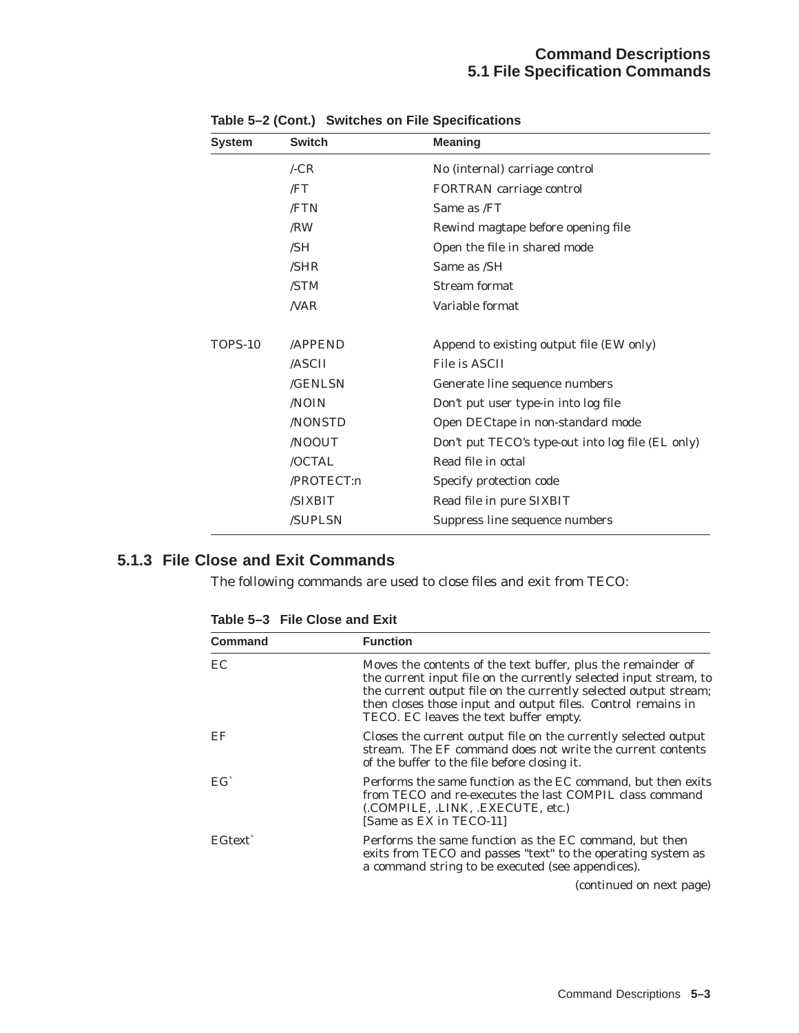**Table 5–2 (Cont.) Switches on File Specifications**

| System | Switch | Meaning |
|---|---|---|
| | /-CR | No (internal) carriage control |
| | /FT | FORTRAN carriage control |
| | /FTN | Same as /FT |
| | /RW | Rewind magtape before opening file |
| | /SH | Open the file in shared mode |
| | /SHR | Same as /SH |
| | /STM | Stream format |
| | /VAR | Variable format |
| TOPS-10 | /APPEND | Append to existing output file (EW only) |
| | /ASCII | File is ASCII |
| | /GENLSN | Generate line sequence numbers |
| | /NOIN | Don't put user type-in into log file |
| | /NONSTD | Open DECtape in non-standard mode |
| | /NOOUT | Don't put TECO's type-out into log file (EL only) |
| | /OCTAL | Read file in octal |
| | /PROTECT:n | Specify protection code |
| | /SIXBIT | Read file in pure SIXBIT |
| | /SUPLSN | Suppress line sequence numbers |

### 5.1.3 File Close and Exit Commands

The following commands are used to close files and exit from TECO:

**Table 5–3 File Close and Exit**

| Command | Function |
|---|---|
| EC | Moves the contents of the text buffer, plus the remainder of the current input file on the currently selected input stream, to the current output file on the currently selected output stream; then closes those input and output files. Control remains in TECO. EC leaves the text buffer empty. |
| EF | Closes the current output file on the currently selected output stream. The EF command does not write the current contents of the buffer to the file before closing it. |
| EG` | Performs the same function as the EC command, but then exits from TECO and re-executes the last COMPIL class command (.COMPILE, .LINK, .EXECUTE, etc.) [Same as EX in TECO-11] |
| EGtext` | Performs the same function as the EC command, but then exits from TECO and passes "text" to the operating system as a command string to be executed (see appendices). |

(continued on next page)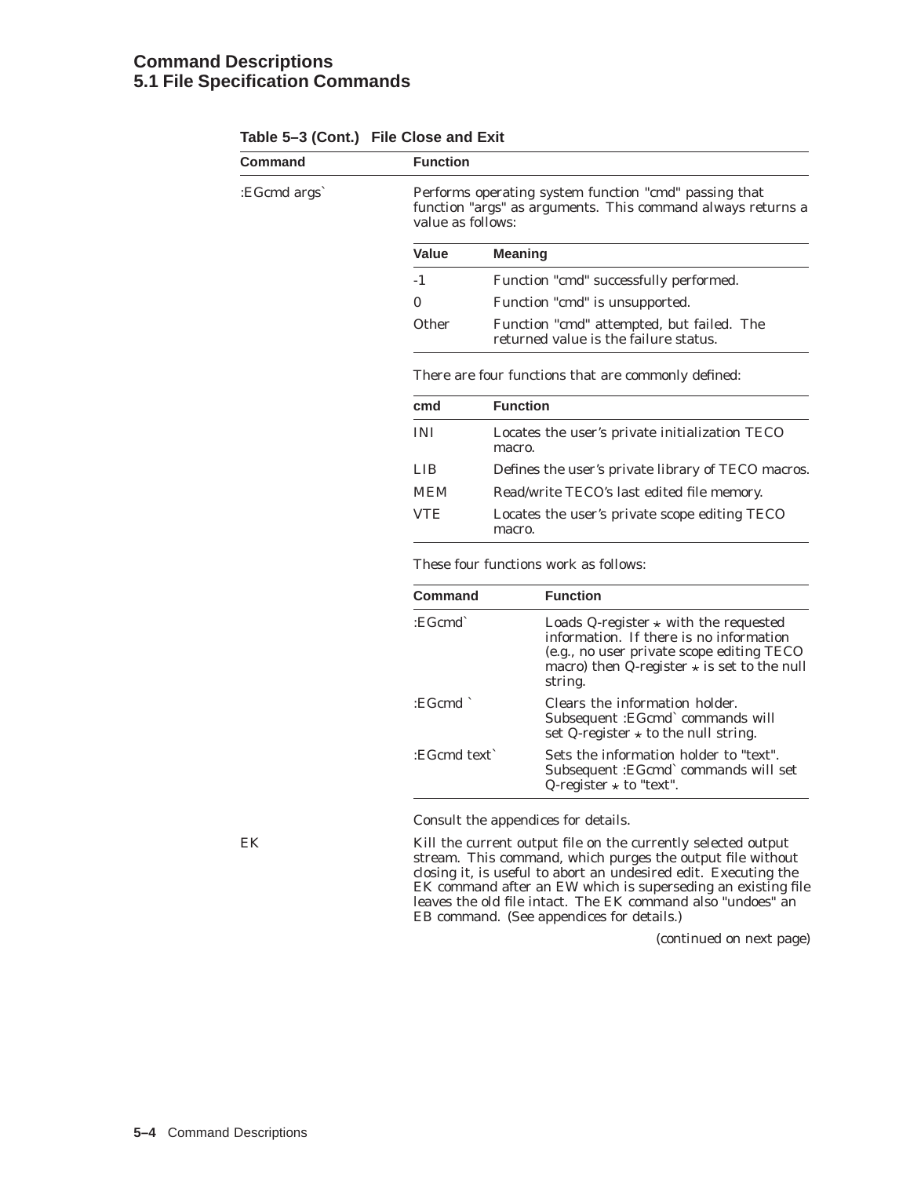## Command Descriptions
## 5.1 File Specification Commands

**Table 5–3 (Cont.) File Close and Exit**

| Command | Function |
|---|---|
| :EGcmd args` | Performs operating system function "cmd" passing that function "args" as arguments. This command always returns a value as follows: |

| Value | Meaning |
|---|---|
| -1 | Function "cmd" successfully performed. |
| 0 | Function "cmd" is unsupported. |
| Other | Function "cmd" attempted, but failed. The returned value is the failure status. |

There are four functions that are commonly defined:

| cmd | Function |
|---|---|
| INI | Locates the user's private initialization TECO macro. |
| LIB | Defines the user's private library of TECO macros. |
| MEM | Read/write TECO's last edited file memory. |
| VTE | Locates the user's private scope editing TECO macro. |

These four functions work as follows:

| Command | Function |
|---|---|
| :EGcmd` | Loads Q-register * with the requested information. If there is no information (e.g., no user private scope editing TECO macro) then Q-register * is set to the null string. |
| :EGcmd ` | Clears the information holder. Subsequent :EGcmd` commands will set Q-register * to the null string. |
| :EGcmd text` | Sets the information holder to "text". Subsequent :EGcmd` commands will set Q-register * to "text". |

Consult the appendices for details.

| Command | Function |
|---|---|
| EK | Kill the current output file on the currently selected output stream. This command, which purges the output file without closing it, is useful to abort an undesired edit. Executing the EK command after an EW which is superseding an existing file leaves the old file intact. The EK command also "undoes" an EB command. (See appendices for details.) |

(continued on next page)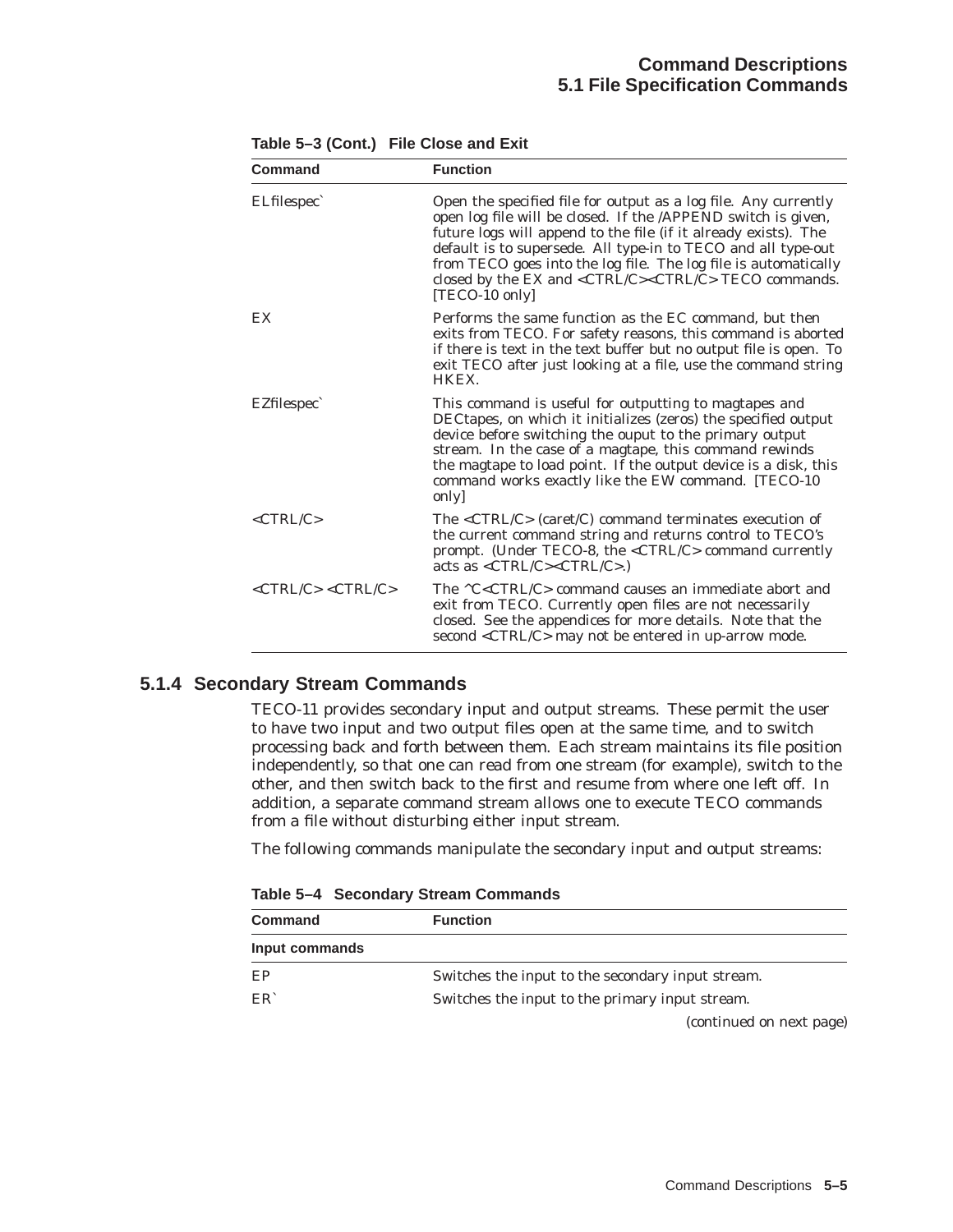**Table 5–3 (Cont.) File Close and Exit**

| Command | Function |
|---|---|
| ELfilespec` | Open the specified file for output as a log file. Any currently open log file will be closed. If the /APPEND switch is given, future logs will append to the file (if it already exists). The default is to supersede. All type-in to TECO and all type-out from TECO goes into the log file. The log file is automatically closed by the EX and <CTRL/C><CTRL/C> TECO commands. [TECO-10 only] |
| EX | Performs the same function as the EC command, but then exits from TECO. For safety reasons, this command is aborted if there is text in the text buffer but no output file is open. To exit TECO after just looking at a file, use the command string HKEX. |
| EZfilespec` | This command is useful for outputting to magtapes and DECtapes, on which it initializes (zeros) the specified output device before switching the ouput to the primary output stream. In the case of a magtape, this command rewinds the magtape to load point. If the output device is a disk, this command works exactly like the EW command. [TECO-10 only] |
| <CTRL/C> | The <CTRL/C> (caret/C) command terminates execution of the current command string and returns control to TECO's prompt. (Under TECO-8, the <CTRL/C> command currently acts as <CTRL/C><CTRL/C>.) |
| <CTRL/C> <CTRL/C> | The ^C<CTRL/C> command causes an immediate abort and exit from TECO. Currently open files are not necessarily closed. See the appendices for more details. Note that the second <CTRL/C> may not be entered in up-arrow mode. |

### 5.1.4 Secondary Stream Commands

TECO-11 provides secondary input and output streams. These permit the user to have two input and two output files open at the same time, and to switch processing back and forth between them. Each stream maintains its file position independently, so that one can read from one stream (for example), switch to the other, and then switch back to the first and resume from where one left off. In addition, a separate command stream allows one to execute TECO commands from a file without disturbing either input stream.

The following commands manipulate the secondary input and output streams:

**Table 5–4 Secondary Stream Commands**

| Command | Function |
|---|---|
| **Input commands** | |
| EP | Switches the input to the secondary input stream. |
| ER` | Switches the input to the primary input stream. |

*(continued on next page)*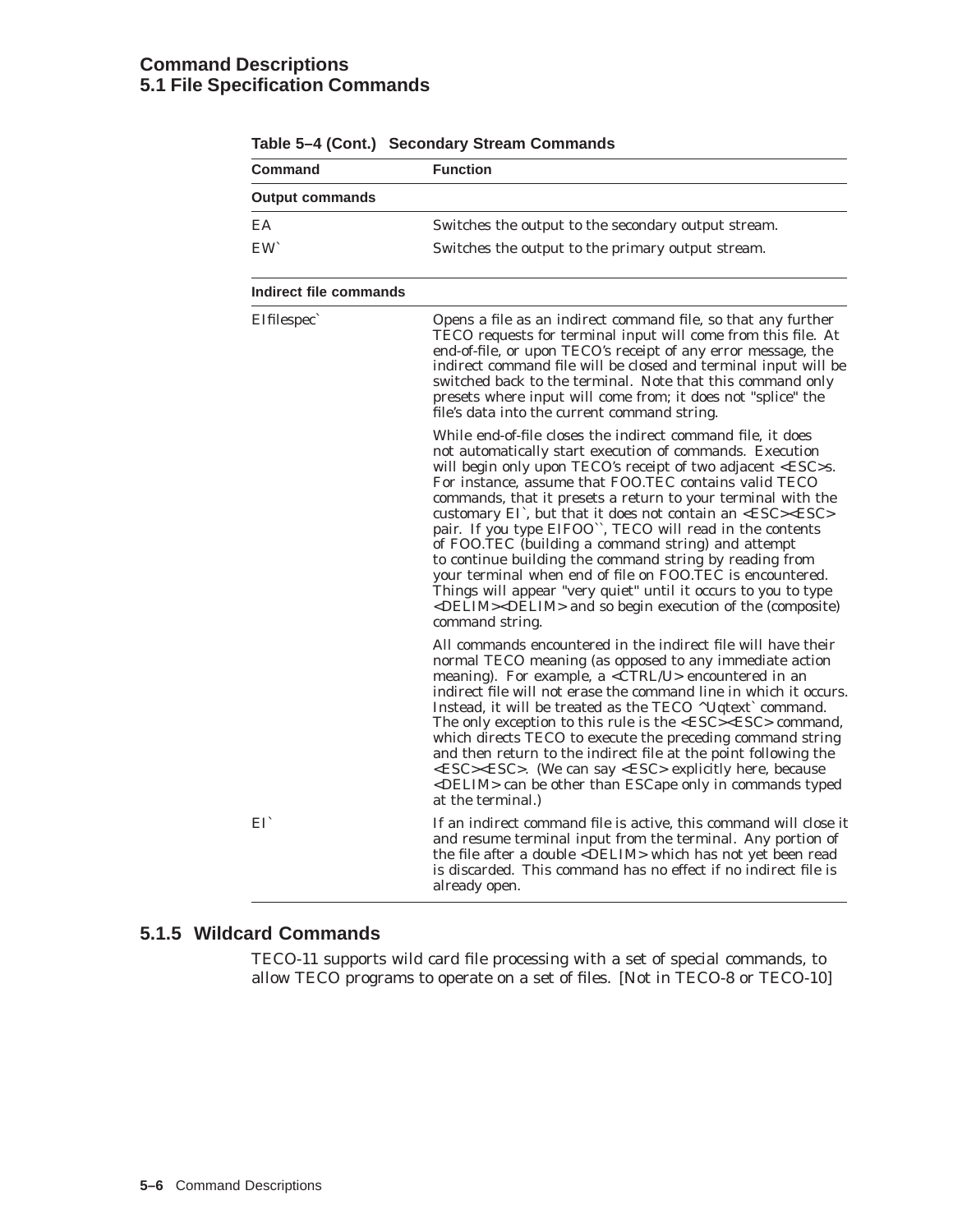**Table 5–4 (Cont.) Secondary Stream Commands**

| Command | Function |
|---|---|
| **Output commands** | |
| EA | Switches the output to the secondary output stream. |
| EW` | Switches the output to the primary output stream. |
| **Indirect file commands** | |
| EIfilespec` | Opens a file as an indirect command file, so that any further TECO requests for terminal input will come from this file. At end-of-file, or upon TECO's receipt of any error message, the indirect command file will be closed and terminal input will be switched back to the terminal. Note that this command only presets where input will come from; it does not "splice" the file's data into the current command string. <br><br> While end-of-file closes the indirect command file, it does not automatically start execution of commands. Execution will begin only upon TECO's receipt of two adjacent <ESC>s. For instance, assume that FOO.TEC contains valid TECO commands, that it presets a return to your terminal with the customary EI`, but that it does not contain an <ESC><ESC> pair. If you type EIFOO``, TECO will read in the contents of FOO.TEC (building a command string) and attempt to continue building the command string by reading from your terminal when end of file on FOO.TEC is encountered. Things will appear "very quiet" until it occurs to you to type <DELIM><DELIM> and so begin execution of the (composite) command string. <br><br> All commands encountered in the indirect file will have their normal TECO meaning (as opposed to any immediate action meaning). For example, a <CTRL/U> encountered in an indirect file will not erase the command line in which it occurs. Instead, it will be treated as the TECO ^Uqtext` command. The only exception to this rule is the <ESC><ESC> command, which directs TECO to execute the preceding command string and then return to the indirect file at the point following the <ESC><ESC>. (We can say <ESC> explicitly here, because <DELIM> can be other than ESCape only in commands typed at the terminal.) |
| EI` | If an indirect command file is active, this command will close it and resume terminal input from the terminal. Any portion of the file after a double <DELIM> which has not yet been read is discarded. This command has no effect if no indirect file is already open. |

### 5.1.5 Wildcard Commands

TECO-11 supports wild card file processing with a set of special commands, to allow TECO programs to operate on a set of files. [Not in TECO-8 or TECO-10]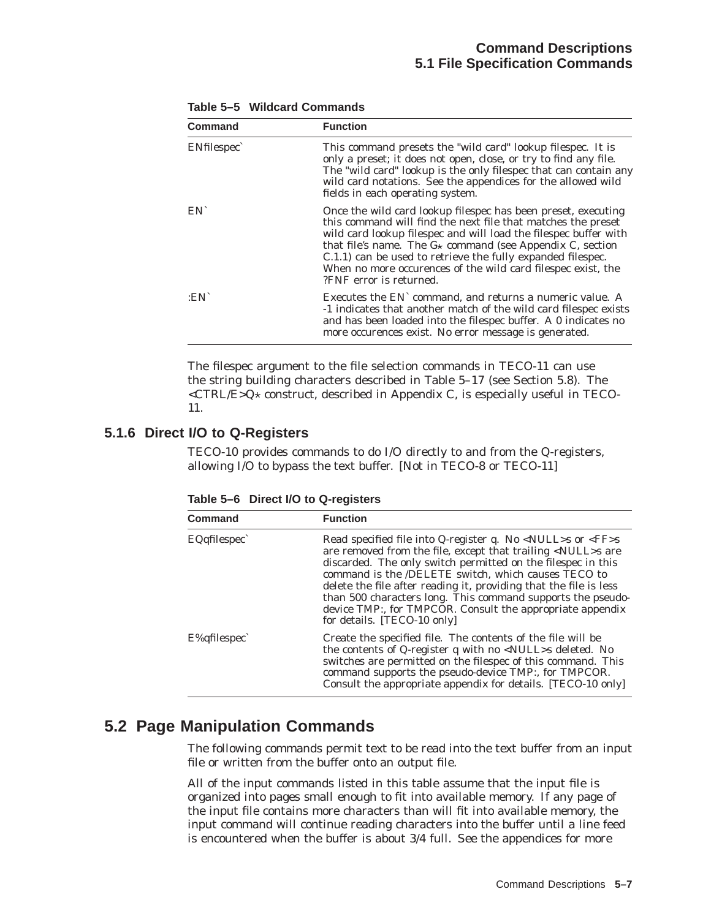**Table 5–5 Wildcard Commands**

| Command | Function |
|---|---|
| ENfilespec` | This command presets the "wild card" lookup filespec. It is only a preset; it does not open, close, or try to find any file. The "wild card" lookup is the only filespec that can contain any wild card notations. See the appendices for the allowed wild fields in each operating system. |
| EN` | Once the wild card lookup filespec has been preset, executing this command will find the next file that matches the preset wild card lookup filespec and will load the filespec buffer with that file's name. The G* command (see Appendix C, section C.1.1) can be used to retrieve the fully expanded filespec. When no more occurences of the wild card filespec exist, the ?FNF error is returned. |
| :EN` | Executes the EN` command, and returns a numeric value. A -1 indicates that another match of the wild card filespec exists and has been loaded into the filespec buffer. A 0 indicates no more occurences exist. No error message is generated. |

The filespec argument to the file selection commands in TECO-11 can use the string building characters described in Table 5–17 (see Section 5.8). The <CTRL/E>Q* construct, described in Appendix C, is especially useful in TECO-11.

### 5.1.6 Direct I/O to Q-Registers

TECO-10 provides commands to do I/O directly to and from the Q-registers, allowing I/O to bypass the text buffer. [Not in TECO-8 or TECO-11]

**Table 5–6 Direct I/O to Q-registers**

| Command | Function |
|---|---|
| EQqfilespec` | Read specified file into Q-register q. No <NULL>s or <FF>s are removed from the file, except that trailing <NULL>s are discarded. The only switch permitted on the filespec in this command is the /DELETE switch, which causes TECO to delete the file after reading it, providing that the file is less than 500 characters long. This command supports the pseudo-device TMP:, for TMPCOR. Consult the appropriate appendix for details. [TECO-10 only] |
| E%qfilespec` | Create the specified file. The contents of the file will be the contents of Q-register q with no <NULL>s deleted. No switches are permitted on the filespec of this command. This command supports the pseudo-device TMP:, for TMPCOR. Consult the appropriate appendix for details. [TECO-10 only] |

## 5.2 Page Manipulation Commands

The following commands permit text to be read into the text buffer from an input file or written from the buffer onto an output file.

All of the input commands listed in this table assume that the input file is organized into pages small enough to fit into available memory. If any page of the input file contains more characters than will fit into available memory, the input command will continue reading characters into the buffer until a line feed is encountered when the buffer is about 3/4 full. See the appendices for more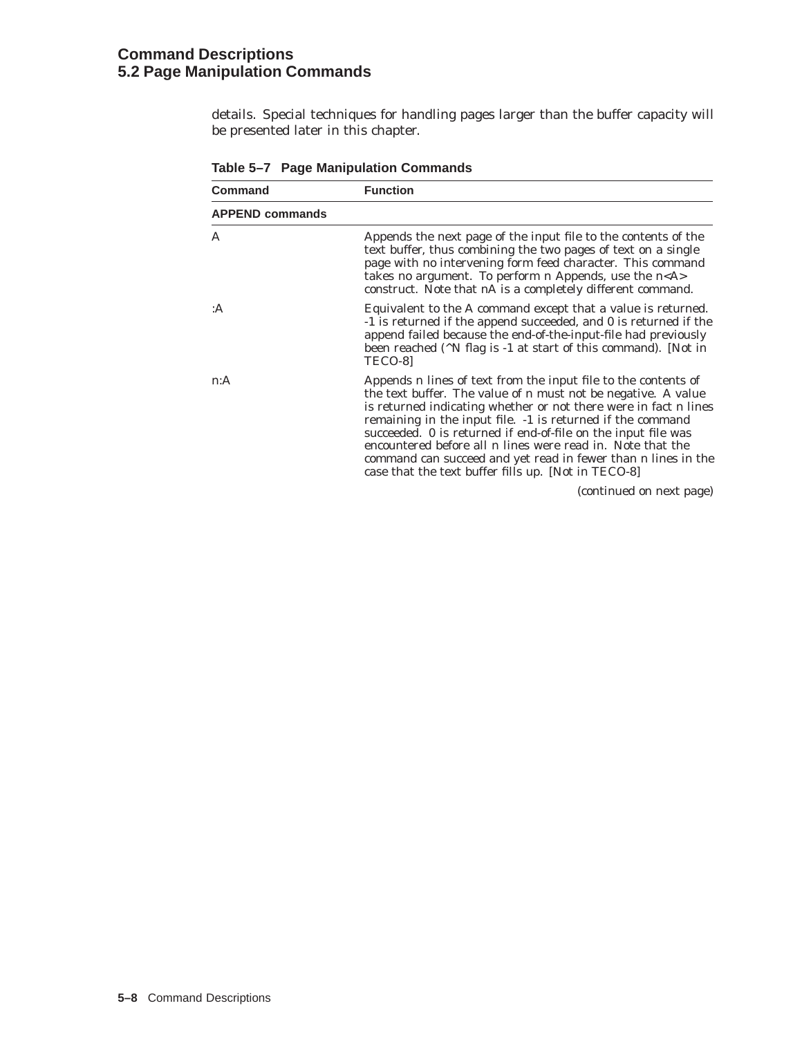details. Special techniques for handling pages larger than the buffer capacity will be presented later in this chapter.

**Table 5–7 Page Manipulation Commands**

| Command | Function |
|---|---|
| **APPEND commands** | |
| A | Appends the next page of the input file to the contents of the text buffer, thus combining the two pages of text on a single page with no intervening form feed character. This command takes no argument. To perform n Appends, use the n<A> construct. Note that nA is a completely different command. |
| :A | Equivalent to the A command except that a value is returned. -1 is returned if the append succeeded, and 0 is returned if the append failed because the end-of-the-input-file had previously been reached (^N flag is -1 at start of this command). [Not in TECO-8] |
| n:A | Appends n lines of text from the input file to the contents of the text buffer. The value of n must not be negative. A value is returned indicating whether or not there were in fact n lines remaining in the input file. -1 is returned if the command succeeded. 0 is returned if end-of-file on the input file was encountered before all n lines were read in. Note that the command can succeed and yet read in fewer than n lines in the case that the text buffer fills up. [Not in TECO-8] |

*(continued on next page)*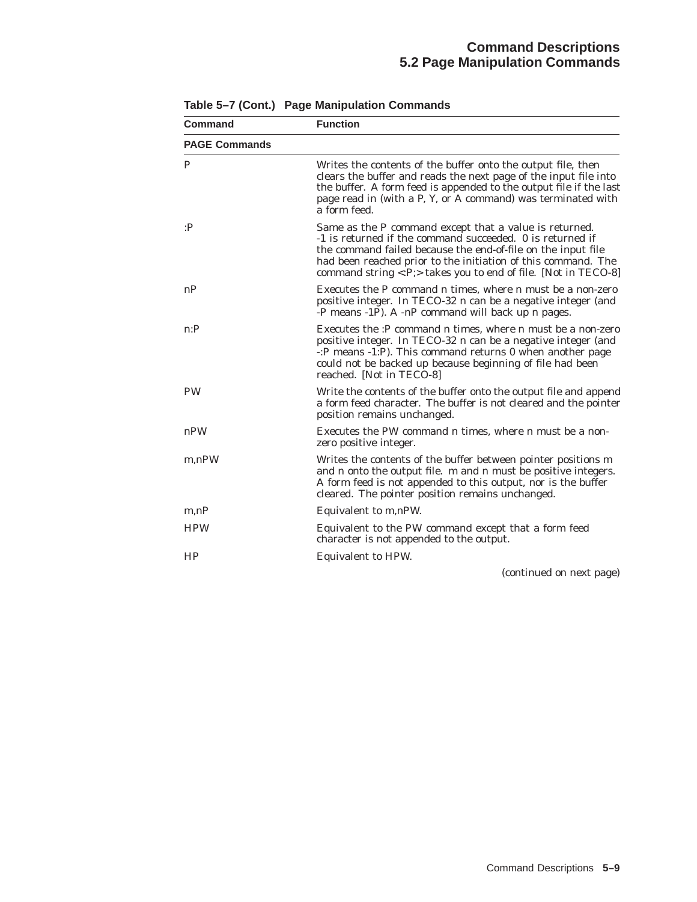**Table 5–7 (Cont.) Page Manipulation Commands**

| Command | Function |
|---|---|
| **PAGE Commands** | |
| P | Writes the contents of the buffer onto the output file, then clears the buffer and reads the next page of the input file into the buffer. A form feed is appended to the output file if the last page read in (with a P, Y, or A command) was terminated with a form feed. |
| :P | Same as the P command except that a value is returned. -1 is returned if the command succeeded. 0 is returned if the command failed because the end-of-file on the input file had been reached prior to the initiation of this command. The command string <:P;> takes you to end of file. [Not in TECO-8] |
| nP | Executes the P command n times, where n must be a non-zero positive integer. In TECO-32 n can be a negative integer (and -P means -1P). A -nP command will back up n pages. |
| n:P | Executes the :P command n times, where n must be a non-zero positive integer. In TECO-32 n can be a negative integer (and -:P means -1:P). This command returns 0 when another page could not be backed up because beginning of file had been reached. [Not in TECO-8] |
| PW | Write the contents of the buffer onto the output file and append a form feed character. The buffer is not cleared and the pointer position remains unchanged. |
| nPW | Executes the PW command n times, where n must be a non-zero positive integer. |
| m,nPW | Writes the contents of the buffer between pointer positions m and n onto the output file. m and n must be positive integers. A form feed is not appended to this output, nor is the buffer cleared. The pointer position remains unchanged. |
| m,nP | Equivalent to m,nPW. |
| HPW | Equivalent to the PW command except that a form feed character is not appended to the output. |
| HP | Equivalent to HPW. |

(continued on next page)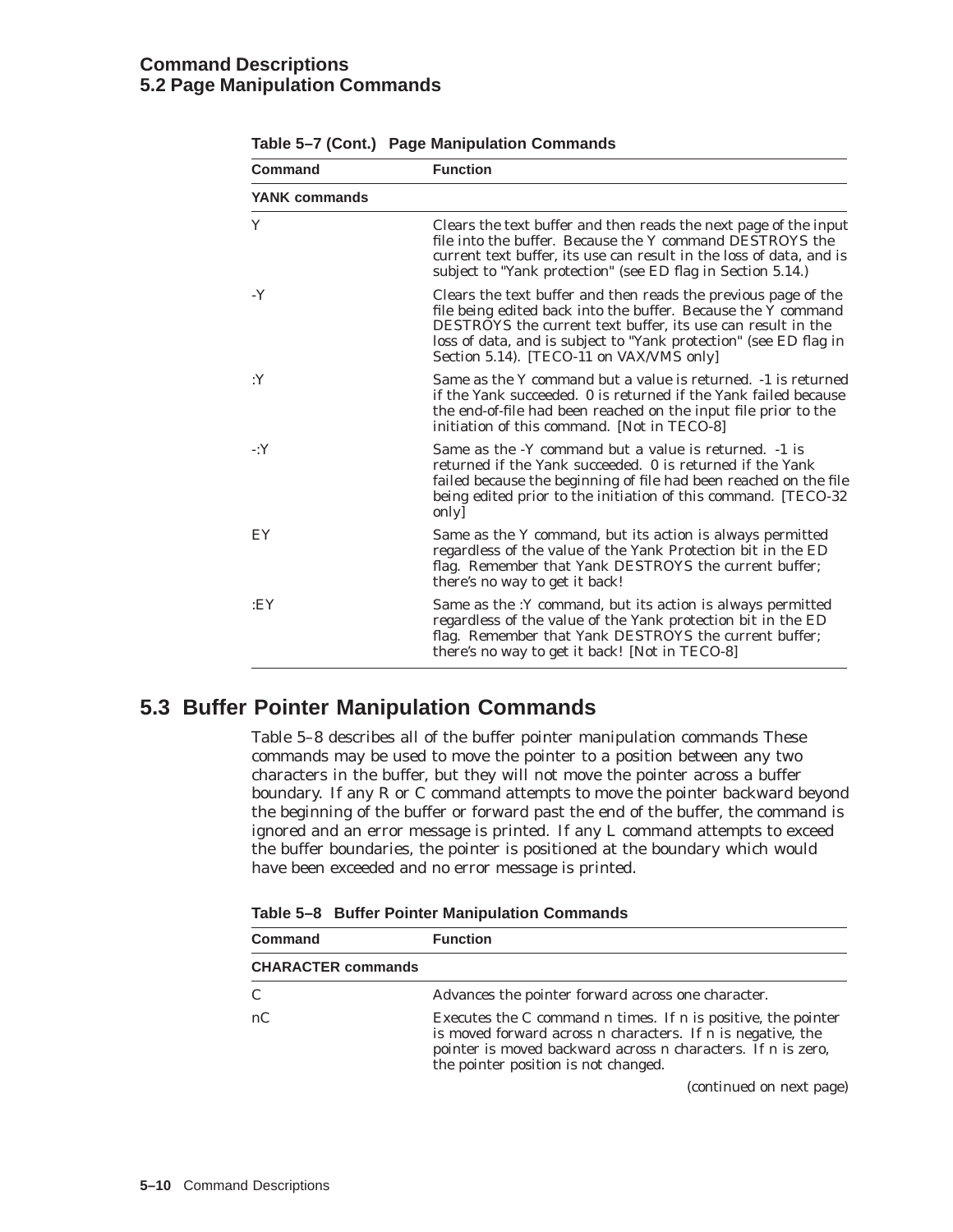**Table 5–7 (Cont.) Page Manipulation Commands**

| Command | Function |
|---|---|
| **YANK commands** | |
| Y | Clears the text buffer and then reads the next page of the input file into the buffer. Because the Y command DESTROYS the current text buffer, its use can result in the loss of data, and is subject to "Yank protection" (see ED flag in Section 5.14.) |
| -Y | Clears the text buffer and then reads the previous page of the file being edited back into the buffer. Because the Y command DESTROYS the current text buffer, its use can result in the loss of data, and is subject to "Yank protection" (see ED flag in Section 5.14). [TECO-11 on VAX/VMS only] |
| :Y | Same as the Y command but a value is returned. -1 is returned if the Yank succeeded. 0 is returned if the Yank failed because the end-of-file had been reached on the input file prior to the initiation of this command. [Not in TECO-8] |
| -:Y | Same as the -Y command but a value is returned. -1 is returned if the Yank succeeded. 0 is returned if the Yank failed because the beginning of file had been reached on the file being edited prior to the initiation of this command. [TECO-32 only] |
| EY | Same as the Y command, but its action is always permitted regardless of the value of the Yank Protection bit in the ED flag. Remember that Yank DESTROYS the current buffer; there's no way to get it back! |
| :EY | Same as the :Y command, but its action is always permitted regardless of the value of the Yank protection bit in the ED flag. Remember that Yank DESTROYS the current buffer; there's no way to get it back! [Not in TECO-8] |

## 5.3 Buffer Pointer Manipulation Commands

Table 5–8 describes all of the buffer pointer manipulation commands These commands may be used to move the pointer to a position between any two characters in the buffer, but they will not move the pointer across a buffer boundary. If any R or C command attempts to move the pointer backward beyond the beginning of the buffer or forward past the end of the buffer, the command is ignored and an error message is printed. If any L command attempts to exceed the buffer boundaries, the pointer is positioned at the boundary which would have been exceeded and no error message is printed.

**Table 5–8 Buffer Pointer Manipulation Commands**

| Command | Function |
|---|---|
| **CHARACTER commands** | |
| C | Advances the pointer forward across one character. |
| nC | Executes the C command n times. If n is positive, the pointer is moved forward across n characters. If n is negative, the pointer is moved backward across n characters. If n is zero, the pointer position is not changed. |

*(continued on next page)*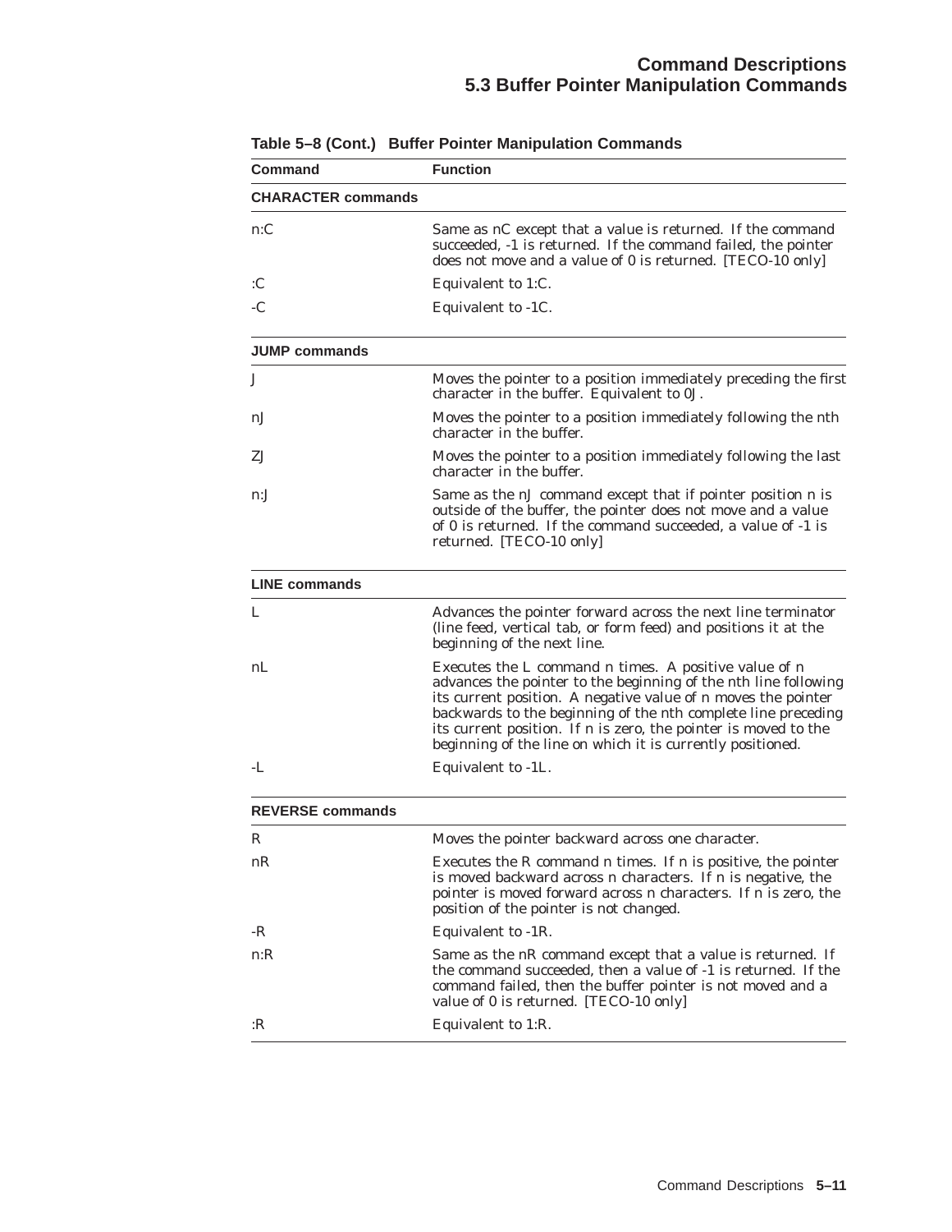**Table 5–8 (Cont.) Buffer Pointer Manipulation Commands**

| Command | Function |
|---|---|
| **CHARACTER commands** | |
| n:C | Same as nC except that a value is returned. If the command succeeded, -1 is returned. If the command failed, the pointer does not move and a value of 0 is returned. [TECO-10 only] |
| :C | Equivalent to 1:C. |
| -C | Equivalent to -1C. |
| **JUMP commands** | |
| J | Moves the pointer to a position immediately preceding the first character in the buffer. Equivalent to 0J. |
| nJ | Moves the pointer to a position immediately following the nth character in the buffer. |
| ZJ | Moves the pointer to a position immediately following the last character in the buffer. |
| n:J | Same as the nJ command except that if pointer position n is outside of the buffer, the pointer does not move and a value of 0 is returned. If the command succeeded, a value of -1 is returned. [TECO-10 only] |
| **LINE commands** | |
| L | Advances the pointer forward across the next line terminator (line feed, vertical tab, or form feed) and positions it at the beginning of the next line. |
| nL | Executes the L command n times. A positive value of n advances the pointer to the beginning of the nth line following its current position. A negative value of n moves the pointer backwards to the beginning of the nth complete line preceding its current position. If n is zero, the pointer is moved to the beginning of the line on which it is currently positioned. |
| -L | Equivalent to -1L. |
| **REVERSE commands** | |
| R | Moves the pointer backward across one character. |
| nR | Executes the R command n times. If n is positive, the pointer is moved backward across n characters. If n is negative, the pointer is moved forward across n characters. If n is zero, the position of the pointer is not changed. |
| -R | Equivalent to -1R. |
| n:R | Same as the nR command except that a value is returned. If the command succeeded, then a value of -1 is returned. If the command failed, then the buffer pointer is not moved and a value of 0 is returned. [TECO-10 only] |
| :R | Equivalent to 1:R. |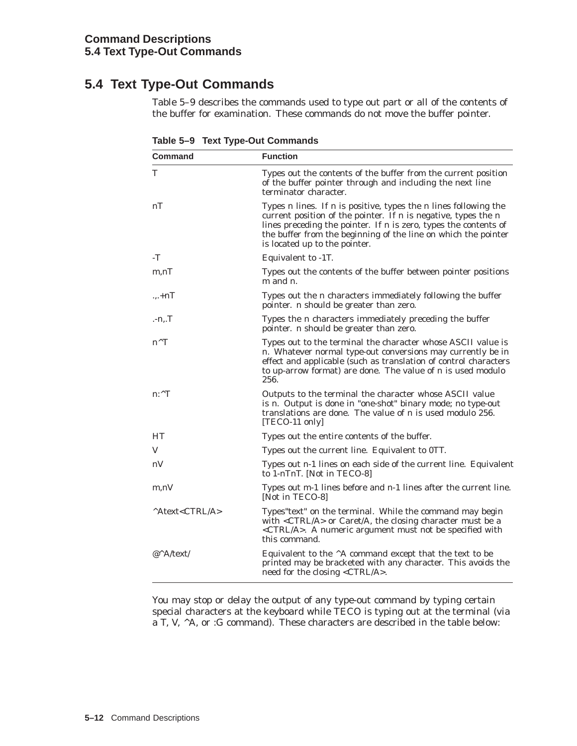## 5.4 Text Type-Out Commands

Table 5–9 describes the commands used to type out part or all of the contents of the buffer for examination. These commands do not move the buffer pointer.

**Table 5–9 Text Type-Out Commands**

| Command | Function |
|---|---|
| T | Types out the contents of the buffer from the current position of the buffer pointer through and including the next line terminator character. |
| nT | Types n lines. If n is positive, types the n lines following the current position of the pointer. If n is negative, types the n lines preceding the pointer. If n is zero, types the contents of the buffer from the beginning of the line on which the pointer is located up to the pointer. |
| -T | Equivalent to -1T. |
| m,nT | Types out the contents of the buffer between pointer positions m and n. |
| .,.+nT | Types out the n characters immediately following the buffer pointer. n should be greater than zero. |
| .-n,.T | Types the n characters immediately preceding the buffer pointer. n should be greater than zero. |
| n^T | Types out to the terminal the character whose ASCII value is n. Whatever normal type-out conversions may currently be in effect and applicable (such as translation of control characters to up-arrow format) are done. The value of n is used modulo 256. |
| n:^T | Outputs to the terminal the character whose ASCII value is n. Output is done in "one-shot" binary mode; no type-out translations are done. The value of n is used modulo 256. [TECO-11 only] |
| HT | Types out the entire contents of the buffer. |
| V | Types out the current line. Equivalent to 0TT. |
| nV | Types out n-1 lines on each side of the current line. Equivalent to 1-nTnT. [Not in TECO-8] |
| m,nV | Types out m-1 lines before and n-1 lines after the current line. [Not in TECO-8] |
| ^Atext<CTRL/A> | Types"text" on the terminal. While the command may begin with <CTRL/A> or Caret/A, the closing character must be a <CTRL/A>. A numeric argument must not be specified with this command. |
| @^A/text/ | Equivalent to the ^A command except that the text to be printed may be bracketed with any character. This avoids the need for the closing <CTRL/A>. |

You may stop or delay the output of any type-out command by typing certain special characters at the keyboard while TECO is typing out at the terminal (via a T, V, ^A, or :G command). These characters are described in the table below: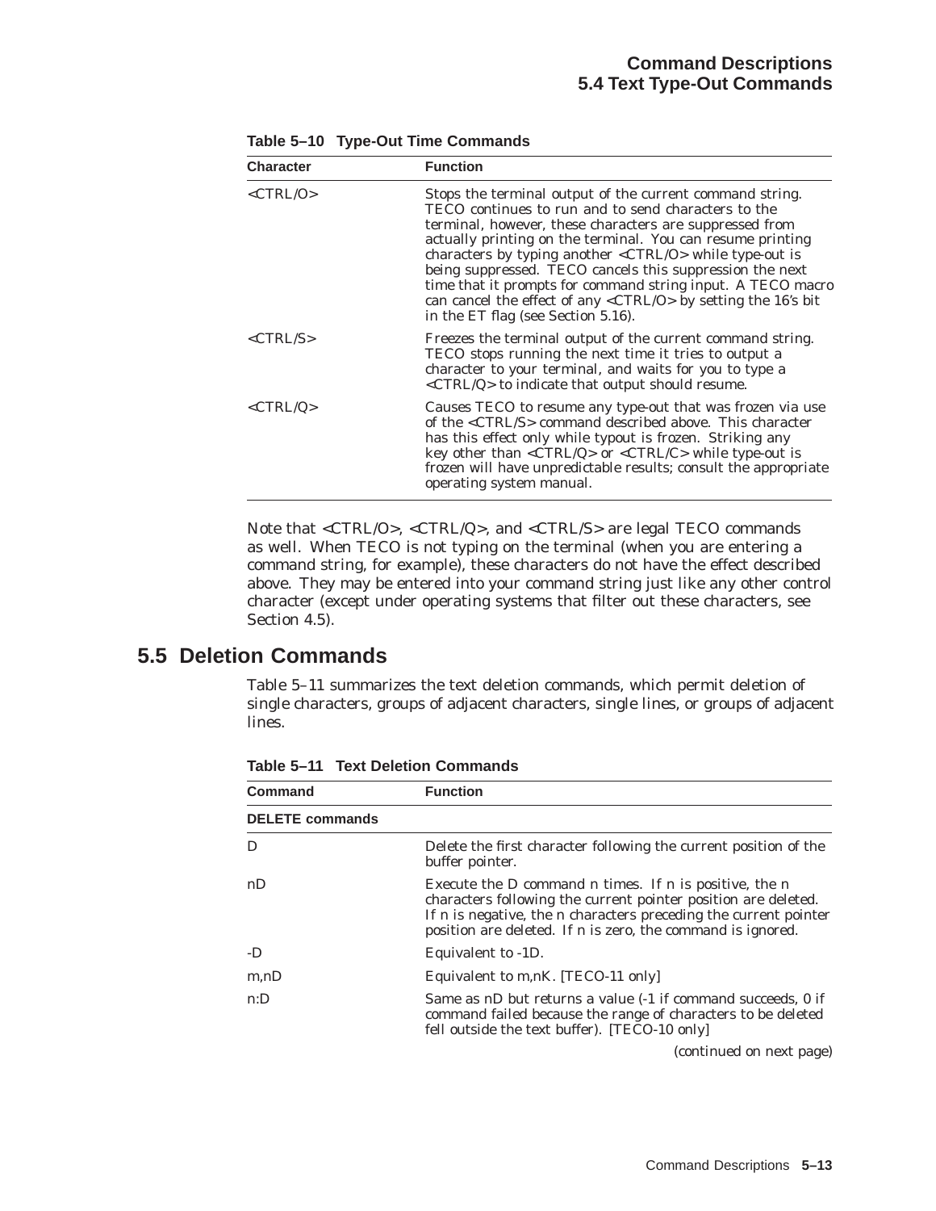**Table 5–10 Type-Out Time Commands**

| Character | Function |
| --- | --- |
| <CTRL/O> | Stops the terminal output of the current command string. TECO continues to run and to send characters to the terminal, however, these characters are suppressed from actually printing on the terminal. You can resume printing characters by typing another <CTRL/O> while type-out is being suppressed. TECO cancels this suppression the next time that it prompts for command string input. A TECO macro can cancel the effect of any <CTRL/O> by setting the 16's bit in the ET flag (see Section 5.16). |
| <CTRL/S> | Freezes the terminal output of the current command string. TECO stops running the next time it tries to output a character to your terminal, and waits for you to type a <CTRL/Q> to indicate that output should resume. |
| <CTRL/Q> | Causes TECO to resume any type-out that was frozen via use of the <CTRL/S> command described above. This character has this effect only while typout is frozen. Striking any key other than <CTRL/Q> or <CTRL/C> while type-out is frozen will have unpredictable results; consult the appropriate operating system manual. |

Note that <CTRL/O>, <CTRL/Q>, and <CTRL/S> are legal TECO commands as well. When TECO is not typing on the terminal (when you are entering a command string, for example), these characters do not have the effect described above. They may be entered into your command string just like any other control character (except under operating systems that filter out these characters, see Section 4.5).

## 5.5 Deletion Commands

Table 5–11 summarizes the text deletion commands, which permit deletion of single characters, groups of adjacent characters, single lines, or groups of adjacent lines.

**Table 5–11 Text Deletion Commands**

| Command | Function |
| --- | --- |
| **DELETE commands** | |
| D | Delete the first character following the current position of the buffer pointer. |
| nD | Execute the D command n times. If n is positive, the n characters following the current pointer position are deleted. If n is negative, the n characters preceding the current pointer position are deleted. If n is zero, the command is ignored. |
| -D | Equivalent to -1D. |
| m,nD | Equivalent to m,nK. [TECO-11 only] |
| n:D | Same as nD but returns a value (-1 if command succeeds, 0 if command failed because the range of characters to be deleted fell outside the text buffer). [TECO-10 only] |

(continued on next page)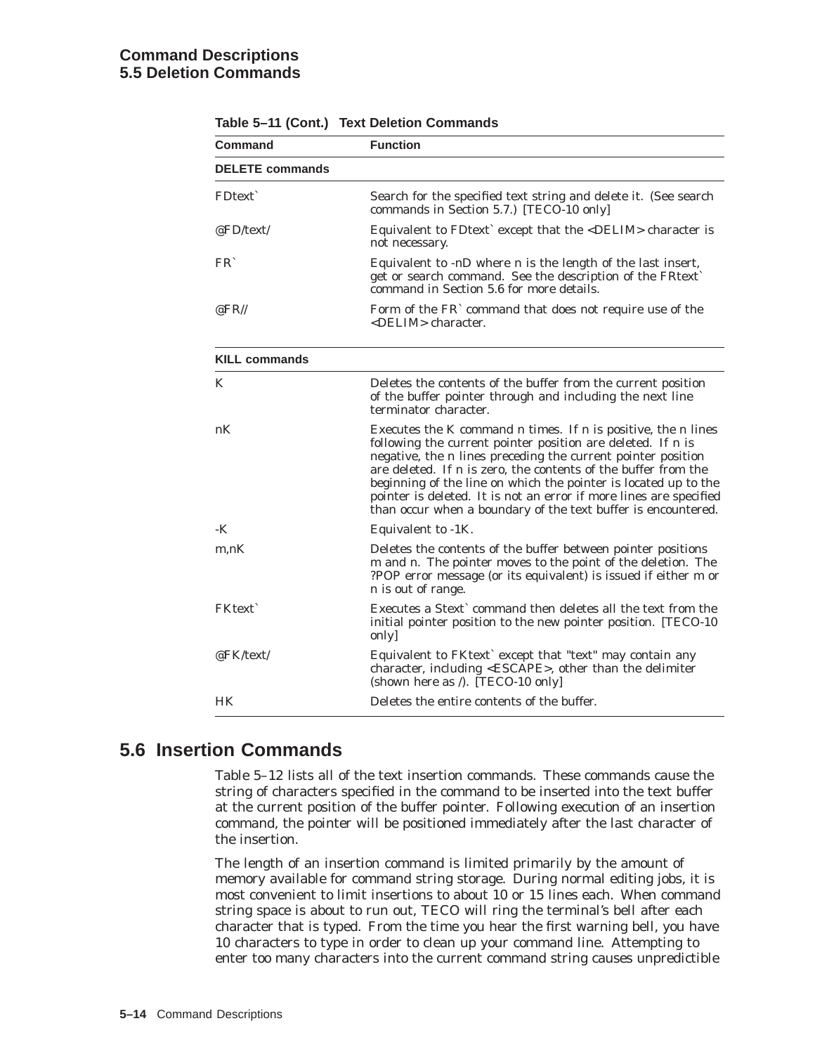**Table 5–11 (Cont.) Text Deletion Commands**

| Command | Function |
| --- | --- |
| **DELETE commands** | |
| FDtext` | Search for the specified text string and delete it. (See search commands in Section 5.7.) [TECO-10 only] |
| @FD/text/ | Equivalent to FDtext` except that the <DELIM> character is not necessary. |
| FR` | Equivalent to -nD where n is the length of the last insert, get or search command. See the description of the FRtext` command in Section 5.6 for more details. |
| @FR// | Form of the FR` command that does not require use of the <DELIM> character. |
| **KILL commands** | |
| K | Deletes the contents of the buffer from the current position of the buffer pointer through and including the next line terminator character. |
| nK | Executes the K command n times. If n is positive, the n lines following the current pointer position are deleted. If n is negative, the n lines preceding the current pointer position are deleted. If n is zero, the contents of the buffer from the beginning of the line on which the pointer is located up to the pointer is deleted. It is not an error if more lines are specified than occur when a boundary of the text buffer is encountered. |
| -K | Equivalent to -1K. |
| m,nK | Deletes the contents of the buffer between pointer positions m and n. The pointer moves to the point of the deletion. The ?POP error message (or its equivalent) is issued if either m or n is out of range. |
| FKtext` | Executes a Stext` command then deletes all the text from the initial pointer position to the new pointer position. [TECO-10 only] |
| @FK/text/ | Equivalent to FKtext` except that "text" may contain any character, including <ESCAPE>, other than the delimiter (shown here as /). [TECO-10 only] |
| HK | Deletes the entire contents of the buffer. |

## 5.6 Insertion Commands

Table 5–12 lists all of the text insertion commands. These commands cause the string of characters specified in the command to be inserted into the text buffer at the current position of the buffer pointer. Following execution of an insertion command, the pointer will be positioned immediately after the last character of the insertion.

The length of an insertion command is limited primarily by the amount of memory available for command string storage. During normal editing jobs, it is most convenient to limit insertions to about 10 or 15 lines each. When command string space is about to run out, TECO will ring the terminal's bell after each character that is typed. From the time you hear the first warning bell, you have 10 characters to type in order to clean up your command line. Attempting to enter too many characters into the current command string causes unpredictible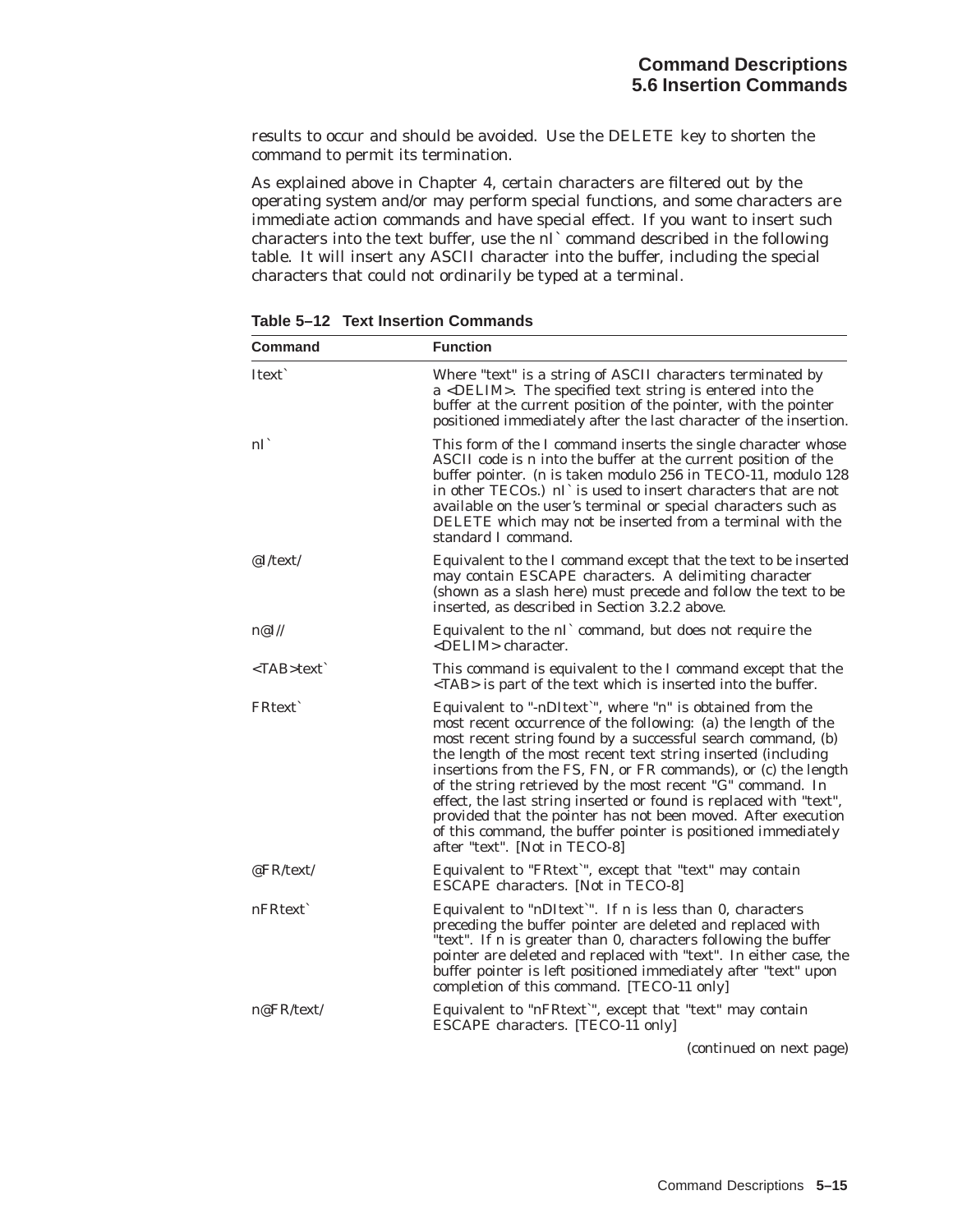results to occur and should be avoided. Use the DELETE key to shorten the command to permit its termination.

As explained above in Chapter 4, certain characters are filtered out by the operating system and/or may perform special functions, and some characters are immediate action commands and have special effect. If you want to insert such characters into the text buffer, use the nI` command described in the following table. It will insert any ASCII character into the buffer, including the special characters that could not ordinarily be typed at a terminal.

**Table 5–12 Text Insertion Commands**

| Command | Function |
|---|---|
| Itext` | Where "text" is a string of ASCII characters terminated by a <DELIM>. The specified text string is entered into the buffer at the current position of the pointer, with the pointer positioned immediately after the last character of the insertion. |
| nI` | This form of the I command inserts the single character whose ASCII code is n into the buffer at the current position of the buffer pointer. (n is taken modulo 256 in TECO-11, modulo 128 in other TECOs.) nI` is used to insert characters that are not available on the user's terminal or special characters such as DELETE which may not be inserted from a terminal with the standard I command. |
| @I/text/ | Equivalent to the I command except that the text to be inserted may contain ESCAPE characters. A delimiting character (shown as a slash here) must precede and follow the text to be inserted, as described in Section 3.2.2 above. |
| n@I// | Equivalent to the nI` command, but does not require the <DELIM> character. |
| <TAB>text` | This command is equivalent to the I command except that the <TAB> is part of the text which is inserted into the buffer. |
| FRtext` | Equivalent to "-nDItext`", where "n" is obtained from the most recent occurrence of the following: (a) the length of the most recent string found by a successful search command, (b) the length of the most recent text string inserted (including insertions from the FS, FN, or FR commands), or (c) the length of the string retrieved by the most recent "G" command. In effect, the last string inserted or found is replaced with "text", provided that the pointer has not been moved. After execution of this command, the buffer pointer is positioned immediately after "text". [Not in TECO-8] |
| @FR/text/ | Equivalent to "FRtext`", except that "text" may contain ESCAPE characters. [Not in TECO-8] |
| nFRtext` | Equivalent to "nDItext`". If n is less than 0, characters preceding the buffer pointer are deleted and replaced with "text". If n is greater than 0, characters following the buffer pointer are deleted and replaced with "text". In either case, the buffer pointer is left positioned immediately after "text" upon completion of this command. [TECO-11 only] |
| n@FR/text/ | Equivalent to "nFRtext`", except that "text" may contain ESCAPE characters. [TECO-11 only] |

*(continued on next page)*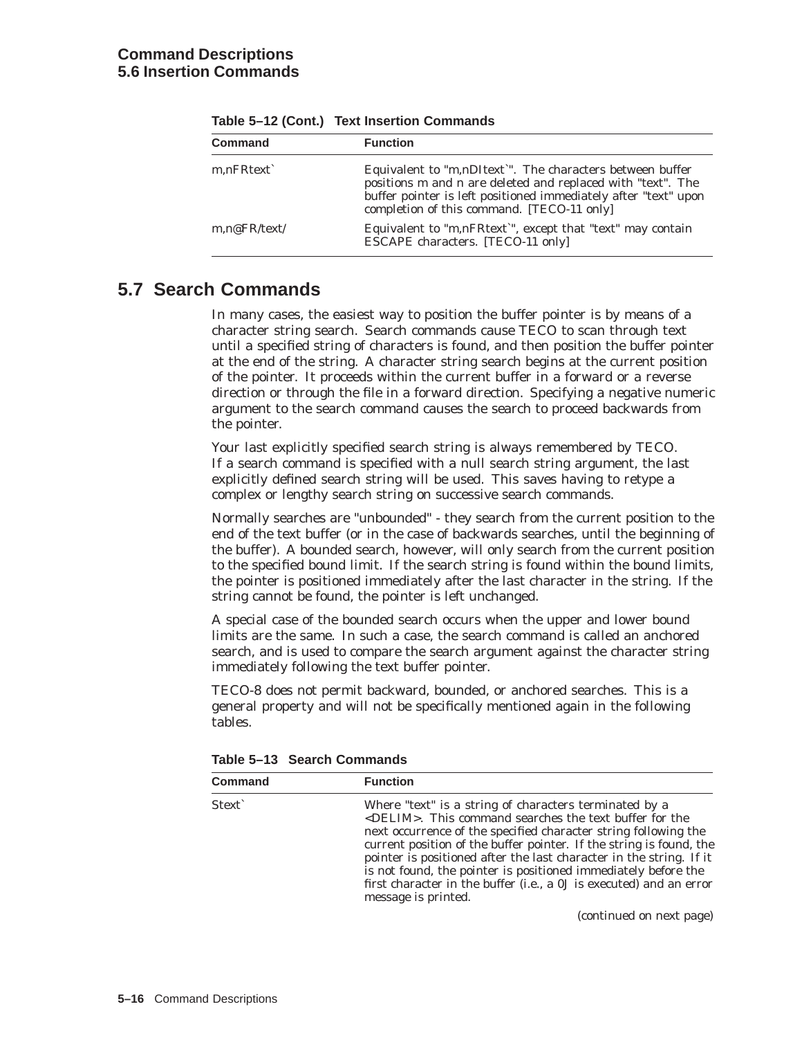**Table 5–12 (Cont.) Text Insertion Commands**

| Command | Function |
|---|---|
| m,nFRtext` | Equivalent to "m,nDItext`". The characters between buffer positions m and n are deleted and replaced with "text". The buffer pointer is left positioned immediately after "text" upon completion of this command. [TECO-11 only] |
| m,n@FR/text/ | Equivalent to "m,nFRtext`", except that "text" may contain ESCAPE characters. [TECO-11 only] |

## 5.7 Search Commands

In many cases, the easiest way to position the buffer pointer is by means of a character string search. Search commands cause TECO to scan through text until a specified string of characters is found, and then position the buffer pointer at the end of the string. A character string search begins at the current position of the pointer. It proceeds within the current buffer in a forward or a reverse direction or through the file in a forward direction. Specifying a negative numeric argument to the search command causes the search to proceed backwards from the pointer.

Your last explicitly specified search string is always remembered by TECO. If a search command is specified with a null search string argument, the last explicitly defined search string will be used. This saves having to retype a complex or lengthy search string on successive search commands.

Normally searches are "unbounded" - they search from the current position to the end of the text buffer (or in the case of backwards searches, until the beginning of the buffer). A bounded search, however, will only search from the current position to the specified bound limit. If the search string is found within the bound limits, the pointer is positioned immediately after the last character in the string. If the string cannot be found, the pointer is left unchanged.

A special case of the bounded search occurs when the upper and lower bound limits are the same. In such a case, the search command is called an anchored search, and is used to compare the search argument against the character string immediately following the text buffer pointer.

TECO-8 does not permit backward, bounded, or anchored searches. This is a general property and will not be specifically mentioned again in the following tables.

**Table 5–13 Search Commands**

| Command | Function |
|---|---|
| Stext` | Where "text" is a string of characters terminated by a <DELIM>. This command searches the text buffer for the next occurrence of the specified character string following the current position of the buffer pointer. If the string is found, the pointer is positioned after the last character in the string. If it is not found, the pointer is positioned immediately before the first character in the buffer (i.e., a 0J is executed) and an error message is printed. |

(continued on next page)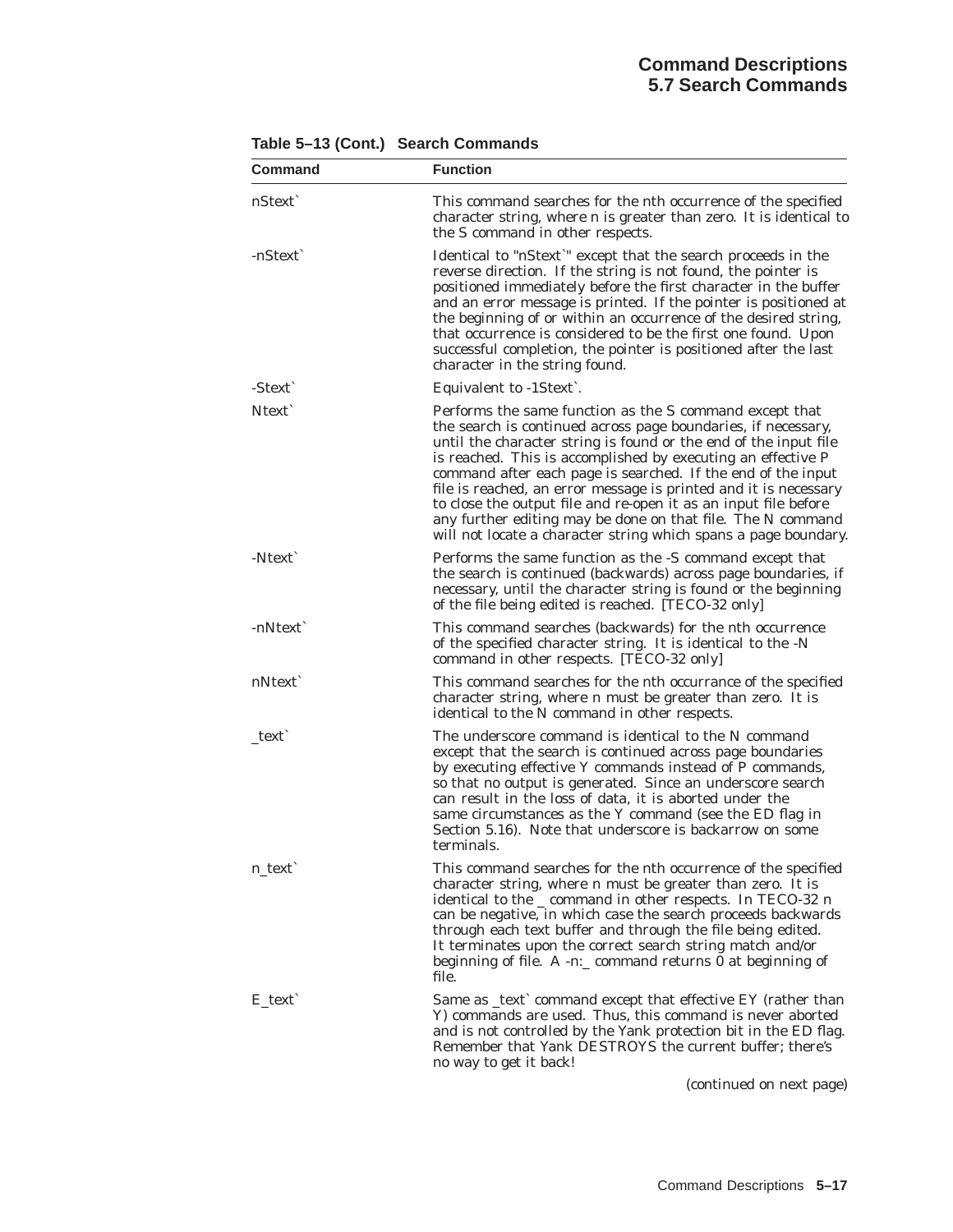**Table 5–13 (Cont.) Search Commands**

| Command | Function |
|---|---|
| nStext` | This command searches for the nth occurrence of the specified character string, where n is greater than zero. It is identical to the S command in other respects. |
| -nStext` | Identical to "nStext`" except that the search proceeds in the reverse direction. If the string is not found, the pointer is positioned immediately before the first character in the buffer and an error message is printed. If the pointer is positioned at the beginning of or within an occurrence of the desired string, that occurrence is considered to be the first one found. Upon successful completion, the pointer is positioned after the last character in the string found. |
| -Stext` | Equivalent to -1Stext`. |
| Ntext` | Performs the same function as the S command except that the search is continued across page boundaries, if necessary, until the character string is found or the end of the input file is reached. This is accomplished by executing an effective P command after each page is searched. If the end of the input file is reached, an error message is printed and it is necessary to close the output file and re-open it as an input file before any further editing may be done on that file. The N command will not locate a character string which spans a page boundary. |
| -Ntext` | Performs the same function as the -S command except that the search is continued (backwards) across page boundaries, if necessary, until the character string is found or the beginning of the file being edited is reached. [TECO-32 only] |
| -nNtext` | This command searches (backwards) for the nth occurrence of the specified character string. It is identical to the -N command in other respects. [TECO-32 only] |
| nNtext` | This command searches for the nth occurrance of the specified character string, where n must be greater than zero. It is identical to the N command in other respects. |
| _text` | The underscore command is identical to the N command except that the search is continued across page boundaries by executing effective Y commands instead of P commands, so that no output is generated. Since an underscore search can result in the loss of data, it is aborted under the same circumstances as the Y command (see the ED flag in Section 5.16). Note that underscore is backarrow on some terminals. |
| n_text` | This command searches for the nth occurrence of the specified character string, where n must be greater than zero. It is identical to the _ command in other respects. In TECO-32 n can be negative, in which case the search proceeds backwards through each text buffer and through the file being edited. It terminates upon the correct search string match and/or beginning of file. A -n:_ command returns 0 at beginning of file. |
| E_text` | Same as _text` command except that effective EY (rather than Y) commands are used. Thus, this command is never aborted and is not controlled by the Yank protection bit in the ED flag. Remember that Yank DESTROYS the current buffer; there's no way to get it back! |

(continued on next page)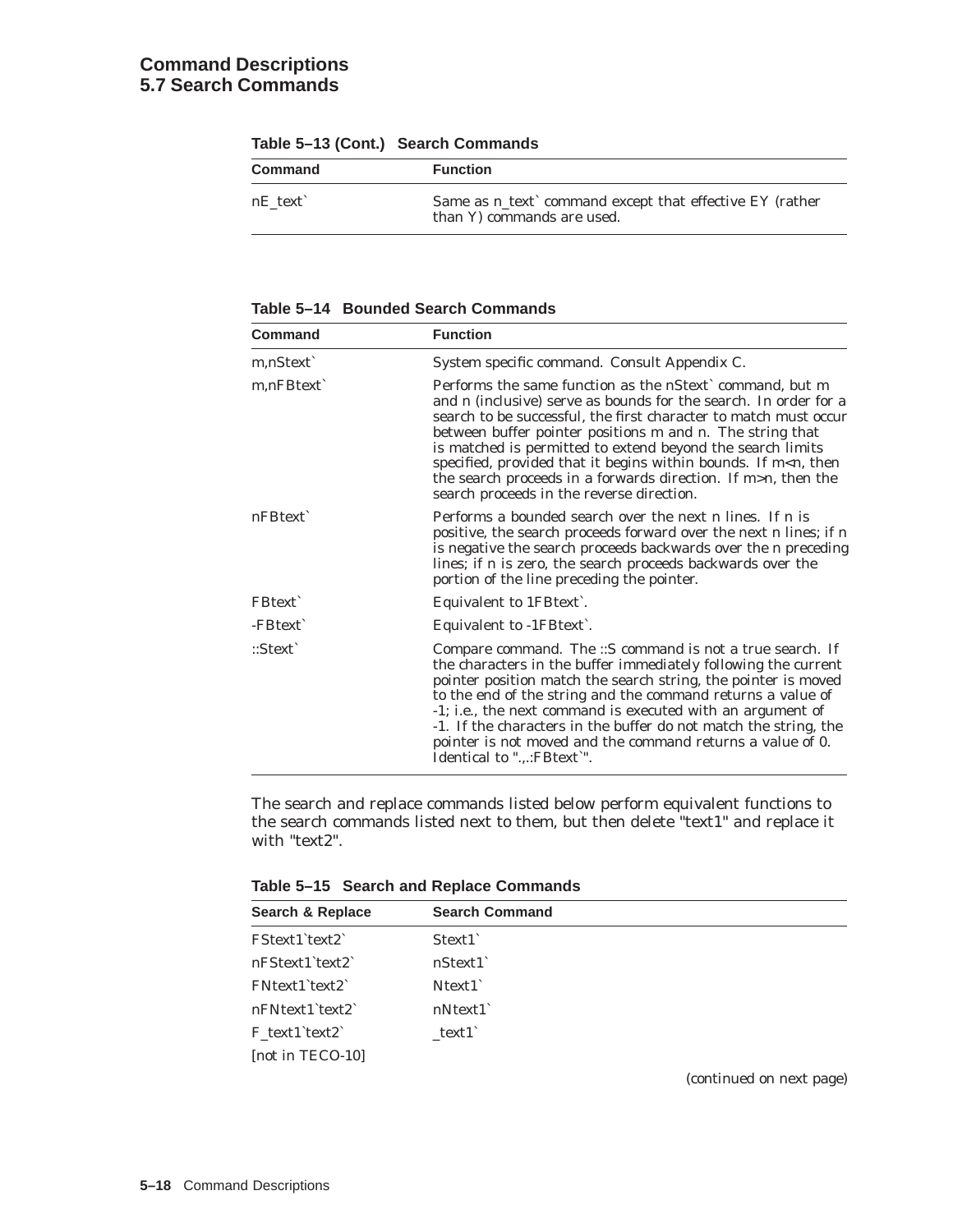**Table 5–13 (Cont.) Search Commands**

| Command | Function |
|---|---|
| nE_text` | Same as n_text` command except that effective EY (rather than Y) commands are used. |

**Table 5–14 Bounded Search Commands**

| Command | Function |
|---|---|
| m,nStext` | System specific command. Consult Appendix C. |
| m,nFBtext` | Performs the same function as the nStext` command, but m and n (inclusive) serve as bounds for the search. In order for a search to be successful, the first character to match must occur between buffer pointer positions m and n. The string that is matched is permitted to extend beyond the search limits specified, provided that it begins within bounds. If m<n, then the search proceeds in a forwards direction. If m>n, then the search proceeds in the reverse direction. |
| nFBtext` | Performs a bounded search over the next n lines. If n is positive, the search proceeds forward over the next n lines; if n is negative the search proceeds backwards over the n preceding lines; if n is zero, the search proceeds backwards over the portion of the line preceding the pointer. |
| FBtext` | Equivalent to 1FBtext`. |
| -FBtext` | Equivalent to -1FBtext`. |
| ::Stext` | Compare command. The ::S command is not a true search. If the characters in the buffer immediately following the current pointer position match the search string, the pointer is moved to the end of the string and the command returns a value of -1; i.e., the next command is executed with an argument of -1. If the characters in the buffer do not match the string, the pointer is not moved and the command returns a value of 0. Identical to ".,.:FBtext`". |

The search and replace commands listed below perform equivalent functions to the search commands listed next to them, but then delete "text1" and replace it with "text2".

**Table 5–15 Search and Replace Commands**

| Search & Replace | Search Command |
|---|---|
| FStext1`text2` | Stext1` |
| nFStext1`text2` | nStext1` |
| FNtext1`text2` | Ntext1` |
| nFNtext1`text2` | nNtext1` |
| F_text1`text2` | _text1` |
| [not in TECO-10] | |

*(continued on next page)*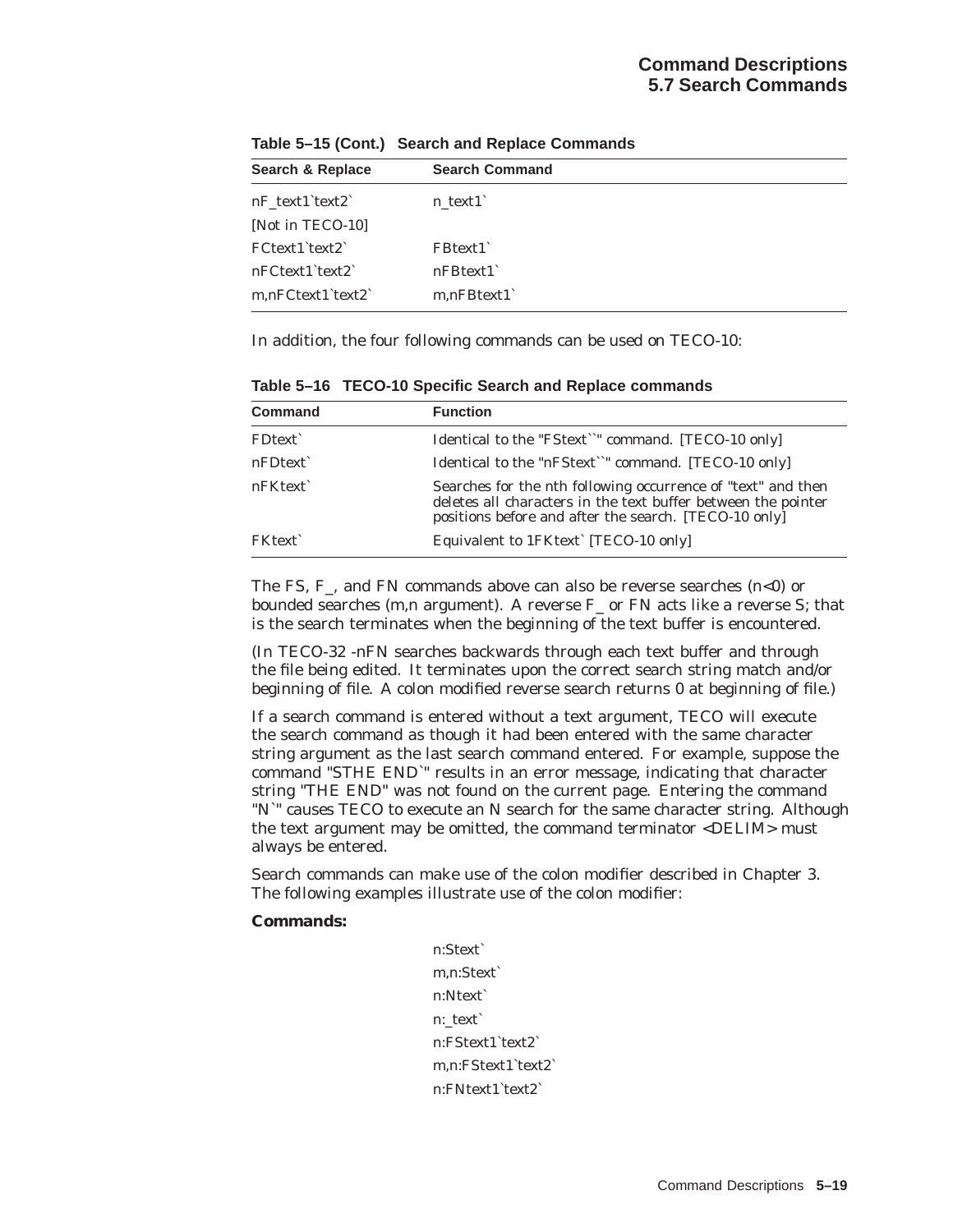**Table 5–15 (Cont.) Search and Replace Commands**

| Search & Replace | Search Command |
|---|---|
| nF_text1`text2` | n_text1` |
| [Not in TECO-10] | |
| FCtext1`text2` | FBtext1` |
| nFCtext1`text2` | nFBtext1` |
| m,nFCtext1`text2` | m,nFBtext1` |

In addition, the four following commands can be used on TECO-10:

**Table 5–16 TECO-10 Specific Search and Replace commands**

| Command | Function |
|---|---|
| FDtext` | Identical to the "FStext``" command. [TECO-10 only] |
| nFDtext` | Identical to the "nFStext``" command. [TECO-10 only] |
| nFKtext` | Searches for the nth following occurrence of "text" and then deletes all characters in the text buffer between the pointer positions before and after the search. [TECO-10 only] |
| FKtext` | Equivalent to 1FKtext` [TECO-10 only] |

The FS, F_, and FN commands above can also be reverse searches (n<0) or bounded searches (m,n argument). A reverse F_ or FN acts like a reverse S; that is the search terminates when the beginning of the text buffer is encountered.

(In TECO-32 -nFN searches backwards through each text buffer and through the file being edited. It terminates upon the correct search string match and/or beginning of file. A colon modified reverse search returns 0 at beginning of file.)

If a search command is entered without a text argument, TECO will execute the search command as though it had been entered with the same character string argument as the last search command entered. For example, suppose the command "STHE END`" results in an error message, indicating that character string "THE END" was not found on the current page. Entering the command "N`" causes TECO to execute an N search for the same character string. Although the text argument may be omitted, the command terminator <DELIM> must always be entered.

Search commands can make use of the colon modifier described in Chapter 3. The following examples illustrate use of the colon modifier:

**Commands:**

```
n:Stext`
m,n:Stext`
n:Ntext`
n:_text`
n:FStext1`text2`
m,n:FStext1`text2`
n:FNtext1`text2`
```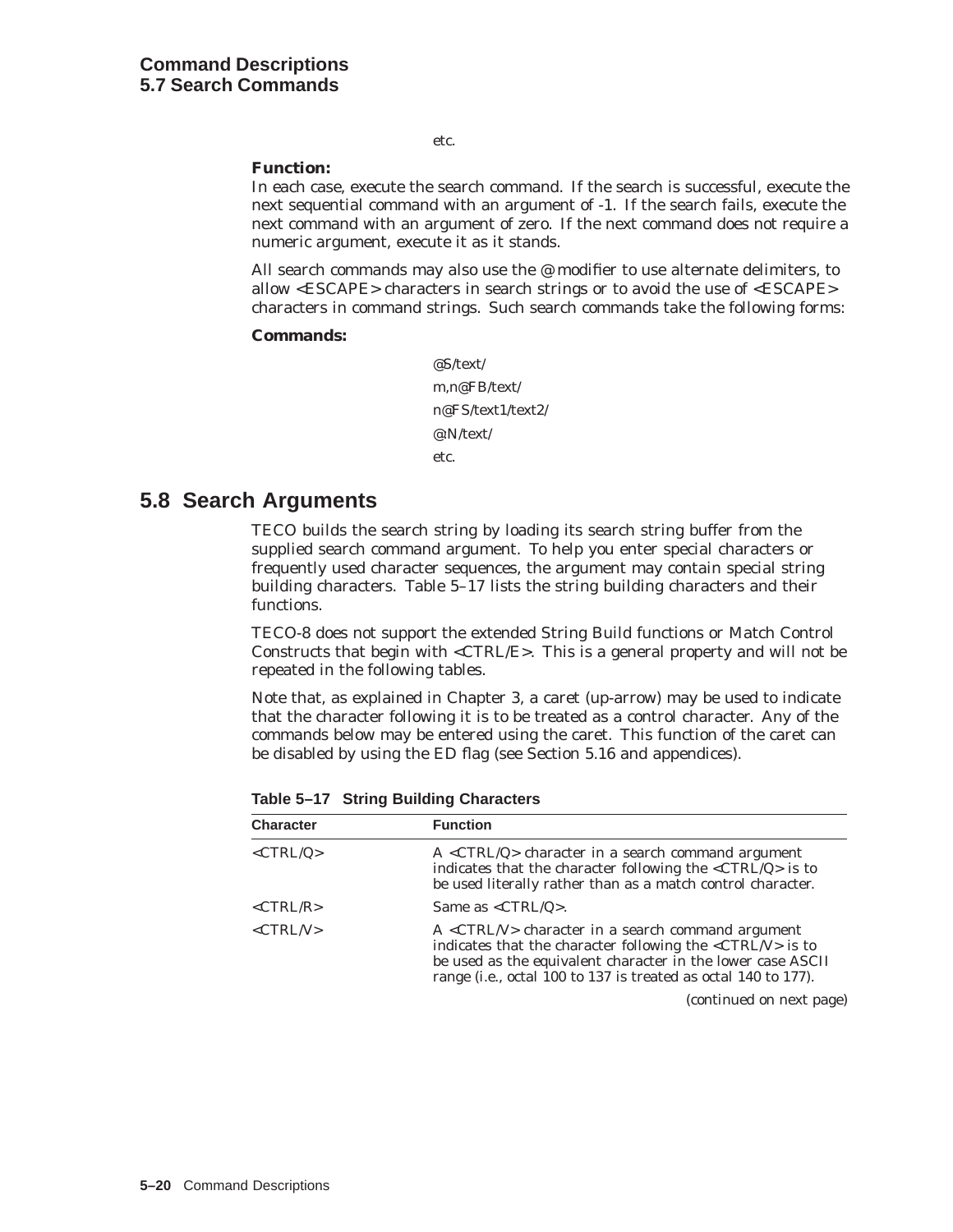etc.

**Function:**

In each case, execute the search command. If the search is successful, execute the next sequential command with an argument of -1. If the search fails, execute the next command with an argument of zero. If the next command does not require a numeric argument, execute it as it stands.

All search commands may also use the @ modifier to use alternate delimiters, to allow <ESCAPE> characters in search strings or to avoid the use of <ESCAPE> characters in command strings. Such search commands take the following forms:

**Commands:**

@S/text/

m,n@FB/text/

n@FS/text1/text2/

@:N/text/

etc.

## 5.8 Search Arguments

TECO builds the search string by loading its search string buffer from the supplied search command argument. To help you enter special characters or frequently used character sequences, the argument may contain special string building characters. Table 5–17 lists the string building characters and their functions.

TECO-8 does not support the extended String Build functions or Match Control Constructs that begin with <CTRL/E>. This is a general property and will not be repeated in the following tables.

Note that, as explained in Chapter 3, a caret (up-arrow) may be used to indicate that the character following it is to be treated as a control character. Any of the commands below may be entered using the caret. This function of the caret can be disabled by using the ED flag (see Section 5.16 and appendices).

**Table 5–17 String Building Characters**

| Character | Function |
|---|---|
| <CTRL/Q> | A <CTRL/Q> character in a search command argument indicates that the character following the <CTRL/Q> is to be used literally rather than as a match control character. |
| <CTRL/R> | Same as <CTRL/Q>. |
| <CTRL/V> | A <CTRL/V> character in a search command argument indicates that the character following the <CTRL/V> is to be used as the equivalent character in the lower case ASCII range (i.e., octal 100 to 137 is treated as octal 140 to 177). |

(continued on next page)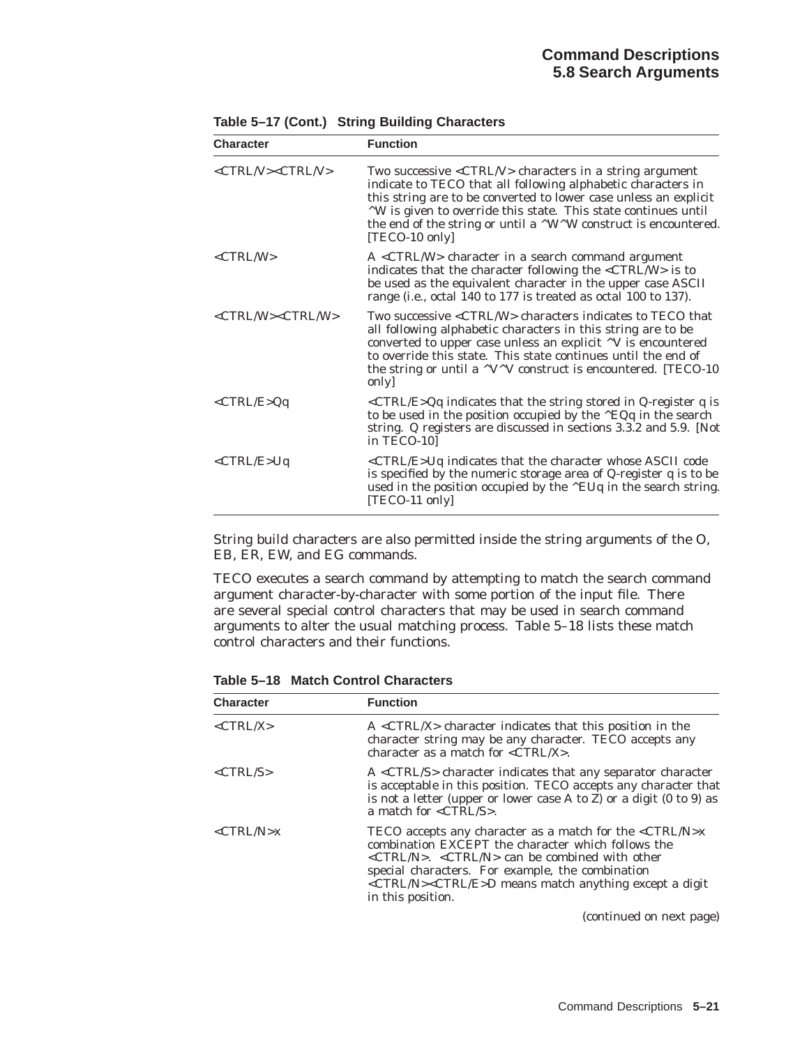**Table 5–17 (Cont.) String Building Characters**

| Character | Function |
|---|---|
| <CTRL/V><CTRL/V> | Two successive <CTRL/V> characters in a string argument indicate to TECO that all following alphabetic characters in this string are to be converted to lower case unless an explicit ^W is given to override this state. This state continues until the end of the string or until a ^W^W construct is encountered. [TECO-10 only] |
| <CTRL/W> | A <CTRL/W> character in a search command argument indicates that the character following the <CTRL/W> is to be used as the equivalent character in the upper case ASCII range (i.e., octal 140 to 177 is treated as octal 100 to 137). |
| <CTRL/W><CTRL/W> | Two successive <CTRL/W> characters indicates to TECO that all following alphabetic characters in this string are to be converted to upper case unless an explicit ^V is encountered to override this state. This state continues until the end of the string or until a ^V^V construct is encountered. [TECO-10 only] |
| <CTRL/E>Qq | <CTRL/E>Qq indicates that the string stored in Q-register q is to be used in the position occupied by the ^EQq in the search string. Q registers are discussed in sections 3.3.2 and 5.9. [Not in TECO-10] |
| <CTRL/E>Uq | <CTRL/E>Uq indicates that the character whose ASCII code is specified by the numeric storage area of Q-register q is to be used in the position occupied by the ^EUq in the search string. [TECO-11 only] |

String build characters are also permitted inside the string arguments of the O, EB, ER, EW, and EG commands.

TECO executes a search command by attempting to match the search command argument character-by-character with some portion of the input file. There are several special control characters that may be used in search command arguments to alter the usual matching process. Table 5–18 lists these match control characters and their functions.

**Table 5–18 Match Control Characters**

| Character | Function |
|---|---|
| <CTRL/X> | A <CTRL/X> character indicates that this position in the character string may be any character. TECO accepts any character as a match for <CTRL/X>. |
| <CTRL/S> | A <CTRL/S> character indicates that any separator character is acceptable in this position. TECO accepts any character that is not a letter (upper or lower case A to Z) or a digit (0 to 9) as a match for <CTRL/S>. |
| <CTRL/N>x | TECO accepts any character as a match for the <CTRL/N>x combination EXCEPT the character which follows the <CTRL/N>. <CTRL/N> can be combined with other special characters. For example, the combination <CTRL/N><CTRL/E>D means match anything except a digit in this position. |

(continued on next page)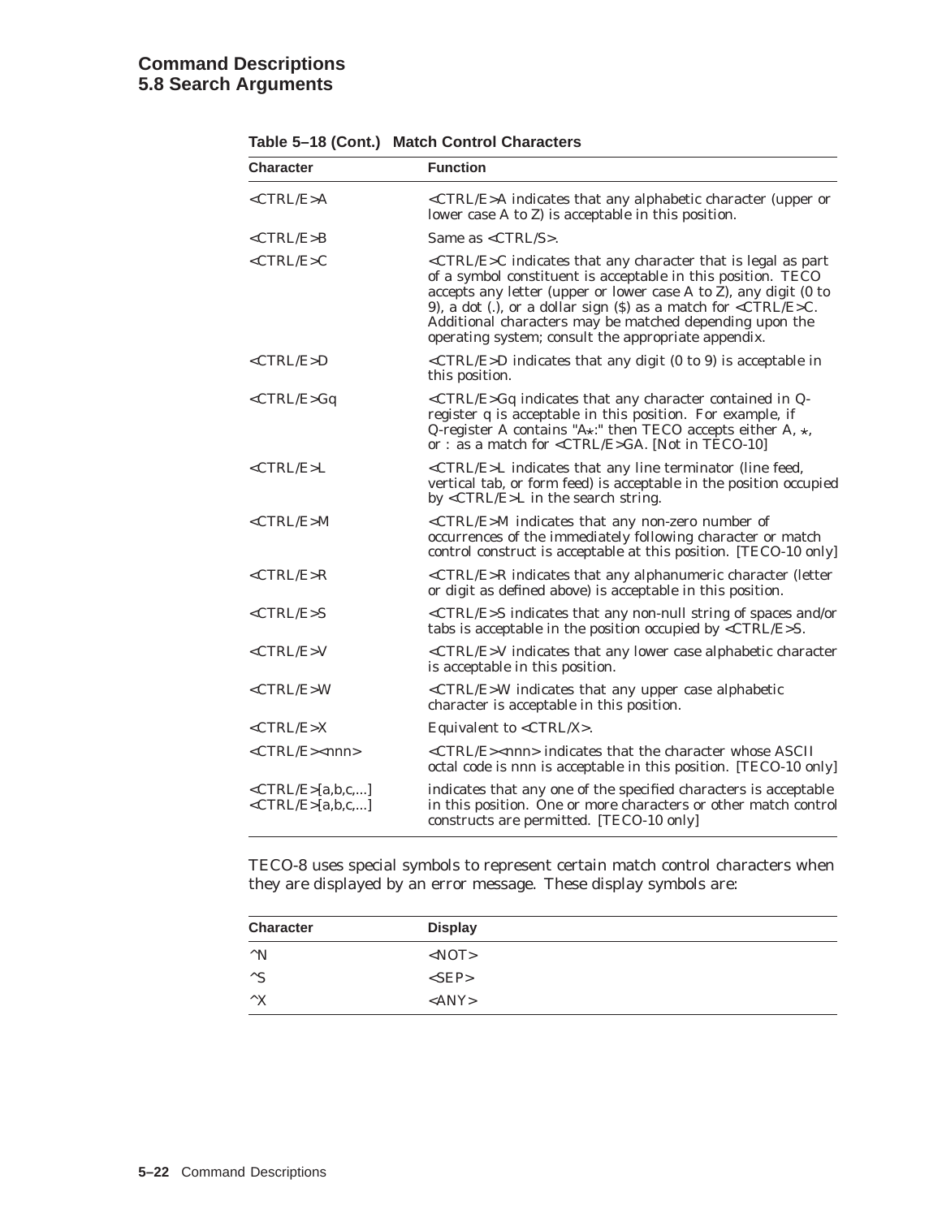**Table 5–18 (Cont.) Match Control Characters**

| Character | Function |
|---|---|
| <CTRL/E>A | <CTRL/E>A indicates that any alphabetic character (upper or lower case A to Z) is acceptable in this position. |
| <CTRL/E>B | Same as <CTRL/S>. |
| <CTRL/E>C | <CTRL/E>C indicates that any character that is legal as part of a symbol constituent is acceptable in this position. TECO accepts any letter (upper or lower case A to Z), any digit (0 to 9), a dot (.), or a dollar sign ($) as a match for <CTRL/E>C. Additional characters may be matched depending upon the operating system; consult the appropriate appendix. |
| <CTRL/E>D | <CTRL/E>D indicates that any digit (0 to 9) is acceptable in this position. |
| <CTRL/E>Gq | <CTRL/E>Gq indicates that any character contained in Q-register q is acceptable in this position. For example, if Q-register A contains "A*:" then TECO accepts either A, *, or : as a match for <CTRL/E>GA. [Not in TECO-10] |
| <CTRL/E>L | <CTRL/E>L indicates that any line terminator (line feed, vertical tab, or form feed) is acceptable in the position occupied by <CTRL/E>L in the search string. |
| <CTRL/E>M | <CTRL/E>M indicates that any non-zero number of occurrences of the immediately following character or match control construct is acceptable at this position. [TECO-10 only] |
| <CTRL/E>R | <CTRL/E>R indicates that any alphanumeric character (letter or digit as defined above) is acceptable in this position. |
| <CTRL/E>S | <CTRL/E>S indicates that any non-null string of spaces and/or tabs is acceptable in the position occupied by <CTRL/E>S. |
| <CTRL/E>V | <CTRL/E>V indicates that any lower case alphabetic character is acceptable in this position. |
| <CTRL/E>W | <CTRL/E>W indicates that any upper case alphabetic character is acceptable in this position. |
| <CTRL/E>X | Equivalent to <CTRL/X>. |
| <CTRL/E><nnn> | <CTRL/E><nnn> indicates that the character whose ASCII octal code is nnn is acceptable in this position. [TECO-10 only] |
| <CTRL/E>[a,b,c,...]<br><CTRL/E>[a,b,c,...] | indicates that any one of the specified characters is acceptable in this position. One or more characters or other match control constructs are permitted. [TECO-10 only] |

TECO-8 uses special symbols to represent certain match control characters when they are displayed by an error message. These display symbols are:

| Character | Display |
|---|---|
| ^N | <NOT> |
| ^S | <SEP> |
| ^X | <ANY> |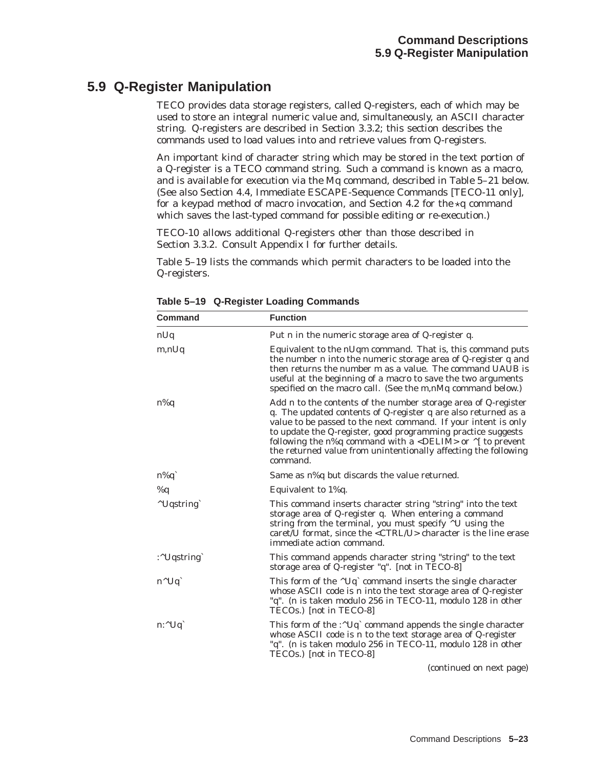## 5.9 Q-Register Manipulation

TECO provides data storage registers, called Q-registers, each of which may be used to store an integral numeric value and, simultaneously, an ASCII character string. Q-registers are described in Section 3.3.2; this section describes the commands used to load values into and retrieve values from Q-registers.

An important kind of character string which may be stored in the text portion of a Q-register is a TECO command string. Such a command is known as a macro, and is available for execution via the Mq command, described in Table 5–21 below. (See also Section 4.4, Immediate ESCAPE-Sequence Commands [TECO-11 only], for a keypad method of macro invocation, and Section 4.2 for the *q command which saves the last-typed command for possible editing or re-execution.)

TECO-10 allows additional Q-registers other than those described in Section 3.3.2. Consult Appendix I for further details.

Table 5–19 lists the commands which permit characters to be loaded into the Q-registers.

**Table 5–19 Q-Register Loading Commands**

| Command | Function |
|---|---|
| nUq | Put n in the numeric storage area of Q-register q. |
| m,nUq | Equivalent to the nUqm command. That is, this command puts the number n into the numeric storage area of Q-register q and then returns the number m as a value. The command UAUB is useful at the beginning of a macro to save the two arguments specified on the macro call. (See the m,nMq command below.) |
| n%q | Add n to the contents of the number storage area of Q-register q. The updated contents of Q-register q are also returned as a value to be passed to the next command. If your intent is only to update the Q-register, good programming practice suggests following the n%q command with a <DELIM> or ^[ to prevent the returned value from unintentionally affecting the following command. |
| n%q` | Same as n%q but discards the value returned. |
| %q | Equivalent to 1%q. |
| ^Uqstring` | This command inserts character string "string" into the text storage area of Q-register q. When entering a command string from the terminal, you must specify ^U using the caret/U format, since the <CTRL/U> character is the line erase immediate action command. |
| :^Uqstring` | This command appends character string "string" to the text storage area of Q-register "q". [not in TECO-8] |
| n^Uq` | This form of the ^Uq` command inserts the single character whose ASCII code is n into the text storage area of Q-register "q". (n is taken modulo 256 in TECO-11, modulo 128 in other TECOs.) [not in TECO-8] |
| n:^Uq` | This form of the :^Uq` command appends the single character whose ASCII code is n to the text storage area of Q-register "q". (n is taken modulo 256 in TECO-11, modulo 128 in other TECOs.) [not in TECO-8] |

*(continued on next page)*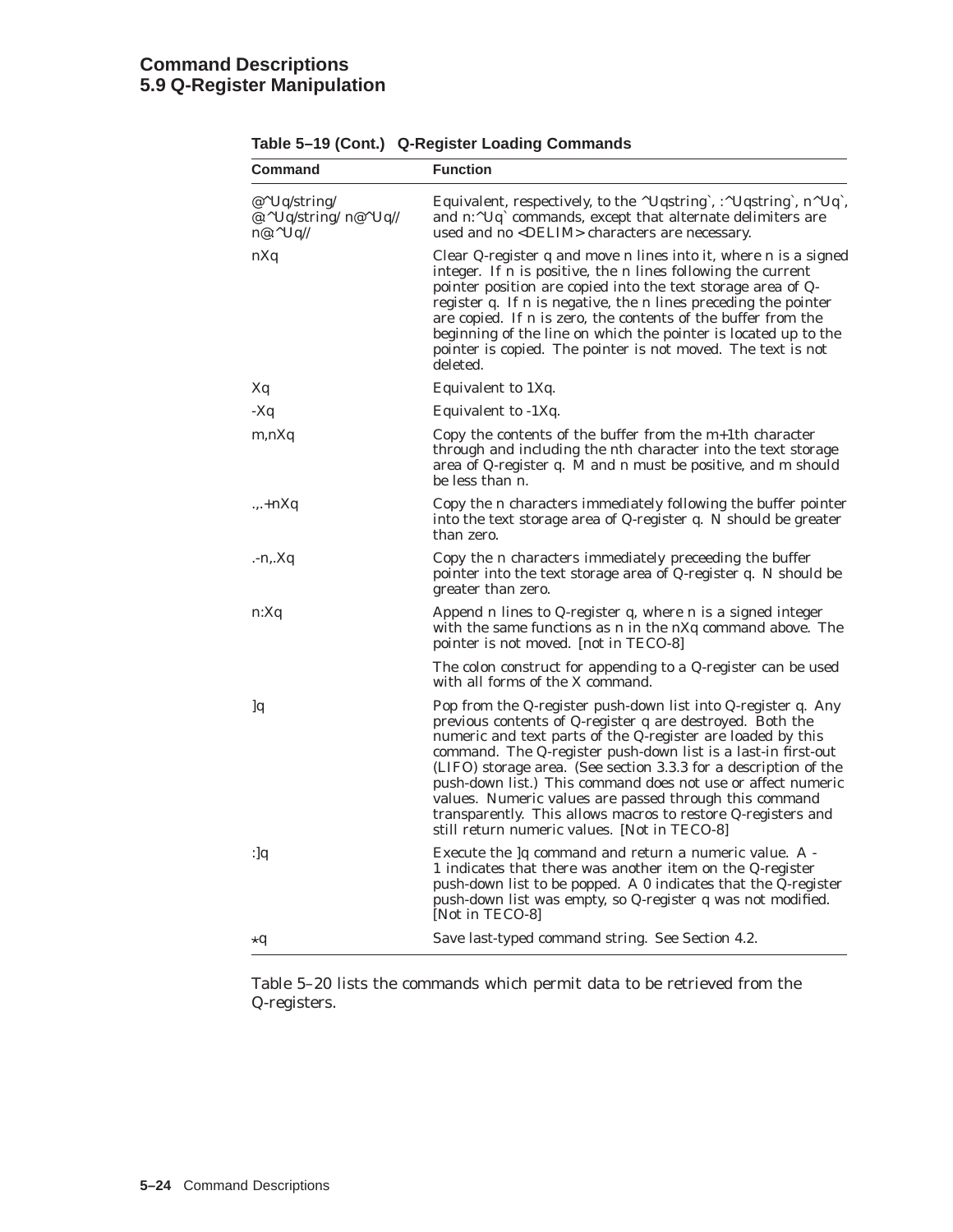**Table 5–19 (Cont.) Q-Register Loading Commands**

| Command | Function |
|---|---|
| @^Uq/string/<br>@:^Uq/string/ n@^Uq//<br>n@:^Uq// | Equivalent, respectively, to the ^Uqstring`, :^Uqstring`, n^Uq`, and n:^Uq` commands, except that alternate delimiters are used and no <DELIM> characters are necessary. |
| nXq | Clear Q-register q and move n lines into it, where n is a signed integer. If n is positive, the n lines following the current pointer position are copied into the text storage area of Q-register q. If n is negative, the n lines preceding the pointer are copied. If n is zero, the contents of the buffer from the beginning of the line on which the pointer is located up to the pointer is copied. The pointer is not moved. The text is not deleted. |
| Xq | Equivalent to 1Xq. |
| -Xq | Equivalent to -1Xq. |
| m,nXq | Copy the contents of the buffer from the m+1th character through and including the nth character into the text storage area of Q-register q. M and n must be positive, and m should be less than n. |
| .,.+nXq | Copy the n characters immediately following the buffer pointer into the text storage area of Q-register q. N should be greater than zero. |
| .-n,.Xq | Copy the n characters immediately preceeding the buffer pointer into the text storage area of Q-register q. N should be greater than zero. |
| n:Xq | Append n lines to Q-register q, where n is a signed integer with the same functions as n in the nXq command above. The pointer is not moved. [not in TECO-8] |
| | The colon construct for appending to a Q-register can be used with all forms of the X command. |
| ]q | Pop from the Q-register push-down list into Q-register q. Any previous contents of Q-register q are destroyed. Both the numeric and text parts of the Q-register are loaded by this command. The Q-register push-down list is a last-in first-out (LIFO) storage area. (See section 3.3.3 for a description of the push-down list.) This command does not use or affect numeric values. Numeric values are passed through this command transparently. This allows macros to restore Q-registers and still return numeric values. [Not in TECO-8] |
| :]q | Execute the ]q command and return a numeric value. A -1 indicates that there was another item on the Q-register push-down list to be popped. A 0 indicates that the Q-register push-down list was empty, so Q-register q was not modified. [Not in TECO-8] |
| *q | Save last-typed command string. See Section 4.2. |

Table 5–20 lists the commands which permit data to be retrieved from the Q-registers.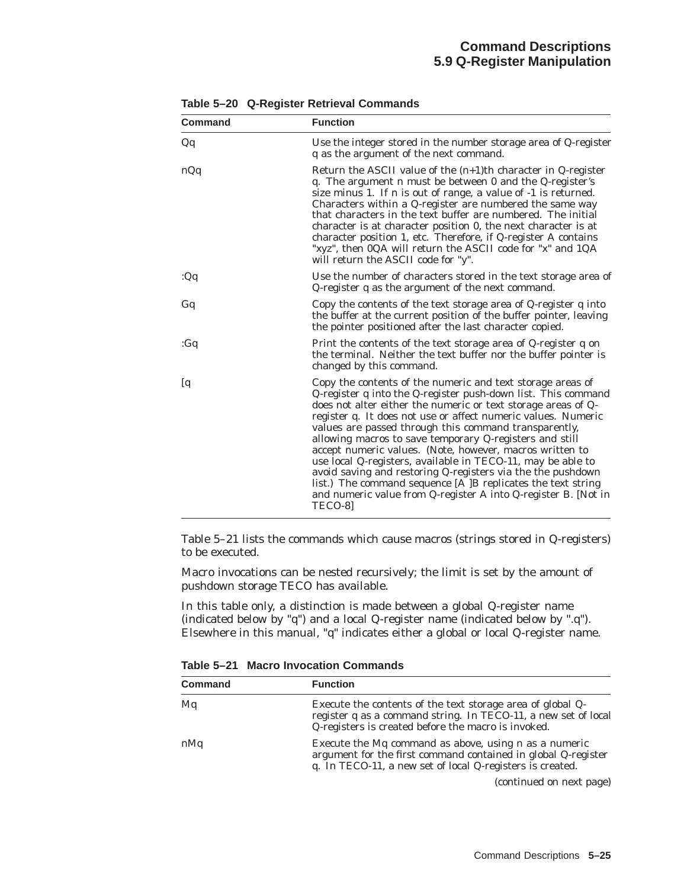**Table 5–20 Q-Register Retrieval Commands**

| Command | Function |
|---|---|
| Qq | Use the integer stored in the number storage area of Q-register q as the argument of the next command. |
| nQq | Return the ASCII value of the (n+1)th character in Q-register q. The argument n must be between 0 and the Q-register's size minus 1. If n is out of range, a value of -1 is returned. Characters within a Q-register are numbered the same way that characters in the text buffer are numbered. The initial character is at character position 0, the next character is at character position 1, etc. Therefore, if Q-register A contains "xyz", then 0QA will return the ASCII code for "x" and 1QA will return the ASCII code for "y". |
| :Qq | Use the number of characters stored in the text storage area of Q-register q as the argument of the next command. |
| Gq | Copy the contents of the text storage area of Q-register q into the buffer at the current position of the buffer pointer, leaving the pointer positioned after the last character copied. |
| :Gq | Print the contents of the text storage area of Q-register q on the terminal. Neither the text buffer nor the buffer pointer is changed by this command. |
| [q | Copy the contents of the numeric and text storage areas of Q-register q into the Q-register push-down list. This command does not alter either the numeric or text storage areas of Q-register q. It does not use or affect numeric values. Numeric values are passed through this command transparently, allowing macros to save temporary Q-registers and still accept numeric values. (Note, however, macros written to use local Q-registers, available in TECO-11, may be able to avoid saving and restoring Q-registers via the the pushdown list.) The command sequence [A ]B replicates the text string and numeric value from Q-register A into Q-register B. [Not in TECO-8] |

Table 5–21 lists the commands which cause macros (strings stored in Q-registers) to be executed.

Macro invocations can be nested recursively; the limit is set by the amount of pushdown storage TECO has available.

In this table only, a distinction is made between a global Q-register name (indicated below by "q") and a local Q-register name (indicated below by ".q"). Elsewhere in this manual, "q" indicates either a global or local Q-register name.

**Table 5–21 Macro Invocation Commands**

| Command | Function |
|---|---|
| Mq | Execute the contents of the text storage area of global Q-register q as a command string. In TECO-11, a new set of local Q-registers is created before the macro is invoked. |
| nMq | Execute the Mq command as above, using n as a numeric argument for the first command contained in global Q-register q. In TECO-11, a new set of local Q-registers is created. |

(continued on next page)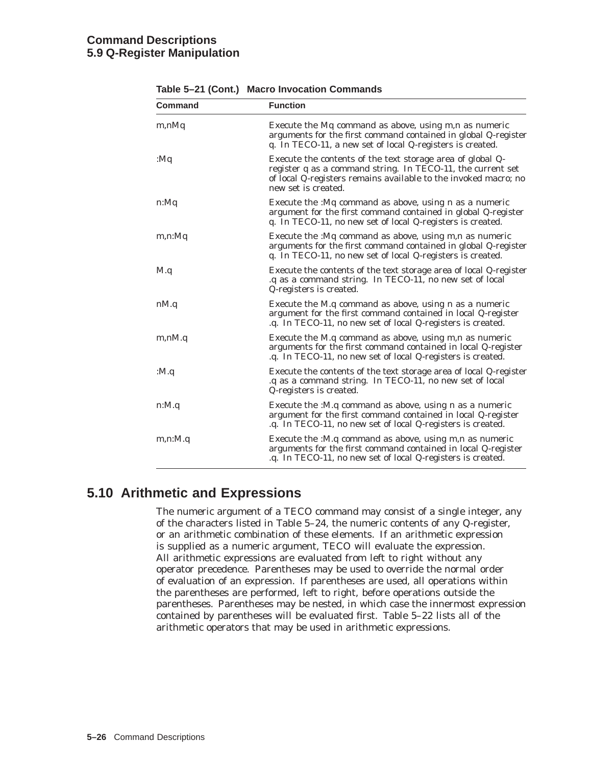**Table 5–21 (Cont.) Macro Invocation Commands**

| Command | Function |
|---|---|
| m,nMq | Execute the Mq command as above, using m,n as numeric arguments for the first command contained in global Q-register q. In TECO-11, a new set of local Q-registers is created. |
| :Mq | Execute the contents of the text storage area of global Q-register q as a command string. In TECO-11, the current set of local Q-registers remains available to the invoked macro; no new set is created. |
| n:Mq | Execute the :Mq command as above, using n as a numeric argument for the first command contained in global Q-register q. In TECO-11, no new set of local Q-registers is created. |
| m,n:Mq | Execute the :Mq command as above, using m,n as numeric arguments for the first command contained in global Q-register q. In TECO-11, no new set of local Q-registers is created. |
| M.q | Execute the contents of the text storage area of local Q-register .q as a command string. In TECO-11, no new set of local Q-registers is created. |
| nM.q | Execute the M.q command as above, using n as a numeric argument for the first command contained in local Q-register .q. In TECO-11, no new set of local Q-registers is created. |
| m,nM.q | Execute the M.q command as above, using m,n as numeric arguments for the first command contained in local Q-register .q. In TECO-11, no new set of local Q-registers is created. |
| :M.q | Execute the contents of the text storage area of local Q-register .q as a command string. In TECO-11, no new set of local Q-registers is created. |
| n:M.q | Execute the :M.q command as above, using n as a numeric argument for the first command contained in local Q-register .q. In TECO-11, no new set of local Q-registers is created. |
| m,n:M.q | Execute the :M.q command as above, using m,n as numeric arguments for the first command contained in local Q-register .q. In TECO-11, no new set of local Q-registers is created. |

## 5.10 Arithmetic and Expressions

The numeric argument of a TECO command may consist of a single integer, any of the characters listed in Table 5–24, the numeric contents of any Q-register, or an arithmetic combination of these elements. If an arithmetic expression is supplied as a numeric argument, TECO will evaluate the expression. All arithmetic expressions are evaluated from left to right without any operator precedence. Parentheses may be used to override the normal order of evaluation of an expression. If parentheses are used, all operations within the parentheses are performed, left to right, before operations outside the parentheses. Parentheses may be nested, in which case the innermost expression contained by parentheses will be evaluated first. Table 5–22 lists all of the arithmetic operators that may be used in arithmetic expressions.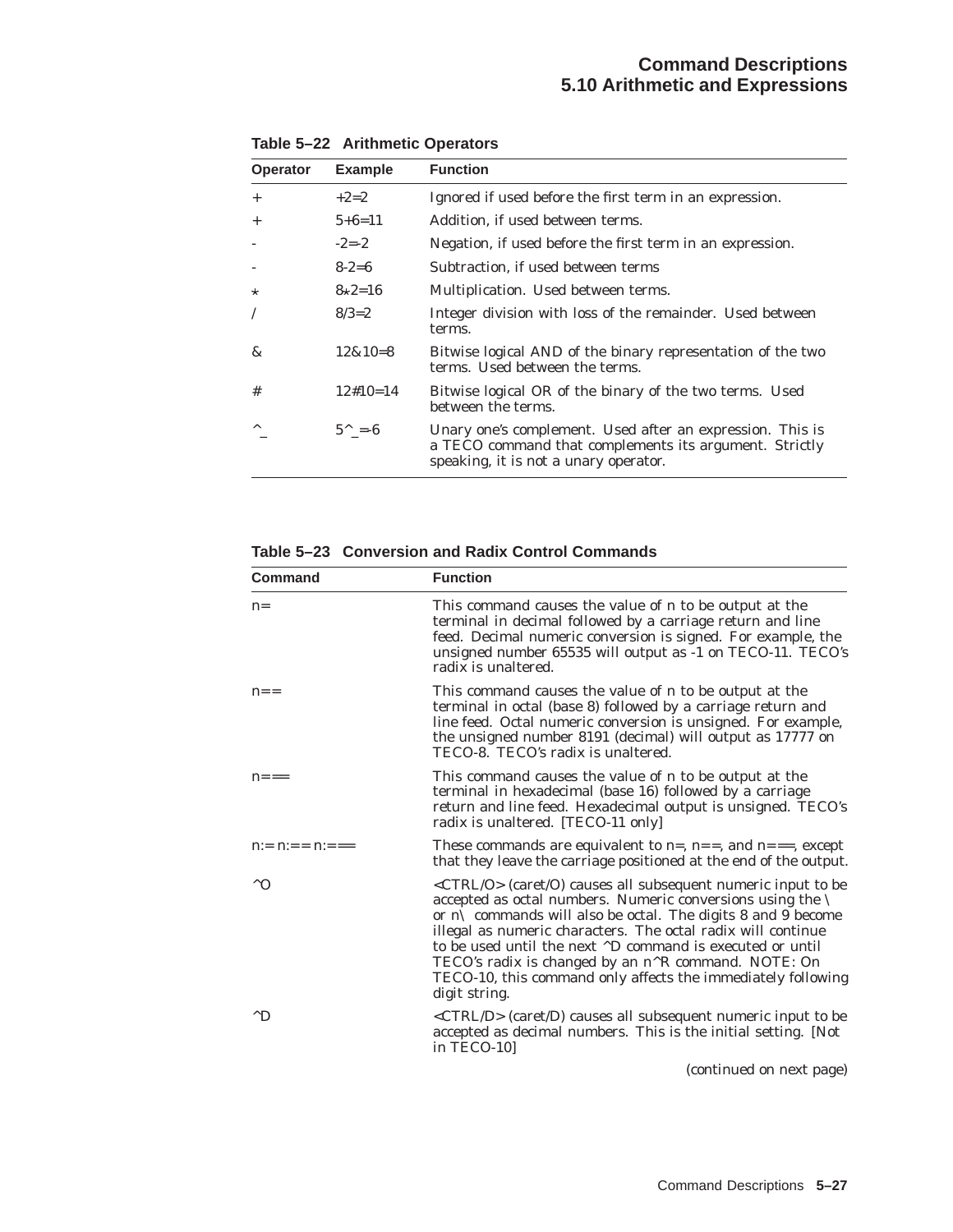**Table 5–22 Arithmetic Operators**

| Operator | Example | Function |
|---|---|---|
| + | +2=2 | Ignored if used before the first term in an expression. |
| + | 5+6=11 | Addition, if used between terms. |
| - | -2=-2 | Negation, if used before the first term in an expression. |
| - | 8-2=6 | Subtraction, if used between terms |
| * | 8*2=16 | Multiplication. Used between terms. |
| / | 8/3=2 | Integer division with loss of the remainder. Used between terms. |
| & | 12&10=8 | Bitwise logical AND of the binary representation of the two terms. Used between the terms. |
| # | 12#10=14 | Bitwise logical OR of the binary of the two terms. Used between the terms. |
| ^_ | 5^_=-6 | Unary one's complement. Used after an expression. This is a TECO command that complements its argument. Strictly speaking, it is not a unary operator. |

**Table 5–23 Conversion and Radix Control Commands**

| Command | Function |
|---|---|
| n= | This command causes the value of n to be output at the terminal in decimal followed by a carriage return and line feed. Decimal numeric conversion is signed. For example, the unsigned number 65535 will output as -1 on TECO-11. TECO's radix is unaltered. |
| n== | This command causes the value of n to be output at the terminal in octal (base 8) followed by a carriage return and line feed. Octal numeric conversion is unsigned. For example, the unsigned number 8191 (decimal) will output as 17777 on TECO-8. TECO's radix is unaltered. |
| n=== | This command causes the value of n to be output at the terminal in hexadecimal (base 16) followed by a carriage return and line feed. Hexadecimal output is unsigned. TECO's radix is unaltered. [TECO-11 only] |
| n:= n:== n:=== | These commands are equivalent to n=, n==, and n===, except that they leave the carriage positioned at the end of the output. |
| ^O | <CTRL/O> (caret/O) causes all subsequent numeric input to be accepted as octal numbers. Numeric conversions using the \ or n\ commands will also be octal. The digits 8 and 9 become illegal as numeric characters. The octal radix will continue to be used until the next ^D command is executed or until TECO's radix is changed by an n^R command. NOTE: On TECO-10, this command only affects the immediately following digit string. |
| ^D | <CTRL/D> (caret/D) causes all subsequent numeric input to be accepted as decimal numbers. This is the initial setting. [Not in TECO-10] |

(continued on next page)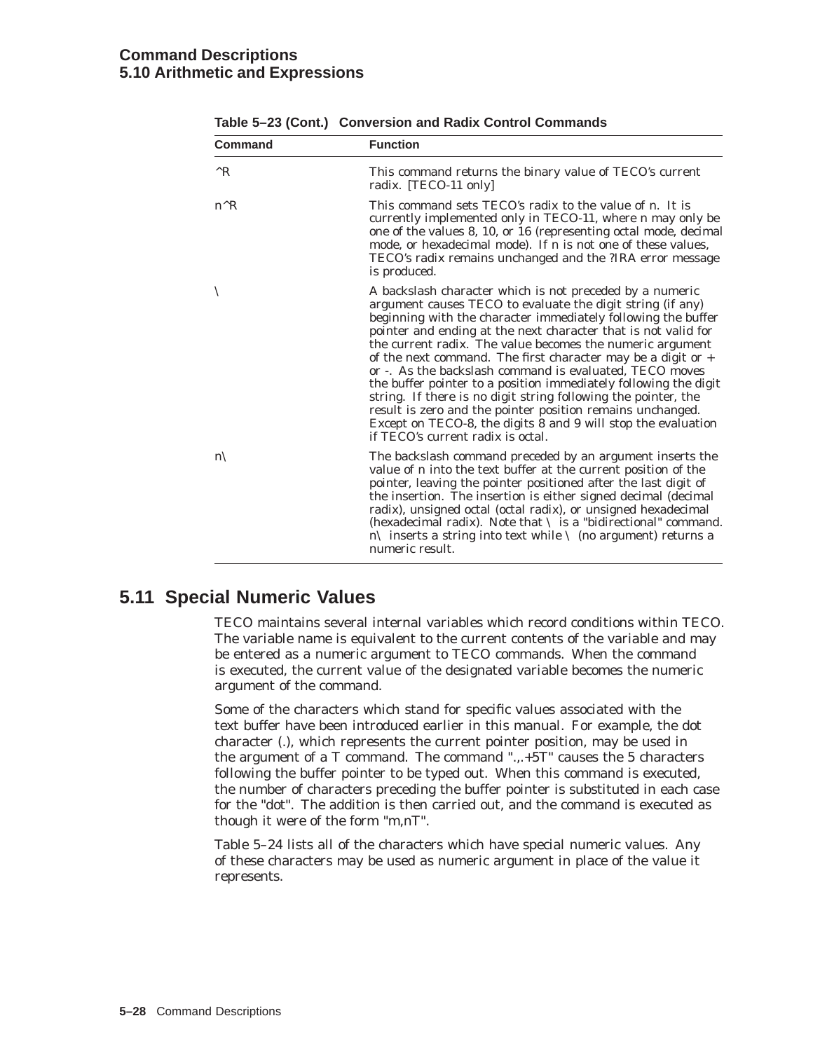**Table 5–23 (Cont.) Conversion and Radix Control Commands**

| Command | Function |
| --- | --- |
| ^R | This command returns the binary value of TECO's current radix. [TECO-11 only] |
| n^R | This command sets TECO's radix to the value of n. It is currently implemented only in TECO-11, where n may only be one of the values 8, 10, or 16 (representing octal mode, decimal mode, or hexadecimal mode). If n is not one of these values, TECO's radix remains unchanged and the ?IRA error message is produced. |
| \ | A backslash character which is not preceded by a numeric argument causes TECO to evaluate the digit string (if any) beginning with the character immediately following the buffer pointer and ending at the next character that is not valid for the current radix. The value becomes the numeric argument of the next command. The first character may be a digit or + or -. As the backslash command is evaluated, TECO moves the buffer pointer to a position immediately following the digit string. If there is no digit string following the pointer, the result is zero and the pointer position remains unchanged. Except on TECO-8, the digits 8 and 9 will stop the evaluation if TECO's current radix is octal. |
| n\ | The backslash command preceded by an argument inserts the value of n into the text buffer at the current position of the pointer, leaving the pointer positioned after the last digit of the insertion. The insertion is either signed decimal (decimal radix), unsigned octal (octal radix), or unsigned hexadecimal (hexadecimal radix). Note that \ is a "bidirectional" command. n\ inserts a string into text while \ (no argument) returns a numeric result. |

## 5.11 Special Numeric Values

TECO maintains several internal variables which record conditions within TECO. The variable name is equivalent to the current contents of the variable and may be entered as a numeric argument to TECO commands. When the command is executed, the current value of the designated variable becomes the numeric argument of the command.

Some of the characters which stand for specific values associated with the text buffer have been introduced earlier in this manual. For example, the dot character (.), which represents the current pointer position, may be used in the argument of a T command. The command ".,.+5T" causes the 5 characters following the buffer pointer to be typed out. When this command is executed, the number of characters preceding the buffer pointer is substituted in each case for the "dot". The addition is then carried out, and the command is executed as though it were of the form "m,nT".

Table 5–24 lists all of the characters which have special numeric values. Any of these characters may be used as numeric argument in place of the value it represents.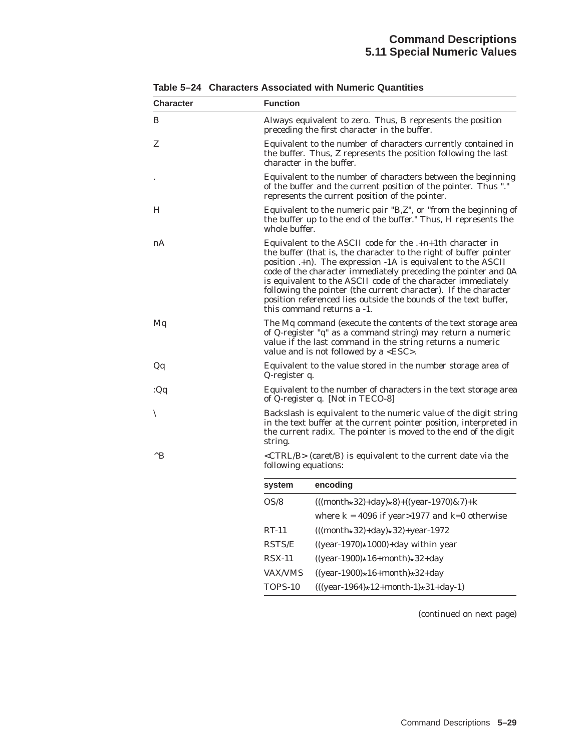**Table 5–24 Characters Associated with Numeric Quantities**

| Character | Function |
|---|---|
| B | Always equivalent to zero. Thus, B represents the position preceding the first character in the buffer. |
| Z | Equivalent to the number of characters currently contained in the buffer. Thus, Z represents the position following the last character in the buffer. |
| . | Equivalent to the number of characters between the beginning of the buffer and the current position of the pointer. Thus "." represents the current position of the pointer. |
| H | Equivalent to the numeric pair "B,Z", or "from the beginning of the buffer up to the end of the buffer." Thus, H represents the whole buffer. |
| nA | Equivalent to the ASCII code for the .+n+1th character in the buffer (that is, the character to the right of buffer pointer position .+n). The expression -1A is equivalent to the ASCII code of the character immediately preceding the pointer and 0A is equivalent to the ASCII code of the character immediately following the pointer (the current character). If the character position referenced lies outside the bounds of the text buffer, this command returns a -1. |
| Mq | The Mq command (execute the contents of the text storage area of Q-register "q" as a command string) may return a numeric value if the last command in the string returns a numeric value and is not followed by a <ESC>. |
| Qq | Equivalent to the value stored in the number storage area of Q-register q. |
| :Qq | Equivalent to the number of characters in the text storage area of Q-register q. [Not in TECO-8] |
| \ | Backslash is equivalent to the numeric value of the digit string in the text buffer at the current pointer position, interpreted in the current radix. The pointer is moved to the end of the digit string. |
| ^B | <CTRL/B> (caret/B) is equivalent to the current date via the following equations: |

| system | encoding |
|---|---|
| OS/8 | (((month*32)+day)*8)+((year-1970)&7)+k |
| | where k = 4096 if year>1977 and k=0 otherwise |
| RT-11 | (((month*32)+day)*32)+year-1972 |
| RSTS/E | ((year-1970)*1000)+day within year |
| RSX-11 | ((year-1900)*16+month)*32+day |
| VAX/VMS | ((year-1900)*16+month)*32+day |
| TOPS-10 | (((year-1964)*12+month-1)*31+day-1) |

(continued on next page)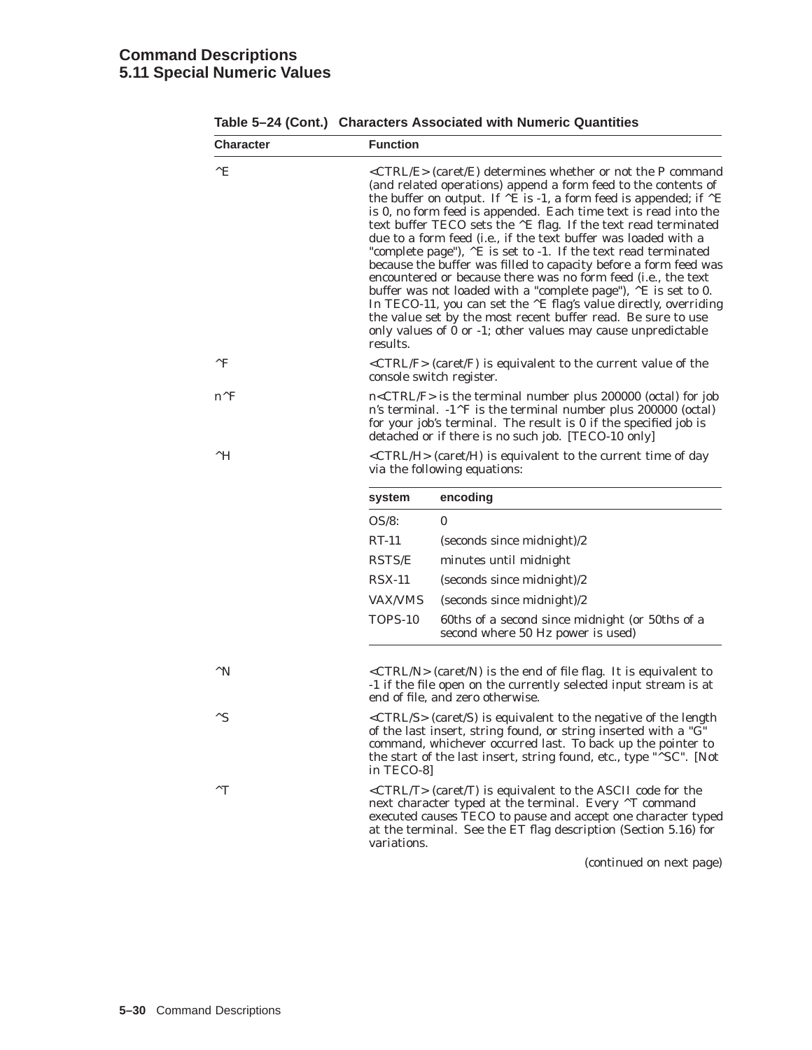**Table 5–24 (Cont.) Characters Associated with Numeric Quantities**

| Character | Function |
|---|---|
| ^E | <CTRL/E> (caret/E) determines whether or not the P command (and related operations) append a form feed to the contents of the buffer on output. If ^E is -1, a form feed is appended; if ^E is 0, no form feed is appended. Each time text is read into the text buffer TECO sets the ^E flag. If the text read terminated due to a form feed (i.e., if the text buffer was loaded with a "complete page"), ^E is set to -1. If the text read terminated because the buffer was filled to capacity before a form feed was encountered or because there was no form feed (i.e., the text buffer was not loaded with a "complete page"), ^E is set to 0. In TECO-11, you can set the ^E flag's value directly, overriding the value set by the most recent buffer read. Be sure to use only values of 0 or -1; other values may cause unpredictable results. |
| ^F | <CTRL/F> (caret/F) is equivalent to the current value of the console switch register. |
| n^F | n<CTRL/F> is the terminal number plus 200000 (octal) for job n's terminal. -1^F is the terminal number plus 200000 (octal) for your job's terminal. The result is 0 if the specified job is detached or if there is no such job. [TECO-10 only] |
| ^H | <CTRL/H> (caret/H) is equivalent to the current time of day via the following equations: |

| system | encoding |
|---|---|
| OS/8: | 0 |
| RT-11 | (seconds since midnight)/2 |
| RSTS/E | minutes until midnight |
| RSX-11 | (seconds since midnight)/2 |
| VAX/VMS | (seconds since midnight)/2 |
| TOPS-10 | 60ths of a second since midnight (or 50ths of a second where 50 Hz power is used) |

| Character | Function |
|---|---|
| ^N | <CTRL/N> (caret/N) is the end of file flag. It is equivalent to -1 if the file open on the currently selected input stream is at end of file, and zero otherwise. |
| ^S | <CTRL/S> (caret/S) is equivalent to the negative of the length of the last insert, string found, or string inserted with a "G" command, whichever occurred last. To back up the pointer to the start of the last insert, string found, etc., type "^SC". [Not in TECO-8] |
| ^T | <CTRL/T> (caret/T) is equivalent to the ASCII code for the next character typed at the terminal. Every ^T command executed causes TECO to pause and accept one character typed at the terminal. See the ET flag description (Section 5.16) for variations. |

(continued on next page)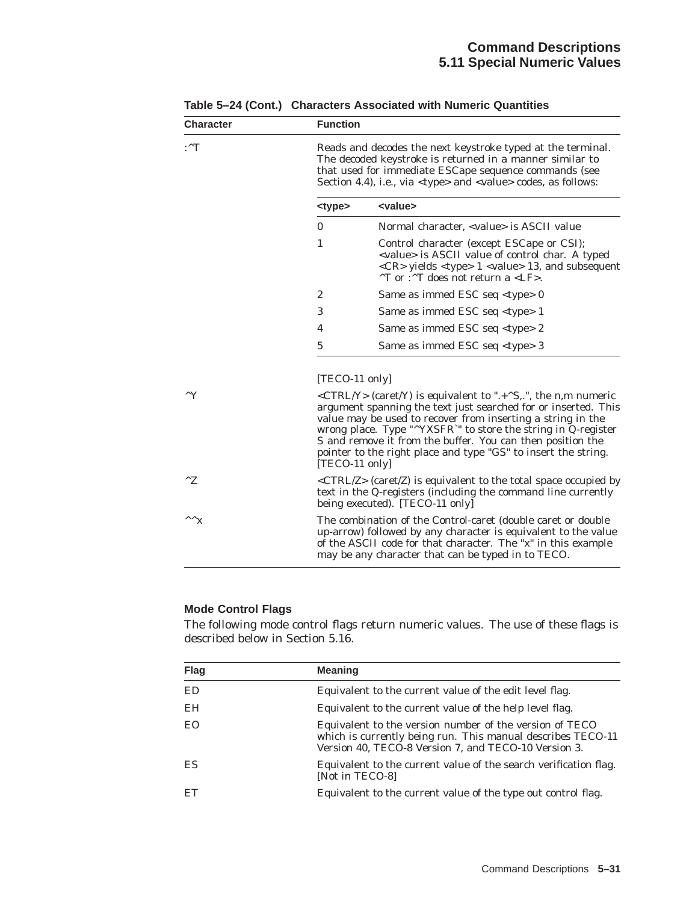**Table 5–24 (Cont.) Characters Associated with Numeric Quantities**

| Character | Function |
|---|---|
| :^T | Reads and decodes the next keystroke typed at the terminal. The decoded keystroke is returned in a manner similar to that used for immediate ESCape sequence commands (see Section 4.4), i.e., via <type> and <value> codes, as follows:<br><br>**<type>** — **<value>**<br>0 — Normal character, <value> is ASCII value<br>1 — Control character (except ESCape or CSI); <value> is ASCII value of control char. A typed <CR> yields <type> 1 <value> 13, and subsequent ^T or :^T does not return a <LF>.<br>2 — Same as immed ESC seq <type> 0<br>3 — Same as immed ESC seq <type> 1<br>4 — Same as immed ESC seq <type> 2<br>5 — Same as immed ESC seq <type> 3<br><br>[TECO-11 only] |
| ^Y | <CTRL/Y> (caret/Y) is equivalent to ".+^S,.", the n,m numeric argument spanning the text just searched for or inserted. This value may be used to recover from inserting a string in the wrong place. Type "^YXSFR`" to store the string in Q-register S and remove it from the buffer. You can then position the pointer to the right place and type "GS" to insert the string. [TECO-11 only] |
| ^Z | <CTRL/Z> (caret/Z) is equivalent to the total space occupied by text in the Q-registers (including the command line currently being executed). [TECO-11 only] |
| ^^x | The combination of the Control-caret (double caret or double up-arrow) followed by any character is equivalent to the value of the ASCII code for that character. The "x" in this example may be any character that can be typed in to TECO. |

**Mode Control Flags**

The following mode control flags return numeric values. The use of these flags is described below in Section 5.16.

| Flag | Meaning |
|---|---|
| ED | Equivalent to the current value of the edit level flag. |
| EH | Equivalent to the current value of the help level flag. |
| EO | Equivalent to the version number of the version of TECO which is currently being run. This manual describes TECO-11 Version 40, TECO-8 Version 7, and TECO-10 Version 3. |
| ES | Equivalent to the current value of the search verification flag. [Not in TECO-8] |
| ET | Equivalent to the current value of the type out control flag. |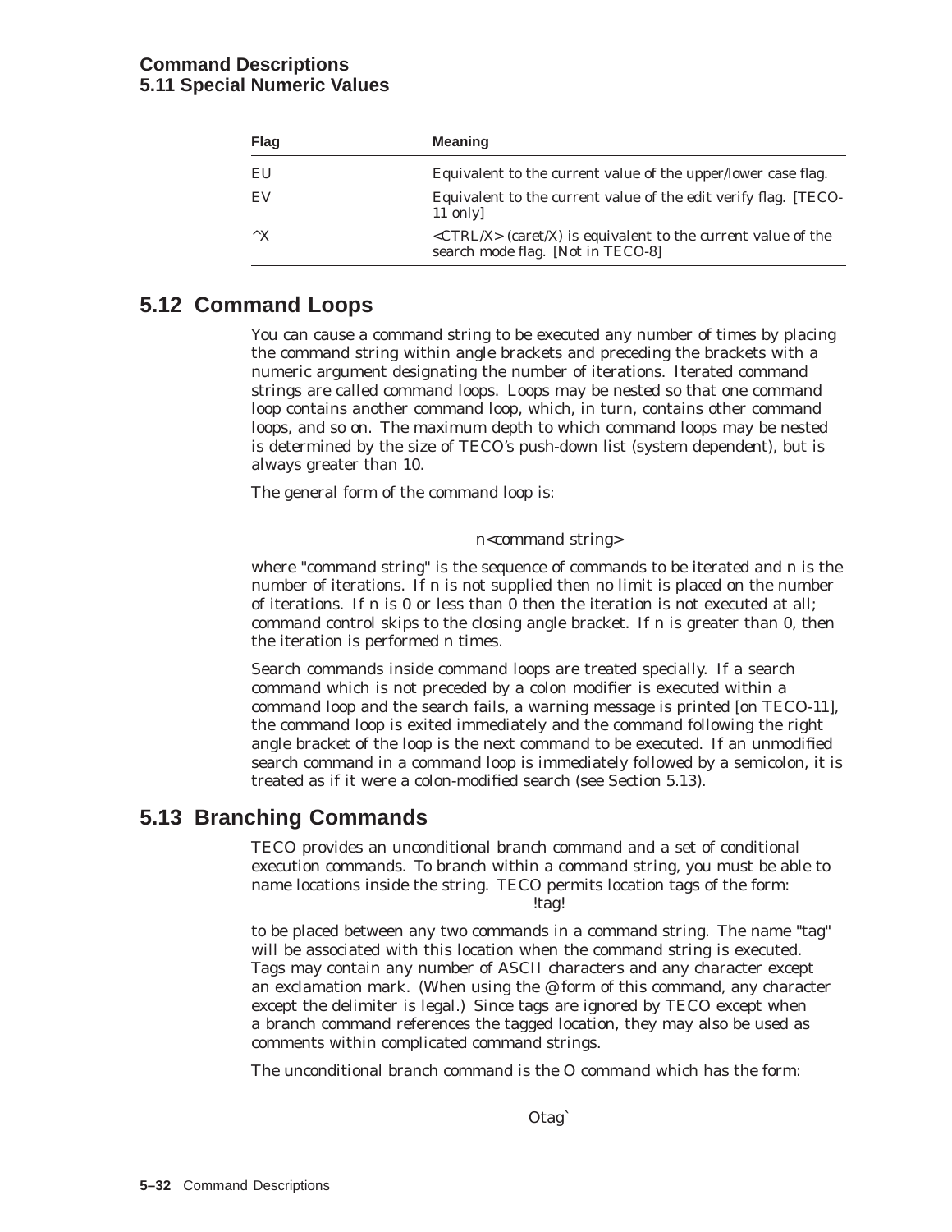| Flag | Meaning |
|---|---|
| EU | Equivalent to the current value of the upper/lower case flag. |
| EV | Equivalent to the current value of the edit verify flag. [TECO-11 only] |
| ^X | <CTRL/X> (caret/X) is equivalent to the current value of the search mode flag. [Not in TECO-8] |

## 5.12 Command Loops

You can cause a command string to be executed any number of times by placing the command string within angle brackets and preceding the brackets with a numeric argument designating the number of iterations. Iterated command strings are called command loops. Loops may be nested so that one command loop contains another command loop, which, in turn, contains other command loops, and so on. The maximum depth to which command loops may be nested is determined by the size of TECO's push-down list (system dependent), but is always greater than 10.

The general form of the command loop is:

```
n<command string>
```

where "command string" is the sequence of commands to be iterated and n is the number of iterations. If n is not supplied then no limit is placed on the number of iterations. If n is 0 or less than 0 then the iteration is not executed at all; command control skips to the closing angle bracket. If n is greater than 0, then the iteration is performed n times.

Search commands inside command loops are treated specially. If a search command which is not preceded by a colon modifier is executed within a command loop and the search fails, a warning message is printed [on TECO-11], the command loop is exited immediately and the command following the right angle bracket of the loop is the next command to be executed. If an unmodified search command in a command loop is immediately followed by a semicolon, it is treated as if it were a colon-modified search (see Section 5.13).

## 5.13 Branching Commands

TECO provides an unconditional branch command and a set of conditional execution commands. To branch within a command string, you must be able to name locations inside the string. TECO permits location tags of the form:

```
!tag!
```

to be placed between any two commands in a command string. The name "tag" will be associated with this location when the command string is executed. Tags may contain any number of ASCII characters and any character except an exclamation mark. (When using the @ form of this command, any character except the delimiter is legal.) Since tags are ignored by TECO except when a branch command references the tagged location, they may also be used as comments within complicated command strings.

The unconditional branch command is the O command which has the form:

```
Otag`
```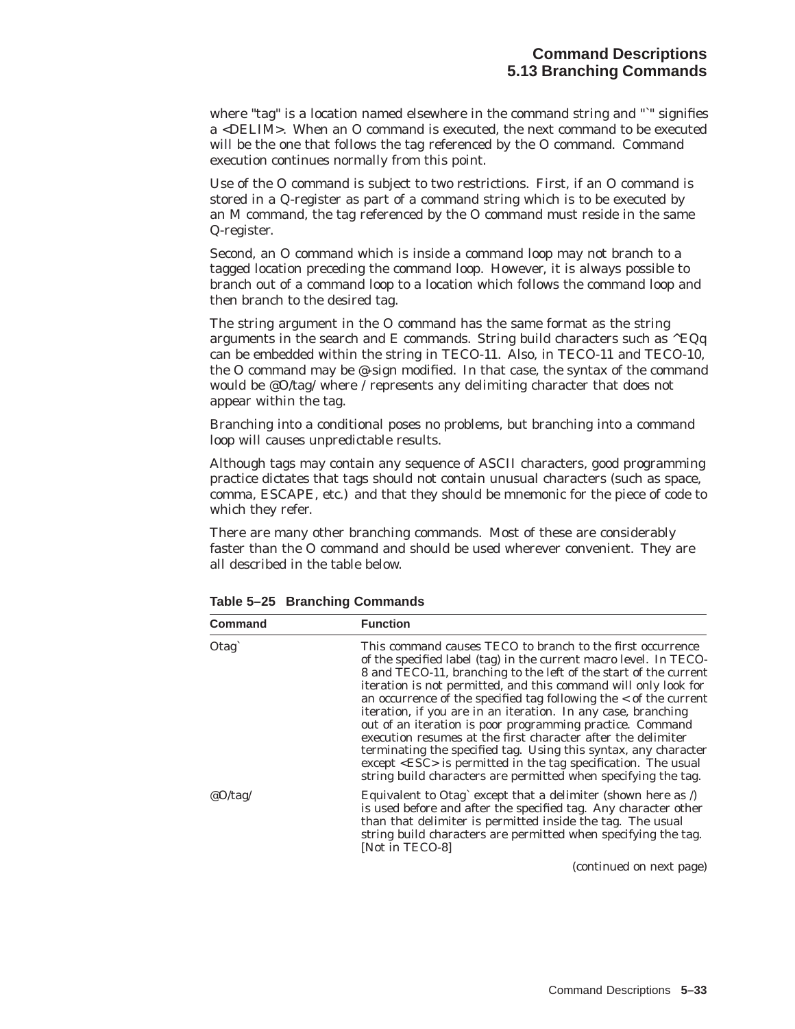where "tag" is a location named elsewhere in the command string and "`" signifies a <DELIM>. When an O command is executed, the next command to be executed will be the one that follows the tag referenced by the O command. Command execution continues normally from this point.

Use of the O command is subject to two restrictions. First, if an O command is stored in a Q-register as part of a command string which is to be executed by an M command, the tag referenced by the O command must reside in the same Q-register.

Second, an O command which is inside a command loop may not branch to a tagged location preceding the command loop. However, it is always possible to branch out of a command loop to a location which follows the command loop and then branch to the desired tag.

The string argument in the O command has the same format as the string arguments in the search and E commands. String build characters such as ^EQq can be embedded within the string in TECO-11. Also, in TECO-11 and TECO-10, the O command may be @-sign modified. In that case, the syntax of the command would be @O/tag/ where / represents any delimiting character that does not appear within the tag.

Branching into a conditional poses no problems, but branching into a command loop will causes unpredictable results.

Although tags may contain any sequence of ASCII characters, good programming practice dictates that tags should not contain unusual characters (such as space, comma, ESCAPE, etc.) and that they should be mnemonic for the piece of code to which they refer.

There are many other branching commands. Most of these are considerably faster than the O command and should be used wherever convenient. They are all described in the table below.

**Table 5–25 Branching Commands**

| Command | Function |
|---|---|
| Otag` | This command causes TECO to branch to the first occurrence of the specified label (tag) in the current macro level. In TECO-8 and TECO-11, branching to the left of the start of the current iteration is not permitted, and this command will only look for an occurrence of the specified tag following the < of the current iteration, if you are in an iteration. In any case, branching out of an iteration is poor programming practice. Command execution resumes at the first character after the delimiter terminating the specified tag. Using this syntax, any character except <ESC> is permitted in the tag specification. The usual string build characters are permitted when specifying the tag. |
| @O/tag/ | Equivalent to Otag` except that a delimiter (shown here as /) is used before and after the specified tag. Any character other than that delimiter is permitted inside the tag. The usual string build characters are permitted when specifying the tag. [Not in TECO-8] |

(continued on next page)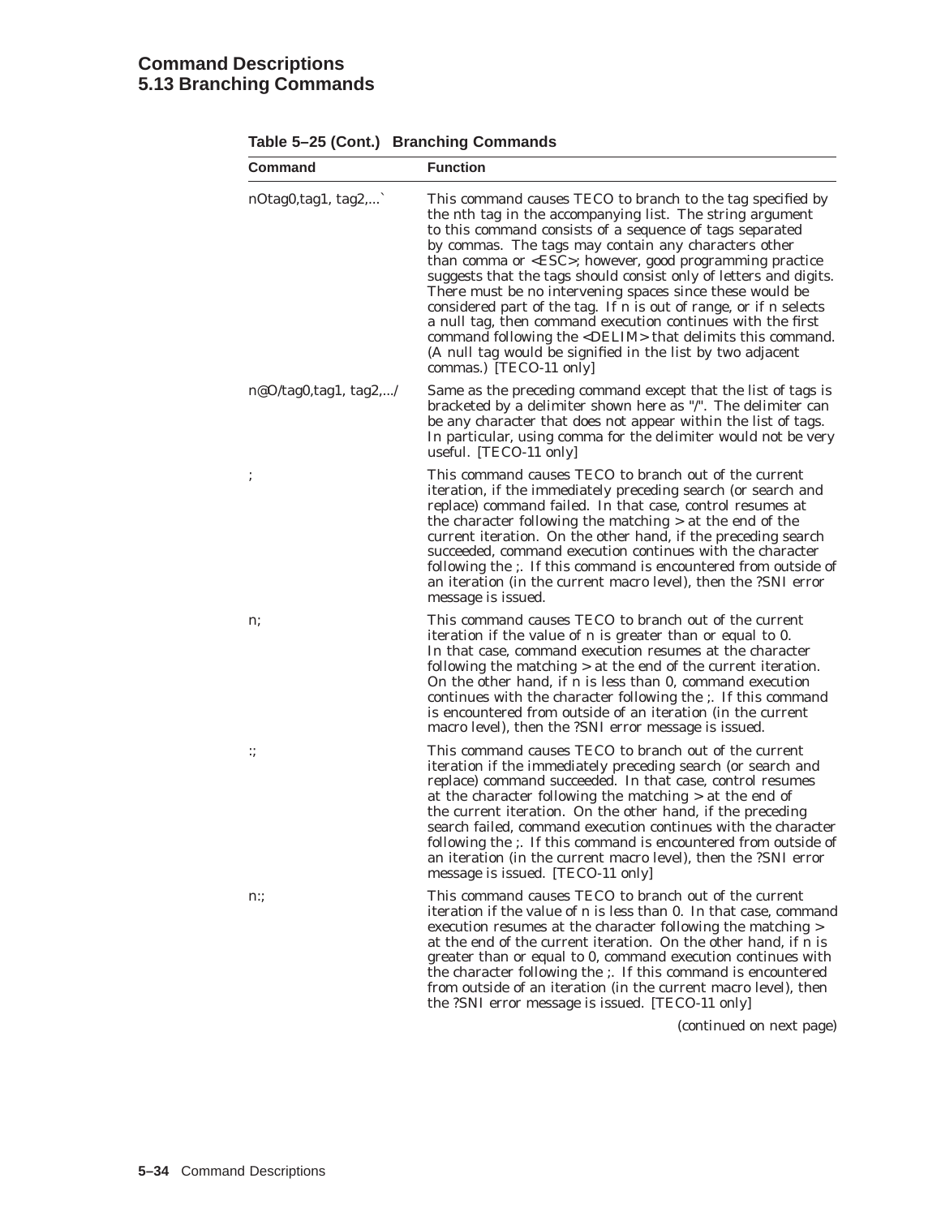**Table 5–25 (Cont.) Branching Commands**

| Command | Function |
|---|---|
| nOtag0,tag1, tag2,...` | This command causes TECO to branch to the tag specified by the nth tag in the accompanying list. The string argument to this command consists of a sequence of tags separated by commas. The tags may contain any characters other than comma or <ESC>; however, good programming practice suggests that the tags should consist only of letters and digits. There must be no intervening spaces since these would be considered part of the tag. If n is out of range, or if n selects a null tag, then command execution continues with the first command following the <DELIM> that delimits this command. (A null tag would be signified in the list by two adjacent commas.) [TECO-11 only] |
| n@O/tag0,tag1, tag2,.../ | Same as the preceding command except that the list of tags is bracketed by a delimiter shown here as "/". The delimiter can be any character that does not appear within the list of tags. In particular, using comma for the delimiter would not be very useful. [TECO-11 only] |
| ; | This command causes TECO to branch out of the current iteration, if the immediately preceding search (or search and replace) command failed. In that case, control resumes at the character following the matching > at the end of the current iteration. On the other hand, if the preceding search succeeded, command execution continues with the character following the ;. If this command is encountered from outside of an iteration (in the current macro level), then the ?SNI error message is issued. |
| n; | This command causes TECO to branch out of the current iteration if the value of n is greater than or equal to 0. In that case, command execution resumes at the character following the matching > at the end of the current iteration. On the other hand, if n is less than 0, command execution continues with the character following the ;. If this command is encountered from outside of an iteration (in the current macro level), then the ?SNI error message is issued. |
| :; | This command causes TECO to branch out of the current iteration if the immediately preceding search (or search and replace) command succeeded. In that case, control resumes at the character following the matching > at the end of the current iteration. On the other hand, if the preceding search failed, command execution continues with the character following the ;. If this command is encountered from outside of an iteration (in the current macro level), then the ?SNI error message is issued. [TECO-11 only] |
| n:; | This command causes TECO to branch out of the current iteration if the value of n is less than 0. In that case, command execution resumes at the character following the matching > at the end of the current iteration. On the other hand, if n is greater than or equal to 0, command execution continues with the character following the ;. If this command is encountered from outside of an iteration (in the current macro level), then the ?SNI error message is issued. [TECO-11 only] |

*(continued on next page)*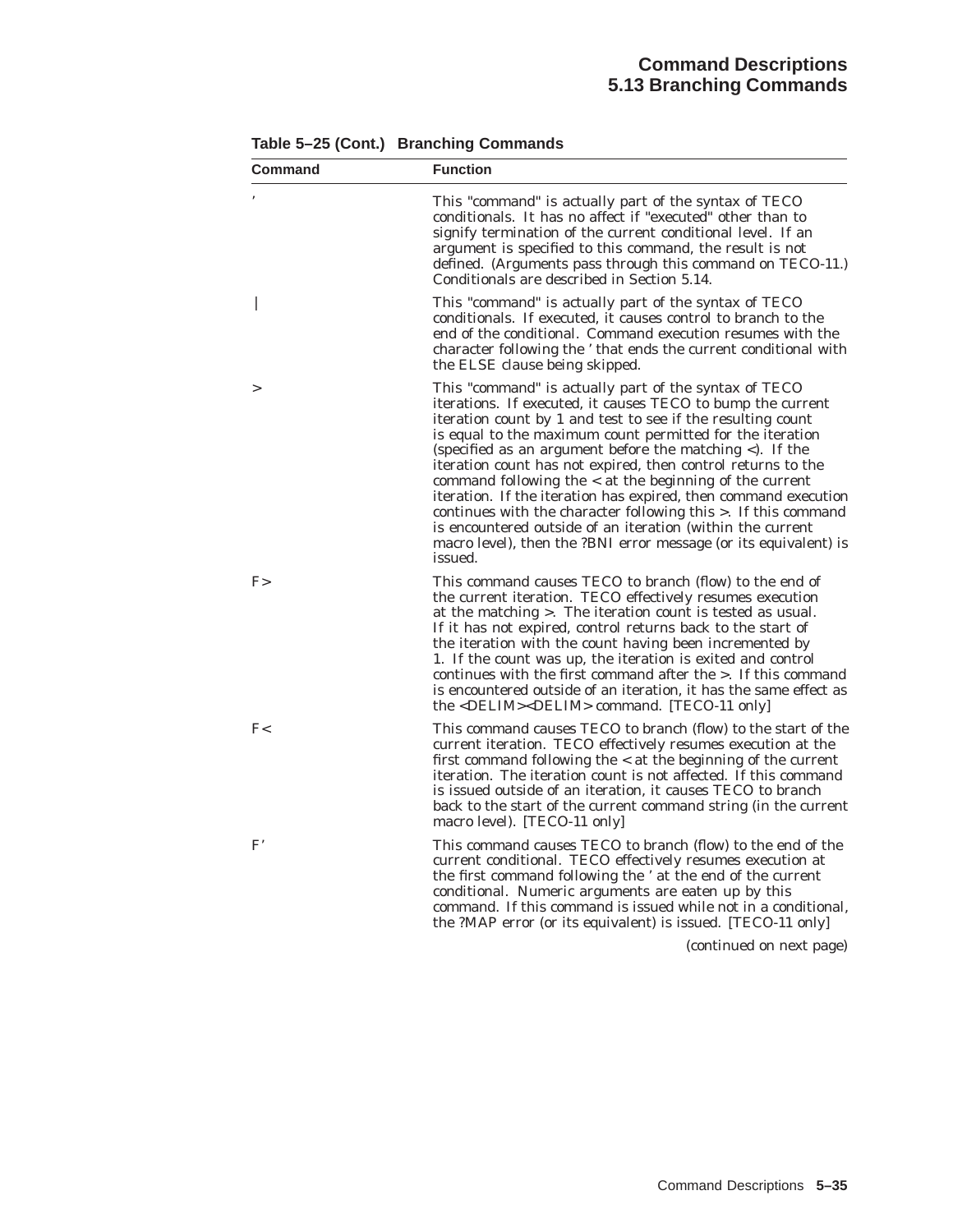**Table 5–25 (Cont.) Branching Commands**

| Command | Function |
| --- | --- |
| ' | This "command" is actually part of the syntax of TECO conditionals. It has no affect if "executed" other than to signify termination of the current conditional level. If an argument is specified to this command, the result is not defined. (Arguments pass through this command on TECO-11.) Conditionals are described in Section 5.14. |
| \| | This "command" is actually part of the syntax of TECO conditionals. If executed, it causes control to branch to the end of the conditional. Command execution resumes with the character following the ' that ends the current conditional with the ELSE clause being skipped. |
| > | This "command" is actually part of the syntax of TECO iterations. If executed, it causes TECO to bump the current iteration count by 1 and test to see if the resulting count is equal to the maximum count permitted for the iteration (specified as an argument before the matching <). If the iteration count has not expired, then control returns to the command following the < at the beginning of the current iteration. If the iteration has expired, then command execution continues with the character following this >. If this command is encountered outside of an iteration (within the current macro level), then the ?BNI error message (or its equivalent) is issued. |
| F> | This command causes TECO to branch (flow) to the end of the current iteration. TECO effectively resumes execution at the matching >. The iteration count is tested as usual. If it has not expired, control returns back to the start of the iteration with the count having been incremented by 1. If the count was up, the iteration is exited and control continues with the first command after the >. If this command is encountered outside of an iteration, it has the same effect as the <DELIM><DELIM> command. [TECO-11 only] |
| F< | This command causes TECO to branch (flow) to the start of the current iteration. TECO effectively resumes execution at the first command following the < at the beginning of the current iteration. The iteration count is not affected. If this command is issued outside of an iteration, it causes TECO to branch back to the start of the current command string (in the current macro level). [TECO-11 only] |
| F' | This command causes TECO to branch (flow) to the end of the current conditional. TECO effectively resumes execution at the first command following the ' at the end of the current conditional. Numeric arguments are eaten up by this command. If this command is issued while not in a conditional, the ?MAP error (or its equivalent) is issued. [TECO-11 only] |

(continued on next page)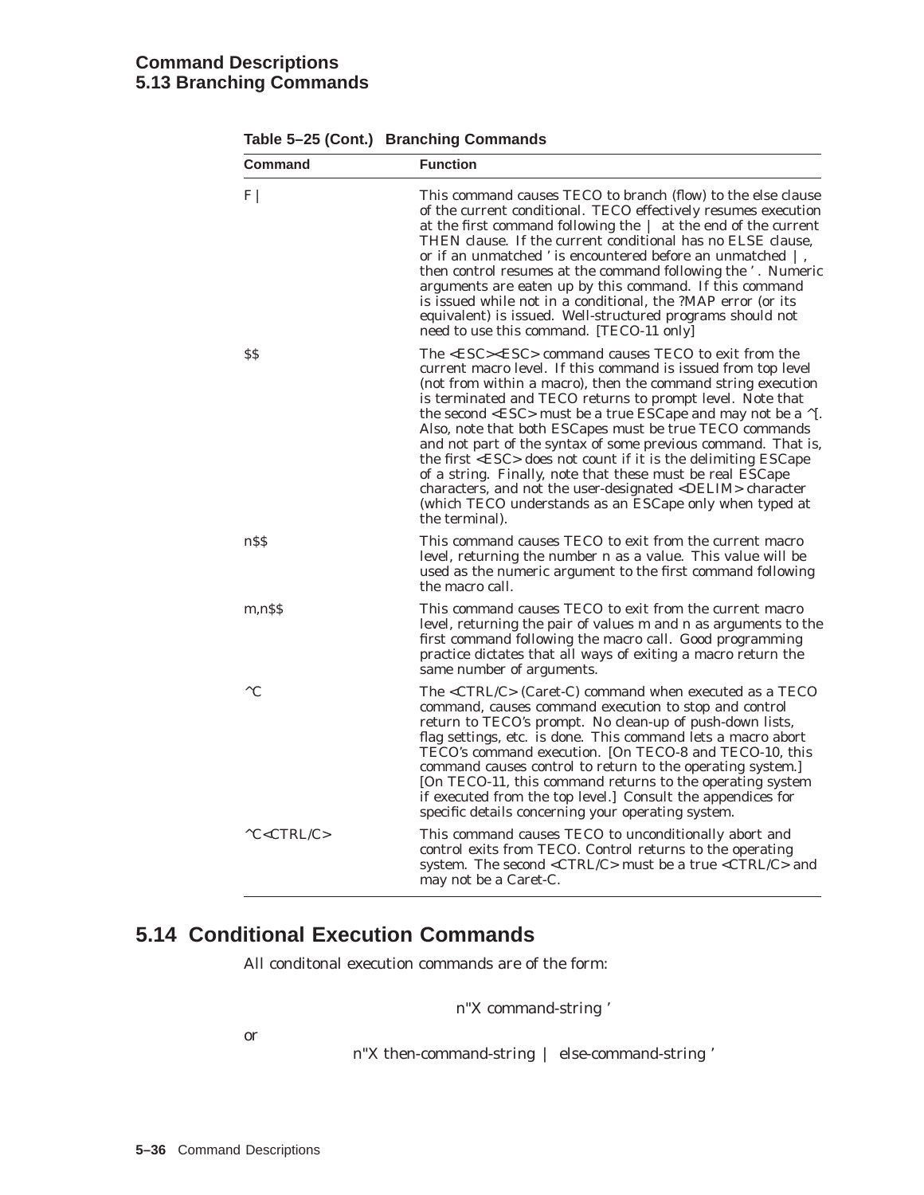**Table 5–25 (Cont.) Branching Commands**

| Command | Function |
|---|---|
| F\| | This command causes TECO to branch (flow) to the else clause of the current conditional. TECO effectively resumes execution at the first command following the \| at the end of the current THEN clause. If the current conditional has no ELSE clause, or if an unmatched ' is encountered before an unmatched \|, then control resumes at the command following the '. Numeric arguments are eaten up by this command. If this command is issued while not in a conditional, the ?MAP error (or its equivalent) is issued. Well-structured programs should not need to use this command. [TECO-11 only] |
| $$ | The <ESC><ESC> command causes TECO to exit from the current macro level. If this command is issued from top level (not from within a macro), then the command string execution is terminated and TECO returns to prompt level. Note that the second <ESC> must be a true ESCape and may not be a ^[. Also, note that both ESCapes must be true TECO commands and not part of the syntax of some previous command. That is, the first <ESC> does not count if it is the delimiting ESCape of a string. Finally, note that these must be real ESCape characters, and not the user-designated <DELIM> character (which TECO understands as an ESCape only when typed at the terminal). |
| n$$ | This command causes TECO to exit from the current macro level, returning the number n as a value. This value will be used as the numeric argument to the first command following the macro call. |
| m,n$$ | This command causes TECO to exit from the current macro level, returning the pair of values m and n as arguments to the first command following the macro call. Good programming practice dictates that all ways of exiting a macro return the same number of arguments. |
| ^C | The <CTRL/C> (Caret-C) command when executed as a TECO command, causes command execution to stop and control return to TECO's prompt. No clean-up of push-down lists, flag settings, etc. is done. This command lets a macro abort TECO's command execution. [On TECO-8 and TECO-10, this command causes control to return to the operating system.] [On TECO-11, this command returns to the operating system if executed from the top level.] Consult the appendices for specific details concerning your operating system. |
| ^C<CTRL/C> | This command causes TECO to unconditionally abort and control exits from TECO. Control returns to the operating system. The second <CTRL/C> must be a true <CTRL/C> and may not be a Caret-C. |

## 5.14 Conditional Execution Commands

All conditonal execution commands are of the form:

```
n"X command-string '
```

or

```
n"X then-command-string | else-command-string '
```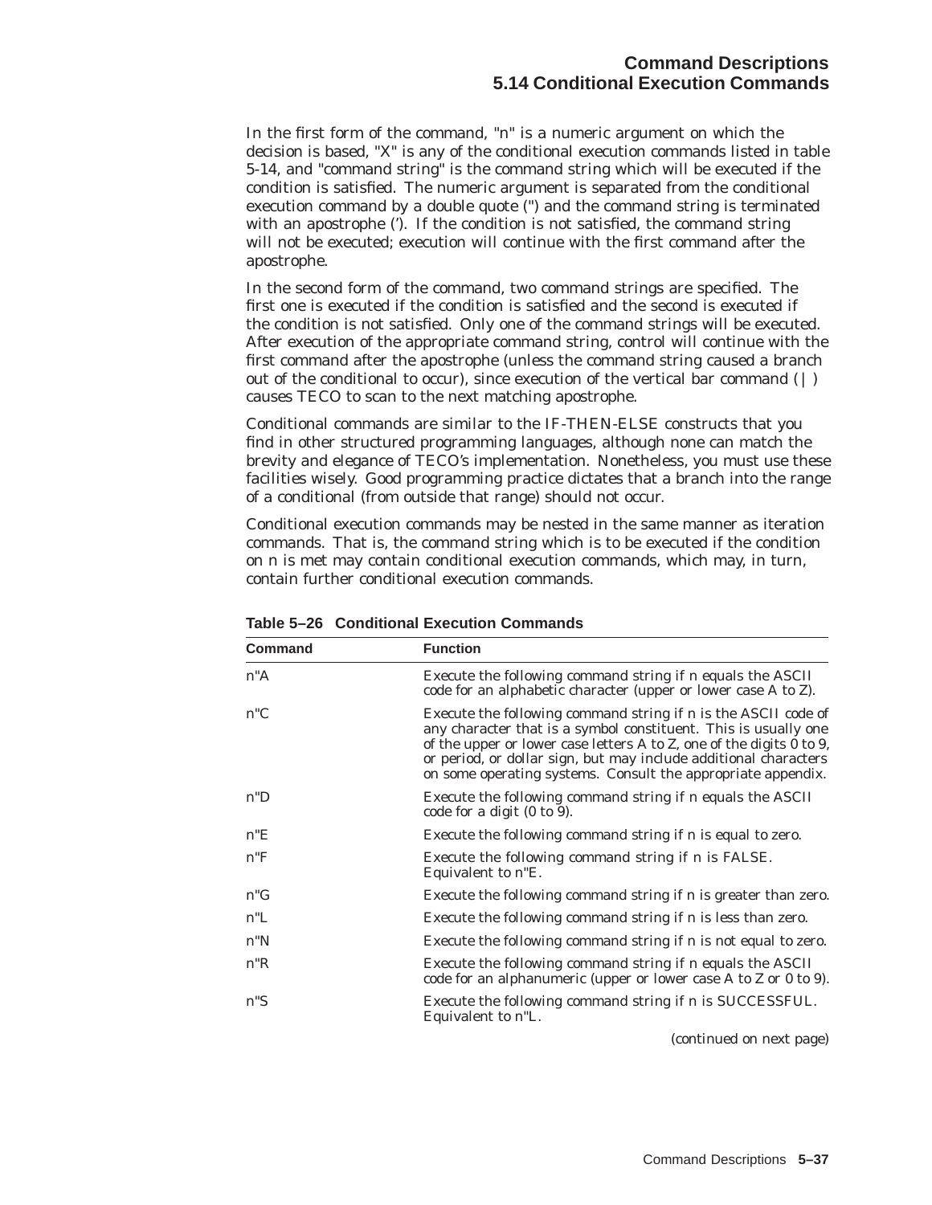In the first form of the command, "n" is a numeric argument on which the decision is based, "X" is any of the conditional execution commands listed in table 5-14, and "command string" is the command string which will be executed if the condition is satisfied. The numeric argument is separated from the conditional execution command by a double quote (") and the command string is terminated with an apostrophe ('). If the condition is not satisfied, the command string will not be executed; execution will continue with the first command after the apostrophe.

In the second form of the command, two command strings are specified. The first one is executed if the condition is satisfied and the second is executed if the condition is not satisfied. Only one of the command strings will be executed. After execution of the appropriate command string, control will continue with the first command after the apostrophe (unless the command string caused a branch out of the conditional to occur), since execution of the vertical bar command (|) causes TECO to scan to the next matching apostrophe.

Conditional commands are similar to the IF-THEN-ELSE constructs that you find in other structured programming languages, although none can match the brevity and elegance of TECO's implementation. Nonetheless, you must use these facilities wisely. Good programming practice dictates that a branch into the range of a conditional (from outside that range) should not occur.

Conditional execution commands may be nested in the same manner as iteration commands. That is, the command string which is to be executed if the condition on n is met may contain conditional execution commands, which may, in turn, contain further conditional execution commands.

**Table 5–26 Conditional Execution Commands**

| Command | Function |
|---|---|
| n"A | Execute the following command string if n equals the ASCII code for an alphabetic character (upper or lower case A to Z). |
| n"C | Execute the following command string if n is the ASCII code of any character that is a symbol constituent. This is usually one of the upper or lower case letters A to Z, one of the digits 0 to 9, or period, or dollar sign, but may include additional characters on some operating systems. Consult the appropriate appendix. |
| n"D | Execute the following command string if n equals the ASCII code for a digit (0 to 9). |
| n"E | Execute the following command string if n is equal to zero. |
| n"F | Execute the following command string if n is FALSE. Equivalent to n"E. |
| n"G | Execute the following command string if n is greater than zero. |
| n"L | Execute the following command string if n is less than zero. |
| n"N | Execute the following command string if n is not equal to zero. |
| n"R | Execute the following command string if n equals the ASCII code for an alphanumeric (upper or lower case A to Z or 0 to 9). |
| n"S | Execute the following command string if n is SUCCESSFUL. Equivalent to n"L. |

*(continued on next page)*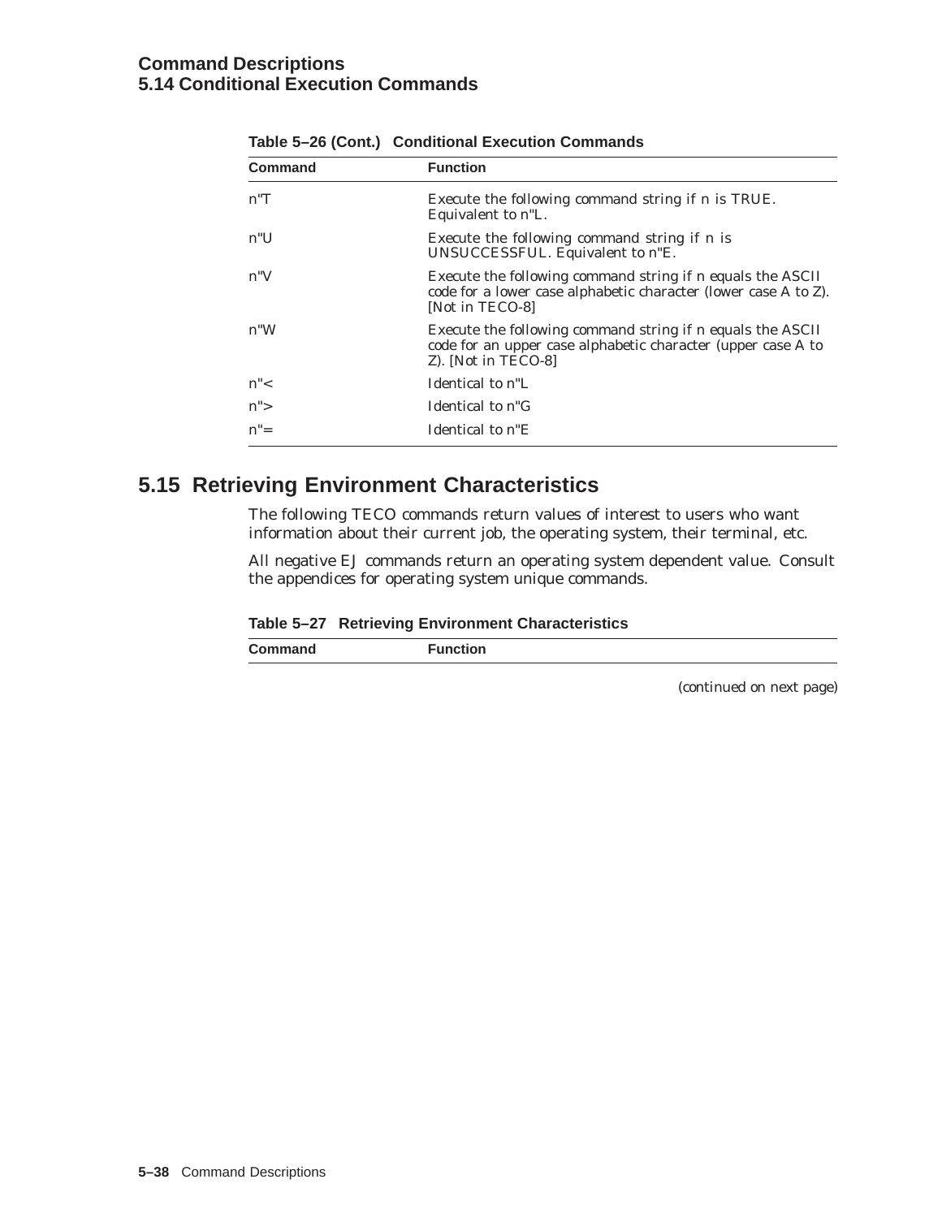**Table 5–26 (Cont.) Conditional Execution Commands**

| Command | Function |
|---|---|
| n"T | Execute the following command string if n is TRUE. Equivalent to n"L. |
| n"U | Execute the following command string if n is UNSUCCESSFUL. Equivalent to n"E. |
| n"V | Execute the following command string if n equals the ASCII code for a lower case alphabetic character (lower case A to Z). [Not in TECO-8] |
| n"W | Execute the following command string if n equals the ASCII code for an upper case alphabetic character (upper case A to Z). [Not in TECO-8] |
| n"< | Identical to n"L |
| n"> | Identical to n"G |
| n"= | Identical to n"E |

## 5.15 Retrieving Environment Characteristics

The following TECO commands return values of interest to users who want information about their current job, the operating system, their terminal, etc.

All negative EJ commands return an operating system dependent value. Consult the appendices for operating system unique commands.

**Table 5–27 Retrieving Environment Characteristics**

| Command | Function |
|---|---|

*(continued on next page)*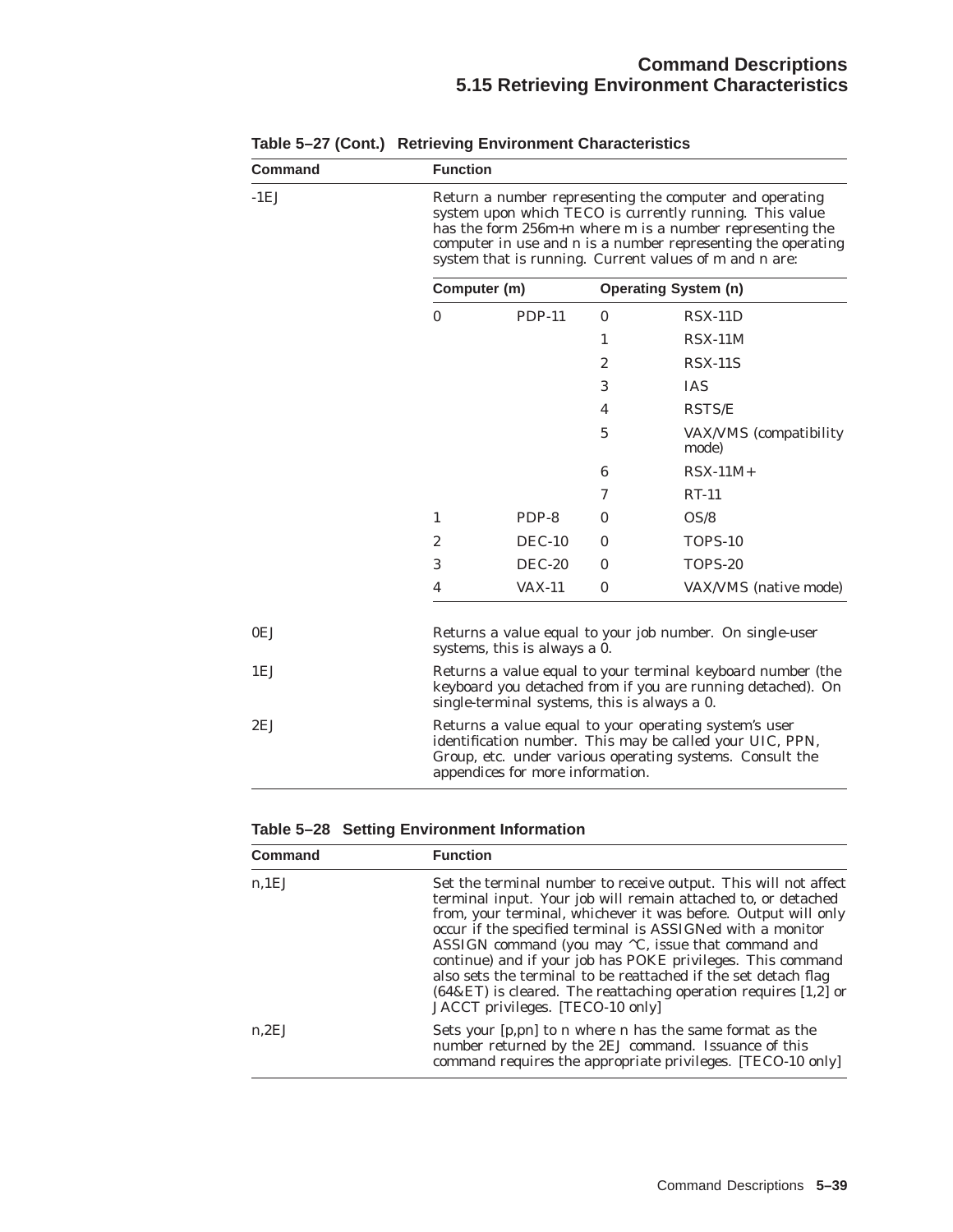**Table 5–27 (Cont.) Retrieving Environment Characteristics**

| Command | Function |
| --- | --- |
| -1EJ | Return a number representing the computer and operating system upon which TECO is currently running. This value has the form 256m+n where m is a number representing the computer in use and n is a number representing the operating system that is running. Current values of m and n are: |

| Computer (m) | | Operating System (n) | |
| --- | --- | --- | --- |
| 0 | PDP-11 | 0 | RSX-11D |
| | | 1 | RSX-11M |
| | | 2 | RSX-11S |
| | | 3 | IAS |
| | | 4 | RSTS/E |
| | | 5 | VAX/VMS (compatibility mode) |
| | | 6 | RSX-11M+ |
| | | 7 | RT-11 |
| 1 | PDP-8 | 0 | OS/8 |
| 2 | DEC-10 | 0 | TOPS-10 |
| 3 | DEC-20 | 0 | TOPS-20 |
| 4 | VAX-11 | 0 | VAX/VMS (native mode) |

| Command | Function |
| --- | --- |
| 0EJ | Returns a value equal to your job number. On single-user systems, this is always a 0. |
| 1EJ | Returns a value equal to your terminal keyboard number (the keyboard you detached from if you are running detached). On single-terminal systems, this is always a 0. |
| 2EJ | Returns a value equal to your operating system's user identification number. This may be called your UIC, PPN, Group, etc. under various operating systems. Consult the appendices for more information. |

**Table 5–28 Setting Environment Information**

| Command | Function |
| --- | --- |
| n,1EJ | Set the terminal number to receive output. This will not affect terminal input. Your job will remain attached to, or detached from, your terminal, whichever it was before. Output will only occur if the specified terminal is ASSIGNed with a monitor ASSIGN command (you may ^C, issue that command and continue) and if your job has POKE privileges. This command also sets the terminal to be reattached if the set detach flag (64&ET) is cleared. The reattaching operation requires [1,2] or JACCT privileges. [TECO-10 only] |
| n,2EJ | Sets your [p,pn] to n where n has the same format as the number returned by the 2EJ command. Issuance of this command requires the appropriate privileges. [TECO-10 only] |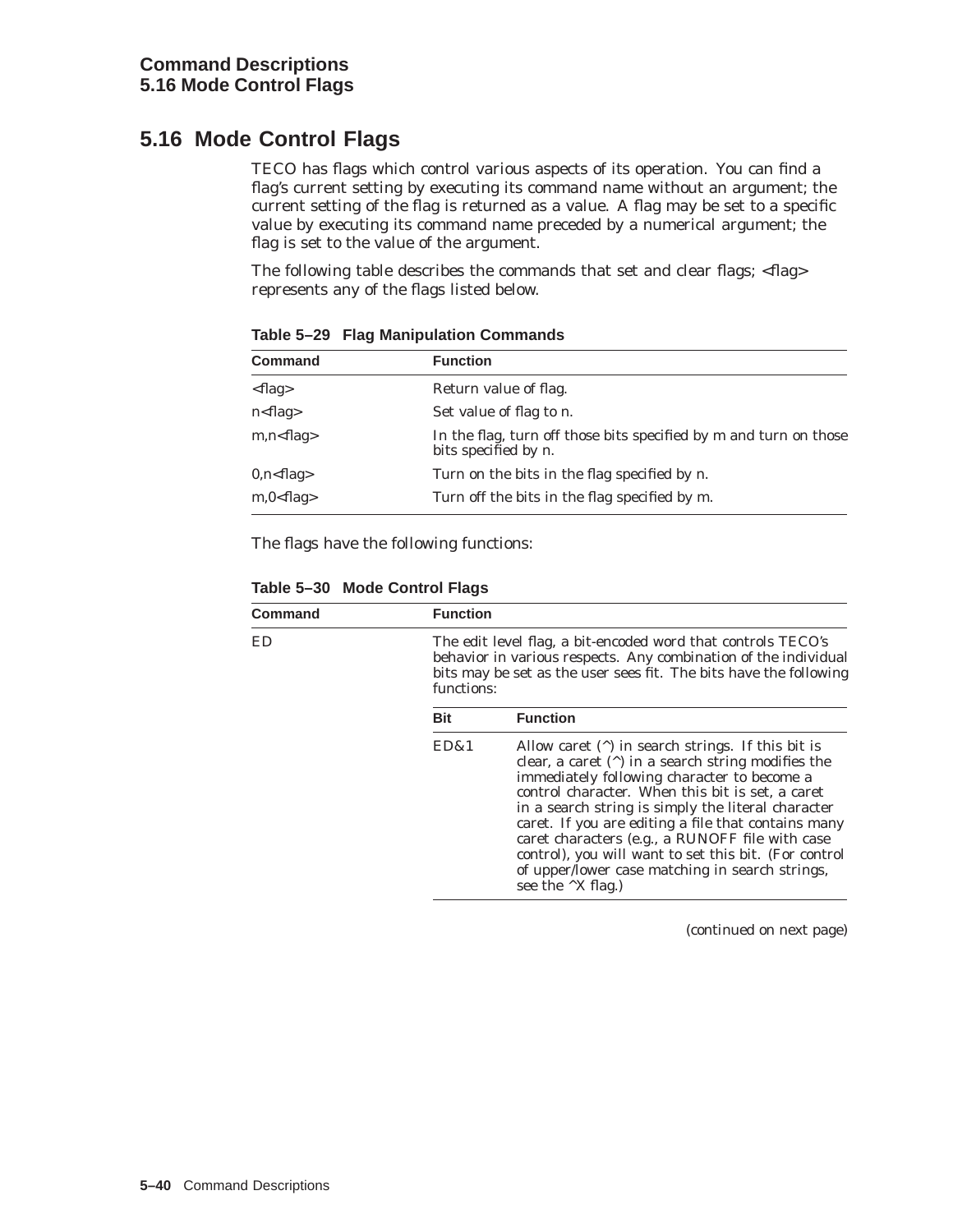## 5.16 Mode Control Flags

TECO has flags which control various aspects of its operation. You can find a flag's current setting by executing its command name without an argument; the current setting of the flag is returned as a value. A flag may be set to a specific value by executing its command name preceded by a numerical argument; the flag is set to the value of the argument.

The following table describes the commands that set and clear flags; <flag> represents any of the flags listed below.

**Table 5–29 Flag Manipulation Commands**

| Command | Function |
|---|---|
| <flag> | Return value of flag. |
| n<flag> | Set value of flag to n. |
| m,n<flag> | In the flag, turn off those bits specified by m and turn on those bits specified by n. |
| 0,n<flag> | Turn on the bits in the flag specified by n. |
| m,0<flag> | Turn off the bits in the flag specified by m. |

The flags have the following functions:

**Table 5–30 Mode Control Flags**

| Command | Function | |
|---|---|---|
| ED | The edit level flag, a bit-encoded word that controls TECO's behavior in various respects. Any combination of the individual bits may be set as the user sees fit. The bits have the following functions: | |
| | **Bit** | **Function** |
| | ED&1 | Allow caret (^) in search strings. If this bit is clear, a caret (^) in a search string modifies the immediately following character to become a control character. When this bit is set, a caret in a search string is simply the literal character caret. If you are editing a file that contains many caret characters (e.g., a RUNOFF file with case control), you will want to set this bit. (For control of upper/lower case matching in search strings, see the ^X flag.) |

(continued on next page)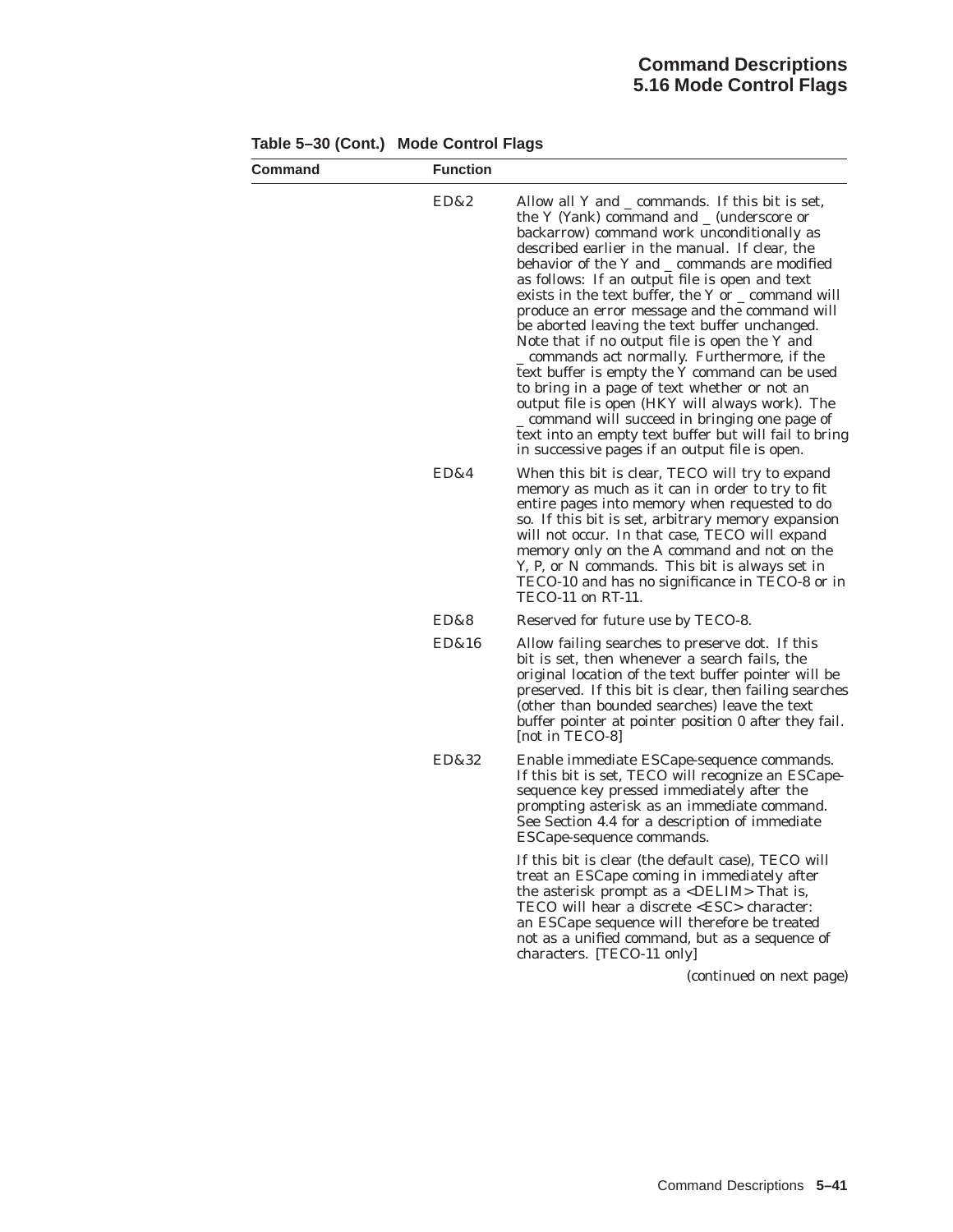**Table 5–30 (Cont.) Mode Control Flags**

| Command | Function | |
|---|---|---|
| | ED&2 | Allow all Y and _ commands. If this bit is set, the Y (Yank) command and _ (underscore or backarrow) command work unconditionally as described earlier in the manual. If clear, the behavior of the Y and _ commands are modified as follows: If an output file is open and text exists in the text buffer, the Y or _ command will produce an error message and the command will be aborted leaving the text buffer unchanged. Note that if no output file is open the Y and _ commands act normally. Furthermore, if the text buffer is empty the Y command can be used to bring in a page of text whether or not an output file is open (HKY will always work). The _ command will succeed in bringing one page of text into an empty text buffer but will fail to bring in successive pages if an output file is open. |
| | ED&4 | When this bit is clear, TECO will try to expand memory as much as it can in order to try to fit entire pages into memory when requested to do so. If this bit is set, arbitrary memory expansion will not occur. In that case, TECO will expand memory only on the A command and not on the Y, P, or N commands. This bit is always set in TECO-10 and has no significance in TECO-8 or in TECO-11 on RT-11. |
| | ED&8 | Reserved for future use by TECO-8. |
| | ED&16 | Allow failing searches to preserve dot. If this bit is set, then whenever a search fails, the original location of the text buffer pointer will be preserved. If this bit is clear, then failing searches (other than bounded searches) leave the text buffer pointer at pointer position 0 after they fail. [not in TECO-8] |
| | ED&32 | Enable immediate ESCape-sequence commands. If this bit is set, TECO will recognize an ESCape-sequence key pressed immediately after the prompting asterisk as an immediate command. See Section 4.4 for a description of immediate ESCape-sequence commands.<br><br>If this bit is clear (the default case), TECO will treat an ESCape coming in immediately after the asterisk prompt as a <DELIM> That is, TECO will hear a discrete <ESC> character: an ESCape sequence will therefore be treated not as a unified command, but as a sequence of characters. [TECO-11 only] |

*(continued on next page)*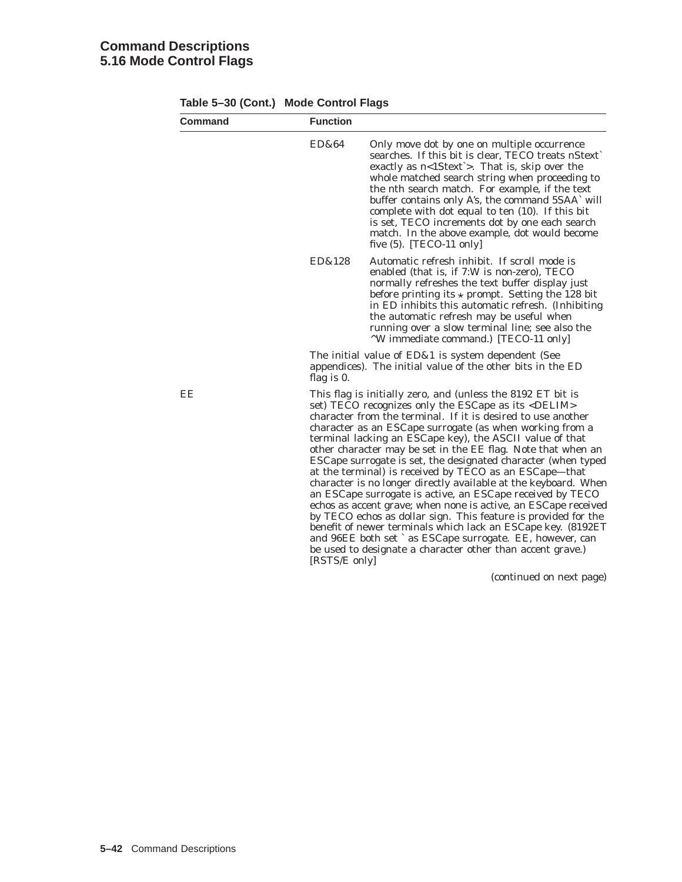**Table 5–30 (Cont.) Mode Control Flags**

| Command | Function | |
|---|---|---|
| | ED&64 | Only move dot by one on multiple occurrence searches. If this bit is clear, TECO treats nStext` exactly as n<1Stext`>. That is, skip over the whole matched search string when proceeding to the nth search match. For example, if the text buffer contains only A's, the command 5SAA` will complete with dot equal to ten (10). If this bit is set, TECO increments dot by one each search match. In the above example, dot would become five (5). [TECO-11 only] |
| | ED&128 | Automatic refresh inhibit. If scroll mode is enabled (that is, if 7:W is non-zero), TECO normally refreshes the text buffer display just before printing its * prompt. Setting the 128 bit in ED inhibits this automatic refresh. (Inhibiting the automatic refresh may be useful when running over a slow terminal line; see also the ^W immediate command.) [TECO-11 only] |
| | The initial value of ED&1 is system dependent (See appendices). The initial value of the other bits in the ED flag is 0. | |
| EE | This flag is initially zero, and (unless the 8192 ET bit is set) TECO recognizes only the ESCape as its <DELIM> character from the terminal. If it is desired to use another character as an ESCape surrogate (as when working from a terminal lacking an ESCape key), the ASCII value of that other character may be set in the EE flag. Note that when an ESCape surrogate is set, the designated character (when typed at the terminal) is received by TECO as an ESCape—that character is no longer directly available at the keyboard. When an ESCape surrogate is active, an ESCape received by TECO echos as accent grave; when none is active, an ESCape received by TECO echos as dollar sign. This feature is provided for the benefit of newer terminals which lack an ESCape key. (8192ET and 96EE both set ` as ESCape surrogate. EE, however, can be used to designate a character other than accent grave.) [RSTS/E only] | |

*(continued on next page)*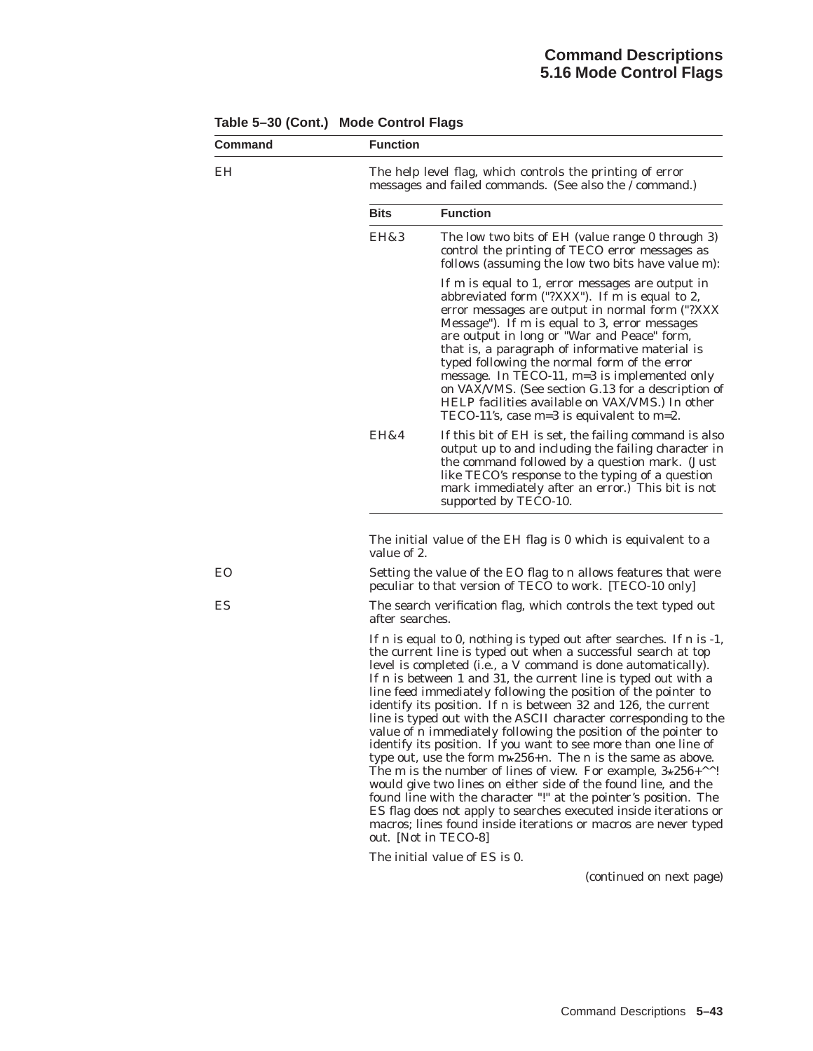**Table 5–30 (Cont.) Mode Control Flags**

| Command | Function |
|---|---|
| EH | The help level flag, which controls the printing of error messages and failed commands. (See also the / command.) |

| Bits | Function |
|---|---|
| EH&3 | The low two bits of EH (value range 0 through 3) control the printing of TECO error messages as follows (assuming the low two bits have value m):<br><br>If m is equal to 1, error messages are output in abbreviated form ("?XXX"). If m is equal to 2, error messages are output in normal form ("?XXX Message"). If m is equal to 3, error messages are output in long or "War and Peace" form, that is, a paragraph of informative material is typed following the normal form of the error message. In TECO-11, m=3 is implemented only on VAX/VMS. (See section G.13 for a description of HELP facilities available on VAX/VMS.) In other TECO-11's, case m=3 is equivalent to m=2. |
| EH&4 | If this bit of EH is set, the failing command is also output up to and including the failing character in the command followed by a question mark. (Just like TECO's response to the typing of a question mark immediately after an error.) This bit is not supported by TECO-10. |

The initial value of the EH flag is 0 which is equivalent to a value of 2.

| Command | Function |
|---|---|
| EO | Setting the value of the EO flag to n allows features that were peculiar to that version of TECO to work. [TECO-10 only] |
| ES | The search verification flag, which controls the text typed out after searches.<br><br>If n is equal to 0, nothing is typed out after searches. If n is -1, the current line is typed out when a successful search at top level is completed (i.e., a V command is done automatically). If n is between 1 and 31, the current line is typed out with a line feed immediately following the position of the pointer to identify its position. If n is between 32 and 126, the current line is typed out with the ASCII character corresponding to the value of n immediately following the position of the pointer to identify its position. If you want to see more than one line of type out, use the form m*256+n. The n is the same as above. The m is the number of lines of view. For example, 3*256+^^! would give two lines on either side of the found line, and the found line with the character "!" at the pointer's position. The ES flag does not apply to searches executed inside iterations or macros; lines found inside iterations or macros are never typed out. [Not in TECO-8]<br><br>The initial value of ES is 0. |

*(continued on next page)*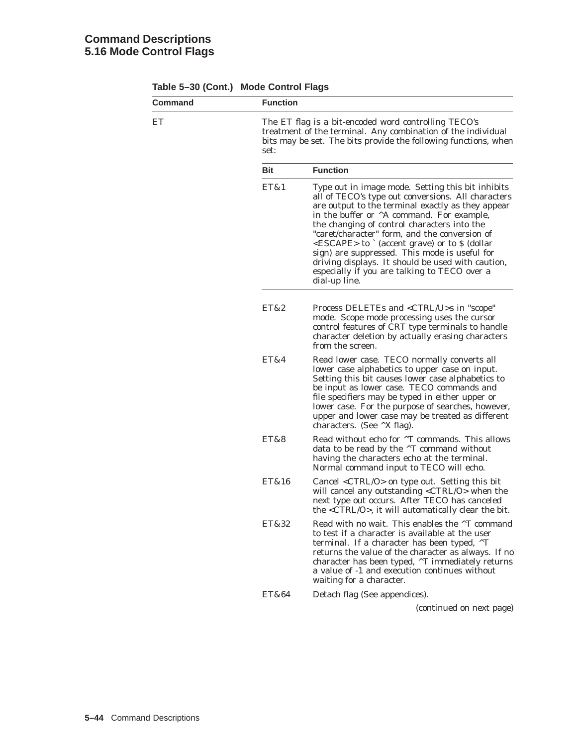**Table 5–30 (Cont.) Mode Control Flags**

| Command | Function | |
|---|---|---|
| ET | The ET flag is a bit-encoded word controlling TECO's treatment of the terminal. Any combination of the individual bits may be set. The bits provide the following functions, when set: | |
| | **Bit** | **Function** |
| | ET&1 | Type out in image mode. Setting this bit inhibits all of TECO's type out conversions. All characters are output to the terminal exactly as they appear in the buffer or ^A command. For example, the changing of control characters into the "caret/character" form, and the conversion of <ESCAPE> to ` (accent grave) or to $ (dollar sign) are suppressed. This mode is useful for driving displays. It should be used with caution, especially if you are talking to TECO over a dial-up line. |
| | ET&2 | Process DELETEs and <CTRL/U>s in "scope" mode. Scope mode processing uses the cursor control features of CRT type terminals to handle character deletion by actually erasing characters from the screen. |
| | ET&4 | Read lower case. TECO normally converts all lower case alphabetics to upper case on input. Setting this bit causes lower case alphabetics to be input as lower case. TECO commands and file specifiers may be typed in either upper or lower case. For the purpose of searches, however, upper and lower case may be treated as different characters. (See ^X flag). |
| | ET&8 | Read without echo for ^T commands. This allows data to be read by the ^T command without having the characters echo at the terminal. Normal command input to TECO will echo. |
| | ET&16 | Cancel <CTRL/O> on type out. Setting this bit will cancel any outstanding <CTRL/O> when the next type out occurs. After TECO has canceled the <CTRL/O>, it will automatically clear the bit. |
| | ET&32 | Read with no wait. This enables the ^T command to test if a character is available at the user terminal. If a character has been typed, ^T returns the value of the character as always. If no character has been typed, ^T immediately returns a value of -1 and execution continues without waiting for a character. |
| | ET&64 | Detach flag (See appendices). |

*(continued on next page)*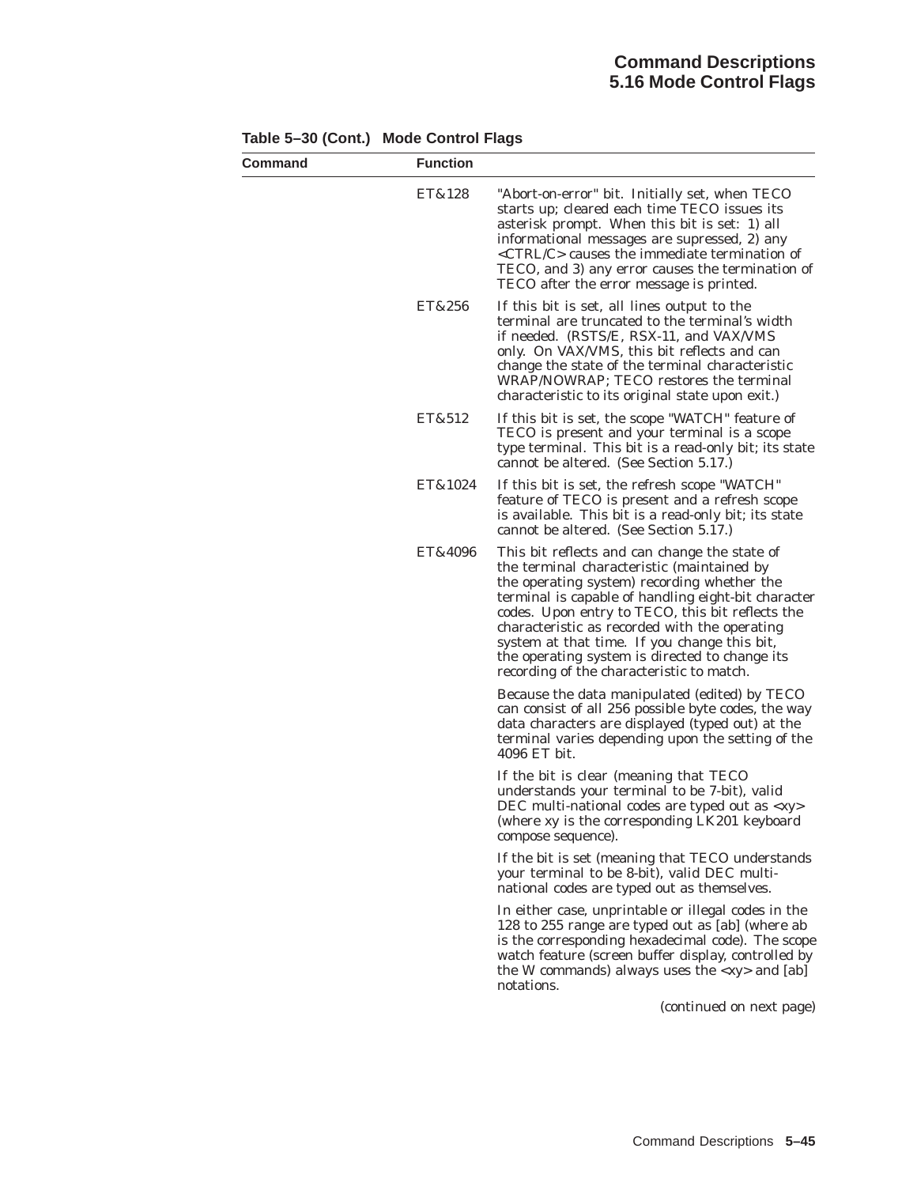**Table 5–30 (Cont.) Mode Control Flags**

| Command | Function | |
|---|---|---|
| | ET&128 | "Abort-on-error" bit. Initially set, when TECO starts up; cleared each time TECO issues its asterisk prompt. When this bit is set: 1) all informational messages are supressed, 2) any <CTRL/C> causes the immediate termination of TECO, and 3) any error causes the termination of TECO after the error message is printed. |
| | ET&256 | If this bit is set, all lines output to the terminal are truncated to the terminal's width if needed. (RSTS/E, RSX-11, and VAX/VMS only. On VAX/VMS, this bit reflects and can change the state of the terminal characteristic WRAP/NOWRAP; TECO restores the terminal characteristic to its original state upon exit.) |
| | ET&512 | If this bit is set, the scope "WATCH" feature of TECO is present and your terminal is a scope type terminal. This bit is a read-only bit; its state cannot be altered. (See Section 5.17.) |
| | ET&1024 | If this bit is set, the refresh scope "WATCH" feature of TECO is present and a refresh scope is available. This bit is a read-only bit; its state cannot be altered. (See Section 5.17.) |
| | ET&4096 | This bit reflects and can change the state of the terminal characteristic (maintained by the operating system) recording whether the terminal is capable of handling eight-bit character codes. Upon entry to TECO, this bit reflects the characteristic as recorded with the operating system at that time. If you change this bit, the operating system is directed to change its recording of the characteristic to match. |
| | | Because the data manipulated (edited) by TECO can consist of all 256 possible byte codes, the way data characters are displayed (typed out) at the terminal varies depending upon the setting of the 4096 ET bit. |
| | | If the bit is clear (meaning that TECO understands your terminal to be 7-bit), valid DEC multi-national codes are typed out as <xy> (where xy is the corresponding LK201 keyboard compose sequence). |
| | | If the bit is set (meaning that TECO understands your terminal to be 8-bit), valid DEC multi-national codes are typed out as themselves. |
| | | In either case, unprintable or illegal codes in the 128 to 255 range are typed out as [ab] (where ab is the corresponding hexadecimal code). The scope watch feature (screen buffer display, controlled by the W commands) always uses the <xy> and [ab] notations. |

*(continued on next page)*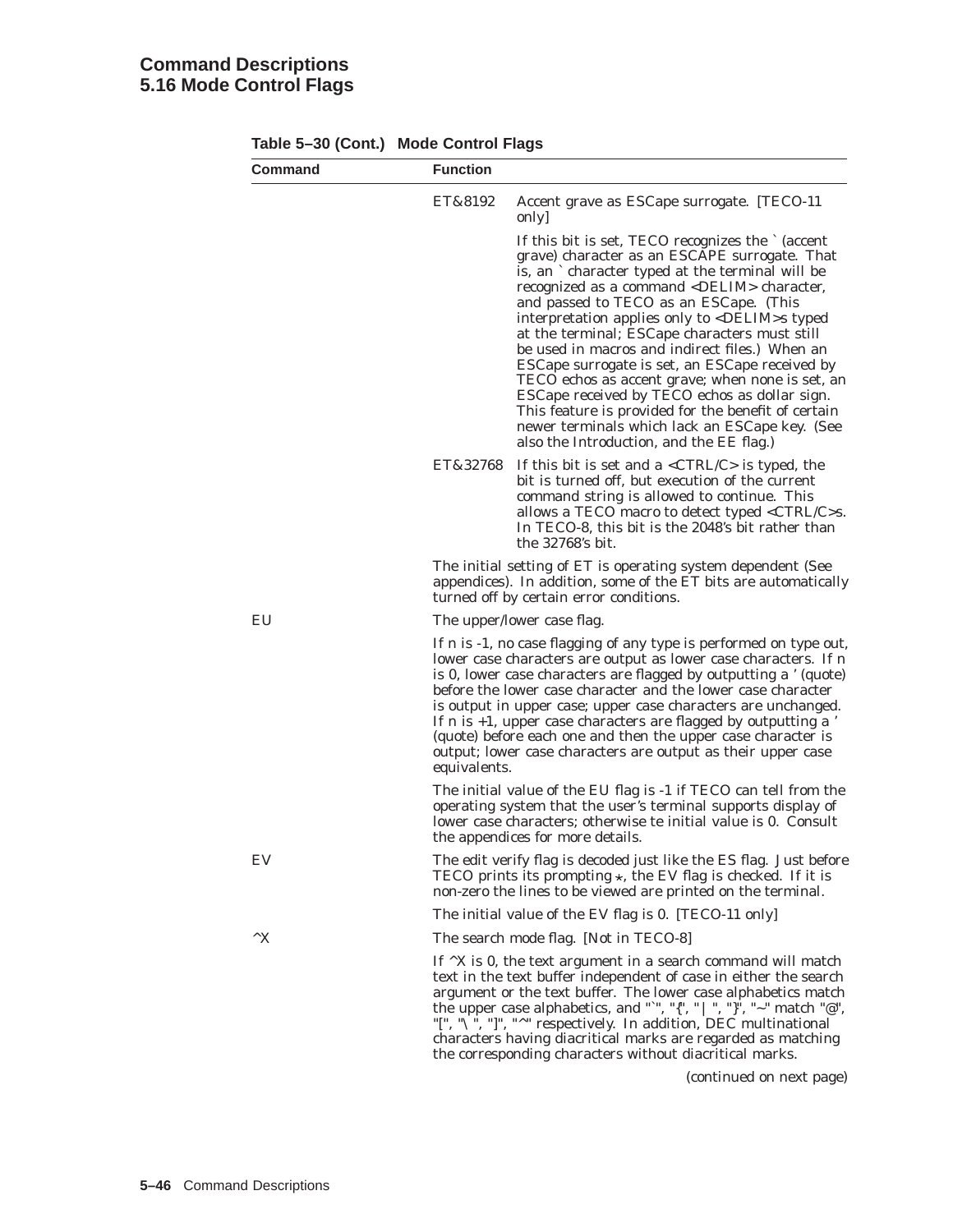**Table 5–30 (Cont.) Mode Control Flags**

| Command | Function | |
|---|---|---|
| | ET&8192 | Accent grave as ESCape surrogate. [TECO-11 only] |
| | | If this bit is set, TECO recognizes the ` (accent grave) character as an ESCAPE surrogate. That is, an ` character typed at the terminal will be recognized as a command <DELIM> character, and passed to TECO as an ESCape. (This interpretation applies only to <DELIM>s typed at the terminal; ESCape characters must still be used in macros and indirect files.) When an ESCape surrogate is set, an ESCape received by TECO echos as accent grave; when none is set, an ESCape received by TECO echos as dollar sign. This feature is provided for the benefit of certain newer terminals which lack an ESCape key. (See also the Introduction, and the EE flag.) |
| | ET&32768 | If this bit is set and a <CTRL/C> is typed, the bit is turned off, but execution of the current command string is allowed to continue. This allows a TECO macro to detect typed <CTRL/C>s. In TECO-8, this bit is the 2048's bit rather than the 32768's bit. |
| | The initial setting of ET is operating system dependent (See appendices). In addition, some of the ET bits are automatically turned off by certain error conditions. | |
| EU | The upper/lower case flag. | |
| | If n is -1, no case flagging of any type is performed on type out, lower case characters are output as lower case characters. If n is 0, lower case characters are flagged by outputting a ' (quote) before the lower case character and the lower case character is output in upper case; upper case characters are unchanged. If n is +1, upper case characters are flagged by outputting a ' (quote) before each one and then the upper case character is output; lower case characters are output as their upper case equivalents. | |
| | The initial value of the EU flag is -1 if TECO can tell from the operating system that the user's terminal supports display of lower case characters; otherwise te initial value is 0. Consult the appendices for more details. | |
| EV | The edit verify flag is decoded just like the ES flag. Just before TECO prints its prompting *, the EV flag is checked. If it is non-zero the lines to be viewed are printed on the terminal. | |
| | The initial value of the EV flag is 0. [TECO-11 only] | |
| ^X | The search mode flag. [Not in TECO-8] | |
| | If ^X is 0, the text argument in a search command will match text in the text buffer independent of case in either the search argument or the text buffer. The lower case alphabetics match the upper case alphabetics, and "`", "{", "\|", "}", "~" match "@", "[", "\", "]", "^" respectively. In addition, DEC multinational characters having diacritical marks are regarded as matching the corresponding characters without diacritical marks. | |

(continued on next page)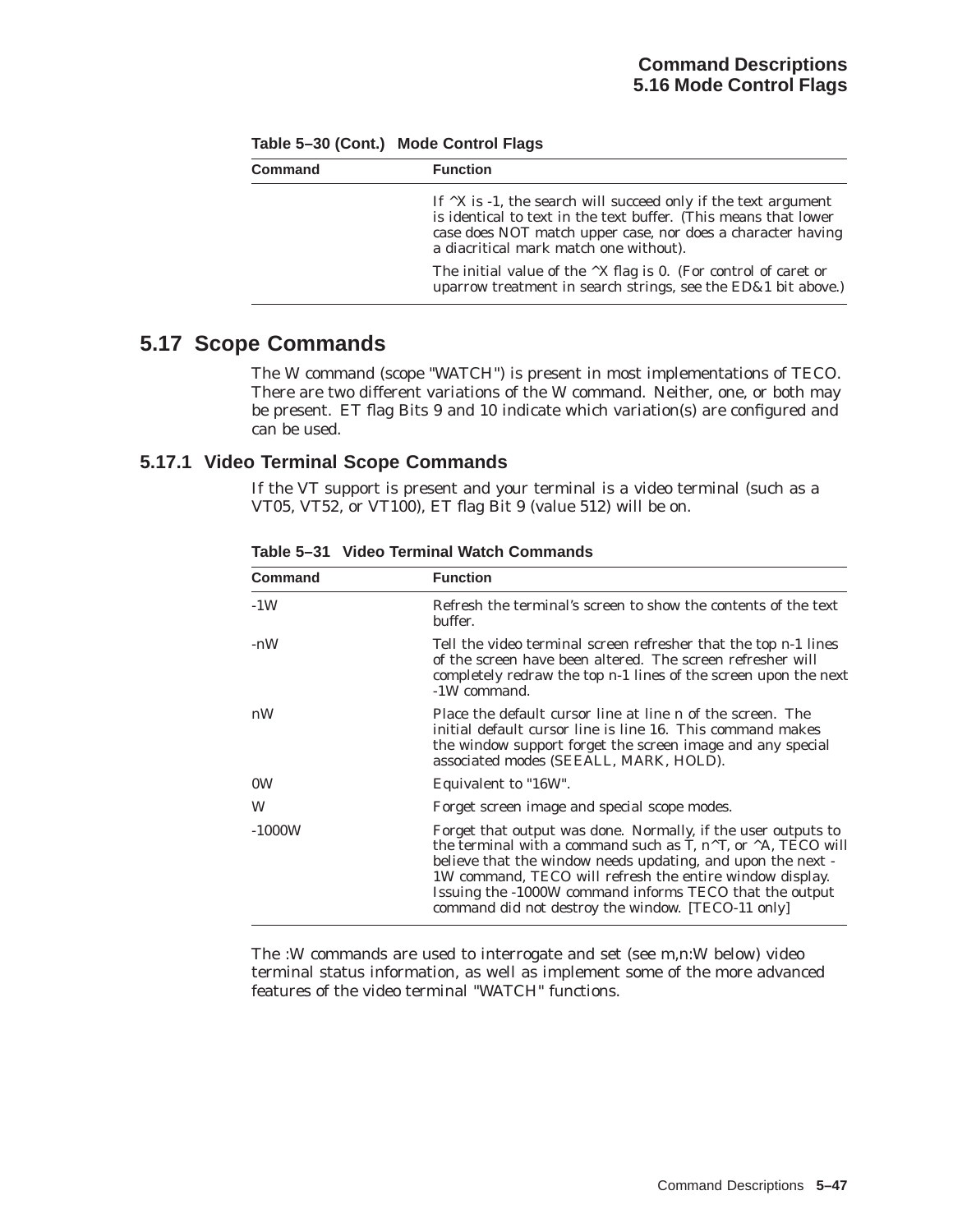**Table 5–30 (Cont.) Mode Control Flags**

| Command | Function |
|---|---|
| | If ^X is -1, the search will succeed only if the text argument is identical to text in the text buffer. (This means that lower case does NOT match upper case, nor does a character having a diacritical mark match one without).<br><br>The initial value of the ^X flag is 0. (For control of caret or uparrow treatment in search strings, see the ED&1 bit above.) |

## 5.17 Scope Commands

The W command (scope "WATCH") is present in most implementations of TECO. There are two different variations of the W command. Neither, one, or both may be present. ET flag Bits 9 and 10 indicate which variation(s) are configured and can be used.

### 5.17.1 Video Terminal Scope Commands

If the VT support is present and your terminal is a video terminal (such as a VT05, VT52, or VT100), ET flag Bit 9 (value 512) will be on.

**Table 5–31 Video Terminal Watch Commands**

| Command | Function |
|---|---|
| -1W | Refresh the terminal's screen to show the contents of the text buffer. |
| -nW | Tell the video terminal screen refresher that the top n-1 lines of the screen have been altered. The screen refresher will completely redraw the top n-1 lines of the screen upon the next -1W command. |
| nW | Place the default cursor line at line n of the screen. The initial default cursor line is line 16. This command makes the window support forget the screen image and any special associated modes (SEEALL, MARK, HOLD). |
| 0W | Equivalent to "16W". |
| W | Forget screen image and special scope modes. |
| -1000W | Forget that output was done. Normally, if the user outputs to the terminal with a command such as T, n^T, or ^A, TECO will believe that the window needs updating, and upon the next -1W command, TECO will refresh the entire window display. Issuing the -1000W command informs TECO that the output command did not destroy the window. [TECO-11 only] |

The :W commands are used to interrogate and set (see m,n:W below) video terminal status information, as well as implement some of the more advanced features of the video terminal "WATCH" functions.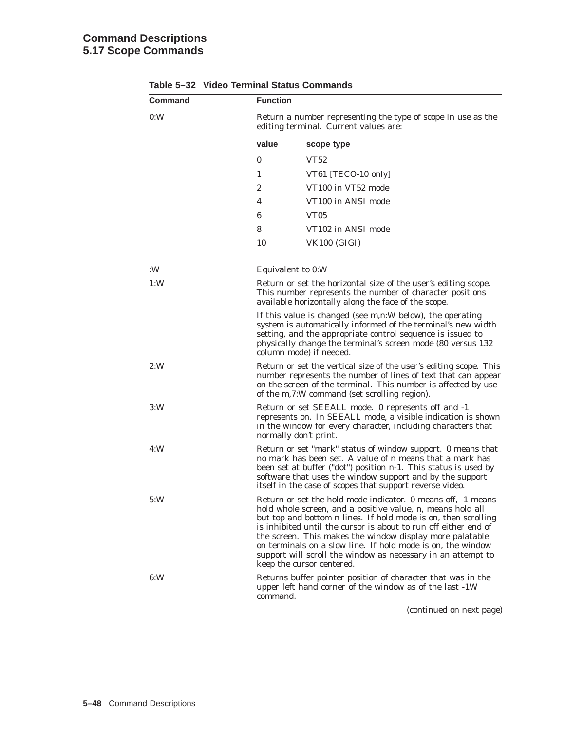**Table 5–32 Video Terminal Status Commands**

| Command | Function |
|---|---|
| 0:W | Return a number representing the type of scope in use as the editing terminal. Current values are:<br><br>**value** — **scope type**<br>0 — VT52<br>1 — VT61 [TECO-10 only]<br>2 — VT100 in VT52 mode<br>4 — VT100 in ANSI mode<br>6 — VT05<br>8 — VT102 in ANSI mode<br>10 — VK100 (GIGI) |
| :W | Equivalent to 0:W |
| 1:W | Return or set the horizontal size of the user's editing scope. This number represents the number of character positions available horizontally along the face of the scope.<br><br>If this value is changed (see m,n:W below), the operating system is automatically informed of the terminal's new width setting, and the appropriate control sequence is issued to physically change the terminal's screen mode (80 versus 132 column mode) if needed. |
| 2:W | Return or set the vertical size of the user's editing scope. This number represents the number of lines of text that can appear on the screen of the terminal. This number is affected by use of the m,7:W command (set scrolling region). |
| 3:W | Return or set SEEALL mode. 0 represents off and -1 represents on. In SEEALL mode, a visible indication is shown in the window for every character, including characters that normally don't print. |
| 4:W | Return or set "mark" status of window support. 0 means that no mark has been set. A value of n means that a mark has been set at buffer ("dot") position n-1. This status is used by software that uses the window support and by the support itself in the case of scopes that support reverse video. |
| 5:W | Return or set the hold mode indicator. 0 means off, -1 means hold whole screen, and a positive value, n, means hold all but top and bottom n lines. If hold mode is on, then scrolling is inhibited until the cursor is about to run off either end of the screen. This makes the window display more palatable on terminals on a slow line. If hold mode is on, the window support will scroll the window as necessary in an attempt to keep the cursor centered. |
| 6:W | Returns buffer pointer position of character that was in the upper left hand corner of the window as of the last -1W command. |

*(continued on next page)*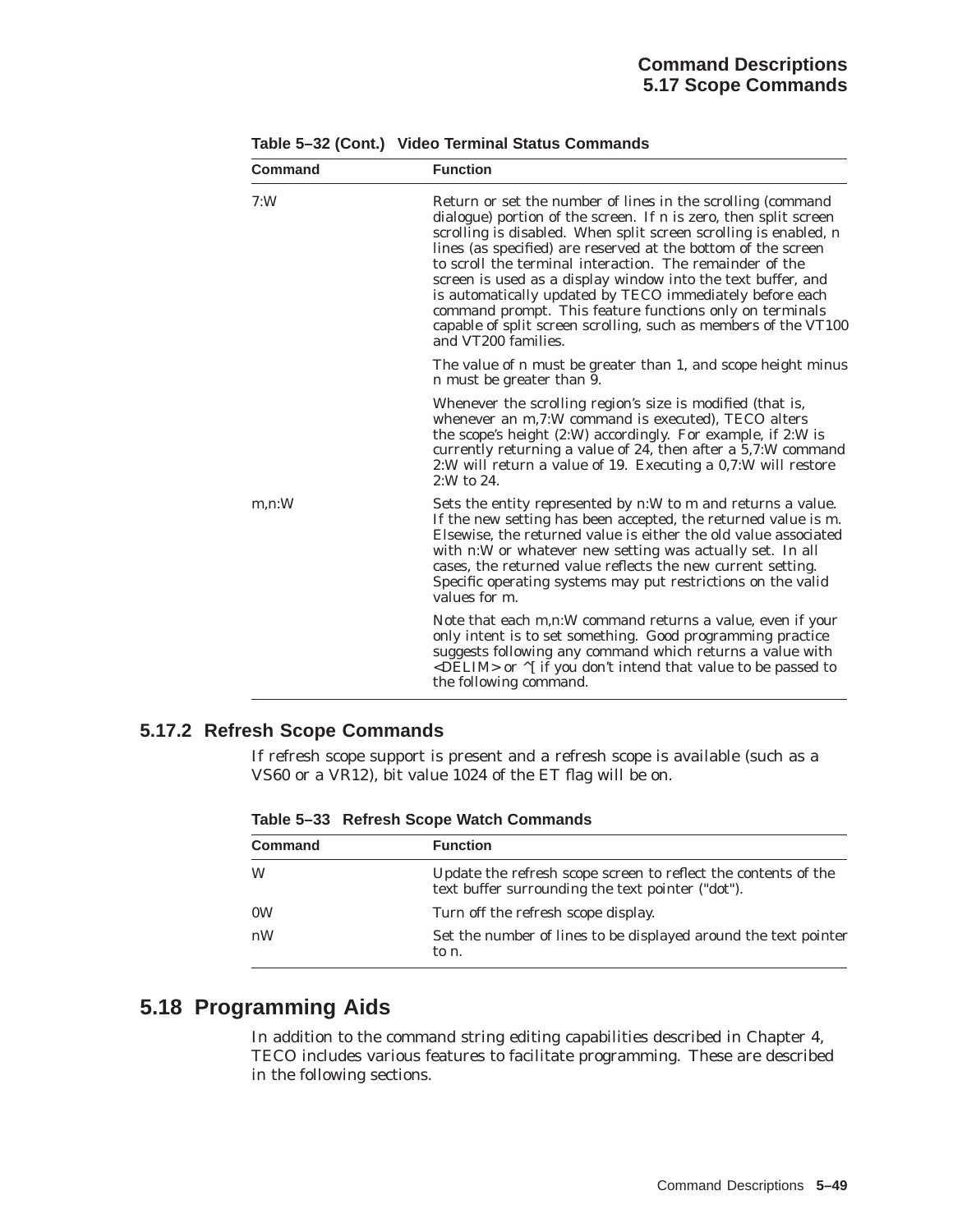**Table 5–32 (Cont.) Video Terminal Status Commands**

| Command | Function |
| --- | --- |
| 7:W | Return or set the number of lines in the scrolling (command dialogue) portion of the screen. If n is zero, then split screen scrolling is disabled. When split screen scrolling is enabled, n lines (as specified) are reserved at the bottom of the screen to scroll the terminal interaction. The remainder of the screen is used as a display window into the text buffer, and is automatically updated by TECO immediately before each command prompt. This feature functions only on terminals capable of split screen scrolling, such as members of the VT100 and VT200 families. <br><br> The value of n must be greater than 1, and scope height minus n must be greater than 9. <br><br> Whenever the scrolling region's size is modified (that is, whenever an m,7:W command is executed), TECO alters the scope's height (2:W) accordingly. For example, if 2:W is currently returning a value of 24, then after a 5,7:W command 2:W will return a value of 19. Executing a 0,7:W will restore 2:W to 24. |
| m,n:W | Sets the entity represented by n:W to m and returns a value. If the new setting has been accepted, the returned value is m. Elsewise, the returned value is either the old value associated with n:W or whatever new setting was actually set. In all cases, the returned value reflects the new current setting. Specific operating systems may put restrictions on the valid values for m. <br><br> Note that each m,n:W command returns a value, even if your only intent is to set something. Good programming practice suggests following any command which returns a value with <DELIM> or ^[ if you don't intend that value to be passed to the following command. |

### 5.17.2 Refresh Scope Commands

If refresh scope support is present and a refresh scope is available (such as a VS60 or a VR12), bit value 1024 of the ET flag will be on.

**Table 5–33 Refresh Scope Watch Commands**

| Command | Function |
| --- | --- |
| W | Update the refresh scope screen to reflect the contents of the text buffer surrounding the text pointer ("dot"). |
| 0W | Turn off the refresh scope display. |
| nW | Set the number of lines to be displayed around the text pointer to n. |

## 5.18 Programming Aids

In addition to the command string editing capabilities described in Chapter 4, TECO includes various features to facilitate programming. These are described in the following sections.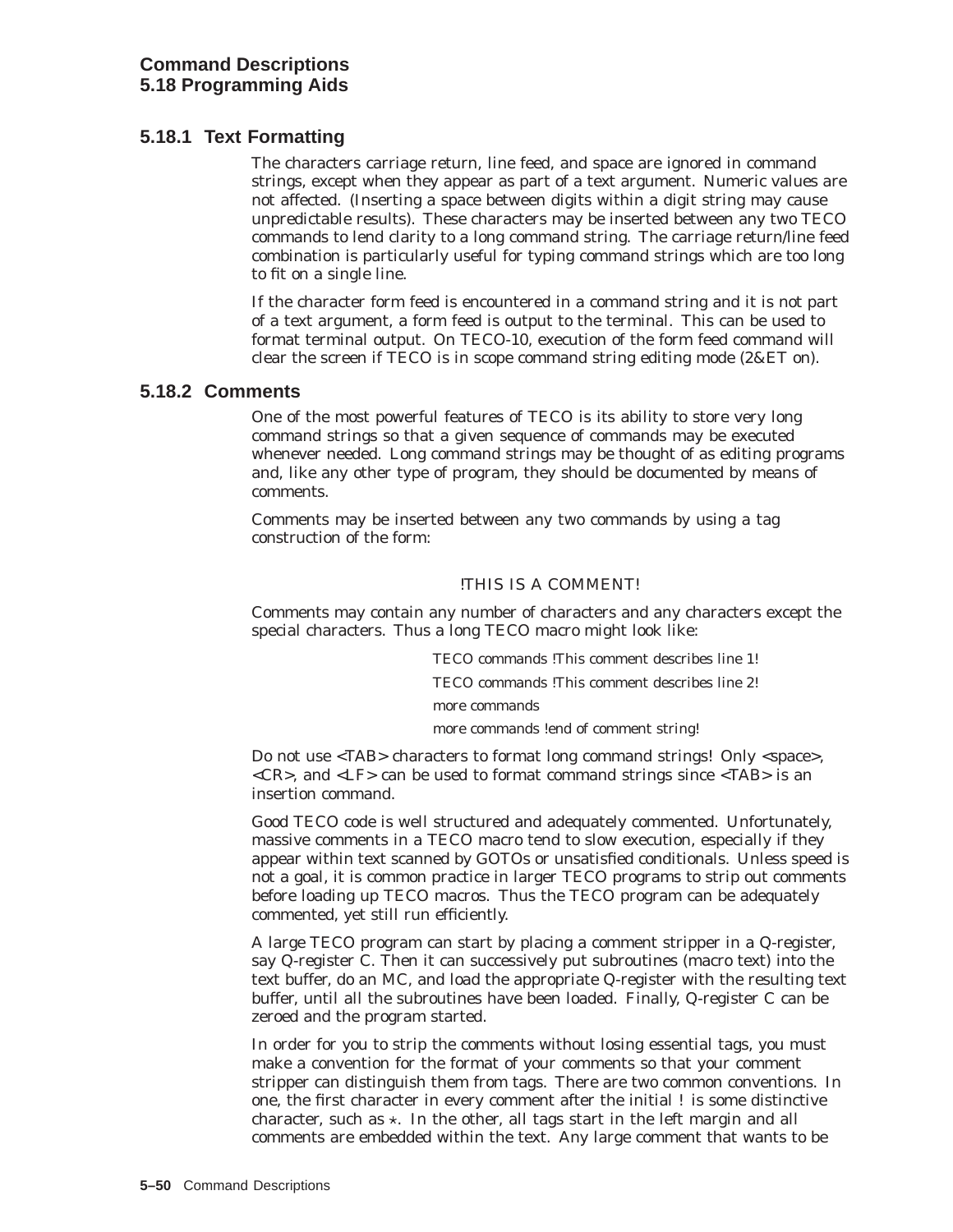### 5.18.1 Text Formatting

The characters carriage return, line feed, and space are ignored in command strings, except when they appear as part of a text argument. Numeric values are not affected. (Inserting a space between digits within a digit string may cause unpredictable results). These characters may be inserted between any two TECO commands to lend clarity to a long command string. The carriage return/line feed combination is particularly useful for typing command strings which are too long to fit on a single line.

If the character form feed is encountered in a command string and it is not part of a text argument, a form feed is output to the terminal. This can be used to format terminal output. On TECO-10, execution of the form feed command will clear the screen if TECO is in scope command string editing mode (2&ET on).

### 5.18.2 Comments

One of the most powerful features of TECO is its ability to store very long command strings so that a given sequence of commands may be executed whenever needed. Long command strings may be thought of as editing programs and, like any other type of program, they should be documented by means of comments.

Comments may be inserted between any two commands by using a tag construction of the form:

```
!THIS IS A COMMENT!
```

Comments may contain any number of characters and any characters except the special characters. Thus a long TECO macro might look like:

```
TECO commands !This comment describes line 1!
TECO commands !This comment describes line 2!
more commands
more commands !end of comment string!
```

Do not use <TAB> characters to format long command strings! Only <space>, <CR>, and <LF> can be used to format command strings since <TAB> is an insertion command.

Good TECO code is well structured and adequately commented. Unfortunately, massive comments in a TECO macro tend to slow execution, especially if they appear within text scanned by GOTOs or unsatisfied conditionals. Unless speed is not a goal, it is common practice in larger TECO programs to strip out comments before loading up TECO macros. Thus the TECO program can be adequately commented, yet still run efficiently.

A large TECO program can start by placing a comment stripper in a Q-register, say Q-register C. Then it can successively put subroutines (macro text) into the text buffer, do an MC, and load the appropriate Q-register with the resulting text buffer, until all the subroutines have been loaded. Finally, Q-register C can be zeroed and the program started.

In order for you to strip the comments without losing essential tags, you must make a convention for the format of your comments so that your comment stripper can distinguish them from tags. There are two common conventions. In one, the first character in every comment after the initial ! is some distinctive character, such as *. In the other, all tags start in the left margin and all comments are embedded within the text. Any large comment that wants to be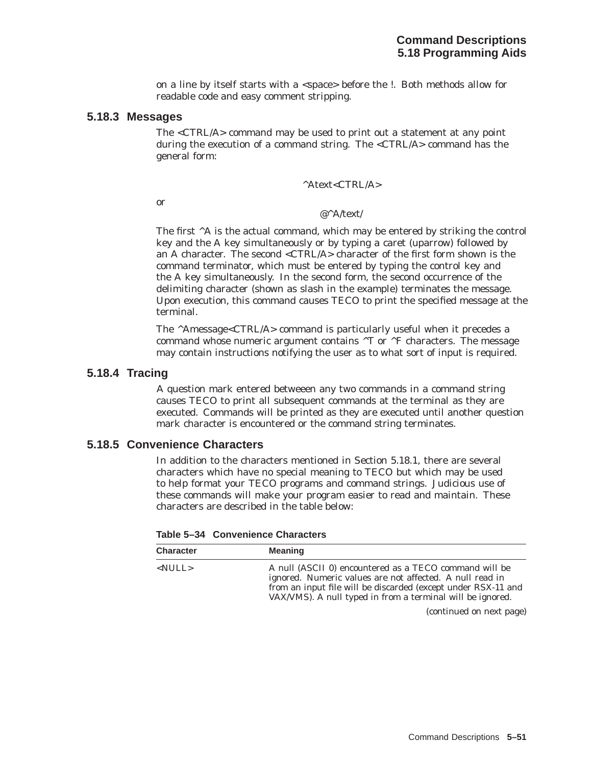on a line by itself starts with a <space> before the !. Both methods allow for readable code and easy comment stripping.

### 5.18.3 Messages

The <CTRL/A> command may be used to print out a statement at any point during the execution of a command string. The <CTRL/A> command has the general form:

```
^Atext<CTRL/A>
```

or

```
@^A/text/
```

The first ^A is the actual command, which may be entered by striking the control key and the A key simultaneously or by typing a caret (uparrow) followed by an A character. The second <CTRL/A> character of the first form shown is the command terminator, which must be entered by typing the control key and the A key simultaneously. In the second form, the second occurrence of the delimiting character (shown as slash in the example) terminates the message. Upon execution, this command causes TECO to print the specified message at the terminal.

The ^Amessage<CTRL/A> command is particularly useful when it precedes a command whose numeric argument contains ^T or ^F characters. The message may contain instructions notifying the user as to what sort of input is required.

### 5.18.4 Tracing

A question mark entered betweeen any two commands in a command string causes TECO to print all subsequent commands at the terminal as they are executed. Commands will be printed as they are executed until another question mark character is encountered or the command string terminates.

### 5.18.5 Convenience Characters

In addition to the characters mentioned in Section 5.18.1, there are several characters which have no special meaning to TECO but which may be used to help format your TECO programs and command strings. Judicious use of these commands will make your program easier to read and maintain. These characters are described in the table below:

**Table 5–34 Convenience Characters**

| Character | Meaning |
|---|---|
| <NULL> | A null (ASCII 0) encountered as a TECO command will be ignored. Numeric values are not affected. A null read in from an input file will be discarded (except under RSX-11 and VAX/VMS). A null typed in from a terminal will be ignored. |

*(continued on next page)*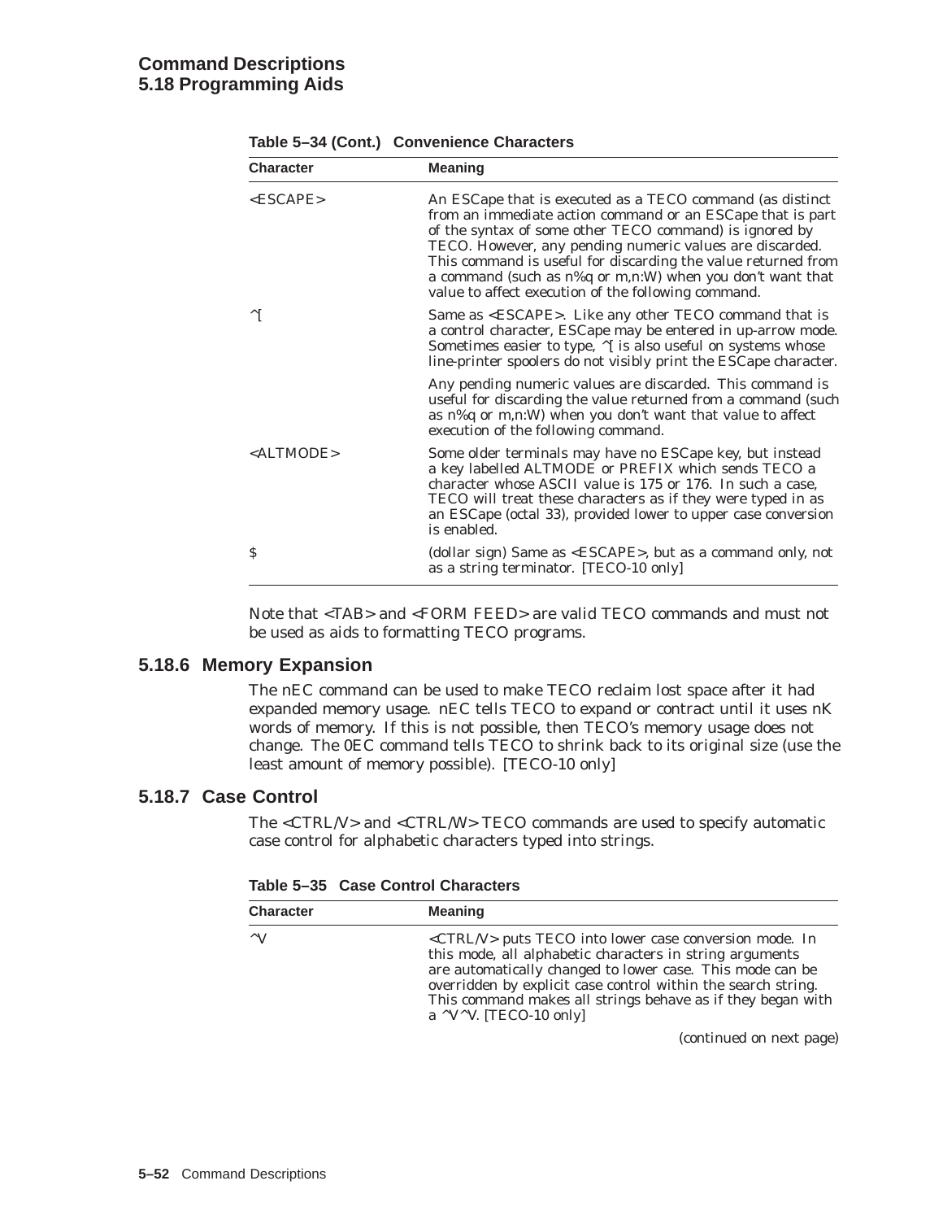**Table 5–34 (Cont.) Convenience Characters**

| Character | Meaning |
|---|---|
| <ESCAPE> | An ESCape that is executed as a TECO command (as distinct from an immediate action command or an ESCape that is part of the syntax of some other TECO command) is ignored by TECO. However, any pending numeric values are discarded. This command is useful for discarding the value returned from a command (such as n%q or m,n:W) when you don't want that value to affect execution of the following command. |
| ^[ | Same as <ESCAPE>. Like any other TECO command that is a control character, ESCape may be entered in up-arrow mode. Sometimes easier to type, ^[ is also useful on systems whose line-printer spoolers do not visibly print the ESCape character. |
| | Any pending numeric values are discarded. This command is useful for discarding the value returned from a command (such as n%q or m,n:W) when you don't want that value to affect execution of the following command. |
| <ALTMODE> | Some older terminals may have no ESCape key, but instead a key labelled ALTMODE or PREFIX which sends TECO a character whose ASCII value is 175 or 176. In such a case, TECO will treat these characters as if they were typed in as an ESCape (octal 33), provided lower to upper case conversion is enabled. |
| $ | (dollar sign) Same as <ESCAPE>, but as a command only, not as a string terminator. [TECO-10 only] |

Note that <TAB> and <FORM FEED> are valid TECO commands and must not be used as aids to formatting TECO programs.

### 5.18.6 Memory Expansion

The nEC command can be used to make TECO reclaim lost space after it had expanded memory usage. nEC tells TECO to expand or contract until it uses nK words of memory. If this is not possible, then TECO's memory usage does not change. The 0EC command tells TECO to shrink back to its original size (use the least amount of memory possible). [TECO-10 only]

### 5.18.7 Case Control

The <CTRL/V> and <CTRL/W> TECO commands are used to specify automatic case control for alphabetic characters typed into strings.

**Table 5–35 Case Control Characters**

| Character | Meaning |
|---|---|
| ^V | <CTRL/V> puts TECO into lower case conversion mode. In this mode, all alphabetic characters in string arguments are automatically changed to lower case. This mode can be overridden by explicit case control within the search string. This command makes all strings behave as if they began with a ^V^V. [TECO-10 only] |

(continued on next page)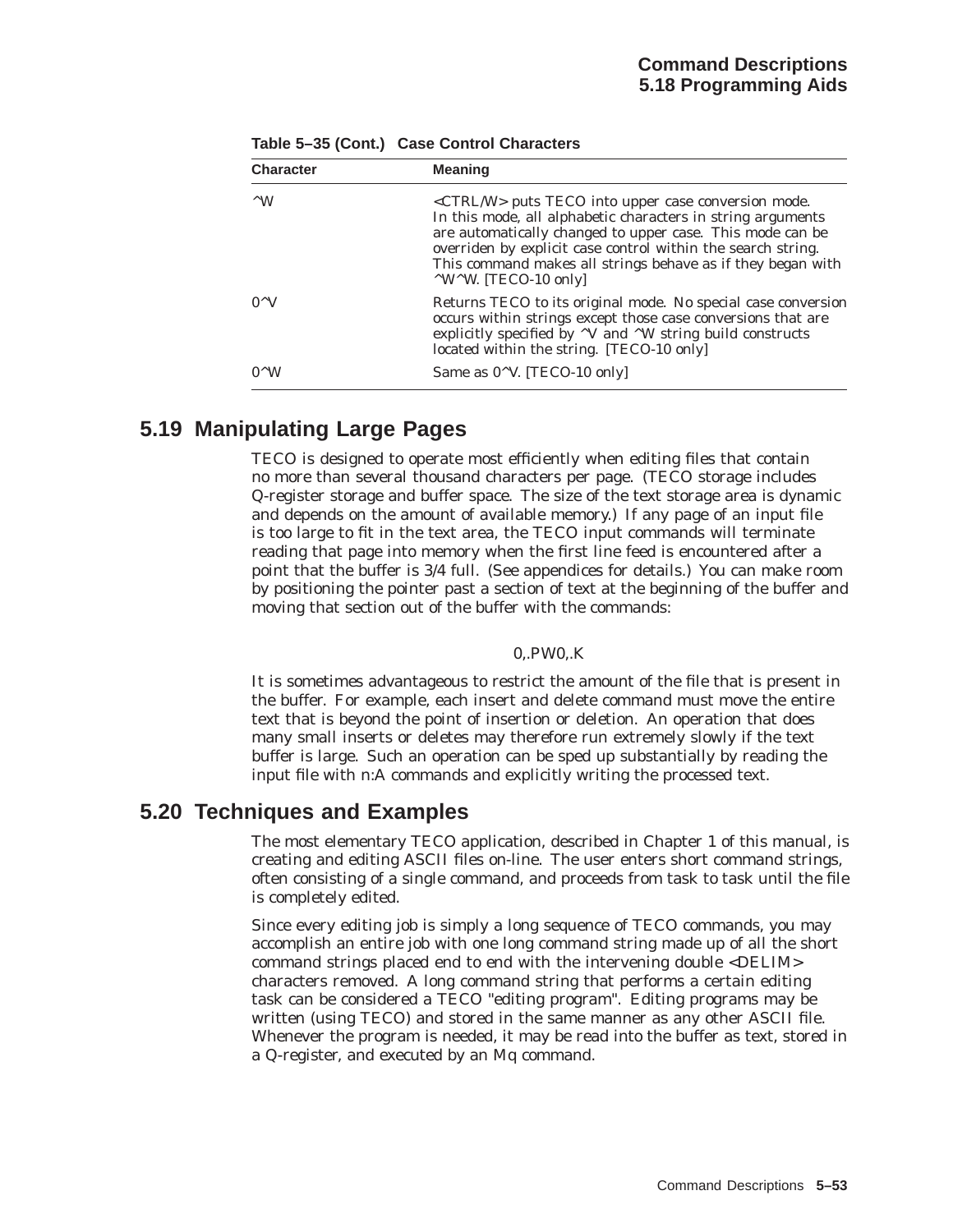**Table 5–35 (Cont.) Case Control Characters**

| Character | Meaning |
|---|---|
| ^W | <CTRL/W> puts TECO into upper case conversion mode. In this mode, all alphabetic characters in string arguments are automatically changed to upper case. This mode can be overriden by explicit case control within the search string. This command makes all strings behave as if they began with ^W^W. [TECO-10 only] |
| 0^V | Returns TECO to its original mode. No special case conversion occurs within strings except those case conversions that are explicitly specified by ^V and ^W string build constructs located within the string. [TECO-10 only] |
| 0^W | Same as 0^V. [TECO-10 only] |

## 5.19 Manipulating Large Pages

TECO is designed to operate most efficiently when editing files that contain no more than several thousand characters per page. (TECO storage includes Q-register storage and buffer space. The size of the text storage area is dynamic and depends on the amount of available memory.) If any page of an input file is too large to fit in the text area, the TECO input commands will terminate reading that page into memory when the first line feed is encountered after a point that the buffer is 3/4 full. (See appendices for details.) You can make room by positioning the pointer past a section of text at the beginning of the buffer and moving that section out of the buffer with the commands:

```
0,.PW0,.K
```

It is sometimes advantageous to restrict the amount of the file that is present in the buffer. For example, each insert and delete command must move the entire text that is beyond the point of insertion or deletion. An operation that does many small inserts or deletes may therefore run extremely slowly if the text buffer is large. Such an operation can be sped up substantially by reading the input file with n:A commands and explicitly writing the processed text.

## 5.20 Techniques and Examples

The most elementary TECO application, described in Chapter 1 of this manual, is creating and editing ASCII files on-line. The user enters short command strings, often consisting of a single command, and proceeds from task to task until the file is completely edited.

Since every editing job is simply a long sequence of TECO commands, you may accomplish an entire job with one long command string made up of all the short command strings placed end to end with the intervening double <DELIM> characters removed. A long command string that performs a certain editing task can be considered a TECO "editing program". Editing programs may be written (using TECO) and stored in the same manner as any other ASCII file. Whenever the program is needed, it may be read into the buffer as text, stored in a Q-register, and executed by an Mq command.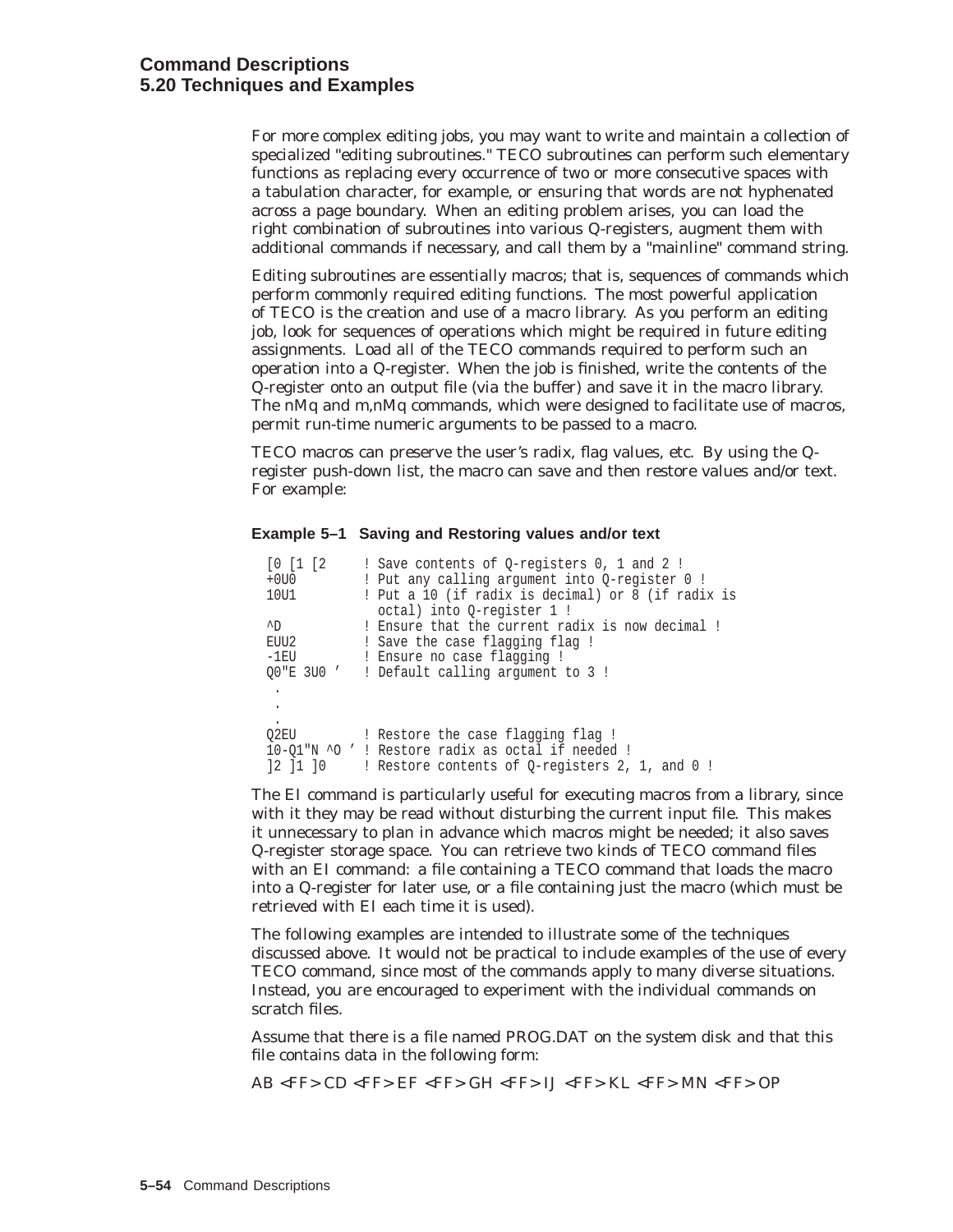For more complex editing jobs, you may want to write and maintain a collection of specialized "editing subroutines." TECO subroutines can perform such elementary functions as replacing every occurrence of two or more consecutive spaces with a tabulation character, for example, or ensuring that words are not hyphenated across a page boundary. When an editing problem arises, you can load the right combination of subroutines into various Q-registers, augment them with additional commands if necessary, and call them by a "mainline" command string.

Editing subroutines are essentially macros; that is, sequences of commands which perform commonly required editing functions. The most powerful application of TECO is the creation and use of a macro library. As you perform an editing job, look for sequences of operations which might be required in future editing assignments. Load all of the TECO commands required to perform such an operation into a Q-register. When the job is finished, write the contents of the Q-register onto an output file (via the buffer) and save it in the macro library. The nMq and m,nMq commands, which were designed to facilitate use of macros, permit run-time numeric arguments to be passed to a macro.

TECO macros can preserve the user's radix, flag values, etc. By using the Q-register push-down list, the macro can save and then restore values and/or text. For example:

**Example 5–1 Saving and Restoring values and/or text**

```
[0 [1 [2     ! Save contents of Q-registers 0, 1 and 2 !
+0U0         ! Put any calling argument into Q-register 0 !
10U1         ! Put a 10 (if radix is decimal) or 8 (if radix is
               octal) into Q-register 1 !
^D           ! Ensure that the current radix is now decimal !
EUU2         ! Save the case flagging flag !
-1EU         ! Ensure no case flagging !
Q0"E 3U0 '   ! Default calling argument to 3 !
 .
 .
 .
Q2EU         ! Restore the case flagging flag !
10-Q1"N ^O ' ! Restore radix as octal if needed !
]2 ]1 ]0     ! Restore contents of Q-registers 2, 1, and 0 !
```

The EI command is particularly useful for executing macros from a library, since with it they may be read without disturbing the current input file. This makes it unnecessary to plan in advance which macros might be needed; it also saves Q-register storage space. You can retrieve two kinds of TECO command files with an EI command: a file containing a TECO command that loads the macro into a Q-register for later use, or a file containing just the macro (which must be retrieved with EI each time it is used).

The following examples are intended to illustrate some of the techniques discussed above. It would not be practical to include examples of the use of every TECO command, since most of the commands apply to many diverse situations. Instead, you are encouraged to experiment with the individual commands on scratch files.

Assume that there is a file named PROG.DAT on the system disk and that this file contains data in the following form:

AB <FF> CD <FF> EF <FF> GH <FF> IJ <FF> KL <FF> MN <FF> OP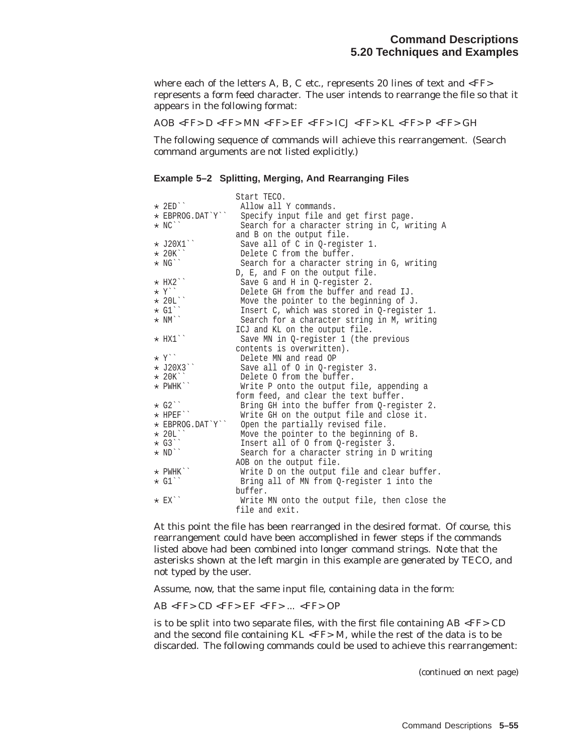where each of the letters A, B, C etc., represents 20 lines of text and <FF> represents a form feed character. The user intends to rearrange the file so that it appears in the following format:

AOB <FF> D <FF> MN <FF> EF <FF> ICJ <FF> KL <FF> P <FF> GH

The following sequence of commands will achieve this rearrangement. (Search command arguments are not listed explicitly.)

**Example 5–2 Splitting, Merging, And Rearranging Files**

```
                    Start TECO.
* 2ED``             Allow all Y commands.
* EBPROG.DAT`Y``    Specify input file and get first page.
* NC``              Search for a character string in C, writing A
                    and B on the output file.
* J20X1``           Save all of C in Q-register 1.
* 20K``             Delete C from the buffer.
* NG``              Search for a character string in G, writing
                    D, E, and F on the output file.
* HX2``             Save G and H in Q-register 2.
* Y``               Delete GH from the buffer and read IJ.
* 20L``             Move the pointer to the beginning of J.
* G1``              Insert C, which was stored in Q-register 1.
* NM``              Search for a character string in M, writing
                    ICJ and KL on the output file.
* HX1``             Save MN in Q-register 1 (the previous
                    contents is overwritten).
* Y``               Delete MN and read OP
* J20X3``           Save all of O in Q-register 3.
* 20K``             Delete O from the buffer.
* PWHK``            Write P onto the output file, appending a
                    form feed, and clear the text buffer.
* G2``              Bring GH into the buffer from Q-register 2.
* HPEF``            Write GH on the output file and close it.
* EBPROG.DAT`Y``    Open the partially revised file.
* 20L``             Move the pointer to the beginning of B.
* G3``              Insert all of O from Q-register 3.
* ND``              Search for a character string in D writing
                    AOB on the output file.
* PWHK``            Write D on the output file and clear buffer.
* G1``              Bring all of MN from Q-register 1 into the
                    buffer.
* EX``              Write MN onto the output file, then close the
                    file and exit.
```

At this point the file has been rearranged in the desired format. Of course, this rearrangement could have been accomplished in fewer steps if the commands listed above had been combined into longer command strings. Note that the asterisks shown at the left margin in this example are generated by TECO, and not typed by the user.

Assume, now, that the same input file, containing data in the form:

AB <FF> CD <FF> EF <FF> ... <FF> OP

is to be split into two separate files, with the first file containing AB <FF> CD and the second file containing KL <FF> M, while the rest of the data is to be discarded. The following commands could be used to achieve this rearrangement:

*(continued on next page)*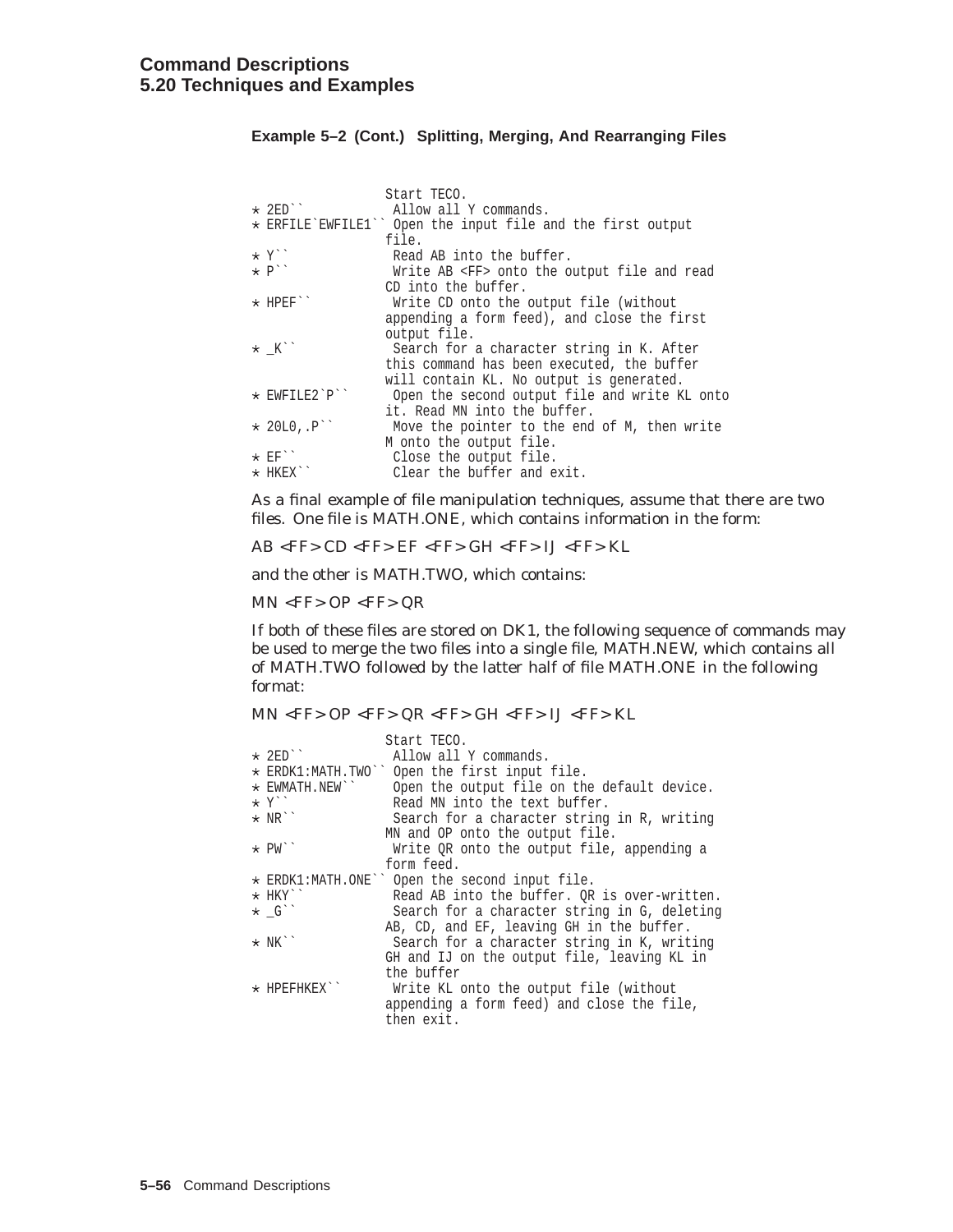**Example 5–2 (Cont.) Splitting, Merging, And Rearranging Files**

```
                    Start TECO.
* 2ED``              Allow all Y commands.
* ERFILE`EWFILE1``  Open the input file and the first output
                    file.
* Y``                Read AB into the buffer.
* P``                Write AB <FF> onto the output file and read
                    CD into the buffer.
* HPEF``             Write CD onto the output file (without
                    appending a form feed), and close the first
                    output file.
* _K``               Search for a character string in K. After
                    this command has been executed, the buffer
                    will contain KL. No output is generated.
* EWFILE2`P``        Open the second output file and write KL onto
                    it. Read MN into the buffer.
* 20L0,.P``          Move the pointer to the end of M, then write
                    M onto the output file.
* EF``               Close the output file.
* HKEX``             Clear the buffer and exit.
```

As a final example of file manipulation techniques, assume that there are two files. One file is MATH.ONE, which contains information in the form:

AB <FF> CD <FF> EF <FF> GH <FF> IJ <FF> KL

and the other is MATH.TWO, which contains:

MN <FF> OP <FF> QR

If both of these files are stored on DK1, the following sequence of commands may be used to merge the two files into a single file, MATH.NEW, which contains all of MATH.TWO followed by the latter half of file MATH.ONE in the following format:

MN <FF> OP <FF> QR <FF> GH <FF> IJ <FF> KL

```
                    Start TECO.
* 2ED``              Allow all Y commands.
* ERDK1:MATH.TWO``  Open the first input file.
* EWMATH.NEW``       Open the output file on the default device.
* Y``                Read MN into the text buffer.
* NR``               Search for a character string in R, writing
                    MN and OP onto the output file.
* PW``               Write QR onto the output file, appending a
                    form feed.
* ERDK1:MATH.ONE``  Open the second input file.
* HKY``              Read AB into the buffer. QR is over-written.
* _G``               Search for a character string in G, deleting
                    AB, CD, and EF, leaving GH in the buffer.
* NK``               Search for a character string in K, writing
                    GH and IJ on the output file, leaving KL in
                    the buffer
* HPEFHKEX``         Write KL onto the output file (without
                    appending a form feed) and close the file,
                    then exit.
```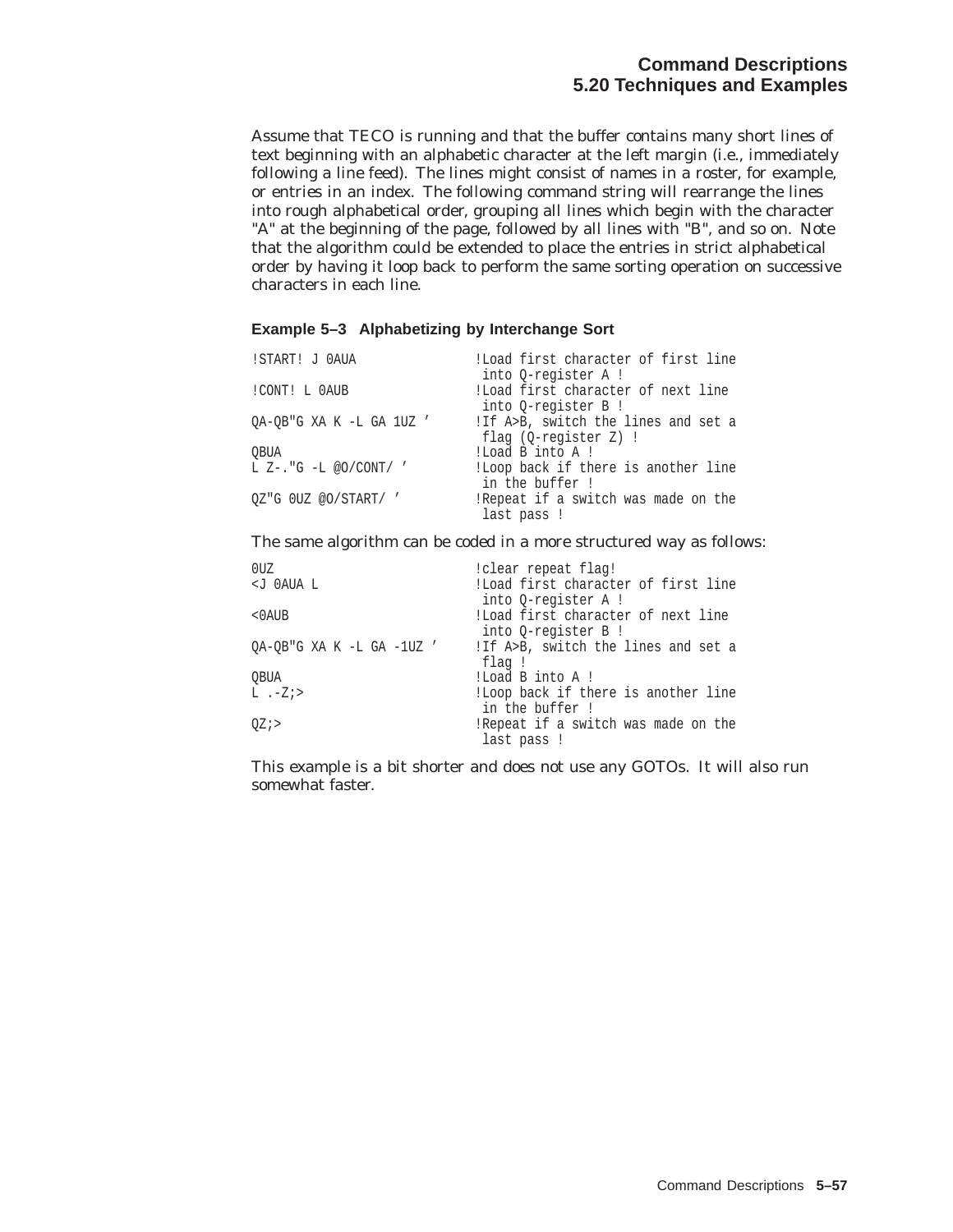Assume that TECO is running and that the buffer contains many short lines of text beginning with an alphabetic character at the left margin (i.e., immediately following a line feed). The lines might consist of names in a roster, for example, or entries in an index. The following command string will rearrange the lines into rough alphabetical order, grouping all lines which begin with the character "A" at the beginning of the page, followed by all lines with "B", and so on. Note that the algorithm could be extended to place the entries in strict alphabetical order by having it loop back to perform the same sorting operation on successive characters in each line.

**Example 5–3 Alphabetizing by Interchange Sort**

```
!START! J 0AUA              !Load first character of first line
                             into Q-register A !
!CONT! L 0AUB               !Load first character of next line
                             into Q-register B !
QA-QB"G XA K -L GA 1UZ '    !If A>B, switch the lines and set a
                             flag (Q-register Z) !
QBUA                        !Load B into A !
L Z-."G -L @O/CONT/ '       !Loop back if there is another line
                             in the buffer !
QZ"G 0UZ @O/START/ '        !Repeat if a switch was made on the
                             last pass !
```

The same algorithm can be coded in a more structured way as follows:

```
0UZ                         !clear repeat flag!
<J 0AUA L                   !Load first character of first line
                             into Q-register A !
<0AUB                       !Load first character of next line
                             into Q-register B !
QA-QB"G XA K -L GA -1UZ '   !If A>B, switch the lines and set a
                             flag !
QBUA                        !Load B into A !
L .-Z;>                     !Loop back if there is another line
                             in the buffer !
QZ;>                        !Repeat if a switch was made on the
                             last pass !
```

This example is a bit shorter and does not use any GOTOs. It will also run somewhat faster.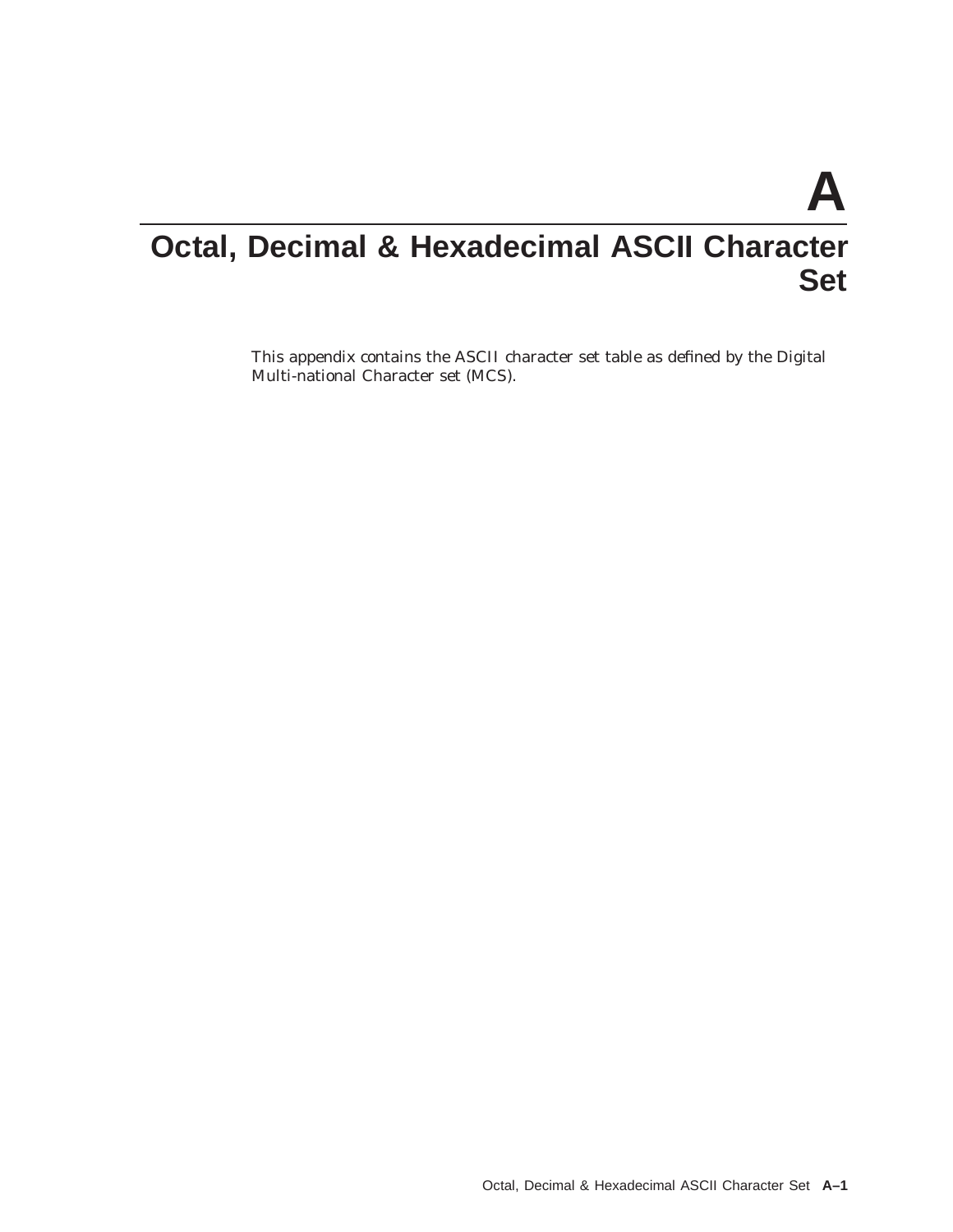# A

# Octal, Decimal & Hexadecimal ASCII Character Set

This appendix contains the ASCII character set table as defined by the Digital Multi-national Character set (MCS).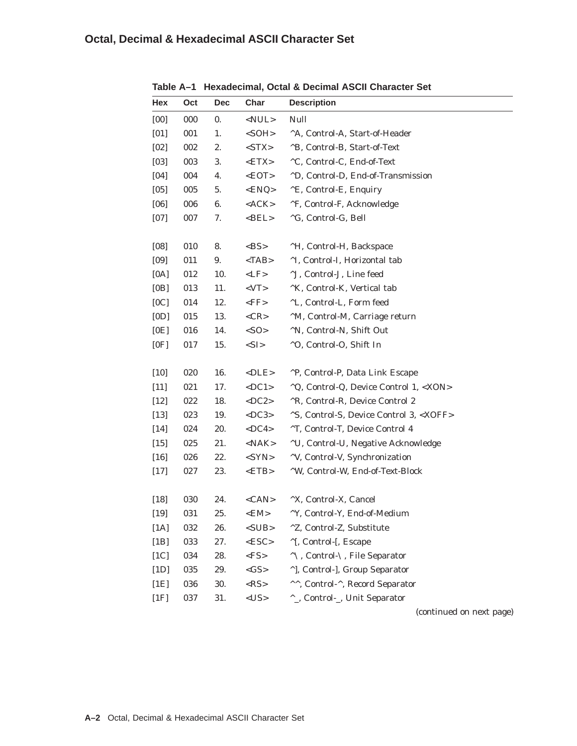# Octal, Decimal & Hexadecimal ASCII Character Set

**Table A–1 Hexadecimal, Octal & Decimal ASCII Character Set**

| Hex | Oct | Dec | Char | Description |
|---|---|---|---|---|
| [00] | 000 | 0. | <NUL> | Null |
| [01] | 001 | 1. | <SOH> | ^A, Control-A, Start-of-Header |
| [02] | 002 | 2. | <STX> | ^B, Control-B, Start-of-Text |
| [03] | 003 | 3. | <ETX> | ^C, Control-C, End-of-Text |
| [04] | 004 | 4. | <EOT> | ^D, Control-D, End-of-Transmission |
| [05] | 005 | 5. | <ENQ> | ^E, Control-E, Enquiry |
| [06] | 006 | 6. | <ACK> | ^F, Control-F, Acknowledge |
| [07] | 007 | 7. | <BEL> | ^G, Control-G, Bell |
| [08] | 010 | 8. | <BS> | ^H, Control-H, Backspace |
| [09] | 011 | 9. | <TAB> | ^I, Control-I, Horizontal tab |
| [0A] | 012 | 10. | <LF> | ^J, Control-J, Line feed |
| [0B] | 013 | 11. | <VT> | ^K, Control-K, Vertical tab |
| [0C] | 014 | 12. | <FF> | ^L, Control-L, Form feed |
| [0D] | 015 | 13. | <CR> | ^M, Control-M, Carriage return |
| [0E] | 016 | 14. | <SO> | ^N, Control-N, Shift Out |
| [0F] | 017 | 15. | <SI> | ^O, Control-O, Shift In |
| [10] | 020 | 16. | <DLE> | ^P, Control-P, Data Link Escape |
| [11] | 021 | 17. | <DC1> | ^Q, Control-Q, Device Control 1, <XON> |
| [12] | 022 | 18. | <DC2> | ^R, Control-R, Device Control 2 |
| [13] | 023 | 19. | <DC3> | ^S, Control-S, Device Control 3, <XOFF> |
| [14] | 024 | 20. | <DC4> | ^T, Control-T, Device Control 4 |
| [15] | 025 | 21. | <NAK> | ^U, Control-U, Negative Acknowledge |
| [16] | 026 | 22. | <SYN> | ^V, Control-V, Synchronization |
| [17] | 027 | 23. | <ETB> | ^W, Control-W, End-of-Text-Block |
| [18] | 030 | 24. | <CAN> | ^X, Control-X, Cancel |
| [19] | 031 | 25. | <EM> | ^Y, Control-Y, End-of-Medium |
| [1A] | 032 | 26. | <SUB> | ^Z, Control-Z, Substitute |
| [1B] | 033 | 27. | <ESC> | ^[, Control-[, Escape |
| [1C] | 034 | 28. | <FS> | ^\ , Control-\ , File Separator |
| [1D] | 035 | 29. | <GS> | ^], Control-], Group Separator |
| [1E] | 036 | 30. | <RS> | ^^, Control-^, Record Separator |
| [1F] | 037 | 31. | <US> | ^_, Control-_, Unit Separator |

*(continued on next page)*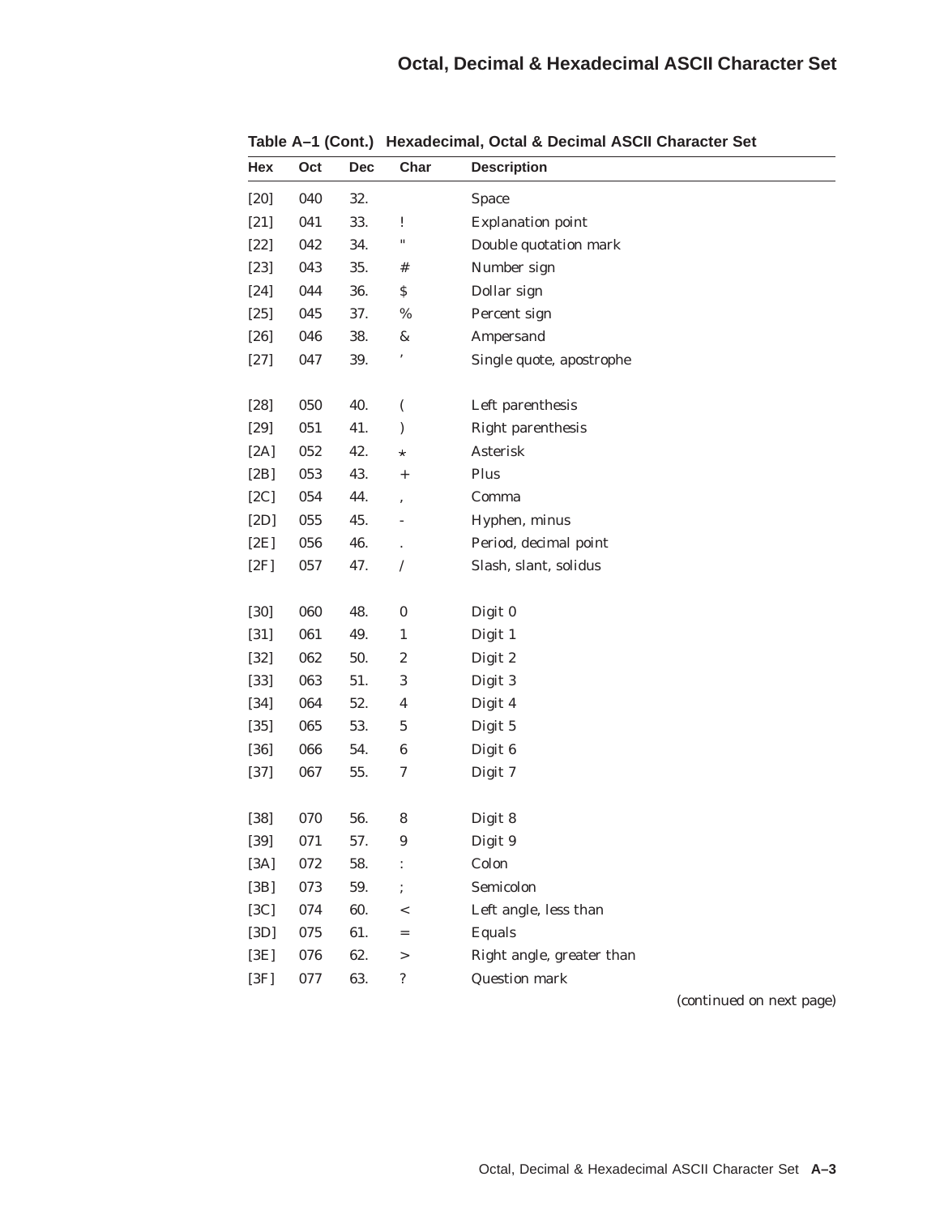**Table A–1 (Cont.) Hexadecimal, Octal & Decimal ASCII Character Set**

| Hex | Oct | Dec | Char | Description |
|---|---|---|---|---|
| [20] | 040 | 32. | | Space |
| [21] | 041 | 33. | ! | Explanation point |
| [22] | 042 | 34. | " | Double quotation mark |
| [23] | 043 | 35. | # | Number sign |
| [24] | 044 | 36. | $ | Dollar sign |
| [25] | 045 | 37. | % | Percent sign |
| [26] | 046 | 38. | & | Ampersand |
| [27] | 047 | 39. | ' | Single quote, apostrophe |
| [28] | 050 | 40. | ( | Left parenthesis |
| [29] | 051 | 41. | ) | Right parenthesis |
| [2A] | 052 | 42. | * | Asterisk |
| [2B] | 053 | 43. | + | Plus |
| [2C] | 054 | 44. | , | Comma |
| [2D] | 055 | 45. | - | Hyphen, minus |
| [2E] | 056 | 46. | . | Period, decimal point |
| [2F] | 057 | 47. | / | Slash, slant, solidus |
| [30] | 060 | 48. | 0 | Digit 0 |
| [31] | 061 | 49. | 1 | Digit 1 |
| [32] | 062 | 50. | 2 | Digit 2 |
| [33] | 063 | 51. | 3 | Digit 3 |
| [34] | 064 | 52. | 4 | Digit 4 |
| [35] | 065 | 53. | 5 | Digit 5 |
| [36] | 066 | 54. | 6 | Digit 6 |
| [37] | 067 | 55. | 7 | Digit 7 |
| [38] | 070 | 56. | 8 | Digit 8 |
| [39] | 071 | 57. | 9 | Digit 9 |
| [3A] | 072 | 58. | : | Colon |
| [3B] | 073 | 59. | ; | Semicolon |
| [3C] | 074 | 60. | < | Left angle, less than |
| [3D] | 075 | 61. | = | Equals |
| [3E] | 076 | 62. | > | Right angle, greater than |
| [3F] | 077 | 63. | ? | Question mark |

*(continued on next page)*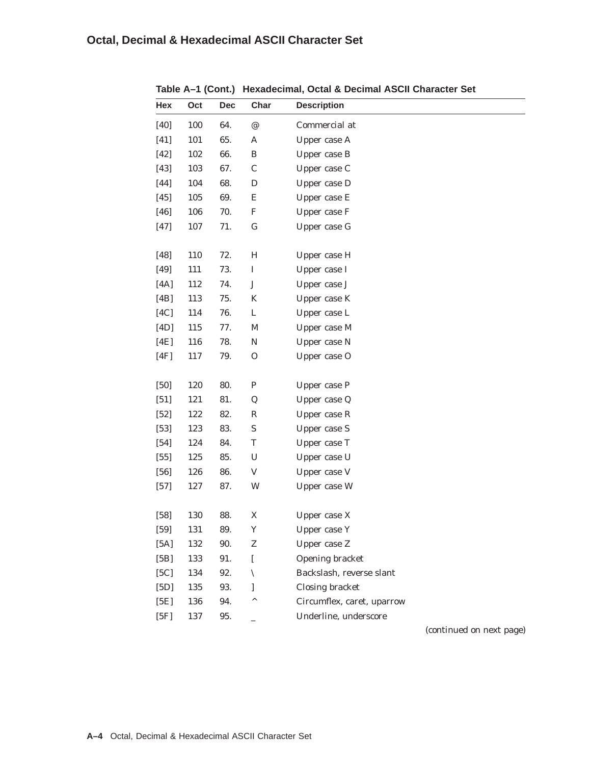# Octal, Decimal & Hexadecimal ASCII Character Set

**Table A–1 (Cont.) Hexadecimal, Octal & Decimal ASCII Character Set**

| Hex | Oct | Dec | Char | Description |
|---|---|---|---|---|
| [40] | 100 | 64. | @ | Commercial at |
| [41] | 101 | 65. | A | Upper case A |
| [42] | 102 | 66. | B | Upper case B |
| [43] | 103 | 67. | C | Upper case C |
| [44] | 104 | 68. | D | Upper case D |
| [45] | 105 | 69. | E | Upper case E |
| [46] | 106 | 70. | F | Upper case F |
| [47] | 107 | 71. | G | Upper case G |
| [48] | 110 | 72. | H | Upper case H |
| [49] | 111 | 73. | I | Upper case I |
| [4A] | 112 | 74. | J | Upper case J |
| [4B] | 113 | 75. | K | Upper case K |
| [4C] | 114 | 76. | L | Upper case L |
| [4D] | 115 | 77. | M | Upper case M |
| [4E] | 116 | 78. | N | Upper case N |
| [4F] | 117 | 79. | O | Upper case O |
| [50] | 120 | 80. | P | Upper case P |
| [51] | 121 | 81. | Q | Upper case Q |
| [52] | 122 | 82. | R | Upper case R |
| [53] | 123 | 83. | S | Upper case S |
| [54] | 124 | 84. | T | Upper case T |
| [55] | 125 | 85. | U | Upper case U |
| [56] | 126 | 86. | V | Upper case V |
| [57] | 127 | 87. | W | Upper case W |
| [58] | 130 | 88. | X | Upper case X |
| [59] | 131 | 89. | Y | Upper case Y |
| [5A] | 132 | 90. | Z | Upper case Z |
| [5B] | 133 | 91. | [ | Opening bracket |
| [5C] | 134 | 92. | \ | Backslash, reverse slant |
| [5D] | 135 | 93. | ] | Closing bracket |
| [5E] | 136 | 94. | ^ | Circumflex, caret, uparrow |
| [5F] | 137 | 95. | _ | Underline, underscore |

*(continued on next page)*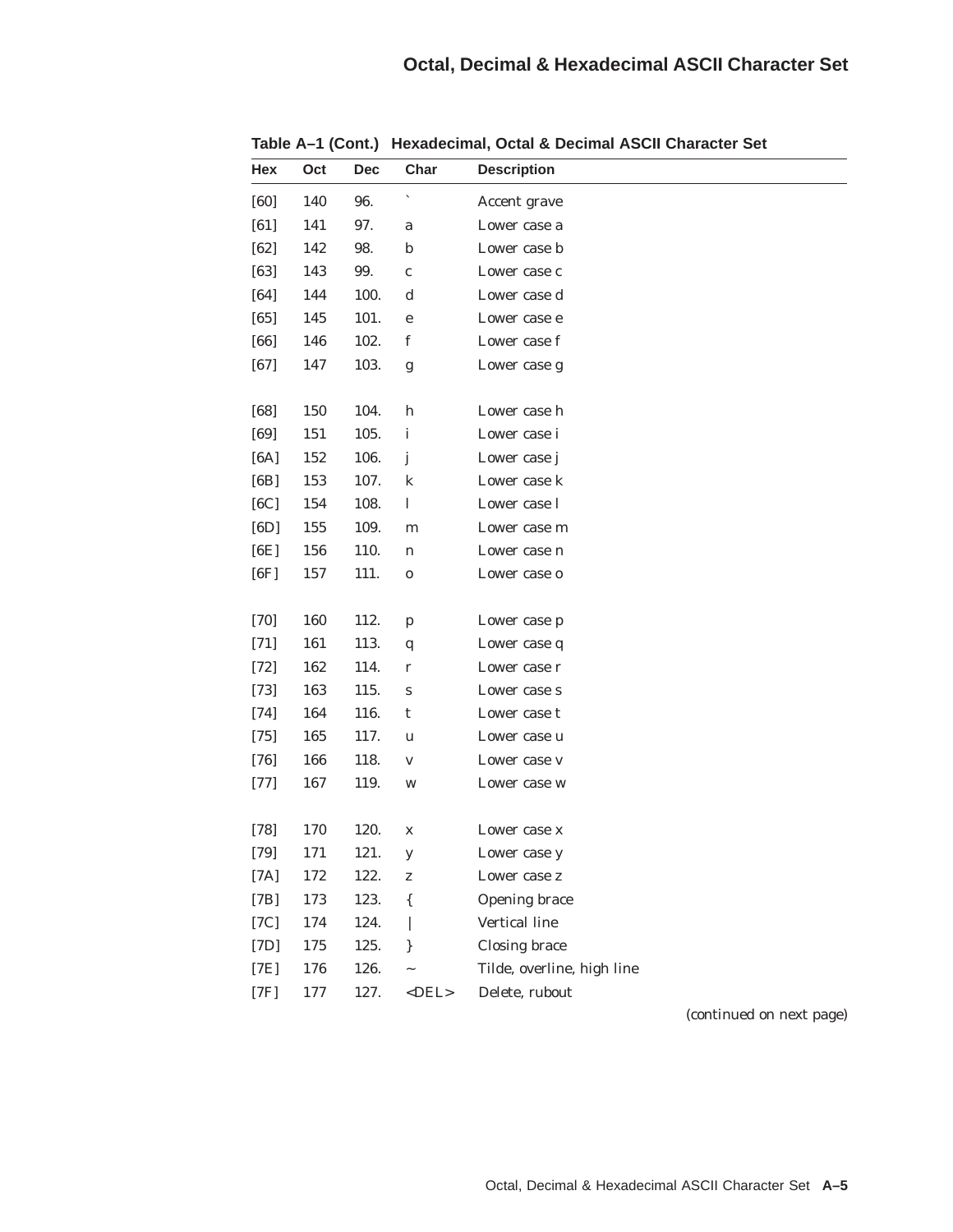**Table A–1 (Cont.) Hexadecimal, Octal & Decimal ASCII Character Set**

| Hex | Oct | Dec | Char | Description |
|---|---|---|---|---|
| [60] | 140 | 96. | ` | Accent grave |
| [61] | 141 | 97. | a | Lower case a |
| [62] | 142 | 98. | b | Lower case b |
| [63] | 143 | 99. | c | Lower case c |
| [64] | 144 | 100. | d | Lower case d |
| [65] | 145 | 101. | e | Lower case e |
| [66] | 146 | 102. | f | Lower case f |
| [67] | 147 | 103. | g | Lower case g |
| [68] | 150 | 104. | h | Lower case h |
| [69] | 151 | 105. | i | Lower case i |
| [6A] | 152 | 106. | j | Lower case j |
| [6B] | 153 | 107. | k | Lower case k |
| [6C] | 154 | 108. | l | Lower case l |
| [6D] | 155 | 109. | m | Lower case m |
| [6E] | 156 | 110. | n | Lower case n |
| [6F] | 157 | 111. | o | Lower case o |
| [70] | 160 | 112. | p | Lower case p |
| [71] | 161 | 113. | q | Lower case q |
| [72] | 162 | 114. | r | Lower case r |
| [73] | 163 | 115. | s | Lower case s |
| [74] | 164 | 116. | t | Lower case t |
| [75] | 165 | 117. | u | Lower case u |
| [76] | 166 | 118. | v | Lower case v |
| [77] | 167 | 119. | w | Lower case w |
| [78] | 170 | 120. | x | Lower case x |
| [79] | 171 | 121. | y | Lower case y |
| [7A] | 172 | 122. | z | Lower case z |
| [7B] | 173 | 123. | { | Opening brace |
| [7C] | 174 | 124. | \| | Vertical line |
| [7D] | 175 | 125. | } | Closing brace |
| [7E] | 176 | 126. | ~ | Tilde, overline, high line |
| [7F] | 177 | 127. | <DEL> | Delete, rubout |

*(continued on next page)*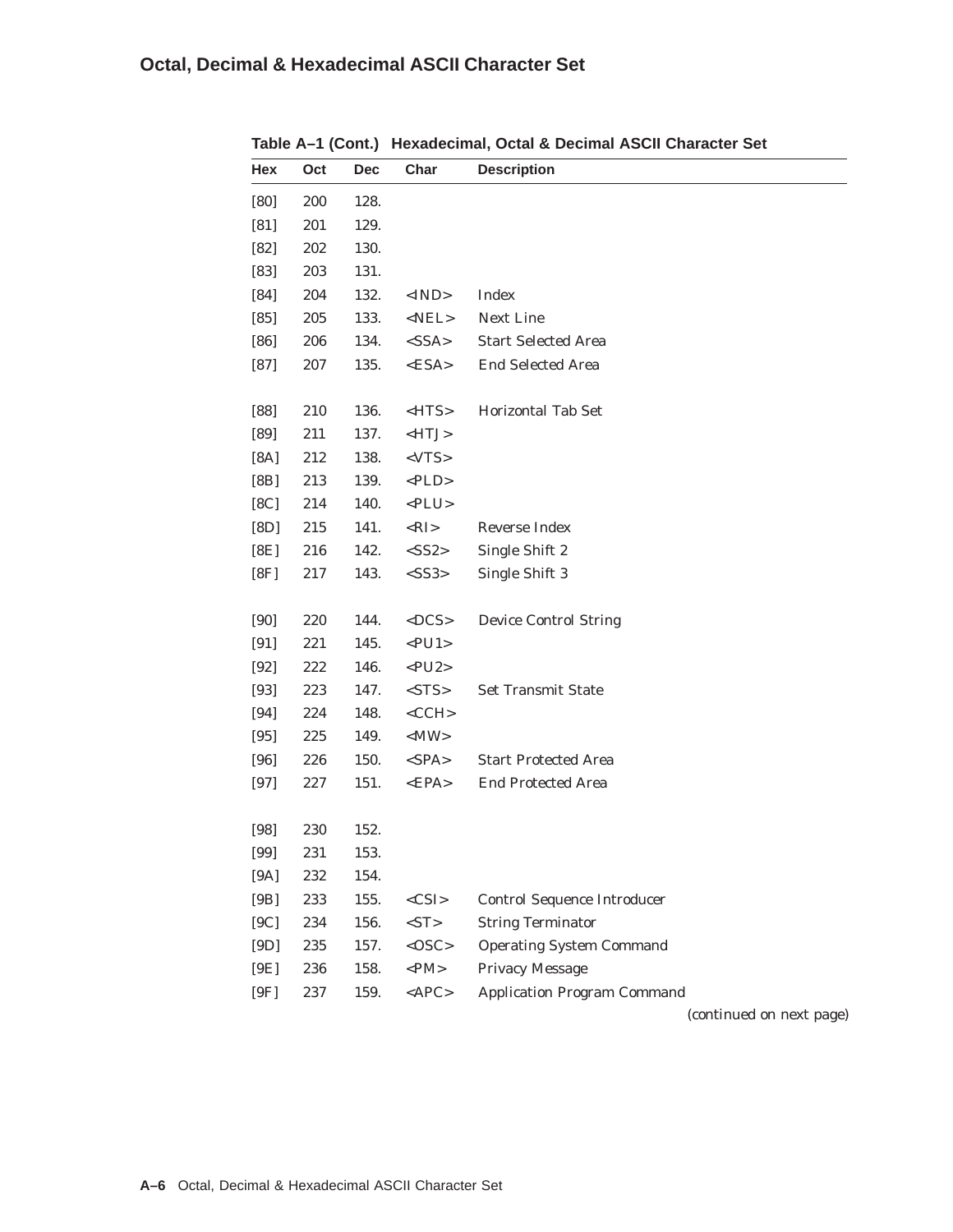**Table A–1 (Cont.) Hexadecimal, Octal & Decimal ASCII Character Set**

| Hex | Oct | Dec | Char | Description |
|---|---|---|---|---|
| [80] | 200 | 128. | | |
| [81] | 201 | 129. | | |
| [82] | 202 | 130. | | |
| [83] | 203 | 131. | | |
| [84] | 204 | 132. | <IND> | Index |
| [85] | 205 | 133. | <NEL> | Next Line |
| [86] | 206 | 134. | <SSA> | Start Selected Area |
| [87] | 207 | 135. | <ESA> | End Selected Area |
| [88] | 210 | 136. | <HTS> | Horizontal Tab Set |
| [89] | 211 | 137. | <HTJ> | |
| [8A] | 212 | 138. | <VTS> | |
| [8B] | 213 | 139. | <PLD> | |
| [8C] | 214 | 140. | <PLU> | |
| [8D] | 215 | 141. | <RI> | Reverse Index |
| [8E] | 216 | 142. | <SS2> | Single Shift 2 |
| [8F] | 217 | 143. | <SS3> | Single Shift 3 |
| [90] | 220 | 144. | <DCS> | Device Control String |
| [91] | 221 | 145. | <PU1> | |
| [92] | 222 | 146. | <PU2> | |
| [93] | 223 | 147. | <STS> | Set Transmit State |
| [94] | 224 | 148. | <CCH> | |
| [95] | 225 | 149. | <MW> | |
| [96] | 226 | 150. | <SPA> | Start Protected Area |
| [97] | 227 | 151. | <EPA> | End Protected Area |
| [98] | 230 | 152. | | |
| [99] | 231 | 153. | | |
| [9A] | 232 | 154. | | |
| [9B] | 233 | 155. | <CSI> | Control Sequence Introducer |
| [9C] | 234 | 156. | <ST> | String Terminator |
| [9D] | 235 | 157. | <OSC> | Operating System Command |
| [9E] | 236 | 158. | <PM> | Privacy Message |
| [9F] | 237 | 159. | <APC> | Application Program Command |

*(continued on next page)*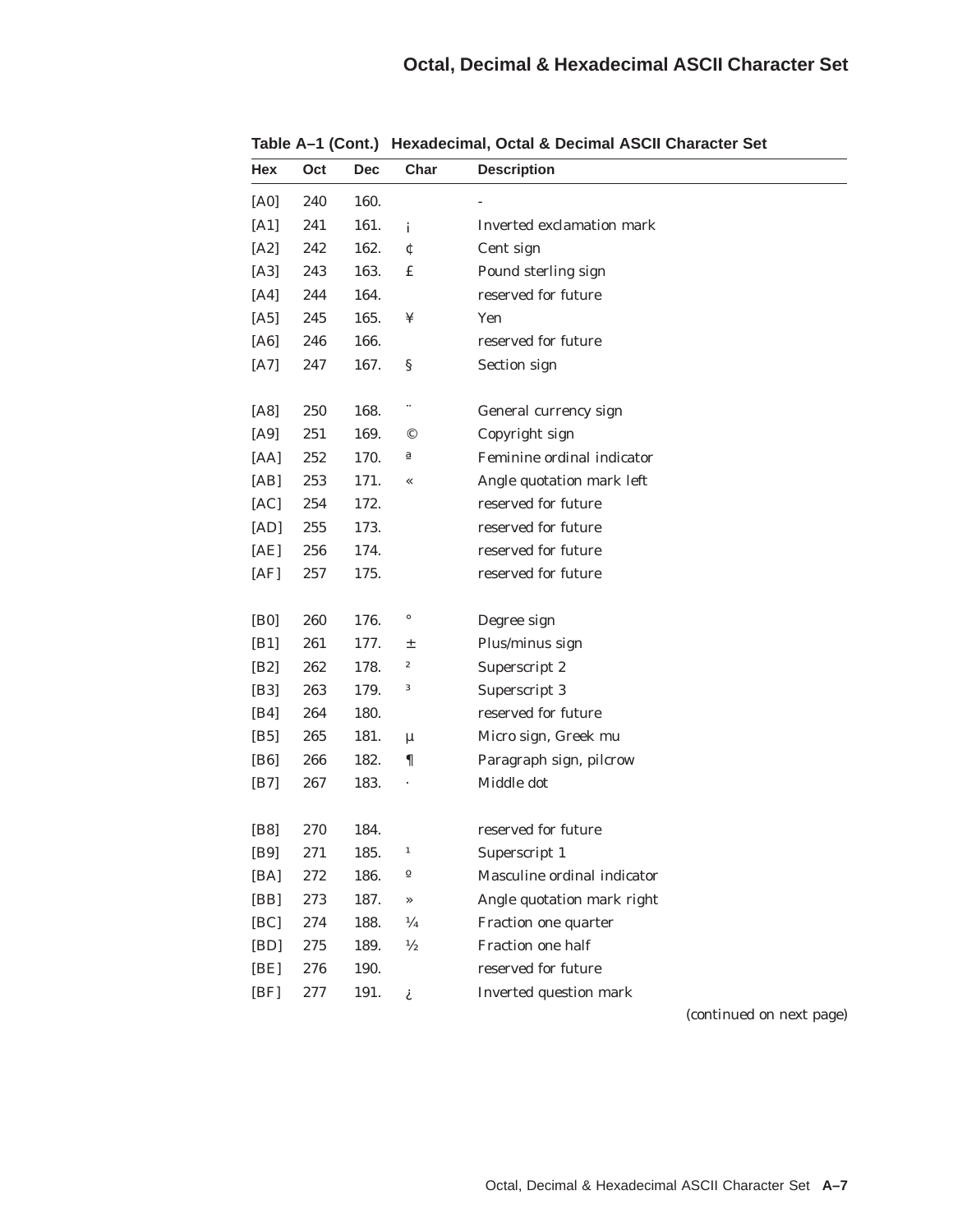**Table A–1 (Cont.) Hexadecimal, Octal & Decimal ASCII Character Set**

| Hex | Oct | Dec | Char | Description |
|---|---|---|---|---|
| [A0] | 240 | 160. | | - |
| [A1] | 241 | 161. | ¡ | Inverted exclamation mark |
| [A2] | 242 | 162. | ¢ | Cent sign |
| [A3] | 243 | 163. | £ | Pound sterling sign |
| [A4] | 244 | 164. | | reserved for future |
| [A5] | 245 | 165. | ¥ | Yen |
| [A6] | 246 | 166. | | reserved for future |
| [A7] | 247 | 167. | § | Section sign |
| [A8] | 250 | 168. | ¨ | General currency sign |
| [A9] | 251 | 169. | © | Copyright sign |
| [AA] | 252 | 170. | ª | Feminine ordinal indicator |
| [AB] | 253 | 171. | « | Angle quotation mark left |
| [AC] | 254 | 172. | | reserved for future |
| [AD] | 255 | 173. | | reserved for future |
| [AE] | 256 | 174. | | reserved for future |
| [AF] | 257 | 175. | | reserved for future |
| [B0] | 260 | 176. | ° | Degree sign |
| [B1] | 261 | 177. | ± | Plus/minus sign |
| [B2] | 262 | 178. | ² | Superscript 2 |
| [B3] | 263 | 179. | ³ | Superscript 3 |
| [B4] | 264 | 180. | | reserved for future |
| [B5] | 265 | 181. | µ | Micro sign, Greek mu |
| [B6] | 266 | 182. | ¶ | Paragraph sign, pilcrow |
| [B7] | 267 | 183. | · | Middle dot |
| [B8] | 270 | 184. | | reserved for future |
| [B9] | 271 | 185. | ¹ | Superscript 1 |
| [BA] | 272 | 186. | º | Masculine ordinal indicator |
| [BB] | 273 | 187. | » | Angle quotation mark right |
| [BC] | 274 | 188. | ¼ | Fraction one quarter |
| [BD] | 275 | 189. | ½ | Fraction one half |
| [BE] | 276 | 190. | | reserved for future |
| [BF] | 277 | 191. | ¿ | Inverted question mark |

*(continued on next page)*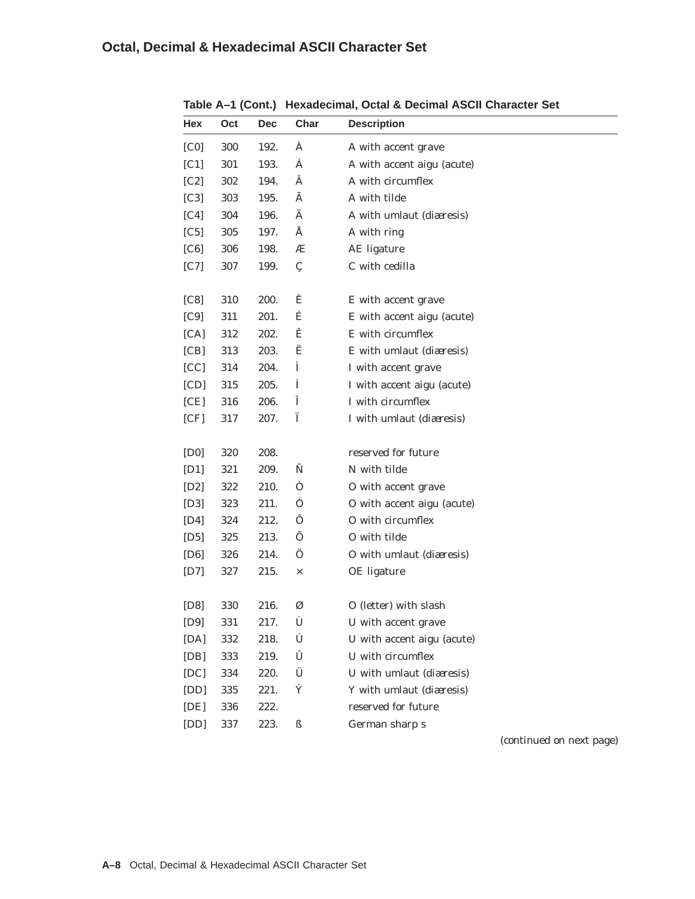**Table A–1 (Cont.) Hexadecimal, Octal & Decimal ASCII Character Set**

| Hex | Oct | Dec | Char | Description |
|---|---|---|---|---|
| [C0] | 300 | 192. | À | A with accent grave |
| [C1] | 301 | 193. | Á | A with accent aigu (acute) |
| [C2] | 302 | 194. | Â | A with circumflex |
| [C3] | 303 | 195. | Ã | A with tilde |
| [C4] | 304 | 196. | Ä | A with umlaut (diæresis) |
| [C5] | 305 | 197. | Å | A with ring |
| [C6] | 306 | 198. | Æ | AE ligature |
| [C7] | 307 | 199. | Ç | C with cedilla |
| [C8] | 310 | 200. | È | E with accent grave |
| [C9] | 311 | 201. | É | E with accent aigu (acute) |
| [CA] | 312 | 202. | Ê | E with circumflex |
| [CB] | 313 | 203. | Ë | E with umlaut (diæresis) |
| [CC] | 314 | 204. | Ì | I with accent grave |
| [CD] | 315 | 205. | Í | I with accent aigu (acute) |
| [CE] | 316 | 206. | Î | I with circumflex |
| [CF] | 317 | 207. | Ï | I with umlaut (diæresis) |
| [D0] | 320 | 208. | | reserved for future |
| [D1] | 321 | 209. | Ñ | N with tilde |
| [D2] | 322 | 210. | Ò | O with accent grave |
| [D3] | 323 | 211. | Ó | O with accent aigu (acute) |
| [D4] | 324 | 212. | Ô | O with circumflex |
| [D5] | 325 | 213. | Õ | O with tilde |
| [D6] | 326 | 214. | Ö | O with umlaut (diæresis) |
| [D7] | 327 | 215. | × | OE ligature |
| [D8] | 330 | 216. | Ø | O (letter) with slash |
| [D9] | 331 | 217. | Ù | U with accent grave |
| [DA] | 332 | 218. | Ú | U with accent aigu (acute) |
| [DB] | 333 | 219. | Û | U with circumflex |
| [DC] | 334 | 220. | Ü | U with umlaut (diæresis) |
| [DD] | 335 | 221. | Ý | Y with umlaut (diæresis) |
| [DE] | 336 | 222. | | reserved for future |
| [DD] | 337 | 223. | ß | German sharp s |

*(continued on next page)*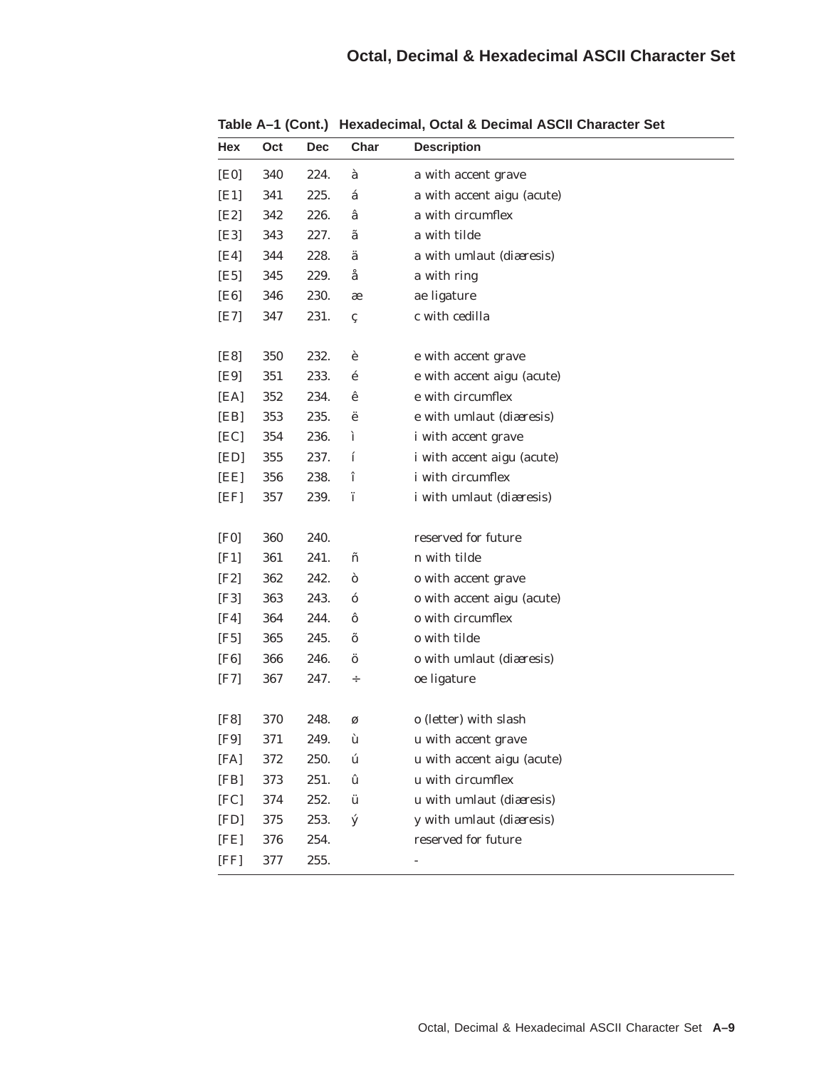**Table A–1 (Cont.) Hexadecimal, Octal & Decimal ASCII Character Set**

| Hex | Oct | Dec | Char | Description |
|---|---|---|---|---|
| [E0] | 340 | 224. | à | a with accent grave |
| [E1] | 341 | 225. | á | a with accent aigu (acute) |
| [E2] | 342 | 226. | â | a with circumflex |
| [E3] | 343 | 227. | ã | a with tilde |
| [E4] | 344 | 228. | ä | a with umlaut (diæresis) |
| [E5] | 345 | 229. | å | a with ring |
| [E6] | 346 | 230. | æ | ae ligature |
| [E7] | 347 | 231. | ç | c with cedilla |
| [E8] | 350 | 232. | è | e with accent grave |
| [E9] | 351 | 233. | é | e with accent aigu (acute) |
| [EA] | 352 | 234. | ê | e with circumflex |
| [EB] | 353 | 235. | ë | e with umlaut (diæresis) |
| [EC] | 354 | 236. | ì | i with accent grave |
| [ED] | 355 | 237. | í | i with accent aigu (acute) |
| [EE] | 356 | 238. | î | i with circumflex |
| [EF] | 357 | 239. | ï | i with umlaut (diæresis) |
| [F0] | 360 | 240. | | reserved for future |
| [F1] | 361 | 241. | ñ | n with tilde |
| [F2] | 362 | 242. | ò | o with accent grave |
| [F3] | 363 | 243. | ó | o with accent aigu (acute) |
| [F4] | 364 | 244. | ô | o with circumflex |
| [F5] | 365 | 245. | õ | o with tilde |
| [F6] | 366 | 246. | ö | o with umlaut (diæresis) |
| [F7] | 367 | 247. | ÷ | oe ligature |
| [F8] | 370 | 248. | ø | o (letter) with slash |
| [F9] | 371 | 249. | ù | u with accent grave |
| [FA] | 372 | 250. | ú | u with accent aigu (acute) |
| [FB] | 373 | 251. | û | u with circumflex |
| [FC] | 374 | 252. | ü | u with umlaut (diæresis) |
| [FD] | 375 | 253. | ý | y with umlaut (diæresis) |
| [FE] | 376 | 254. | | reserved for future |
| [FF] | 377 | 255. | | - |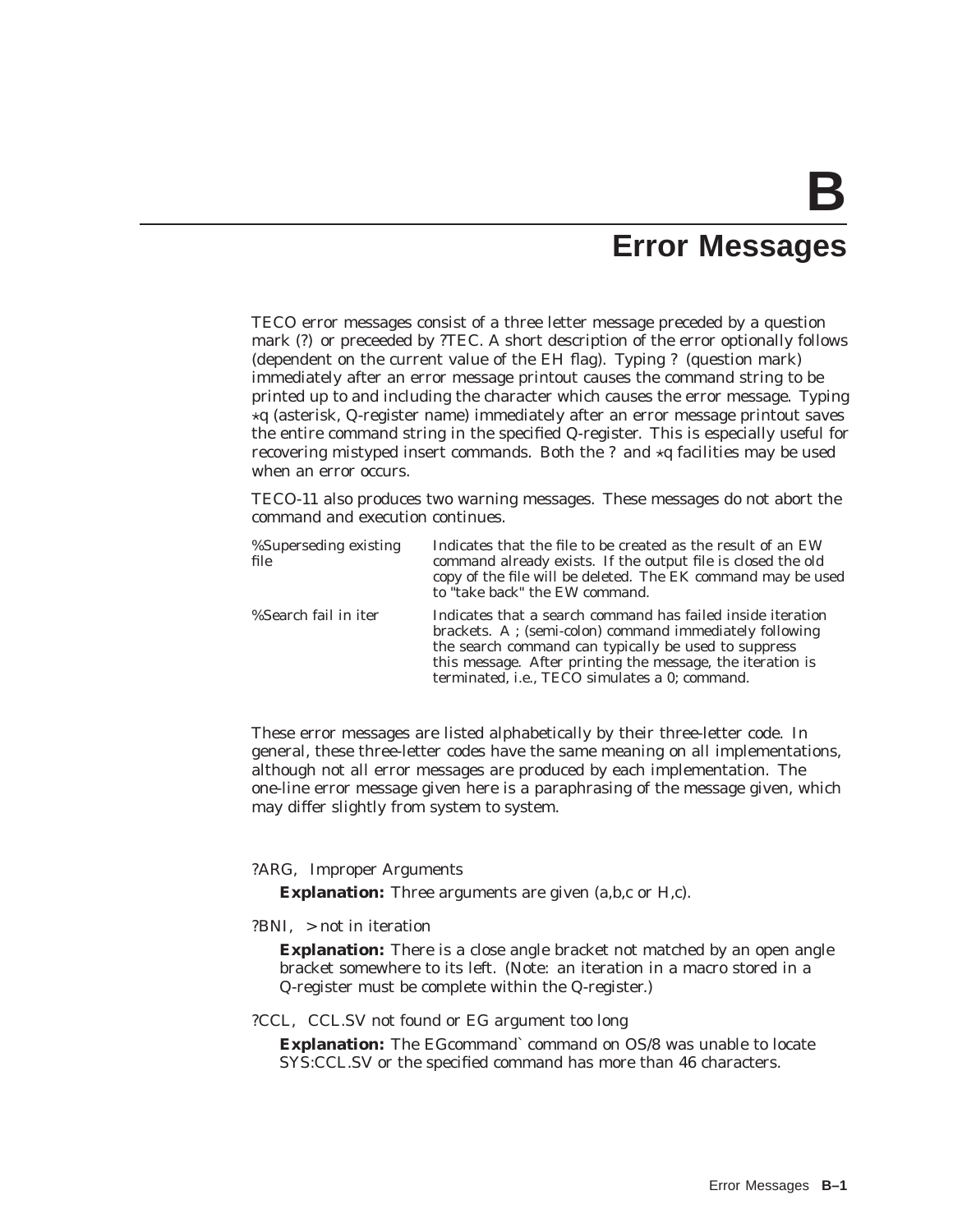# B

# Error Messages

TECO error messages consist of a three letter message preceded by a question mark (?) or preceeded by ?TEC. A short description of the error optionally follows (dependent on the current value of the EH flag). Typing ? (question mark) immediately after an error message printout causes the command string to be printed up to and including the character which causes the error message. Typing ∗q (asterisk, Q-register name) immediately after an error message printout saves the entire command string in the specified Q-register. This is especially useful for recovering mistyped insert commands. Both the ? and ∗q facilities may be used when an error occurs.

TECO-11 also produces two warning messages. These messages do not abort the command and execution continues.

| | |
|---|---|
| %Superseding existing file | Indicates that the file to be created as the result of an EW command already exists. If the output file is closed the old copy of the file will be deleted. The EK command may be used to "take back" the EW command. |
| %Search fail in iter | Indicates that a search command has failed inside iteration brackets. A ; (semi-colon) command immediately following the search command can typically be used to suppress this message. After printing the message, the iteration is terminated, i.e., TECO simulates a 0; command. |

These error messages are listed alphabetically by their three-letter code. In general, these three-letter codes have the same meaning on all implementations, although not all error messages are produced by each implementation. The one-line error message given here is a paraphrasing of the message given, which may differ slightly from system to system.

?ARG, Improper Arguments

**Explanation:** Three arguments are given (a,b,c or H,c).

?BNI, > not in iteration

**Explanation:** There is a close angle bracket not matched by an open angle bracket somewhere to its left. (Note: an iteration in a macro stored in a Q-register must be complete within the Q-register.)

?CCL, CCL.SV not found or EG argument too long

**Explanation:** The EGcommand` command on OS/8 was unable to locate SYS:CCL.SV or the specified command has more than 46 characters.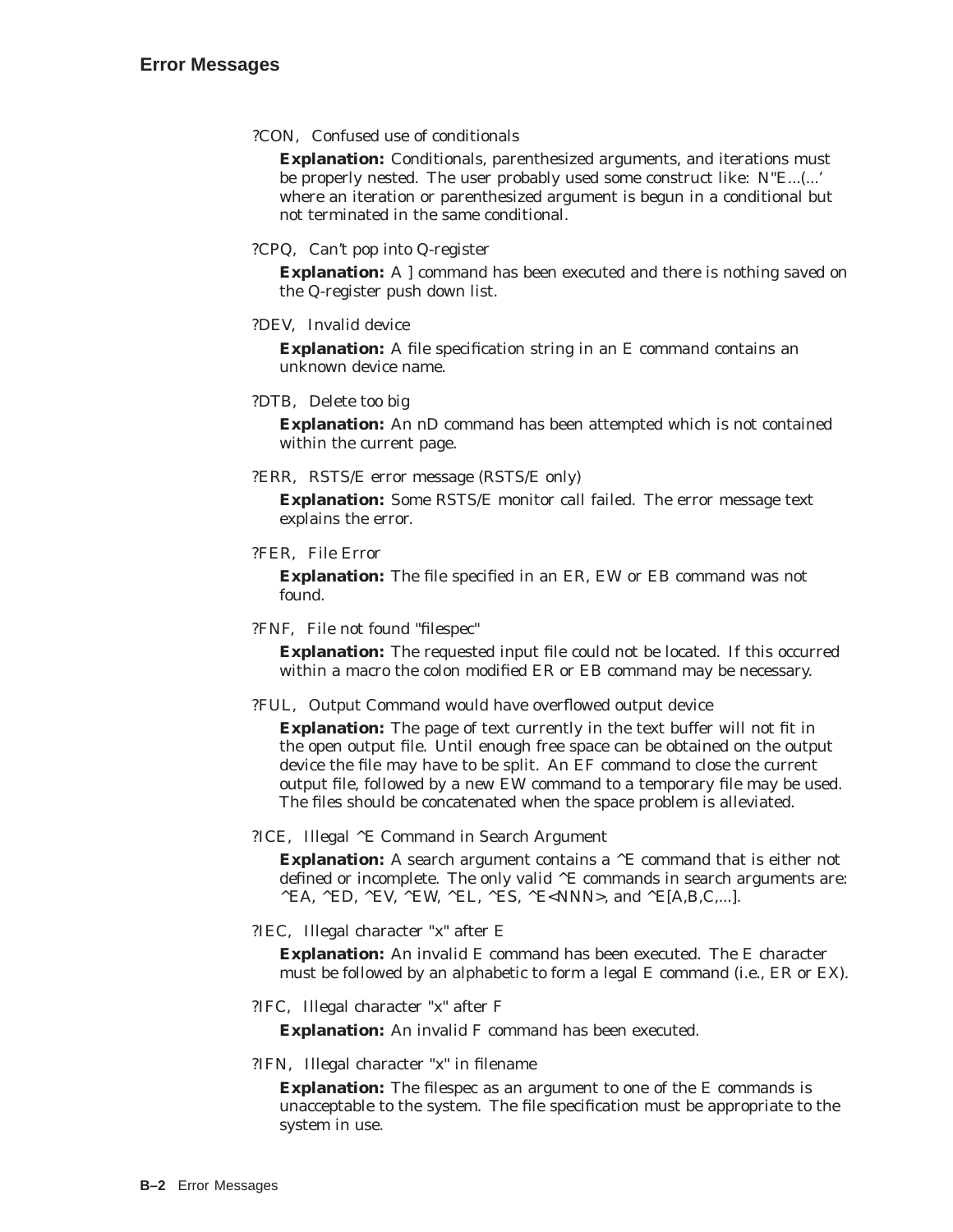?CON, Confused use of conditionals

**Explanation:** Conditionals, parenthesized arguments, and iterations must be properly nested. The user probably used some construct like: N"E...(...' where an iteration or parenthesized argument is begun in a conditional but not terminated in the same conditional.

?CPQ, Can't pop into Q-register

**Explanation:** A ] command has been executed and there is nothing saved on the Q-register push down list.

?DEV, Invalid device

**Explanation:** A file specification string in an E command contains an unknown device name.

?DTB, Delete too big

**Explanation:** An nD command has been attempted which is not contained within the current page.

?ERR, RSTS/E error message (RSTS/E only)

**Explanation:** Some RSTS/E monitor call failed. The error message text explains the error.

?FER, File Error

**Explanation:** The file specified in an ER, EW or EB command was not found.

?FNF, File not found "filespec"

**Explanation:** The requested input file could not be located. If this occurred within a macro the colon modified ER or EB command may be necessary.

?FUL, Output Command would have overflowed output device

**Explanation:** The page of text currently in the text buffer will not fit in the open output file. Until enough free space can be obtained on the output device the file may have to be split. An EF command to close the current output file, followed by a new EW command to a temporary file may be used. The files should be concatenated when the space problem is alleviated.

?ICE, Illegal ^E Command in Search Argument

**Explanation:** A search argument contains a ^E command that is either not defined or incomplete. The only valid ^E commands in search arguments are: ^EA, ^ED, ^EV, ^EW, ^EL, ^ES, ^E<NNN>, and ^E[A,B,C,...].

?IEC, Illegal character "x" after E

**Explanation:** An invalid E command has been executed. The E character must be followed by an alphabetic to form a legal E command (i.e., ER or EX).

?IFC, Illegal character "x" after F

**Explanation:** An invalid F command has been executed.

?IFN, Illegal character "x" in filename

**Explanation:** The filespec as an argument to one of the E commands is unacceptable to the system. The file specification must be appropriate to the system in use.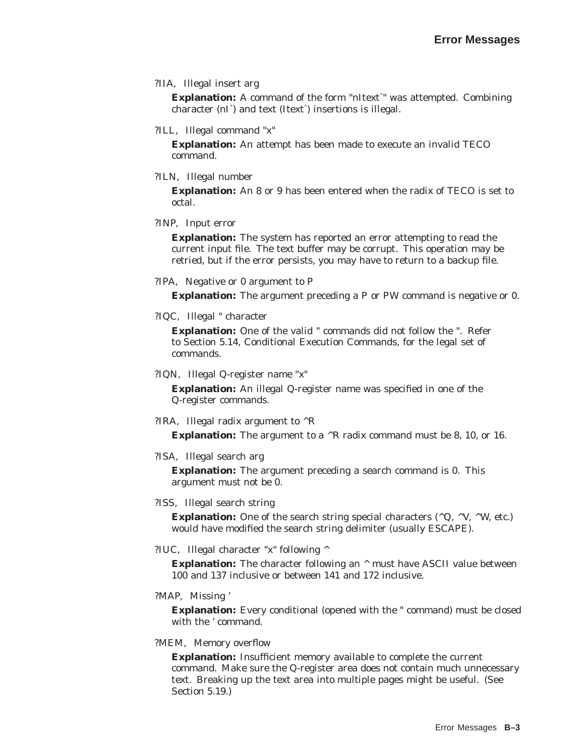?IIA, Illegal insert arg

**Explanation:** A command of the form "nItext`" was attempted. Combining character (nI`) and text (Itext`) insertions is illegal.

?ILL, Illegal command "x"

**Explanation:** An attempt has been made to execute an invalid TECO command.

?ILN, Illegal number

**Explanation:** An 8 or 9 has been entered when the radix of TECO is set to octal.

?INP, Input error

**Explanation:** The system has reported an error attempting to read the current input file. The text buffer may be corrupt. This operation may be retried, but if the error persists, you may have to return to a backup file.

?IPA, Negative or 0 argument to P

**Explanation:** The argument preceding a P or PW command is negative or 0.

?IQC, Illegal " character

**Explanation:** One of the valid " commands did not follow the ". Refer to Section 5.14, Conditional Execution Commands, for the legal set of commands.

?IQN, Illegal Q-register name "x"

**Explanation:** An illegal Q-register name was specified in one of the Q-register commands.

?IRA, Illegal radix argument to ^R

**Explanation:** The argument to a ^R radix command must be 8, 10, or 16.

?ISA, Illegal search arg

**Explanation:** The argument preceding a search command is 0. This argument must not be 0.

?ISS, Illegal search string

**Explanation:** One of the search string special characters (^Q, ^V, ^W, etc.) would have modified the search string delimiter (usually ESCAPE).

?IUC, Illegal character "x" following ^

**Explanation:** The character following an ^ must have ASCII value between 100 and 137 inclusive or between 141 and 172 inclusive.

?MAP, Missing '

**Explanation:** Every conditional (opened with the " command) must be closed with the ' command.

?MEM, Memory overflow

**Explanation:** Insufficient memory available to complete the current command. Make sure the Q-register area does not contain much unnecessary text. Breaking up the text area into multiple pages might be useful. (See Section 5.19.)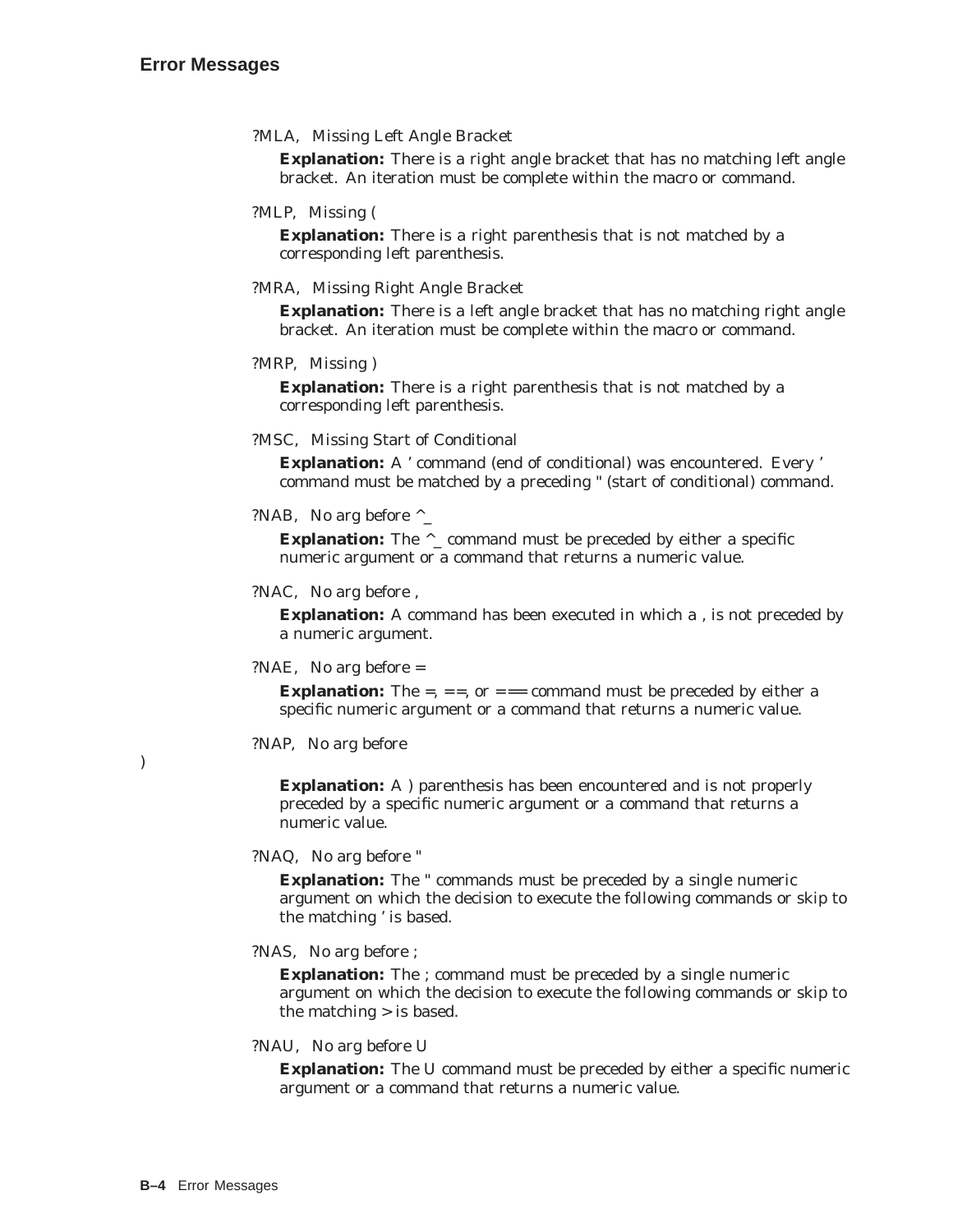?MLA, Missing Left Angle Bracket

**Explanation:** There is a right angle bracket that has no matching left angle bracket. An iteration must be complete within the macro or command.

?MLP, Missing (

**Explanation:** There is a right parenthesis that is not matched by a corresponding left parenthesis.

?MRA, Missing Right Angle Bracket

**Explanation:** There is a left angle bracket that has no matching right angle bracket. An iteration must be complete within the macro or command.

?MRP, Missing )

**Explanation:** There is a right parenthesis that is not matched by a corresponding left parenthesis.

?MSC, Missing Start of Conditional

**Explanation:** A ' command (end of conditional) was encountered. Every ' command must be matched by a preceding " (start of conditional) command.

?NAB, No arg before ^_

**Explanation:** The ^_ command must be preceded by either a specific numeric argument or a command that returns a numeric value.

?NAC, No arg before ,

**Explanation:** A command has been executed in which a , is not preceded by a numeric argument.

?NAE, No arg before =

**Explanation:** The =, ==, or === command must be preceded by either a specific numeric argument or a command that returns a numeric value.

?NAP, No arg before

)

**Explanation:** A ) parenthesis has been encountered and is not properly preceded by a specific numeric argument or a command that returns a numeric value.

?NAQ, No arg before "

**Explanation:** The " commands must be preceded by a single numeric argument on which the decision to execute the following commands or skip to the matching ' is based.

?NAS, No arg before ;

**Explanation:** The ; command must be preceded by a single numeric argument on which the decision to execute the following commands or skip to the matching > is based.

?NAU, No arg before U

**Explanation:** The U command must be preceded by either a specific numeric argument or a command that returns a numeric value.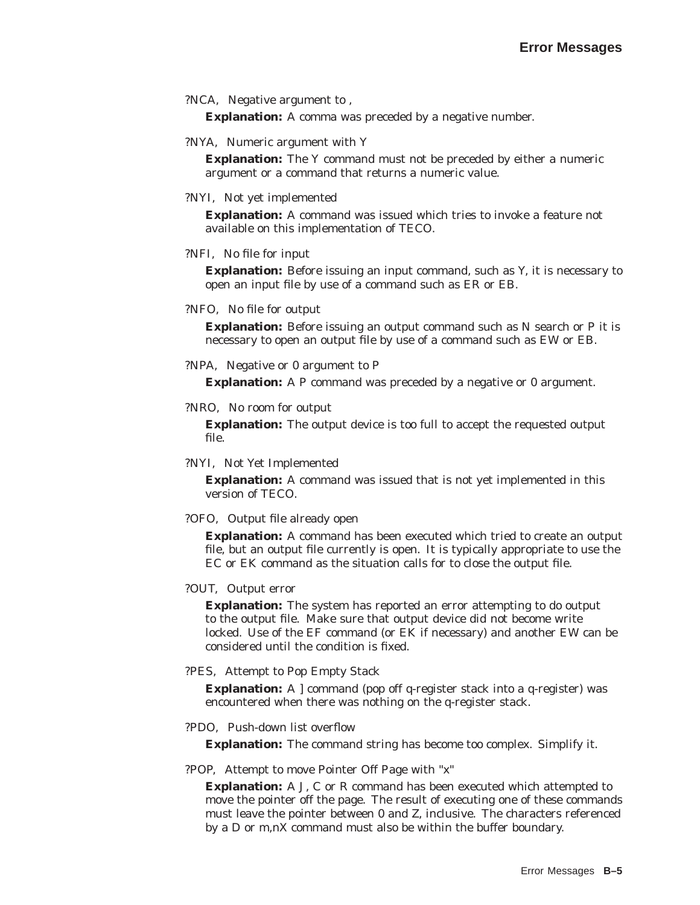?NCA, Negative argument to ,

**Explanation:** A comma was preceded by a negative number.

?NYA, Numeric argument with Y

**Explanation:** The Y command must not be preceded by either a numeric argument or a command that returns a numeric value.

?NYI, Not yet implemented

**Explanation:** A command was issued which tries to invoke a feature not available on this implementation of TECO.

?NFI, No file for input

**Explanation:** Before issuing an input command, such as Y, it is necessary to open an input file by use of a command such as ER or EB.

?NFO, No file for output

**Explanation:** Before issuing an output command such as N search or P it is necessary to open an output file by use of a command such as EW or EB.

?NPA, Negative or 0 argument to P

**Explanation:** A P command was preceded by a negative or 0 argument.

?NRO, No room for output

**Explanation:** The output device is too full to accept the requested output file.

?NYI, Not Yet Implemented

**Explanation:** A command was issued that is not yet implemented in this version of TECO.

?OFO, Output file already open

**Explanation:** A command has been executed which tried to create an output file, but an output file currently is open. It is typically appropriate to use the EC or EK command as the situation calls for to close the output file.

?OUT, Output error

**Explanation:** The system has reported an error attempting to do output to the output file. Make sure that output device did not become write locked. Use of the EF command (or EK if necessary) and another EW can be considered until the condition is fixed.

?PES, Attempt to Pop Empty Stack

**Explanation:** A ] command (pop off q-register stack into a q-register) was encountered when there was nothing on the q-register stack.

?PDO, Push-down list overflow

**Explanation:** The command string has become too complex. Simplify it.

?POP, Attempt to move Pointer Off Page with "x"

**Explanation:** A J, C or R command has been executed which attempted to move the pointer off the page. The result of executing one of these commands must leave the pointer between 0 and Z, inclusive. The characters referenced by a D or m,nX command must also be within the buffer boundary.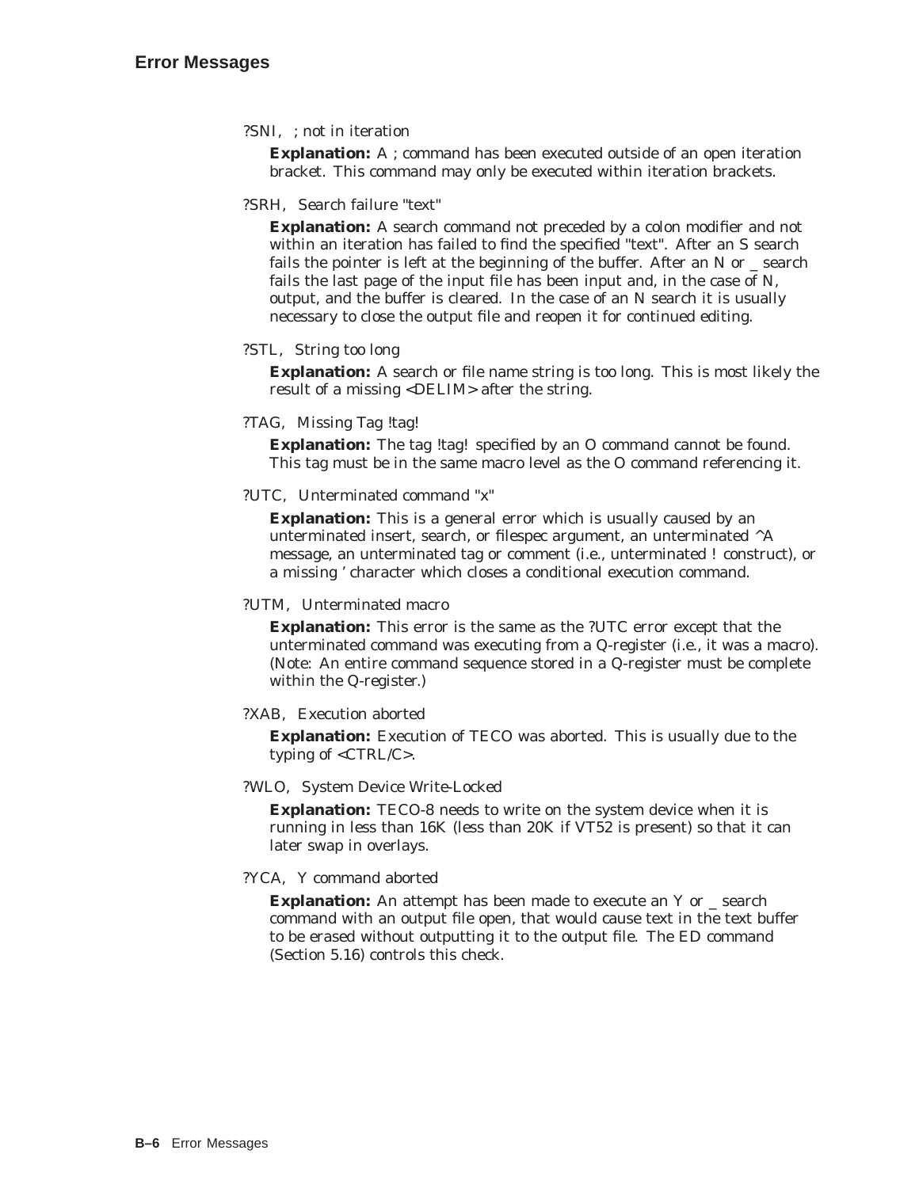?SNI, ; not in iteration

**Explanation:** A ; command has been executed outside of an open iteration bracket. This command may only be executed within iteration brackets.

?SRH, Search failure "text"

**Explanation:** A search command not preceded by a colon modifier and not within an iteration has failed to find the specified "text". After an S search fails the pointer is left at the beginning of the buffer. After an N or _ search fails the last page of the input file has been input and, in the case of N, output, and the buffer is cleared. In the case of an N search it is usually necessary to close the output file and reopen it for continued editing.

?STL, String too long

**Explanation:** A search or file name string is too long. This is most likely the result of a missing <DELIM> after the string.

?TAG, Missing Tag !tag!

**Explanation:** The tag !tag! specified by an O command cannot be found. This tag must be in the same macro level as the O command referencing it.

?UTC, Unterminated command "x"

**Explanation:** This is a general error which is usually caused by an unterminated insert, search, or filespec argument, an unterminated ^A message, an unterminated tag or comment (i.e., unterminated ! construct), or a missing ' character which closes a conditional execution command.

?UTM, Unterminated macro

**Explanation:** This error is the same as the ?UTC error except that the unterminated command was executing from a Q-register (i.e., it was a macro). (Note: An entire command sequence stored in a Q-register must be complete within the Q-register.)

?XAB, Execution aborted

**Explanation:** Execution of TECO was aborted. This is usually due to the typing of <CTRL/C>.

?WLO, System Device Write-Locked

**Explanation:** TECO-8 needs to write on the system device when it is running in less than 16K (less than 20K if VT52 is present) so that it can later swap in overlays.

?YCA, Y command aborted

**Explanation:** An attempt has been made to execute an Y or _ search command with an output file open, that would cause text in the text buffer to be erased without outputting it to the output file. The ED command (Section 5.16) controls this check.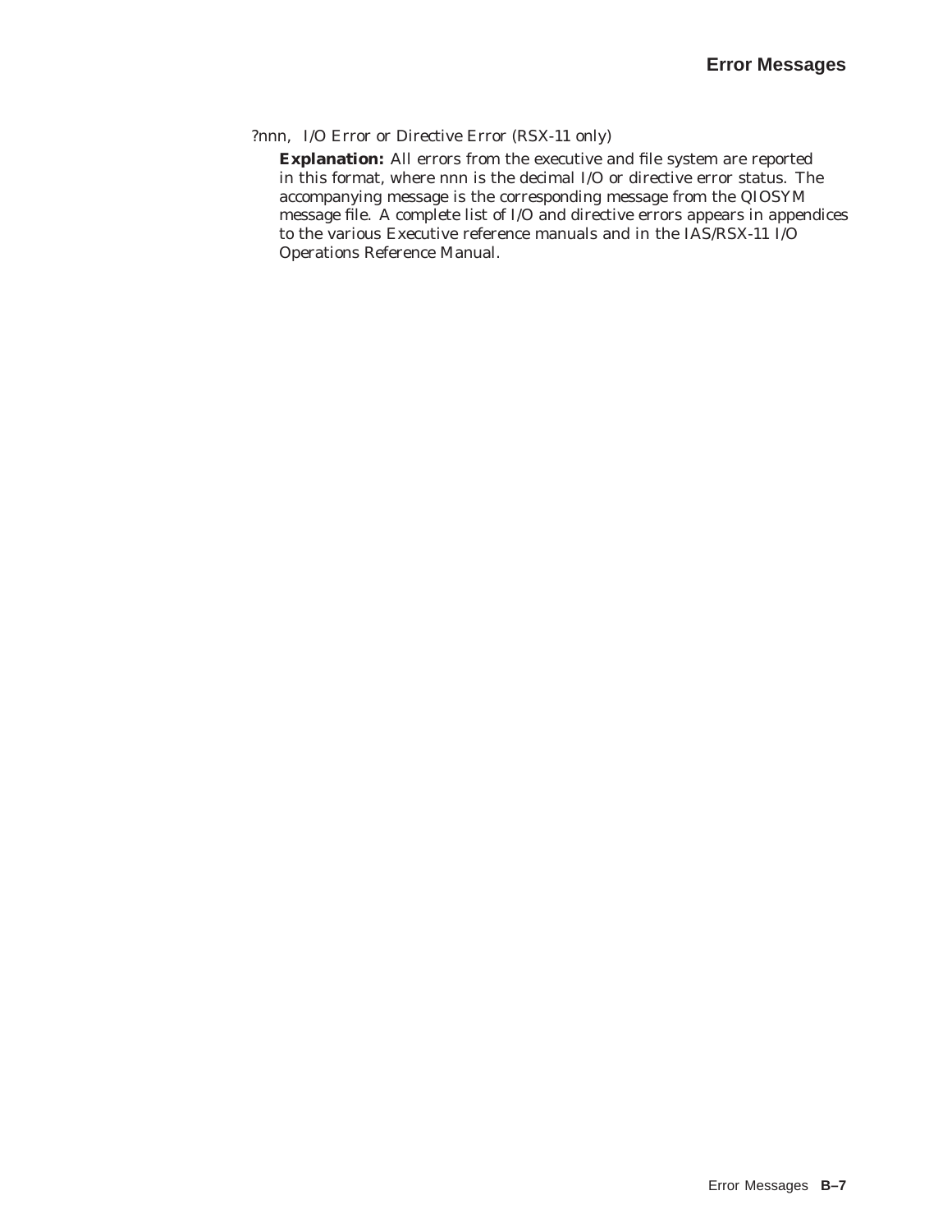?nnn, I/O Error or Directive Error (RSX-11 only)

**Explanation:** All errors from the executive and file system are reported in this format, where nnn is the decimal I/O or directive error status. The accompanying message is the corresponding message from the QIOSYM message file. A complete list of I/O and directive errors appears in appendices to the various Executive reference manuals and in the IAS/RSX-11 I/O Operations Reference Manual.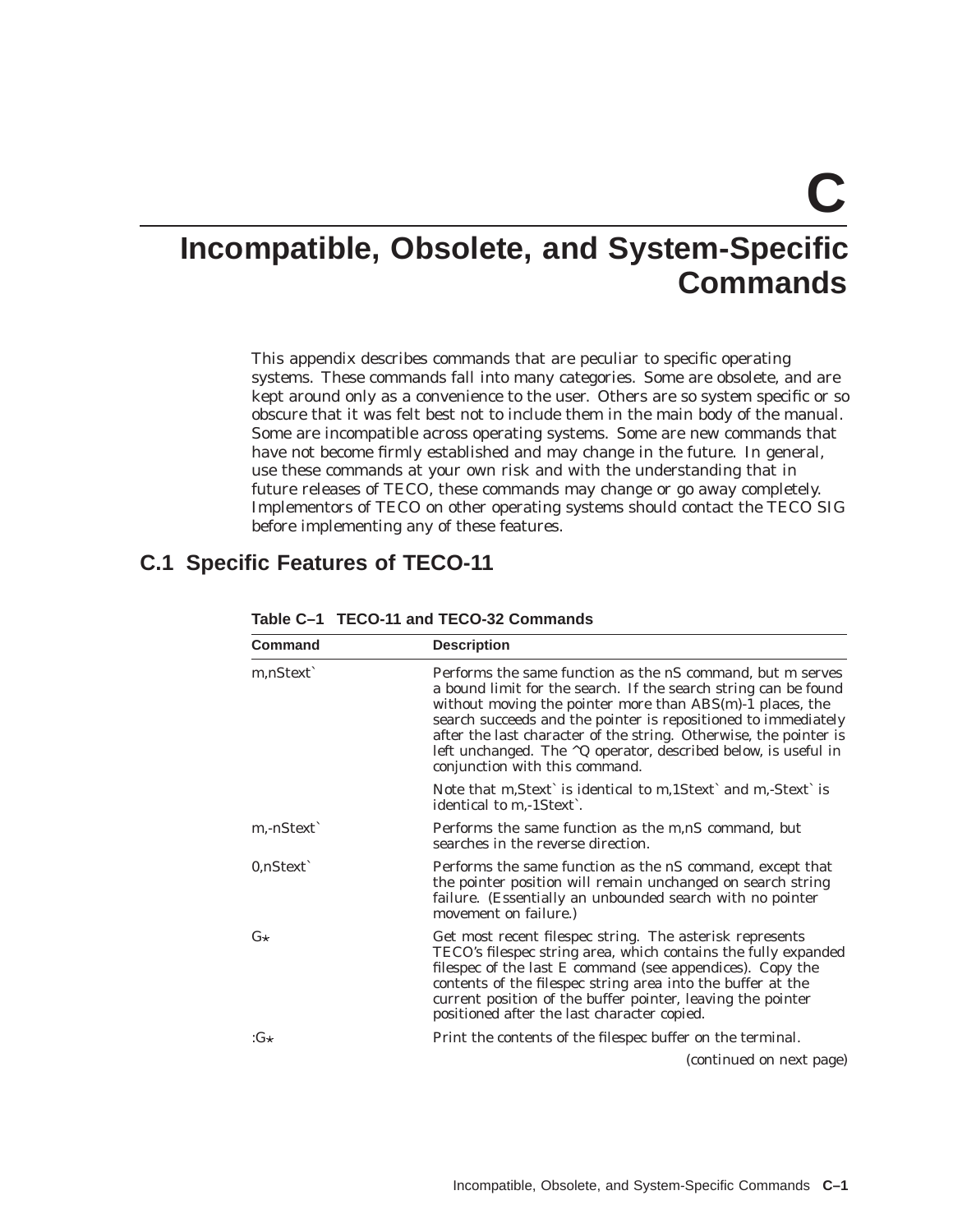# C

# Incompatible, Obsolete, and System-Specific Commands

This appendix describes commands that are peculiar to specific operating systems. These commands fall into many categories. Some are obsolete, and are kept around only as a convenience to the user. Others are so system specific or so obscure that it was felt best not to include them in the main body of the manual. Some are incompatible across operating systems. Some are new commands that have not become firmly established and may change in the future. In general, use these commands at your own risk and with the understanding that in future releases of TECO, these commands may change or go away completely. Implementors of TECO on other operating systems should contact the TECO SIG before implementing any of these features.

## C.1 Specific Features of TECO-11

**Table C–1 TECO-11 and TECO-32 Commands**

| Command | Description |
|---|---|
| m,nStext` | Performs the same function as the nS command, but m serves a bound limit for the search. If the search string can be found without moving the pointer more than ABS(m)-1 places, the search succeeds and the pointer is repositioned to immediately after the last character of the string. Otherwise, the pointer is left unchanged. The ^Q operator, described below, is useful in conjunction with this command. |
| | Note that m,Stext` is identical to m,1Stext` and m,-Stext` is identical to m,-1Stext`. |
| m,-nStext` | Performs the same function as the m,nS command, but searches in the reverse direction. |
| 0,nStext` | Performs the same function as the nS command, except that the pointer position will remain unchanged on search string failure. (Essentially an unbounded search with no pointer movement on failure.) |
| G* | Get most recent filespec string. The asterisk represents TECO's filespec string area, which contains the fully expanded filespec of the last E command (see appendices). Copy the contents of the filespec string area into the buffer at the current position of the buffer pointer, leaving the pointer positioned after the last character copied. |
| :G* | Print the contents of the filespec buffer on the terminal. |

(continued on next page)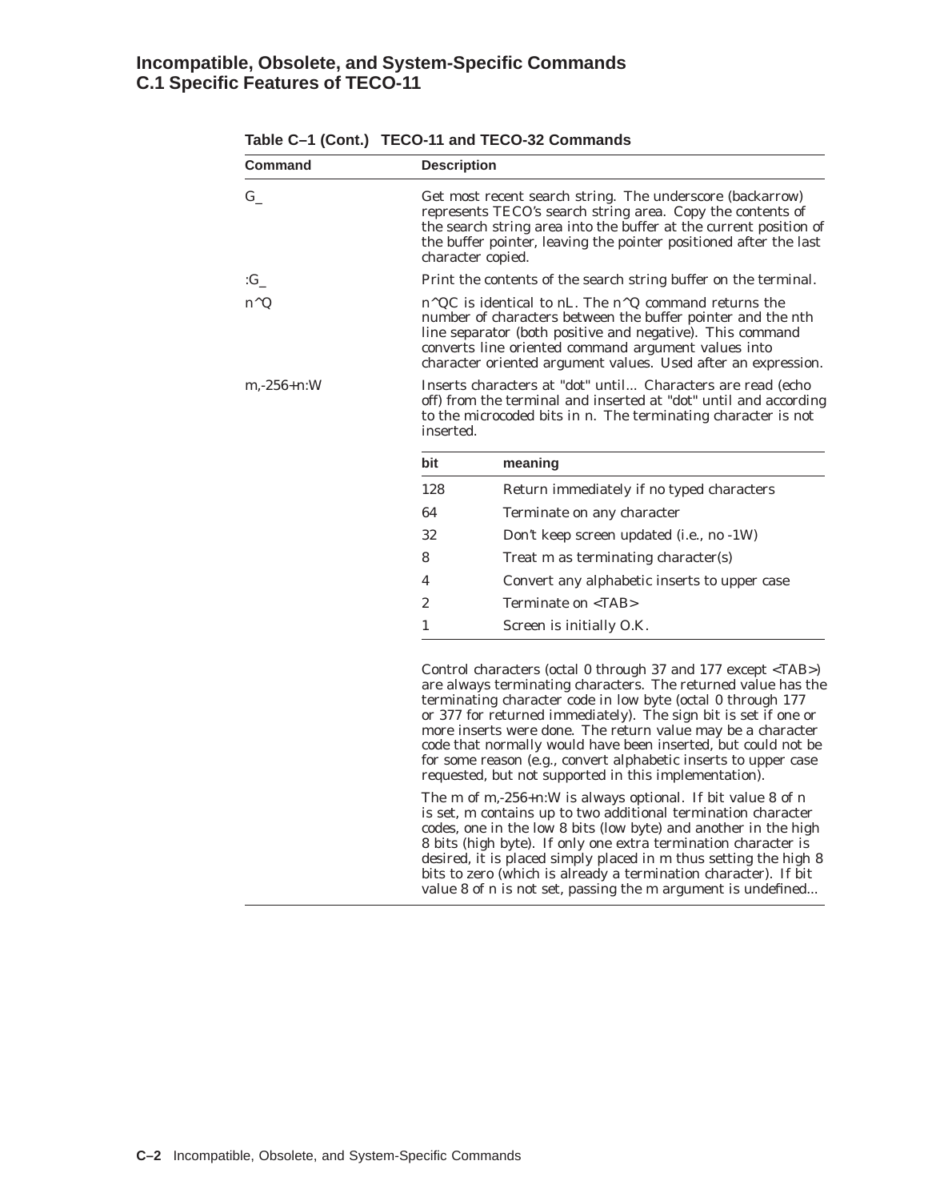**Table C–1 (Cont.) TECO-11 and TECO-32 Commands**

| Command | Description |
|---|---|
| G_ | Get most recent search string. The underscore (backarrow) represents TECO's search string area. Copy the contents of the search string area into the buffer at the current position of the buffer pointer, leaving the pointer positioned after the last character copied. |
| :G_ | Print the contents of the search string buffer on the terminal. |
| n^Q | n^QC is identical to nL. The n^Q command returns the number of characters between the buffer pointer and the nth line separator (both positive and negative). This command converts line oriented command argument values into character oriented argument values. Used after an expression. |
| m,-256+n:W | Inserts characters at "dot" until... Characters are read (echo off) from the terminal and inserted at "dot" until and according to the microcoded bits in n. The terminating character is not inserted. |

| bit | meaning |
|---|---|
| 128 | Return immediately if no typed characters |
| 64 | Terminate on any character |
| 32 | Don't keep screen updated (i.e., no -1W) |
| 8 | Treat m as terminating character(s) |
| 4 | Convert any alphabetic inserts to upper case |
| 2 | Terminate on <TAB> |
| 1 | Screen is initially O.K. |

Control characters (octal 0 through 37 and 177 except <TAB>) are always terminating characters. The returned value has the terminating character code in low byte (octal 0 through 177 or 377 for returned immediately). The sign bit is set if one or more inserts were done. The return value may be a character code that normally would have been inserted, but could not be for some reason (e.g., convert alphabetic inserts to upper case requested, but not supported in this implementation).

The m of m,-256+n:W is always optional. If bit value 8 of n is set, m contains up to two additional termination character codes, one in the low 8 bits (low byte) and another in the high 8 bits (high byte). If only one extra termination character is desired, it is placed simply placed in m thus setting the high 8 bits to zero (which is already a termination character). If bit value 8 of n is not set, passing the m argument is undefined...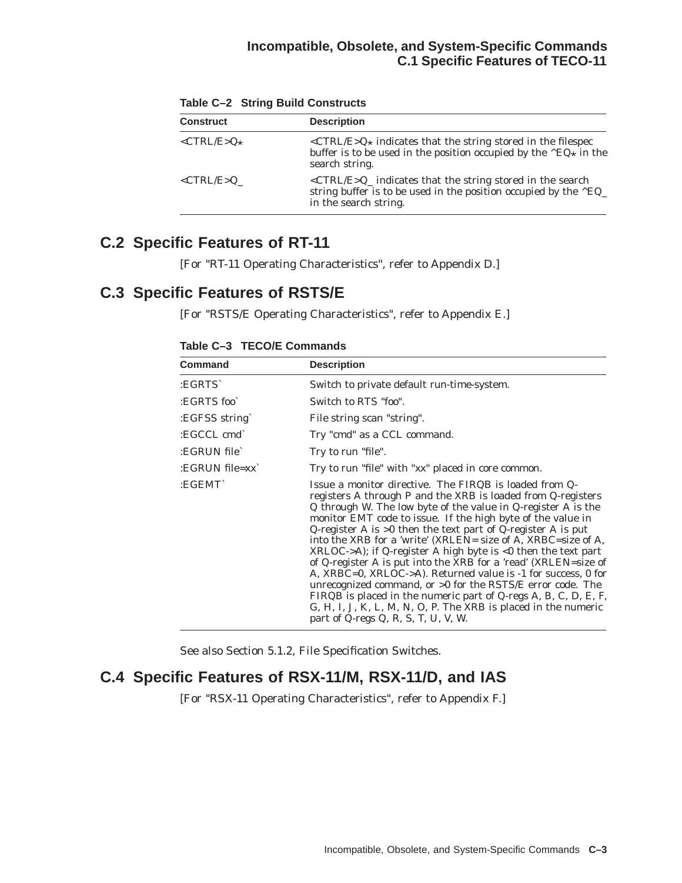**Table C–2 String Build Constructs**

| Construct | Description |
| --- | --- |
| <CTRL/E>Q* | <CTRL/E>Q* indicates that the string stored in the filespec buffer is to be used in the position occupied by the ^EQ* in the search string. |
| <CTRL/E>Q_ | <CTRL/E>Q_ indicates that the string stored in the search string buffer is to be used in the position occupied by the ^EQ_ in the search string. |

## C.2 Specific Features of RT-11

[For "RT-11 Operating Characteristics", refer to Appendix D.]

## C.3 Specific Features of RSTS/E

[For "RSTS/E Operating Characteristics", refer to Appendix E.]

**Table C–3 TECO/E Commands**

| Command | Description |
| --- | --- |
| :EGRTS` | Switch to private default run-time-system. |
| :EGRTS foo` | Switch to RTS "foo". |
| :EGFSS string` | File string scan "string". |
| :EGCCL cmd` | Try "cmd" as a CCL command. |
| :EGRUN file` | Try to run "file". |
| :EGRUN file=xx` | Try to run "file" with "xx" placed in core common. |
| :EGEMT` | Issue a monitor directive. The FIRQB is loaded from Q-registers A through P and the XRB is loaded from Q-registers Q through W. The low byte of the value in Q-register A is the monitor EMT code to issue. If the high byte of the value in Q-register A is >0 then the text part of Q-register A is put into the XRB for a 'write' (XRLEN= size of A, XRBC=size of A, XRLOC->A); if Q-register A high byte is <0 then the text part of Q-register A is put into the XRB for a 'read' (XRLEN=size of A, XRBC=0, XRLOC->A). Returned value is -1 for success, 0 for unrecognized command, or >0 for the RSTS/E error code. The FIRQB is placed in the numeric part of Q-regs A, B, C, D, E, F, G, H, I, J, K, L, M, N, O, P. The XRB is placed in the numeric part of Q-regs Q, R, S, T, U, V, W. |

See also Section 5.1.2, File Specification Switches.

## C.4 Specific Features of RSX-11/M, RSX-11/D, and IAS

[For "RSX-11 Operating Characteristics", refer to Appendix F.]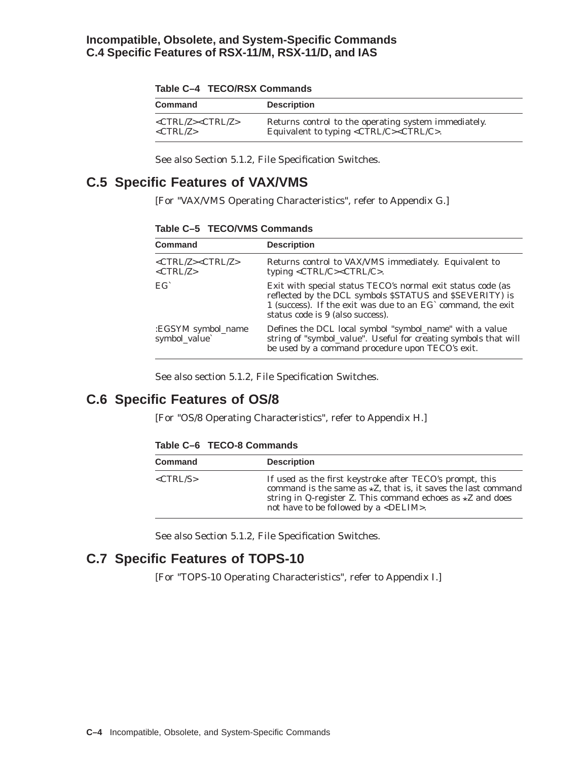**Table C–4 TECO/RSX Commands**

| Command | Description |
|---|---|
| <CTRL/Z><CTRL/Z><CTRL/Z> | Returns control to the operating system immediately. Equivalent to typing <CTRL/C><CTRL/C>. |

See also Section 5.1.2, File Specification Switches.

## C.5 Specific Features of VAX/VMS

[For "VAX/VMS Operating Characteristics", refer to Appendix G.]

**Table C–5 TECO/VMS Commands**

| Command | Description |
|---|---|
| <CTRL/Z><CTRL/Z><CTRL/Z> | Returns control to VAX/VMS immediately. Equivalent to typing <CTRL/C><CTRL/C>. |
| EG` | Exit with special status TECO's normal exit status code (as reflected by the DCL symbols $STATUS and $SEVERITY) is 1 (success). If the exit was due to an EG` command, the exit status code is 9 (also success). |
| :EGSYM symbol_name symbol_value` | Defines the DCL local symbol "symbol_name" with a value string of "symbol_value". Useful for creating symbols that will be used by a command procedure upon TECO's exit. |

See also section 5.1.2, File Specification Switches.

## C.6 Specific Features of OS/8

[For "OS/8 Operating Characteristics", refer to Appendix H.]

**Table C–6 TECO-8 Commands**

| Command | Description |
|---|---|
| <CTRL/S> | If used as the first keystroke after TECO's prompt, this command is the same as *Z, that is, it saves the last command string in Q-register Z. This command echoes as *Z and does not have to be followed by a <DELIM>. |

See also Section 5.1.2, File Specification Switches.

## C.7 Specific Features of TOPS-10

[For "TOPS-10 Operating Characteristics", refer to Appendix I.]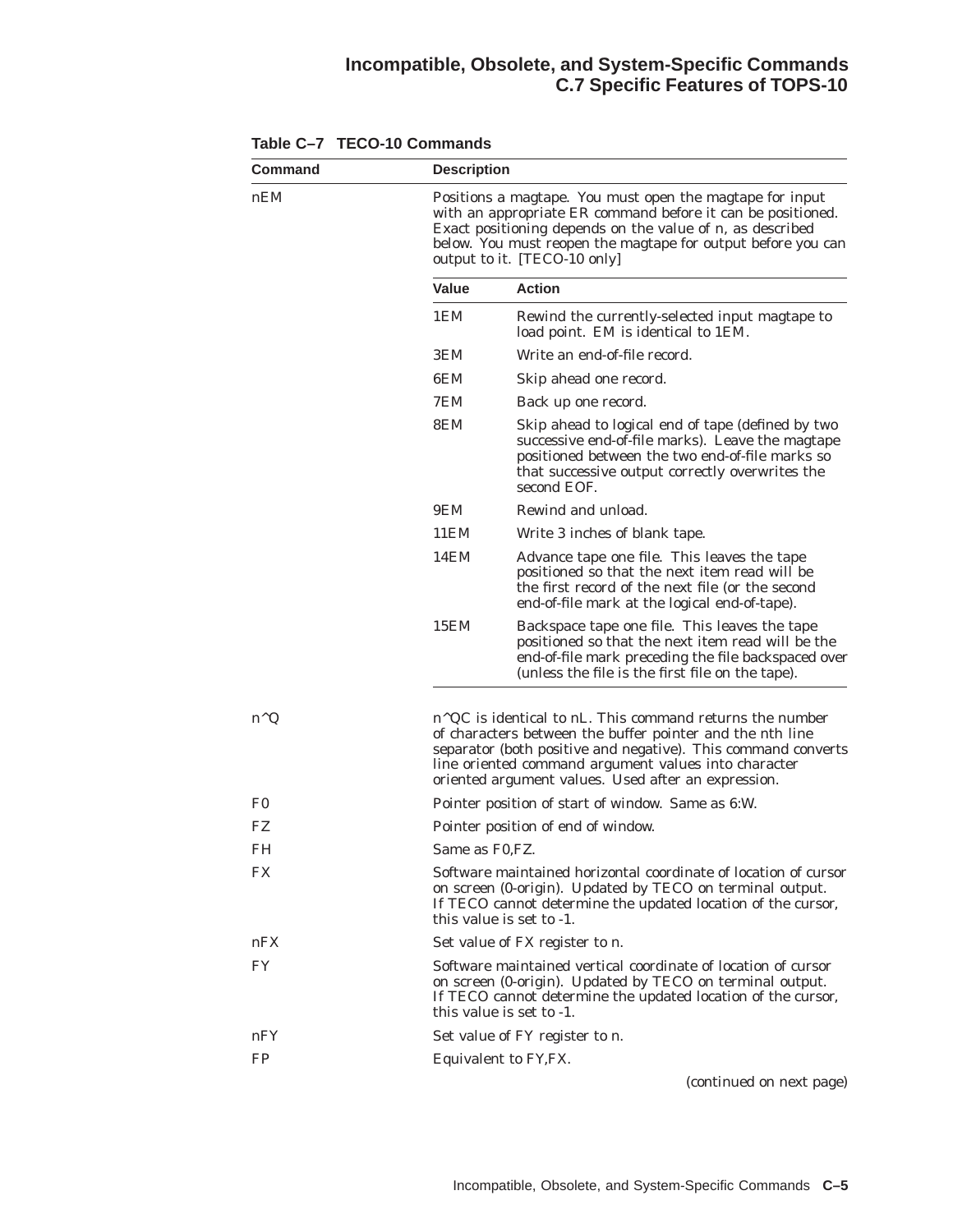**Table C–7 TECO-10 Commands**

| Command | Description |
| --- | --- |
| nEM | Positions a magtape. You must open the magtape for input with an appropriate ER command before it can be positioned. Exact positioning depends on the value of n, as described below. You must reopen the magtape for output before you can output to it. [TECO-10 only] |

| Value | Action |
| --- | --- |
| 1EM | Rewind the currently-selected input magtape to load point. EM is identical to 1EM. |
| 3EM | Write an end-of-file record. |
| 6EM | Skip ahead one record. |
| 7EM | Back up one record. |
| 8EM | Skip ahead to logical end of tape (defined by two successive end-of-file marks). Leave the magtape positioned between the two end-of-file marks so that successive output correctly overwrites the second EOF. |
| 9EM | Rewind and unload. |
| 11EM | Write 3 inches of blank tape. |
| 14EM | Advance tape one file. This leaves the tape positioned so that the next item read will be the first record of the next file (or the second end-of-file mark at the logical end-of-tape). |
| 15EM | Backspace tape one file. This leaves the tape positioned so that the next item read will be the end-of-file mark preceding the file backspaced over (unless the file is the first file on the tape). |

| Command | Description |
| --- | --- |
| n^Q | n^QC is identical to nL. This command returns the number of characters between the buffer pointer and the nth line separator (both positive and negative). This command converts line oriented command argument values into character oriented argument values. Used after an expression. |
| F0 | Pointer position of start of window. Same as 6:W. |
| FZ | Pointer position of end of window. |
| FH | Same as F0,FZ. |
| FX | Software maintained horizontal coordinate of location of cursor on screen (0-origin). Updated by TECO on terminal output. If TECO cannot determine the updated location of the cursor, this value is set to -1. |
| nFX | Set value of FX register to n. |
| FY | Software maintained vertical coordinate of location of cursor on screen (0-origin). Updated by TECO on terminal output. If TECO cannot determine the updated location of the cursor, this value is set to -1. |
| nFY | Set value of FY register to n. |
| FP | Equivalent to FY,FX. |

*(continued on next page)*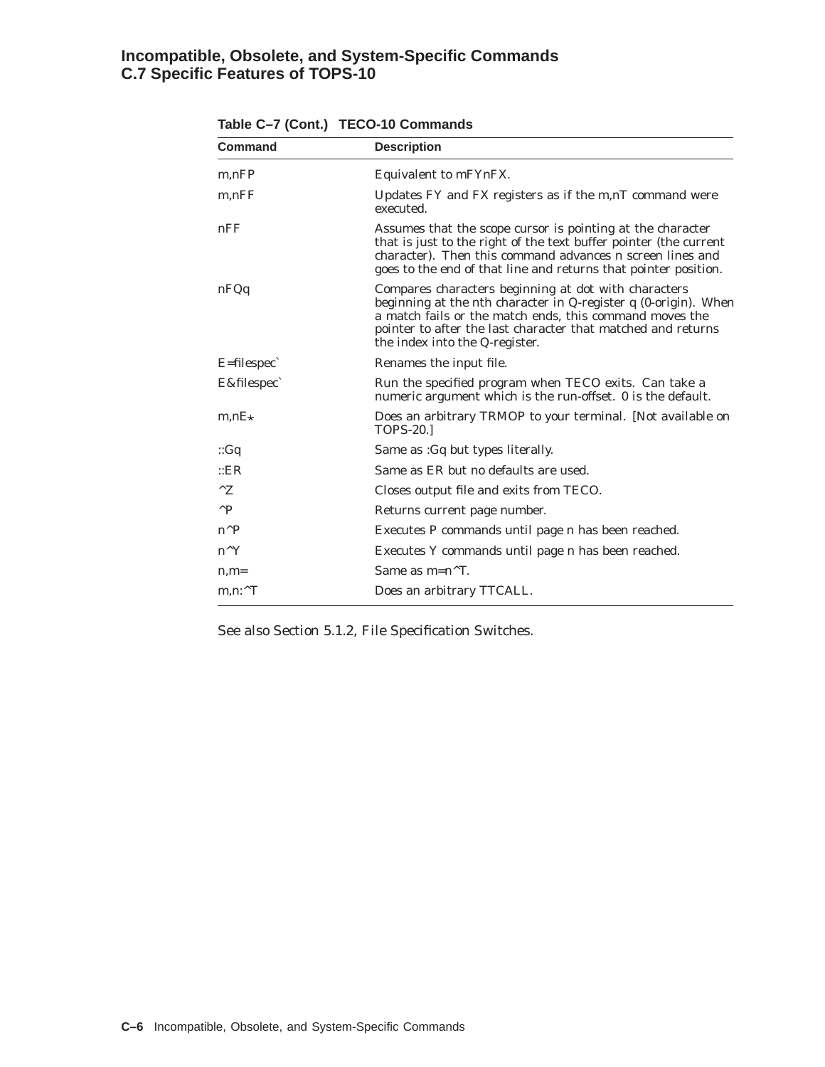**Table C–7 (Cont.) TECO-10 Commands**

| Command | Description |
|---|---|
| m,nFP | Equivalent to mFYnFX. |
| m,nFF | Updates FY and FX registers as if the m,nT command were executed. |
| nFF | Assumes that the scope cursor is pointing at the character that is just to the right of the text buffer pointer (the current character). Then this command advances n screen lines and goes to the end of that line and returns that pointer position. |
| nFQq | Compares characters beginning at dot with characters beginning at the nth character in Q-register q (0-origin). When a match fails or the match ends, this command moves the pointer to after the last character that matched and returns the index into the Q-register. |
| E=filespec` | Renames the input file. |
| E&filespec` | Run the specified program when TECO exits. Can take a numeric argument which is the run-offset. 0 is the default. |
| m,nE* | Does an arbitrary TRMOP to your terminal. [Not available on TOPS-20.] |
| ::Gq | Same as :Gq but types literally. |
| ::ER | Same as ER but no defaults are used. |
| ^Z | Closes output file and exits from TECO. |
| ^P | Returns current page number. |
| n^P | Executes P commands until page n has been reached. |
| n^Y | Executes Y commands until page n has been reached. |
| n,m= | Same as m=n^T. |
| m,n:^T | Does an arbitrary TTCALL. |

See also Section 5.1.2, File Specification Switches.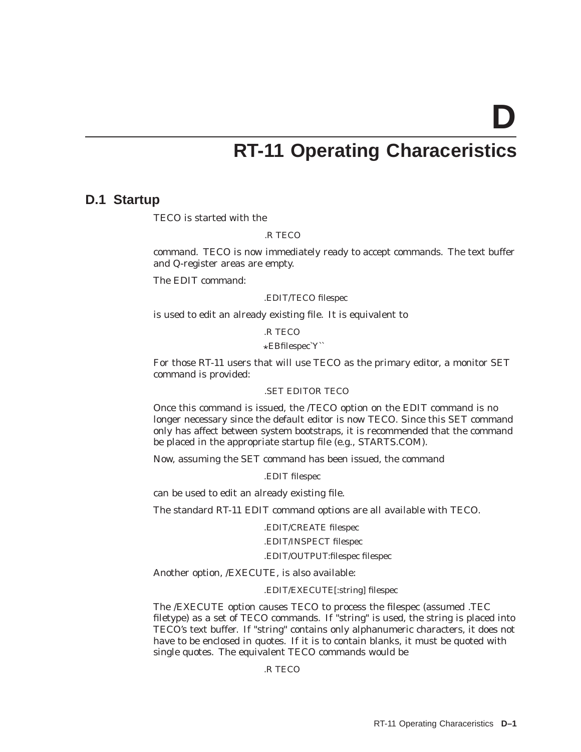# D RT-11 Operating Characeristics

## D.1 Startup

TECO is started with the

```
.R TECO
```

command. TECO is now immediately ready to accept commands. The text buffer and Q-register areas are empty.

The EDIT command:

```
.EDIT/TECO filespec
```

is used to edit an already existing file. It is equivalent to

```
.R TECO
*EBfilespec`Y``
```

For those RT-11 users that will use TECO as the primary editor, a monitor SET command is provided:

```
.SET EDITOR TECO
```

Once this command is issued, the /TECO option on the EDIT command is no longer necessary since the default editor is now TECO. Since this SET command only has affect between system bootstraps, it is recommended that the command be placed in the appropriate startup file (e.g., STARTS.COM).

Now, assuming the SET command has been issued, the command

```
.EDIT filespec
```

can be used to edit an already existing file.

The standard RT-11 EDIT command options are all available with TECO.

```
.EDIT/CREATE filespec
.EDIT/INSPECT filespec
.EDIT/OUTPUT:filespec filespec
```

Another option, /EXECUTE, is also available:

```
.EDIT/EXECUTE[:string] filespec
```

The /EXECUTE option causes TECO to process the filespec (assumed .TEC filetype) as a set of TECO commands. If "string" is used, the string is placed into TECO's text buffer. If "string" contains only alphanumeric characters, it does not have to be enclosed in quotes. If it is to contain blanks, it must be quoted with single quotes. The equivalent TECO commands would be

```
.R TECO
```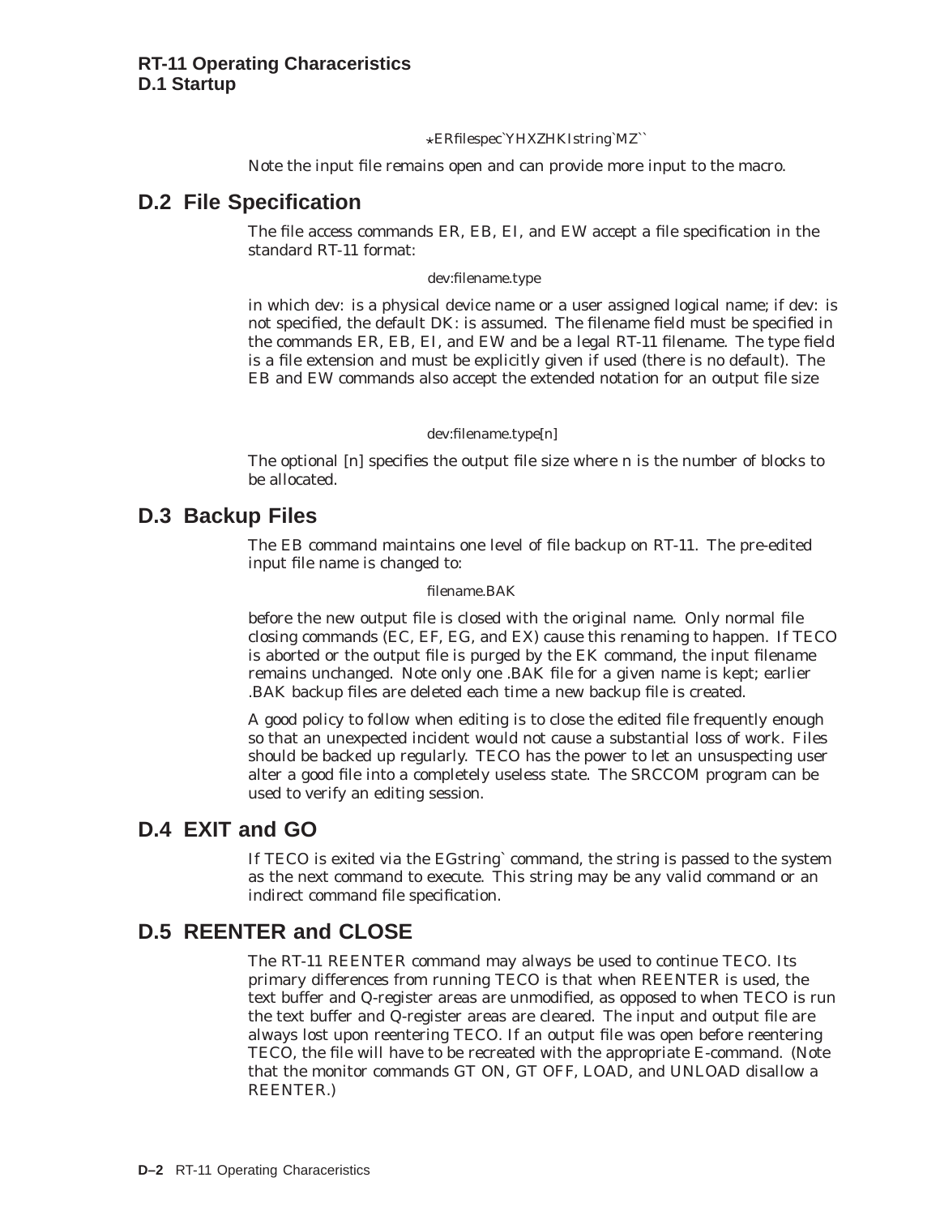*ERfilespec`YHXZHKIstring`MZ``

Note the input file remains open and can provide more input to the macro.

## D.2 File Specification

The file access commands ER, EB, EI, and EW accept a file specification in the standard RT-11 format:

dev:filename.type

in which dev: is a physical device name or a user assigned logical name; if dev: is not specified, the default DK: is assumed. The filename field must be specified in the commands ER, EB, EI, and EW and be a legal RT-11 filename. The type field is a file extension and must be explicitly given if used (there is no default). The EB and EW commands also accept the extended notation for an output file size

dev:filename.type[n]

The optional [n] specifies the output file size where n is the number of blocks to be allocated.

## D.3 Backup Files

The EB command maintains one level of file backup on RT-11. The pre-edited input file name is changed to:

filename.BAK

before the new output file is closed with the original name. Only normal file closing commands (EC, EF, EG, and EX) cause this renaming to happen. If TECO is aborted or the output file is purged by the EK command, the input filename remains unchanged. Note only one .BAK file for a given name is kept; earlier .BAK backup files are deleted each time a new backup file is created.

A good policy to follow when editing is to close the edited file frequently enough so that an unexpected incident would not cause a substantial loss of work. Files should be backed up regularly. TECO has the power to let an unsuspecting user alter a good file into a completely useless state. The SRCCOM program can be used to verify an editing session.

## D.4 EXIT and GO

If TECO is exited via the EGstring` command, the string is passed to the system as the next command to execute. This string may be any valid command or an indirect command file specification.

## D.5 REENTER and CLOSE

The RT-11 REENTER command may always be used to continue TECO. Its primary differences from running TECO is that when REENTER is used, the text buffer and Q-register areas are unmodified, as opposed to when TECO is run the text buffer and Q-register areas are cleared. The input and output file are always lost upon reentering TECO. If an output file was open before reentering TECO, the file will have to be recreated with the appropriate E-command. (Note that the monitor commands GT ON, GT OFF, LOAD, and UNLOAD disallow a REENTER.)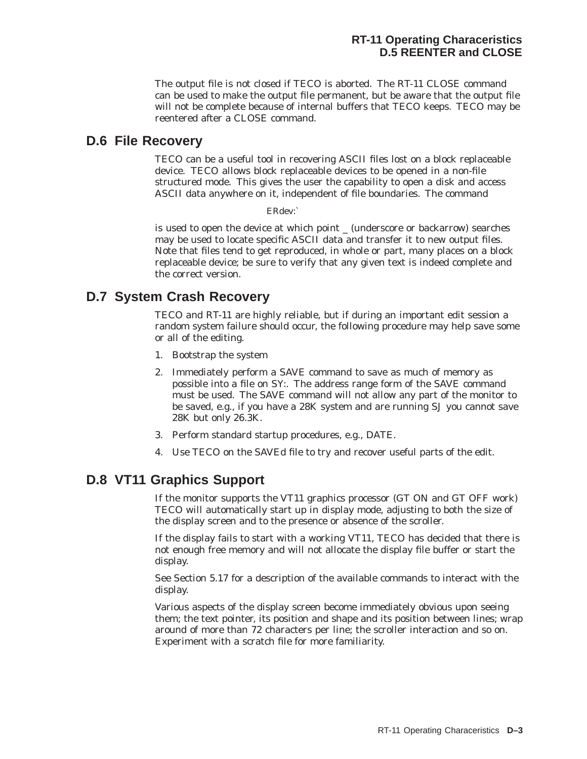The output file is not closed if TECO is aborted. The RT-11 CLOSE command can be used to make the output file permanent, but be aware that the output file will not be complete because of internal buffers that TECO keeps. TECO may be reentered after a CLOSE command.

## D.6 File Recovery

TECO can be a useful tool in recovering ASCII files lost on a block replaceable device. TECO allows block replaceable devices to be opened in a non-file structured mode. This gives the user the capability to open a disk and access ASCII data anywhere on it, independent of file boundaries. The command

```
ERdev:`
```

is used to open the device at which point _ (underscore or backarrow) searches may be used to locate specific ASCII data and transfer it to new output files. Note that files tend to get reproduced, in whole or part, many places on a block replaceable device; be sure to verify that any given text is indeed complete and the correct version.

## D.7 System Crash Recovery

TECO and RT-11 are highly reliable, but if during an important edit session a random system failure should occur, the following procedure may help save some or all of the editing.

1. Bootstrap the system
2. Immediately perform a SAVE command to save as much of memory as possible into a file on SY:. The address range form of the SAVE command must be used. The SAVE command will not allow any part of the monitor to be saved, e.g., if you have a 28K system and are running SJ you cannot save 28K but only 26.3K.
3. Perform standard startup procedures, e.g., DATE.
4. Use TECO on the SAVEd file to try and recover useful parts of the edit.

## D.8 VT11 Graphics Support

If the monitor supports the VT11 graphics processor (GT ON and GT OFF work) TECO will automatically start up in display mode, adjusting to both the size of the display screen and to the presence or absence of the scroller.

If the display fails to start with a working VT11, TECO has decided that there is not enough free memory and will not allocate the display file buffer or start the display.

See Section 5.17 for a description of the available commands to interact with the display.

Various aspects of the display screen become immediately obvious upon seeing them; the text pointer, its position and shape and its position between lines; wrap around of more than 72 characters per line; the scroller interaction and so on. Experiment with a scratch file for more familiarity.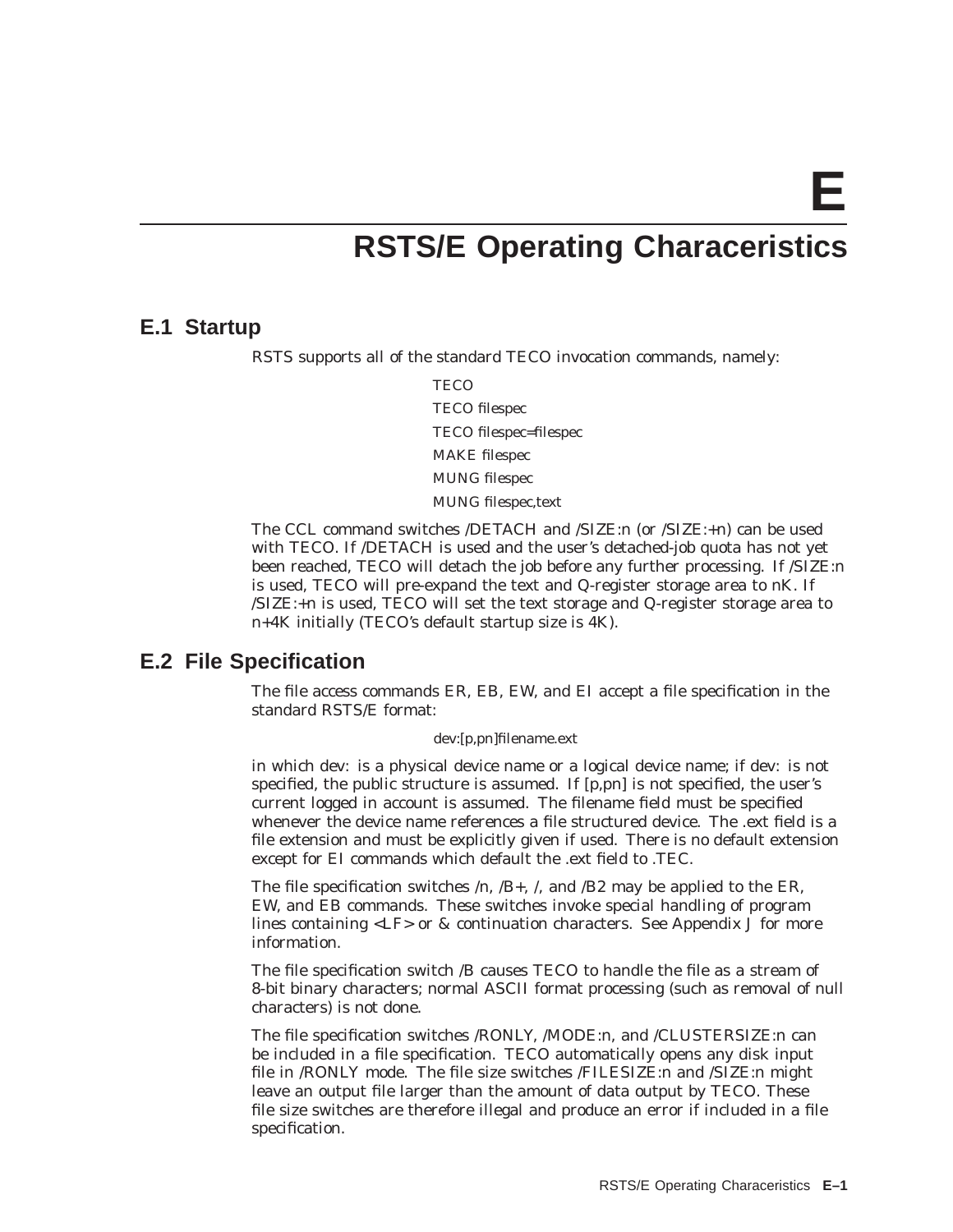# E RSTS/E Operating Characteristics

## E.1 Startup

RSTS supports all of the standard TECO invocation commands, namely:

```
TECO
TECO filespec
TECO filespec=filespec
MAKE filespec
MUNG filespec
MUNG filespec,text
```

The CCL command switches /DETACH and /SIZE:n (or /SIZE:+n) can be used with TECO. If /DETACH is used and the user's detached-job quota has not yet been reached, TECO will detach the job before any further processing. If /SIZE:n is used, TECO will pre-expand the text and Q-register storage area to nK. If /SIZE:+n is used, TECO will set the text storage and Q-register storage area to n+4K initially (TECO's default startup size is 4K).

## E.2 File Specification

The file access commands ER, EB, EW, and EI accept a file specification in the standard RSTS/E format:

```
dev:[p,pn]filename.ext
```

in which dev: is a physical device name or a logical device name; if dev: is not specified, the public structure is assumed. If [p,pn] is not specified, the user's current logged in account is assumed. The filename field must be specified whenever the device name references a file structured device. The .ext field is a file extension and must be explicitly given if used. There is no default extension except for EI commands which default the .ext field to .TEC.

The file specification switches /n, /B+, /, and /B2 may be applied to the ER, EW, and EB commands. These switches invoke special handling of program lines containing <LF> or & continuation characters. See Appendix J for more information.

The file specification switch /B causes TECO to handle the file as a stream of 8-bit binary characters; normal ASCII format processing (such as removal of null characters) is not done.

The file specification switches /RONLY, /MODE:n, and /CLUSTERSIZE:n can be included in a file specification. TECO automatically opens any disk input file in /RONLY mode. The file size switches /FILESIZE:n and /SIZE:n might leave an output file larger than the amount of data output by TECO. These file size switches are therefore illegal and produce an error if included in a file specification.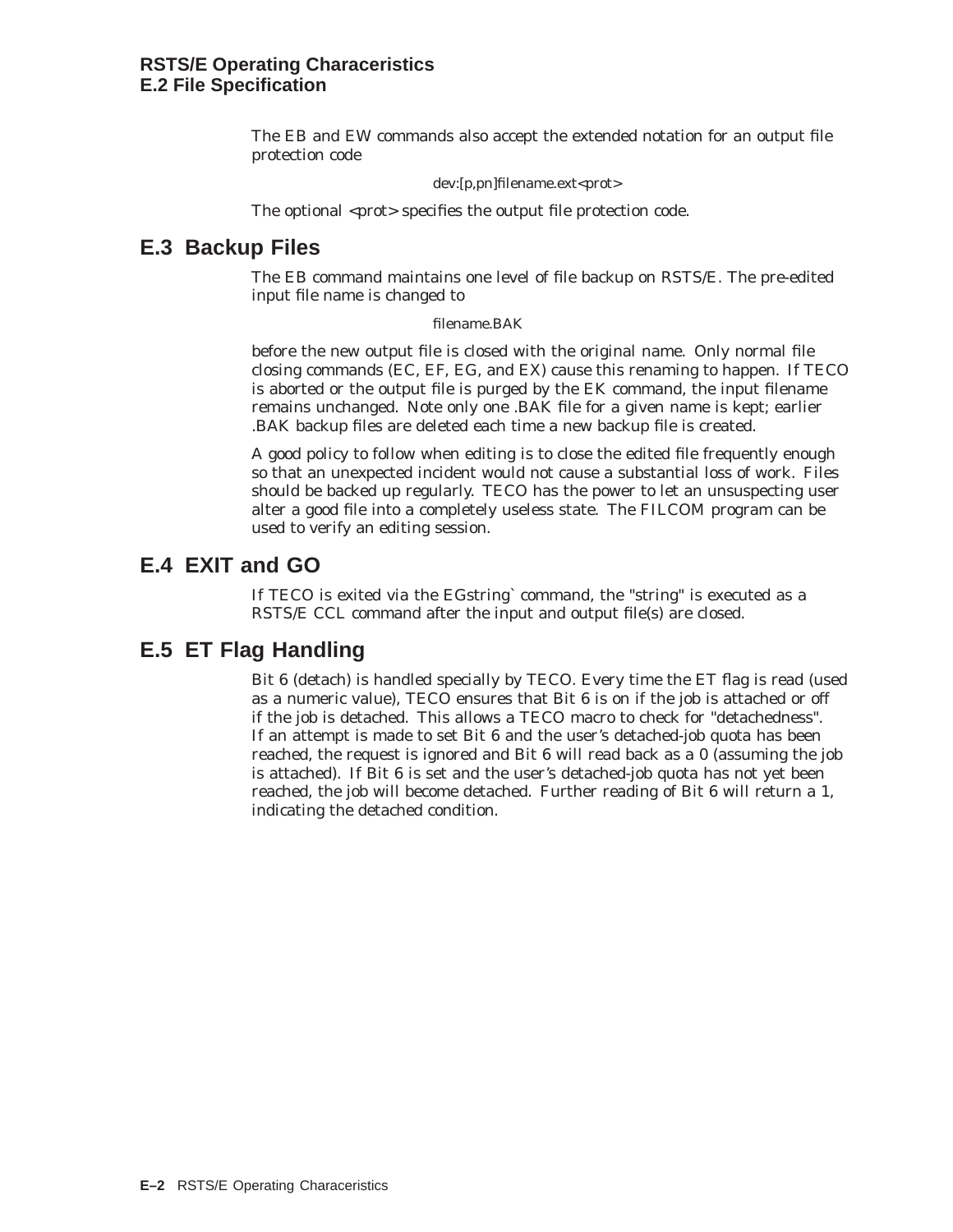The EB and EW commands also accept the extended notation for an output file protection code

```
dev:[p,pn]filename.ext<prot>
```

The optional <prot> specifies the output file protection code.

## E.3 Backup Files

The EB command maintains one level of file backup on RSTS/E. The pre-edited input file name is changed to

```
filename.BAK
```

before the new output file is closed with the original name. Only normal file closing commands (EC, EF, EG, and EX) cause this renaming to happen. If TECO is aborted or the output file is purged by the EK command, the input filename remains unchanged. Note only one .BAK file for a given name is kept; earlier .BAK backup files are deleted each time a new backup file is created.

A good policy to follow when editing is to close the edited file frequently enough so that an unexpected incident would not cause a substantial loss of work. Files should be backed up regularly. TECO has the power to let an unsuspecting user alter a good file into a completely useless state. The FILCOM program can be used to verify an editing session.

## E.4 EXIT and GO

If TECO is exited via the EGstring` command, the "string" is executed as a RSTS/E CCL command after the input and output file(s) are closed.

## E.5 ET Flag Handling

Bit 6 (detach) is handled specially by TECO. Every time the ET flag is read (used as a numeric value), TECO ensures that Bit 6 is on if the job is attached or off if the job is detached. This allows a TECO macro to check for "detachedness". If an attempt is made to set Bit 6 and the user's detached-job quota has been reached, the request is ignored and Bit 6 will read back as a 0 (assuming the job is attached). If Bit 6 is set and the user's detached-job quota has not yet been reached, the job will become detached. Further reading of Bit 6 will return a 1, indicating the detached condition.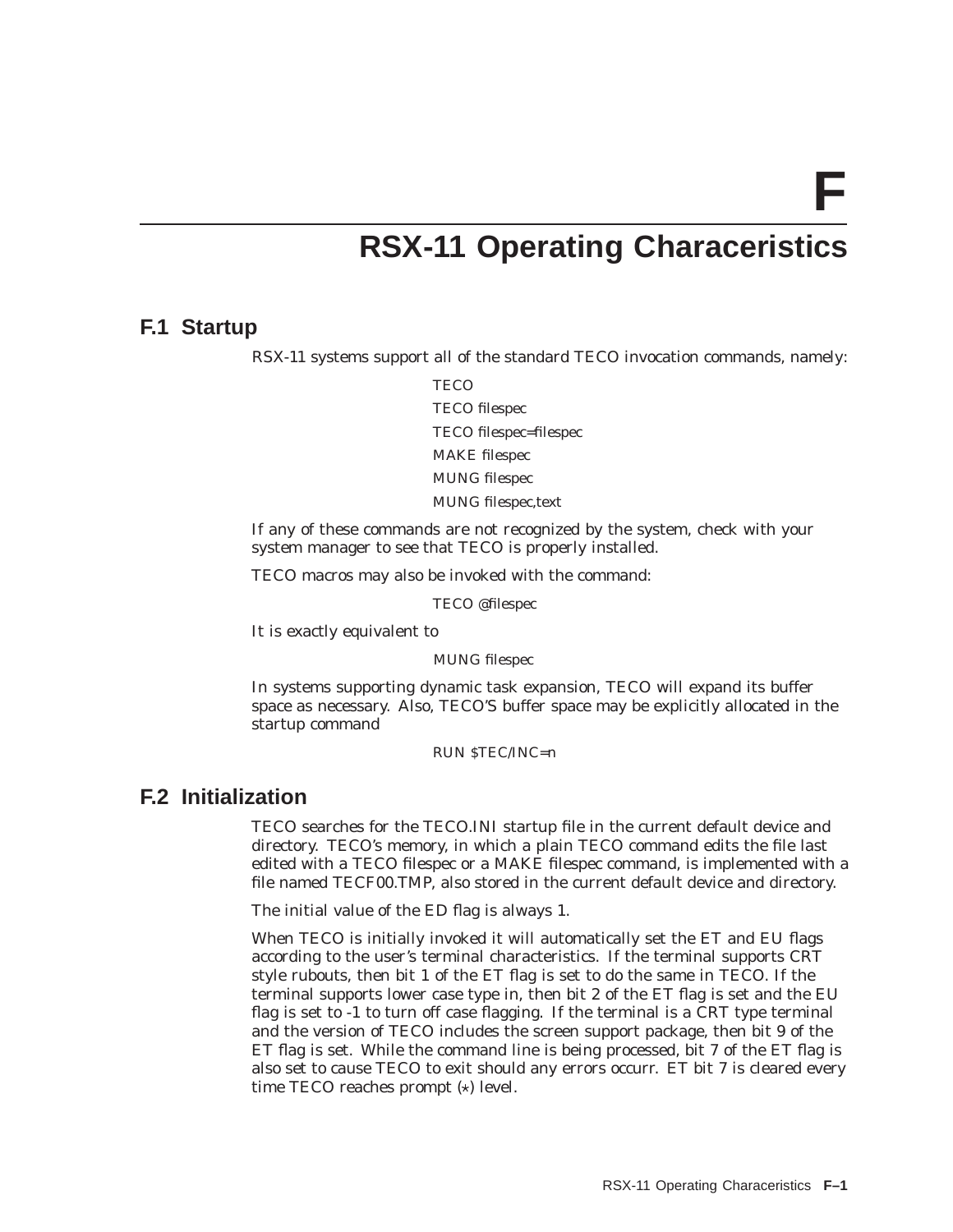# F RSX-11 Operating Characeristics

## F.1 Startup

RSX-11 systems support all of the standard TECO invocation commands, namely:

```
TECO
TECO filespec
TECO filespec=filespec
MAKE filespec
MUNG filespec
MUNG filespec,text
```

If any of these commands are not recognized by the system, check with your system manager to see that TECO is properly installed.

TECO macros may also be invoked with the command:

```
TECO @filespec
```

It is exactly equivalent to

```
MUNG filespec
```

In systems supporting dynamic task expansion, TECO will expand its buffer space as necessary. Also, TECO'S buffer space may be explicitly allocated in the startup command

```
RUN $TEC/INC=n
```

## F.2 Initialization

TECO searches for the TECO.INI startup file in the current default device and directory. TECO's memory, in which a plain TECO command edits the file last edited with a TECO filespec or a MAKE filespec command, is implemented with a file named TECF00.TMP, also stored in the current default device and directory.

The initial value of the ED flag is always 1.

When TECO is initially invoked it will automatically set the ET and EU flags according to the user's terminal characteristics. If the terminal supports CRT style rubouts, then bit 1 of the ET flag is set to do the same in TECO. If the terminal supports lower case type in, then bit 2 of the ET flag is set and the EU flag is set to -1 to turn off case flagging. If the terminal is a CRT type terminal and the version of TECO includes the screen support package, then bit 9 of the ET flag is set. While the command line is being processed, bit 7 of the ET flag is also set to cause TECO to exit should any errors occurr. ET bit 7 is cleared every time TECO reaches prompt (*) level.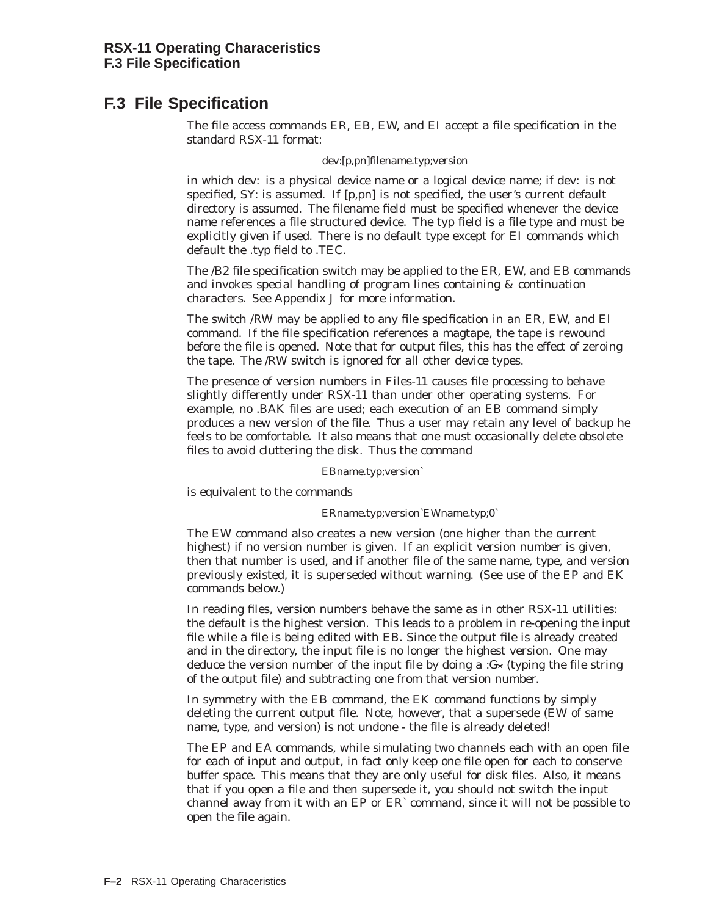## F.3 File Specification

The file access commands ER, EB, EW, and EI accept a file specification in the standard RSX-11 format:

```
dev:[p,pn]filename.typ;version
```

in which dev: is a physical device name or a logical device name; if dev: is not specified, SY: is assumed. If [p,pn] is not specified, the user's current default directory is assumed. The filename field must be specified whenever the device name references a file structured device. The typ field is a file type and must be explicitly given if used. There is no default type except for EI commands which default the .typ field to .TEC.

The /B2 file specification switch may be applied to the ER, EW, and EB commands and invokes special handling of program lines containing & continuation characters. See Appendix J for more information.

The switch /RW may be applied to any file specification in an ER, EW, and EI command. If the file specification references a magtape, the tape is rewound before the file is opened. Note that for output files, this has the effect of zeroing the tape. The /RW switch is ignored for all other device types.

The presence of version numbers in Files-11 causes file processing to behave slightly differently under RSX-11 than under other operating systems. For example, no .BAK files are used; each execution of an EB command simply produces a new version of the file. Thus a user may retain any level of backup he feels to be comfortable. It also means that one must occasionally delete obsolete files to avoid cluttering the disk. Thus the command

```
EBname.typ;version`
```

is equivalent to the commands

```
ERname.typ;version`EWname.typ;0`
```

The EW command also creates a new version (one higher than the current highest) if no version number is given. If an explicit version number is given, then that number is used, and if another file of the same name, type, and version previously existed, it is superseded without warning. (See use of the EP and EK commands below.)

In reading files, version numbers behave the same as in other RSX-11 utilities: the default is the highest version. This leads to a problem in re-opening the input file while a file is being edited with EB. Since the output file is already created and in the directory, the input file is no longer the highest version. One may deduce the version number of the input file by doing a :G* (typing the file string of the output file) and subtracting one from that version number.

In symmetry with the EB command, the EK command functions by simply deleting the current output file. Note, however, that a supersede (EW of same name, type, and version) is not undone - the file is already deleted!

The EP and EA commands, while simulating two channels each with an open file for each of input and output, in fact only keep one file open for each to conserve buffer space. This means that they are only useful for disk files. Also, it means that if you open a file and then supersede it, you should not switch the input channel away from it with an EP or ER` command, since it will not be possible to open the file again.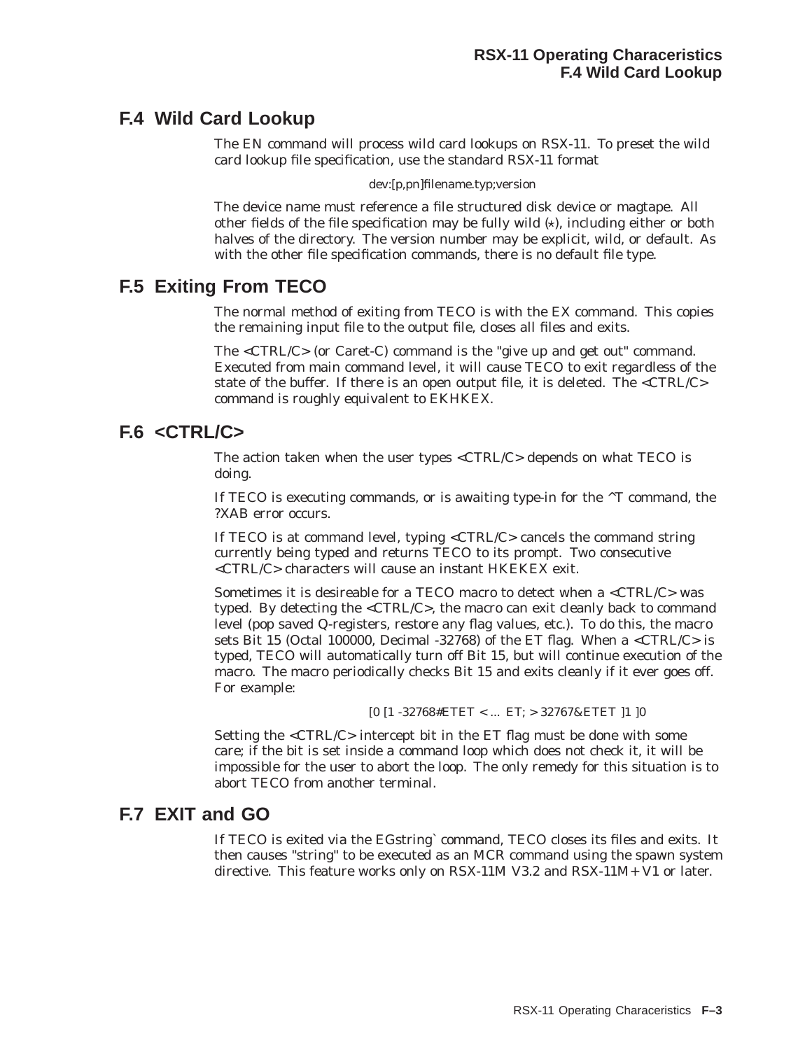## F.4 Wild Card Lookup

The EN command will process wild card lookups on RSX-11. To preset the wild card lookup file specification, use the standard RSX-11 format

dev:[p,pn]filename.typ;version

The device name must reference a file structured disk device or magtape. All other fields of the file specification may be fully wild (*), including either or both halves of the directory. The version number may be explicit, wild, or default. As with the other file specification commands, there is no default file type.

## F.5 Exiting From TECO

The normal method of exiting from TECO is with the EX command. This copies the remaining input file to the output file, closes all files and exits.

The <CTRL/C> (or Caret-C) command is the "give up and get out" command. Executed from main command level, it will cause TECO to exit regardless of the state of the buffer. If there is an open output file, it is deleted. The <CTRL/C> command is roughly equivalent to EKHKEX.

## F.6 <CTRL/C>

The action taken when the user types <CTRL/C> depends on what TECO is doing.

If TECO is executing commands, or is awaiting type-in for the ^T command, the ?XAB error occurs.

If TECO is at command level, typing <CTRL/C> cancels the command string currently being typed and returns TECO to its prompt. Two consecutive <CTRL/C> characters will cause an instant HKEKEX exit.

Sometimes it is desireable for a TECO macro to detect when a <CTRL/C> was typed. By detecting the <CTRL/C>, the macro can exit cleanly back to command level (pop saved Q-registers, restore any flag values, etc.). To do this, the macro sets Bit 15 (Octal 100000, Decimal -32768) of the ET flag. When a <CTRL/C> is typed, TECO will automatically turn off Bit 15, but will continue execution of the macro. The macro periodically checks Bit 15 and exits cleanly if it ever goes off. For example:

```
[0 [1 -32768#ETET < ... ET; > 32767&ETET ]1 ]0
```

Setting the <CTRL/C> intercept bit in the ET flag must be done with some care; if the bit is set inside a command loop which does not check it, it will be impossible for the user to abort the loop. The only remedy for this situation is to abort TECO from another terminal.

## F.7 EXIT and GO

If TECO is exited via the EGstring` command, TECO closes its files and exits. It then causes "string" to be executed as an MCR command using the spawn system directive. This feature works only on RSX-11M V3.2 and RSX-11M+ V1 or later.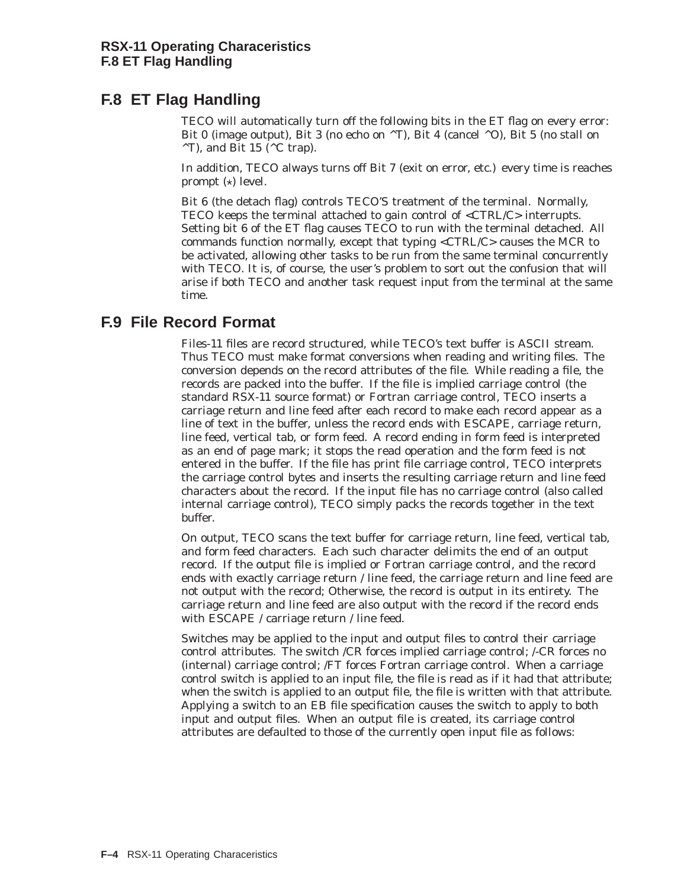## F.8 ET Flag Handling

TECO will automatically turn off the following bits in the ET flag on every error: Bit 0 (image output), Bit 3 (no echo on ^T), Bit 4 (cancel ^O), Bit 5 (no stall on ^T), and Bit 15 (^C trap).

In addition, TECO always turns off Bit 7 (exit on error, etc.) every time is reaches prompt (*) level.

Bit 6 (the detach flag) controls TECO'S treatment of the terminal. Normally, TECO keeps the terminal attached to gain control of <CTRL/C> interrupts. Setting bit 6 of the ET flag causes TECO to run with the terminal detached. All commands function normally, except that typing <CTRL/C> causes the MCR to be activated, allowing other tasks to be run from the same terminal concurrently with TECO. It is, of course, the user's problem to sort out the confusion that will arise if both TECO and another task request input from the terminal at the same time.

## F.9 File Record Format

Files-11 files are record structured, while TECO's text buffer is ASCII stream. Thus TECO must make format conversions when reading and writing files. The conversion depends on the record attributes of the file. While reading a file, the records are packed into the buffer. If the file is implied carriage control (the standard RSX-11 source format) or Fortran carriage control, TECO inserts a carriage return and line feed after each record to make each record appear as a line of text in the buffer, unless the record ends with ESCAPE, carriage return, line feed, vertical tab, or form feed. A record ending in form feed is interpreted as an end of page mark; it stops the read operation and the form feed is not entered in the buffer. If the file has print file carriage control, TECO interprets the carriage control bytes and inserts the resulting carriage return and line feed characters about the record. If the input file has no carriage control (also called internal carriage control), TECO simply packs the records together in the text buffer.

On output, TECO scans the text buffer for carriage return, line feed, vertical tab, and form feed characters. Each such character delimits the end of an output record. If the output file is implied or Fortran carriage control, and the record ends with exactly carriage return / line feed, the carriage return and line feed are not output with the record; Otherwise, the record is output in its entirety. The carriage return and line feed are also output with the record if the record ends with ESCAPE / carriage return / line feed.

Switches may be applied to the input and output files to control their carriage control attributes. The switch /CR forces implied carriage control; /-CR forces no (internal) carriage control; /FT forces Fortran carriage control. When a carriage control switch is applied to an input file, the file is read as if it had that attribute; when the switch is applied to an output file, the file is written with that attribute. Applying a switch to an EB file specification causes the switch to apply to both input and output files. When an output file is created, its carriage control attributes are defaulted to those of the currently open input file as follows: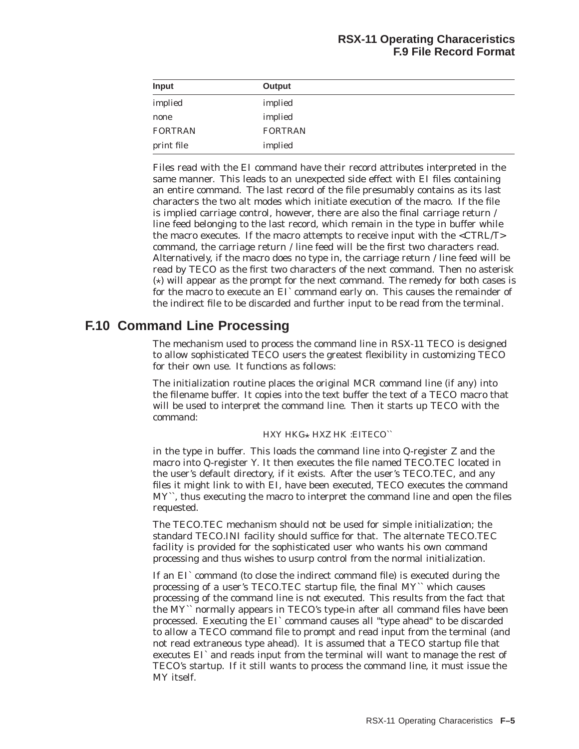| Input | Output |
| --- | --- |
| implied | implied |
| none | implied |
| FORTRAN | FORTRAN |
| print file | implied |

Files read with the EI command have their record attributes interpreted in the same manner. This leads to an unexpected side effect with EI files containing an entire command. The last record of the file presumably contains as its last characters the two alt modes which initiate execution of the macro. If the file is implied carriage control, however, there are also the final carriage return / line feed belonging to the last record, which remain in the type in buffer while the macro executes. If the macro attempts to receive input with the <CTRL/T> command, the carriage return / line feed will be the first two characters read. Alternatively, if the macro does no type in, the carriage return / line feed will be read by TECO as the first two characters of the next command. Then no asterisk (*) will appear as the prompt for the next command. The remedy for both cases is for the macro to execute an EI` command early on. This causes the remainder of the indirect file to be discarded and further input to be read from the terminal.

## F.10 Command Line Processing

The mechanism used to process the command line in RSX-11 TECO is designed to allow sophisticated TECO users the greatest flexibility in customizing TECO for their own use. It functions as follows:

The initialization routine places the original MCR command line (if any) into the filename buffer. It copies into the text buffer the text of a TECO macro that will be used to interpret the command line. Then it starts up TECO with the command:

```
HXY HKG* HXZ HK :EITECO``
```

in the type in buffer. This loads the command line into Q-register Z and the macro into Q-register Y. It then executes the file named TECO.TEC located in the user's default directory, if it exists. After the user's TECO.TEC, and any files it might link to with EI, have been executed, TECO executes the command MY``, thus executing the macro to interpret the command line and open the files requested.

The TECO.TEC mechanism should not be used for simple initialization; the standard TECO.INI facility should suffice for that. The alternate TECO.TEC facility is provided for the sophisticated user who wants his own command processing and thus wishes to usurp control from the normal initialization.

If an EI` command (to close the indirect command file) is executed during the processing of a user's TECO.TEC startup file, the final MY`` which causes processing of the command line is not executed. This results from the fact that the MY`` normally appears in TECO's type-in after all command files have been processed. Executing the EI` command causes all "type ahead" to be discarded to allow a TECO command file to prompt and read input from the terminal (and not read extraneous type ahead). It is assumed that a TECO startup file that executes EI` and reads input from the terminal will want to manage the rest of TECO's startup. If it still wants to process the command line, it must issue the MY itself.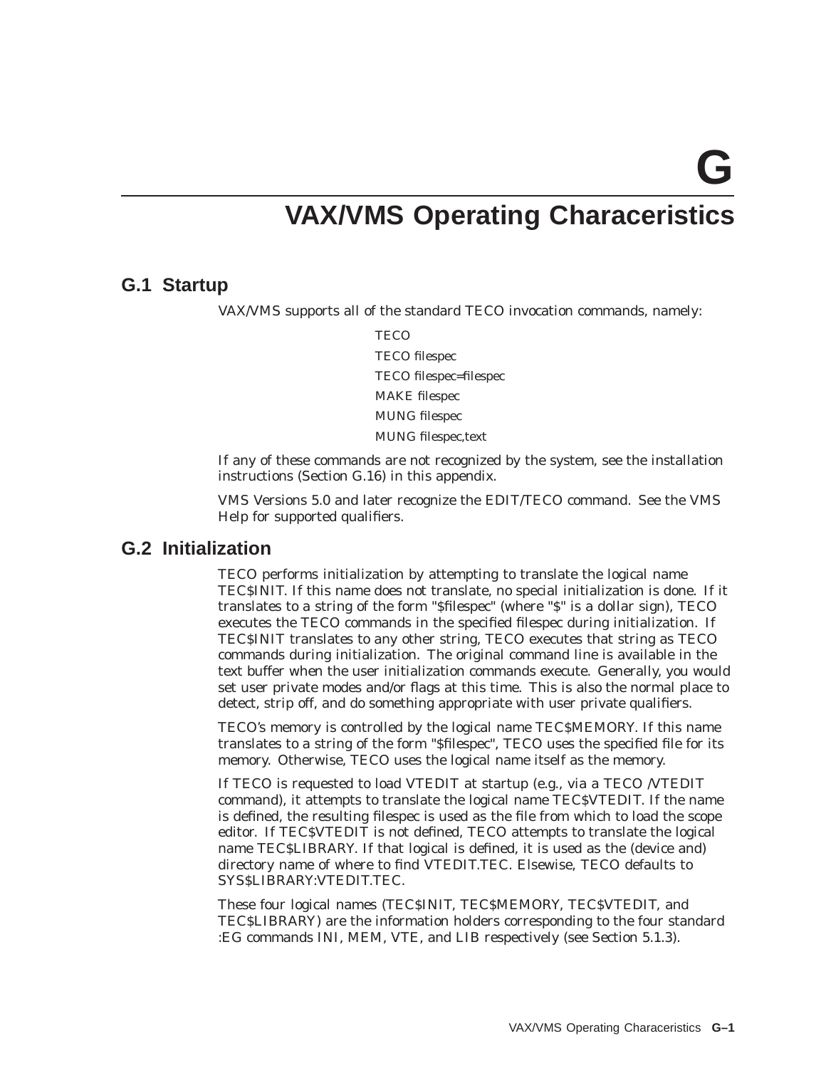# G VAX/VMS Operating Characeristics

## G.1 Startup

VAX/VMS supports all of the standard TECO invocation commands, namely:

```
TECO
TECO filespec
TECO filespec=filespec
MAKE filespec
MUNG filespec
MUNG filespec,text
```

If any of these commands are not recognized by the system, see the installation instructions (Section G.16) in this appendix.

VMS Versions 5.0 and later recognize the EDIT/TECO command. See the VMS Help for supported qualifiers.

## G.2 Initialization

TECO performs initialization by attempting to translate the logical name TEC$INIT. If this name does not translate, no special initialization is done. If it translates to a string of the form "$filespec" (where "$" is a dollar sign), TECO executes the TECO commands in the specified filespec during initialization. If TEC$INIT translates to any other string, TECO executes that string as TECO commands during initialization. The original command line is available in the text buffer when the user initialization commands execute. Generally, you would set user private modes and/or flags at this time. This is also the normal place to detect, strip off, and do something appropriate with user private qualifiers.

TECO's memory is controlled by the logical name TEC$MEMORY. If this name translates to a string of the form "$filespec", TECO uses the specified file for its memory. Otherwise, TECO uses the logical name itself as the memory.

If TECO is requested to load VTEDIT at startup (e.g., via a TECO /VTEDIT command), it attempts to translate the logical name TEC$VTEDIT. If the name is defined, the resulting filespec is used as the file from which to load the scope editor. If TEC$VTEDIT is not defined, TECO attempts to translate the logical name TEC$LIBRARY. If that logical is defined, it is used as the (device and) directory name of where to find VTEDIT.TEC. Elsewise, TECO defaults to SYS$LIBRARY:VTEDIT.TEC.

These four logical names (TEC$INIT, TEC$MEMORY, TEC$VTEDIT, and TEC$LIBRARY) are the information holders corresponding to the four standard :EG commands INI, MEM, VTE, and LIB respectively (see Section 5.1.3).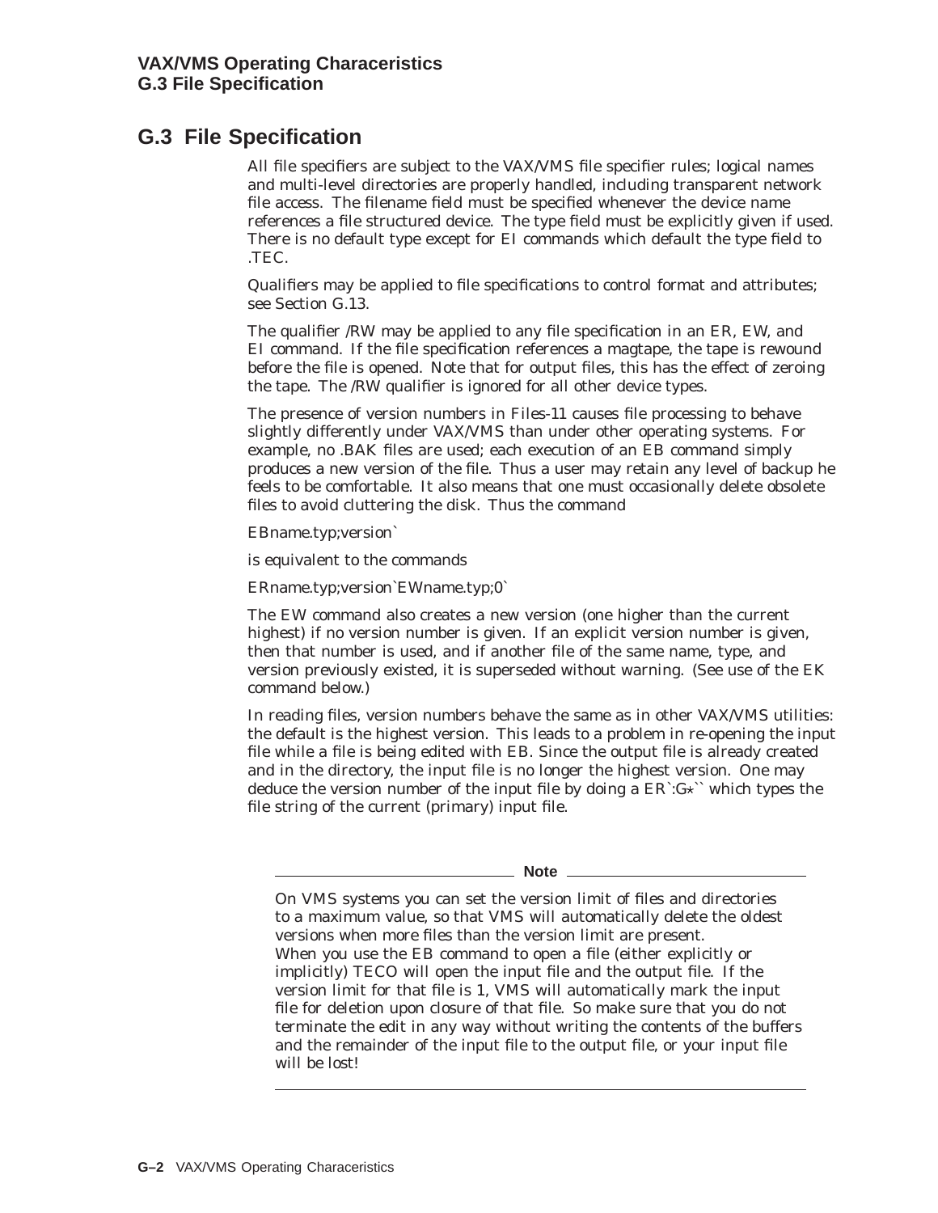## G.3 File Specification

All file specifiers are subject to the VAX/VMS file specifier rules; logical names and multi-level directories are properly handled, including transparent network file access. The filename field must be specified whenever the device name references a file structured device. The type field must be explicitly given if used. There is no default type except for EI commands which default the type field to .TEC.

Qualifiers may be applied to file specifications to control format and attributes; see Section G.13.

The qualifier /RW may be applied to any file specification in an ER, EW, and EI command. If the file specification references a magtape, the tape is rewound before the file is opened. Note that for output files, this has the effect of zeroing the tape. The /RW qualifier is ignored for all other device types.

The presence of version numbers in Files-11 causes file processing to behave slightly differently under VAX/VMS than under other operating systems. For example, no .BAK files are used; each execution of an EB command simply produces a new version of the file. Thus a user may retain any level of backup he feels to be comfortable. It also means that one must occasionally delete obsolete files to avoid cluttering the disk. Thus the command

```
EBname.typ;version`
```

is equivalent to the commands

```
ERname.typ;version`EWname.typ;0`
```

The EW command also creates a new version (one higher than the current highest) if no version number is given. If an explicit version number is given, then that number is used, and if another file of the same name, type, and version previously existed, it is superseded without warning. (See use of the EK command below.)

In reading files, version numbers behave the same as in other VAX/VMS utilities: the default is the highest version. This leads to a problem in re-opening the input file while a file is being edited with EB. Since the output file is already created and in the directory, the input file is no longer the highest version. One may deduce the version number of the input file by doing a ER`:G*`` which types the file string of the current (primary) input file.

---

**Note**

On VMS systems you can set the version limit of files and directories to a maximum value, so that VMS will automatically delete the oldest versions when more files than the version limit are present.
When you use the EB command to open a file (either explicitly or implicitly) TECO will open the input file and the output file. If the version limit for that file is 1, VMS will automatically mark the input file for deletion upon closure of that file. So make sure that you do not terminate the edit in any way without writing the contents of the buffers and the remainder of the input file to the output file, or your input file will be lost!

---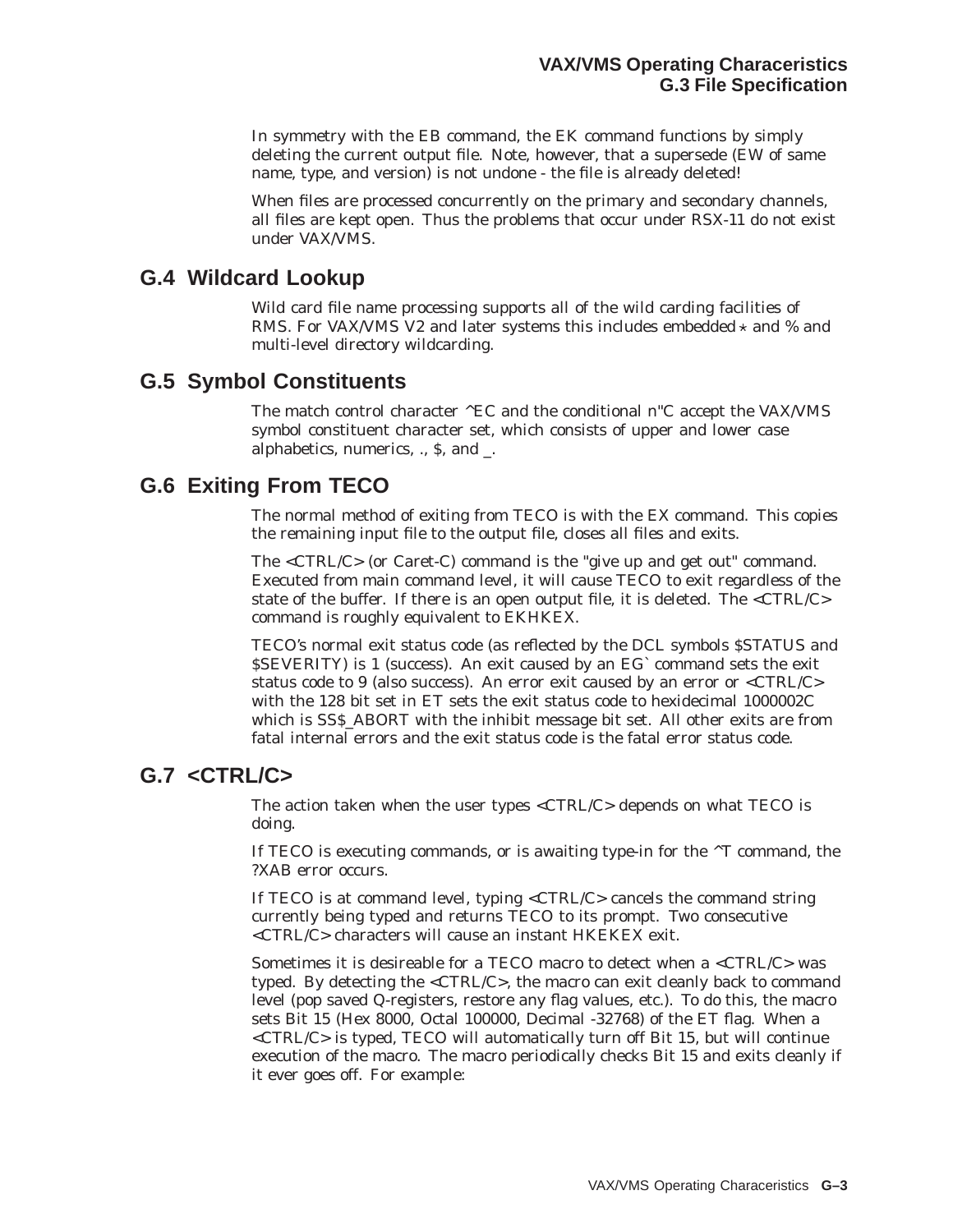In symmetry with the EB command, the EK command functions by simply deleting the current output file. Note, however, that a supersede (EW of same name, type, and version) is not undone - the file is already deleted!

When files are processed concurrently on the primary and secondary channels, all files are kept open. Thus the problems that occur under RSX-11 do not exist under VAX/VMS.

## G.4 Wildcard Lookup

Wild card file name processing supports all of the wild carding facilities of RMS. For VAX/VMS V2 and later systems this includes embedded * and % and multi-level directory wildcarding.

## G.5 Symbol Constituents

The match control character ^EC and the conditional n"C accept the VAX/VMS symbol constituent character set, which consists of upper and lower case alphabetics, numerics, ., $, and _.

## G.6 Exiting From TECO

The normal method of exiting from TECO is with the EX command. This copies the remaining input file to the output file, closes all files and exits.

The <CTRL/C> (or Caret-C) command is the "give up and get out" command. Executed from main command level, it will cause TECO to exit regardless of the state of the buffer. If there is an open output file, it is deleted. The <CTRL/C> command is roughly equivalent to EKHKEX.

TECO's normal exit status code (as reflected by the DCL symbols $STATUS and $SEVERITY) is 1 (success). An exit caused by an EG` command sets the exit status code to 9 (also success). An error exit caused by an error or <CTRL/C> with the 128 bit set in ET sets the exit status code to hexidecimal 1000002C which is SS$_ABORT with the inhibit message bit set. All other exits are from fatal internal errors and the exit status code is the fatal error status code.

## G.7 <CTRL/C>

The action taken when the user types <CTRL/C> depends on what TECO is doing.

If TECO is executing commands, or is awaiting type-in for the ^T command, the ?XAB error occurs.

If TECO is at command level, typing <CTRL/C> cancels the command string currently being typed and returns TECO to its prompt. Two consecutive <CTRL/C> characters will cause an instant HKEKEX exit.

Sometimes it is desireable for a TECO macro to detect when a <CTRL/C> was typed. By detecting the <CTRL/C>, the macro can exit cleanly back to command level (pop saved Q-registers, restore any flag values, etc.). To do this, the macro sets Bit 15 (Hex 8000, Octal 100000, Decimal -32768) of the ET flag. When a <CTRL/C> is typed, TECO will automatically turn off Bit 15, but will continue execution of the macro. The macro periodically checks Bit 15 and exits cleanly if it ever goes off. For example: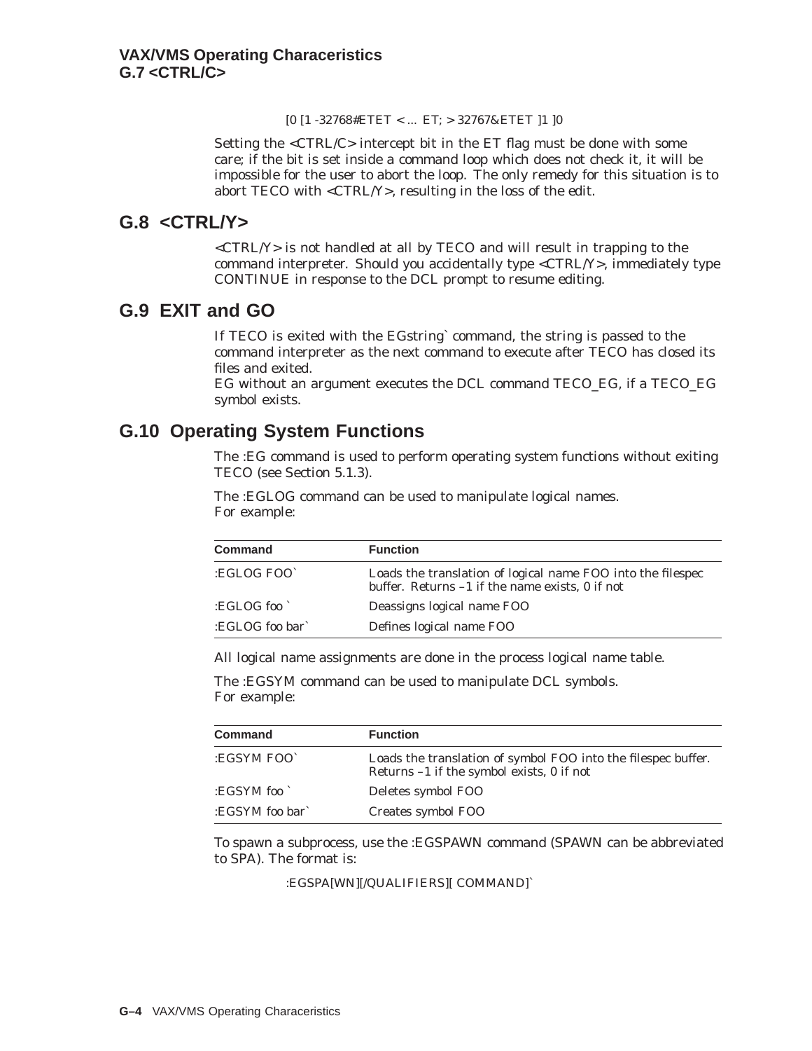```
[0 [1 -32768#ETET < ... ET; > 32767&ETET ]1 ]0
```

Setting the <CTRL/C> intercept bit in the ET flag must be done with some care; if the bit is set inside a command loop which does not check it, it will be impossible for the user to abort the loop. The only remedy for this situation is to abort TECO with <CTRL/Y>, resulting in the loss of the edit.

## G.8 <CTRL/Y>

<CTRL/Y> is not handled at all by TECO and will result in trapping to the command interpreter. Should you accidentally type <CTRL/Y>, immediately type CONTINUE in response to the DCL prompt to resume editing.

## G.9 EXIT and GO

If TECO is exited with the EGstring` command, the string is passed to the command interpreter as the next command to execute after TECO has closed its files and exited.
EG without an argument executes the DCL command TECO_EG, if a TECO_EG symbol exists.

## G.10 Operating System Functions

The :EG command is used to perform operating system functions without exiting TECO (see Section 5.1.3).

The :EGLOG command can be used to manipulate logical names.
For example:

| Command | Function |
|---|---|
| :EGLOG FOO` | Loads the translation of logical name FOO into the filespec buffer. Returns –1 if the name exists, 0 if not |
| :EGLOG foo ` | Deassigns logical name FOO |
| :EGLOG foo bar` | Defines logical name FOO |

All logical name assignments are done in the process logical name table.

The :EGSYM command can be used to manipulate DCL symbols.
For example:

| Command | Function |
|---|---|
| :EGSYM FOO` | Loads the translation of symbol FOO into the filespec buffer. Returns –1 if the symbol exists, 0 if not |
| :EGSYM foo ` | Deletes symbol FOO |
| :EGSYM foo bar` | Creates symbol FOO |

To spawn a subprocess, use the :EGSPAWN command (SPAWN can be abbreviated to SPA). The format is:

```
:EGSPA[WN][/QUALIFIERS][ COMMAND]`
```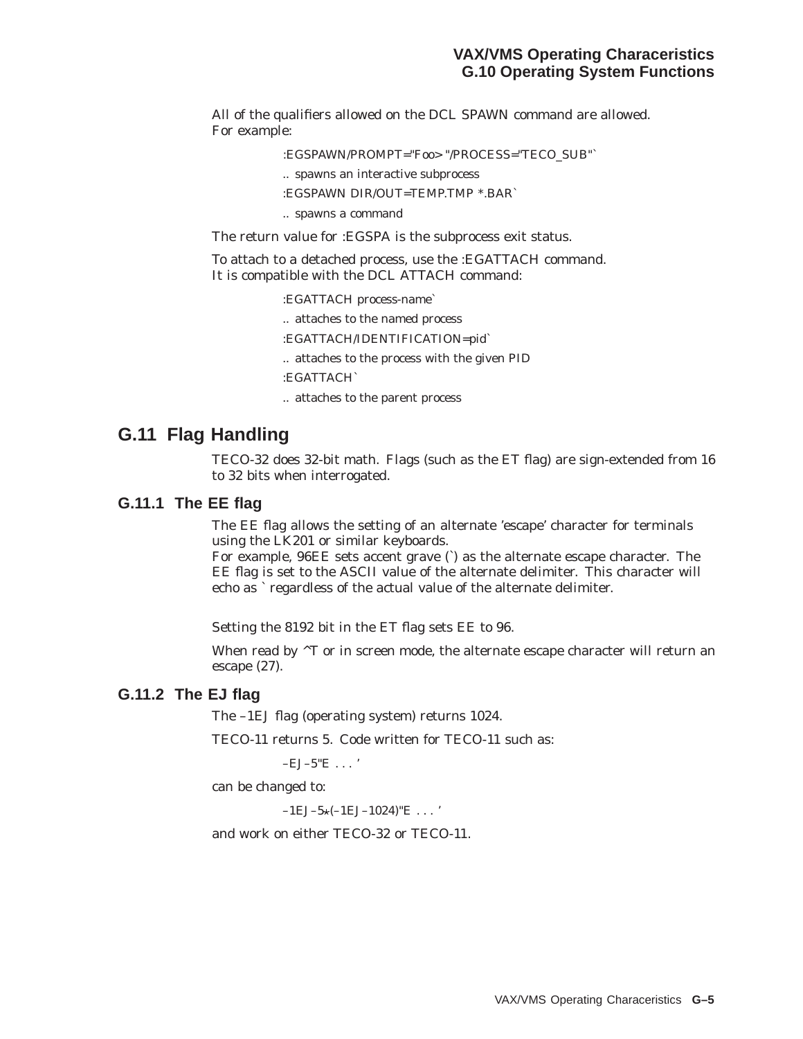All of the qualifiers allowed on the DCL SPAWN command are allowed. For example:

```
:EGSPAWN/PROMPT="Foo> "/PROCESS="TECO_SUB"`
.. spawns an interactive subprocess
:EGSPAWN DIR/OUT=TEMP.TMP *.BAR`
.. spawns a command
```

The return value for :EGSPA is the subprocess exit status.

To attach to a detached process, use the :EGATTACH command. It is compatible with the DCL ATTACH command:

```
:EGATTACH process-name`
.. attaches to the named process
:EGATTACH/IDENTIFICATION=pid`
.. attaches to the process with the given PID
:EGATTACH`
.. attaches to the parent process
```

## G.11 Flag Handling

TECO-32 does 32-bit math. Flags (such as the ET flag) are sign-extended from 16 to 32 bits when interrogated.

### G.11.1 The EE flag

The EE flag allows the setting of an alternate 'escape' character for terminals using the LK201 or similar keyboards.
For example, 96EE sets accent grave (`) as the alternate escape character. The EE flag is set to the ASCII value of the alternate delimiter. This character will echo as ` regardless of the actual value of the alternate delimiter.

Setting the 8192 bit in the ET flag sets EE to 96.

When read by ^T or in screen mode, the alternate escape character will return an escape (27).

### G.11.2 The EJ flag

The –1EJ flag (operating system) returns 1024.

TECO-11 returns 5. Code written for TECO-11 such as:

```
–EJ–5"E . . . '
```

can be changed to:

```
–1EJ–5*(–1EJ–1024)"E . . . '
```

and work on either TECO-32 or TECO-11.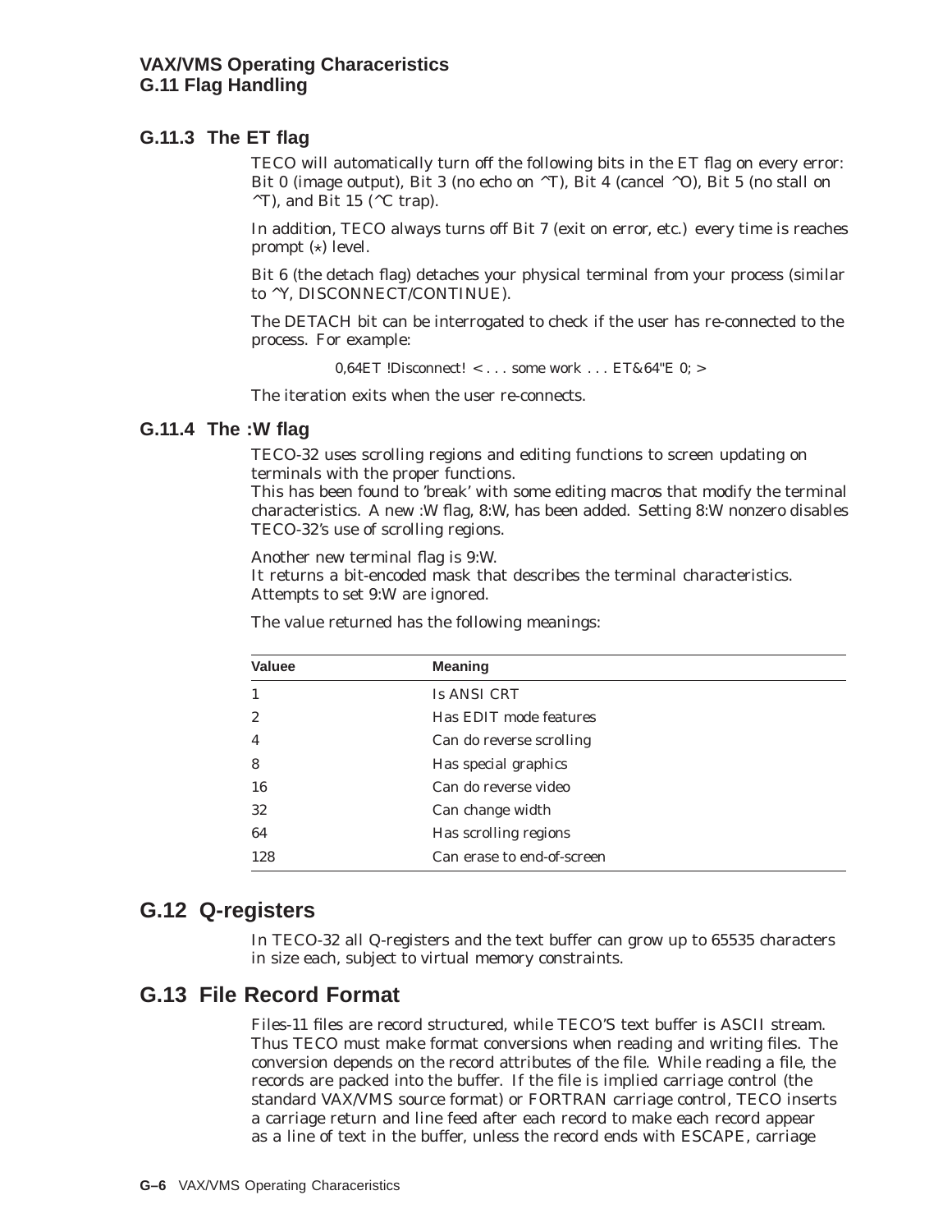### G.11.3 The ET flag

TECO will automatically turn off the following bits in the ET flag on every error: Bit 0 (image output), Bit 3 (no echo on ^T), Bit 4 (cancel ^O), Bit 5 (no stall on ^T), and Bit 15 (^C trap).

In addition, TECO always turns off Bit 7 (exit on error, etc.) every time is reaches prompt (*) level.

Bit 6 (the detach flag) detaches your physical terminal from your process (similar to ^Y, DISCONNECT/CONTINUE).

The DETACH bit can be interrogated to check if the user has re-connected to the process. For example:

```
0,64ET !Disconnect! < . . . some work . . . ET&64"E 0; >
```

The iteration exits when the user re-connects.

### G.11.4 The :W flag

TECO-32 uses scrolling regions and editing functions to screen updating on terminals with the proper functions.
This has been found to 'break' with some editing macros that modify the terminal characteristics. A new :W flag, 8:W, has been added. Setting 8:W nonzero disables TECO-32's use of scrolling regions.

Another new terminal flag is 9:W.
It returns a bit-encoded mask that describes the terminal characteristics. Attempts to set 9:W are ignored.

The value returned has the following meanings:

| Valuee | Meaning |
|---|---|
| 1 | Is ANSI CRT |
| 2 | Has EDIT mode features |
| 4 | Can do reverse scrolling |
| 8 | Has special graphics |
| 16 | Can do reverse video |
| 32 | Can change width |
| 64 | Has scrolling regions |
| 128 | Can erase to end-of-screen |

## G.12 Q-registers

In TECO-32 all Q-registers and the text buffer can grow up to 65535 characters in size each, subject to virtual memory constraints.

## G.13 File Record Format

Files-11 files are record structured, while TECO'S text buffer is ASCII stream. Thus TECO must make format conversions when reading and writing files. The conversion depends on the record attributes of the file. While reading a file, the records are packed into the buffer. If the file is implied carriage control (the standard VAX/VMS source format) or FORTRAN carriage control, TECO inserts a carriage return and line feed after each record to make each record appear as a line of text in the buffer, unless the record ends with ESCAPE, carriage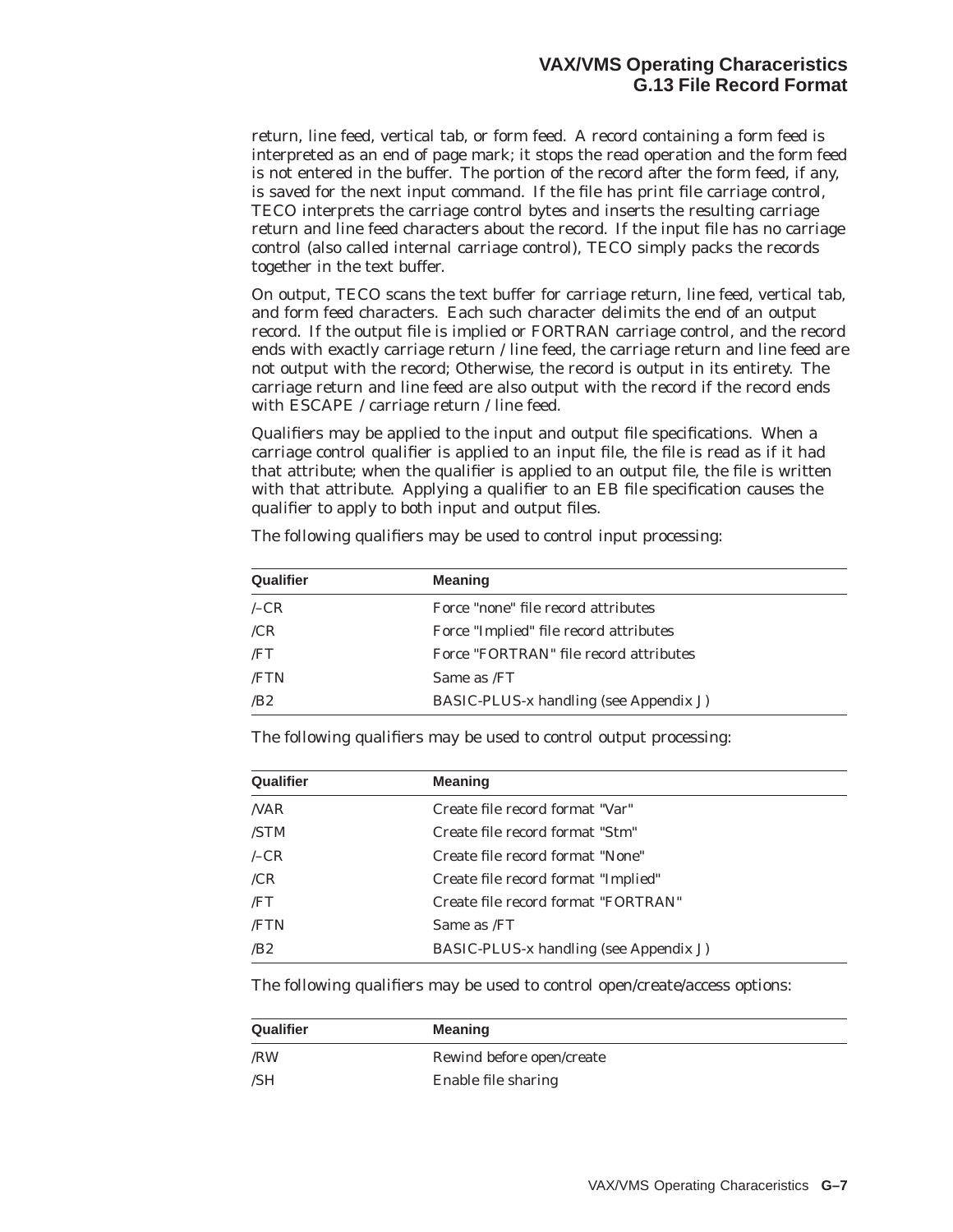return, line feed, vertical tab, or form feed. A record containing a form feed is interpreted as an end of page mark; it stops the read operation and the form feed is not entered in the buffer. The portion of the record after the form feed, if any, is saved for the next input command. If the file has print file carriage control, TECO interprets the carriage control bytes and inserts the resulting carriage return and line feed characters about the record. If the input file has no carriage control (also called internal carriage control), TECO simply packs the records together in the text buffer.

On output, TECO scans the text buffer for carriage return, line feed, vertical tab, and form feed characters. Each such character delimits the end of an output record. If the output file is implied or FORTRAN carriage control, and the record ends with exactly carriage return / line feed, the carriage return and line feed are not output with the record; Otherwise, the record is output in its entirety. The carriage return and line feed are also output with the record if the record ends with ESCAPE / carriage return / line feed.

Qualifiers may be applied to the input and output file specifications. When a carriage control qualifier is applied to an input file, the file is read as if it had that attribute; when the qualifier is applied to an output file, the file is written with that attribute. Applying a qualifier to an EB file specification causes the qualifier to apply to both input and output files.

The following qualifiers may be used to control input processing:

| Qualifier | Meaning |
|---|---|
| /–CR | Force "none" file record attributes |
| /CR | Force "Implied" file record attributes |
| /FT | Force "FORTRAN" file record attributes |
| /FTN | Same as /FT |
| /B2 | BASIC-PLUS-x handling (see Appendix J) |

The following qualifiers may be used to control output processing:

| Qualifier | Meaning |
|---|---|
| /VAR | Create file record format "Var" |
| /STM | Create file record format "Stm" |
| /–CR | Create file record format "None" |
| /CR | Create file record format "Implied" |
| /FT | Create file record format "FORTRAN" |
| /FTN | Same as /FT |
| /B2 | BASIC-PLUS-x handling (see Appendix J) |

The following qualifiers may be used to control open/create/access options:

| Qualifier | Meaning |
|---|---|
| /RW | Rewind before open/create |
| /SH | Enable file sharing |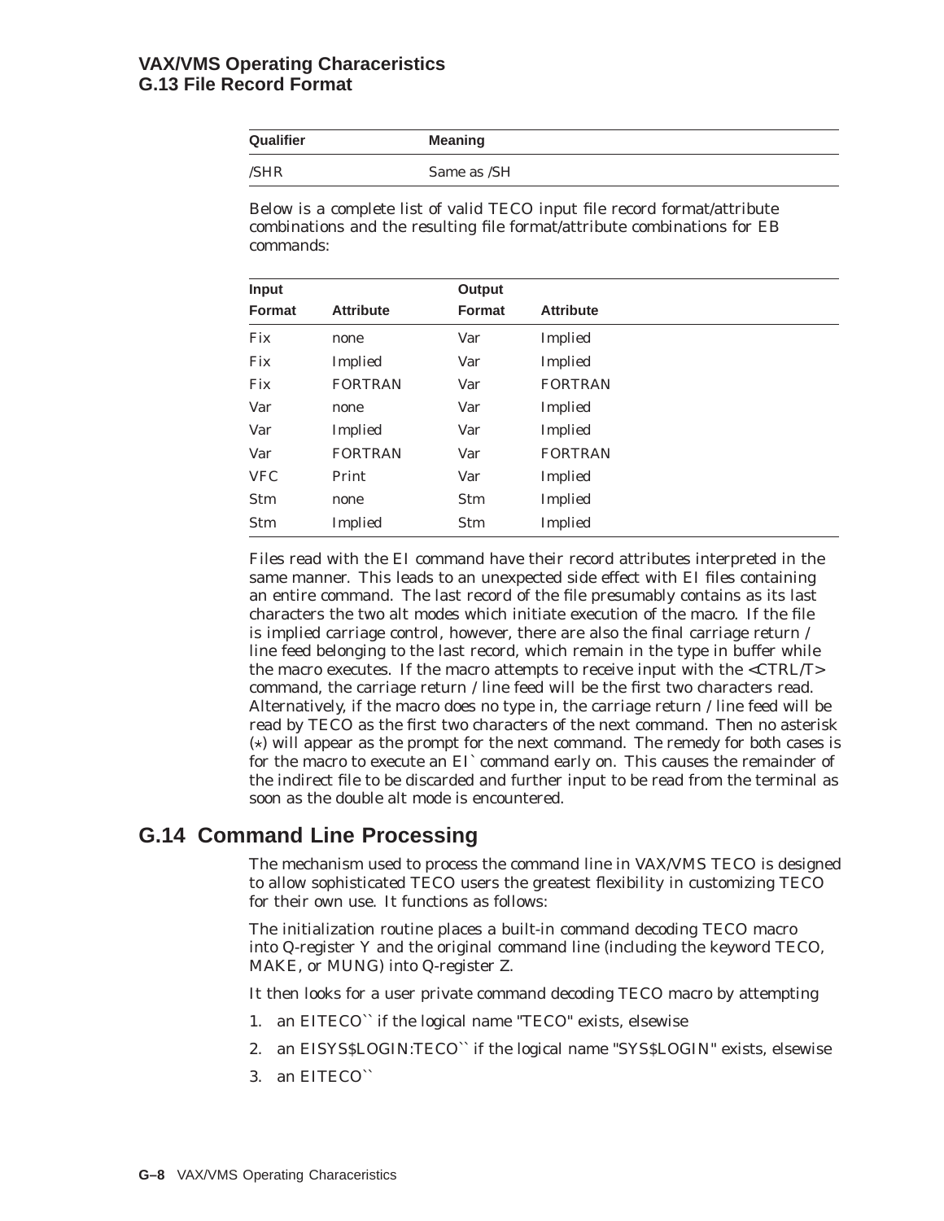| Qualifier | Meaning |
|---|---|
| /SHR | Same as /SH |

Below is a complete list of valid TECO input file record format/attribute combinations and the resulting file format/attribute combinations for EB commands:

| Input | | Output | |
|---|---|---|---|
| **Format** | **Attribute** | **Format** | **Attribute** |
| Fix | none | Var | Implied |
| Fix | Implied | Var | Implied |
| Fix | FORTRAN | Var | FORTRAN |
| Var | none | Var | Implied |
| Var | Implied | Var | Implied |
| Var | FORTRAN | Var | FORTRAN |
| VFC | Print | Var | Implied |
| Stm | none | Stm | Implied |
| Stm | Implied | Stm | Implied |

Files read with the EI command have their record attributes interpreted in the same manner. This leads to an unexpected side effect with EI files containing an entire command. The last record of the file presumably contains as its last characters the two alt modes which initiate execution of the macro. If the file is implied carriage control, however, there are also the final carriage return / line feed belonging to the last record, which remain in the type in buffer while the macro executes. If the macro attempts to receive input with the <CTRL/T> command, the carriage return / line feed will be the first two characters read. Alternatively, if the macro does no type in, the carriage return / line feed will be read by TECO as the first two characters of the next command. Then no asterisk (*) will appear as the prompt for the next command. The remedy for both cases is for the macro to execute an EI` command early on. This causes the remainder of the indirect file to be discarded and further input to be read from the terminal as soon as the double alt mode is encountered.

## G.14 Command Line Processing

The mechanism used to process the command line in VAX/VMS TECO is designed to allow sophisticated TECO users the greatest flexibility in customizing TECO for their own use. It functions as follows:

The initialization routine places a built-in command decoding TECO macro into Q-register Y and the original command line (including the keyword TECO, MAKE, or MUNG) into Q-register Z.

It then looks for a user private command decoding TECO macro by attempting

1. an EITECO`` if the logical name "TECO" exists, elsewise
2. an EISYS$LOGIN:TECO`` if the logical name "SYS$LOGIN" exists, elsewise
3. an EITECO``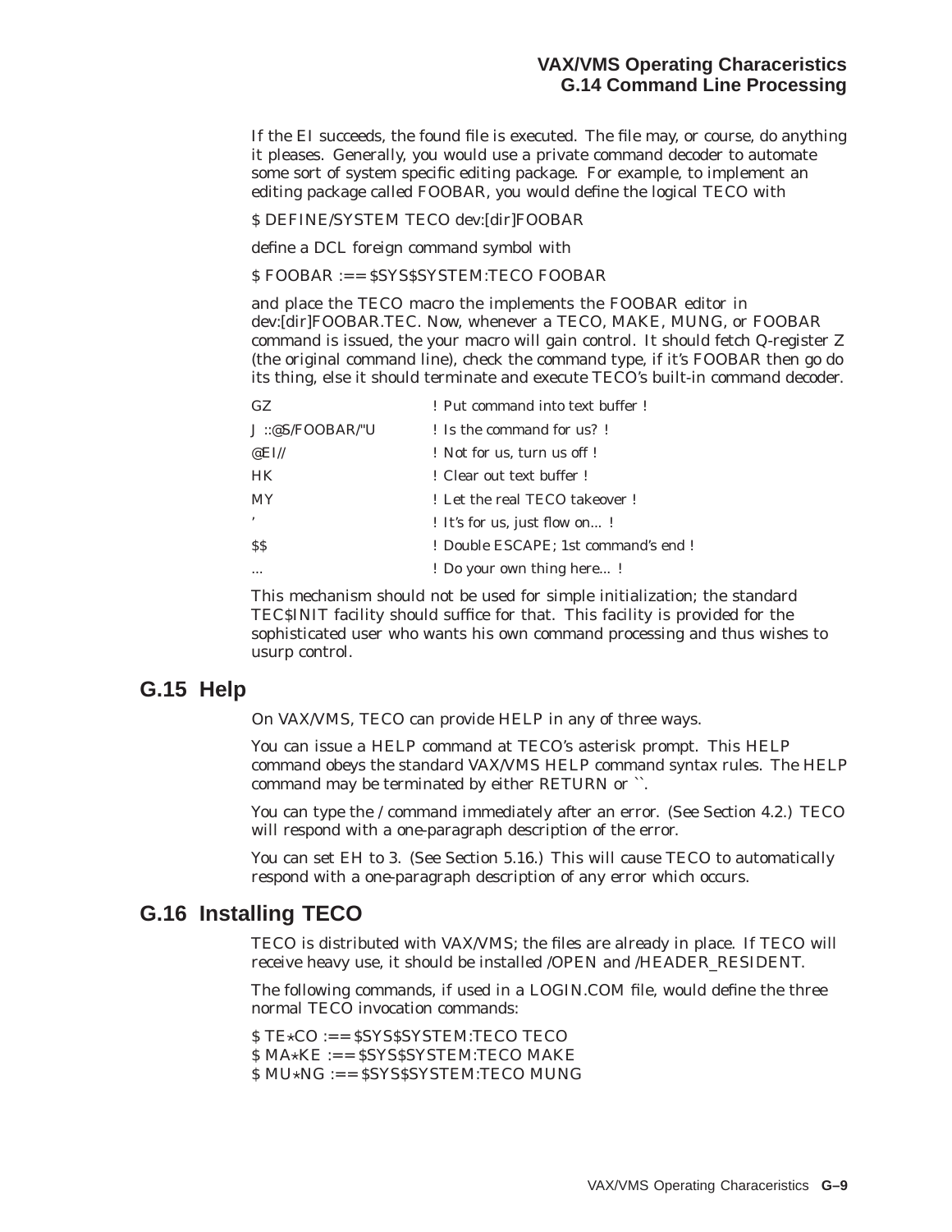If the EI succeeds, the found file is executed. The file may, or course, do anything it pleases. Generally, you would use a private command decoder to automate some sort of system specific editing package. For example, to implement an editing package called FOOBAR, you would define the logical TECO with

$ DEFINE/SYSTEM TECO dev:[dir]FOOBAR

define a DCL foreign command symbol with

$ FOOBAR :== $SYS$SYSTEM:TECO FOOBAR

and place the TECO macro the implements the FOOBAR editor in dev:[dir]FOOBAR.TEC. Now, whenever a TECO, MAKE, MUNG, or FOOBAR command is issued, the your macro will gain control. It should fetch Q-register Z (the original command line), check the command type, if it's FOOBAR then go do its thing, else it should terminate and execute TECO's built-in command decoder.

```
GZ                  ! Put command into text buffer !
J ::@S/FOOBAR/"U    ! Is the command for us? !
@EI//               ! Not for us, turn us off !
HK                  ! Clear out text buffer !
MY                  ! Let the real TECO takeover !
'                   ! It's for us, just flow on... !
$$                  ! Double ESCAPE; 1st command's end !
...                 ! Do your own thing here... !
```

This mechanism should not be used for simple initialization; the standard TEC$INIT facility should suffice for that. This facility is provided for the sophisticated user who wants his own command processing and thus wishes to usurp control.

## G.15 Help

On VAX/VMS, TECO can provide HELP in any of three ways.

You can issue a HELP command at TECO's asterisk prompt. This HELP command obeys the standard VAX/VMS HELP command syntax rules. The HELP command may be terminated by either RETURN or ``.

You can type the / command immediately after an error. (See Section 4.2.) TECO will respond with a one-paragraph description of the error.

You can set EH to 3. (See Section 5.16.) This will cause TECO to automatically respond with a one-paragraph description of any error which occurs.

## G.16 Installing TECO

TECO is distributed with VAX/VMS; the files are already in place. If TECO will receive heavy use, it should be installed /OPEN and /HEADER_RESIDENT.

The following commands, if used in a LOGIN.COM file, would define the three normal TECO invocation commands:

```
$ TE*CO :== $SYS$SYSTEM:TECO TECO
$ MA*KE :== $SYS$SYSTEM:TECO MAKE
$ MU*NG :== $SYS$SYSTEM:TECO MUNG
```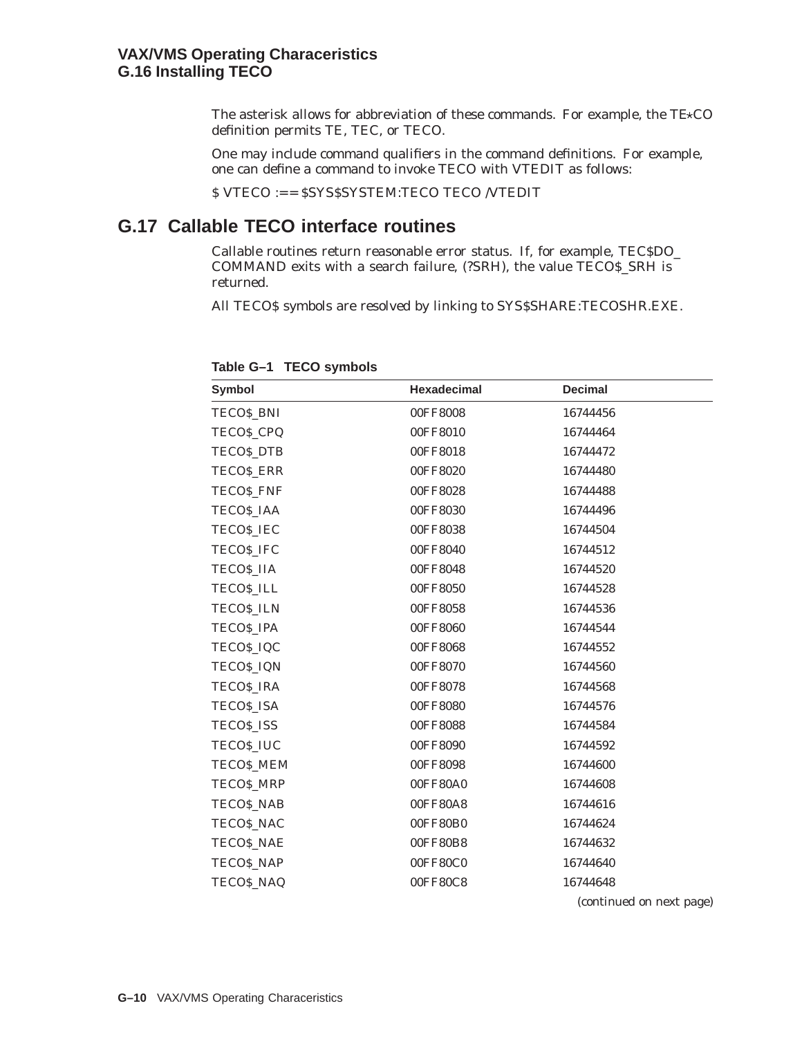The asterisk allows for abbreviation of these commands. For example, the TE*CO definition permits TE, TEC, or TECO.

One may include command qualifiers in the command definitions. For example, one can define a command to invoke TECO with VTEDIT as follows:

$ VTECO :== $SYS$SYSTEM:TECO TECO /VTEDIT

## G.17 Callable TECO interface routines

Callable routines return reasonable error status. If, for example, TEC$DO_COMMAND exits with a search failure, (?SRH), the value TECO$_SRH is returned.

All TECO$ symbols are resolved by linking to SYS$SHARE:TECOSHR.EXE.

**Table G–1 TECO symbols**

| Symbol | Hexadecimal | Decimal |
|---|---|---|
| TECO$_BNI | 00FF8008 | 16744456 |
| TECO$_CPQ | 00FF8010 | 16744464 |
| TECO$_DTB | 00FF8018 | 16744472 |
| TECO$_ERR | 00FF8020 | 16744480 |
| TECO$_FNF | 00FF8028 | 16744488 |
| TECO$_IAA | 00FF8030 | 16744496 |
| TECO$_IEC | 00FF8038 | 16744504 |
| TECO$_IFC | 00FF8040 | 16744512 |
| TECO$_IIA | 00FF8048 | 16744520 |
| TECO$_ILL | 00FF8050 | 16744528 |
| TECO$_ILN | 00FF8058 | 16744536 |
| TECO$_IPA | 00FF8060 | 16744544 |
| TECO$_IQC | 00FF8068 | 16744552 |
| TECO$_IQN | 00FF8070 | 16744560 |
| TECO$_IRA | 00FF8078 | 16744568 |
| TECO$_ISA | 00FF8080 | 16744576 |
| TECO$_ISS | 00FF8088 | 16744584 |
| TECO$_IUC | 00FF8090 | 16744592 |
| TECO$_MEM | 00FF8098 | 16744600 |
| TECO$_MRP | 00FF80A0 | 16744608 |
| TECO$_NAB | 00FF80A8 | 16744616 |
| TECO$_NAC | 00FF80B0 | 16744624 |
| TECO$_NAE | 00FF80B8 | 16744632 |
| TECO$_NAP | 00FF80C0 | 16744640 |
| TECO$_NAQ | 00FF80C8 | 16744648 |

*(continued on next page)*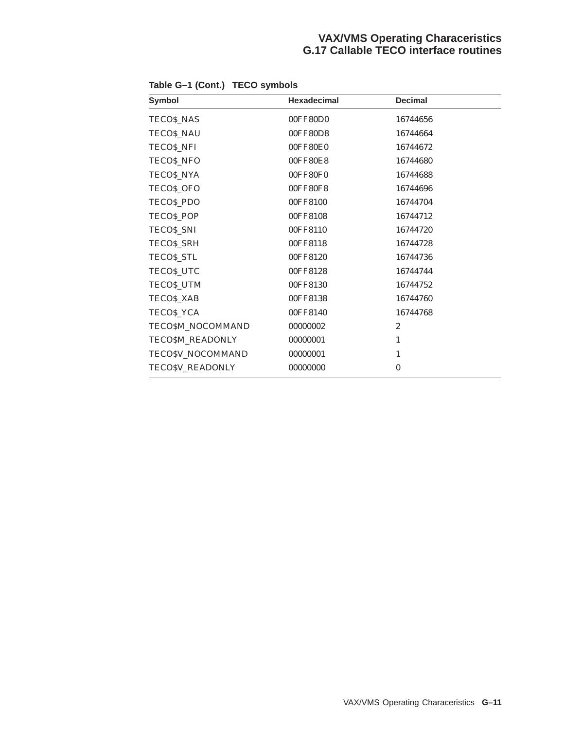**Table G–1 (Cont.) TECO symbols**

| Symbol | Hexadecimal | Decimal |
|---|---|---|
| TECO$_NAS | 00FF80D0 | 16744656 |
| TECO$_NAU | 00FF80D8 | 16744664 |
| TECO$_NFI | 00FF80E0 | 16744672 |
| TECO$_NFO | 00FF80E8 | 16744680 |
| TECO$_NYA | 00FF80F0 | 16744688 |
| TECO$_OFO | 00FF80F8 | 16744696 |
| TECO$_PDO | 00FF8100 | 16744704 |
| TECO$_POP | 00FF8108 | 16744712 |
| TECO$_SNI | 00FF8110 | 16744720 |
| TECO$_SRH | 00FF8118 | 16744728 |
| TECO$_STL | 00FF8120 | 16744736 |
| TECO$_UTC | 00FF8128 | 16744744 |
| TECO$_UTM | 00FF8130 | 16744752 |
| TECO$_XAB | 00FF8138 | 16744760 |
| TECO$_YCA | 00FF8140 | 16744768 |
| TECO$M_NOCOMMAND | 00000002 | 2 |
| TECO$M_READONLY | 00000001 | 1 |
| TECO$V_NOCOMMAND | 00000001 | 1 |
| TECO$V_READONLY | 00000000 | 0 |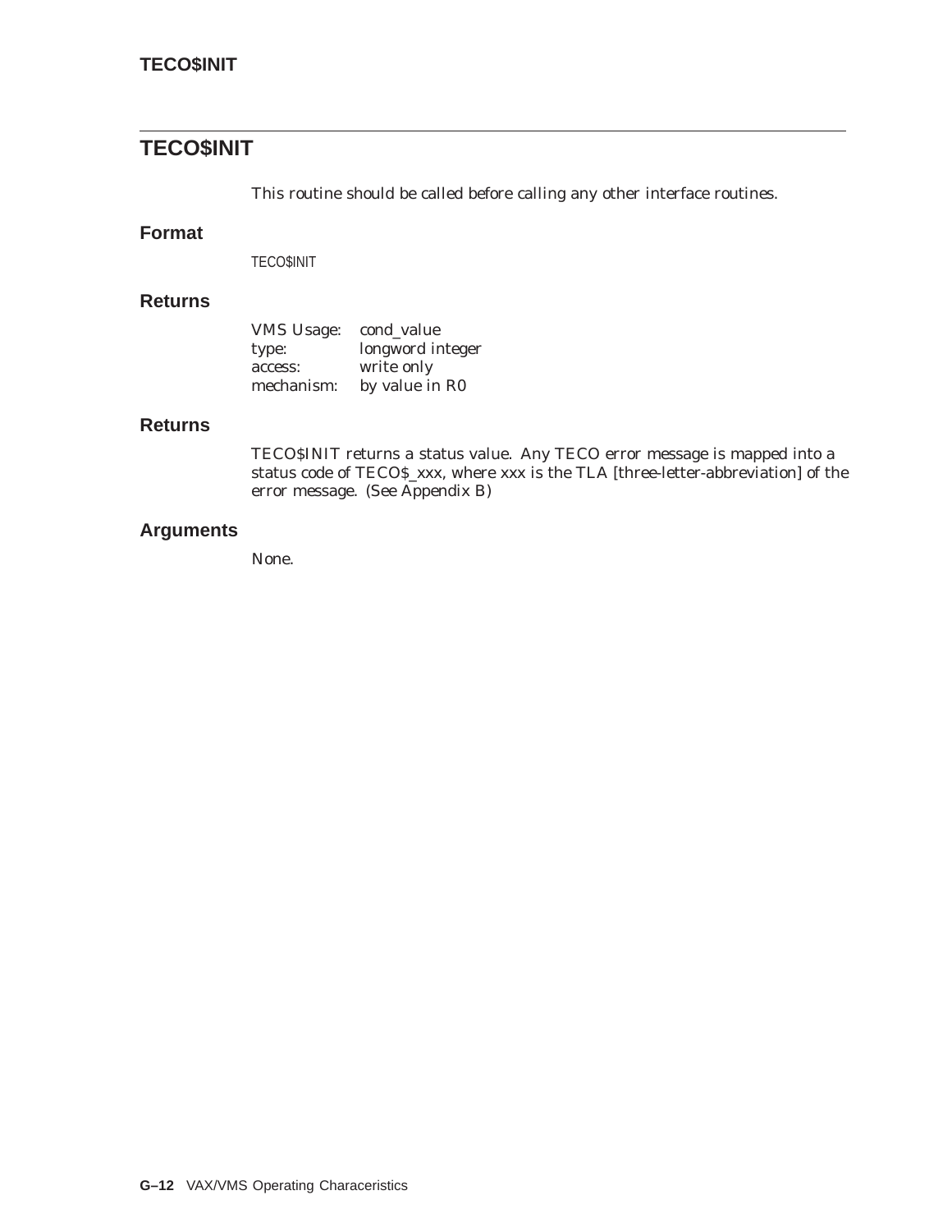## TECO$INIT

This routine should be called before calling any other interface routines.

### Format

TECO$INIT

### Returns

| | |
|---|---|
| VMS Usage: | cond_value |
| type: | longword integer |
| access: | write only |
| mechanism: | by value in R0 |

### Returns

TECO$INIT returns a status value. Any TECO error message is mapped into a status code of TECO$_xxx, where xxx is the TLA [three-letter-abbreviation] of the error message. (See Appendix B)

### Arguments

None.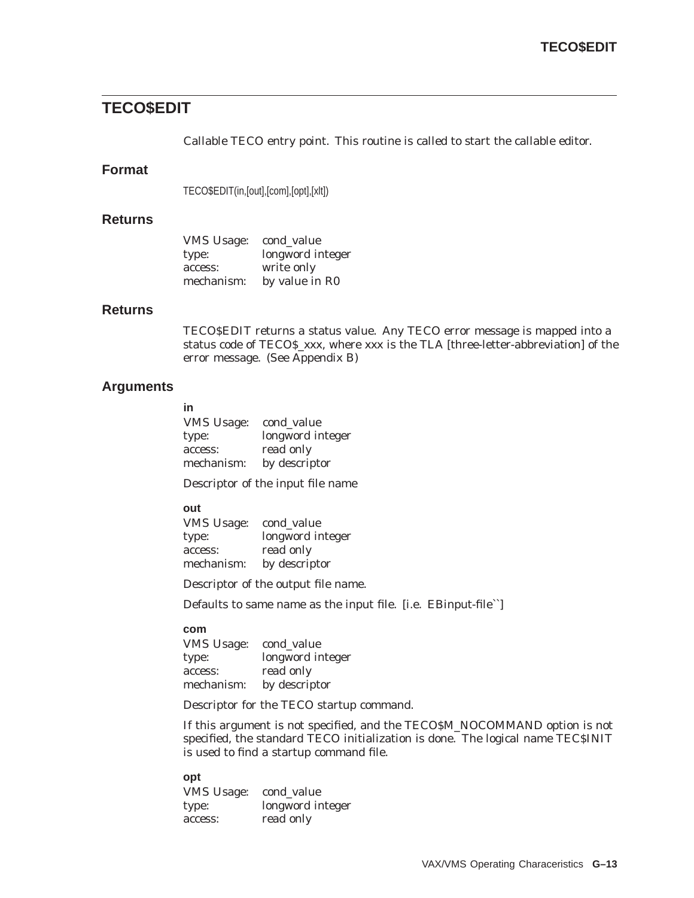## TECO$EDIT

Callable TECO entry point. This routine is called to start the callable editor.

### Format

TECO$EDIT(in,[out],[com],[opt],[xlt])

### Returns

| | |
|---|---|
| VMS Usage: | cond_value |
| type: | longword integer |
| access: | write only |
| mechanism: | by value in R0 |

### Returns

TECO$EDIT returns a status value. Any TECO error message is mapped into a status code of TECO$_xxx, where xxx is the TLA [three-letter-abbreviation] of the error message. (See Appendix B)

### Arguments

**in**

| | |
|---|---|
| VMS Usage: | cond_value |
| type: | longword integer |
| access: | read only |
| mechanism: | by descriptor |

Descriptor of the input file name

**out**

| | |
|---|---|
| VMS Usage: | cond_value |
| type: | longword integer |
| access: | read only |
| mechanism: | by descriptor |

Descriptor of the output file name.

Defaults to same name as the input file. [i.e. EBinput-file``]

**com**

| | |
|---|---|
| VMS Usage: | cond_value |
| type: | longword integer |
| access: | read only |
| mechanism: | by descriptor |

Descriptor for the TECO startup command.

If this argument is not specified, and the TECO$M_NOCOMMAND option is not specified, the standard TECO initialization is done. The logical name TEC$INIT is used to find a startup command file.

**opt**

| | |
|---|---|
| VMS Usage: | cond_value |
| type: | longword integer |
| access: | read only |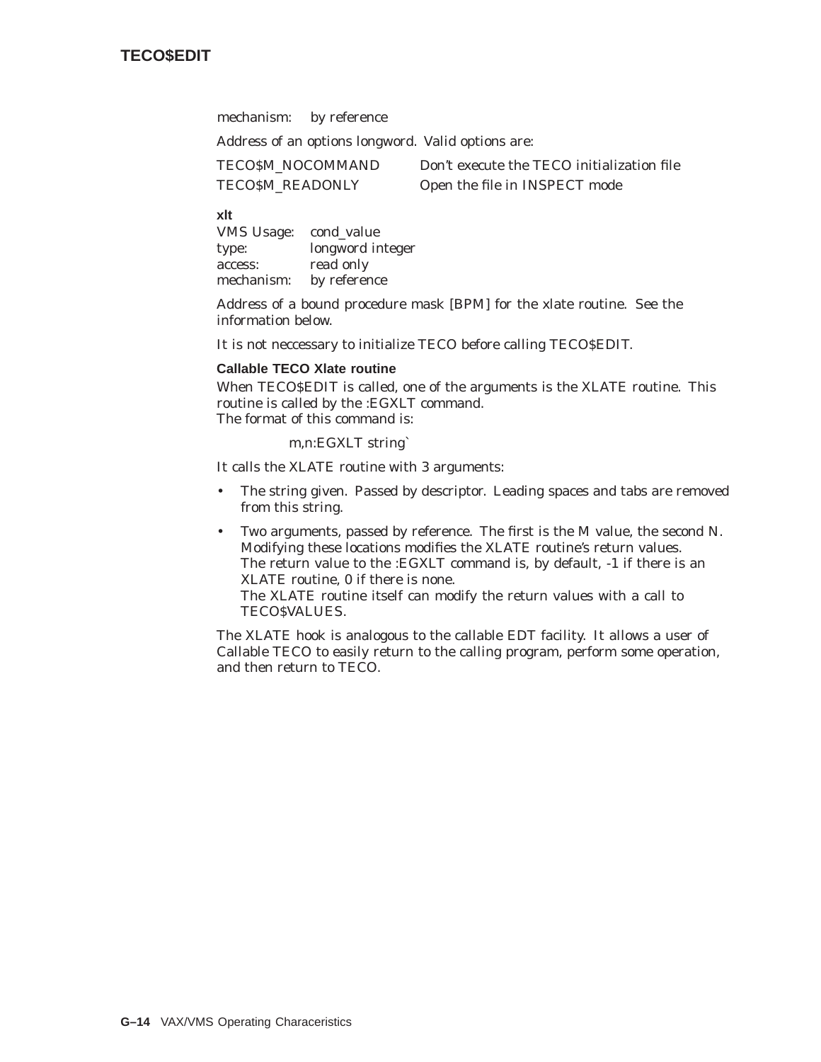mechanism: by reference

Address of an options longword. Valid options are:

| | |
|---|---|
| TECO$M_NOCOMMAND | Don't execute the TECO initialization file |
| TECO$M_READONLY | Open the file in INSPECT mode |

**xlt**

VMS Usage: cond_value
type: longword integer
access: read only
mechanism: by reference

Address of a bound procedure mask [BPM] for the xlate routine. See the information below.

It is not neccessary to initialize TECO before calling TECO$EDIT.

**Callable TECO Xlate routine**

When TECO$EDIT is called, one of the arguments is the XLATE routine. This routine is called by the :EGXLT command.
The format of this command is:

```
m,n:EGXLT string`
```

It calls the XLATE routine with 3 arguments:

- The string given. Passed by descriptor. Leading spaces and tabs are removed from this string.
- Two arguments, passed by reference. The first is the M value, the second N. Modifying these locations modifies the XLATE routine's return values.
  The return value to the :EGXLT command is, by default, -1 if there is an XLATE routine, 0 if there is none.
  The XLATE routine itself can modify the return values with a call to TECO$VALUES.

The XLATE hook is analogous to the callable EDT facility. It allows a user of Callable TECO to easily return to the calling program, perform some operation, and then return to TECO.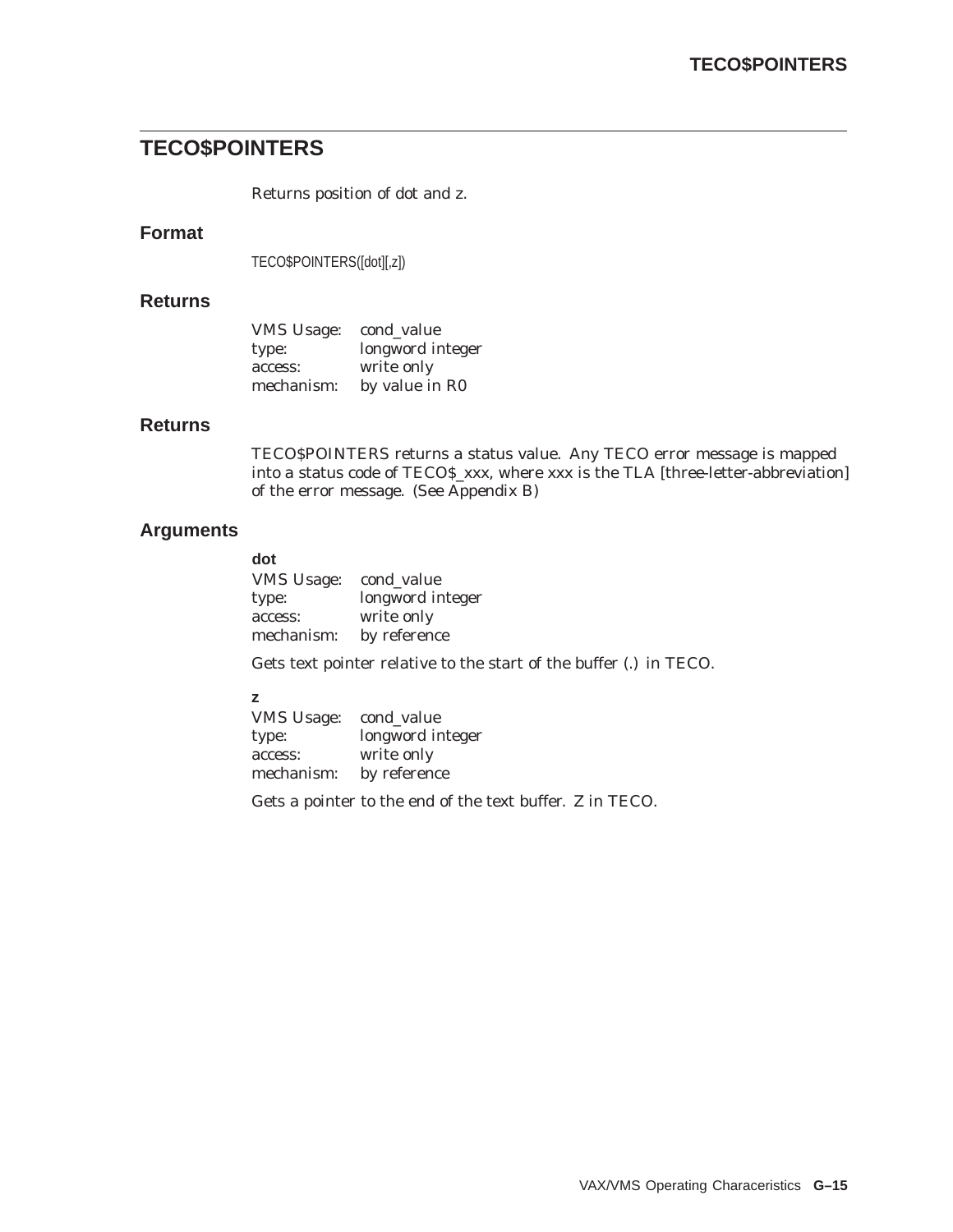## TECO$POINTERS

Returns position of dot and z.

### Format

TECO$POINTERS([dot][,z])

### Returns

| | |
|---|---|
| VMS Usage: | cond_value |
| type: | longword integer |
| access: | write only |
| mechanism: | by value in R0 |

### Returns

TECO$POINTERS returns a status value. Any TECO error message is mapped into a status code of TECO$_xxx, where xxx is the TLA [three-letter-abbreviation] of the error message. (See Appendix B)

### Arguments

**dot**

| | |
|---|---|
| VMS Usage: | cond_value |
| type: | longword integer |
| access: | write only |
| mechanism: | by reference |

Gets text pointer relative to the start of the buffer (.) in TECO.

**z**

| | |
|---|---|
| VMS Usage: | cond_value |
| type: | longword integer |
| access: | write only |
| mechanism: | by reference |

Gets a pointer to the end of the text buffer. Z in TECO.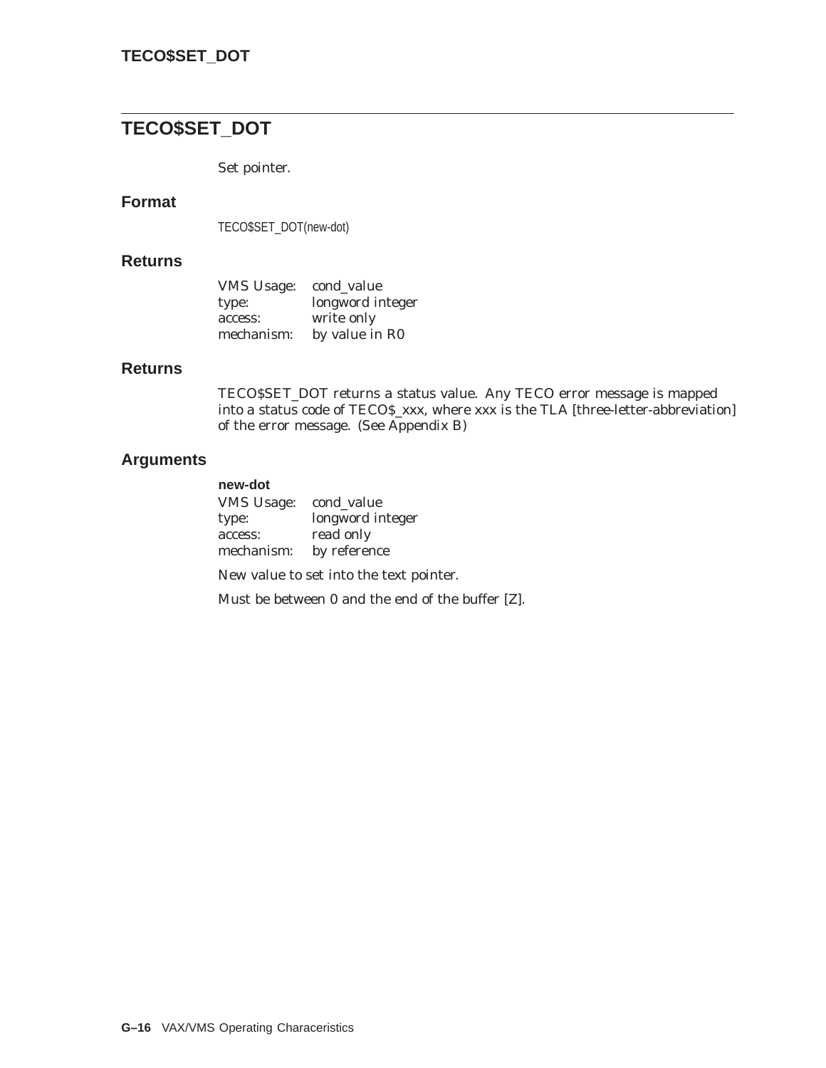## TECO$SET_DOT

Set pointer.

### Format

TECO$SET_DOT(new-dot)

### Returns

| | |
|---|---|
| VMS Usage: | cond_value |
| type: | longword integer |
| access: | write only |
| mechanism: | by value in R0 |

### Returns

TECO$SET_DOT returns a status value. Any TECO error message is mapped into a status code of TECO$_xxx, where xxx is the TLA [three-letter-abbreviation] of the error message. (See Appendix B)

### Arguments

**new-dot**

| | |
|---|---|
| VMS Usage: | cond_value |
| type: | longword integer |
| access: | read only |
| mechanism: | by reference |

New value to set into the text pointer.

Must be between 0 and the end of the buffer [Z].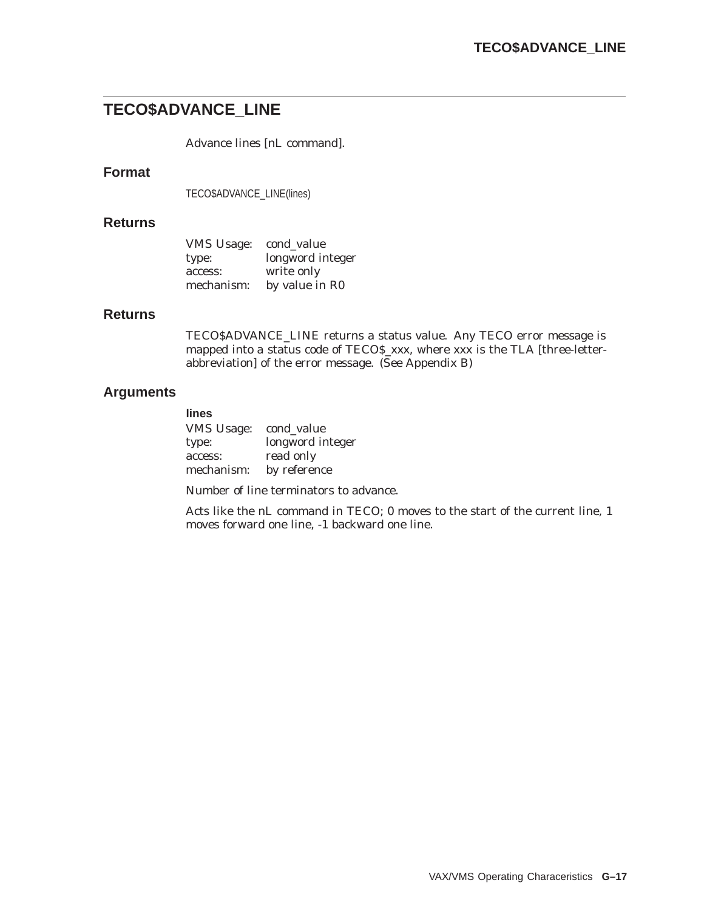## TECO$ADVANCE_LINE

Advance lines [nL command].

### Format

TECO$ADVANCE_LINE(lines)

### Returns

| | |
|---|---|
| VMS Usage: | cond_value |
| type: | longword integer |
| access: | write only |
| mechanism: | by value in R0 |

### Returns

TECO$ADVANCE_LINE returns a status value. Any TECO error message is mapped into a status code of TECO$_xxx, where xxx is the TLA [three-letter-abbreviation] of the error message. (See Appendix B)

### Arguments

**lines**

| | |
|---|---|
| VMS Usage: | cond_value |
| type: | longword integer |
| access: | read only |
| mechanism: | by reference |

Number of line terminators to advance.

Acts like the nL command in TECO; 0 moves to the start of the current line, 1 moves forward one line, -1 backward one line.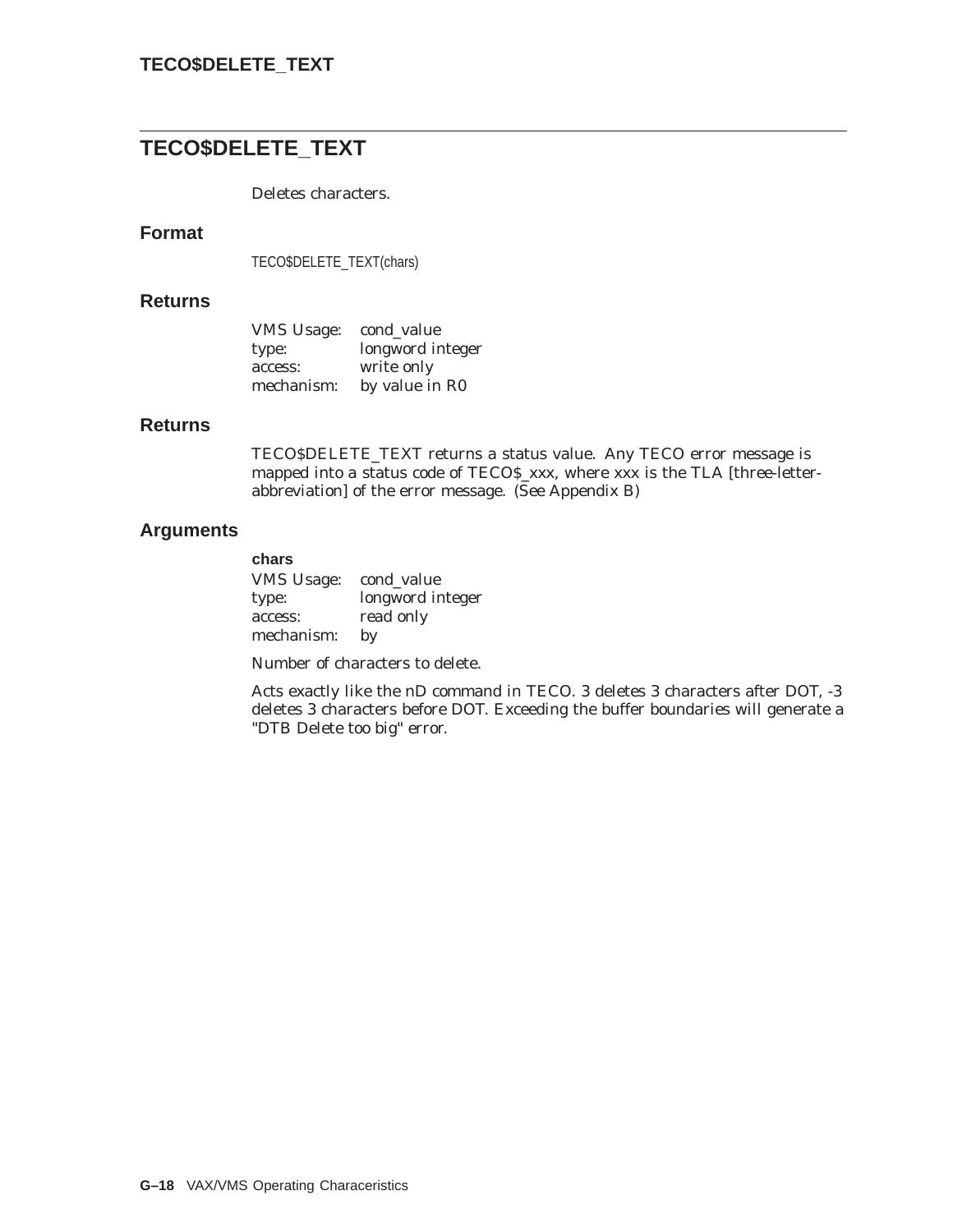# TECO$DELETE_TEXT

Deletes characters.

## Format

TECO$DELETE_TEXT(chars)

## Returns

| | |
|---|---|
| VMS Usage: | cond_value |
| type: | longword integer |
| access: | write only |
| mechanism: | by value in R0 |

## Returns

TECO$DELETE_TEXT returns a status value. Any TECO error message is mapped into a status code of TECO$_xxx, where xxx is the TLA [three-letter-abbreviation] of the error message. (See Appendix B)

## Arguments

**chars**

| | |
|---|---|
| VMS Usage: | cond_value |
| type: | longword integer |
| access: | read only |
| mechanism: | by |

Number of characters to delete.

Acts exactly like the nD command in TECO. 3 deletes 3 characters after DOT, -3 deletes 3 characters before DOT. Exceeding the buffer boundaries will generate a "DTB Delete too big" error.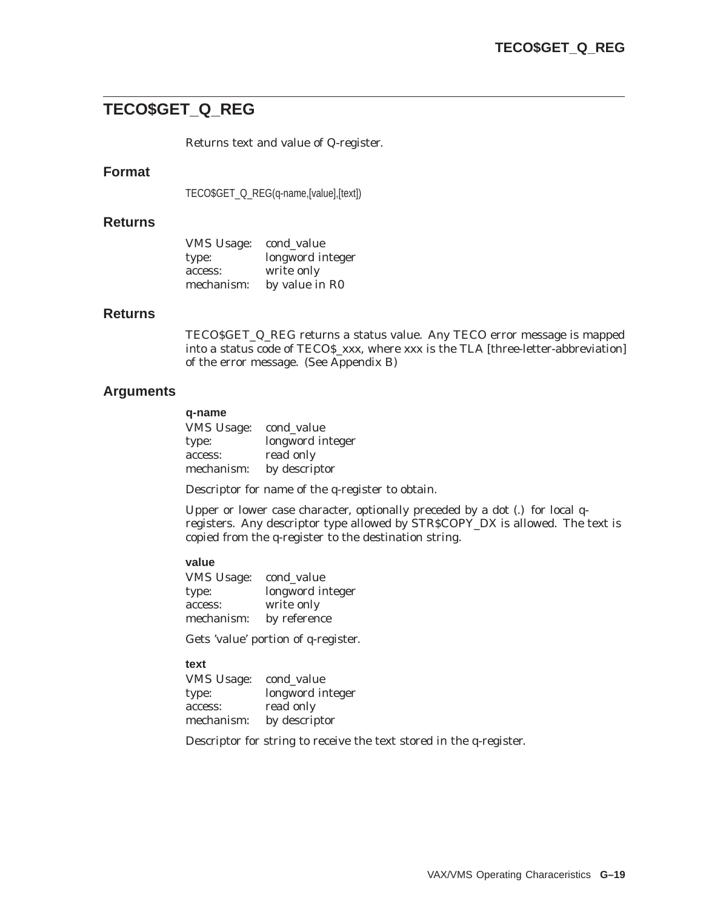# TECO$GET_Q_REG

Returns text and value of Q-register.

## Format

```
TECO$GET_Q_REG(q-name,[value],[text])
```

## Returns

| | |
|---|---|
| VMS Usage: | cond_value |
| type: | longword integer |
| access: | write only |
| mechanism: | by value in R0 |

## Returns

TECO$GET_Q_REG returns a status value. Any TECO error message is mapped into a status code of TECO$_xxx, where xxx is the TLA [three-letter-abbreviation] of the error message. (See Appendix B)

## Arguments

**q-name**

| | |
|---|---|
| VMS Usage: | cond_value |
| type: | longword integer |
| access: | read only |
| mechanism: | by descriptor |

Descriptor for name of the q-register to obtain.

Upper or lower case character, optionally preceded by a dot (.) for local q-registers. Any descriptor type allowed by STR$COPY_DX is allowed. The text is copied from the q-register to the destination string.

**value**

| | |
|---|---|
| VMS Usage: | cond_value |
| type: | longword integer |
| access: | write only |
| mechanism: | by reference |

Gets 'value' portion of q-register.

**text**

| | |
|---|---|
| VMS Usage: | cond_value |
| type: | longword integer |
| access: | read only |
| mechanism: | by descriptor |

Descriptor for string to receive the text stored in the q-register.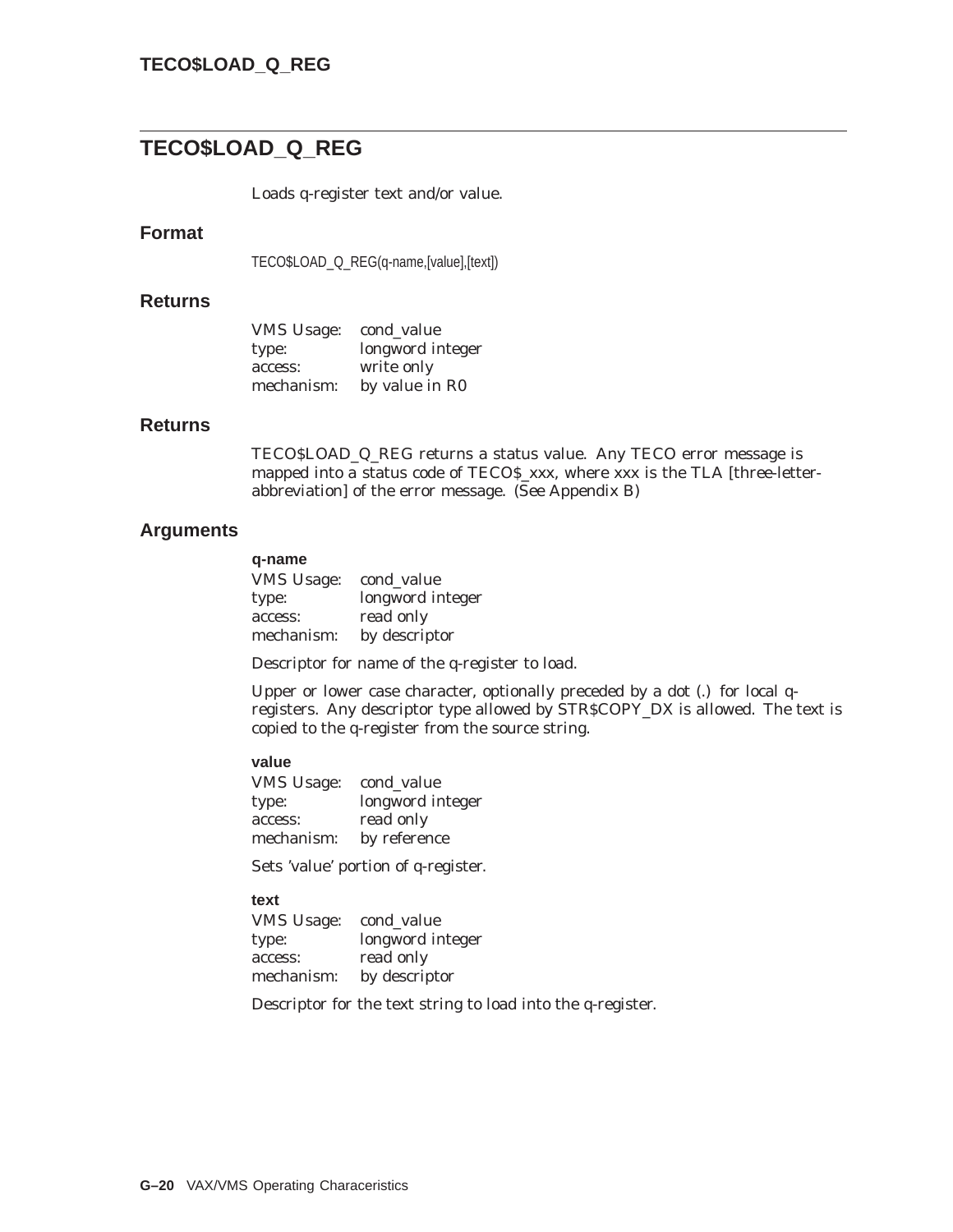# TECO$LOAD_Q_REG

Loads q-register text and/or value.

## Format

TECO$LOAD_Q_REG(q-name,[value],[text])

## Returns

| | |
|---|---|
| VMS Usage: | cond_value |
| type: | longword integer |
| access: | write only |
| mechanism: | by value in R0 |

## Returns

TECO$LOAD_Q_REG returns a status value. Any TECO error message is mapped into a status code of TECO$_xxx, where xxx is the TLA [three-letter-abbreviation] of the error message. (See Appendix B)

## Arguments

**q-name**

| | |
|---|---|
| VMS Usage: | cond_value |
| type: | longword integer |
| access: | read only |
| mechanism: | by descriptor |

Descriptor for name of the q-register to load.

Upper or lower case character, optionally preceded by a dot (.) for local q-registers. Any descriptor type allowed by STR$COPY_DX is allowed. The text is copied to the q-register from the source string.

**value**

| | |
|---|---|
| VMS Usage: | cond_value |
| type: | longword integer |
| access: | read only |
| mechanism: | by reference |

Sets 'value' portion of q-register.

**text**

| | |
|---|---|
| VMS Usage: | cond_value |
| type: | longword integer |
| access: | read only |
| mechanism: | by descriptor |

Descriptor for the text string to load into the q-register.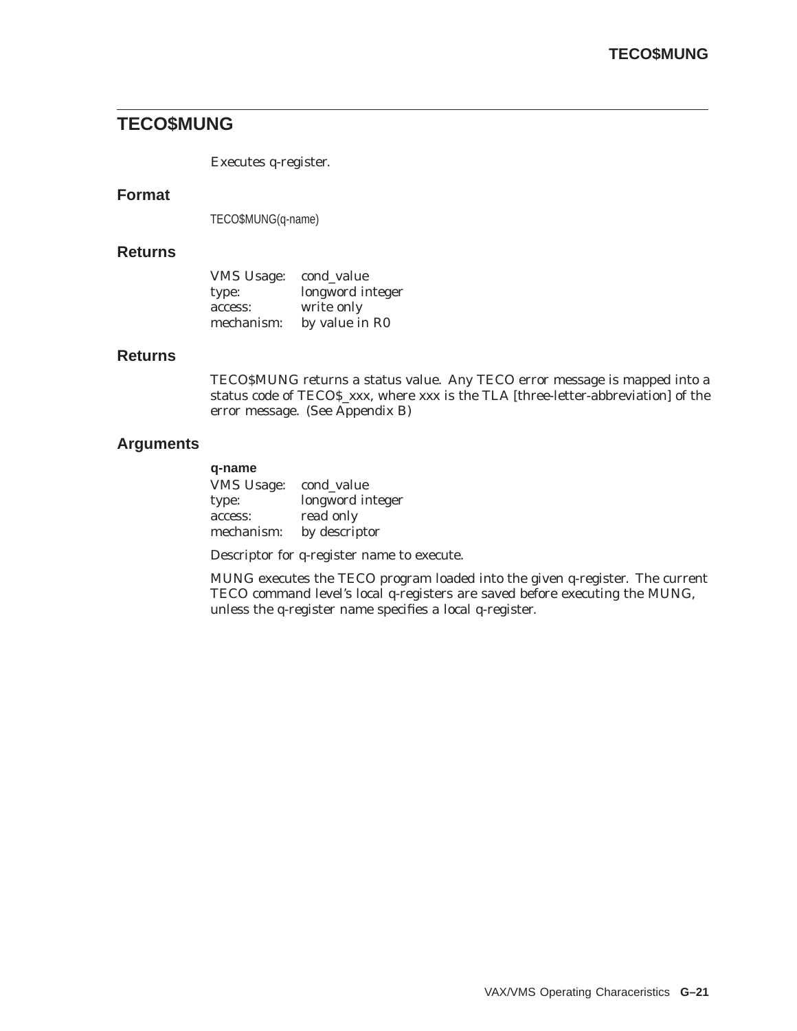## TECO$MUNG

Executes q-register.

### Format

TECO$MUNG(q-name)

### Returns

| | |
|---|---|
| VMS Usage: | cond_value |
| type: | longword integer |
| access: | write only |
| mechanism: | by value in R0 |

### Returns

TECO$MUNG returns a status value. Any TECO error message is mapped into a status code of TECO$_xxx, where xxx is the TLA [three-letter-abbreviation] of the error message. (See Appendix B)

### Arguments

**q-name**

| | |
|---|---|
| VMS Usage: | cond_value |
| type: | longword integer |
| access: | read only |
| mechanism: | by descriptor |

Descriptor for q-register name to execute.

MUNG executes the TECO program loaded into the given q-register. The current TECO command level's local q-registers are saved before executing the MUNG, unless the q-register name specifies a local q-register.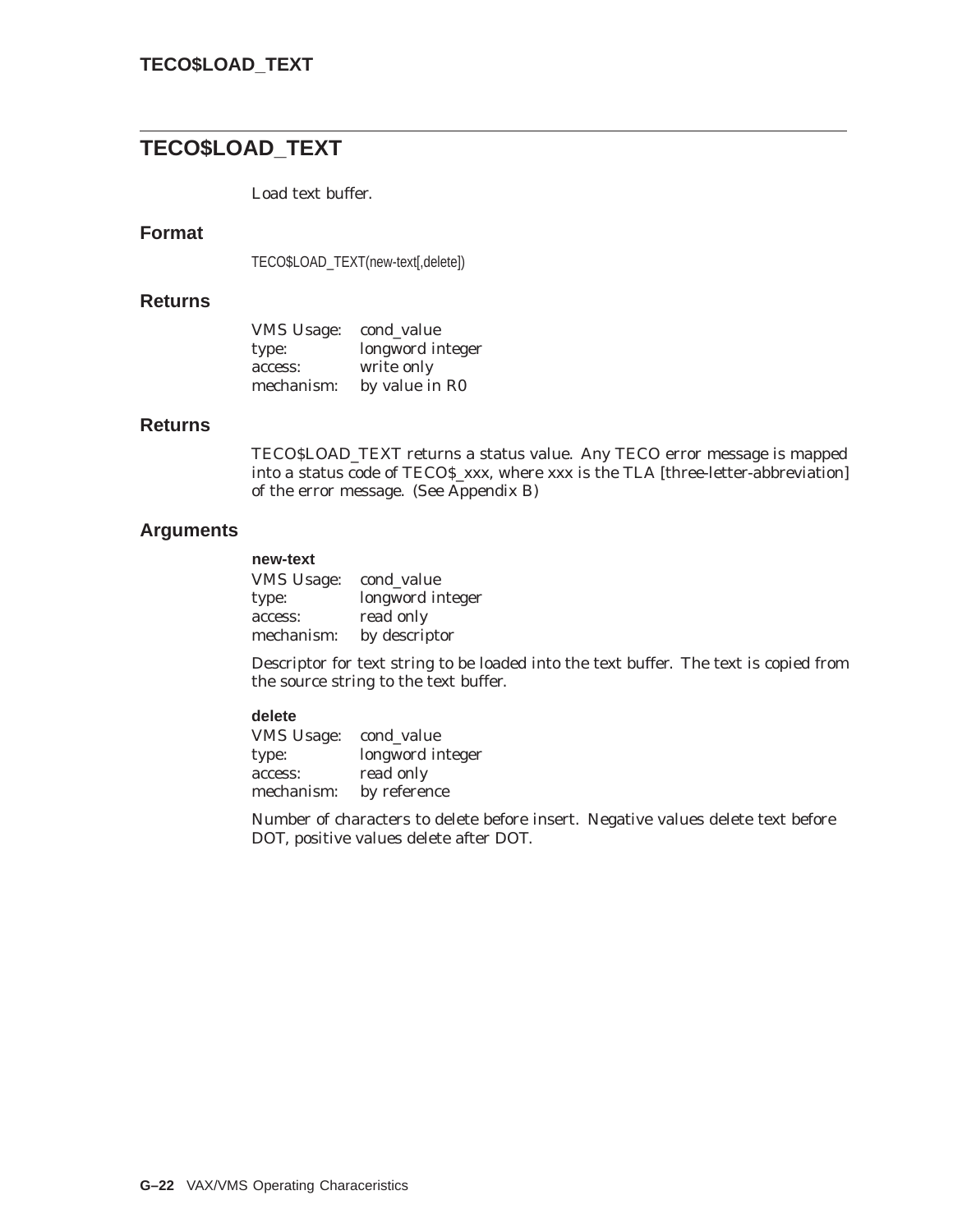# TECO$LOAD_TEXT

Load text buffer.

## Format

TECO$LOAD_TEXT(new-text[,delete])

## Returns

| | |
|---|---|
| VMS Usage: | cond_value |
| type: | longword integer |
| access: | write only |
| mechanism: | by value in R0 |

## Returns

TECO$LOAD_TEXT returns a status value. Any TECO error message is mapped into a status code of TECO$_xxx, where xxx is the TLA [three-letter-abbreviation] of the error message. (See Appendix B)

## Arguments

**new-text**

| | |
|---|---|
| VMS Usage: | cond_value |
| type: | longword integer |
| access: | read only |
| mechanism: | by descriptor |

Descriptor for text string to be loaded into the text buffer. The text is copied from the source string to the text buffer.

**delete**

| | |
|---|---|
| VMS Usage: | cond_value |
| type: | longword integer |
| access: | read only |
| mechanism: | by reference |

Number of characters to delete before insert. Negative values delete text before DOT, positive values delete after DOT.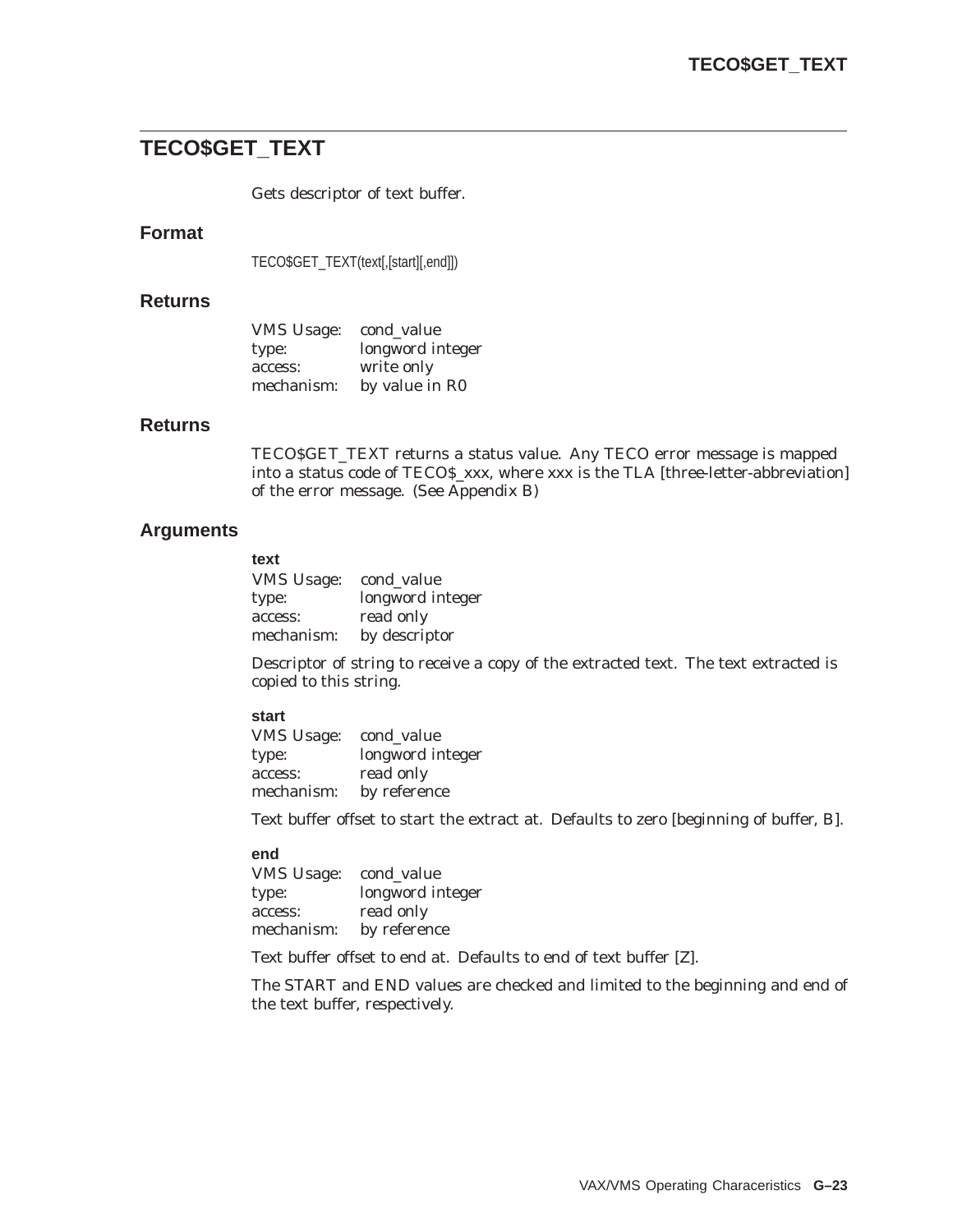## TECO$GET_TEXT

Gets descriptor of text buffer.

### Format

```
TECO$GET_TEXT(text[,[start][,end]])
```

### Returns

| | |
|---|---|
| VMS Usage: | cond_value |
| type: | longword integer |
| access: | write only |
| mechanism: | by value in R0 |

### Returns

TECO$GET_TEXT returns a status value. Any TECO error message is mapped into a status code of TECO$_xxx, where xxx is the TLA [three-letter-abbreviation] of the error message. (See Appendix B)

### Arguments

**text**

| | |
|---|---|
| VMS Usage: | cond_value |
| type: | longword integer |
| access: | read only |
| mechanism: | by descriptor |

Descriptor of string to receive a copy of the extracted text. The text extracted is copied to this string.

**start**

| | |
|---|---|
| VMS Usage: | cond_value |
| type: | longword integer |
| access: | read only |
| mechanism: | by reference |

Text buffer offset to start the extract at. Defaults to zero [beginning of buffer, B].

**end**

| | |
|---|---|
| VMS Usage: | cond_value |
| type: | longword integer |
| access: | read only |
| mechanism: | by reference |

Text buffer offset to end at. Defaults to end of text buffer [Z].

The START and END values are checked and limited to the beginning and end of the text buffer, respectively.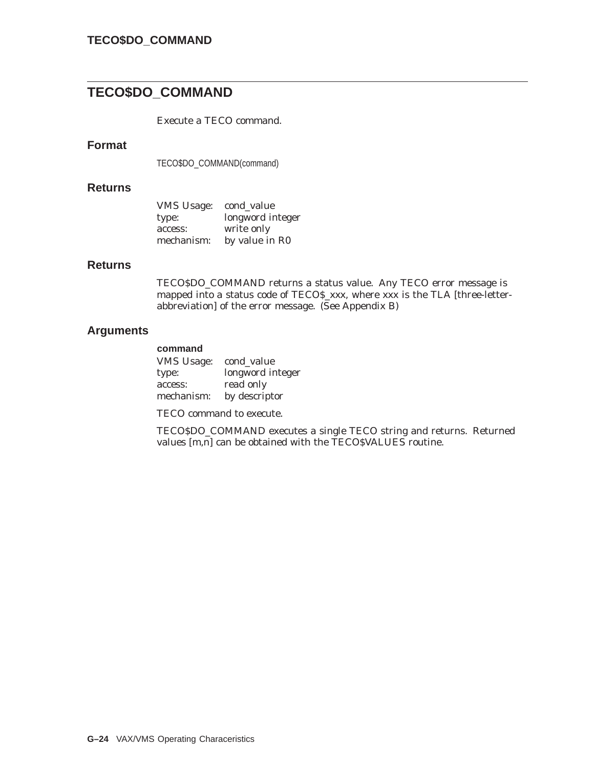## TECO$DO_COMMAND

Execute a TECO command.

### Format

TECO$DO_COMMAND(command)

### Returns

| | |
|---|---|
| VMS Usage: | cond_value |
| type: | longword integer |
| access: | write only |
| mechanism: | by value in R0 |

### Returns

TECO$DO_COMMAND returns a status value. Any TECO error message is mapped into a status code of TECO$_xxx, where xxx is the TLA [three-letter-abbreviation] of the error message. (See Appendix B)

### Arguments

**command**

| | |
|---|---|
| VMS Usage: | cond_value |
| type: | longword integer |
| access: | read only |
| mechanism: | by descriptor |

TECO command to execute.

TECO$DO_COMMAND executes a single TECO string and returns. Returned values [m,n] can be obtained with the TECO$VALUES routine.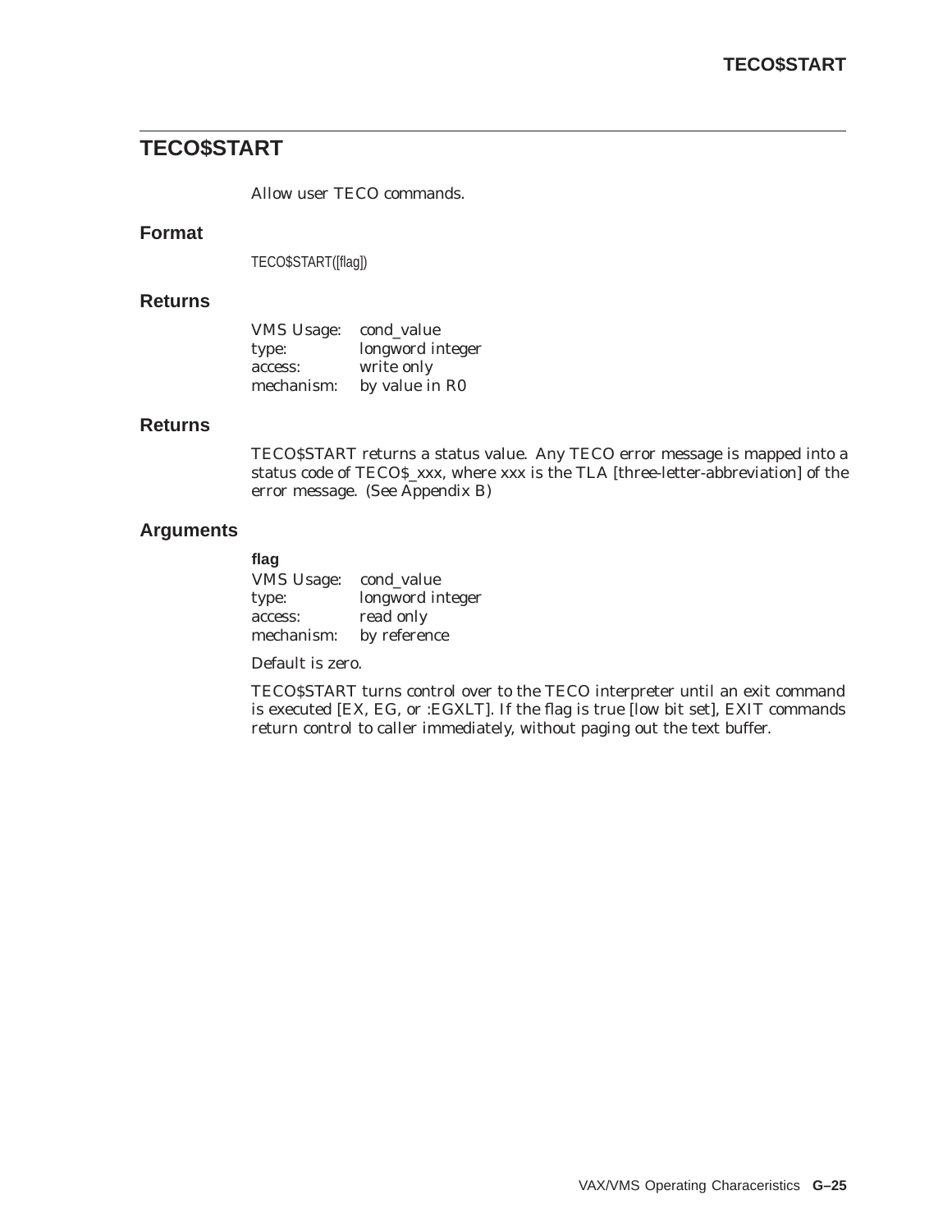## TECO$START

Allow user TECO commands.

### Format

TECO$START([flag])

### Returns

| | |
|---|---|
| VMS Usage: | cond_value |
| type: | longword integer |
| access: | write only |
| mechanism: | by value in R0 |

### Returns

TECO$START returns a status value. Any TECO error message is mapped into a status code of TECO$_xxx, where xxx is the TLA [three-letter-abbreviation] of the error message. (See Appendix B)

### Arguments

**flag**

| | |
|---|---|
| VMS Usage: | cond_value |
| type: | longword integer |
| access: | read only |
| mechanism: | by reference |

Default is zero.

TECO$START turns control over to the TECO interpreter until an exit command is executed [EX, EG, or :EGXLT]. If the flag is true [low bit set], EXIT commands return control to caller immediately, without paging out the text buffer.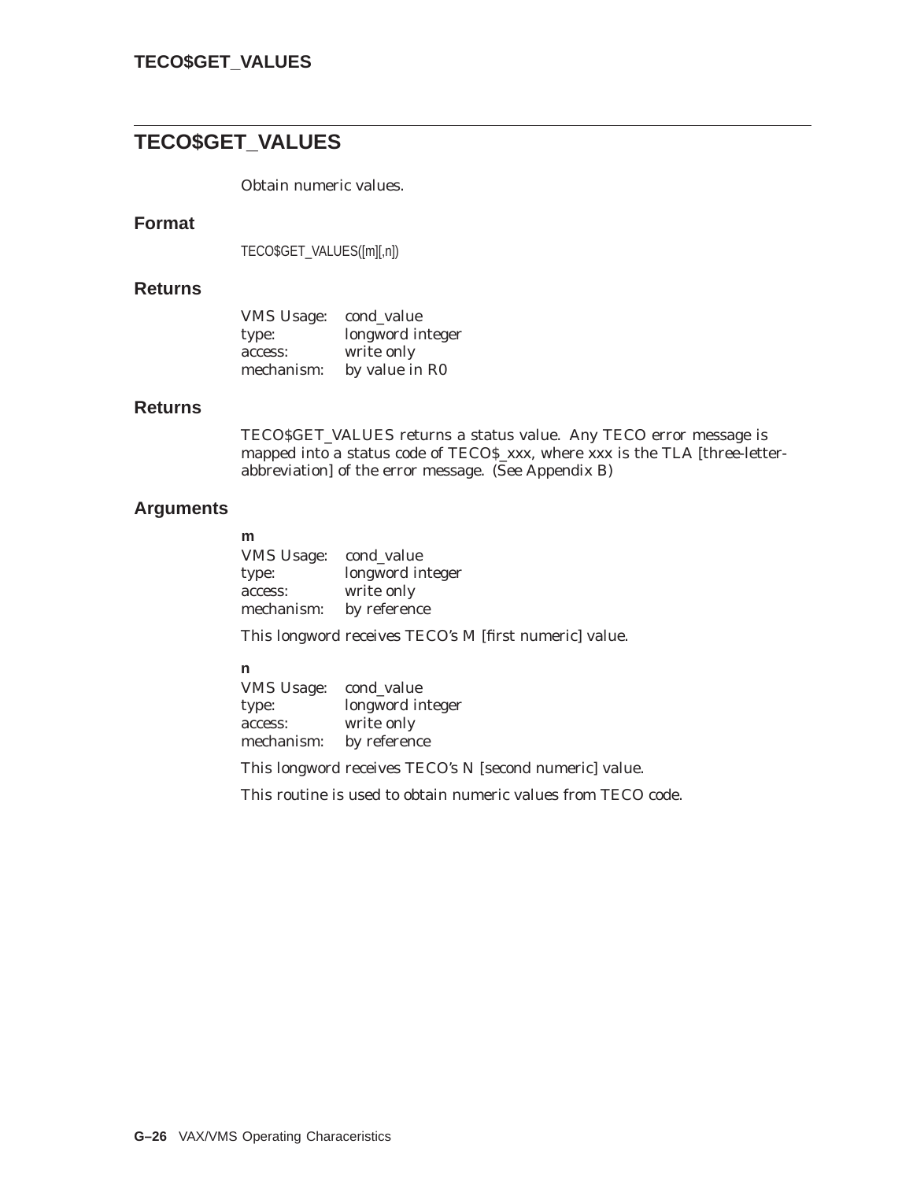## TECO$GET_VALUES

Obtain numeric values.

### Format

TECO$GET_VALUES([m][,n])

### Returns

| | |
|---|---|
| VMS Usage: | cond_value |
| type: | longword integer |
| access: | write only |
| mechanism: | by value in R0 |

### Returns

TECO$GET_VALUES returns a status value. Any TECO error message is mapped into a status code of TECO$_xxx, where xxx is the TLA [three-letter-abbreviation] of the error message. (See Appendix B)

### Arguments

**m**

| | |
|---|---|
| VMS Usage: | cond_value |
| type: | longword integer |
| access: | write only |
| mechanism: | by reference |

This longword receives TECO's M [first numeric] value.

**n**

| | |
|---|---|
| VMS Usage: | cond_value |
| type: | longword integer |
| access: | write only |
| mechanism: | by reference |

This longword receives TECO's N [second numeric] value.

This routine is used to obtain numeric values from TECO code.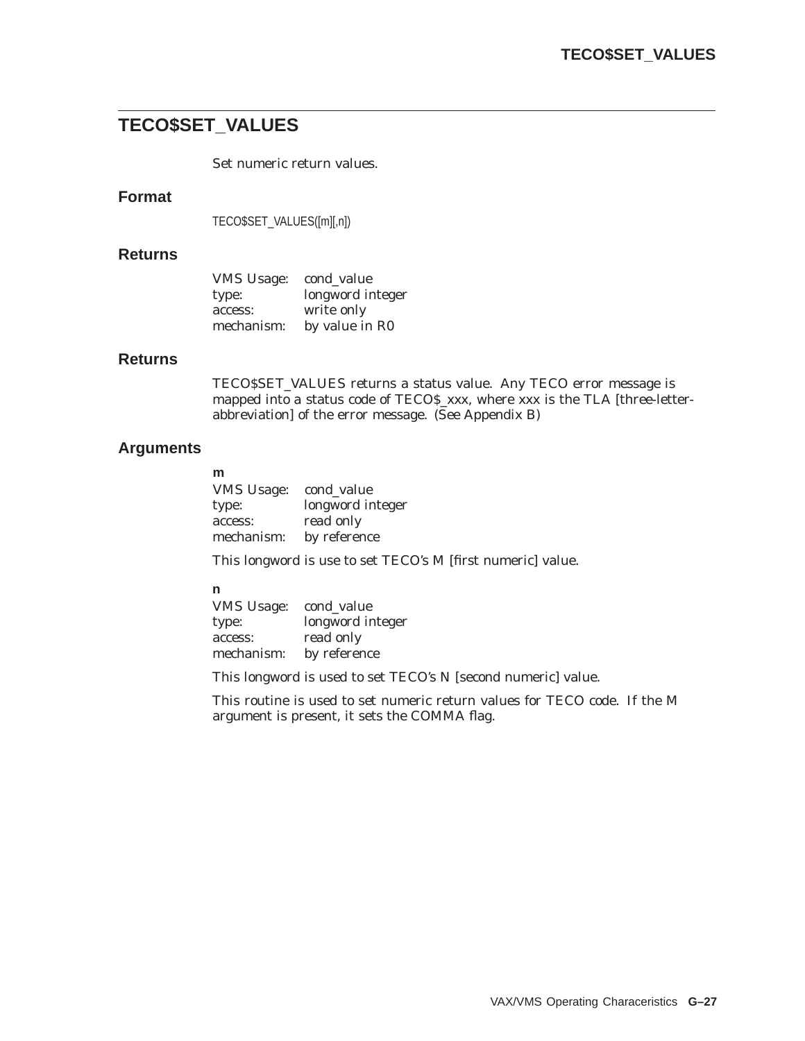## TECO$SET_VALUES

Set numeric return values.

### Format

```
TECO$SET_VALUES([m][,n])
```

### Returns

| | |
|---|---|
| VMS Usage: | cond_value |
| type: | longword integer |
| access: | write only |
| mechanism: | by value in R0 |

### Returns

TECO$SET_VALUES returns a status value. Any TECO error message is mapped into a status code of TECO$_xxx, where xxx is the TLA [three-letter-abbreviation] of the error message. (See Appendix B)

### Arguments

**m**

| | |
|---|---|
| VMS Usage: | cond_value |
| type: | longword integer |
| access: | read only |
| mechanism: | by reference |

This longword is use to set TECO's M [first numeric] value.

**n**

| | |
|---|---|
| VMS Usage: | cond_value |
| type: | longword integer |
| access: | read only |
| mechanism: | by reference |

This longword is used to set TECO's N [second numeric] value.

This routine is used to set numeric return values for TECO code. If the M argument is present, it sets the COMMA flag.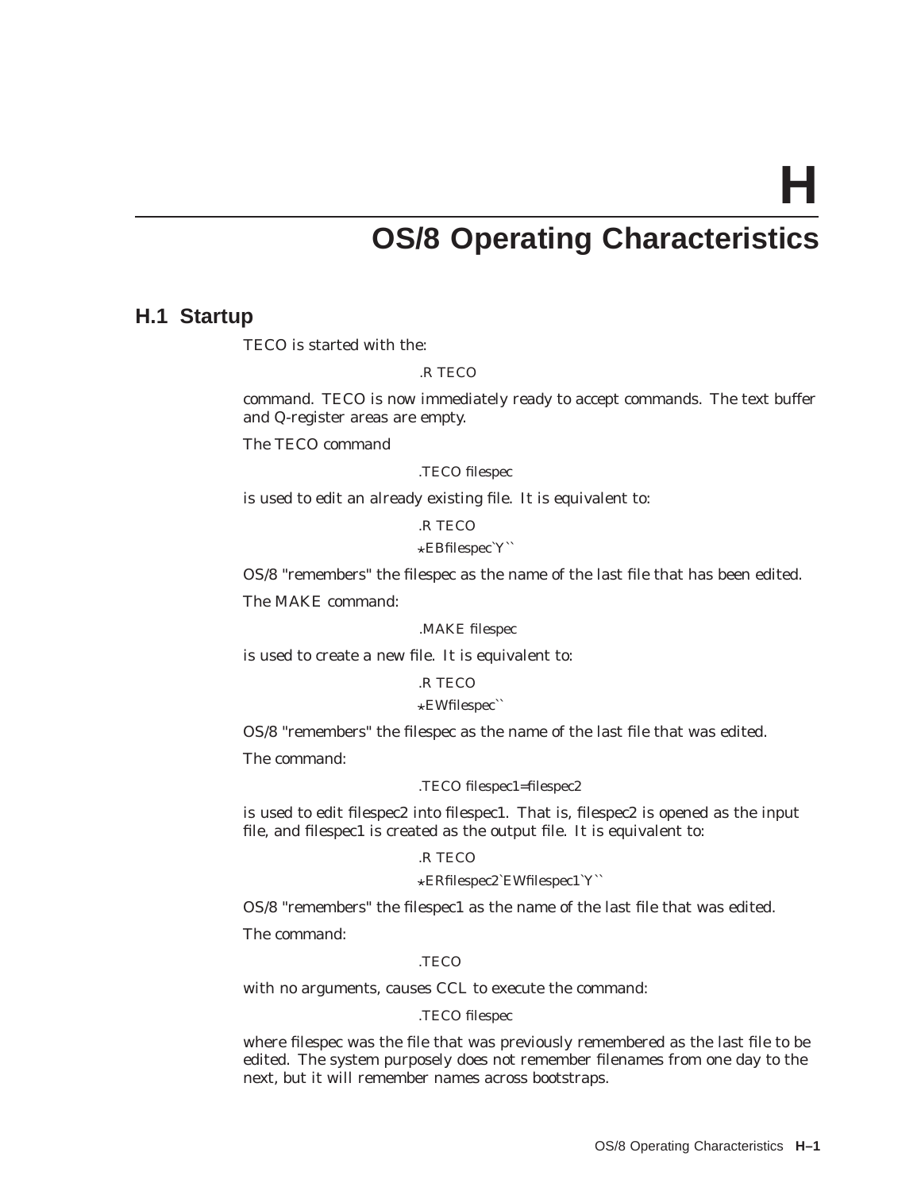# H
# OS/8 Operating Characteristics

## H.1 Startup

TECO is started with the:

```
.R TECO
```

command. TECO is now immediately ready to accept commands. The text buffer and Q-register areas are empty.

The TECO command

```
.TECO filespec
```

is used to edit an already existing file. It is equivalent to:

```
.R TECO
*EBfilespec`Y``
```

OS/8 "remembers" the filespec as the name of the last file that has been edited.

The MAKE command:

```
.MAKE filespec
```

is used to create a new file. It is equivalent to:

```
.R TECO
*EWfilespec``
```

OS/8 "remembers" the filespec as the name of the last file that was edited.

The command:

```
.TECO filespec1=filespec2
```

is used to edit filespec2 into filespec1. That is, filespec2 is opened as the input file, and filespec1 is created as the output file. It is equivalent to:

```
.R TECO
*ERfilespec2`EWfilespec1`Y``
```

OS/8 "remembers" the filespec1 as the name of the last file that was edited.

The command:

```
.TECO
```

with no arguments, causes CCL to execute the command:

```
.TECO filespec
```

where filespec was the file that was previously remembered as the last file to be edited. The system purposely does not remember filenames from one day to the next, but it will remember names across bootstraps.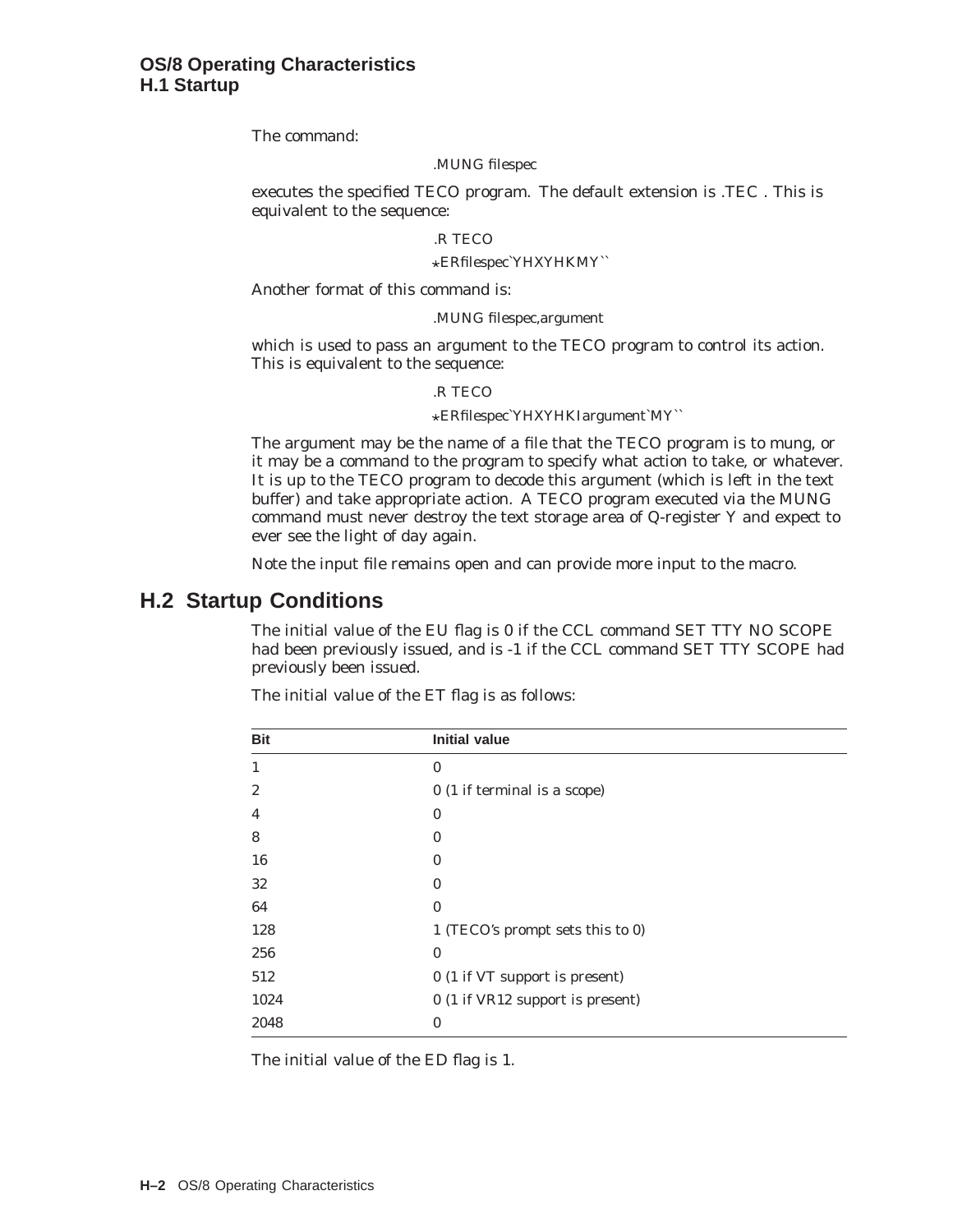The command:

```
.MUNG filespec
```

executes the specified TECO program. The default extension is .TEC . This is equivalent to the sequence:

```
.R TECO
*ERfilespec`YHXYHKMY``
```

Another format of this command is:

```
.MUNG filespec,argument
```

which is used to pass an argument to the TECO program to control its action. This is equivalent to the sequence:

```
.R TECO
*ERfilespec`YHXYHKIargument`MY``
```

The argument may be the name of a file that the TECO program is to mung, or it may be a command to the program to specify what action to take, or whatever. It is up to the TECO program to decode this argument (which is left in the text buffer) and take appropriate action. A TECO program executed via the MUNG command must never destroy the text storage area of Q-register Y and expect to ever see the light of day again.

Note the input file remains open and can provide more input to the macro.

## H.2 Startup Conditions

The initial value of the EU flag is 0 if the CCL command SET TTY NO SCOPE had been previously issued, and is -1 if the CCL command SET TTY SCOPE had previously been issued.

The initial value of the ET flag is as follows:

| Bit | Initial value |
|---|---|
| 1 | 0 |
| 2 | 0 (1 if terminal is a scope) |
| 4 | 0 |
| 8 | 0 |
| 16 | 0 |
| 32 | 0 |
| 64 | 0 |
| 128 | 1 (TECO's prompt sets this to 0) |
| 256 | 0 |
| 512 | 0 (1 if VT support is present) |
| 1024 | 0 (1 if VR12 support is present) |
| 2048 | 0 |

The initial value of the ED flag is 1.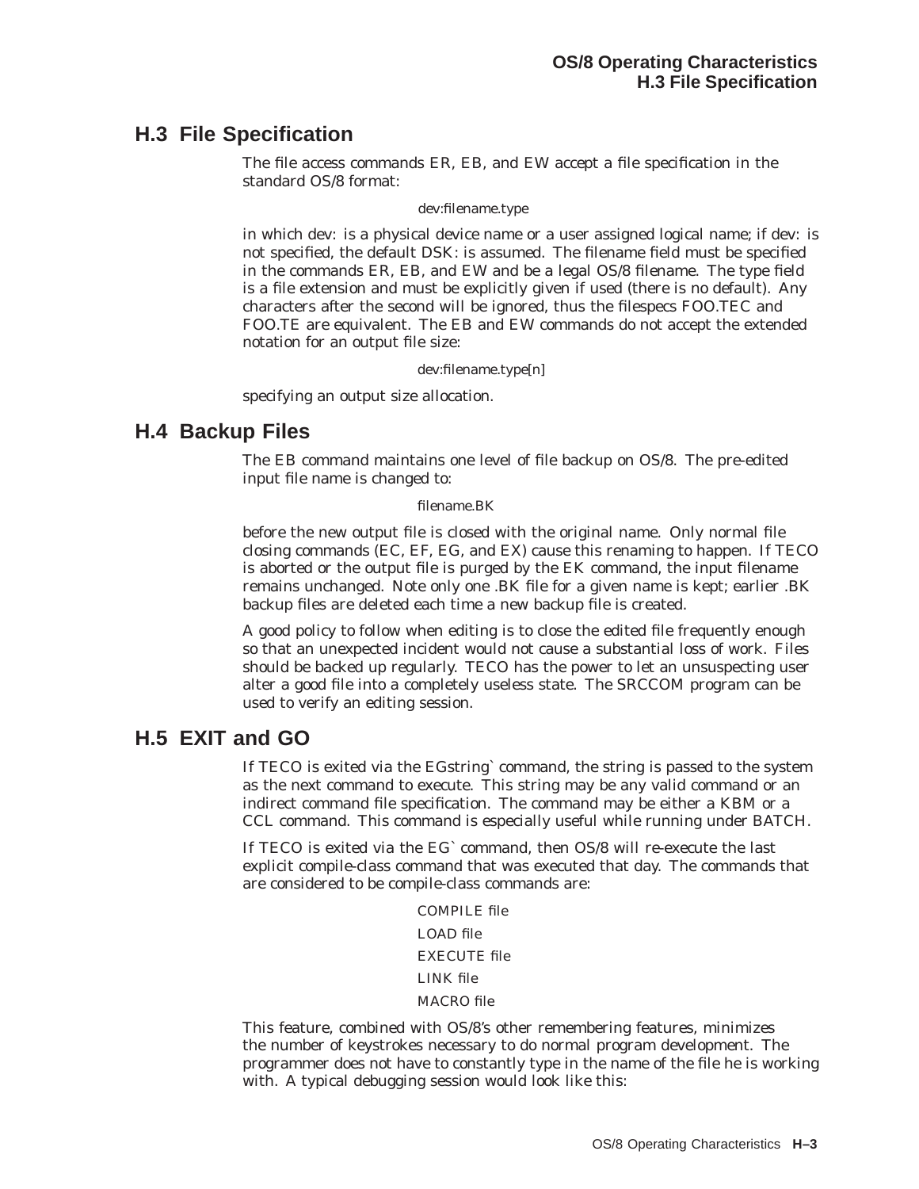## H.3 File Specification

The file access commands ER, EB, and EW accept a file specification in the standard OS/8 format:

dev:filename.type

in which dev: is a physical device name or a user assigned logical name; if dev: is not specified, the default DSK: is assumed. The filename field must be specified in the commands ER, EB, and EW and be a legal OS/8 filename. The type field is a file extension and must be explicitly given if used (there is no default). Any characters after the second will be ignored, thus the filespecs FOO.TEC and FOO.TE are equivalent. The EB and EW commands do not accept the extended notation for an output file size:

dev:filename.type[n]

specifying an output size allocation.

## H.4 Backup Files

The EB command maintains one level of file backup on OS/8. The pre-edited input file name is changed to:

filename.BK

before the new output file is closed with the original name. Only normal file closing commands (EC, EF, EG, and EX) cause this renaming to happen. If TECO is aborted or the output file is purged by the EK command, the input filename remains unchanged. Note only one .BK file for a given name is kept; earlier .BK backup files are deleted each time a new backup file is created.

A good policy to follow when editing is to close the edited file frequently enough so that an unexpected incident would not cause a substantial loss of work. Files should be backed up regularly. TECO has the power to let an unsuspecting user alter a good file into a completely useless state. The SRCCOM program can be used to verify an editing session.

## H.5 EXIT and GO

If TECO is exited via the EGstring` command, the string is passed to the system as the next command to execute. This string may be any valid command or an indirect command file specification. The command may be either a KBM or a CCL command. This command is especially useful while running under BATCH.

If TECO is exited via the EG` command, then OS/8 will re-execute the last explicit compile-class command that was executed that day. The commands that are considered to be compile-class commands are:

COMPILE file

LOAD file

EXECUTE file

LINK file

MACRO file

This feature, combined with OS/8's other remembering features, minimizes the number of keystrokes necessary to do normal program development. The programmer does not have to constantly type in the name of the file he is working with. A typical debugging session would look like this: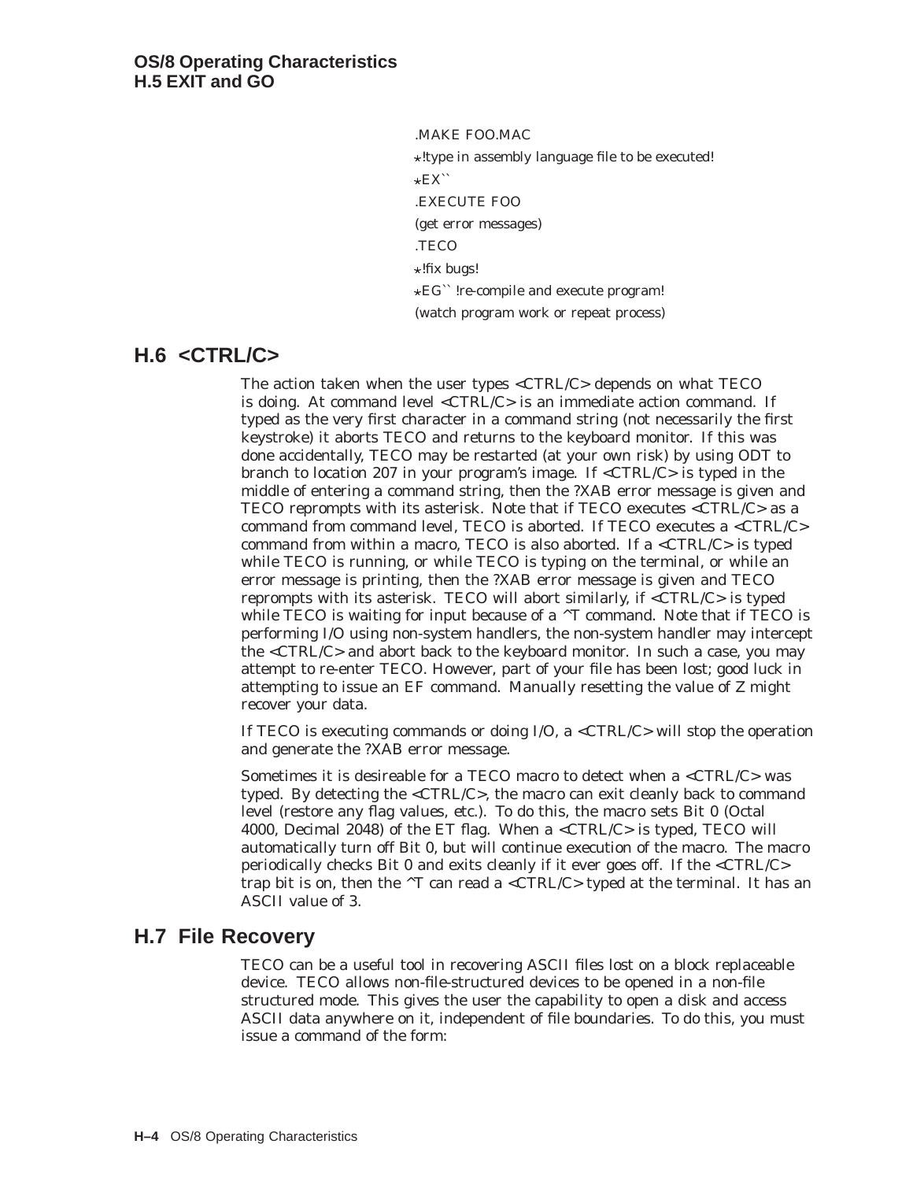```
.MAKE FOO.MAC
*!type in assembly language file to be executed!
*EX``
.EXECUTE FOO
(get error messages)
.TECO
*!fix bugs!
*EG`` !re-compile and execute program!
(watch program work or repeat process)
```

## H.6 <CTRL/C>

The action taken when the user types <CTRL/C> depends on what TECO is doing. At command level <CTRL/C> is an immediate action command. If typed as the very first character in a command string (not necessarily the first keystroke) it aborts TECO and returns to the keyboard monitor. If this was done accidentally, TECO may be restarted (at your own risk) by using ODT to branch to location 207 in your program's image. If <CTRL/C> is typed in the middle of entering a command string, then the ?XAB error message is given and TECO reprompts with its asterisk. Note that if TECO executes <CTRL/C> as a command from command level, TECO is aborted. If TECO executes a <CTRL/C> command from within a macro, TECO is also aborted. If a <CTRL/C> is typed while TECO is running, or while TECO is typing on the terminal, or while an error message is printing, then the ?XAB error message is given and TECO reprompts with its asterisk. TECO will abort similarly, if <CTRL/C> is typed while TECO is waiting for input because of a ^T command. Note that if TECO is performing I/O using non-system handlers, the non-system handler may intercept the <CTRL/C> and abort back to the keyboard monitor. In such a case, you may attempt to re-enter TECO. However, part of your file has been lost; good luck in attempting to issue an EF command. Manually resetting the value of Z might recover your data.

If TECO is executing commands or doing I/O, a <CTRL/C> will stop the operation and generate the ?XAB error message.

Sometimes it is desireable for a TECO macro to detect when a <CTRL/C> was typed. By detecting the <CTRL/C>, the macro can exit cleanly back to command level (restore any flag values, etc.). To do this, the macro sets Bit 0 (Octal 4000, Decimal 2048) of the ET flag. When a <CTRL/C> is typed, TECO will automatically turn off Bit 0, but will continue execution of the macro. The macro periodically checks Bit 0 and exits cleanly if it ever goes off. If the <CTRL/C> trap bit is on, then the ^T can read a <CTRL/C> typed at the terminal. It has an ASCII value of 3.

## H.7 File Recovery

TECO can be a useful tool in recovering ASCII files lost on a block replaceable device. TECO allows non-file-structured devices to be opened in a non-file structured mode. This gives the user the capability to open a disk and access ASCII data anywhere on it, independent of file boundaries. To do this, you must issue a command of the form: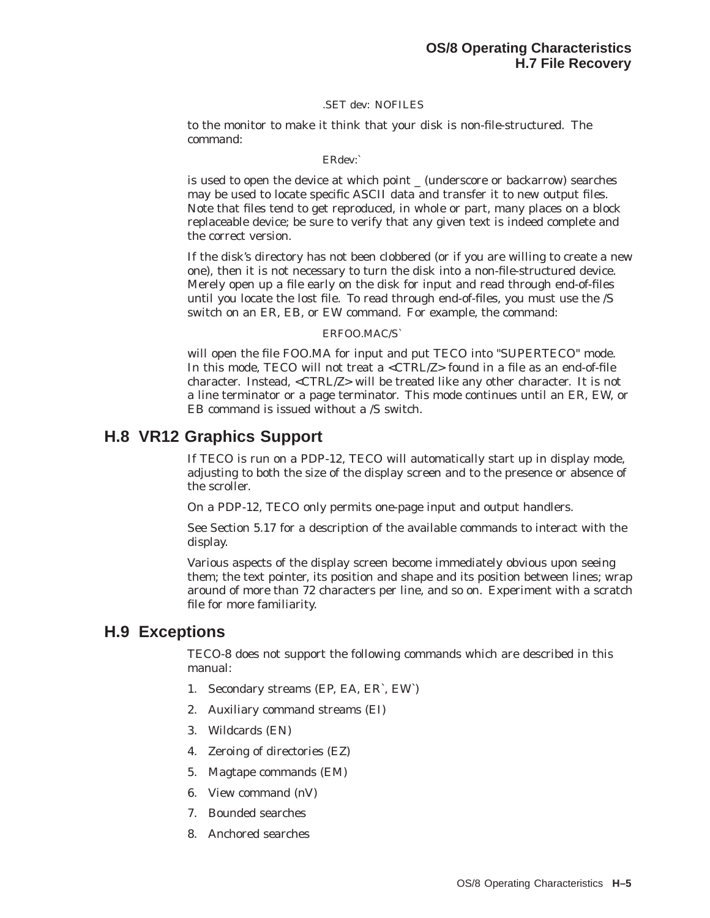```
.SET dev: NOFILES
```

to the monitor to make it think that your disk is non-file-structured. The command:

```
ERdev:`
```

is used to open the device at which point _ (underscore or backarrow) searches may be used to locate specific ASCII data and transfer it to new output files. Note that files tend to get reproduced, in whole or part, many places on a block replaceable device; be sure to verify that any given text is indeed complete and the correct version.

If the disk's directory has not been clobbered (or if you are willing to create a new one), then it is not necessary to turn the disk into a non-file-structured device. Merely open up a file early on the disk for input and read through end-of-files until you locate the lost file. To read through end-of-files, you must use the /S switch on an ER, EB, or EW command. For example, the command:

```
ERFOO.MAC/S`
```

will open the file FOO.MA for input and put TECO into "SUPERTECO" mode. In this mode, TECO will not treat a <CTRL/Z> found in a file as an end-of-file character. Instead, <CTRL/Z> will be treated like any other character. It is not a line terminator or a page terminator. This mode continues until an ER, EW, or EB command is issued without a /S switch.

## H.8 VR12 Graphics Support

If TECO is run on a PDP-12, TECO will automatically start up in display mode, adjusting to both the size of the display screen and to the presence or absence of the scroller.

On a PDP-12, TECO only permits one-page input and output handlers.

See Section 5.17 for a description of the available commands to interact with the display.

Various aspects of the display screen become immediately obvious upon seeing them; the text pointer, its position and shape and its position between lines; wrap around of more than 72 characters per line, and so on. Experiment with a scratch file for more familiarity.

## H.9 Exceptions

TECO-8 does not support the following commands which are described in this manual:

1. Secondary streams (EP, EA, ER`, EW`)
2. Auxiliary command streams (EI)
3. Wildcards (EN)
4. Zeroing of directories (EZ)
5. Magtape commands (EM)
6. View command (nV)
7. Bounded searches
8. Anchored searches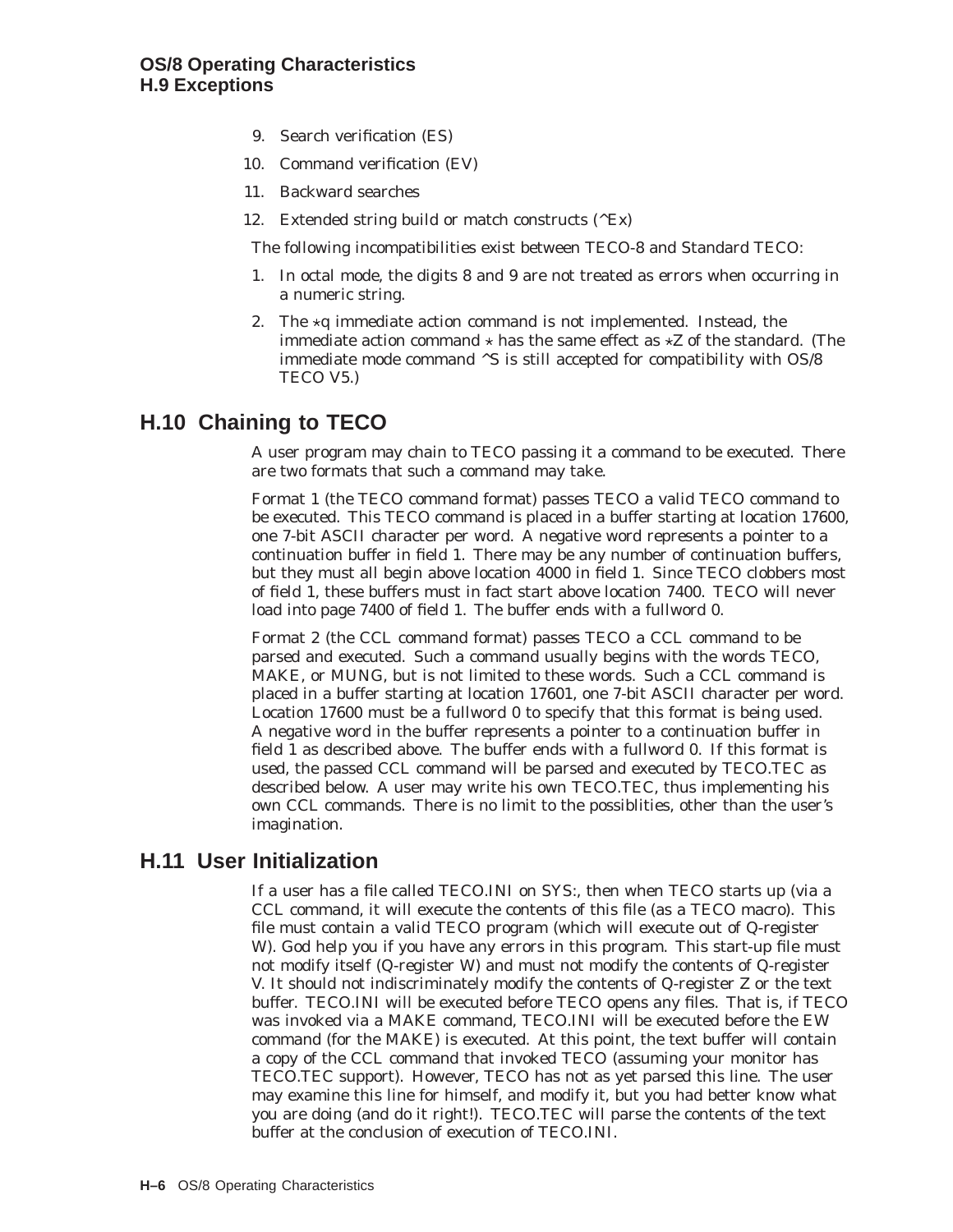9. Search verification (ES)
10. Command verification (EV)
11. Backward searches
12. Extended string build or match constructs (^Ex)

The following incompatibilities exist between TECO-8 and Standard TECO:

1. In octal mode, the digits 8 and 9 are not treated as errors when occurring in a numeric string.
2. The *q immediate action command is not implemented. Instead, the immediate action command * has the same effect as *Z of the standard. (The immediate mode command ^S is still accepted for compatibility with OS/8 TECO V5.)

## H.10 Chaining to TECO

A user program may chain to TECO passing it a command to be executed. There are two formats that such a command may take.

Format 1 (the TECO command format) passes TECO a valid TECO command to be executed. This TECO command is placed in a buffer starting at location 17600, one 7-bit ASCII character per word. A negative word represents a pointer to a continuation buffer in field 1. There may be any number of continuation buffers, but they must all begin above location 4000 in field 1. Since TECO clobbers most of field 1, these buffers must in fact start above location 7400. TECO will never load into page 7400 of field 1. The buffer ends with a fullword 0.

Format 2 (the CCL command format) passes TECO a CCL command to be parsed and executed. Such a command usually begins with the words TECO, MAKE, or MUNG, but is not limited to these words. Such a CCL command is placed in a buffer starting at location 17601, one 7-bit ASCII character per word. Location 17600 must be a fullword 0 to specify that this format is being used. A negative word in the buffer represents a pointer to a continuation buffer in field 1 as described above. The buffer ends with a fullword 0. If this format is used, the passed CCL command will be parsed and executed by TECO.TEC as described below. A user may write his own TECO.TEC, thus implementing his own CCL commands. There is no limit to the possiblities, other than the user's imagination.

## H.11 User Initialization

If a user has a file called TECO.INI on SYS:, then when TECO starts up (via a CCL command, it will execute the contents of this file (as a TECO macro). This file must contain a valid TECO program (which will execute out of Q-register W). God help you if you have any errors in this program. This start-up file must not modify itself (Q-register W) and must not modify the contents of Q-register V. It should not indiscriminately modify the contents of Q-register Z or the text buffer. TECO.INI will be executed before TECO opens any files. That is, if TECO was invoked via a MAKE command, TECO.INI will be executed before the EW command (for the MAKE) is executed. At this point, the text buffer will contain a copy of the CCL command that invoked TECO (assuming your monitor has TECO.TEC support). However, TECO has not as yet parsed this line. The user may examine this line for himself, and modify it, but you had better know what you are doing (and do it right!). TECO.TEC will parse the contents of the text buffer at the conclusion of execution of TECO.INI.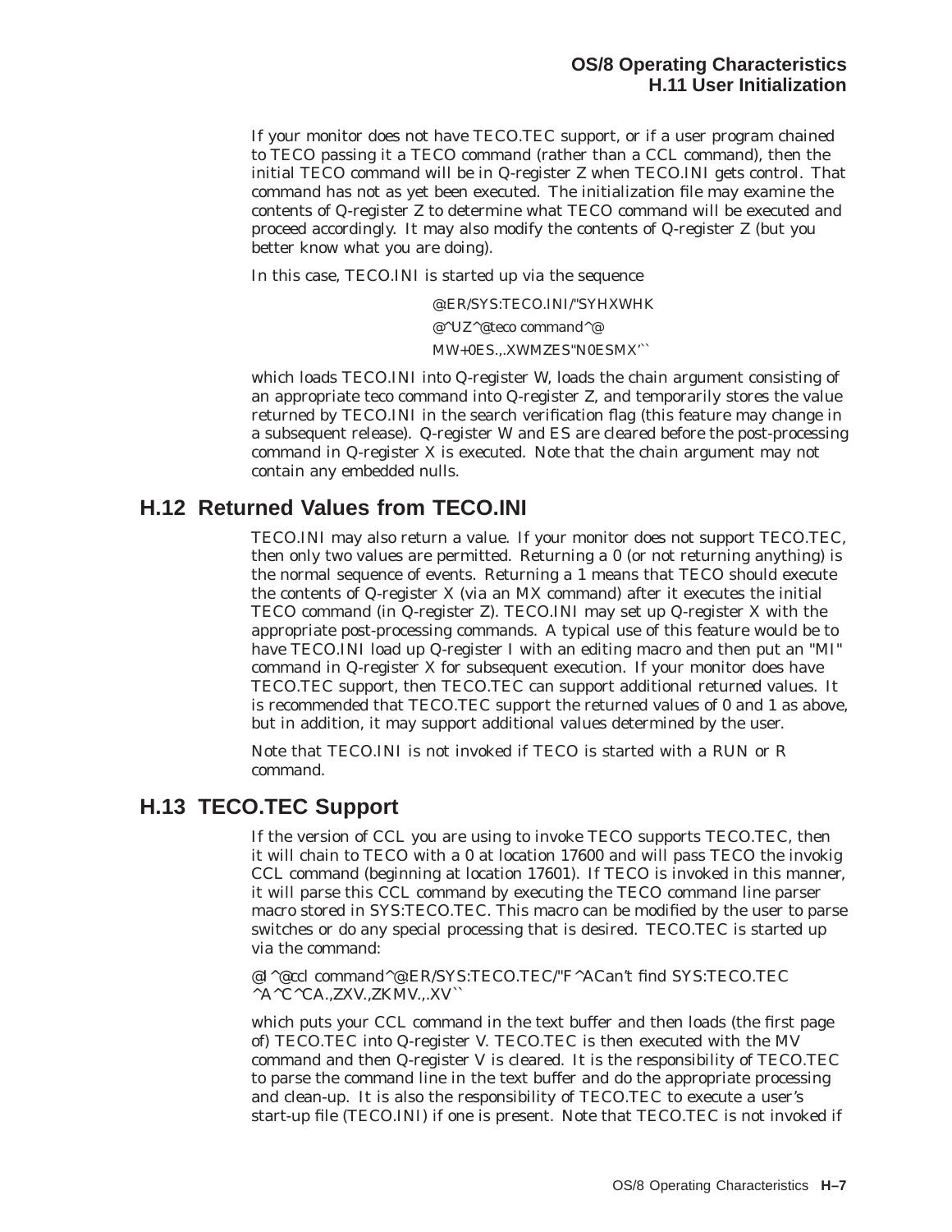If your monitor does not have TECO.TEC support, or if a user program chained to TECO passing it a TECO command (rather than a CCL command), then the initial TECO command will be in Q-register Z when TECO.INI gets control. That command has not as yet been executed. The initialization file may examine the contents of Q-register Z to determine what TECO command will be executed and proceed accordingly. It may also modify the contents of Q-register Z (but you better know what you are doing).

In this case, TECO.INI is started up via the sequence

```
@ER/SYS:TECO.INI/"SYHXWHK
@^UZ^@teco command^@
MW+0ES.,.XWMZES"N0ESMX'``
```

which loads TECO.INI into Q-register W, loads the chain argument consisting of an appropriate teco command into Q-register Z, and temporarily stores the value returned by TECO.INI in the search verification flag (this feature may change in a subsequent release). Q-register W and ES are cleared before the post-processing command in Q-register X is executed. Note that the chain argument may not contain any embedded nulls.

## H.12 Returned Values from TECO.INI

TECO.INI may also return a value. If your monitor does not support TECO.TEC, then only two values are permitted. Returning a 0 (or not returning anything) is the normal sequence of events. Returning a 1 means that TECO should execute the contents of Q-register X (via an MX command) after it executes the initial TECO command (in Q-register Z). TECO.INI may set up Q-register X with the appropriate post-processing commands. A typical use of this feature would be to have TECO.INI load up Q-register I with an editing macro and then put an "MI" command in Q-register X for subsequent execution. If your monitor does have TECO.TEC support, then TECO.TEC can support additional returned values. It is recommended that TECO.TEC support the returned values of 0 and 1 as above, but in addition, it may support additional values determined by the user.

Note that TECO.INI is not invoked if TECO is started with a RUN or R command.

## H.13 TECO.TEC Support

If the version of CCL you are using to invoke TECO supports TECO.TEC, then it will chain to TECO with a 0 at location 17600 and will pass TECO the invokig CCL command (beginning at location 17601). If TECO is invoked in this manner, it will parse this CCL command by executing the TECO command line parser macro stored in SYS:TECO.TEC. This macro can be modified by the user to parse switches or do any special processing that is desired. TECO.TEC is started up via the command:

```
@I^@ccl command^@.ER/SYS:TECO.TEC/"F^ACan't find SYS:TECO.TEC
^A^C^CA.,ZXV.,ZKMV.,.XV``
```

which puts your CCL command in the text buffer and then loads (the first page of) TECO.TEC into Q-register V. TECO.TEC is then executed with the MV command and then Q-register V is cleared. It is the responsibility of TECO.TEC to parse the command line in the text buffer and do the appropriate processing and clean-up. It is also the responsibility of TECO.TEC to execute a user's start-up file (TECO.INI) if one is present. Note that TECO.TEC is not invoked if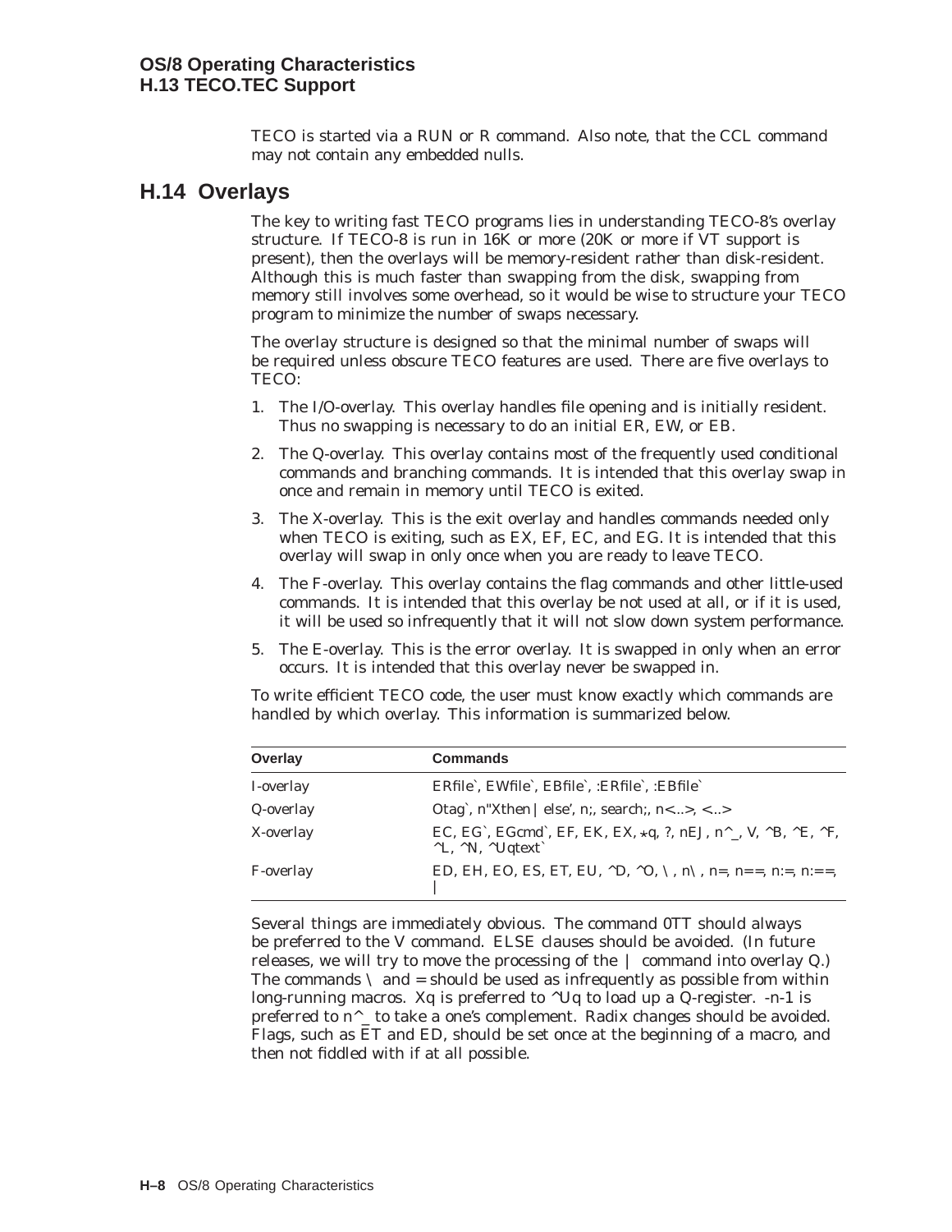TECO is started via a RUN or R command. Also note, that the CCL command may not contain any embedded nulls.

## H.14 Overlays

The key to writing fast TECO programs lies in understanding TECO-8's overlay structure. If TECO-8 is run in 16K or more (20K or more if VT support is present), then the overlays will be memory-resident rather than disk-resident. Although this is much faster than swapping from the disk, swapping from memory still involves some overhead, so it would be wise to structure your TECO program to minimize the number of swaps necessary.

The overlay structure is designed so that the minimal number of swaps will be required unless obscure TECO features are used. There are five overlays to TECO:

1. The I/O-overlay. This overlay handles file opening and is initially resident. Thus no swapping is necessary to do an initial ER, EW, or EB.
2. The Q-overlay. This overlay contains most of the frequently used conditional commands and branching commands. It is intended that this overlay swap in once and remain in memory until TECO is exited.
3. The X-overlay. This is the exit overlay and handles commands needed only when TECO is exiting, such as EX, EF, EC, and EG. It is intended that this overlay will swap in only once when you are ready to leave TECO.
4. The F-overlay. This overlay contains the flag commands and other little-used commands. It is intended that this overlay be not used at all, or if it is used, it will be used so infrequently that it will not slow down system performance.
5. The E-overlay. This is the error overlay. It is swapped in only when an error occurs. It is intended that this overlay never be swapped in.

To write efficient TECO code, the user must know exactly which commands are handled by which overlay. This information is summarized below.

| Overlay | Commands |
|---|---|
| I-overlay | ERfile`, EWfile`, EBfile`, :ERfile`, :EBfile` |
| Q-overlay | Otag`, n"Xthen \| else', n;, search;, n<...>, <...> |
| X-overlay | EC, EG`, EGcmd`, EF, EK, EX, *q, ?, nEJ, n^_, V, ^B, ^E, ^F, ^L, ^N, ^Uqtext` |
| F-overlay | ED, EH, EO, ES, ET, EU, ^D, ^O, \ , n\ , n=, n==, n:=, n:==, \| |

Several things are immediately obvious. The command 0TT should always be preferred to the V command. ELSE clauses should be avoided. (In future releases, we will try to move the processing of the | command into overlay Q.) The commands \ and = should be used as infrequently as possible from within long-running macros. Xq is preferred to ^Uq to load up a Q-register. -n-1 is preferred to n^_ to take a one's complement. Radix changes should be avoided. Flags, such as ET and ED, should be set once at the beginning of a macro, and then not fiddled with if at all possible.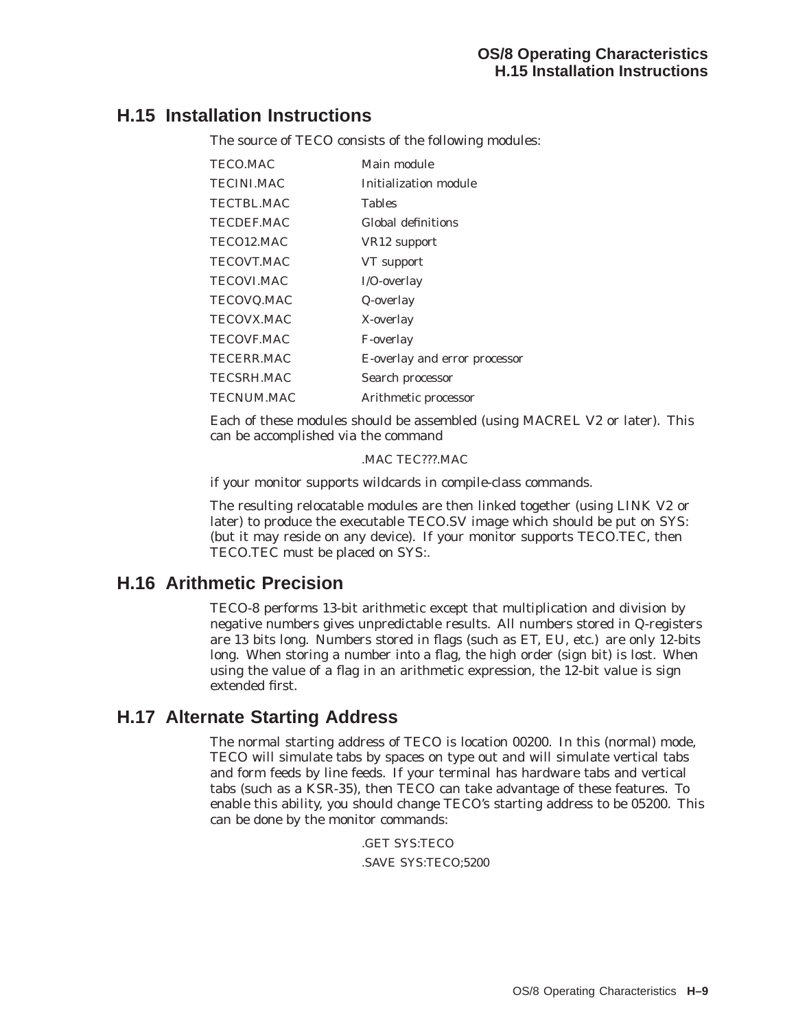## H.15 Installation Instructions

The source of TECO consists of the following modules:

| | |
|---|---|
| TECO.MAC | Main module |
| TECINI.MAC | Initialization module |
| TECTBL.MAC | Tables |
| TECDEF.MAC | Global definitions |
| TECO12.MAC | VR12 support |
| TECOVT.MAC | VT support |
| TECOVI.MAC | I/O-overlay |
| TECOVQ.MAC | Q-overlay |
| TECOVX.MAC | X-overlay |
| TECOVF.MAC | F-overlay |
| TECERR.MAC | E-overlay and error processor |
| TECSRH.MAC | Search processor |
| TECNUM.MAC | Arithmetic processor |

Each of these modules should be assembled (using MACREL V2 or later). This can be accomplished via the command

```
.MAC TEC???.MAC
```

if your monitor supports wildcards in compile-class commands.

The resulting relocatable modules are then linked together (using LINK V2 or later) to produce the executable TECO.SV image which should be put on SYS: (but it may reside on any device). If your monitor supports TECO.TEC, then TECO.TEC must be placed on SYS:.

## H.16 Arithmetic Precision

TECO-8 performs 13-bit arithmetic except that multiplication and division by negative numbers gives unpredictable results. All numbers stored in Q-registers are 13 bits long. Numbers stored in flags (such as ET, EU, etc.) are only 12-bits long. When storing a number into a flag, the high order (sign bit) is lost. When using the value of a flag in an arithmetic expression, the 12-bit value is sign extended first.

## H.17 Alternate Starting Address

The normal starting address of TECO is location 00200. In this (normal) mode, TECO will simulate tabs by spaces on type out and will simulate vertical tabs and form feeds by line feeds. If your terminal has hardware tabs and vertical tabs (such as a KSR-35), then TECO can take advantage of these features. To enable this ability, you should change TECO's starting address to be 05200. This can be done by the monitor commands:

```
.GET SYS:TECO
.SAVE SYS:TECO;5200
```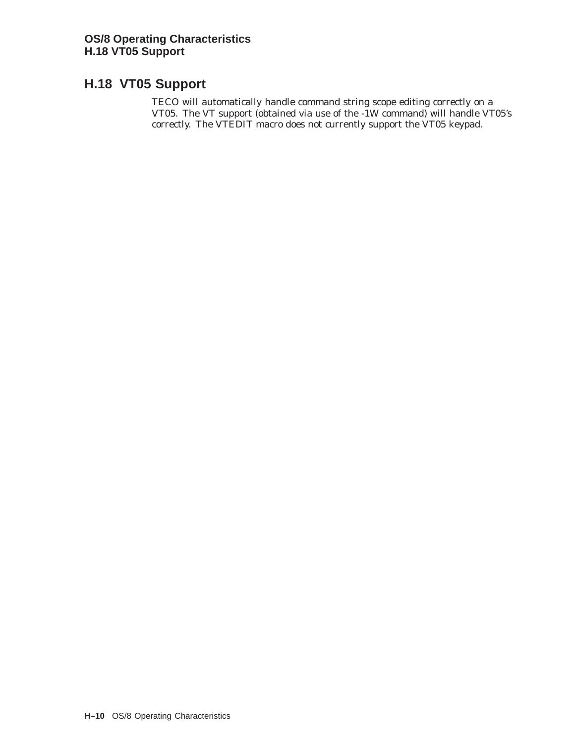## H.18 VT05 Support

TECO will automatically handle command string scope editing correctly on a VT05. The VT support (obtained via use of the -1W command) will handle VT05's correctly. The VTEDIT macro does not currently support the VT05 keypad.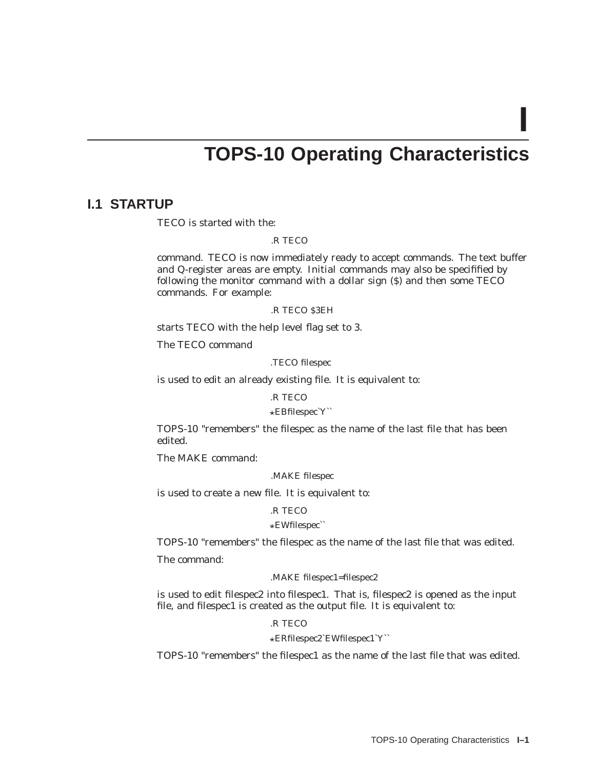# I TOPS-10 Operating Characteristics

## I.1 STARTUP

TECO is started with the:

```
.R TECO
```

command. TECO is now immediately ready to accept commands. The text buffer and Q-register areas are empty. Initial commands may also be specified by following the monitor command with a dollar sign ($) and then some TECO commands. For example:

```
.R TECO $3EH
```

starts TECO with the help level flag set to 3.

The TECO command

```
.TECO filespec
```

is used to edit an already existing file. It is equivalent to:

```
.R TECO
*EBfilespec`Y``
```

TOPS-10 "remembers" the filespec as the name of the last file that has been edited.

The MAKE command:

```
.MAKE filespec
```

is used to create a new file. It is equivalent to:

```
.R TECO
*EWfilespec``
```

TOPS-10 "remembers" the filespec as the name of the last file that was edited.

The command:

```
.MAKE filespec1=filespec2
```

is used to edit filespec2 into filespec1. That is, filespec2 is opened as the input file, and filespec1 is created as the output file. It is equivalent to:

```
.R TECO
*ERfilespec2`EWfilespec1`Y``
```

TOPS-10 "remembers" the filespec1 as the name of the last file that was edited.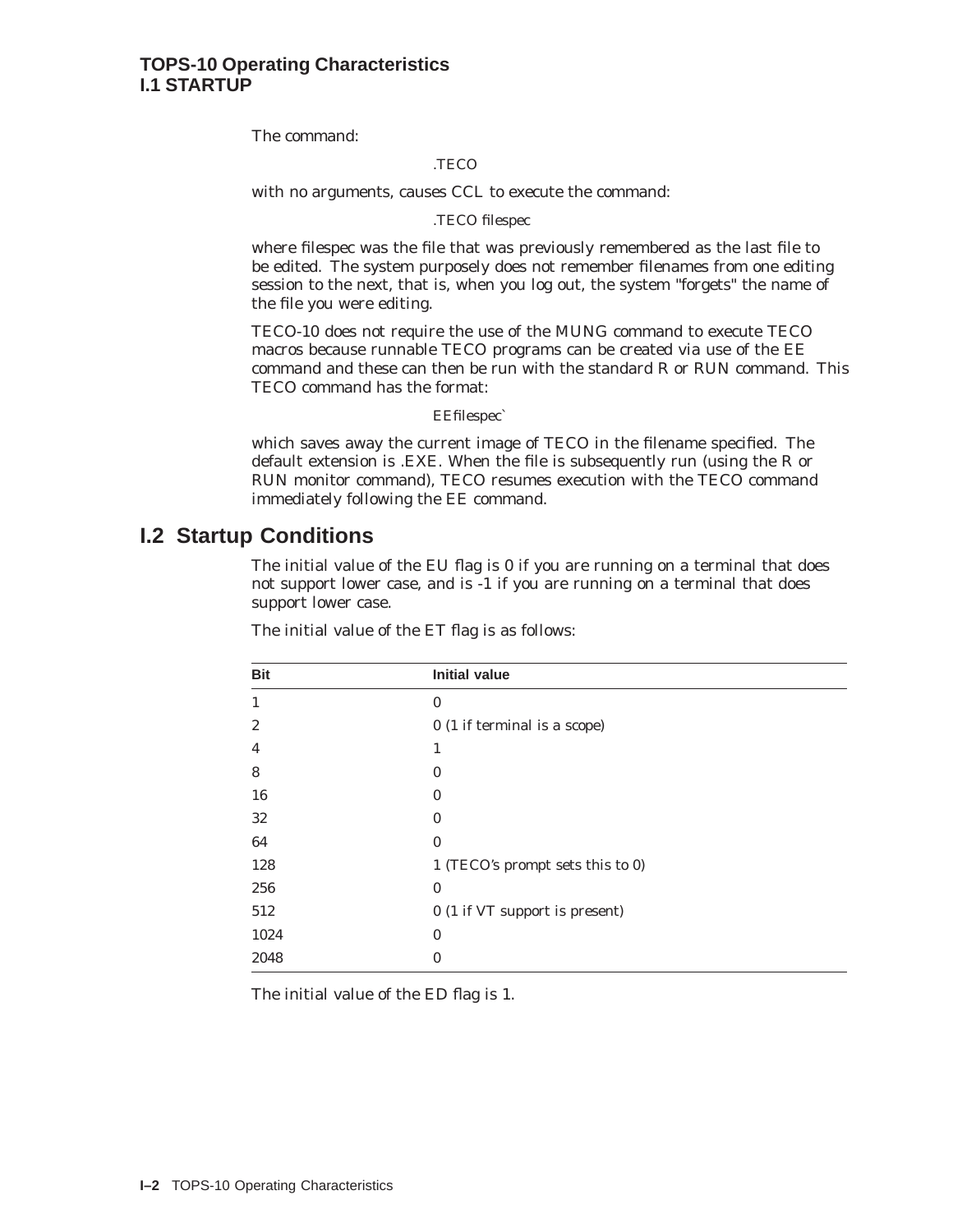The command:

.TECO

with no arguments, causes CCL to execute the command:

.TECO *filespec*

where filespec was the file that was previously remembered as the last file to be edited. The system purposely does not remember filenames from one editing session to the next, that is, when you log out, the system "forgets" the name of the file you were editing.

TECO-10 does not require the use of the MUNG command to execute TECO macros because runnable TECO programs can be created via use of the EE command and these can then be run with the standard R or RUN command. This TECO command has the format:

EE*filespec*`

which saves away the current image of TECO in the filename specified. The default extension is .EXE. When the file is subsequently run (using the R or RUN monitor command), TECO resumes execution with the TECO command immediately following the EE command.

## I.2 Startup Conditions

The initial value of the EU flag is 0 if you are running on a terminal that does not support lower case, and is -1 if you are running on a terminal that does support lower case.

The initial value of the ET flag is as follows:

| Bit | Initial value |
|---|---|
| 1 | 0 |
| 2 | 0 (1 if terminal is a scope) |
| 4 | 1 |
| 8 | 0 |
| 16 | 0 |
| 32 | 0 |
| 64 | 0 |
| 128 | 1 (TECO's prompt sets this to 0) |
| 256 | 0 |
| 512 | 0 (1 if VT support is present) |
| 1024 | 0 |
| 2048 | 0 |

The initial value of the ED flag is 1.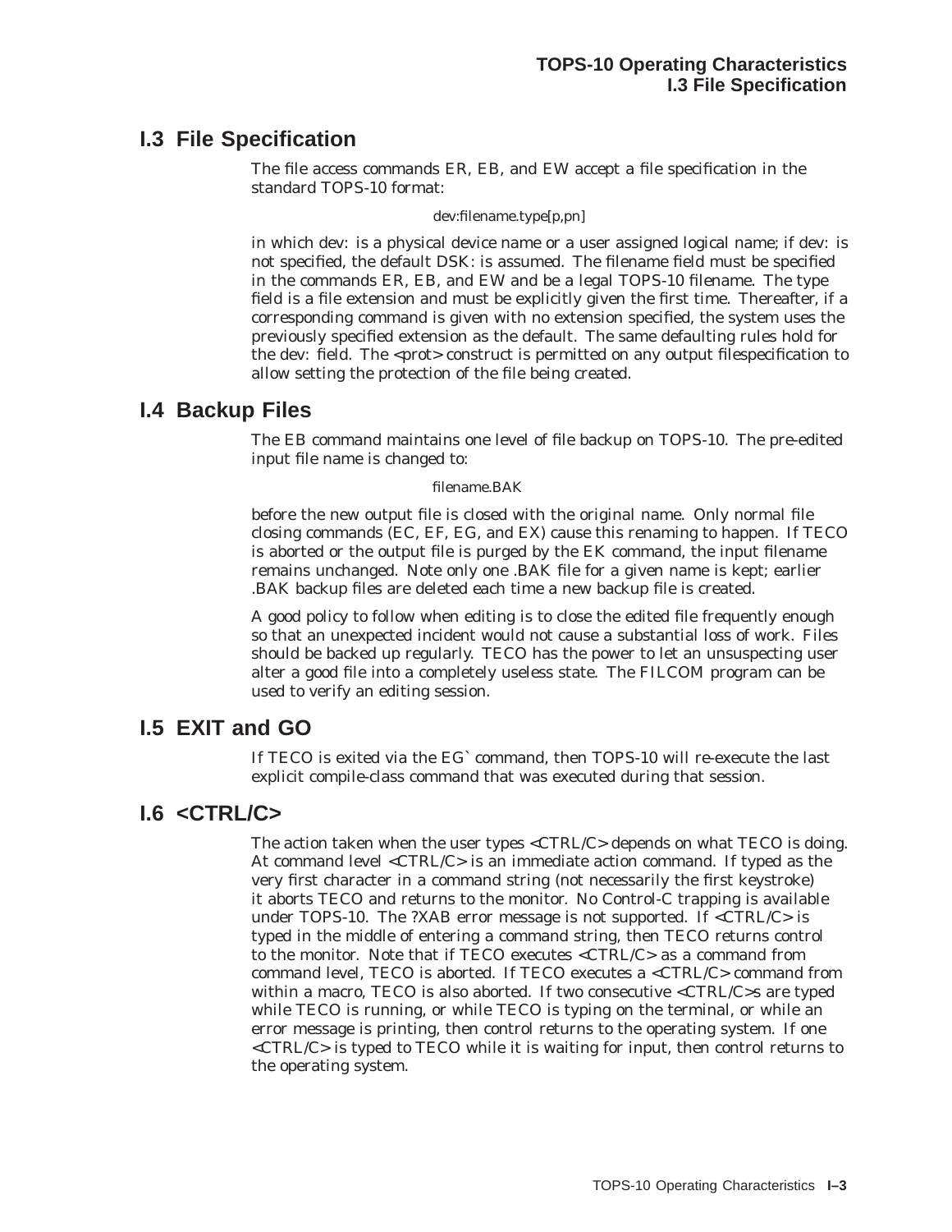## I.3 File Specification

The file access commands ER, EB, and EW accept a file specification in the standard TOPS-10 format:

dev:filename.type[p,pn]

in which dev: is a physical device name or a user assigned logical name; if dev: is not specified, the default DSK: is assumed. The filename field must be specified in the commands ER, EB, and EW and be a legal TOPS-10 filename. The type field is a file extension and must be explicitly given the first time. Thereafter, if a corresponding command is given with no extension specified, the system uses the previously specified extension as the default. The same defaulting rules hold for the dev: field. The <prot> construct is permitted on any output filespecification to allow setting the protection of the file being created.

## I.4 Backup Files

The EB command maintains one level of file backup on TOPS-10. The pre-edited input file name is changed to:

filename.BAK

before the new output file is closed with the original name. Only normal file closing commands (EC, EF, EG, and EX) cause this renaming to happen. If TECO is aborted or the output file is purged by the EK command, the input filename remains unchanged. Note only one .BAK file for a given name is kept; earlier .BAK backup files are deleted each time a new backup file is created.

A good policy to follow when editing is to close the edited file frequently enough so that an unexpected incident would not cause a substantial loss of work. Files should be backed up regularly. TECO has the power to let an unsuspecting user alter a good file into a completely useless state. The FILCOM program can be used to verify an editing session.

## I.5 EXIT and GO

If TECO is exited via the EG` command, then TOPS-10 will re-execute the last explicit compile-class command that was executed during that session.

## I.6 <CTRL/C>

The action taken when the user types <CTRL/C> depends on what TECO is doing. At command level <CTRL/C> is an immediate action command. If typed as the very first character in a command string (not necessarily the first keystroke) it aborts TECO and returns to the monitor. No Control-C trapping is available under TOPS-10. The ?XAB error message is not supported. If <CTRL/C> is typed in the middle of entering a command string, then TECO returns control to the monitor. Note that if TECO executes <CTRL/C> as a command from command level, TECO is aborted. If TECO executes a <CTRL/C> command from within a macro, TECO is also aborted. If two consecutive <CTRL/C>s are typed while TECO is running, or while TECO is typing on the terminal, or while an error message is printing, then control returns to the operating system. If one <CTRL/C> is typed to TECO while it is waiting for input, then control returns to the operating system.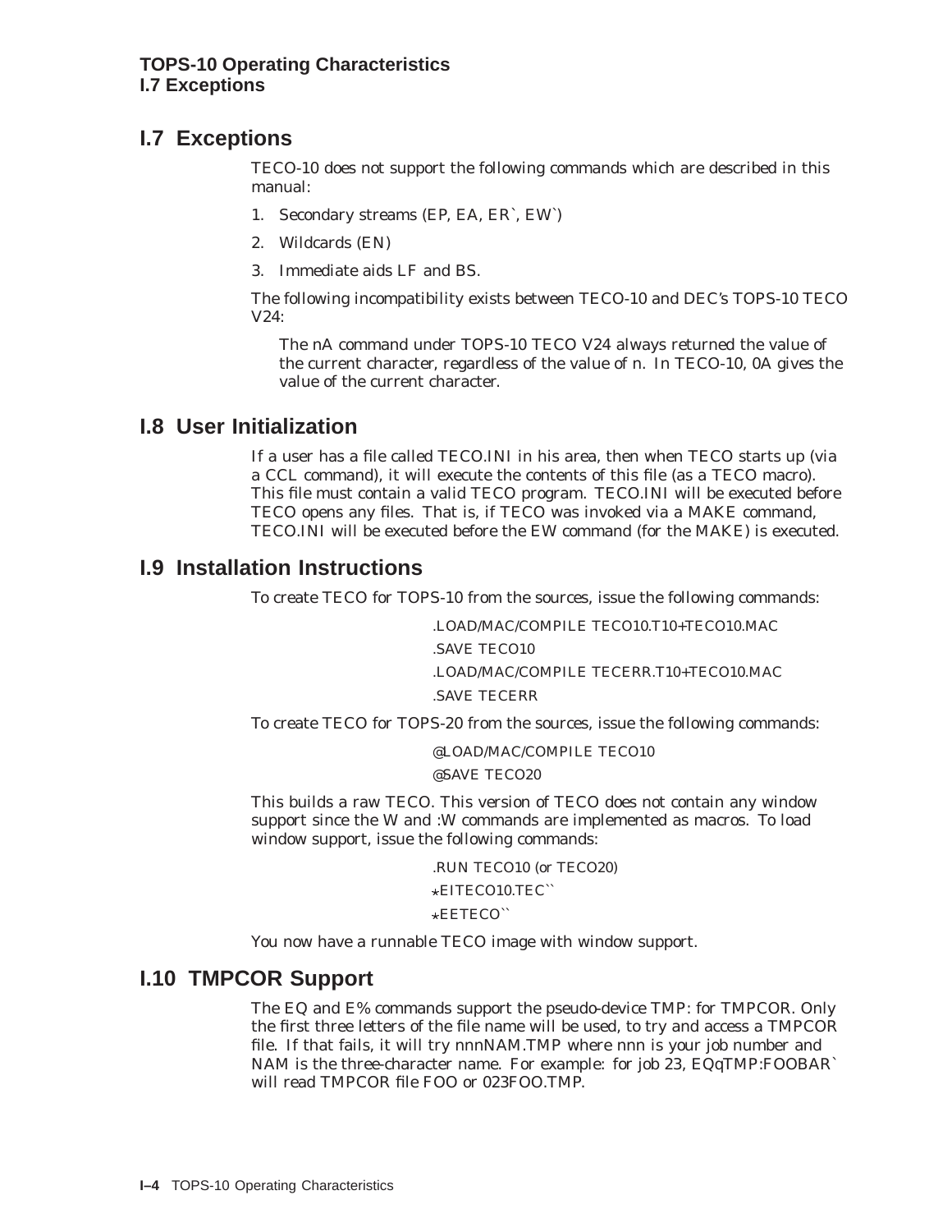## I.7 Exceptions

TECO-10 does not support the following commands which are described in this manual:

1. Secondary streams (EP, EA, ER`, EW`)
2. Wildcards (EN)
3. Immediate aids LF and BS.

The following incompatibility exists between TECO-10 and DEC's TOPS-10 TECO V24:

> The nA command under TOPS-10 TECO V24 always returned the value of the current character, regardless of the value of n. In TECO-10, 0A gives the value of the current character.

## I.8 User Initialization

If a user has a file called TECO.INI in his area, then when TECO starts up (via a CCL command), it will execute the contents of this file (as a TECO macro). This file must contain a valid TECO program. TECO.INI will be executed before TECO opens any files. That is, if TECO was invoked via a MAKE command, TECO.INI will be executed before the EW command (for the MAKE) is executed.

## I.9 Installation Instructions

To create TECO for TOPS-10 from the sources, issue the following commands:

```
.LOAD/MAC/COMPILE TECO10.T10+TECO10.MAC
.SAVE TECO10
.LOAD/MAC/COMPILE TECERR.T10+TECO10.MAC
.SAVE TECERR
```

To create TECO for TOPS-20 from the sources, issue the following commands:

```
@LOAD/MAC/COMPILE TECO10
@SAVE TECO20
```

This builds a raw TECO. This version of TECO does not contain any window support since the W and :W commands are implemented as macros. To load window support, issue the following commands:

```
.RUN TECO10 (or TECO20)
*EITECO10.TEC``
*EETECO``
```

You now have a runnable TECO image with window support.

## I.10 TMPCOR Support

The EQ and E% commands support the pseudo-device TMP: for TMPCOR. Only the first three letters of the file name will be used, to try and access a TMPCOR file. If that fails, it will try nnnNAM.TMP where nnn is your job number and NAM is the three-character name. For example: for job 23, EQqTMP:FOOBAR` will read TMPCOR file FOO or 023FOO.TMP.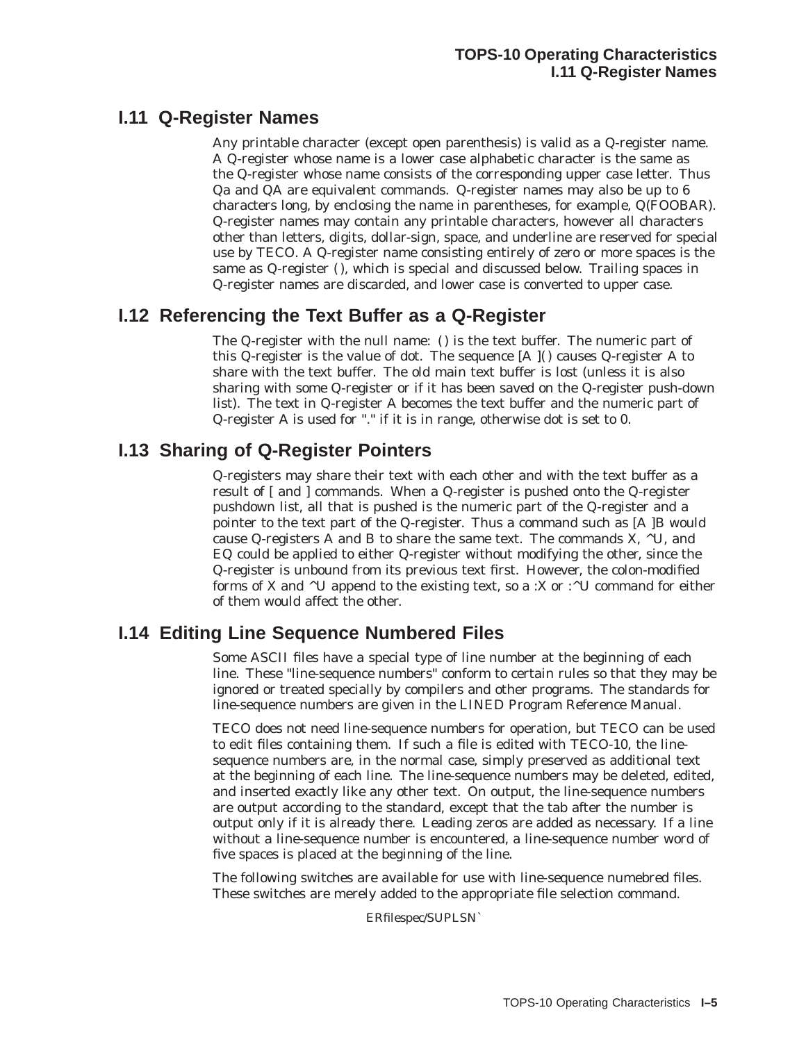## I.11 Q-Register Names

Any printable character (except open parenthesis) is valid as a Q-register name. A Q-register whose name is a lower case alphabetic character is the same as the Q-register whose name consists of the corresponding upper case letter. Thus Qa and QA are equivalent commands. Q-register names may also be up to 6 characters long, by enclosing the name in parentheses, for example, Q(FOOBAR). Q-register names may contain any printable characters, however all characters other than letters, digits, dollar-sign, space, and underline are reserved for special use by TECO. A Q-register name consisting entirely of zero or more spaces is the same as Q-register ( ), which is special and discussed below. Trailing spaces in Q-register names are discarded, and lower case is converted to upper case.

## I.12 Referencing the Text Buffer as a Q-Register

The Q-register with the null name: ( ) is the text buffer. The numeric part of this Q-register is the value of dot. The sequence [A ]( ) causes Q-register A to share with the text buffer. The old main text buffer is lost (unless it is also sharing with some Q-register or if it has been saved on the Q-register push-down list). The text in Q-register A becomes the text buffer and the numeric part of Q-register A is used for "." if it is in range, otherwise dot is set to 0.

## I.13 Sharing of Q-Register Pointers

Q-registers may share their text with each other and with the text buffer as a result of [ and ] commands. When a Q-register is pushed onto the Q-register pushdown list, all that is pushed is the numeric part of the Q-register and a pointer to the text part of the Q-register. Thus a command such as [A ]B would cause Q-registers A and B to share the same text. The commands X, ^U, and EQ could be applied to either Q-register without modifying the other, since the Q-register is unbound from its previous text first. However, the colon-modified forms of X and ^U append to the existing text, so a :X or :^U command for either of them would affect the other.

## I.14 Editing Line Sequence Numbered Files

Some ASCII files have a special type of line number at the beginning of each line. These "line-sequence numbers" conform to certain rules so that they may be ignored or treated specially by compilers and other programs. The standards for line-sequence numbers are given in the LINED Program Reference Manual.

TECO does not need line-sequence numbers for operation, but TECO can be used to edit files containing them. If such a file is edited with TECO-10, the line-sequence numbers are, in the normal case, simply preserved as additional text at the beginning of each line. The line-sequence numbers may be deleted, edited, and inserted exactly like any other text. On output, the line-sequence numbers are output according to the standard, except that the tab after the number is output only if it is already there. Leading zeros are added as necessary. If a line without a line-sequence number is encountered, a line-sequence number word of five spaces is placed at the beginning of the line.

The following switches are available for use with line-sequence numebred files. These switches are merely added to the appropriate file selection command.

ERfilespec/SUPLSN`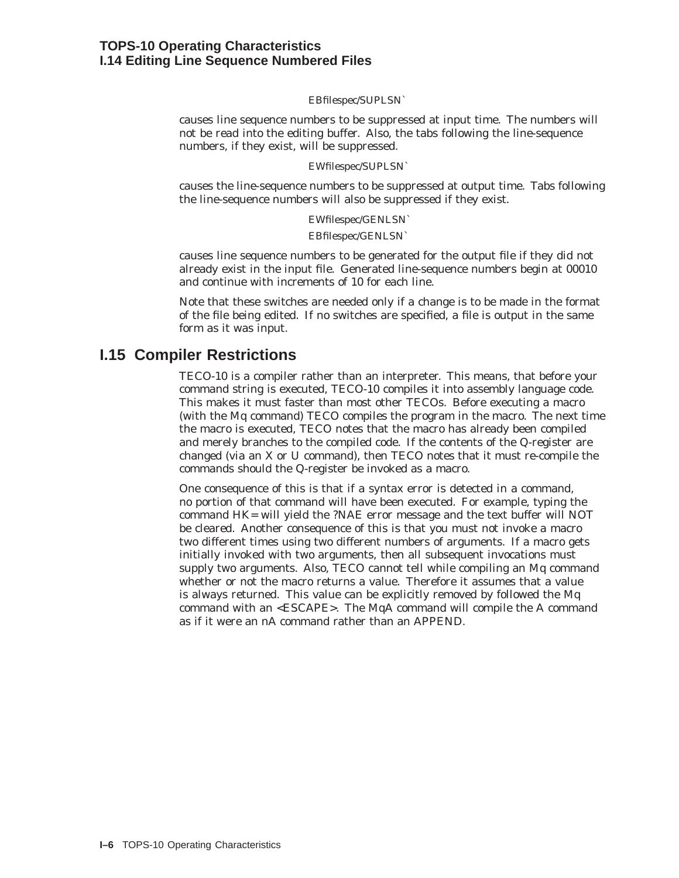EBfilespec/SUPLSN`

causes line sequence numbers to be suppressed at input time. The numbers will not be read into the editing buffer. Also, the tabs following the line-sequence numbers, if they exist, will be suppressed.

EWfilespec/SUPLSN`

causes the line-sequence numbers to be suppressed at output time. Tabs following the line-sequence numbers will also be suppressed if they exist.

EWfilespec/GENLSN`

EBfilespec/GENLSN`

causes line sequence numbers to be generated for the output file if they did not already exist in the input file. Generated line-sequence numbers begin at 00010 and continue with increments of 10 for each line.

Note that these switches are needed only if a change is to be made in the format of the file being edited. If no switches are specified, a file is output in the same form as it was input.

## I.15 Compiler Restrictions

TECO-10 is a compiler rather than an interpreter. This means, that before your command string is executed, TECO-10 compiles it into assembly language code. This makes it must faster than most other TECOs. Before executing a macro (with the Mq command) TECO compiles the program in the macro. The next time the macro is executed, TECO notes that the macro has already been compiled and merely branches to the compiled code. If the contents of the Q-register are changed (via an X or U command), then TECO notes that it must re-compile the commands should the Q-register be invoked as a macro.

One consequence of this is that if a syntax error is detected in a command, no portion of that command will have been executed. For example, typing the command HK= will yield the ?NAE error message and the text buffer will NOT be cleared. Another consequence of this is that you must not invoke a macro two different times using two different numbers of arguments. If a macro gets initially invoked with two arguments, then all subsequent invocations must supply two arguments. Also, TECO cannot tell while compiling an Mq command whether or not the macro returns a value. Therefore it assumes that a value is always returned. This value can be explicitly removed by followed the Mq command with an <ESCAPE>. The MqA command will compile the A command as if it were an nA command rather than an APPEND.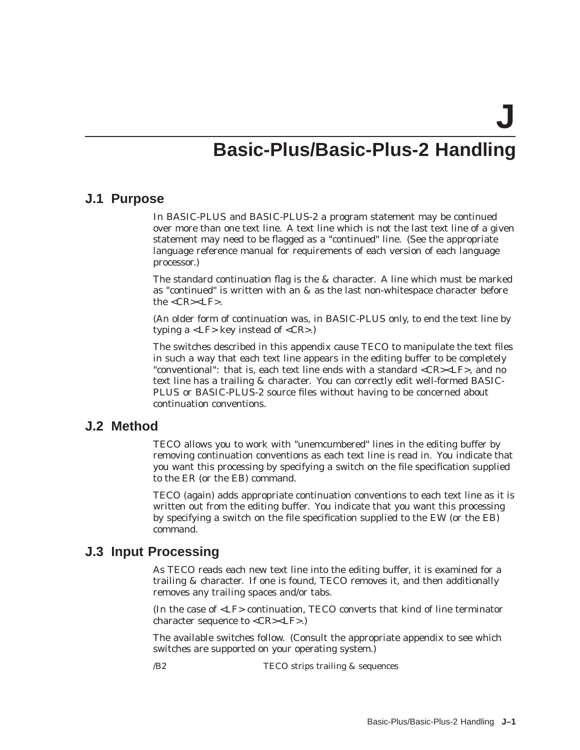# J Basic-Plus/Basic-Plus-2 Handling

## J.1 Purpose

In BASIC-PLUS and BASIC-PLUS-2 a program statement may be continued over more than one text line. A text line which is not the last text line of a given statement may need to be flagged as a "continued" line. (See the appropriate language reference manual for requirements of each version of each language processor.)

The standard continuation flag is the & character. A line which must be marked as "continued" is written with an & as the last non-whitespace character before the <CR><LF>.

(An older form of continuation was, in BASIC-PLUS only, to end the text line by typing a <LF> key instead of <CR>.)

The switches described in this appendix cause TECO to manipulate the text files in such a way that each text line appears in the editing buffer to be completely "conventional": that is, each text line ends with a standard <CR><LF>, and no text line has a trailing & character. You can correctly edit well-formed BASIC-PLUS or BASIC-PLUS-2 source files without having to be concerned about continuation conventions.

## J.2 Method

TECO allows you to work with "unemcumbered" lines in the editing buffer by removing continuation conventions as each text line is read in. You indicate that you want this processing by specifying a switch on the file specification supplied to the ER (or the EB) command.

TECO (again) adds appropriate continuation conventions to each text line as it is written out from the editing buffer. You indicate that you want this processing by specifying a switch on the file specification supplied to the EW (or the EB) command.

## J.3 Input Processing

As TECO reads each new text line into the editing buffer, it is examined for a trailing & character. If one is found, TECO removes it, and then additionally removes any trailing spaces and/or tabs.

(In the case of <LF> continuation, TECO converts that kind of line terminator character sequence to <CR><LF>.)

The available switches follow. (Consult the appropriate appendix to see which switches are supported on your operating system.)

| | |
|---|---|
| /B2 | TECO strips trailing & sequences |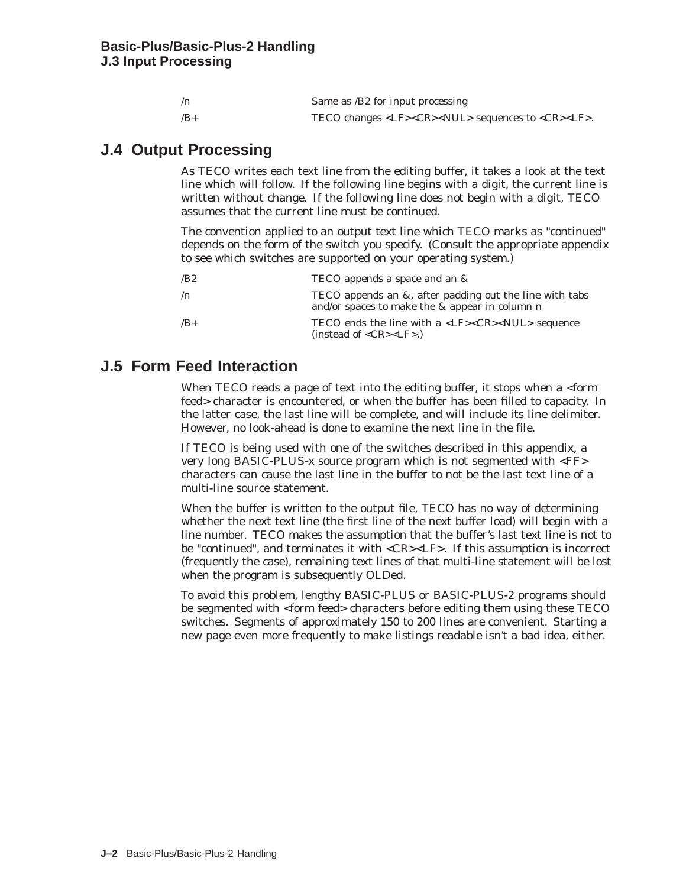| | |
|---|---|
| /n | Same as /B2 for input processing |
| /B+ | TECO changes <LF><CR><NUL> sequences to <CR><LF>. |

## J.4 Output Processing

As TECO writes each text line from the editing buffer, it takes a look at the text line which will follow. If the following line begins with a digit, the current line is written without change. If the following line does not begin with a digit, TECO assumes that the current line must be continued.

The convention applied to an output text line which TECO marks as "continued" depends on the form of the switch you specify. (Consult the appropriate appendix to see which switches are supported on your operating system.)

| | |
|---|---|
| /B2 | TECO appends a space and an & |
| /n | TECO appends an &, after padding out the line with tabs and/or spaces to make the & appear in column n |
| /B+ | TECO ends the line with a <LF><CR><NUL> sequence (instead of <CR><LF>.) |

## J.5 Form Feed Interaction

When TECO reads a page of text into the editing buffer, it stops when a <form feed> character is encountered, or when the buffer has been filled to capacity. In the latter case, the last line will be complete, and will include its line delimiter. However, no look-ahead is done to examine the next line in the file.

If TECO is being used with one of the switches described in this appendix, a very long BASIC-PLUS-x source program which is not segmented with <FF> characters can cause the last line in the buffer to not be the last text line of a multi-line source statement.

When the buffer is written to the output file, TECO has no way of determining whether the next text line (the first line of the next buffer load) will begin with a line number. TECO makes the assumption that the buffer's last text line is not to be "continued", and terminates it with <CR><LF>. If this assumption is incorrect (frequently the case), remaining text lines of that multi-line statement will be lost when the program is subsequently OLDed.

To avoid this problem, lengthy BASIC-PLUS or BASIC-PLUS-2 programs should be segmented with <form feed> characters before editing them using these TECO switches. Segments of approximately 150 to 200 lines are convenient. Starting a new page even more frequently to make listings readable isn't a bad idea, either.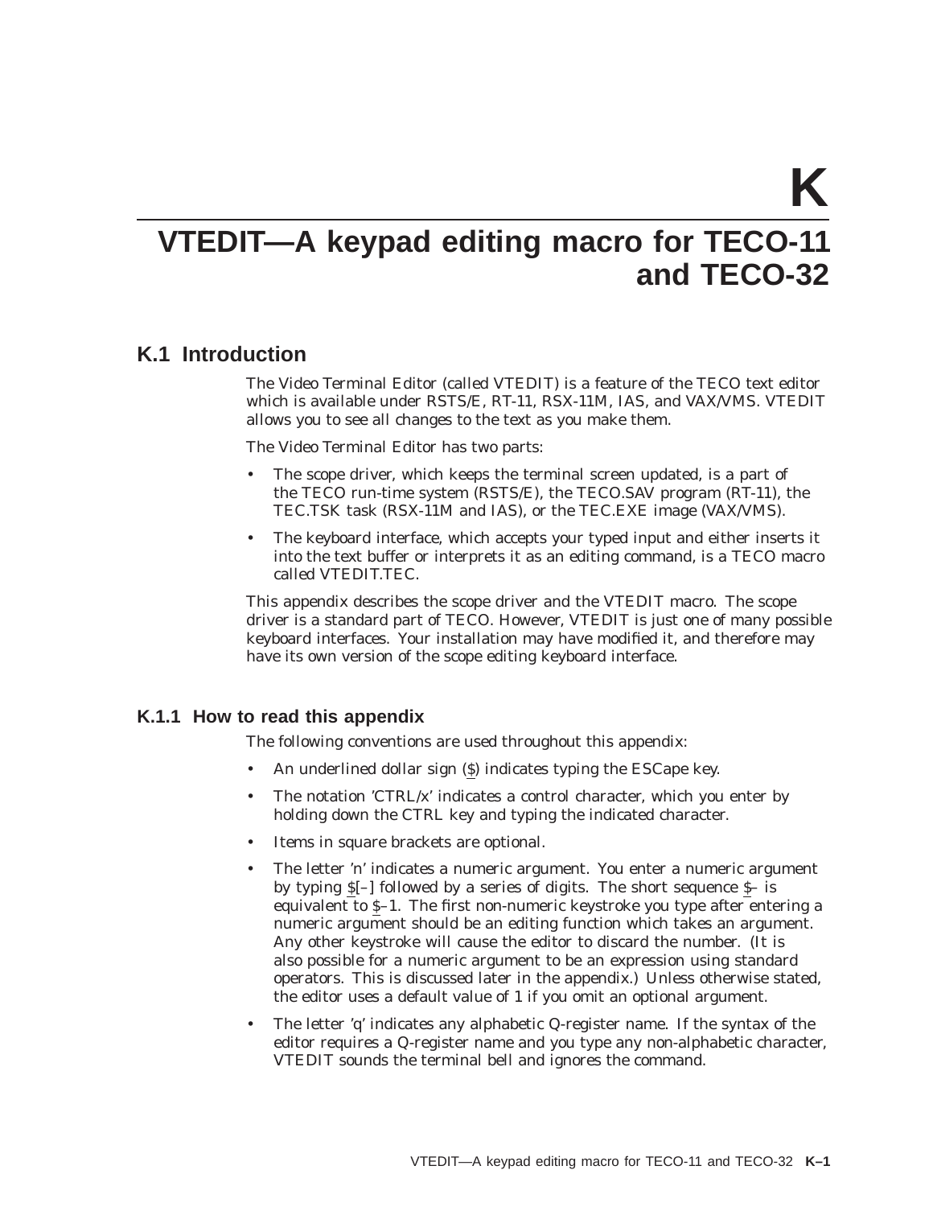# K

# VTEDIT—A keypad editing macro for TECO-11 and TECO-32

## K.1 Introduction

The Video Terminal Editor (called VTEDIT) is a feature of the TECO text editor which is available under RSTS/E, RT-11, RSX-11M, IAS, and VAX/VMS. VTEDIT allows you to see all changes to the text as you make them.

The Video Terminal Editor has two parts:

- The scope driver, which keeps the terminal screen updated, is a part of the TECO run-time system (RSTS/E), the TECO.SAV program (RT-11), the TEC.TSK task (RSX-11M and IAS), or the TEC.EXE image (VAX/VMS).
- The keyboard interface, which accepts your typed input and either inserts it into the text buffer or interprets it as an editing command, is a TECO macro called VTEDIT.TEC.

This appendix describes the scope driver and the VTEDIT macro. The scope driver is a standard part of TECO. However, VTEDIT is just one of many possible keyboard interfaces. Your installation may have modified it, and therefore may have its own version of the scope editing keyboard interface.

### K.1.1 How to read this appendix

The following conventions are used throughout this appendix:

- An underlined dollar sign (<u>$</u>) indicates typing the ESCape key.
- The notation 'CTRL/x' indicates a control character, which you enter by holding down the CTRL key and typing the indicated character.
- Items in square brackets are optional.
- The letter 'n' indicates a numeric argument. You enter a numeric argument by typing <u>$</u>[–] followed by a series of digits. The short sequence <u>$</u>– is equivalent to <u>$</u>–1. The first non-numeric keystroke you type after entering a numeric argument should be an editing function which takes an argument. Any other keystroke will cause the editor to discard the number. (It is also possible for a numeric argument to be an expression using standard operators. This is discussed later in the appendix.) Unless otherwise stated, the editor uses a default value of 1 if you omit an optional argument.
- The letter 'q' indicates any alphabetic Q-register name. If the syntax of the editor requires a Q-register name and you type any non-alphabetic character, VTEDIT sounds the terminal bell and ignores the command.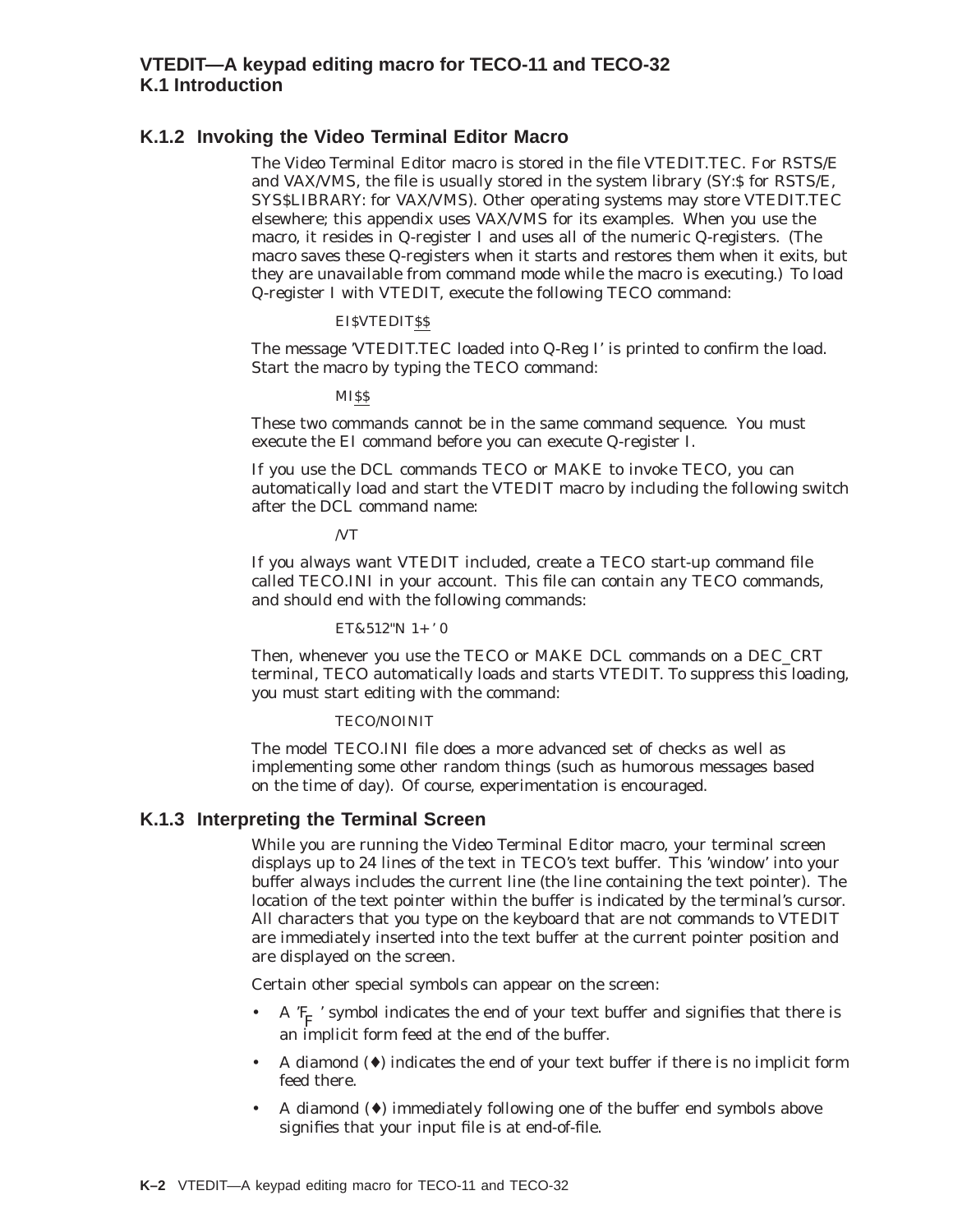## K.1.2 Invoking the Video Terminal Editor Macro

The Video Terminal Editor macro is stored in the file VTEDIT.TEC. For RSTS/E and VAX/VMS, the file is usually stored in the system library (SY:$ for RSTS/E, SYS$LIBRARY: for VAX/VMS). Other operating systems may store VTEDIT.TEC elsewhere; this appendix uses VAX/VMS for its examples. When you use the macro, it resides in Q-register I and uses all of the numeric Q-registers. (The macro saves these Q-registers when it starts and restores them when it exits, but they are unavailable from command mode while the macro is executing.) To load Q-register I with VTEDIT, execute the following TECO command:

```
EI$VTEDIT$$
```

The message 'VTEDIT.TEC loaded into Q-Reg I' is printed to confirm the load. Start the macro by typing the TECO command:

```
MI$$
```

These two commands cannot be in the same command sequence. You must execute the EI command before you can execute Q-register I.

If you use the DCL commands TECO or MAKE to invoke TECO, you can automatically load and start the VTEDIT macro by including the following switch after the DCL command name:

```
/VT
```

If you always want VTEDIT included, create a TECO start-up command file called TECO.INI in your account. This file can contain any TECO commands, and should end with the following commands:

```
ET&512"N 1+ ' 0
```

Then, whenever you use the TECO or MAKE DCL commands on a DEC_CRT terminal, TECO automatically loads and starts VTEDIT. To suppress this loading, you must start editing with the command:

```
TECO/NOINIT
```

The model TECO.INI file does a more advanced set of checks as well as implementing some other random things (such as humorous messages based on the time of day). Of course, experimentation is encouraged.

## K.1.3 Interpreting the Terminal Screen

While you are running the Video Terminal Editor macro, your terminal screen displays up to 24 lines of the text in TECO's text buffer. This 'window' into your buffer always includes the current line (the line containing the text pointer). The location of the text pointer within the buffer is indicated by the terminal's cursor. All characters that you type on the keyboard that are not commands to VTEDIT are immediately inserted into the text buffer at the current pointer position and are displayed on the screen.

Certain other special symbols can appear on the screen:

- A '$F_F$' symbol indicates the end of your text buffer and signifies that there is an implicit form feed at the end of the buffer.
- A diamond (♦) indicates the end of your text buffer if there is no implicit form feed there.
- A diamond (♦) immediately following one of the buffer end symbols above signifies that your input file is at end-of-file.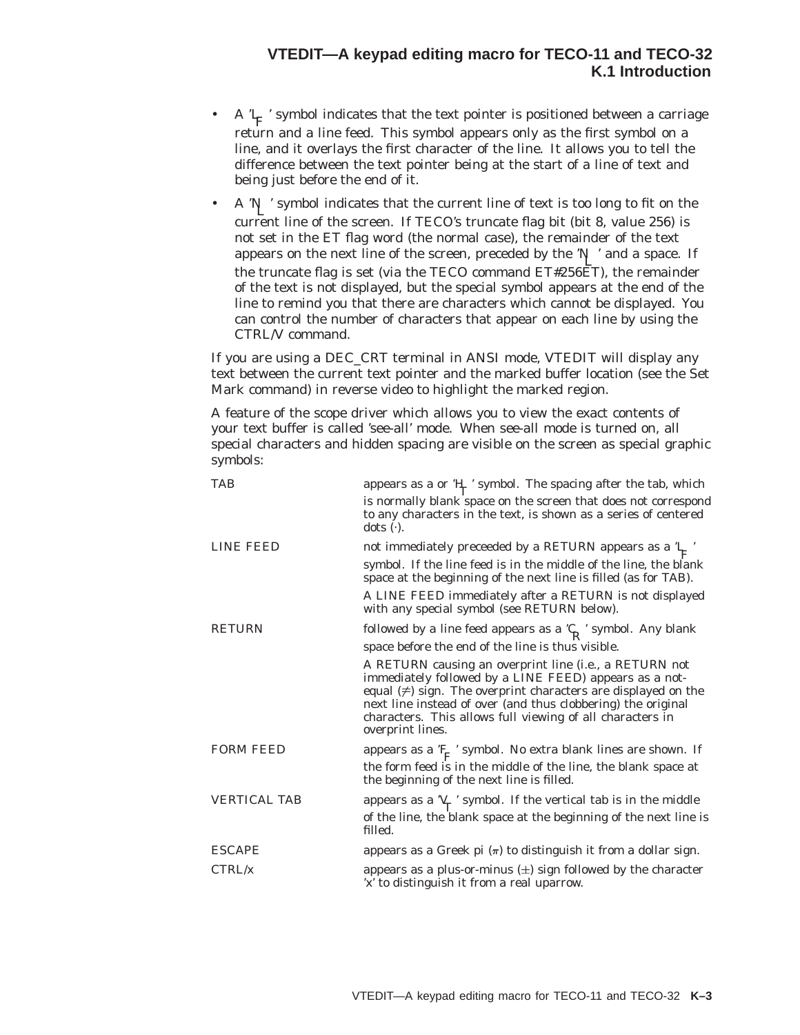- A 'LF' symbol indicates that the text pointer is positioned between a carriage return and a line feed. This symbol appears only as the first symbol on a line, and it overlays the first character of the line. It allows you to tell the difference between the text pointer being at the start of a line of text and being just before the end of it.
- A 'NL' symbol indicates that the current line of text is too long to fit on the current line of the screen. If TECO's truncate flag bit (bit 8, value 256) is not set in the ET flag word (the normal case), the remainder of the text appears on the next line of the screen, preceded by the 'NL' and a space. If the truncate flag is set (via the TECO command ET#256ET), the remainder of the text is not displayed, but the special symbol appears at the end of the line to remind you that there are characters which cannot be displayed. You can control the number of characters that appear on each line by using the CTRL/V command.

If you are using a DEC_CRT terminal in ANSI mode, VTEDIT will display any text between the current text pointer and the marked buffer location (see the Set Mark command) in reverse video to highlight the marked region.

A feature of the scope driver which allows you to view the exact contents of your text buffer is called 'see-all' mode. When see-all mode is turned on, all special characters and hidden spacing are visible on the screen as special graphic symbols:

| | |
|---|---|
| TAB | appears as a or 'HT' symbol. The spacing after the tab, which is normally blank space on the screen that does not correspond to any characters in the text, is shown as a series of centered dots (·). |
| LINE FEED | not immediately preceeded by a RETURN appears as a 'LF' symbol. If the line feed is in the middle of the line, the blank space at the beginning of the next line is filled (as for TAB).<br><br>A LINE FEED immediately after a RETURN is not displayed with any special symbol (see RETURN below). |
| RETURN | followed by a line feed appears as a 'CR' symbol. Any blank space before the end of the line is thus visible.<br><br>A RETURN causing an overprint line (i.e., a RETURN not immediately followed by a LINE FEED) appears as a not-equal (≠) sign. The overprint characters are displayed on the next line instead of over (and thus clobbering) the original characters. This allows full viewing of all characters in overprint lines. |
| FORM FEED | appears as a 'FF' symbol. No extra blank lines are shown. If the form feed is in the middle of the line, the blank space at the beginning of the next line is filled. |
| VERTICAL TAB | appears as a 'VT' symbol. If the vertical tab is in the middle of the line, the blank space at the beginning of the next line is filled. |
| ESCAPE | appears as a Greek pi ($\pi$) to distinguish it from a dollar sign. |
| CTRL/x | appears as a plus-or-minus (±) sign followed by the character 'x' to distinguish it from a real uparrow. |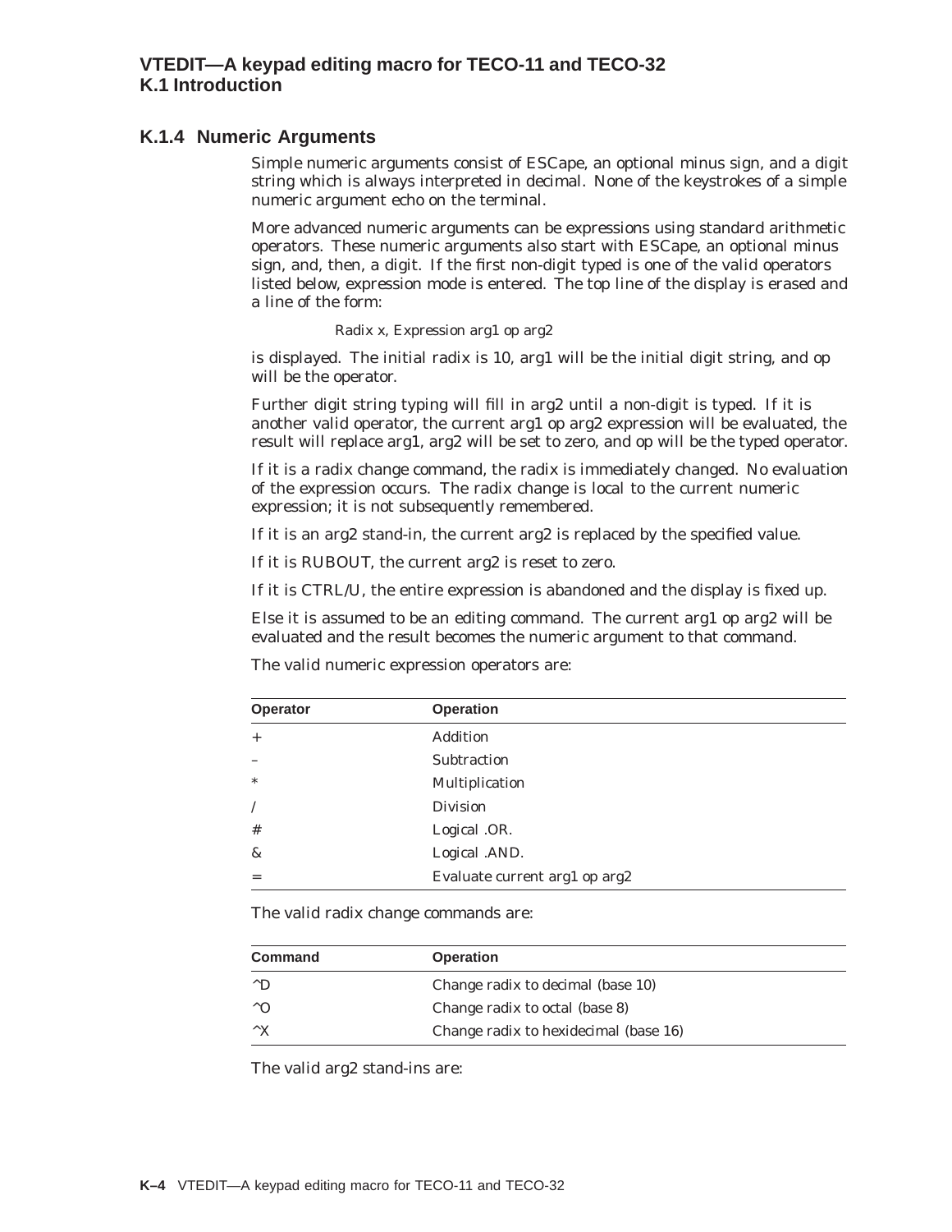### K.1.4 Numeric Arguments

Simple numeric arguments consist of ESCape, an optional minus sign, and a digit string which is always interpreted in decimal. None of the keystrokes of a simple numeric argument echo on the terminal.

More advanced numeric arguments can be expressions using standard arithmetic operators. These numeric arguments also start with ESCape, an optional minus sign, and, then, a digit. If the first non-digit typed is one of the valid operators listed below, expression mode is entered. The top line of the display is erased and a line of the form:

```
Radix x, Expression arg1 op arg2
```

is displayed. The initial radix is 10, arg1 will be the initial digit string, and op will be the operator.

Further digit string typing will fill in arg2 until a non-digit is typed. If it is another valid operator, the current arg1 op arg2 expression will be evaluated, the result will replace arg1, arg2 will be set to zero, and op will be the typed operator.

If it is a radix change command, the radix is immediately changed. No evaluation of the expression occurs. The radix change is local to the current numeric expression; it is not subsequently remembered.

If it is an arg2 stand-in, the current arg2 is replaced by the specified value.

If it is RUBOUT, the current arg2 is reset to zero.

If it is CTRL/U, the entire expression is abandoned and the display is fixed up.

Else it is assumed to be an editing command. The current arg1 op arg2 will be evaluated and the result becomes the numeric argument to that command.

The valid numeric expression operators are:

| Operator | Operation |
|---|---|
| + | Addition |
| – | Subtraction |
| * | Multiplication |
| / | Division |
| # | Logical .OR. |
| & | Logical .AND. |
| = | Evaluate current arg1 op arg2 |

The valid radix change commands are:

| Command | Operation |
|---|---|
| ^D | Change radix to decimal (base 10) |
| ^O | Change radix to octal (base 8) |
| ^X | Change radix to hexidecimal (base 16) |

The valid arg2 stand-ins are: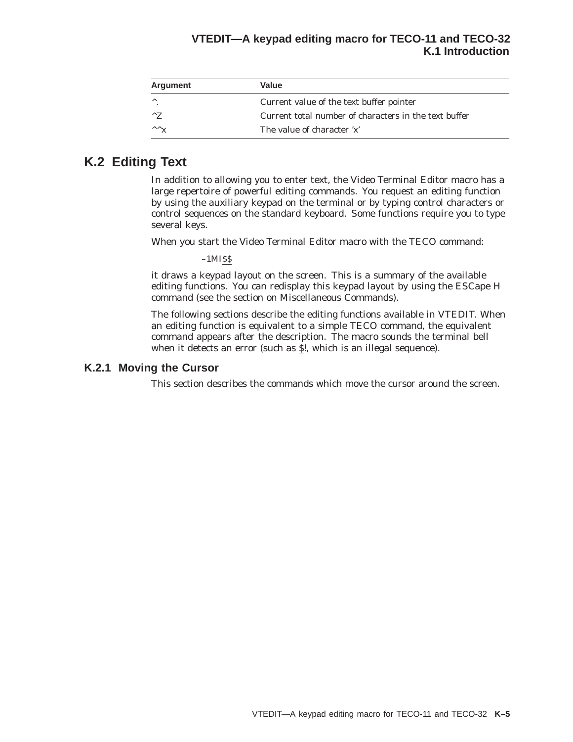| Argument | Value |
| --- | --- |
| ^. | Current value of the text buffer pointer |
| ^Z | Current total number of characters in the text buffer |
| ^^x | The value of character 'x' |

## K.2 Editing Text

In addition to allowing you to enter text, the Video Terminal Editor macro has a large repertoire of powerful editing commands. You request an editing function by using the auxiliary keypad on the terminal or by typing control characters or control sequences on the standard keyboard. Some functions require you to type several keys.

When you start the Video Terminal Editor macro with the TECO command:

```
–1MI$$
```

it draws a keypad layout on the screen. This is a summary of the available editing functions. You can redisplay this keypad layout by using the ESCape H command (see the section on Miscellaneous Commands).

The following sections describe the editing functions available in VTEDIT. When an editing function is equivalent to a simple TECO command, the equivalent command appears after the description. The macro sounds the terminal bell when it detects an error (such as $!, which is an illegal sequence).

### K.2.1 Moving the Cursor

This section describes the commands which move the cursor around the screen.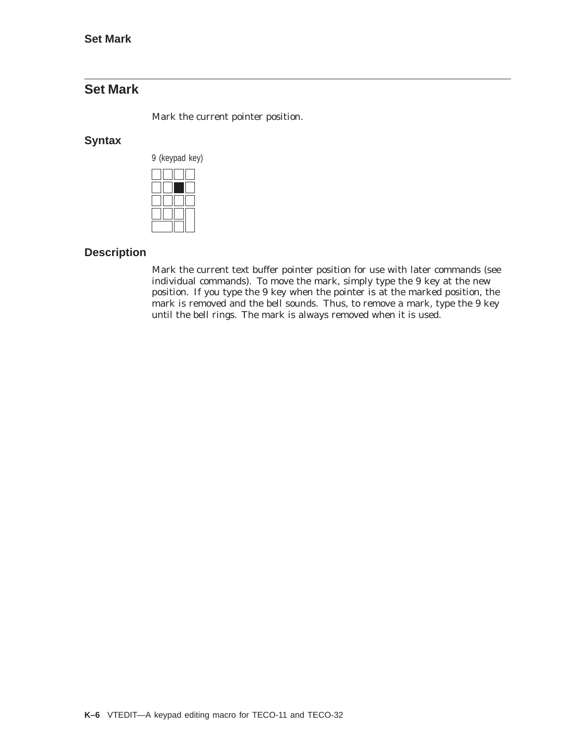## Set Mark

Mark the current pointer position.

### Syntax

9 (keypad key)

### Description

Mark the current text buffer pointer position for use with later commands (see individual commands). To move the mark, simply type the 9 key at the new position. If you type the 9 key when the pointer is at the marked position, the mark is removed and the bell sounds. Thus, to remove a mark, type the 9 key until the bell rings. The mark is always removed when it is used.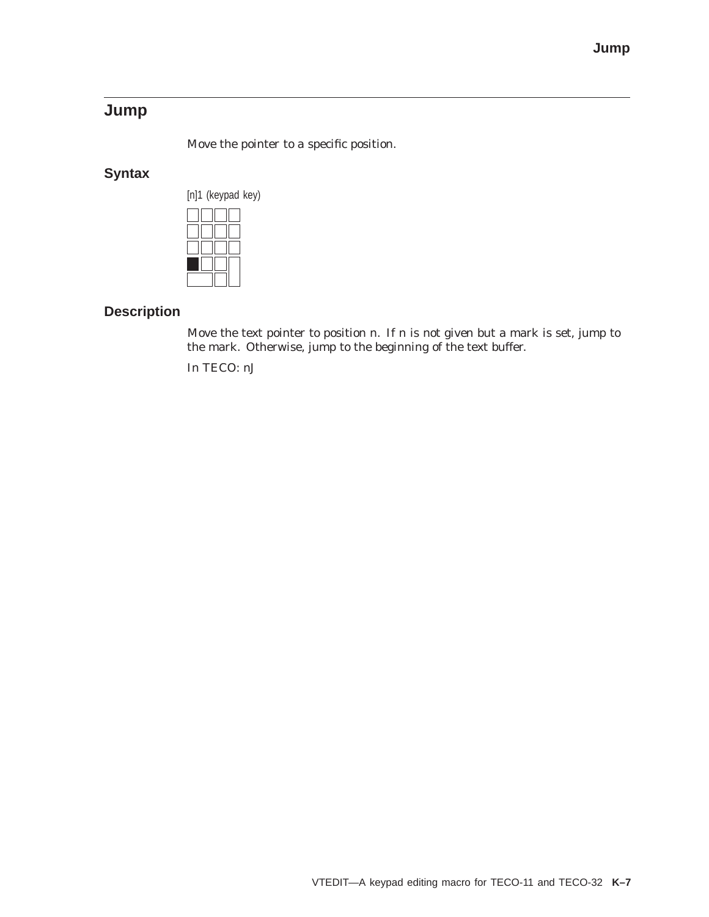## Jump

Move the pointer to a specific position.

### Syntax

[n]1 (keypad key)

### Description

Move the text pointer to position n. If n is not given but a mark is set, jump to the mark. Otherwise, jump to the beginning of the text buffer.

In TECO: nJ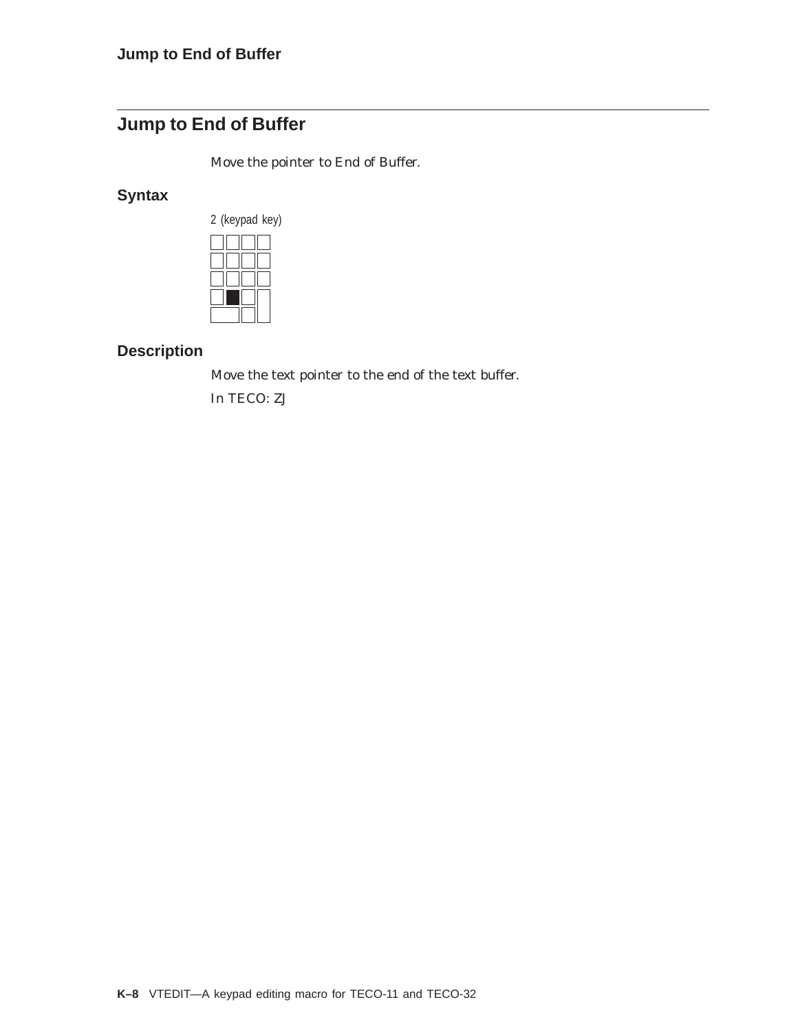## Jump to End of Buffer

Move the pointer to End of Buffer.

### Syntax

2 (keypad key)

### Description

Move the text pointer to the end of the text buffer.

In TECO: ZJ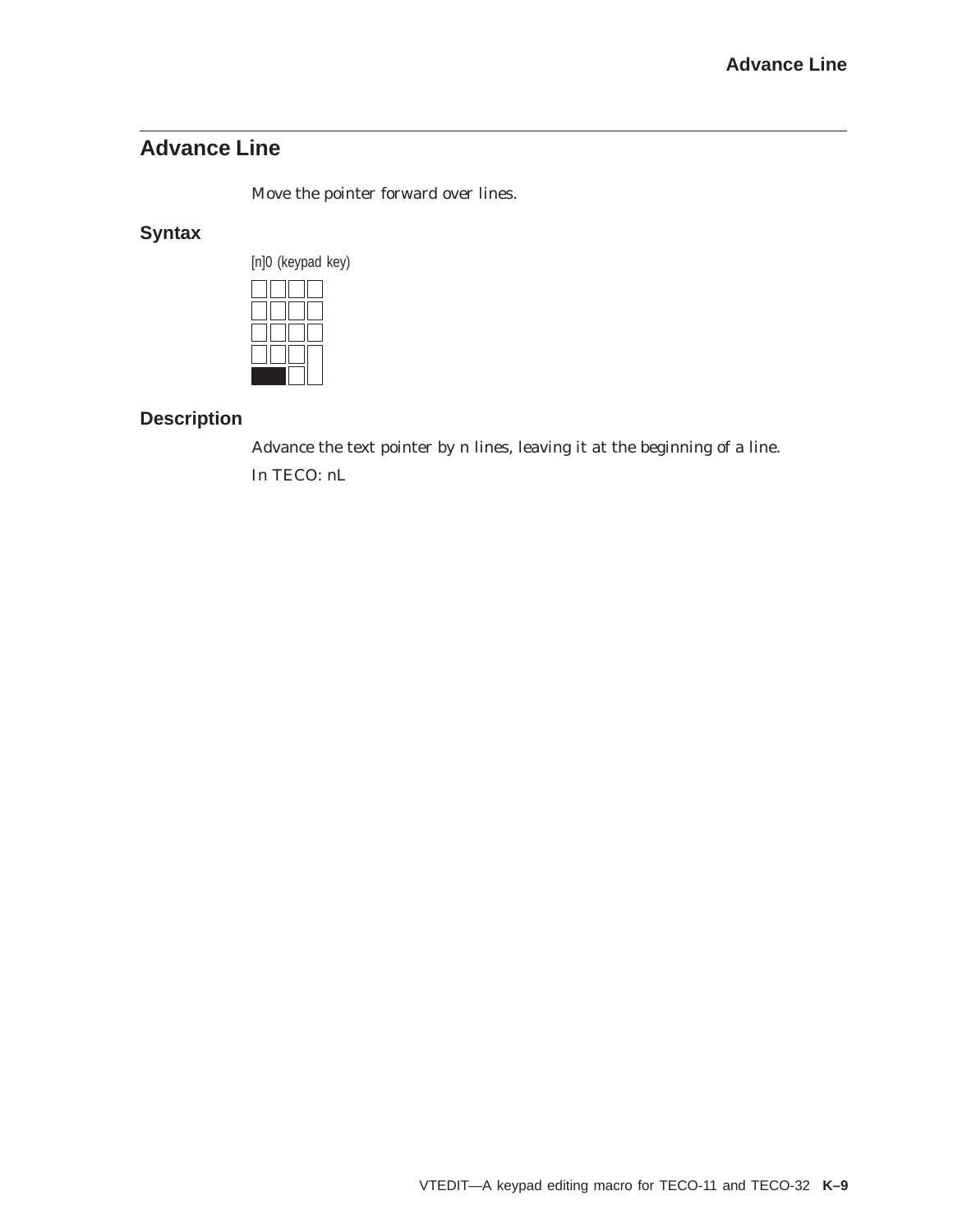## Advance Line

*Move the pointer forward over lines.*

### Syntax

[n]0 (keypad key)

### Description

Advance the text pointer by n lines, leaving it at the beginning of a line.

In TECO: nL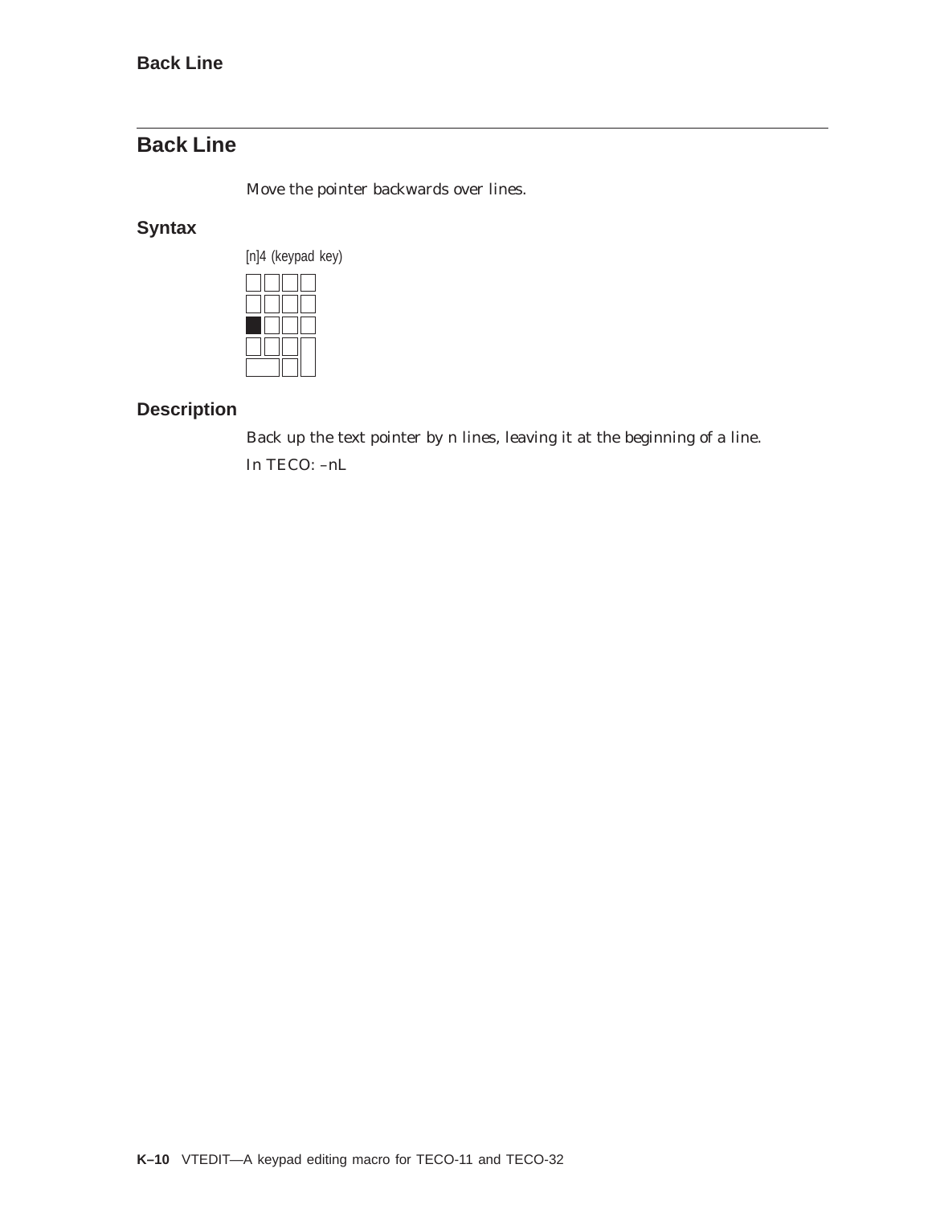## Back Line

Move the pointer backwards over lines.

### Syntax

[n]4 (keypad key)

### Description

Back up the text pointer by n lines, leaving it at the beginning of a line.

In TECO: –nL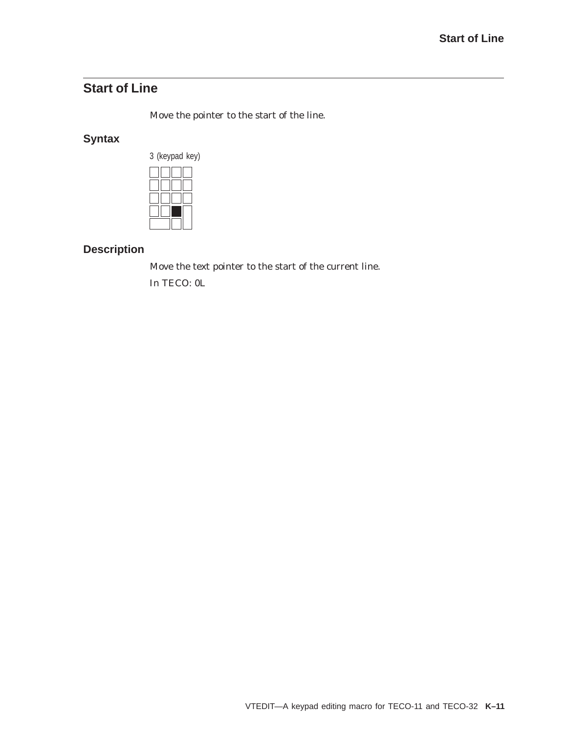## Start of Line

Move the pointer to the start of the line.

### Syntax

3 (keypad key)

### Description

Move the text pointer to the start of the current line.

In TECO: 0L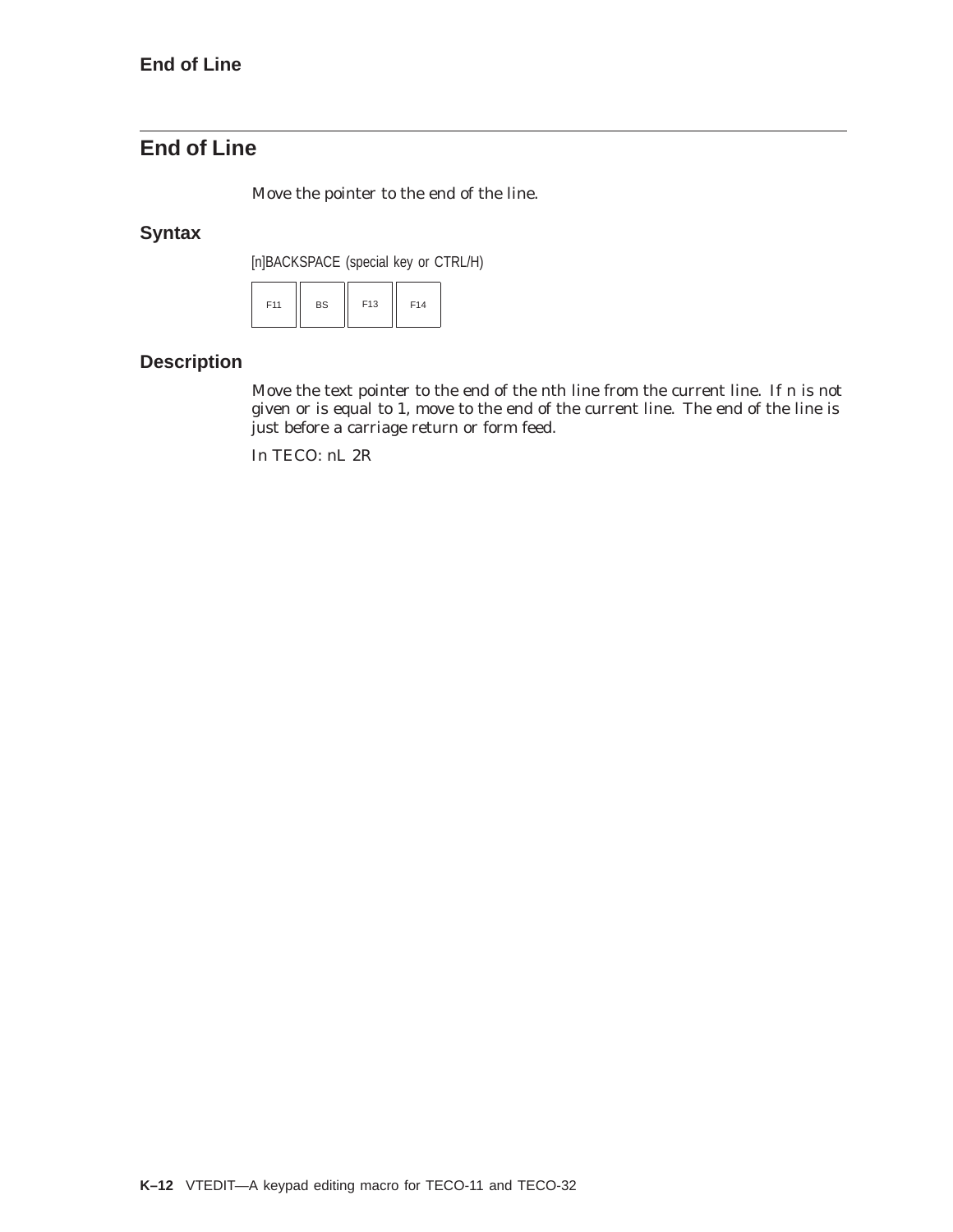# End of Line

Move the pointer to the end of the line.

## Syntax

[n]BACKSPACE (special key or CTRL/H)

| F11 | BS | F13 | F14 |
|---|---|---|---|

## Description

Move the text pointer to the end of the nth line from the current line. If n is not given or is equal to 1, move to the end of the current line. The end of the line is just before a carriage return or form feed.

In TECO: nL 2R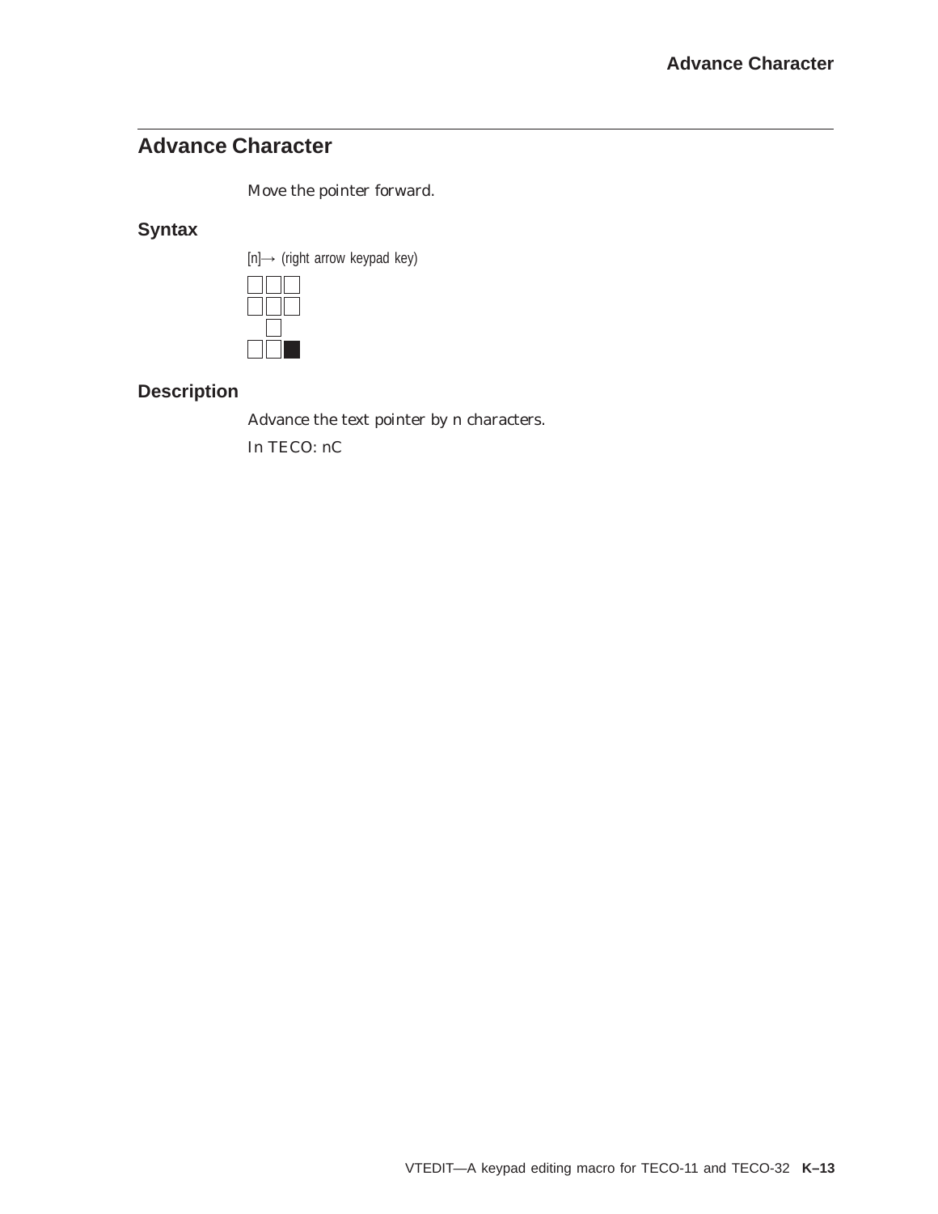## Advance Character

Move the pointer forward.

### Syntax

[n]→ (right arrow keypad key)

### Description

Advance the text pointer by n characters.

In TECO: nC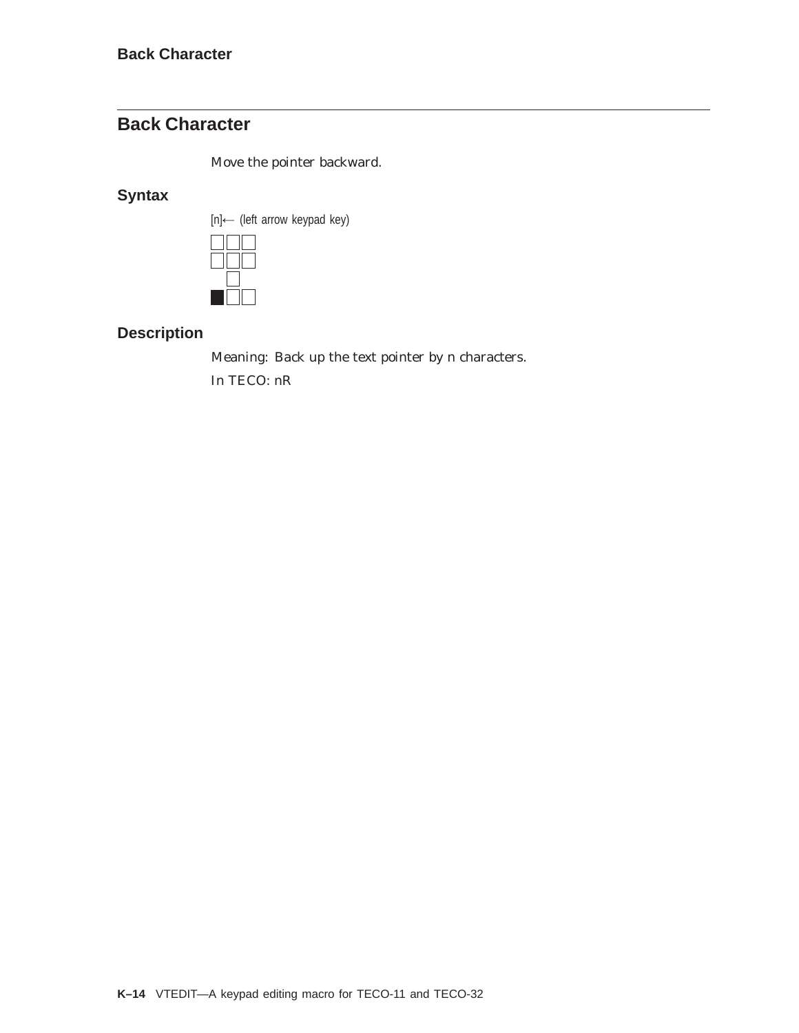## Back Character

Move the pointer backward.

### Syntax

[n]← (left arrow keypad key)

### Description

Meaning: Back up the text pointer by n characters.

In TECO: nR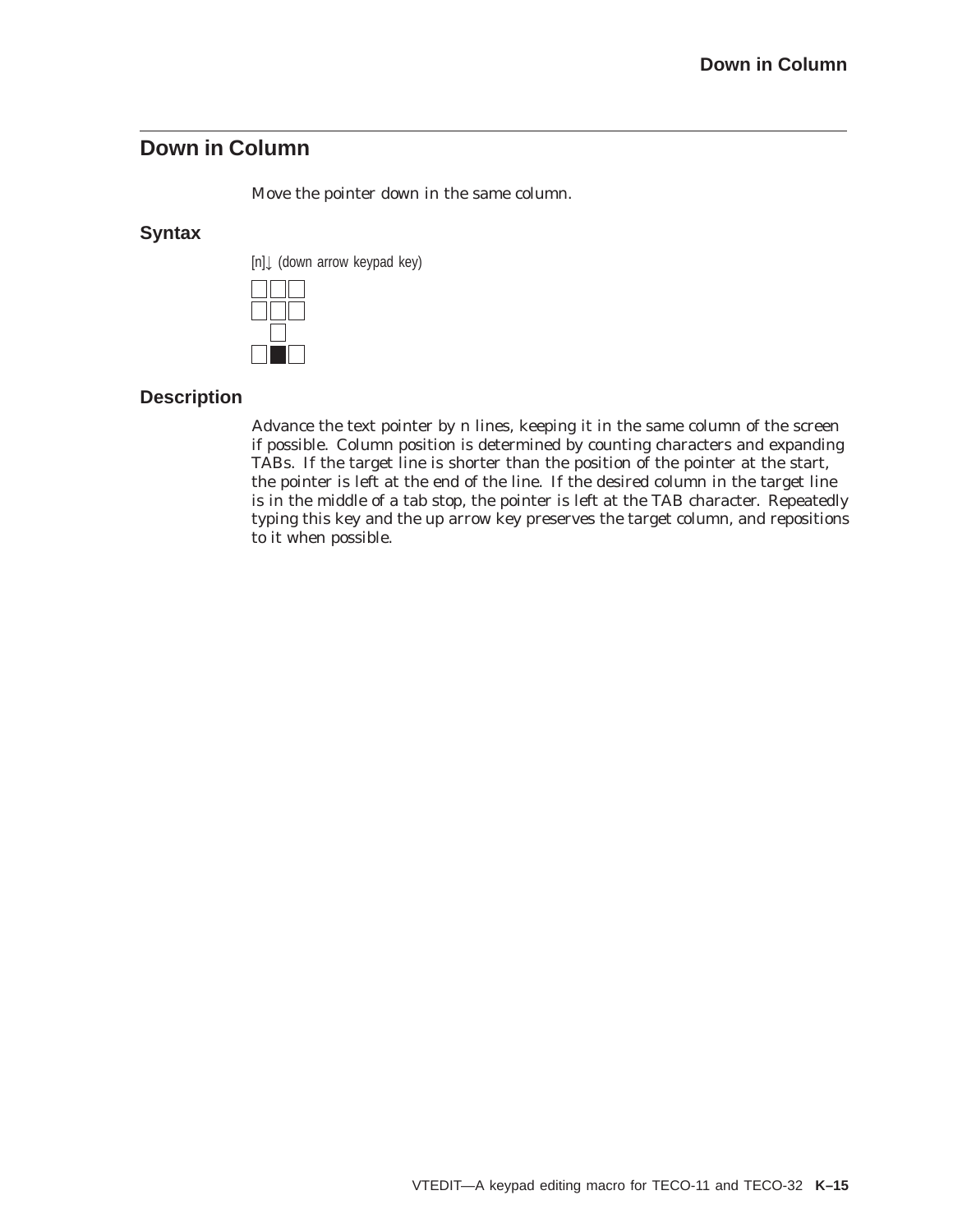## Down in Column

Move the pointer down in the same column.

### Syntax

[n]↓ (down arrow keypad key)

### Description

Advance the text pointer by n lines, keeping it in the same column of the screen if possible. Column position is determined by counting characters and expanding TABs. If the target line is shorter than the position of the pointer at the start, the pointer is left at the end of the line. If the desired column in the target line is in the middle of a tab stop, the pointer is left at the TAB character. Repeatedly typing this key and the up arrow key preserves the target column, and repositions to it when possible.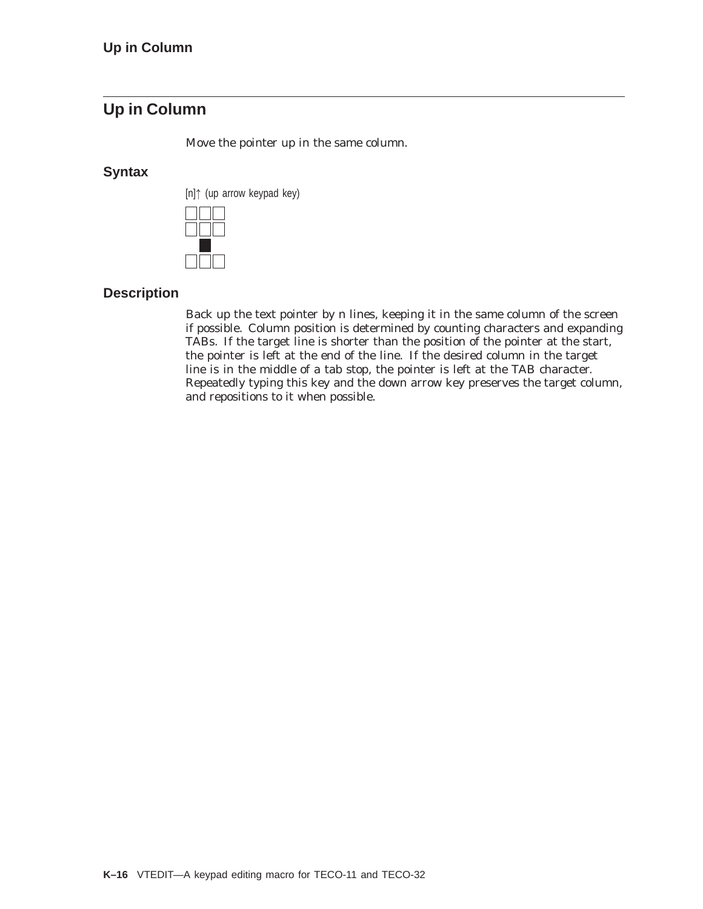## Up in Column

Move the pointer up in the same column.

### Syntax

[n]↑ (up arrow keypad key)

### Description

Back up the text pointer by n lines, keeping it in the same column of the screen if possible. Column position is determined by counting characters and expanding TABs. If the target line is shorter than the position of the pointer at the start, the pointer is left at the end of the line. If the desired column in the target line is in the middle of a tab stop, the pointer is left at the TAB character. Repeatedly typing this key and the down arrow key preserves the target column, and repositions to it when possible.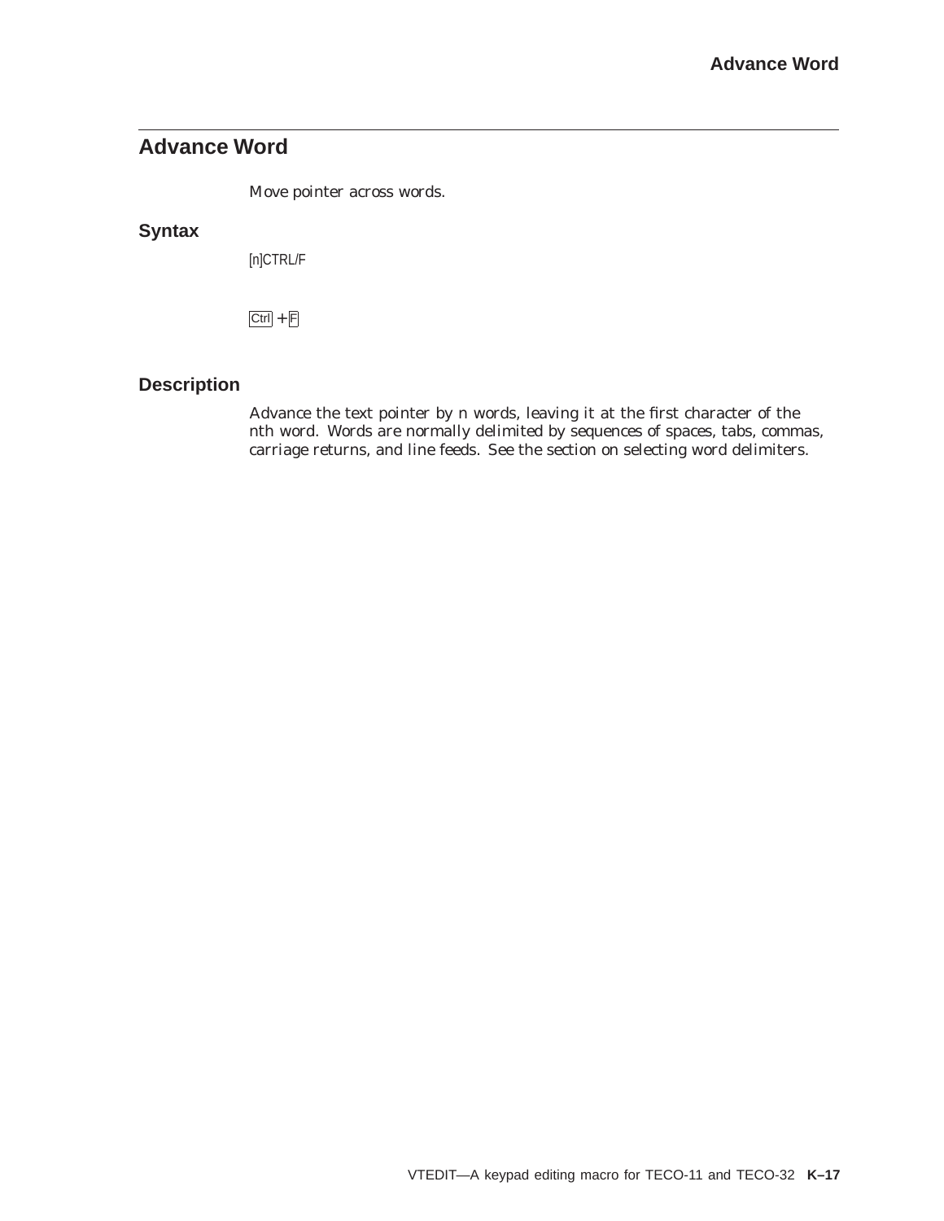## Advance Word

Move pointer across words.

### Syntax

[n]CTRL/F

Ctrl + F

### Description

Advance the text pointer by n words, leaving it at the first character of the nth word. Words are normally delimited by sequences of spaces, tabs, commas, carriage returns, and line feeds. See the section on selecting word delimiters.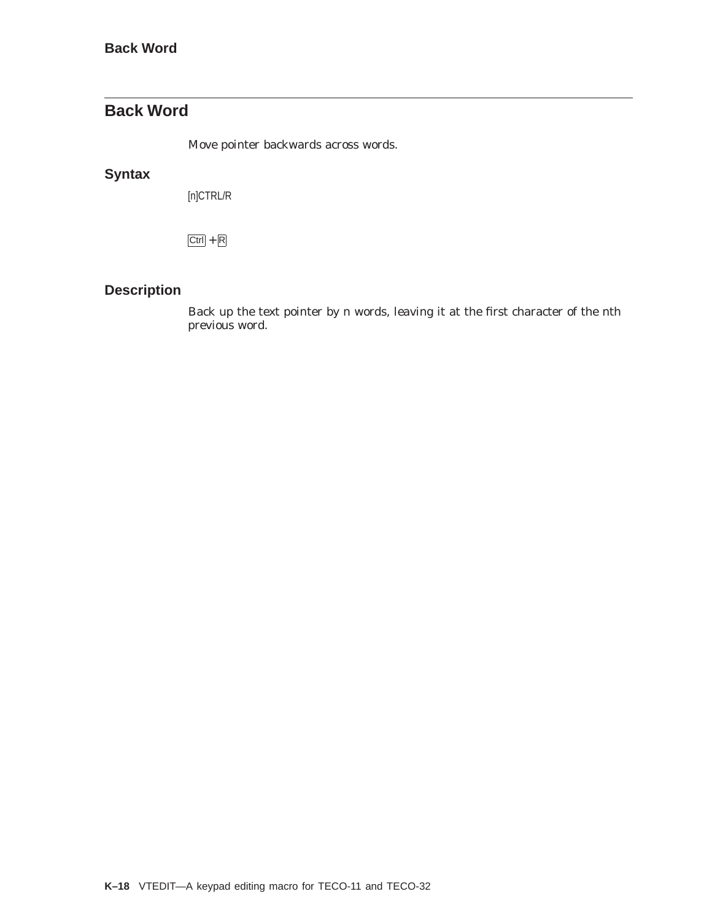## Back Word

Move pointer backwards across words.

### Syntax

[n]CTRL/R

Ctrl + R

### Description

Back up the text pointer by n words, leaving it at the first character of the nth previous word.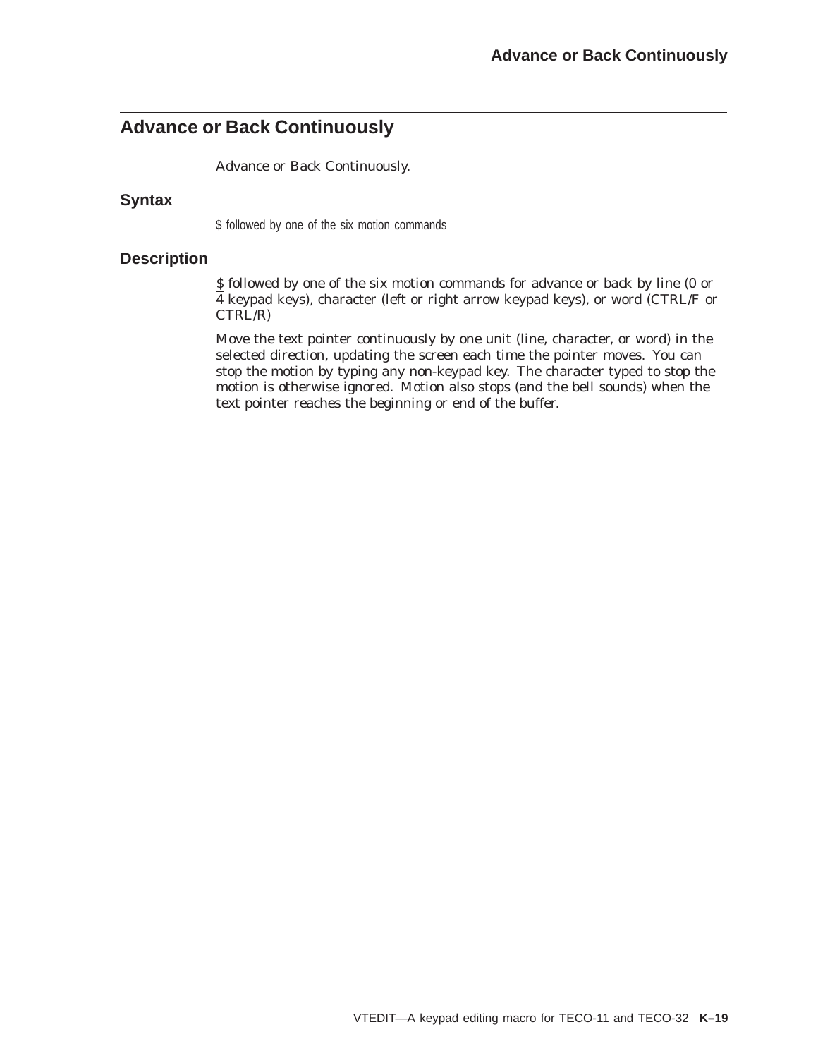## Advance or Back Continuously

Advance or Back Continuously.

### Syntax

$ followed by one of the six motion commands

### Description

$ followed by one of the six motion commands for advance or back by line (0 or 4 keypad keys), character (left or right arrow keypad keys), or word (CTRL/F or CTRL/R)

Move the text pointer continuously by one unit (line, character, or word) in the selected direction, updating the screen each time the pointer moves. You can stop the motion by typing any non-keypad key. The character typed to stop the motion is otherwise ignored. Motion also stops (and the bell sounds) when the text pointer reaches the beginning or end of the buffer.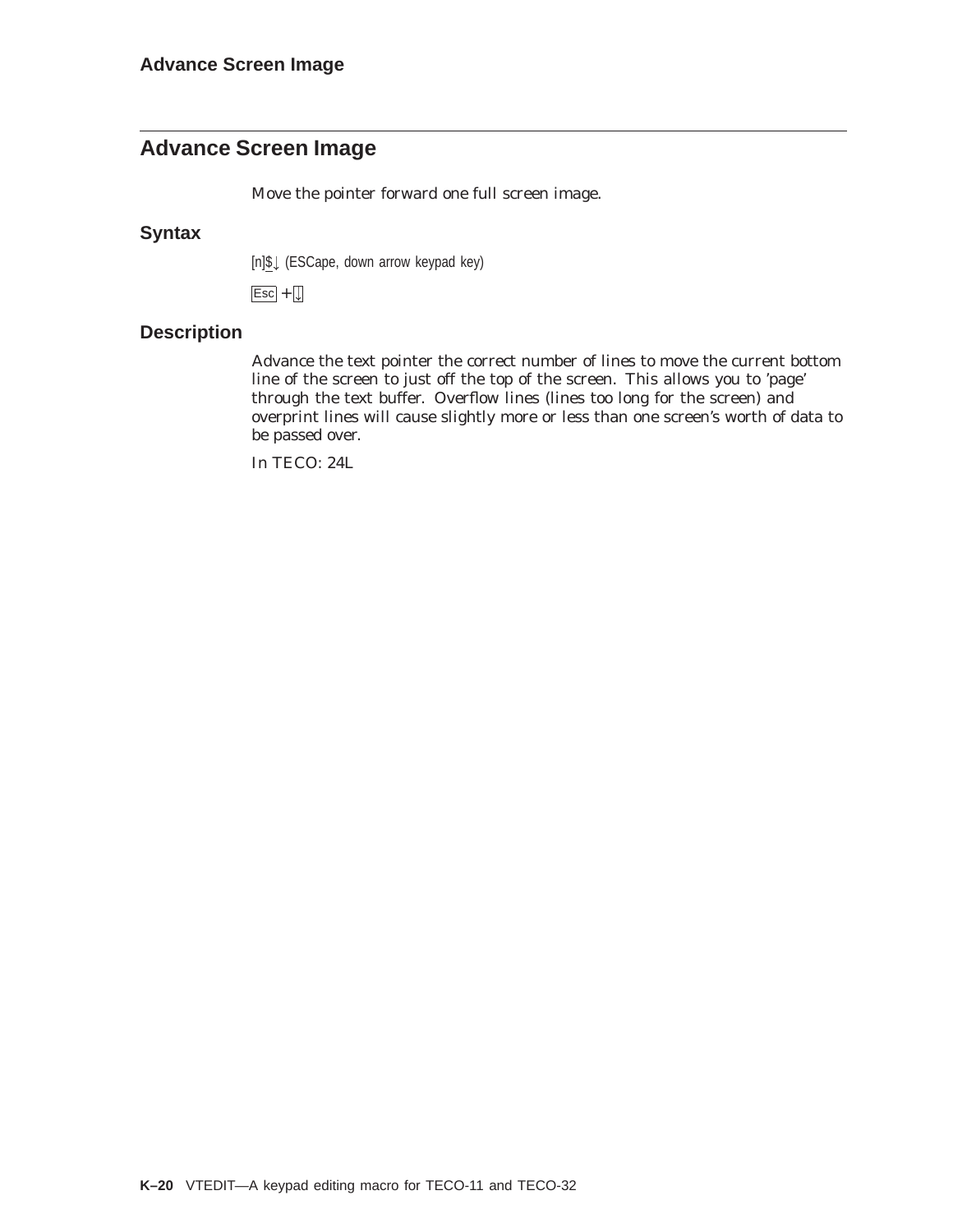## Advance Screen Image

Move the pointer forward one full screen image.

### Syntax

[n]$↓ (ESCape, down arrow keypad key)

Esc + ↓

### Description

Advance the text pointer the correct number of lines to move the current bottom line of the screen to just off the top of the screen. This allows you to 'page' through the text buffer. Overflow lines (lines too long for the screen) and overprint lines will cause slightly more or less than one screen's worth of data to be passed over.

In TECO: 24L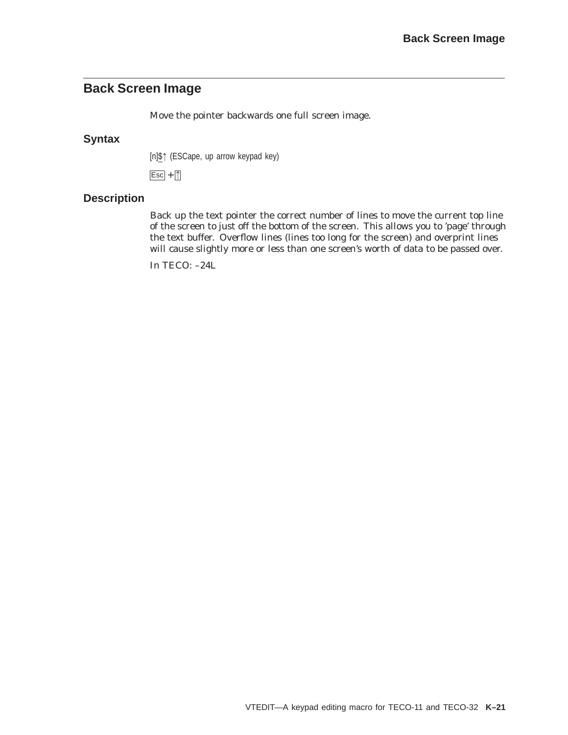## Back Screen Image

Move the pointer backwards one full screen image.

### Syntax

[n]$↑ (ESCape, up arrow keypad key)

Esc + ↑

### Description

Back up the text pointer the correct number of lines to move the current top line of the screen to just off the bottom of the screen. This allows you to 'page' through the text buffer. Overflow lines (lines too long for the screen) and overprint lines will cause slightly more or less than one screen's worth of data to be passed over.

In TECO: –24L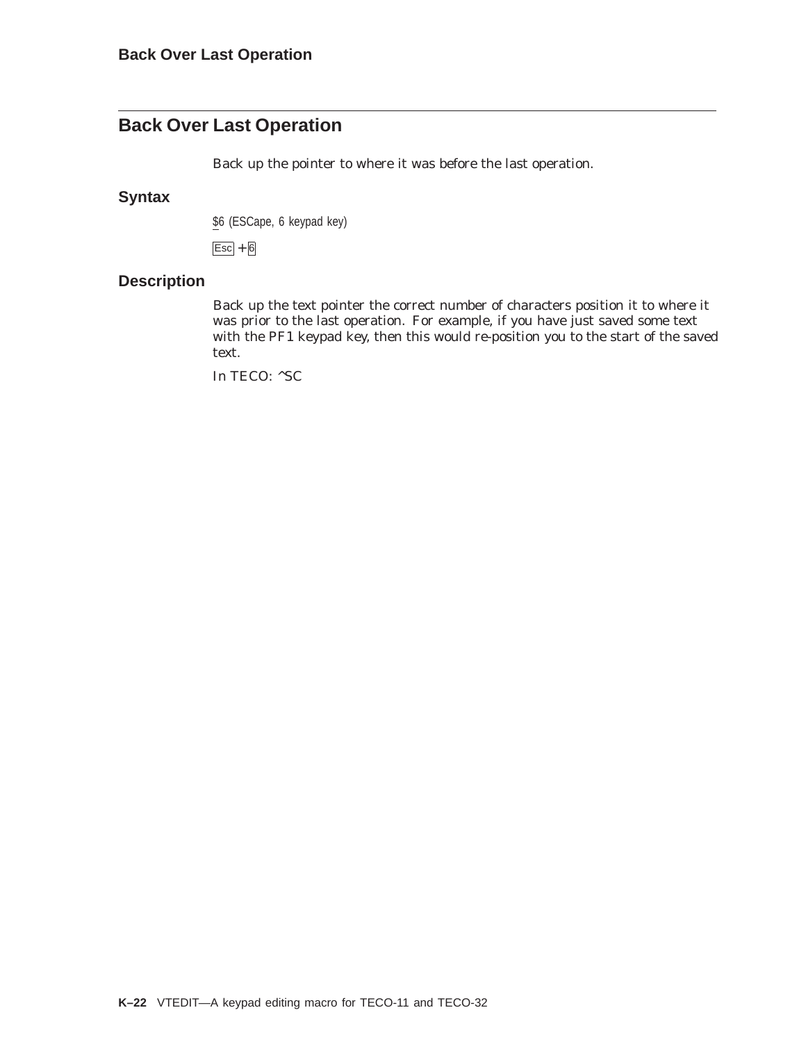## Back Over Last Operation

Back up the pointer to where it was before the last operation.

### Syntax

$6 (ESCape, 6 keypad key)

Esc + 6

### Description

Back up the text pointer the correct number of characters position it to where it was prior to the last operation. For example, if you have just saved some text with the PF1 keypad key, then this would re-position you to the start of the saved text.

In TECO: ^SC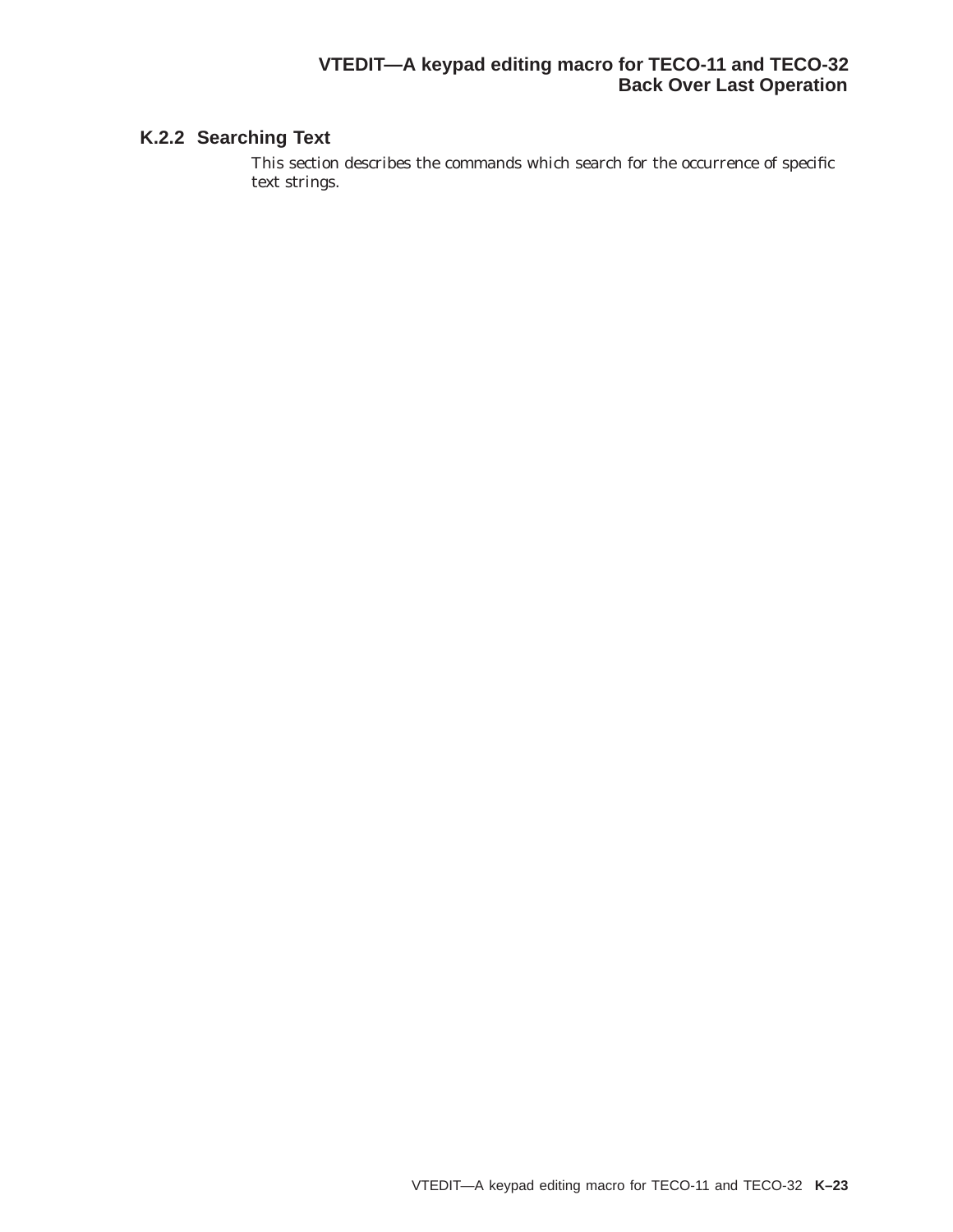### K.2.2 Searching Text

This section describes the commands which search for the occurrence of specific text strings.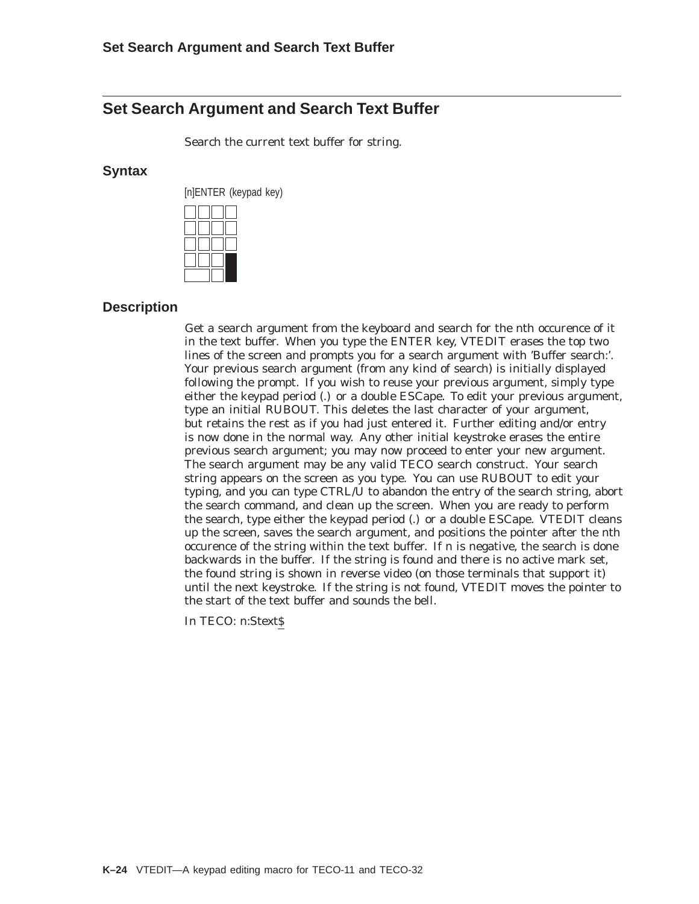## Set Search Argument and Search Text Buffer

Search the current text buffer for string.

### Syntax

[n]ENTER (keypad key)

### Description

Get a search argument from the keyboard and search for the nth occurence of it in the text buffer. When you type the ENTER key, VTEDIT erases the top two lines of the screen and prompts you for a search argument with 'Buffer search:'. Your previous search argument (from any kind of search) is initially displayed following the prompt. If you wish to reuse your previous argument, simply type either the keypad period (.) or a double ESCape. To edit your previous argument, type an initial RUBOUT. This deletes the last character of your argument, but retains the rest as if you had just entered it. Further editing and/or entry is now done in the normal way. Any other initial keystroke erases the entire previous search argument; you may now proceed to enter your new argument. The search argument may be any valid TECO search construct. Your search string appears on the screen as you type. You can use RUBOUT to edit your typing, and you can type CTRL/U to abandon the entry of the search string, abort the search command, and clean up the screen. When you are ready to perform the search, type either the keypad period (.) or a double ESCape. VTEDIT cleans up the screen, saves the search argument, and positions the pointer after the nth occurence of the string within the text buffer. If n is negative, the search is done backwards in the buffer. If the string is found and there is no active mark set, the found string is shown in reverse video (on those terminals that support it) until the next keystroke. If the string is not found, VTEDIT moves the pointer to the start of the text buffer and sounds the bell.

In TECO: n:Stext$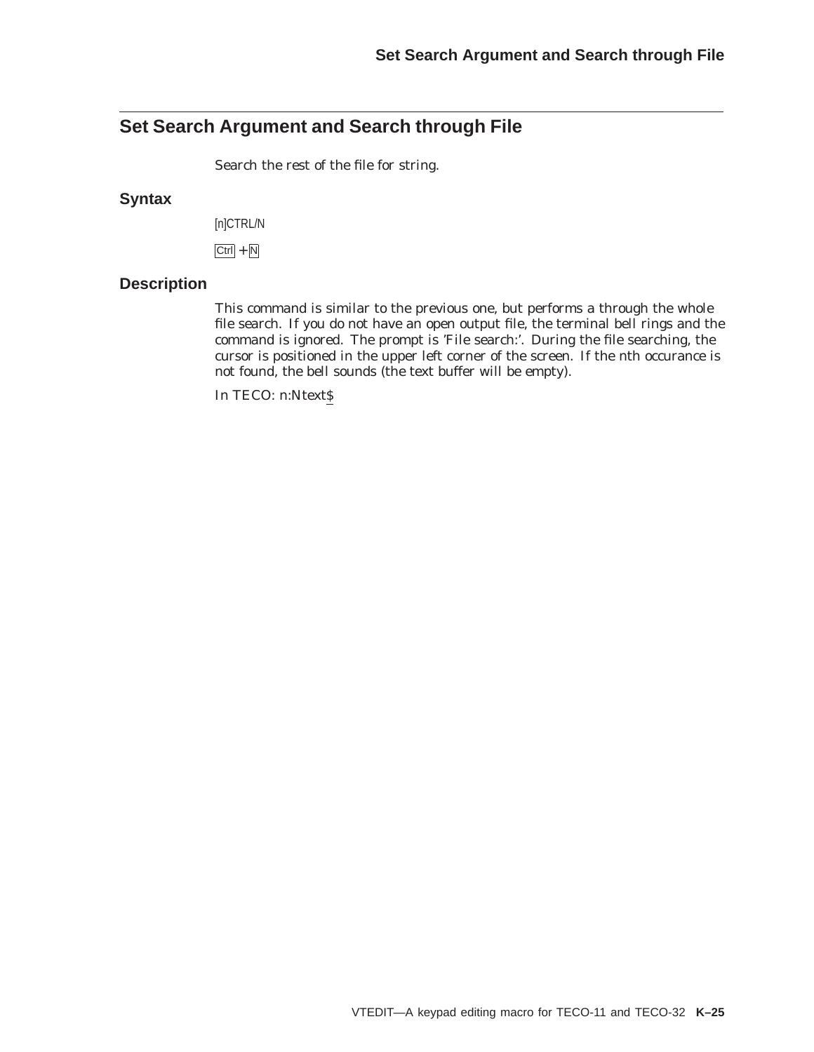## Set Search Argument and Search through File

Search the rest of the file for string.

### Syntax

[n]CTRL/N

Ctrl + N

### Description

This command is similar to the previous one, but performs a through the whole file search. If you do not have an open output file, the terminal bell rings and the command is ignored. The prompt is 'File search:'. During the file searching, the cursor is positioned in the upper left corner of the screen. If the nth occurance is not found, the bell sounds (the text buffer will be empty).

In TECO: n:Ntext$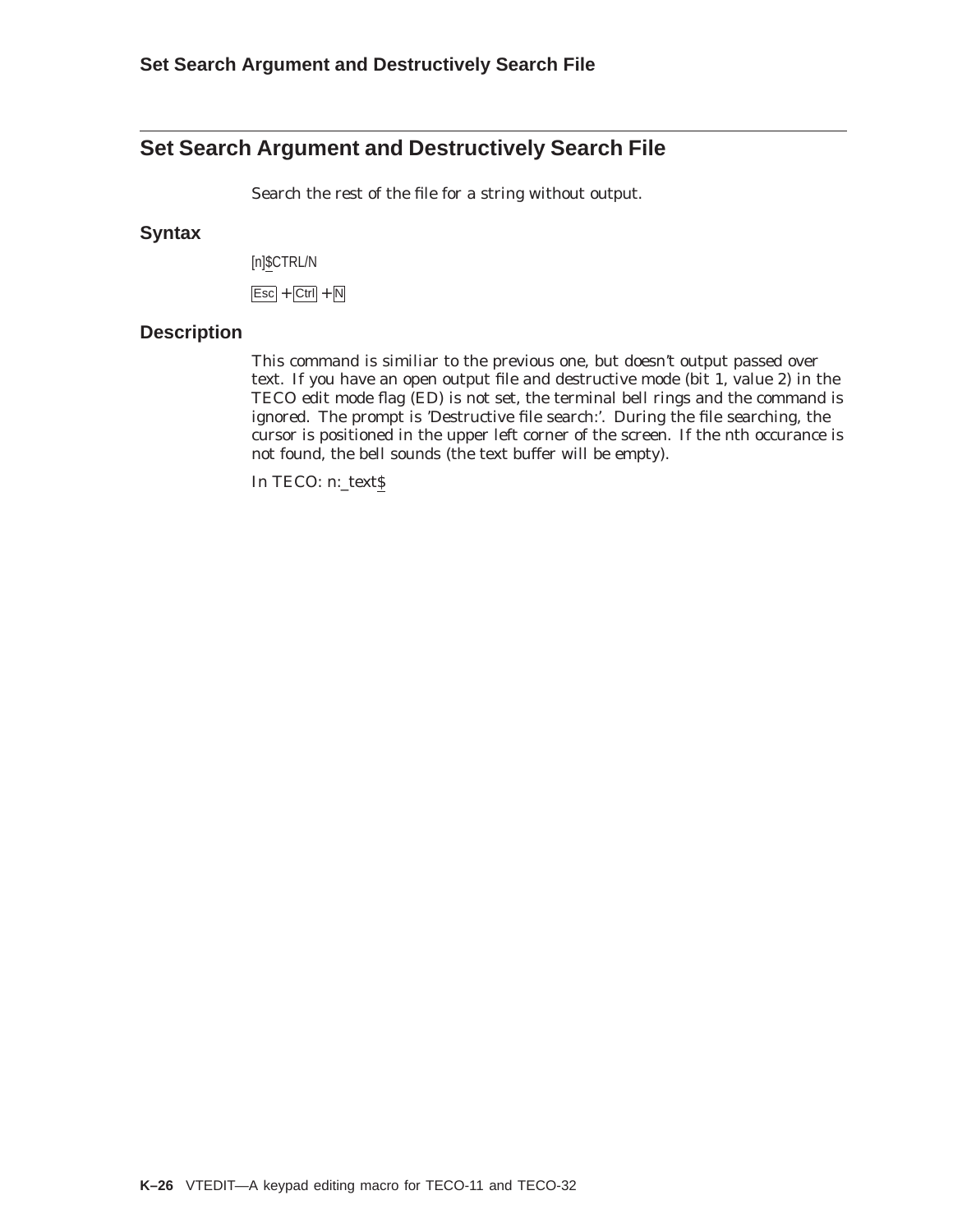## Set Search Argument and Destructively Search File

Search the rest of the file for a string without output.

### Syntax

[n]$CTRL/N

Esc + Ctrl + N

### Description

This command is similiar to the previous one, but doesn't output passed over text. If you have an open output file and destructive mode (bit 1, value 2) in the TECO edit mode flag (ED) is not set, the terminal bell rings and the command is ignored. The prompt is 'Destructive file search:'. During the file searching, the cursor is positioned in the upper left corner of the screen. If the nth occurance is not found, the bell sounds (the text buffer will be empty).

In TECO: n:_text$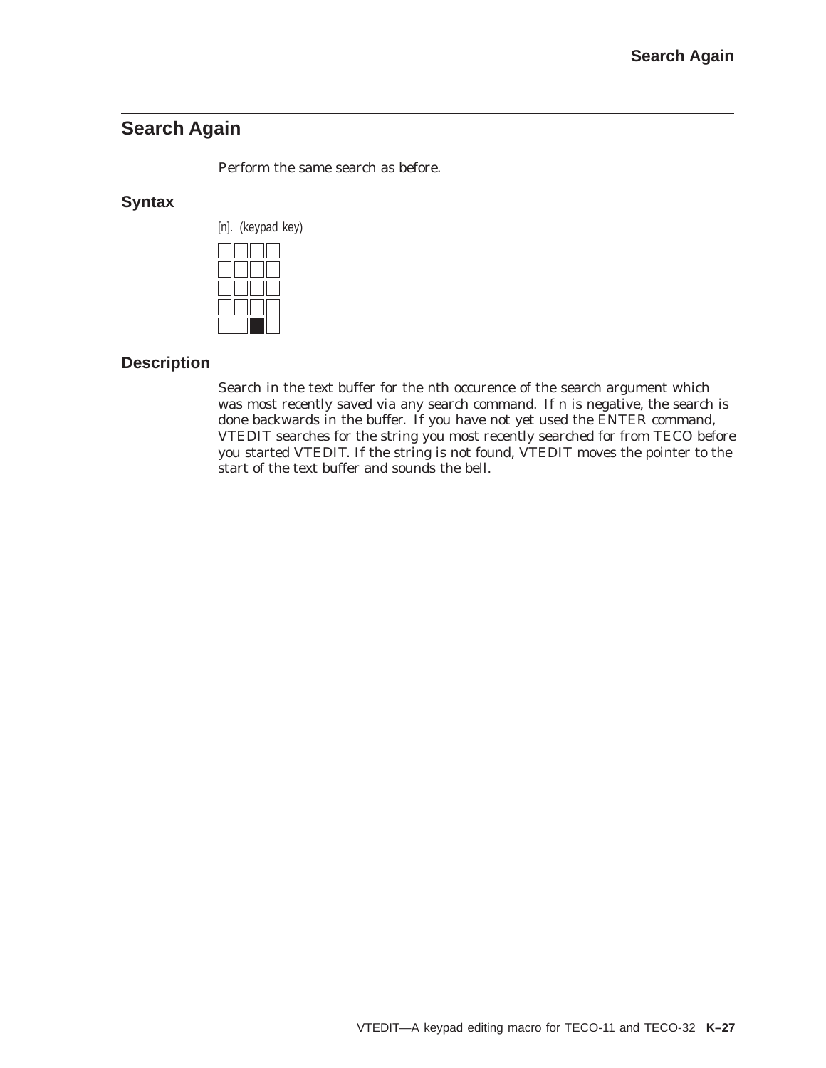## Search Again

Perform the same search as before.

### Syntax

[n]. (keypad key)

### Description

Search in the text buffer for the nth occurence of the search argument which was most recently saved via any search command. If n is negative, the search is done backwards in the buffer. If you have not yet used the ENTER command, VTEDIT searches for the string you most recently searched for from TECO before you started VTEDIT. If the string is not found, VTEDIT moves the pointer to the start of the text buffer and sounds the bell.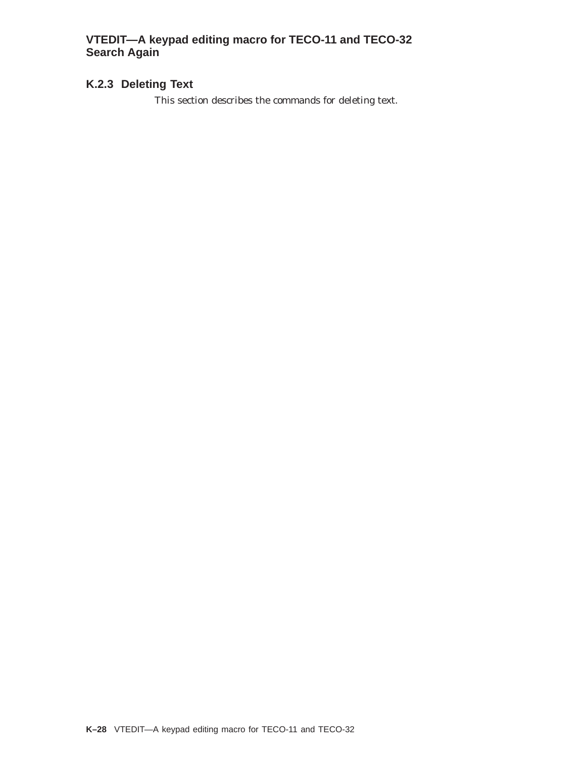### K.2.3 Deleting Text

This section describes the commands for deleting text.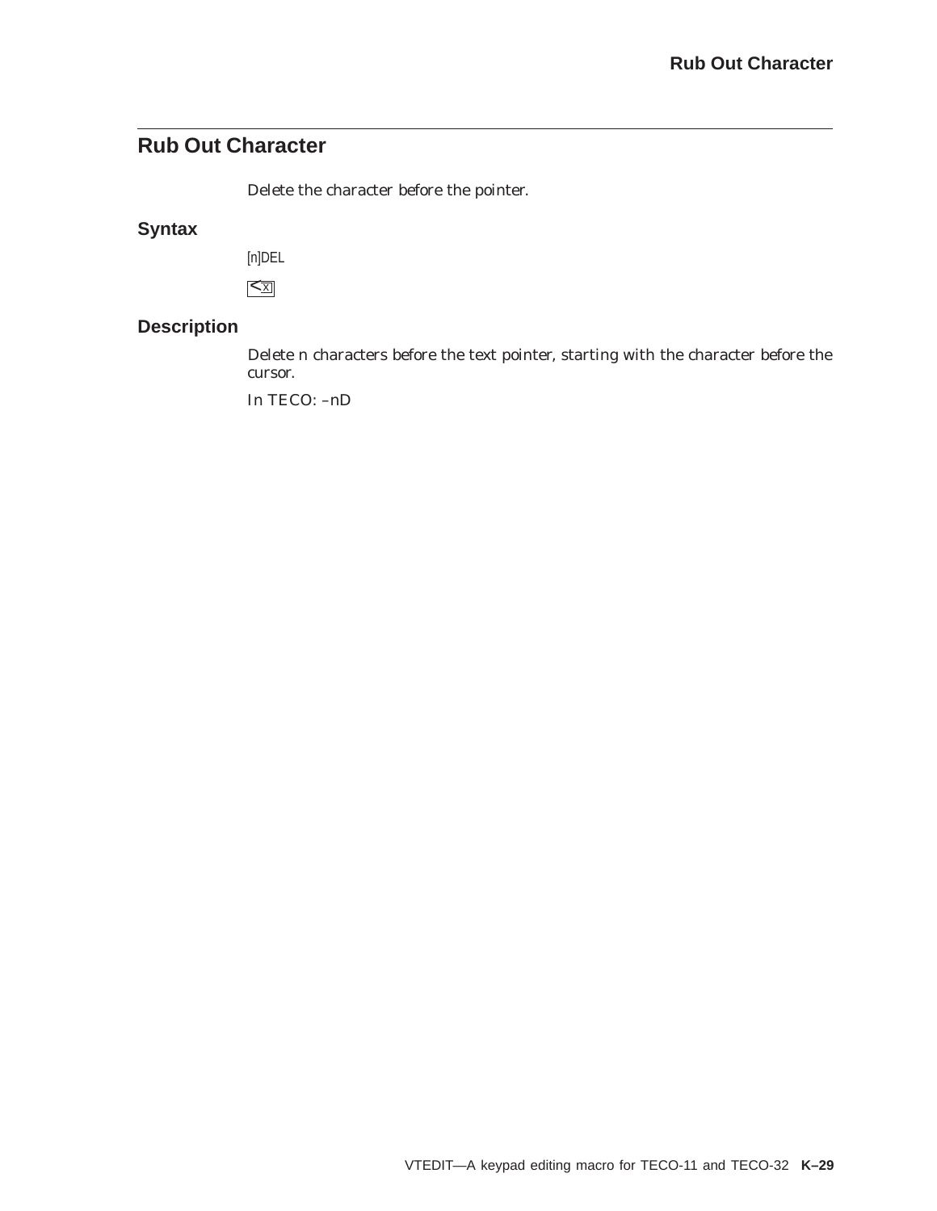## Rub Out Character

Delete the character before the pointer.

### Syntax

[n]DEL

<X]

### Description

Delete n characters before the text pointer, starting with the character before the cursor.

In TECO: –nD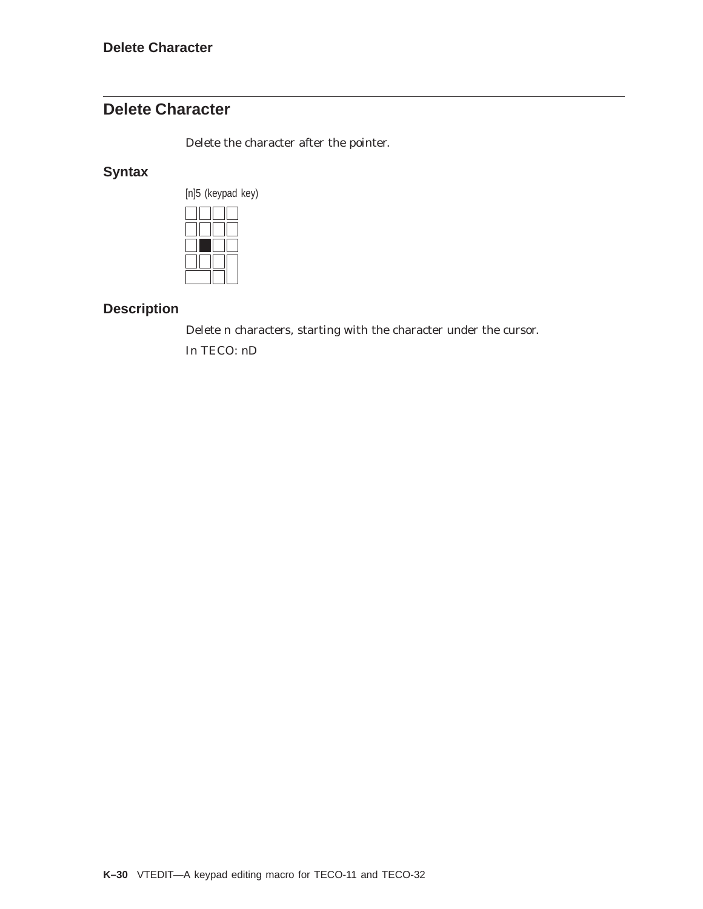## Delete Character

Delete the character after the pointer.

### Syntax

[n]5 (keypad key)

### Description

Delete n characters, starting with the character under the cursor.

In TECO: nD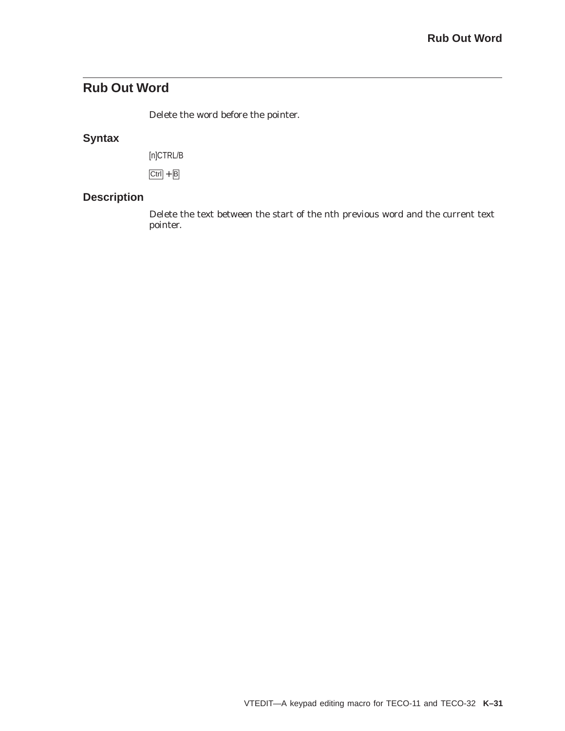## Rub Out Word

Delete the word before the pointer.

### Syntax

[n]CTRL/B

Ctrl + B

### Description

Delete the text between the start of the nth previous word and the current text pointer.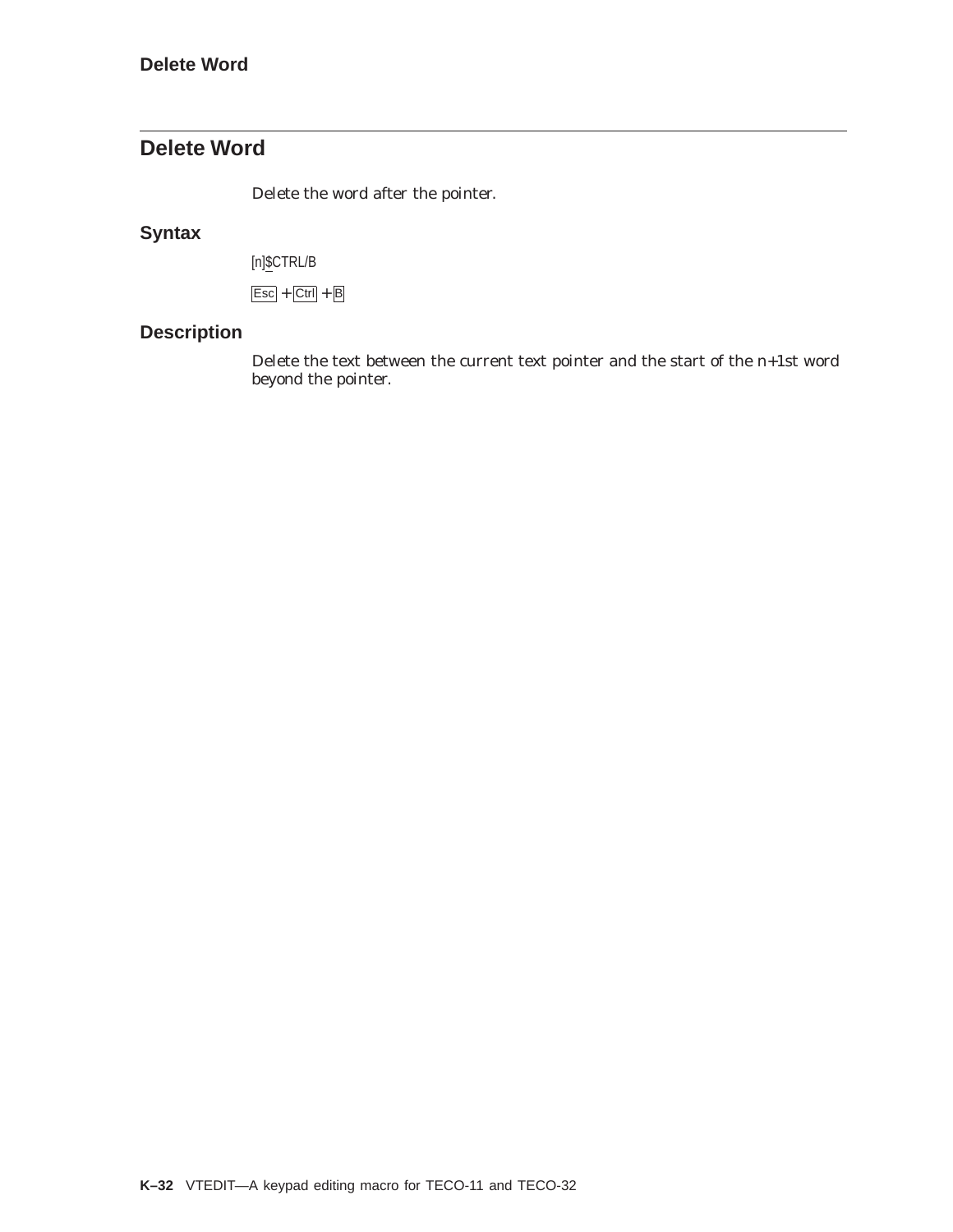## Delete Word

Delete the word after the pointer.

### Syntax

[n]$CTRL/B

Esc + Ctrl + B

### Description

Delete the text between the current text pointer and the start of the n+1st word beyond the pointer.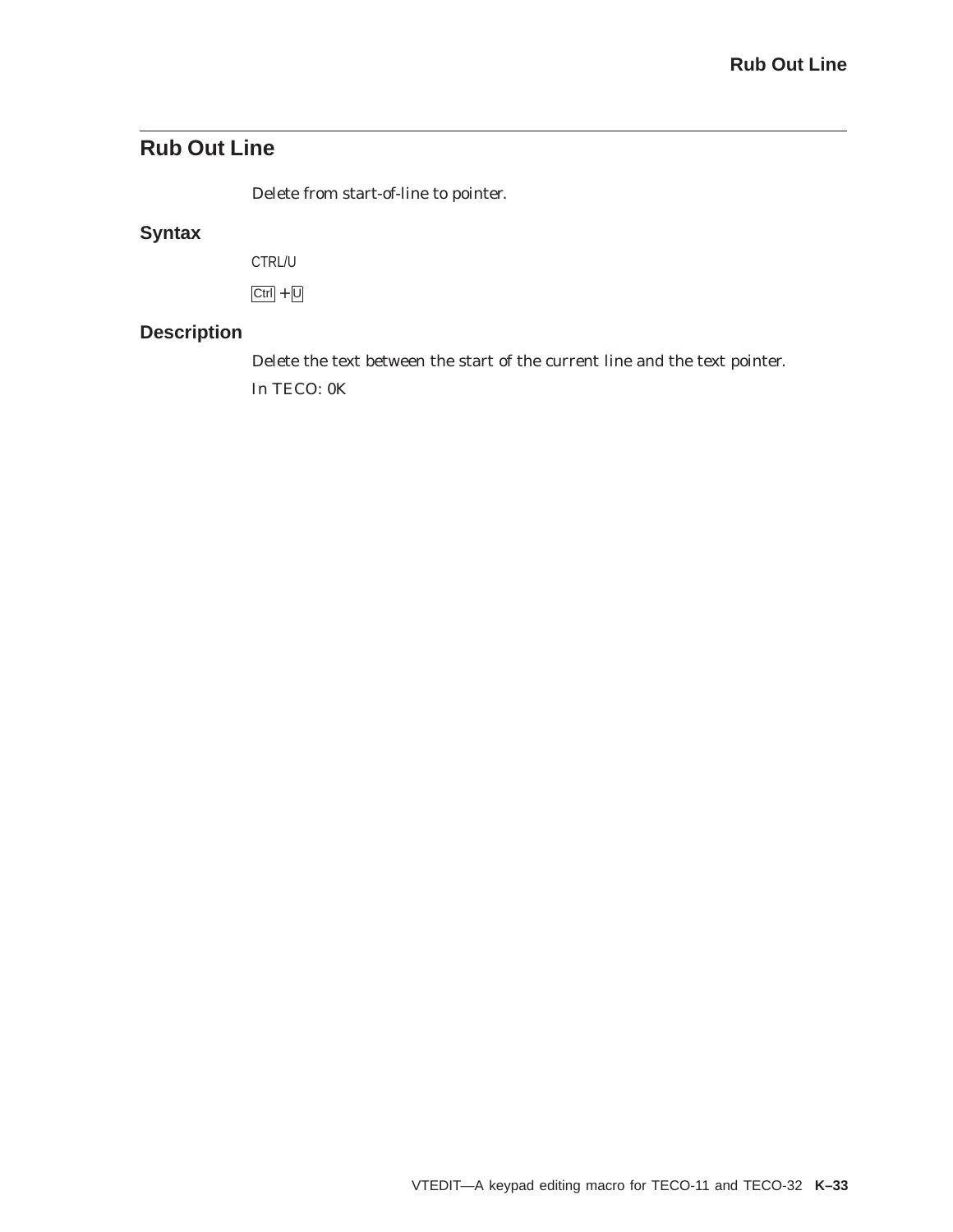## Rub Out Line

Delete from start-of-line to pointer.

### Syntax

CTRL/U

Ctrl + U

### Description

Delete the text between the start of the current line and the text pointer.

In TECO: 0K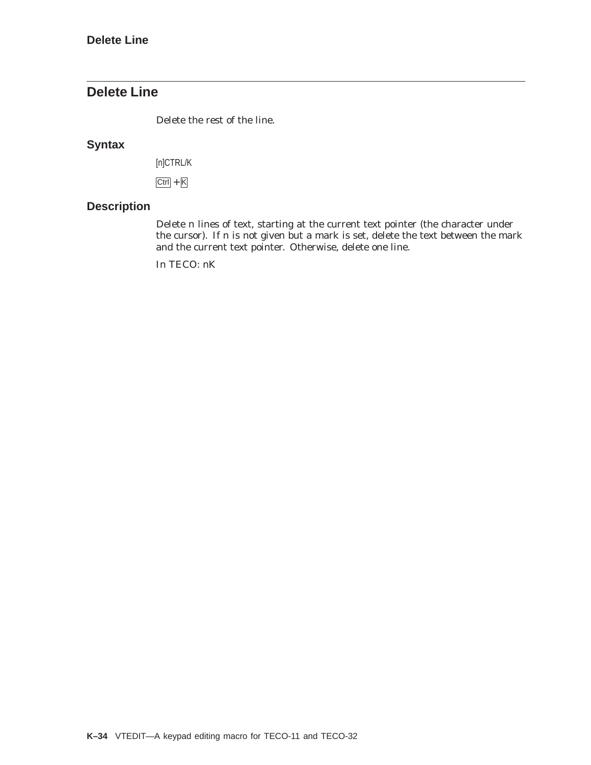# Delete Line

Delete the rest of the line.

## Syntax

[n]CTRL/K

Ctrl + K

## Description

Delete n lines of text, starting at the current text pointer (the character under the cursor). If n is not given but a mark is set, delete the text between the mark and the current text pointer. Otherwise, delete one line.

In TECO: nK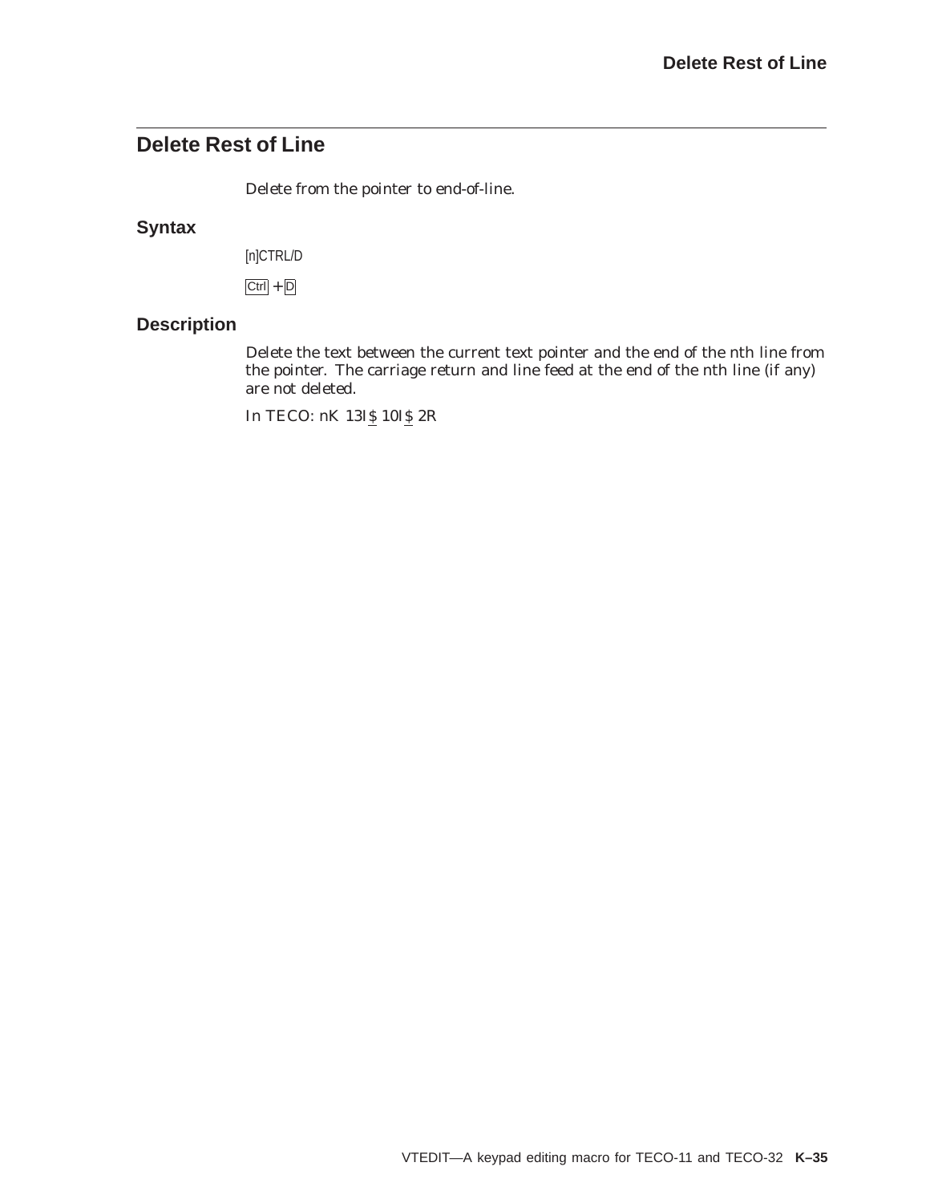## Delete Rest of Line

Delete from the pointer to end-of-line.

### Syntax

[n]CTRL/D

Ctrl + D

### Description

Delete the text between the current text pointer and the end of the nth line from the pointer. The carriage return and line feed at the end of the nth line (if any) are not deleted.

In TECO: nK 13I$ 10I$ 2R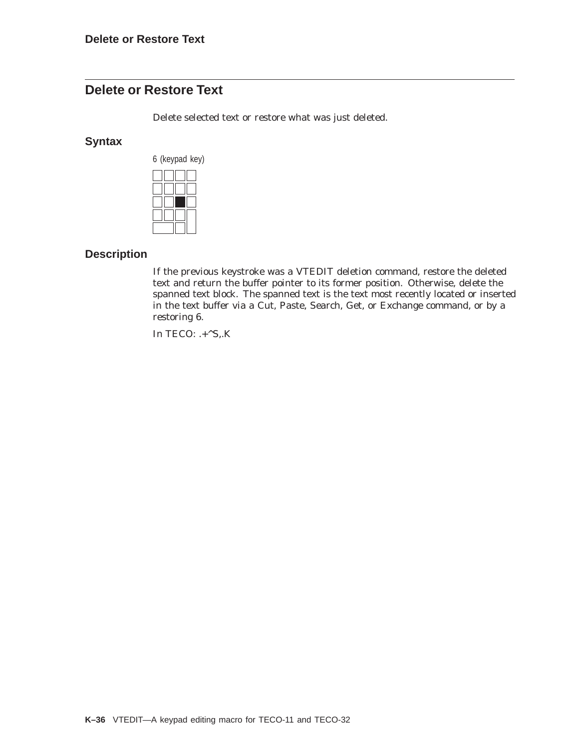## Delete or Restore Text

Delete selected text or restore what was just deleted.

### Syntax

6 (keypad key)

### Description

If the previous keystroke was a VTEDIT deletion command, restore the deleted text and return the buffer pointer to its former position. Otherwise, delete the spanned text block. The spanned text is the text most recently located or inserted in the text buffer via a Cut, Paste, Search, Get, or Exchange command, or by a restoring 6.

In TECO: .+^S,.K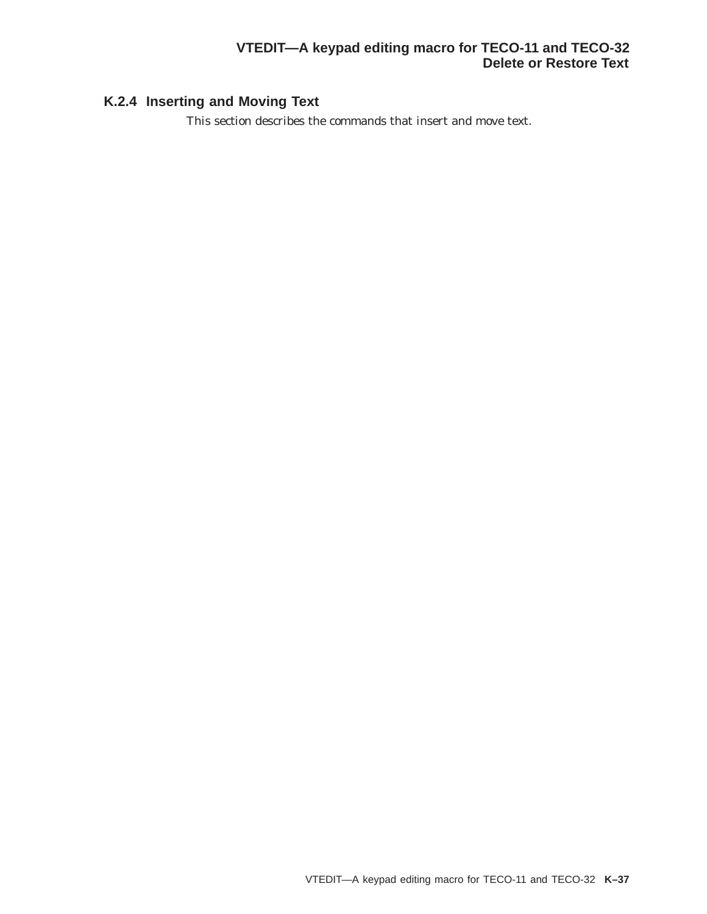### K.2.4 Inserting and Moving Text

This section describes the commands that insert and move text.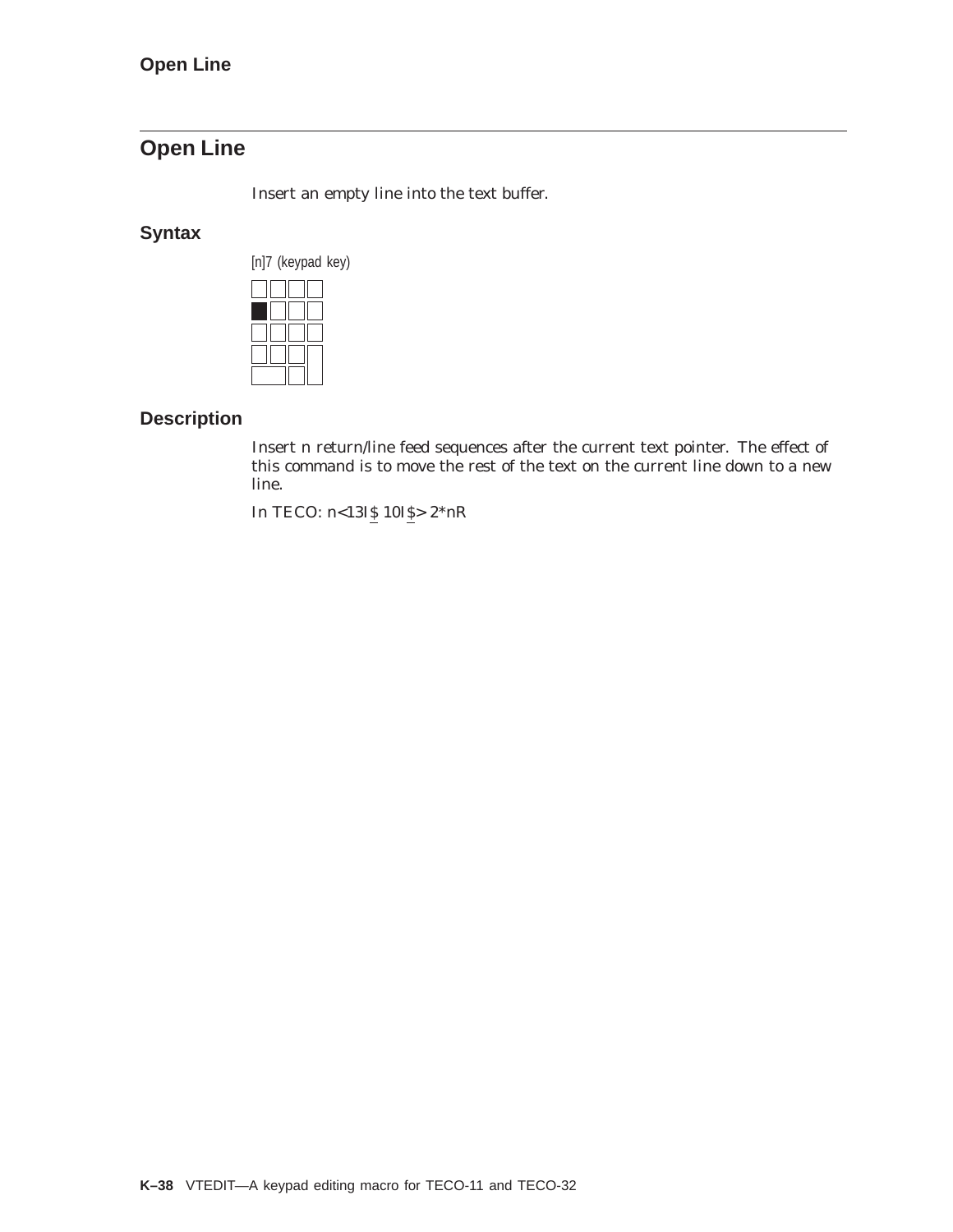# Open Line

Insert an empty line into the text buffer.

## Syntax

[n]7 (keypad key)

## Description

Insert n return/line feed sequences after the current text pointer. The effect of this command is to move the rest of the text on the current line down to a new line.

In TECO: n<13I$ 10I$> 2*nR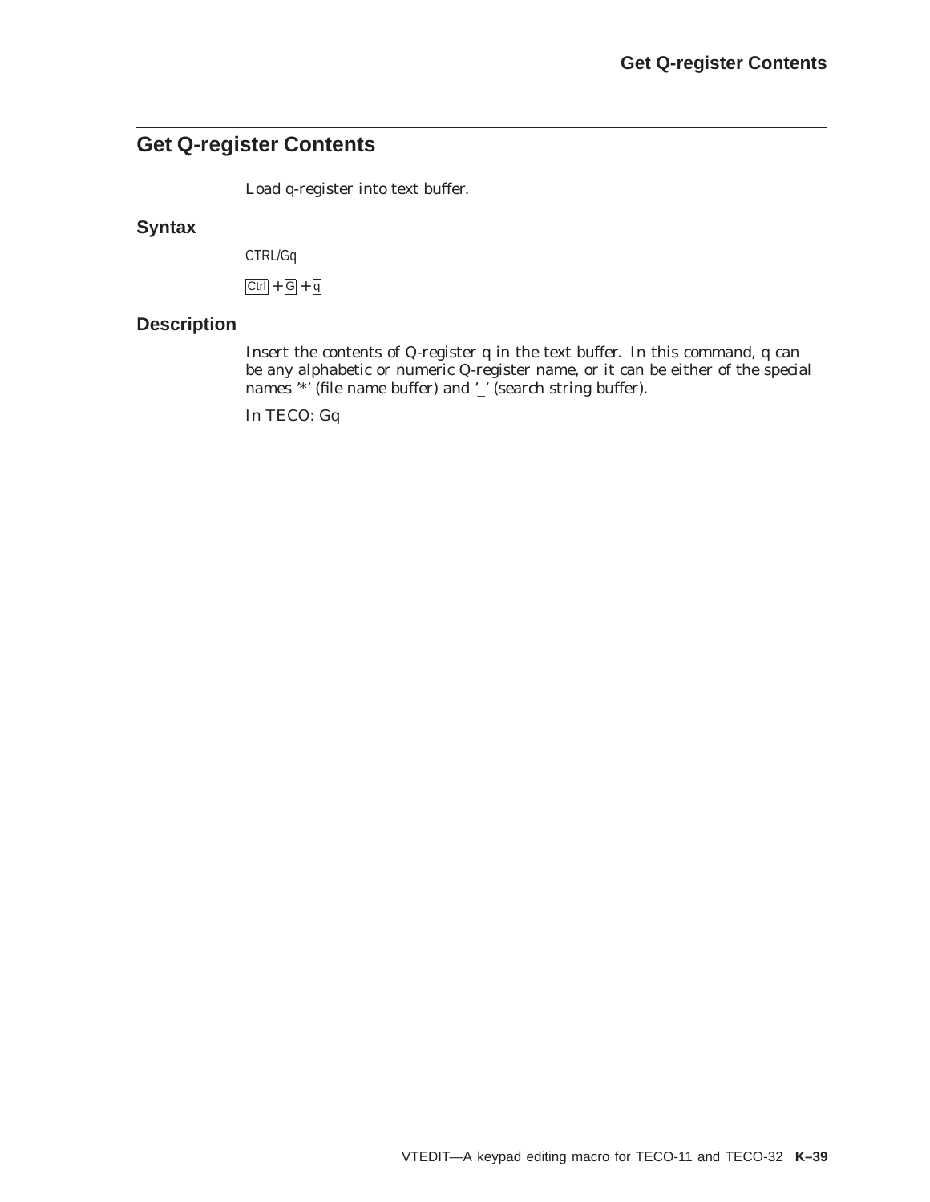## Get Q-register Contents

Load q-register into text buffer.

### Syntax

CTRL/Gq

Ctrl + G + q

### Description

Insert the contents of Q-register q in the text buffer. In this command, q can be any alphabetic or numeric Q-register name, or it can be either of the special names '*' (file name buffer) and '_' (search string buffer).

In TECO: Gq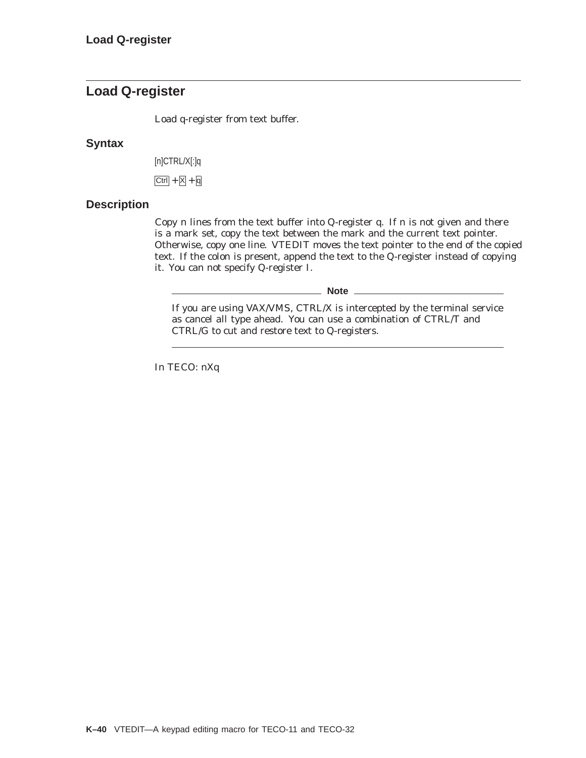# Load Q-register

Load q-register from text buffer.

## Syntax

[n]CTRL/X[:]q

Ctrl + X + q

## Description

Copy n lines from the text buffer into Q-register q. If n is not given and there is a mark set, copy the text between the mark and the current text pointer. Otherwise, copy one line. VTEDIT moves the text pointer to the end of the copied text. If the colon is present, append the text to the Q-register instead of copying it. You can not specify Q-register I.

---

**Note**

If you are using VAX/VMS, CTRL/X is intercepted by the terminal service as cancel all type ahead. You can use a combination of CTRL/T and CTRL/G to cut and restore text to Q-registers.

---

In TECO: nXq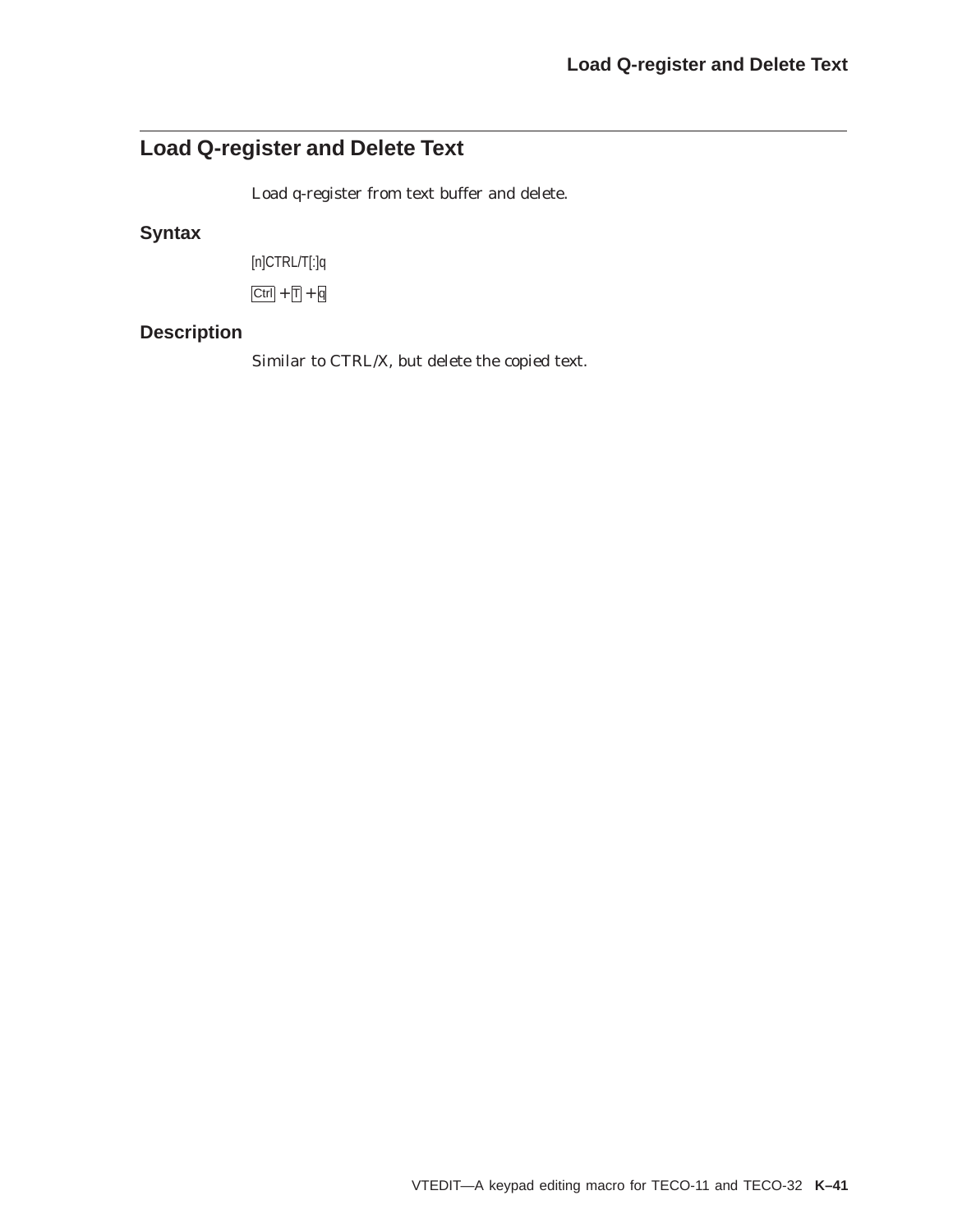## Load Q-register and Delete Text

Load q-register from text buffer and delete.

### Syntax

[n]CTRL/T[:]q

Ctrl + T + q

### Description

Similar to CTRL/X, but delete the copied text.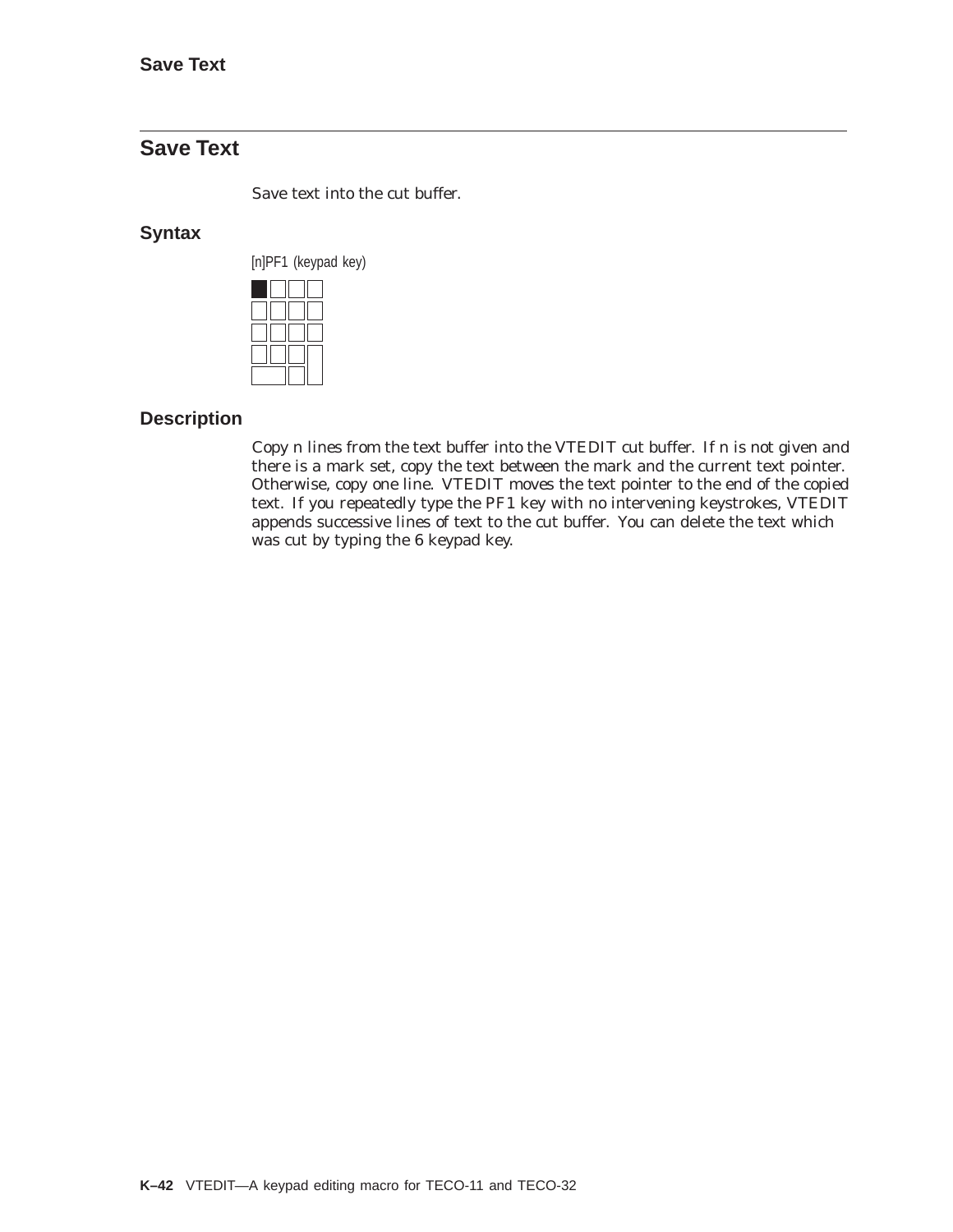## Save Text

Save text into the cut buffer.

### Syntax

[n]PF1 (keypad key)

### Description

Copy n lines from the text buffer into the VTEDIT cut buffer. If n is not given and there is a mark set, copy the text between the mark and the current text pointer. Otherwise, copy one line. VTEDIT moves the text pointer to the end of the copied text. If you repeatedly type the PF1 key with no intervening keystrokes, VTEDIT appends successive lines of text to the cut buffer. You can delete the text which was cut by typing the 6 keypad key.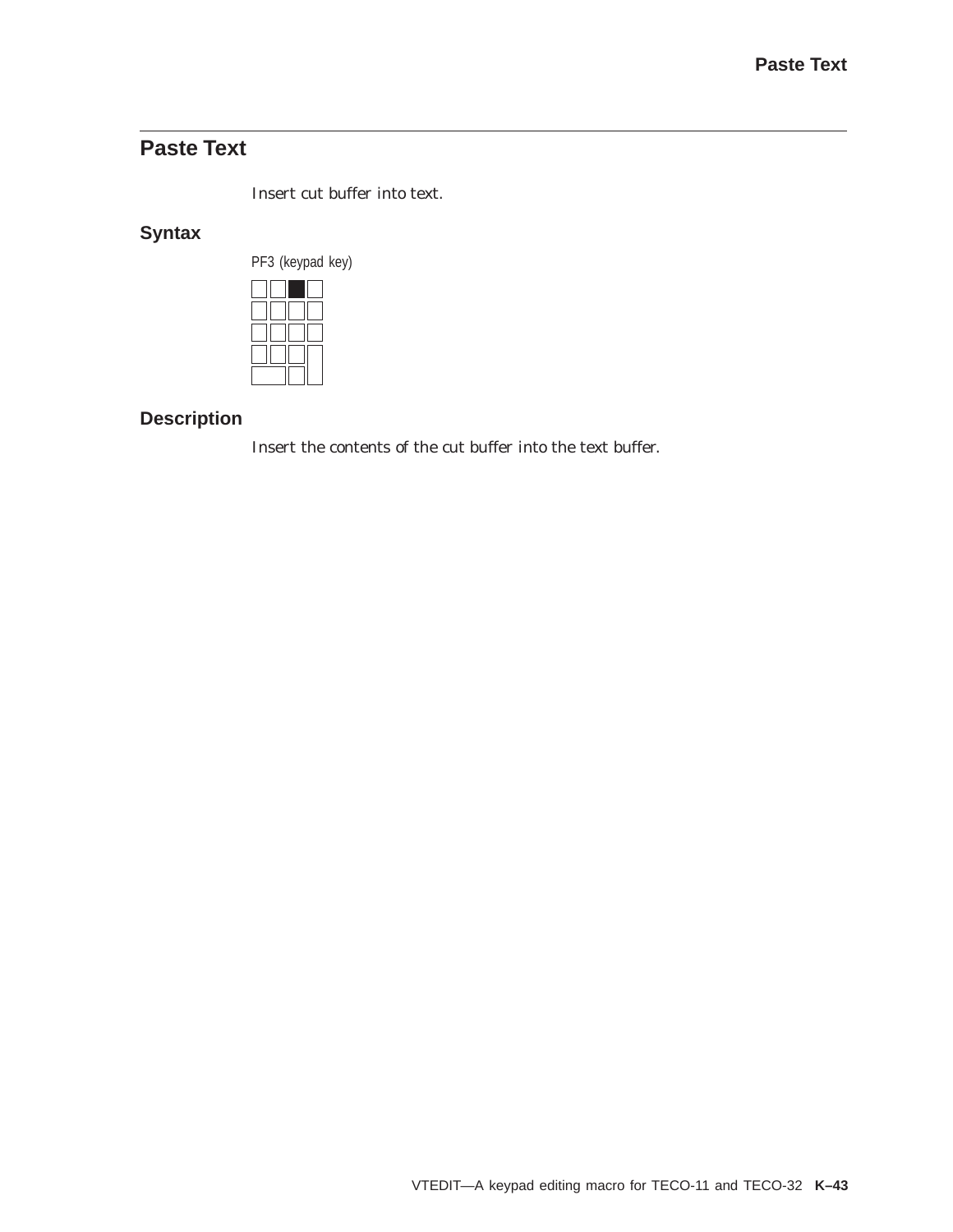## Paste Text

*Insert cut buffer into text.*

### Syntax

PF3 (keypad key)

### Description

*Insert the contents of the cut buffer into the text buffer.*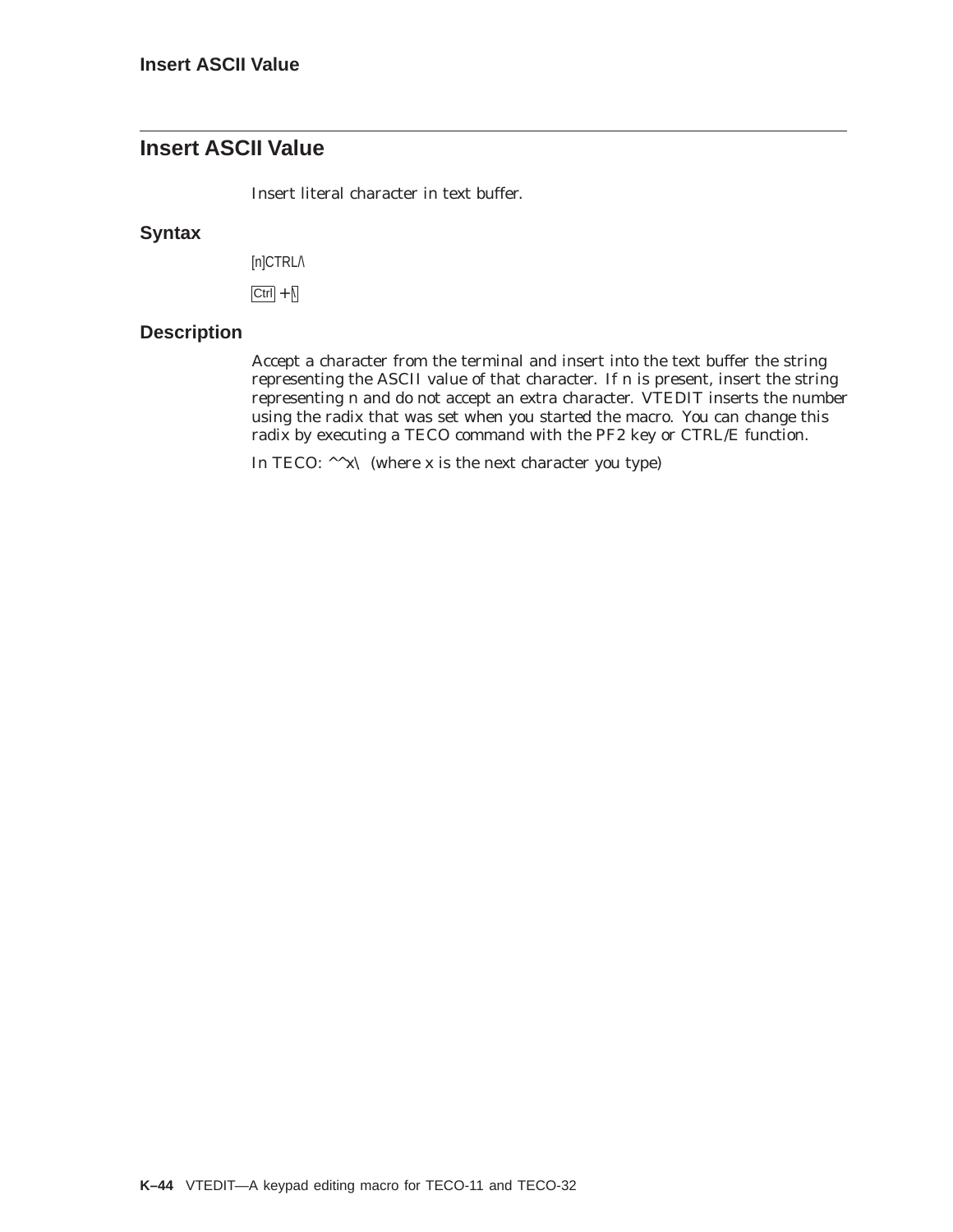## Insert ASCII Value

Insert literal character in text buffer.

### Syntax

[n]CTRL/\

Ctrl + \

### Description

Accept a character from the terminal and insert into the text buffer the string representing the ASCII value of that character. If n is present, insert the string representing n and do not accept an extra character. VTEDIT inserts the number using the radix that was set when you started the macro. You can change this radix by executing a TECO command with the PF2 key or CTRL/E function.

In TECO: ^^x\ (where x is the next character you type)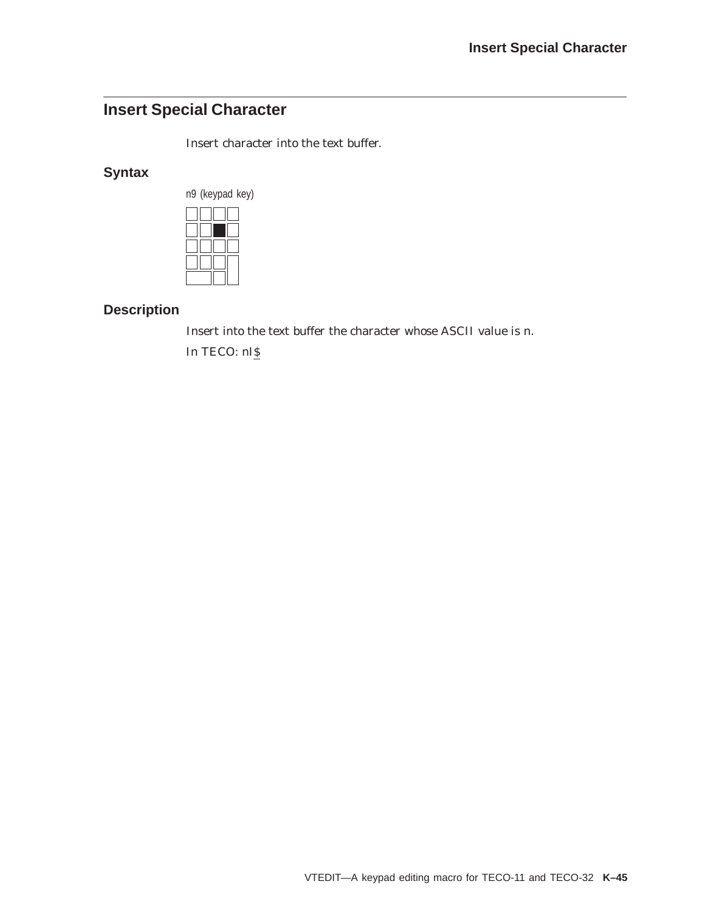## Insert Special Character

Insert character into the text buffer.

### Syntax

n9 (keypad key)

### Description

Insert into the text buffer the character whose ASCII value is n.

In TECO: nI$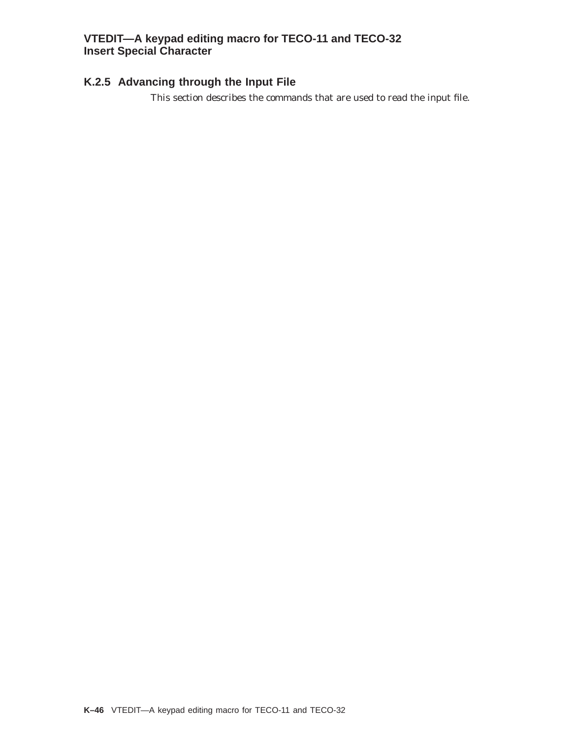### K.2.5 Advancing through the Input File

This section describes the commands that are used to read the input file.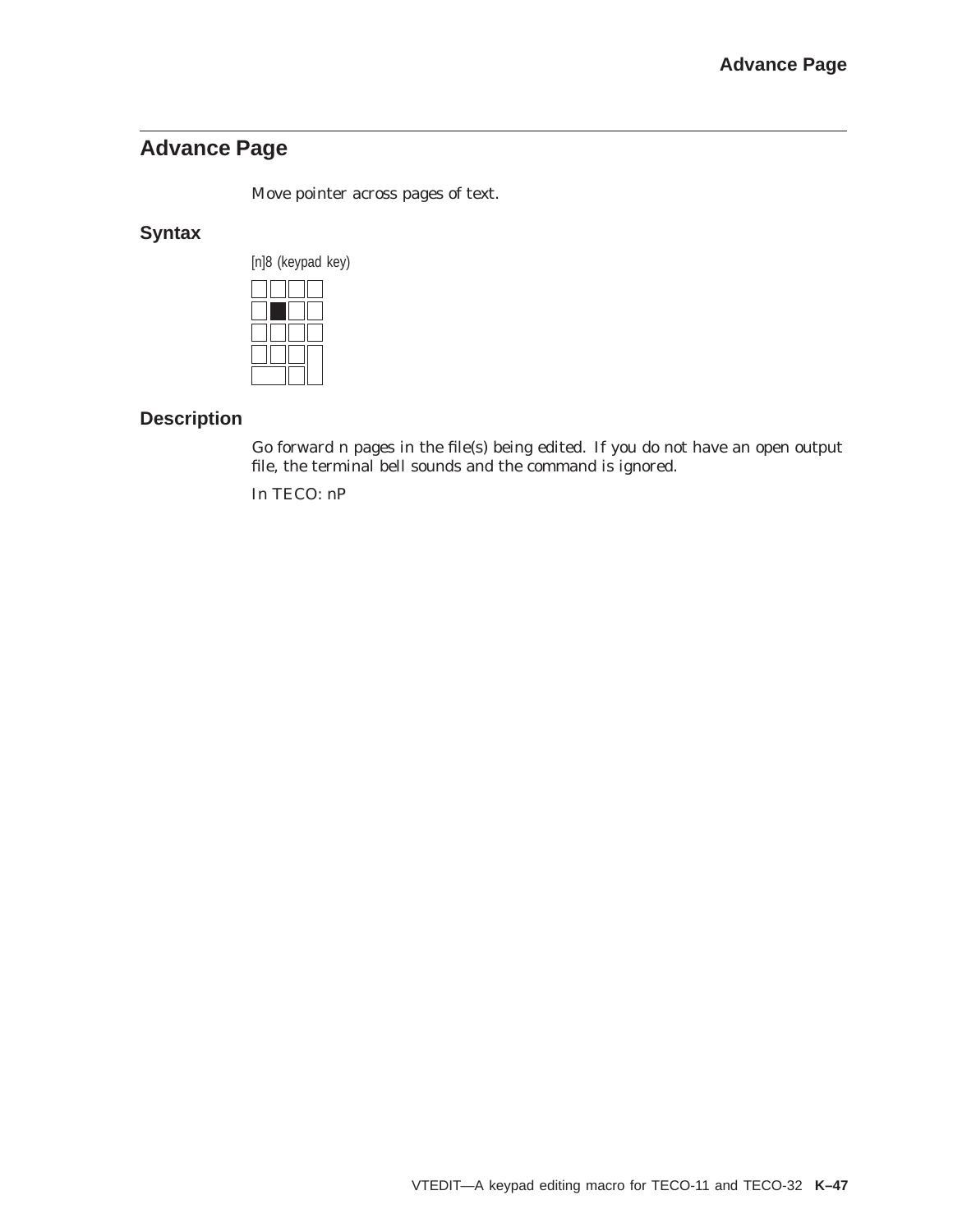# Advance Page

Move pointer across pages of text.

## Syntax

[n]8 (keypad key)

## Description

Go forward n pages in the file(s) being edited. If you do not have an open output file, the terminal bell sounds and the command is ignored.

In TECO: nP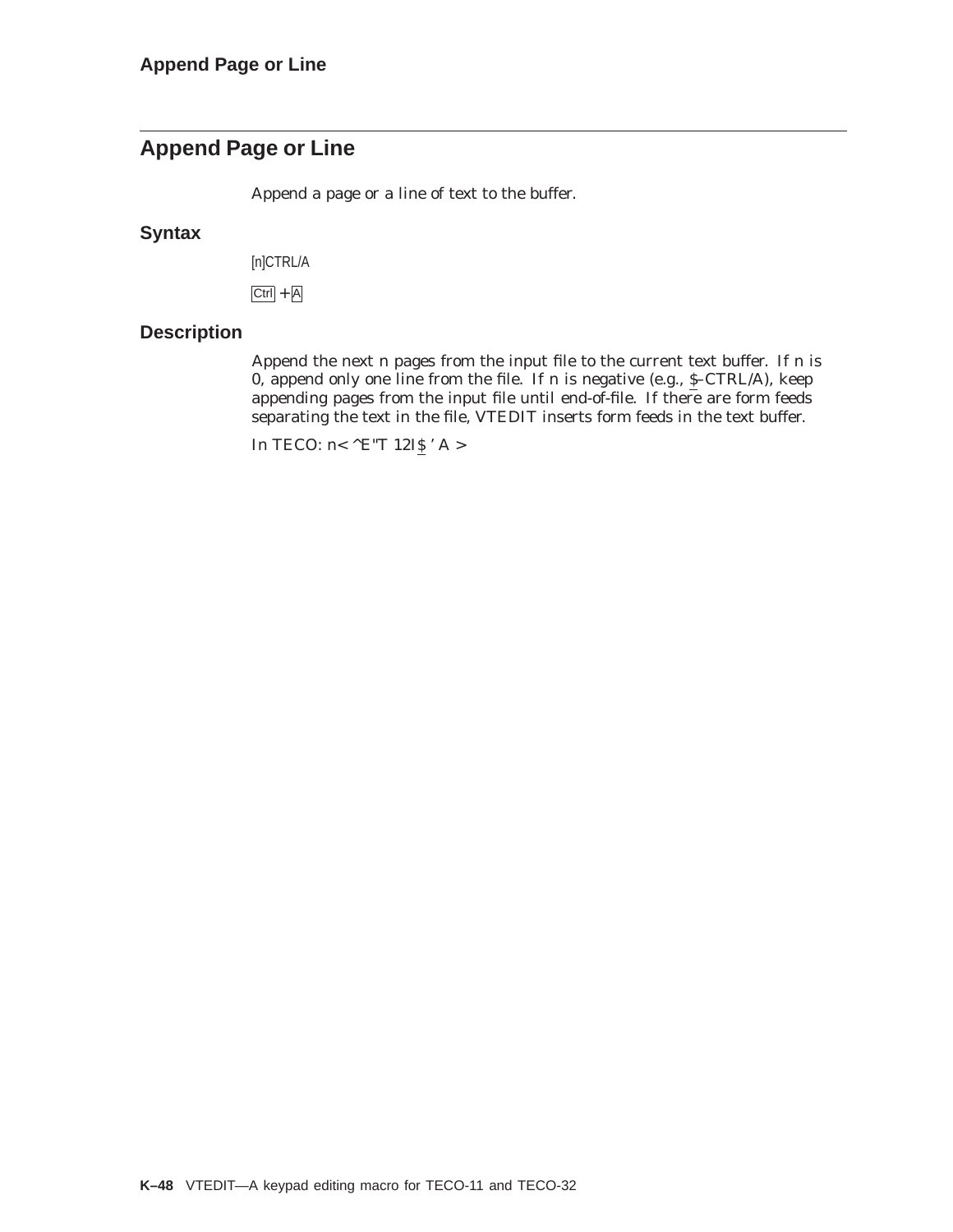## Append Page or Line

Append a page or a line of text to the buffer.

### Syntax

[n]CTRL/A

Ctrl + A

### Description

Append the next n pages from the input file to the current text buffer. If n is 0, append only one line from the file. If n is negative (e.g., $–CTRL/A), keep appending pages from the input file until end-of-file. If there are form feeds separating the text in the file, VTEDIT inserts form feeds in the text buffer.

In TECO: n< ^E"T 12I$ ' A >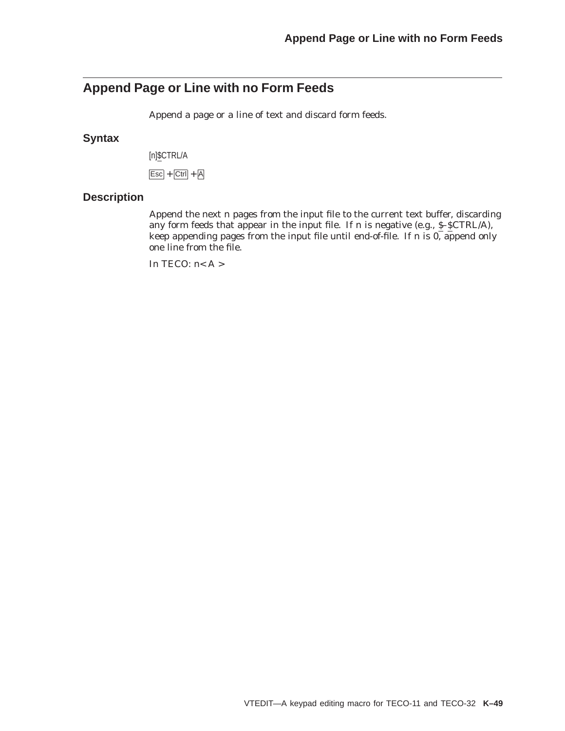## Append Page or Line with no Form Feeds

Append a page or a line of text and discard form feeds.

### Syntax

[n]$CTRL/A

Esc + Ctrl + A

### Description

Append the next n pages from the input file to the current text buffer, discarding any form feeds that appear in the input file. If n is negative (e.g., $–$CTRL/A), keep appending pages from the input file until end-of-file. If n is 0, append only one line from the file.

In TECO: n< A >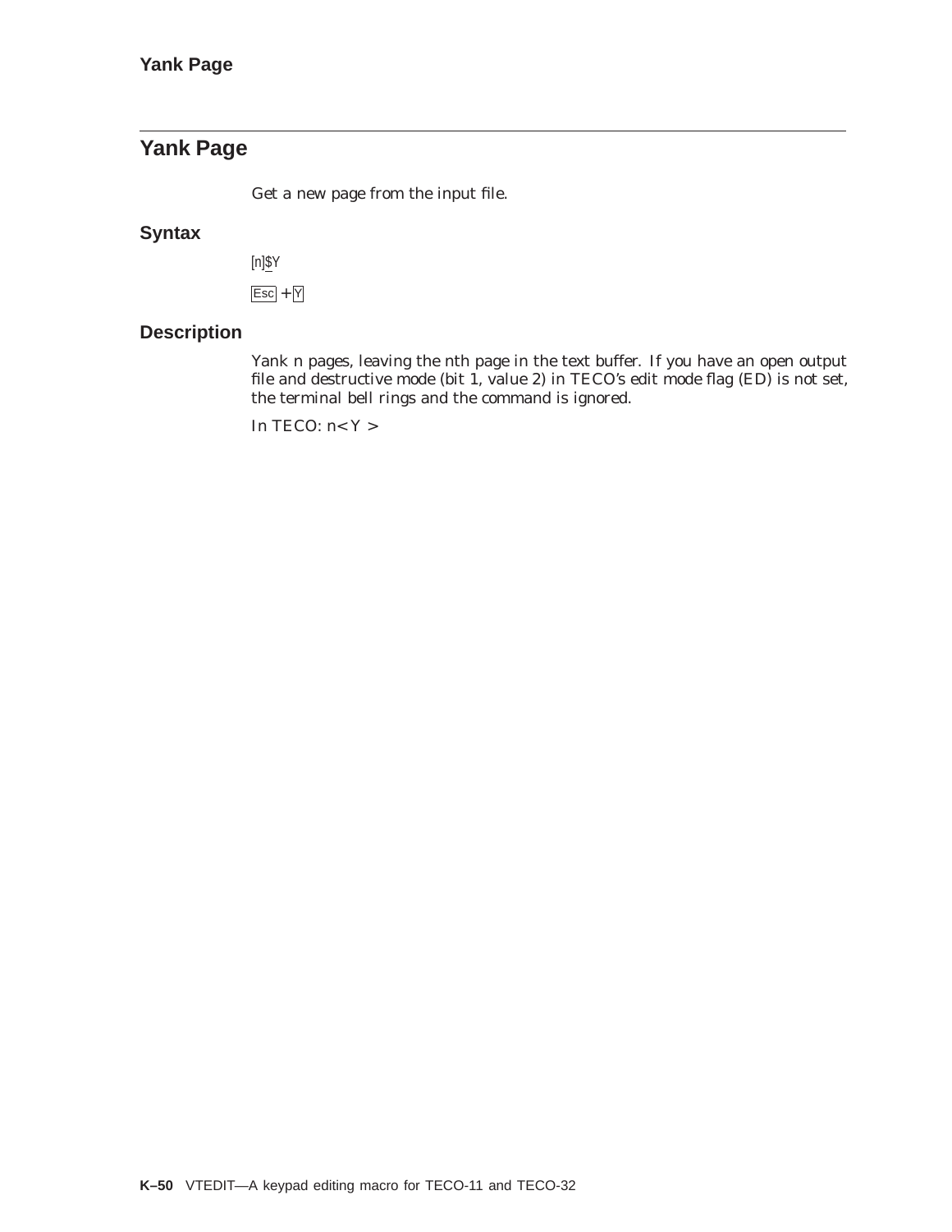## Yank Page

Get a new page from the input file.

### Syntax

[n]$Y

Esc + Y

### Description

Yank n pages, leaving the nth page in the text buffer. If you have an open output file and destructive mode (bit 1, value 2) in TECO's edit mode flag (ED) is not set, the terminal bell rings and the command is ignored.

In TECO: n< Y >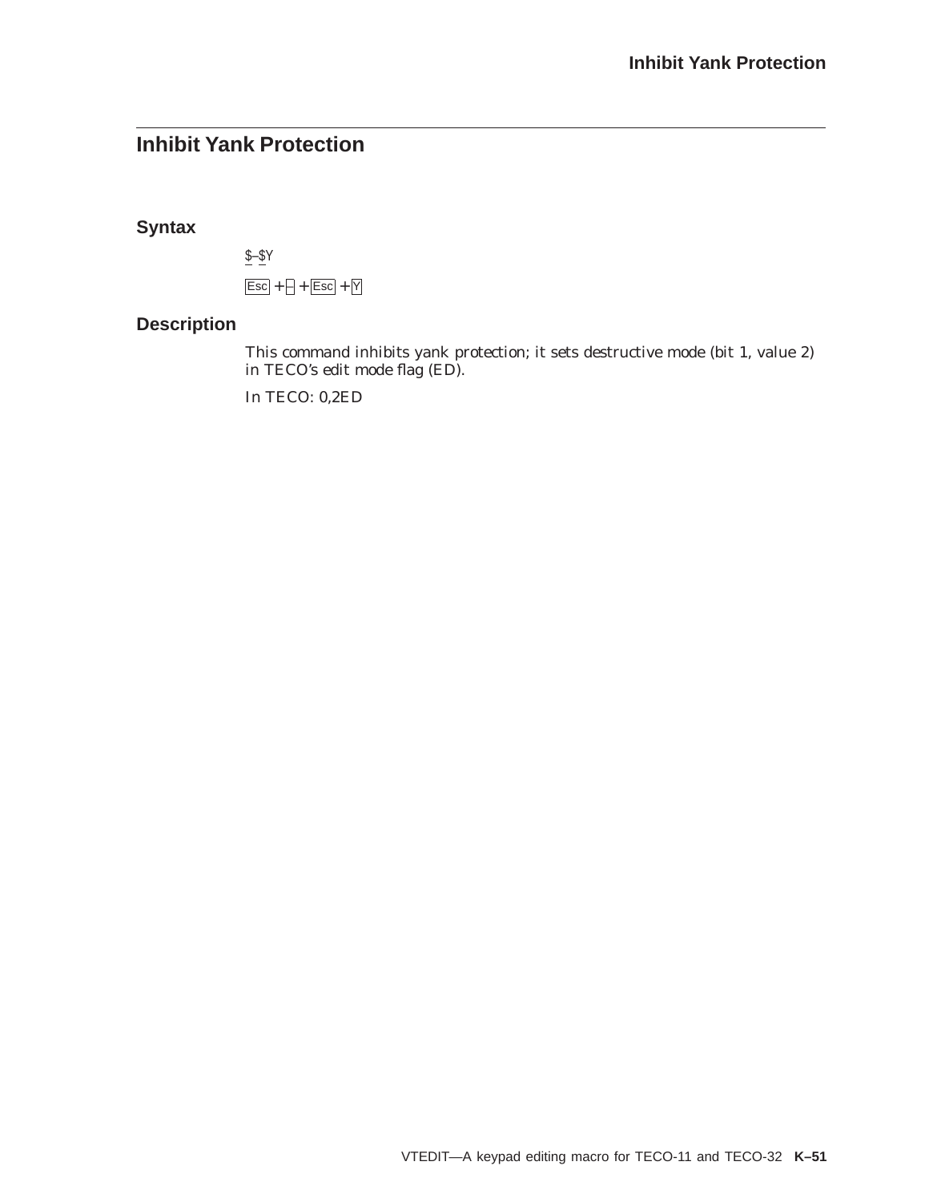# Inhibit Yank Protection

## Syntax

$-$Y

Esc + – + Esc + Y

## Description

This command inhibits yank protection; it sets destructive mode (bit 1, value 2) in TECO's edit mode flag (ED).

In TECO: 0,2ED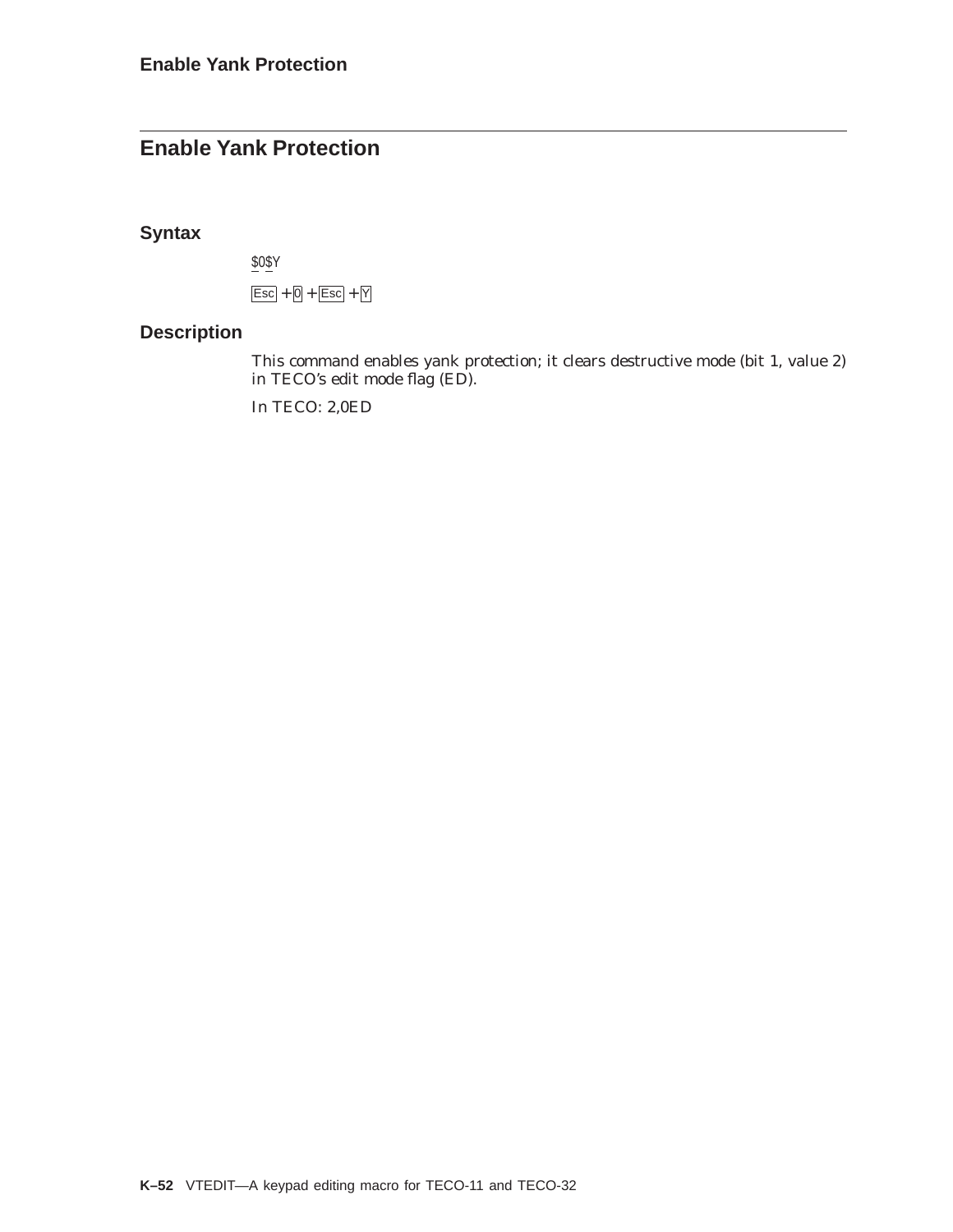## Enable Yank Protection

### Syntax

$0$Y

Esc + 0 + Esc + Y

### Description

This command enables yank protection; it clears destructive mode (bit 1, value 2) in TECO's edit mode flag (ED).

In TECO: 2,0ED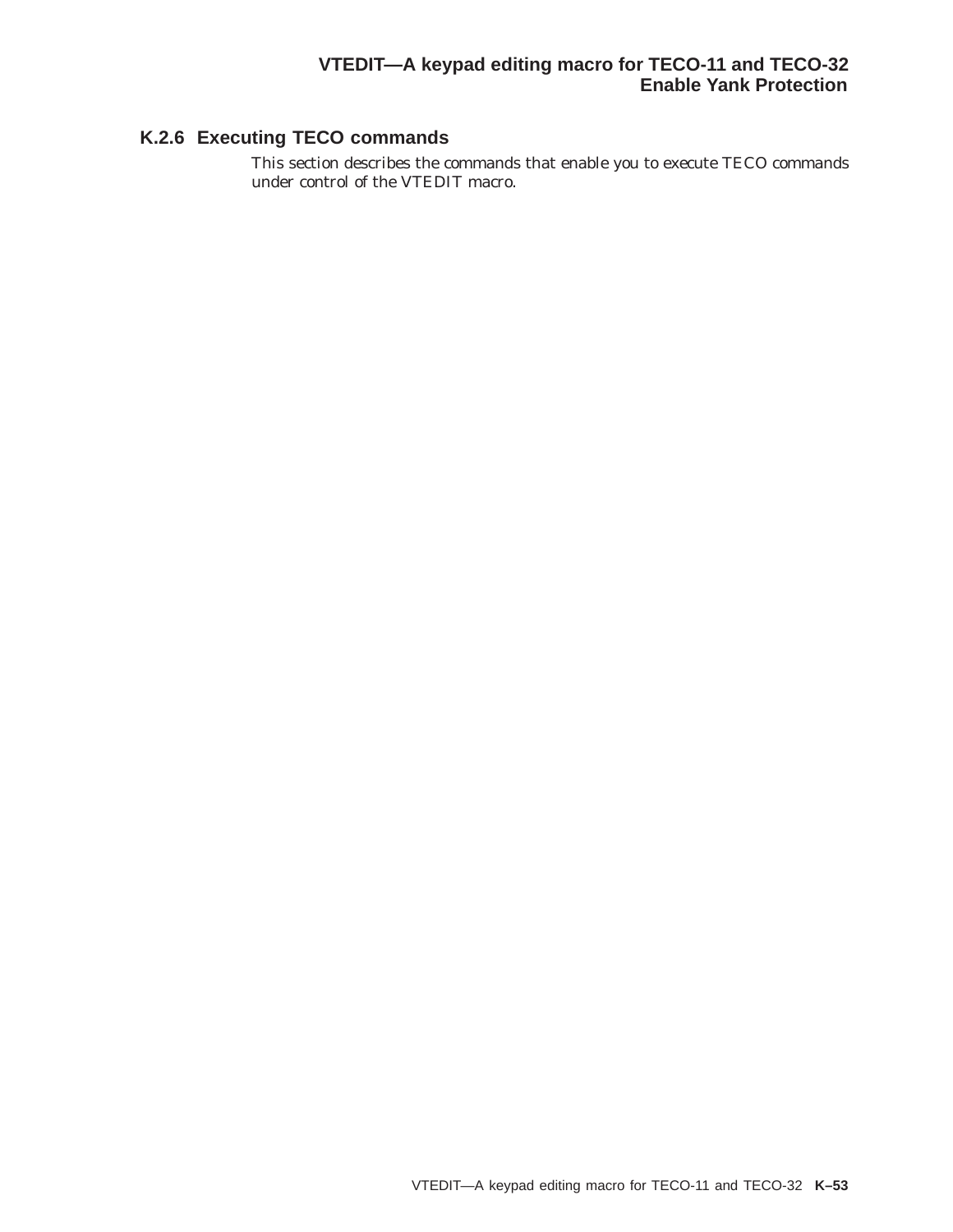### K.2.6 Executing TECO commands

This section describes the commands that enable you to execute TECO commands under control of the VTEDIT macro.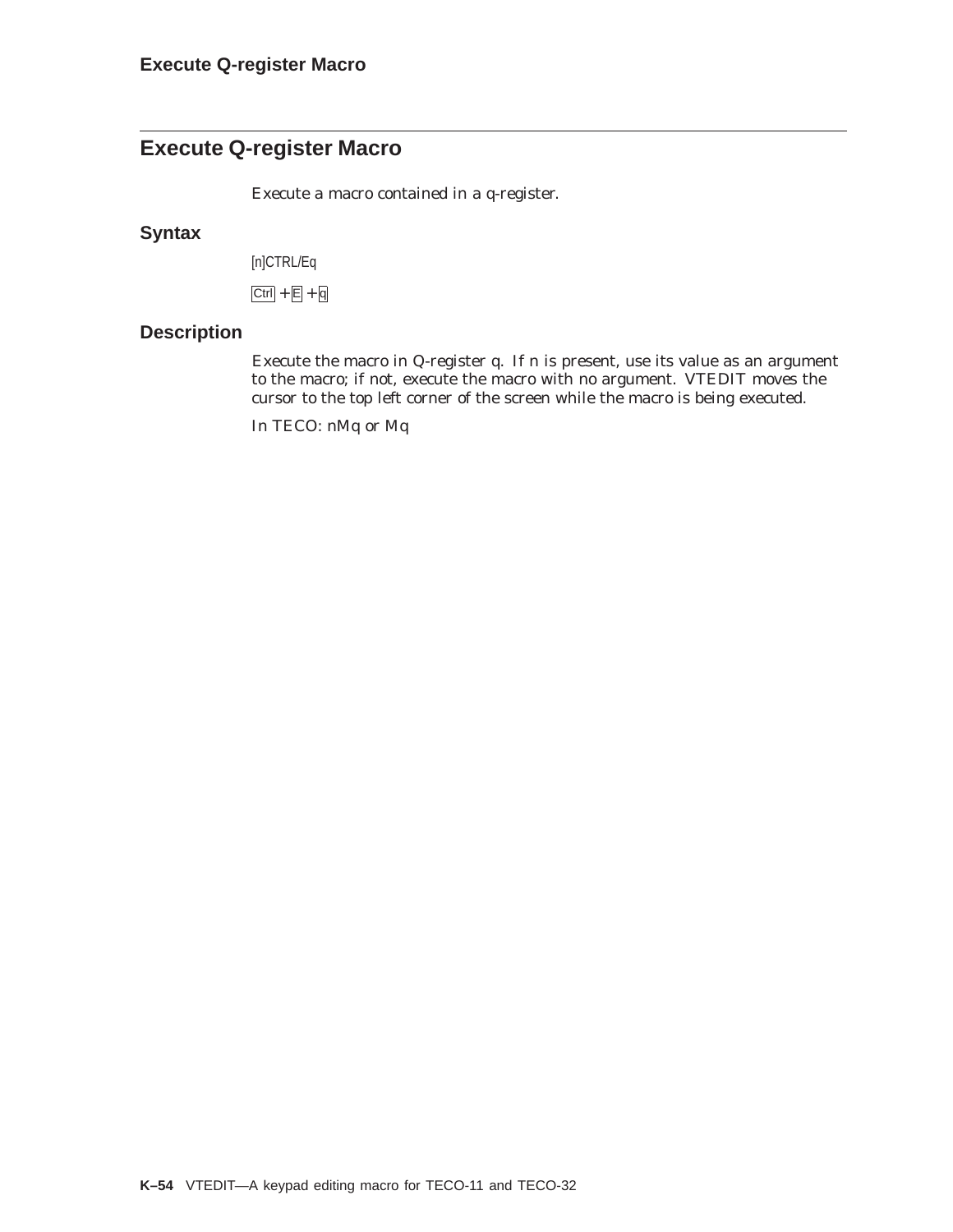## Execute Q-register Macro

Execute a macro contained in a q-register.

### Syntax

[n]CTRL/Eq

Ctrl + E + q

### Description

Execute the macro in Q-register q. If n is present, use its value as an argument to the macro; if not, execute the macro with no argument. VTEDIT moves the cursor to the top left corner of the screen while the macro is being executed.

In TECO: nMq or Mq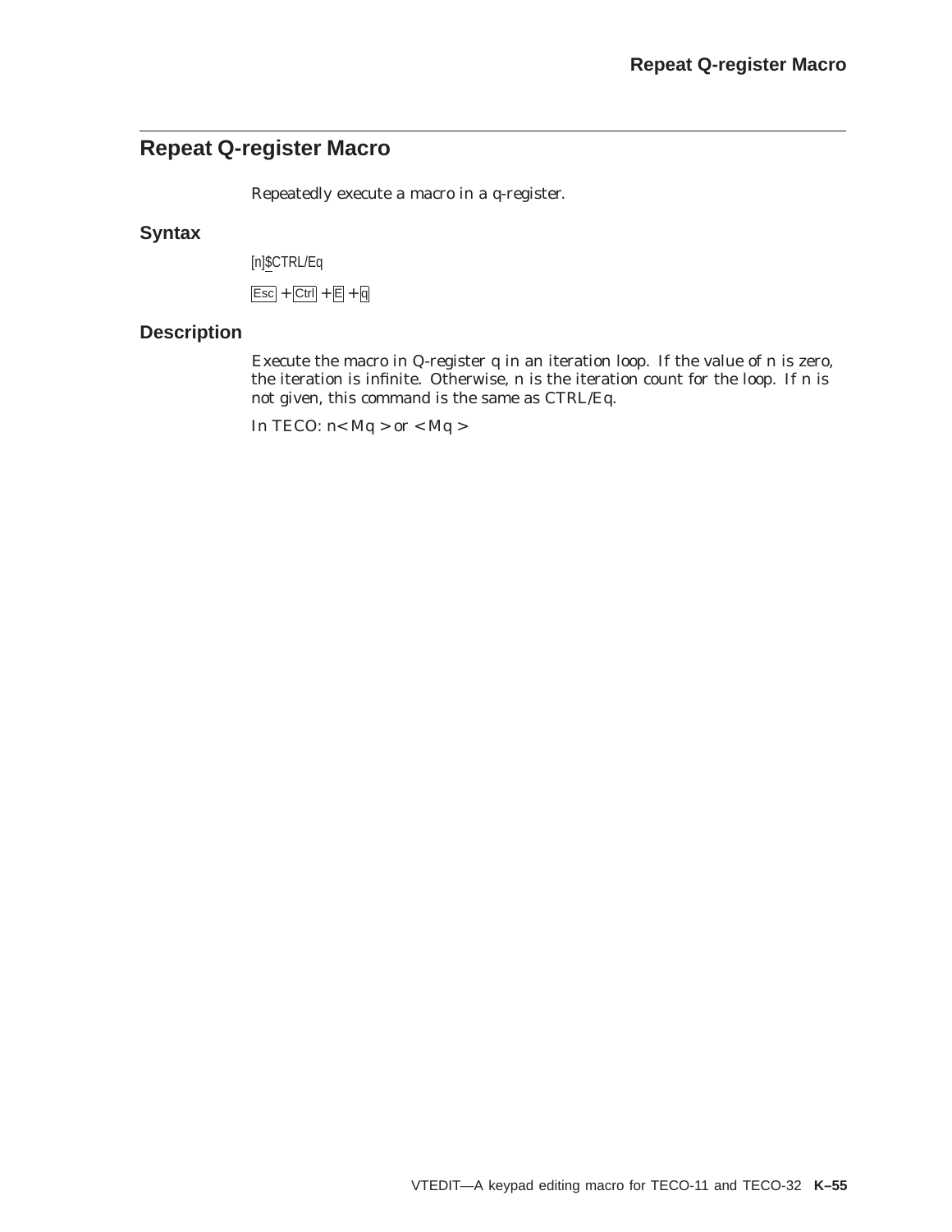## Repeat Q-register Macro

Repeatedly execute a macro in a q-register.

### Syntax

[n]$CTRL/Eq

Esc + Ctrl + E + q

### Description

Execute the macro in Q-register q in an iteration loop. If the value of n is zero, the iteration is infinite. Otherwise, n is the iteration count for the loop. If n is not given, this command is the same as CTRL/Eq.

In TECO: n< Mq > or < Mq >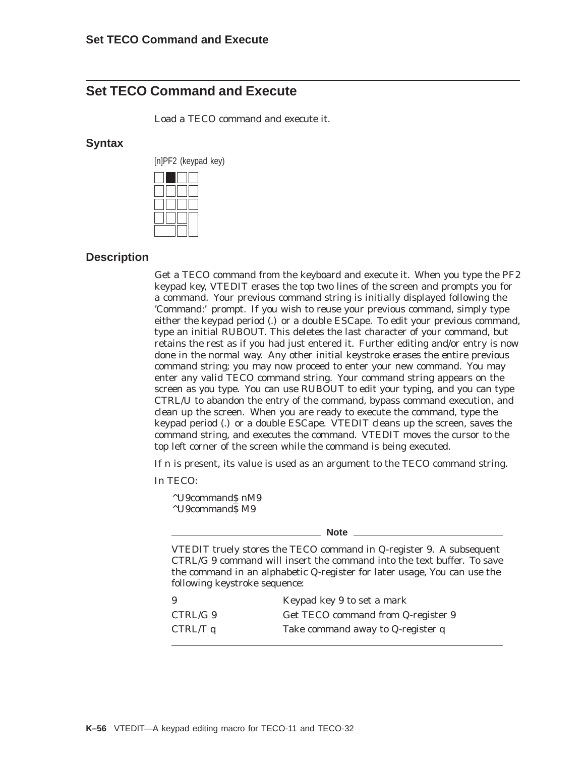## Set TECO Command and Execute

Load a TECO command and execute it.

### Syntax

[n]PF2 (keypad key)

### Description

Get a TECO command from the keyboard and execute it. When you type the PF2 keypad key, VTEDIT erases the top two lines of the screen and prompts you for a command. Your previous command string is initially displayed following the 'Command:' prompt. If you wish to reuse your previous command, simply type either the keypad period (.) or a double ESCape. To edit your previous command, type an initial RUBOUT. This deletes the last character of your command, but retains the rest as if you had just entered it. Further editing and/or entry is now done in the normal way. Any other initial keystroke erases the entire previous command string; you may now proceed to enter your new command. You may enter any valid TECO command string. Your command string appears on the screen as you type. You can use RUBOUT to edit your typing, and you can type CTRL/U to abandon the entry of the command, bypass command execution, and clean up the screen. When you are ready to execute the command, type the keypad period (.) or a double ESCape. VTEDIT cleans up the screen, saves the command string, and executes the command. VTEDIT moves the cursor to the top left corner of the screen while the command is being executed.

If n is present, its value is used as an argument to the TECO command string.

In TECO:

```
^U9command$ nM9
^U9command$ M9
```

**Note**

VTEDIT truely stores the TECO command in Q-register 9. A subsequent CTRL/G 9 command will insert the command into the text buffer. To save the command in an alphabetic Q-register for later usage, You can use the following keystroke sequence:

| | |
|---|---|
| 9 | Keypad key 9 to set a mark |
| CTRL/G 9 | Get TECO command from Q-register 9 |
| CTRL/T q | Take command away to Q-register q |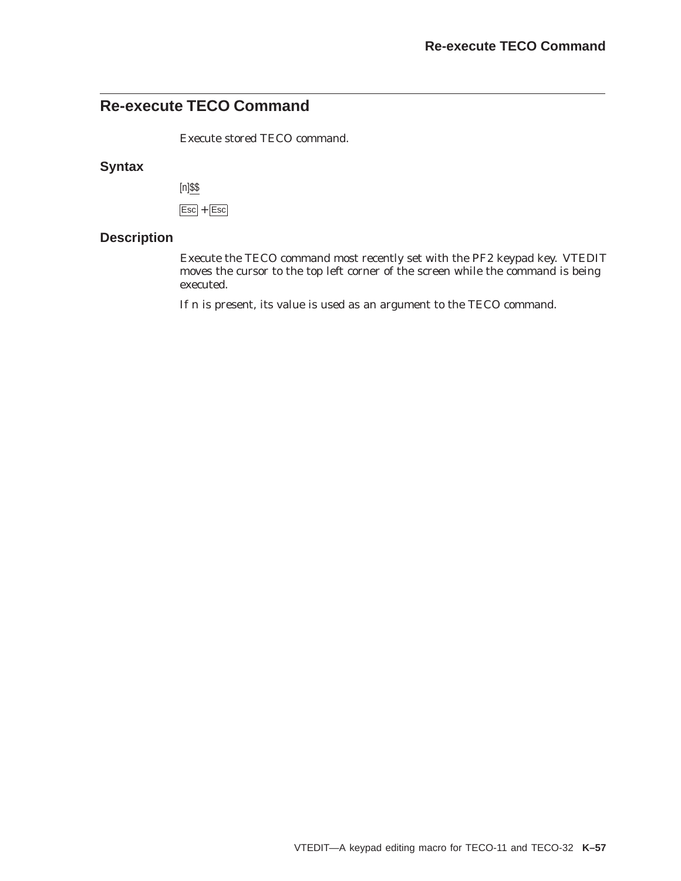## Re-execute TECO Command

Execute stored TECO command.

### Syntax

[n]$$

Esc + Esc

### Description

Execute the TECO command most recently set with the PF2 keypad key. VTEDIT moves the cursor to the top left corner of the screen while the command is being executed.

If n is present, its value is used as an argument to the TECO command.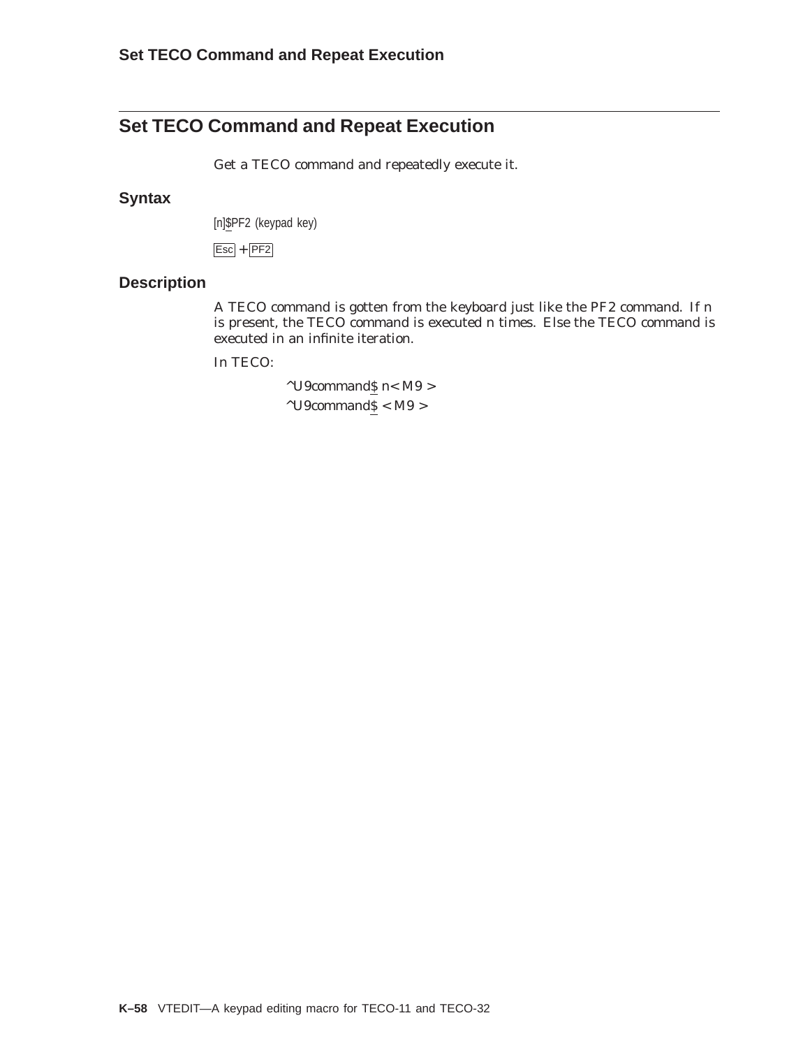## Set TECO Command and Repeat Execution

Get a TECO command and repeatedly execute it.

### Syntax

[n]$PF2 (keypad key)

Esc + PF2

### Description

A TECO command is gotten from the keyboard just like the PF2 command. If n is present, the TECO command is executed n times. Else the TECO command is executed in an infinite iteration.

In TECO:

```
^U9command$ n< M9 >
^U9command$ < M9 >
```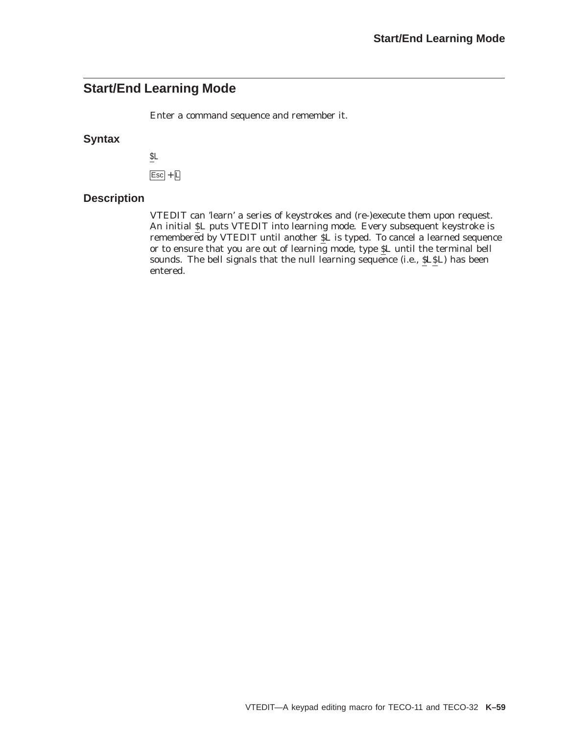## Start/End Learning Mode

Enter a command sequence and remember it.

### Syntax

$L

Esc + L

### Description

VTEDIT can 'learn' a series of keystrokes and (re-)execute them upon request. An initial $L puts VTEDIT into learning mode. Every subsequent keystroke is remembered by VTEDIT until another $L is typed. To cancel a learned sequence or to ensure that you are out of learning mode, type $L until the terminal bell sounds. The bell signals that the null learning sequence (i.e., $L$L) has been entered.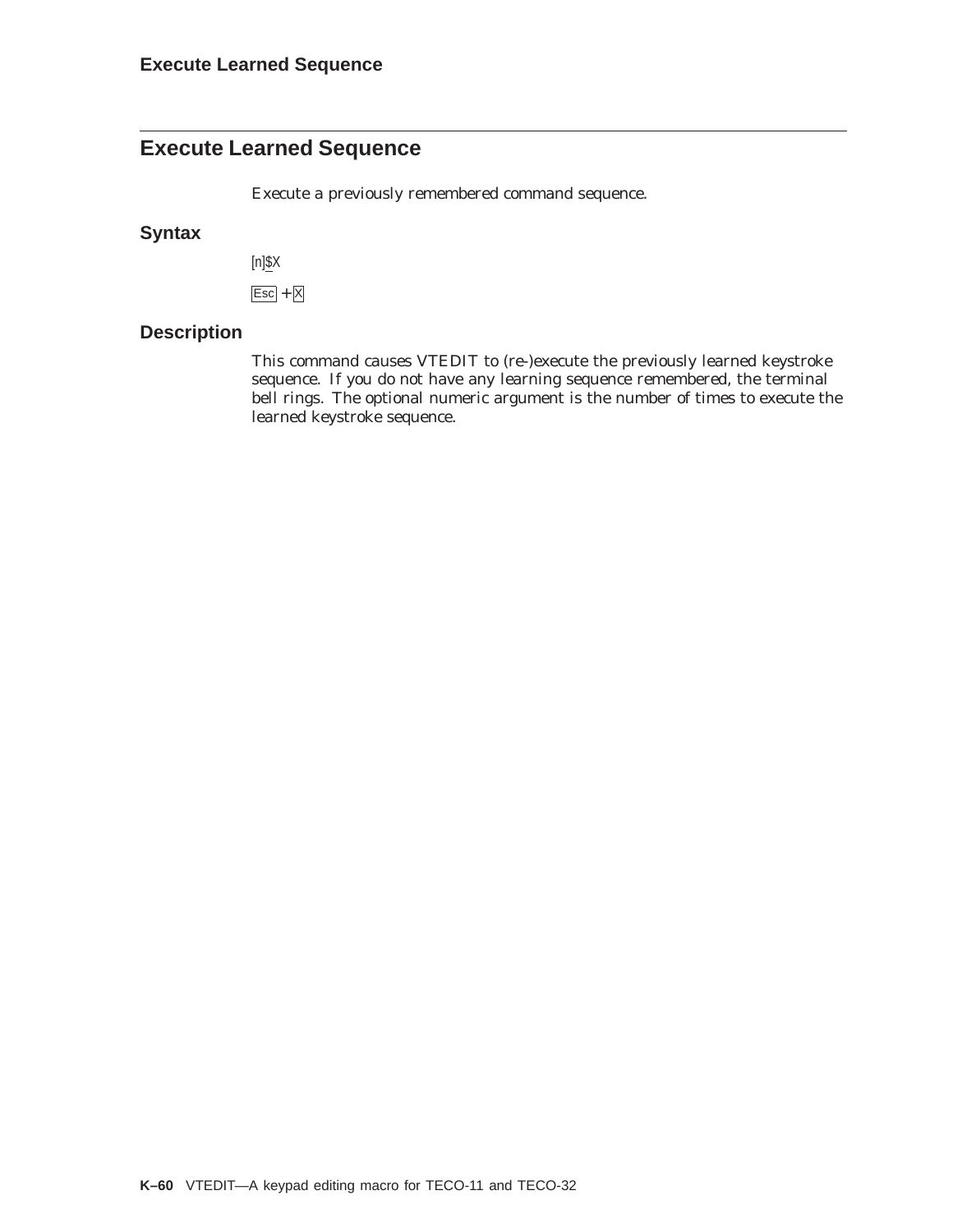## Execute Learned Sequence

Execute a previously remembered command sequence.

### Syntax

[n]$X

Esc + X

### Description

This command causes VTEDIT to (re-)execute the previously learned keystroke sequence. If you do not have any learning sequence remembered, the terminal bell rings. The optional numeric argument is the number of times to execute the learned keystroke sequence.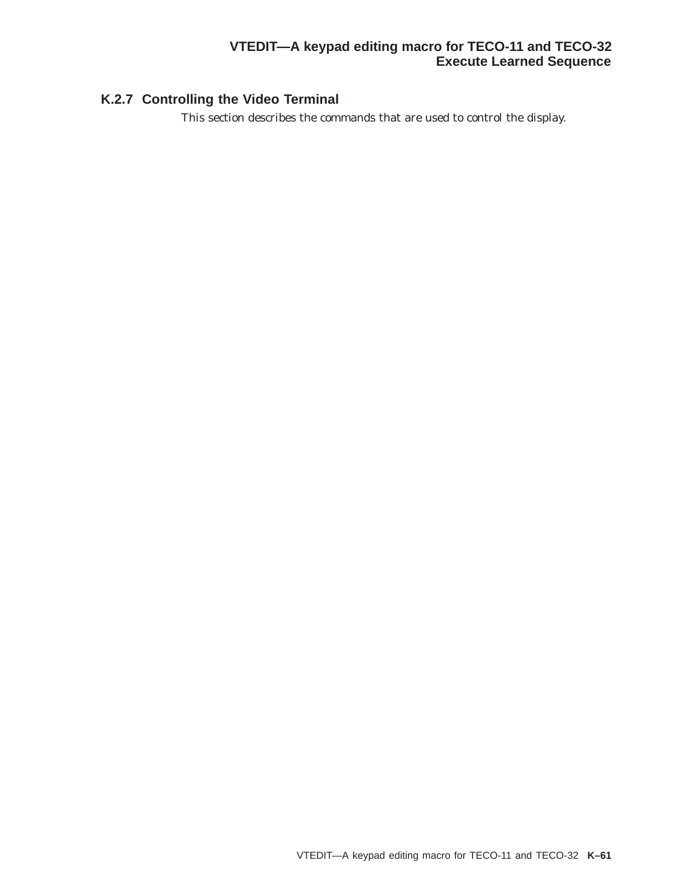### K.2.7 Controlling the Video Terminal

This section describes the commands that are used to control the display.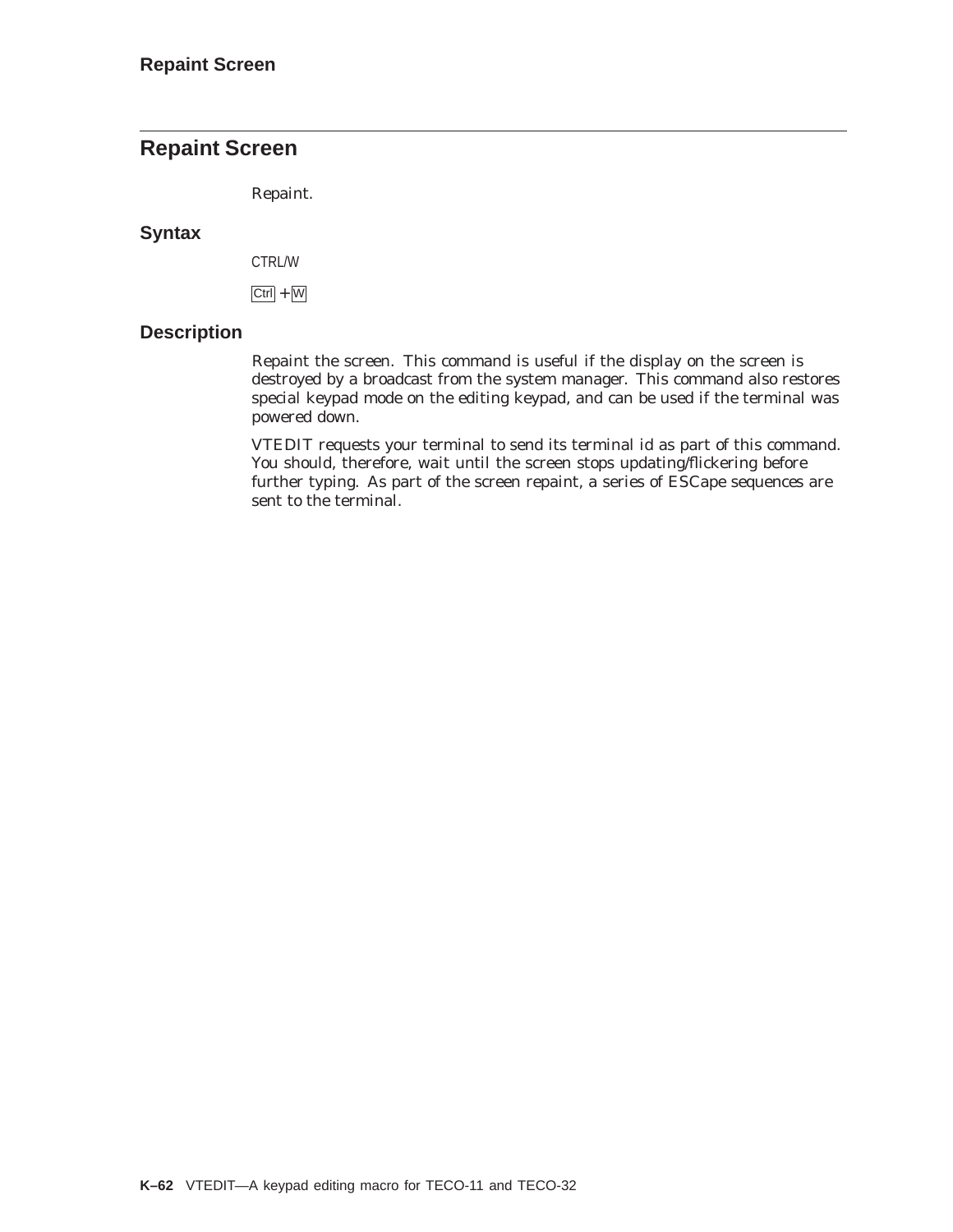## Repaint Screen

Repaint.

### Syntax

CTRL/W

Ctrl + W

### Description

Repaint the screen. This command is useful if the display on the screen is destroyed by a broadcast from the system manager. This command also restores special keypad mode on the editing keypad, and can be used if the terminal was powered down.

VTEDIT requests your terminal to send its terminal id as part of this command. You should, therefore, wait until the screen stops updating/flickering before further typing. As part of the screen repaint, a series of ESCape sequences are sent to the terminal.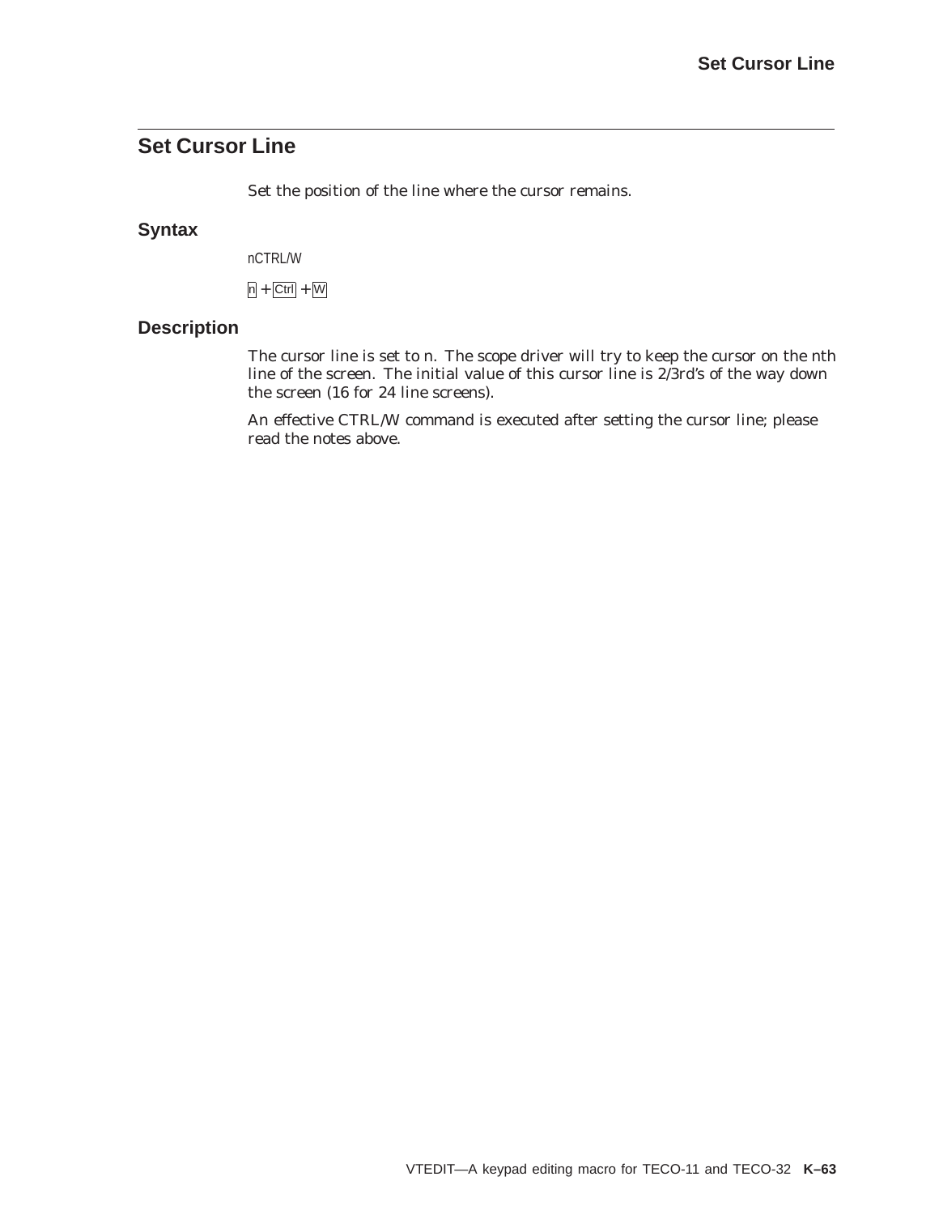## Set Cursor Line

Set the position of the line where the cursor remains.

### Syntax

nCTRL/W

n + Ctrl + W

### Description

The cursor line is set to n. The scope driver will try to keep the cursor on the nth line of the screen. The initial value of this cursor line is 2/3rd's of the way down the screen (16 for 24 line screens).

An effective CTRL/W command is executed after setting the cursor line; please read the notes above.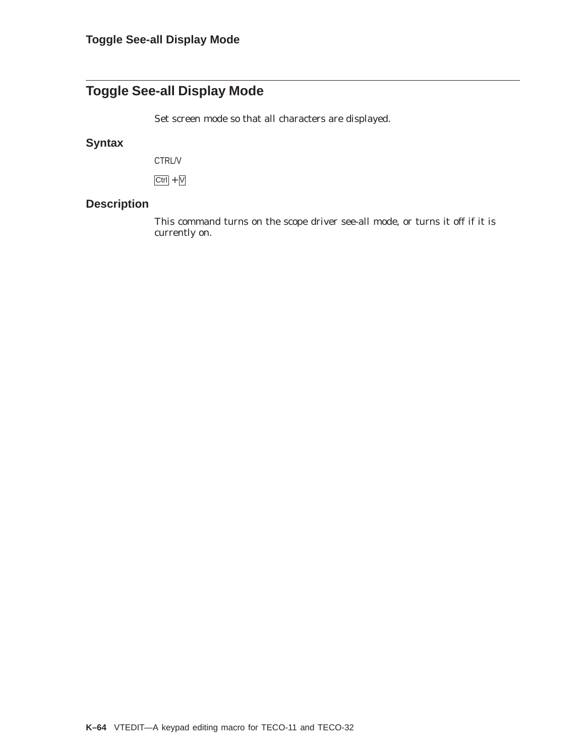## Toggle See-all Display Mode

Set screen mode so that all characters are displayed.

### Syntax

CTRL/V

Ctrl + V

### Description

This command turns on the scope driver see-all mode, or turns it off if it is currently on.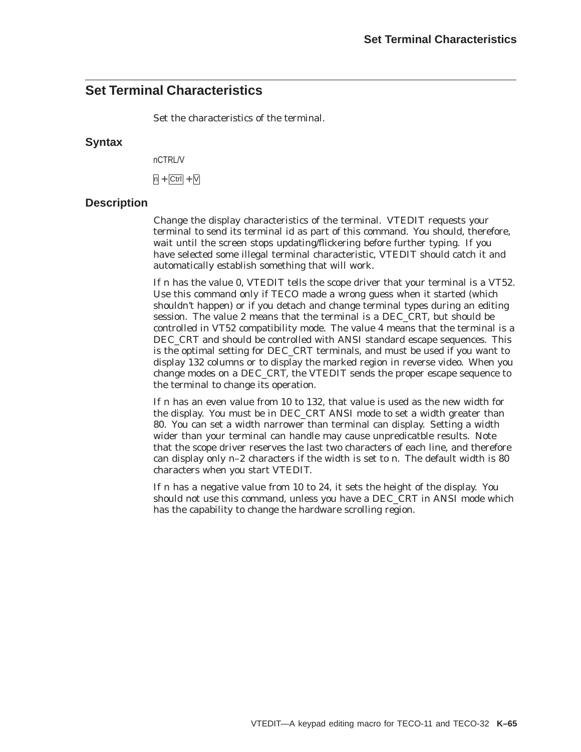## Set Terminal Characteristics

Set the characteristics of the terminal.

### Syntax

nCTRL/V

n + Ctrl + V

### Description

Change the display characteristics of the terminal. VTEDIT requests your terminal to send its terminal id as part of this command. You should, therefore, wait until the screen stops updating/flickering before further typing. If you have selected some illegal terminal characteristic, VTEDIT should catch it and automatically establish something that will work.

If n has the value 0, VTEDIT tells the scope driver that your terminal is a VT52. Use this command only if TECO made a wrong guess when it started (which shouldn't happen) or if you detach and change terminal types during an editing session. The value 2 means that the terminal is a DEC_CRT, but should be controlled in VT52 compatibility mode. The value 4 means that the terminal is a DEC_CRT and should be controlled with ANSI standard escape sequences. This is the optimal setting for DEC_CRT terminals, and must be used if you want to display 132 columns or to display the marked region in reverse video. When you change modes on a DEC_CRT, the VTEDIT sends the proper escape sequence to the terminal to change its operation.

If n has an even value from 10 to 132, that value is used as the new width for the display. You must be in DEC_CRT ANSI mode to set a width greater than 80. You can set a width narrower than terminal can display. Setting a width wider than your terminal can handle may cause unpredicatble results. Note that the scope driver reserves the last two characters of each line, and therefore can display only n–2 characters if the width is set to n. The default width is 80 characters when you start VTEDIT.

If n has a negative value from 10 to 24, it sets the height of the display. You should not use this command, unless you have a DEC_CRT in ANSI mode which has the capability to change the hardware scrolling region.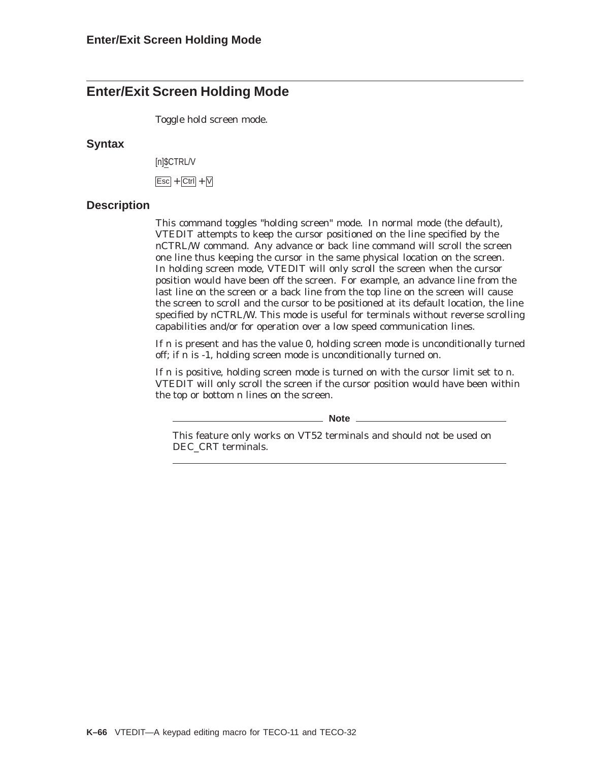## Enter/Exit Screen Holding Mode

Toggle hold screen mode.

### Syntax

[n]$CTRL/V

Esc + Ctrl + V

### Description

This command toggles "holding screen" mode. In normal mode (the default), VTEDIT attempts to keep the cursor positioned on the line specified by the nCTRL/W command. Any advance or back line command will scroll the screen one line thus keeping the cursor in the same physical location on the screen. In holding screen mode, VTEDIT will only scroll the screen when the cursor position would have been off the screen. For example, an advance line from the last line on the screen or a back line from the top line on the screen will cause the screen to scroll and the cursor to be positioned at its default location, the line specified by nCTRL/W. This mode is useful for terminals without reverse scrolling capabilities and/or for operation over a low speed communication lines.

If n is present and has the value 0, holding screen mode is unconditionally turned off; if n is -1, holding screen mode is unconditionally turned on.

If n is positive, holding screen mode is turned on with the cursor limit set to n. VTEDIT will only scroll the screen if the cursor position would have been within the top or bottom n lines on the screen.

**Note**

This feature only works on VT52 terminals and should not be used on DEC_CRT terminals.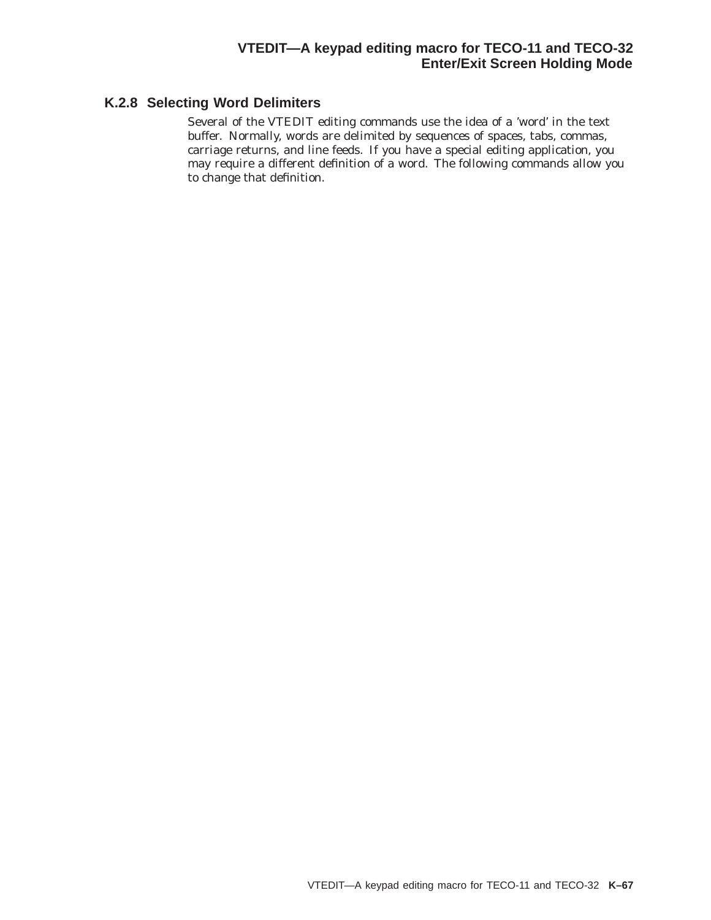### K.2.8 Selecting Word Delimiters

Several of the VTEDIT editing commands use the idea of a 'word' in the text buffer. Normally, words are delimited by sequences of spaces, tabs, commas, carriage returns, and line feeds. If you have a special editing application, you may require a different definition of a word. The following commands allow you to change that definition.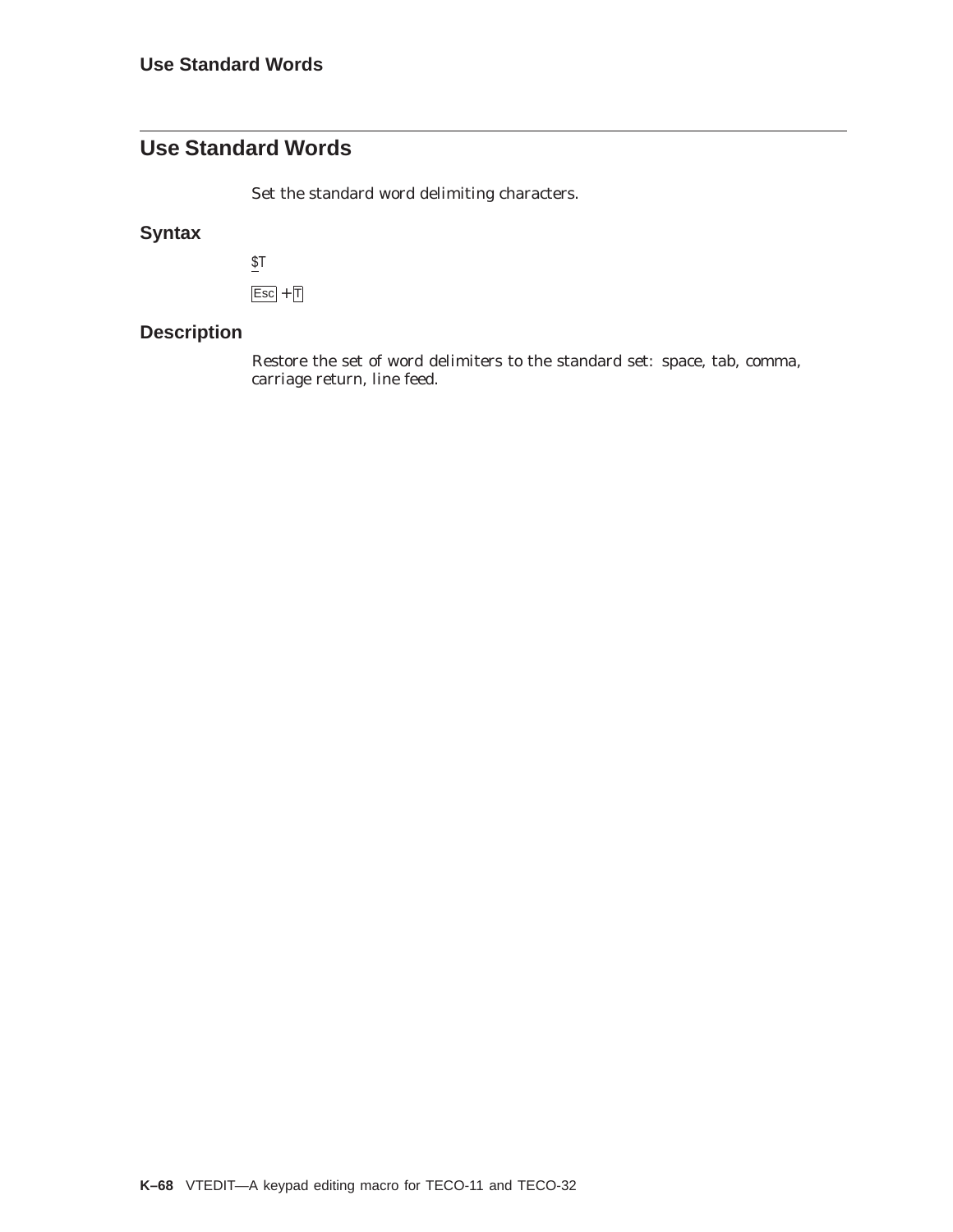## Use Standard Words

Set the standard word delimiting characters.

### Syntax

$T

Esc + T

### Description

Restore the set of word delimiters to the standard set: space, tab, comma, carriage return, line feed.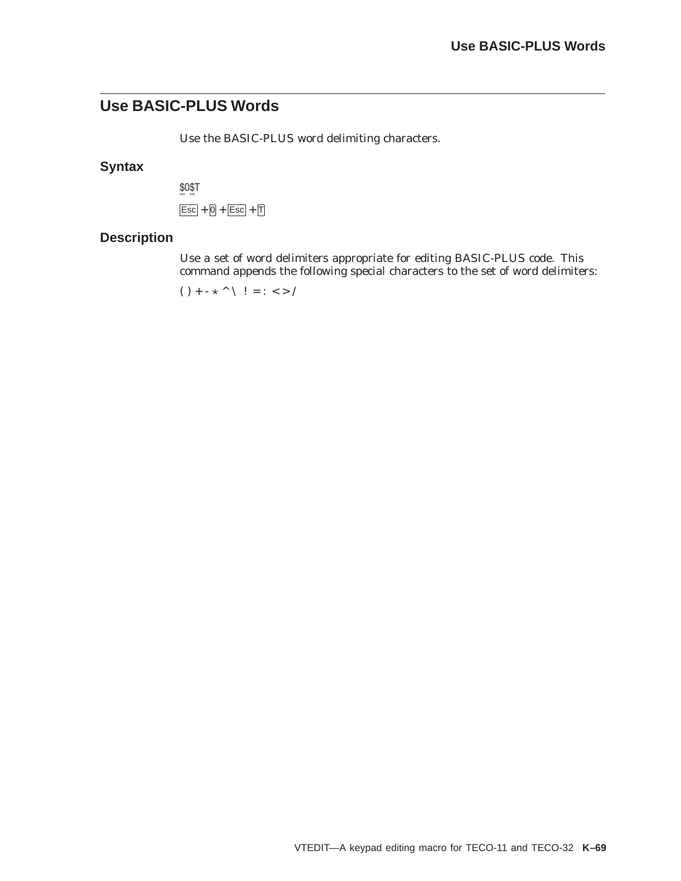## Use BASIC-PLUS Words

Use the BASIC-PLUS word delimiting characters.

### Syntax

$0$T

Esc + 0 + Esc + T

### Description

Use a set of word delimiters appropriate for editing BASIC-PLUS code. This command appends the following special characters to the set of word delimiters:

( ) + - * ^ \ ! = : < > /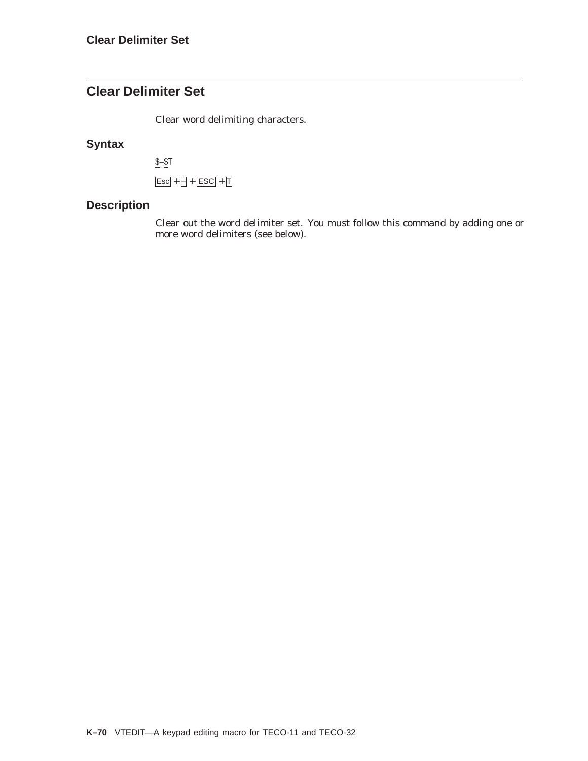## Clear Delimiter Set

Clear word delimiting characters.

### Syntax

$–$T

Esc + – + ESC + T

### Description

Clear out the word delimiter set. You must follow this command by adding one or more word delimiters (see below).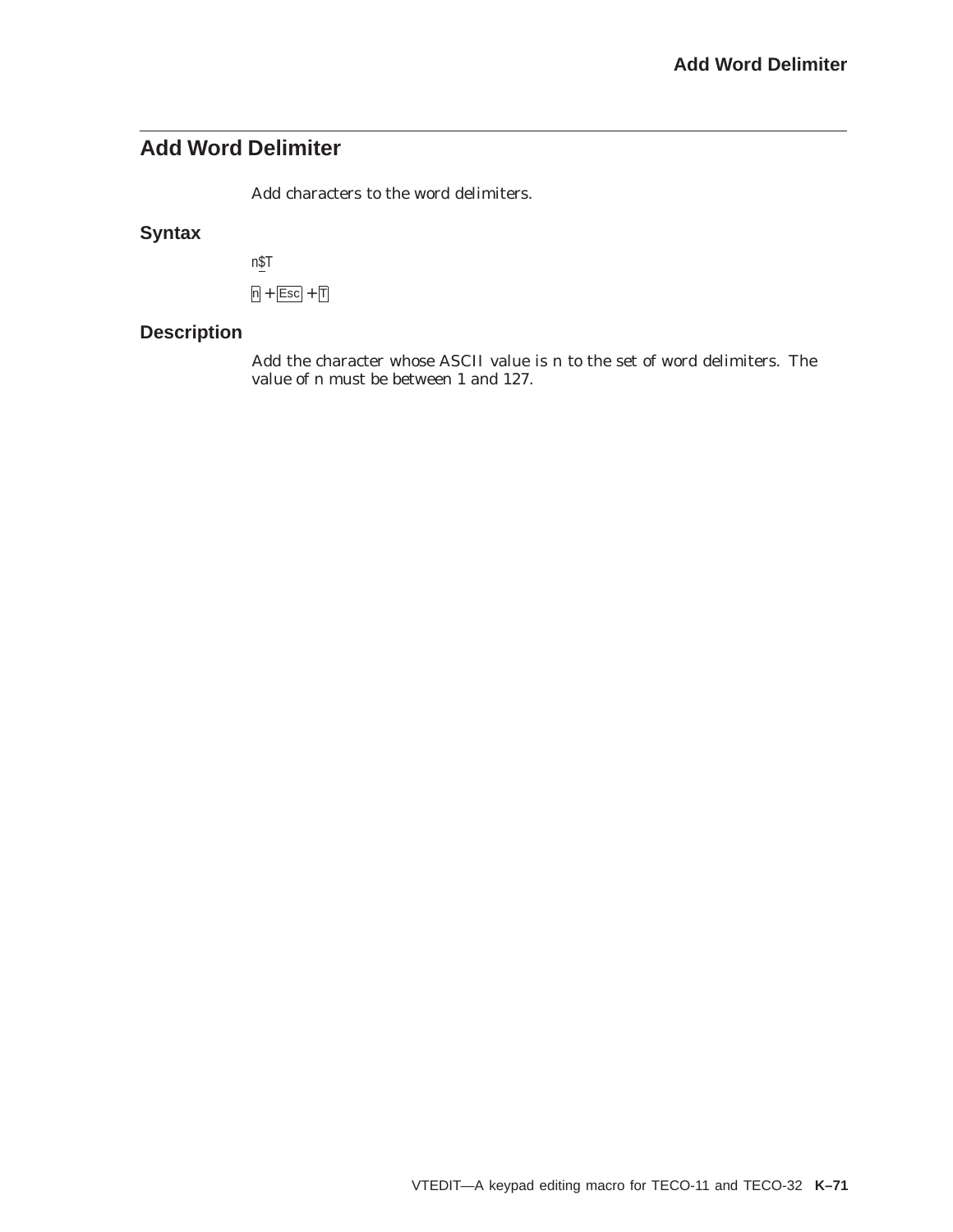# Add Word Delimiter

Add characters to the word delimiters.

## Syntax

n$T

n + Esc + T

## Description

Add the character whose ASCII value is n to the set of word delimiters. The value of n must be between 1 and 127.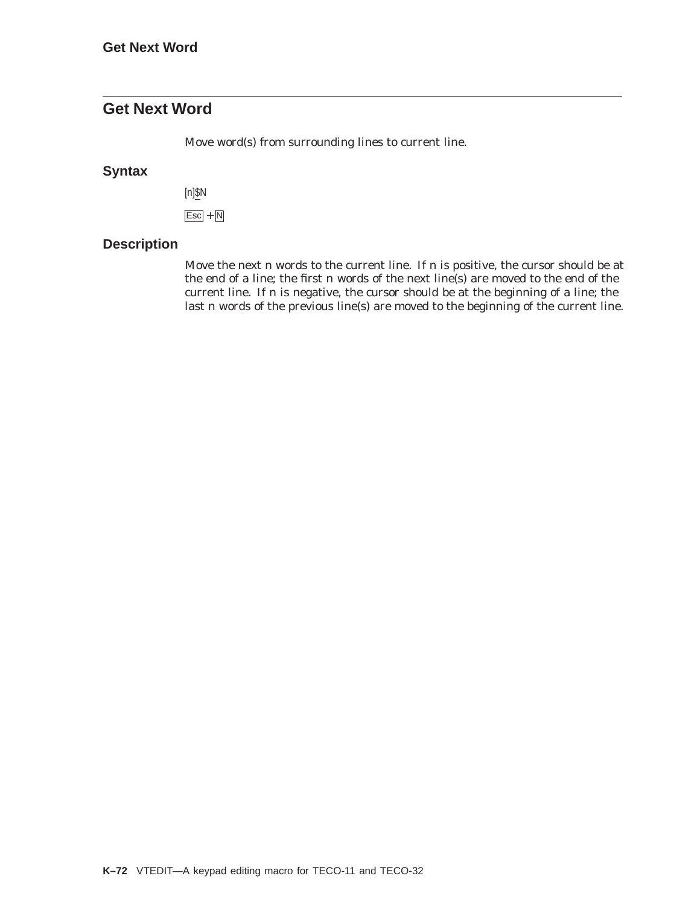## Get Next Word

Move word(s) from surrounding lines to current line.

### Syntax

[n]$N

Esc + N

### Description

Move the next n words to the current line. If n is positive, the cursor should be at the end of a line; the first n words of the next line(s) are moved to the end of the current line. If n is negative, the cursor should be at the beginning of a line; the last n words of the previous line(s) are moved to the beginning of the current line.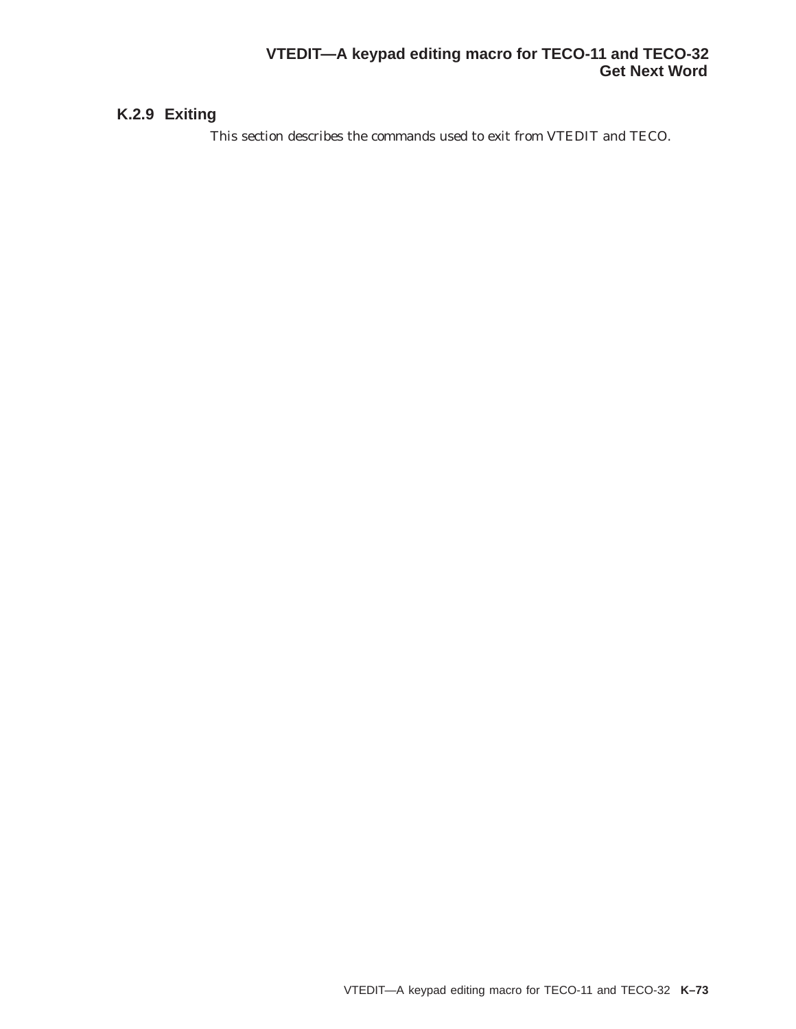### K.2.9 Exiting

This section describes the commands used to exit from VTEDIT and TECO.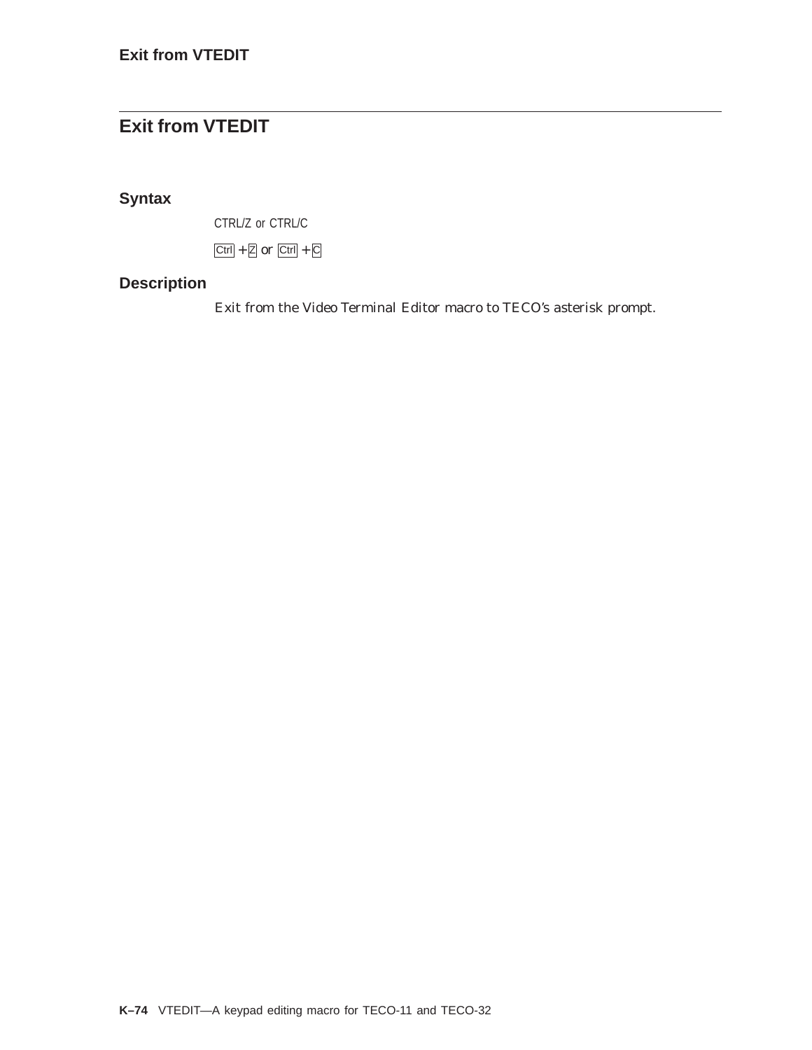## Exit from VTEDIT

### Syntax

CTRL/Z or CTRL/C

Ctrl + Z or Ctrl + C

### Description

Exit from the Video Terminal Editor macro to TECO's asterisk prompt.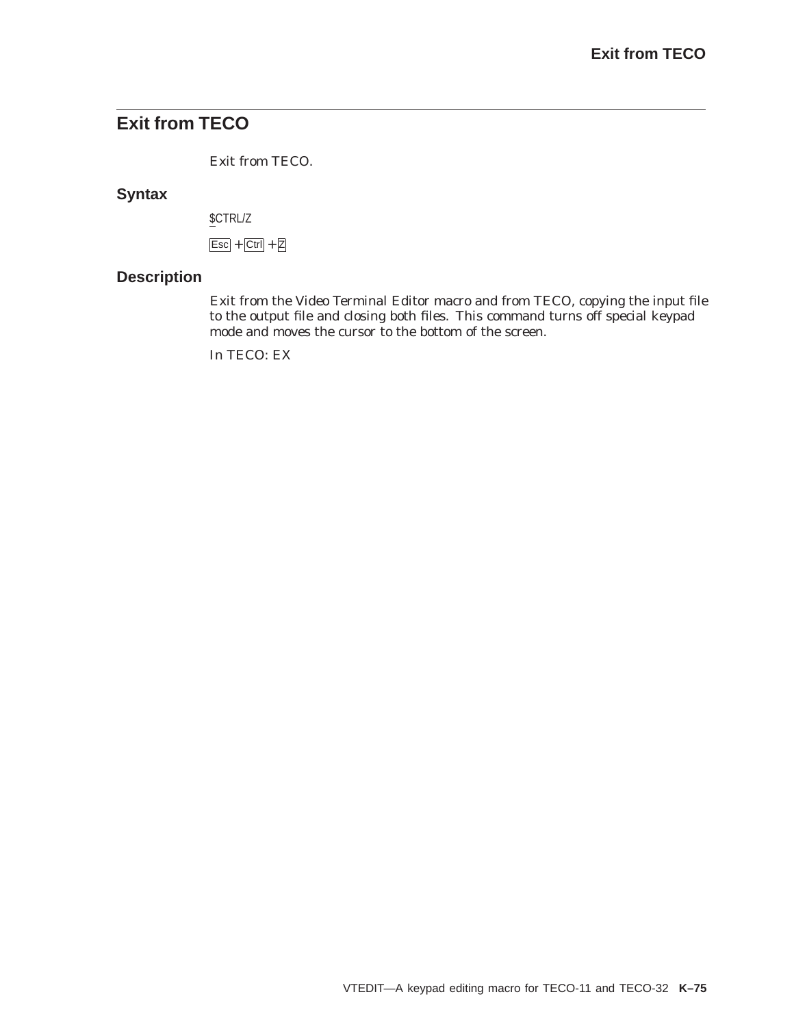## Exit from TECO

Exit from TECO.

### Syntax

$CTRL/Z

Esc + Ctrl + Z

### Description

Exit from the Video Terminal Editor macro and from TECO, copying the input file to the output file and closing both files. This command turns off special keypad mode and moves the cursor to the bottom of the screen.

In TECO: EX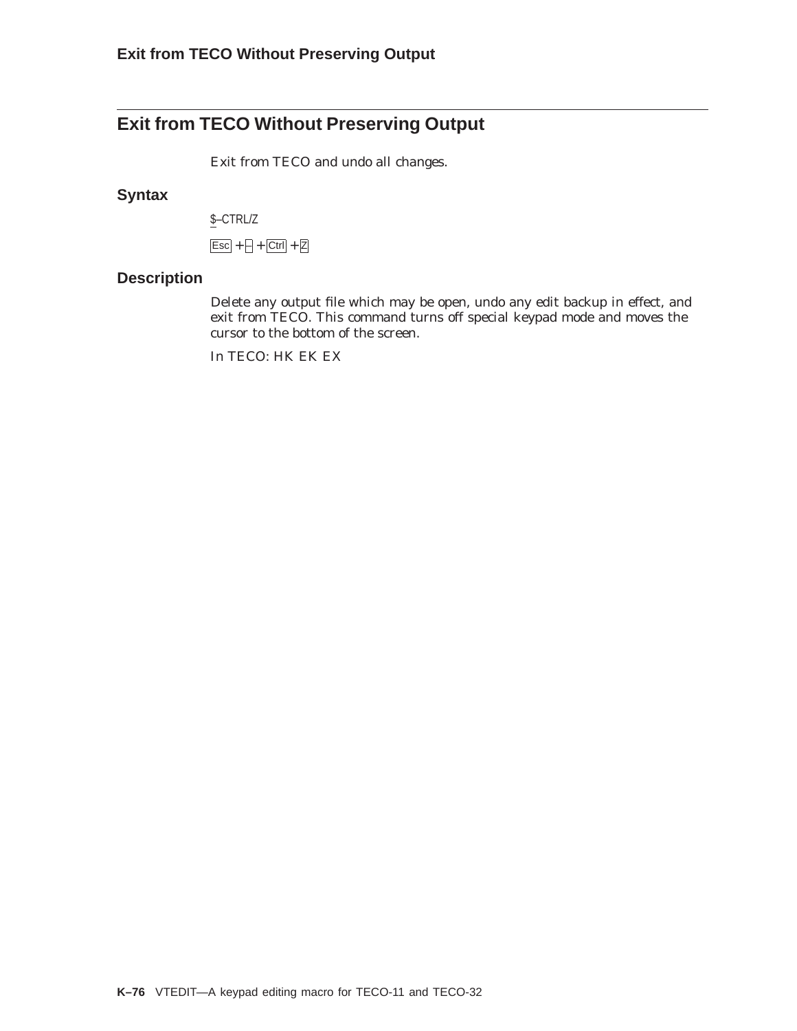## Exit from TECO Without Preserving Output

Exit from TECO and undo all changes.

### Syntax

$–CTRL/Z

Esc + – + Ctrl + Z

### Description

Delete any output file which may be open, undo any edit backup in effect, and exit from TECO. This command turns off special keypad mode and moves the cursor to the bottom of the screen.

In TECO: HK EK EX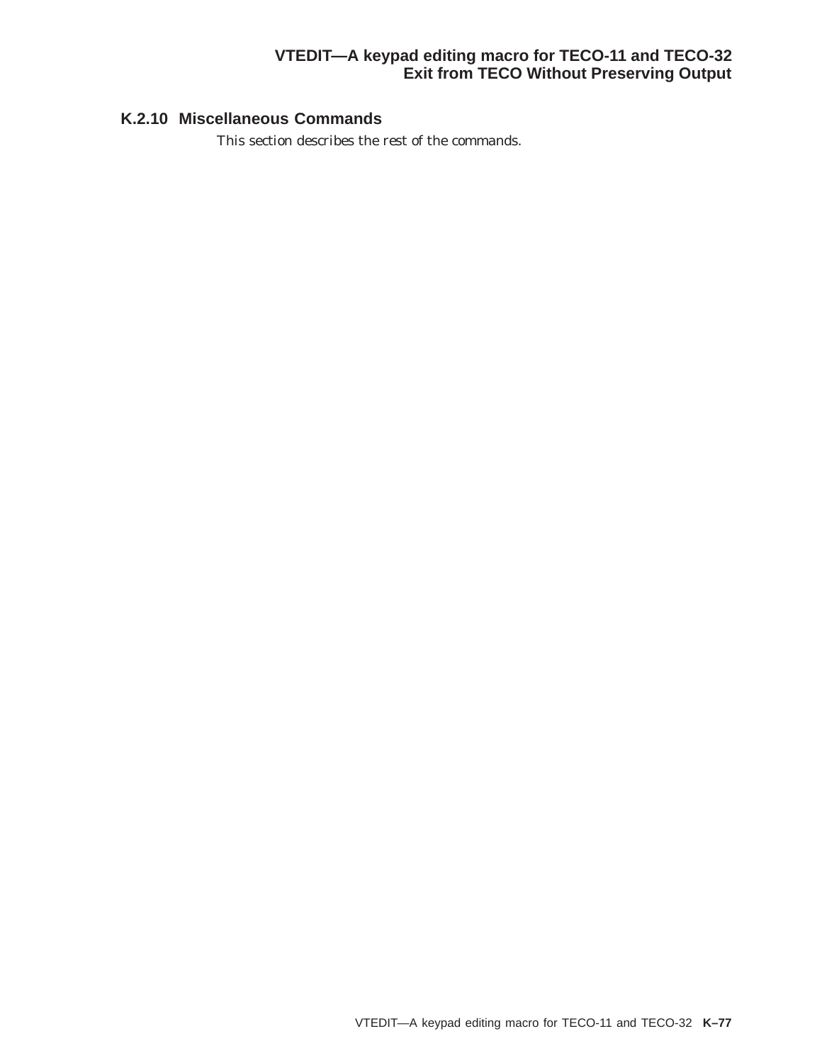### K.2.10 Miscellaneous Commands

This section describes the rest of the commands.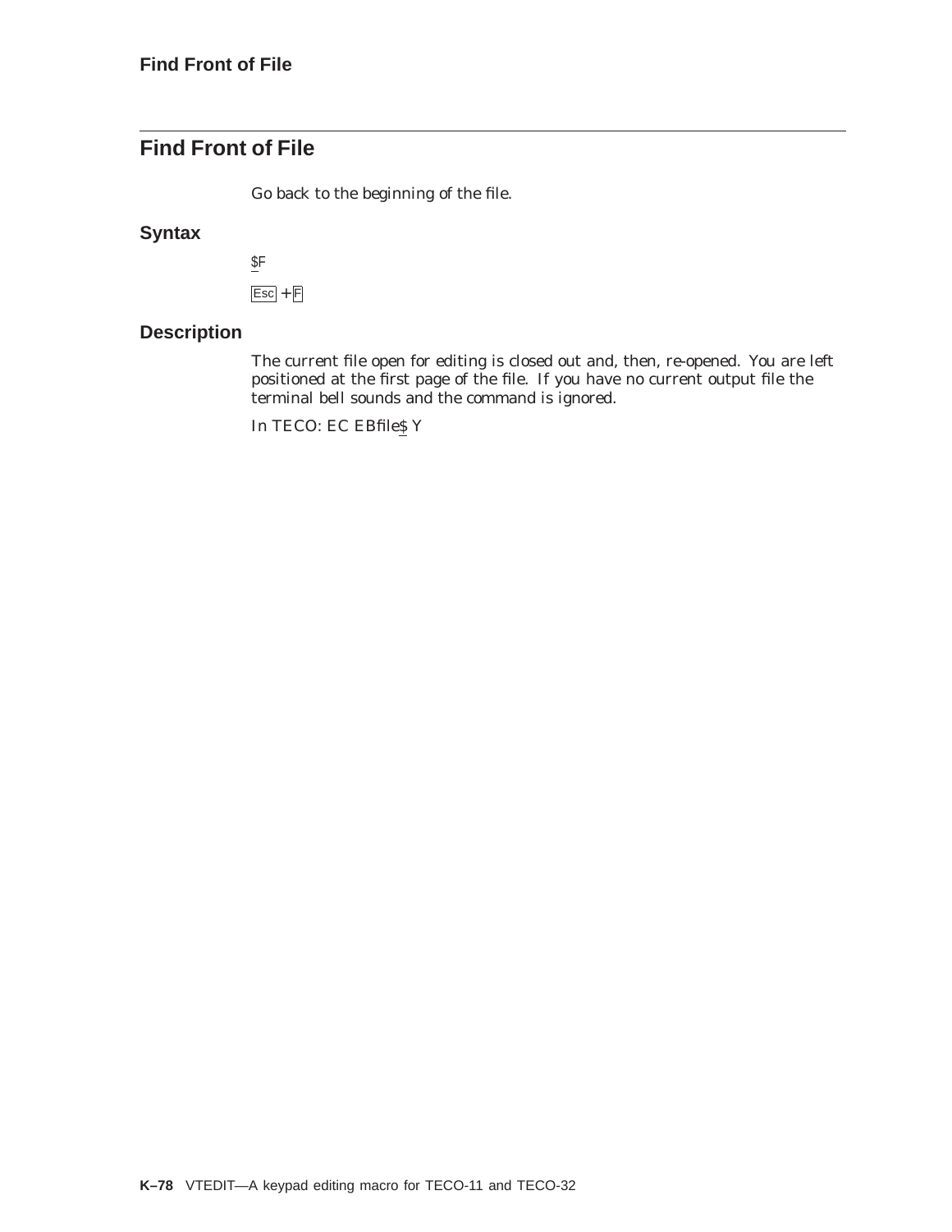## Find Front of File

Go back to the beginning of the file.

### Syntax

$F

Esc + F

### Description

The current file open for editing is closed out and, then, re-opened. You are left positioned at the first page of the file. If you have no current output file the terminal bell sounds and the command is ignored.

In TECO: EC EBfile$ Y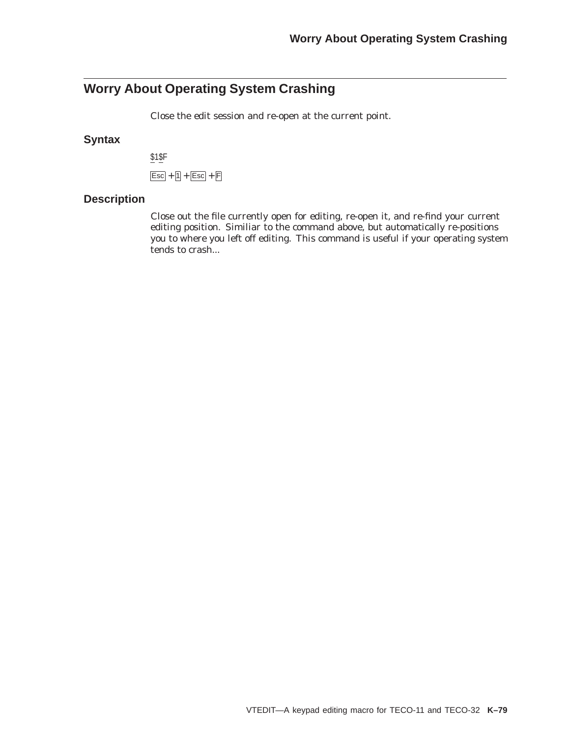## Worry About Operating System Crashing

Close the edit session and re-open at the current point.

### Syntax

$1$F

Esc + 1 + Esc + F

### Description

Close out the file currently open for editing, re-open it, and re-find your current editing position. Similiar to the command above, but automatically re-positions you to where you left off editing. This command is useful if your operating system tends to crash...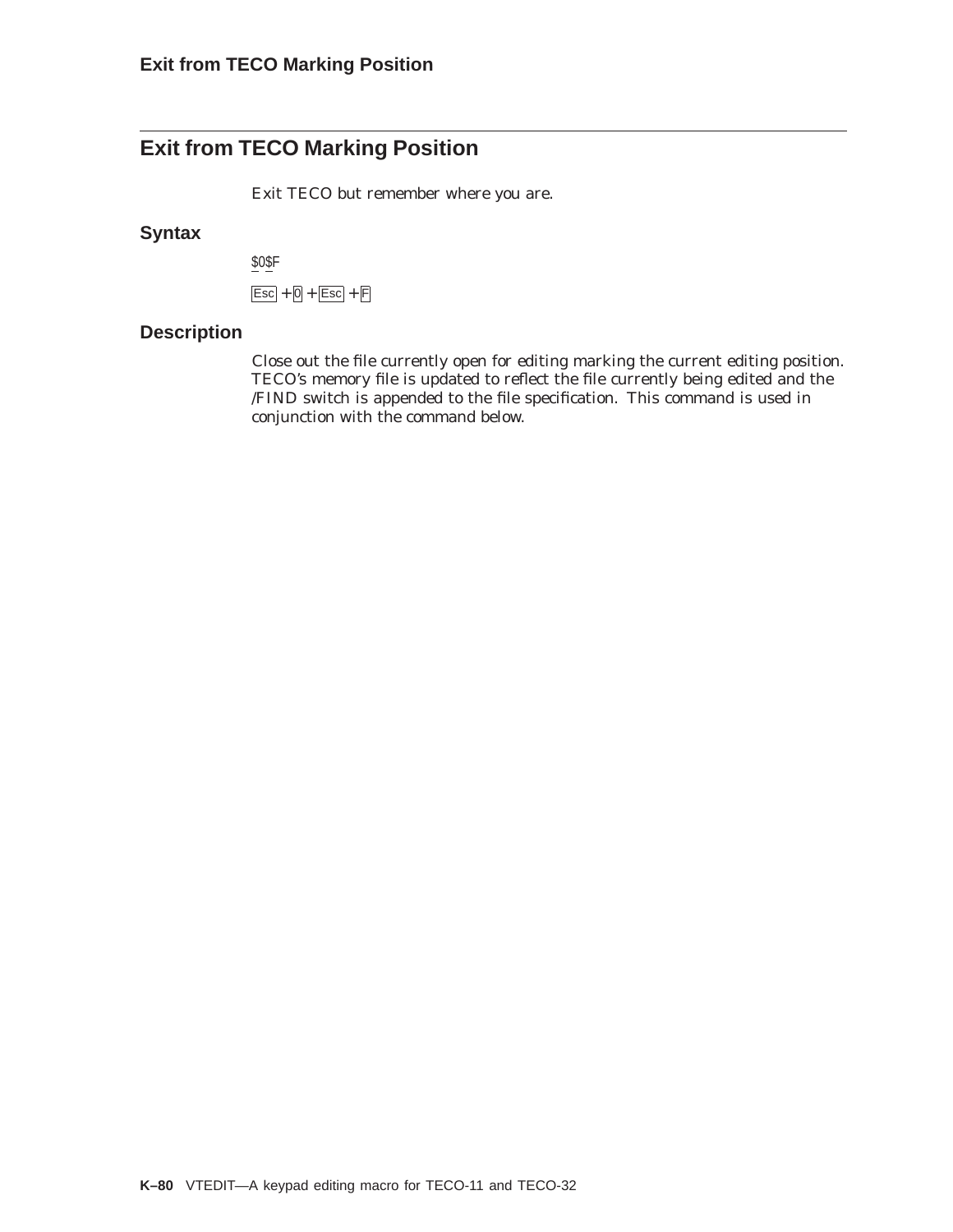## Exit from TECO Marking Position

Exit TECO but remember where you are.

### Syntax

$0$F

Esc + 0 + Esc + F

### Description

Close out the file currently open for editing marking the current editing position. TECO's memory file is updated to reflect the file currently being edited and the /FIND switch is appended to the file specification. This command is used in conjunction with the command below.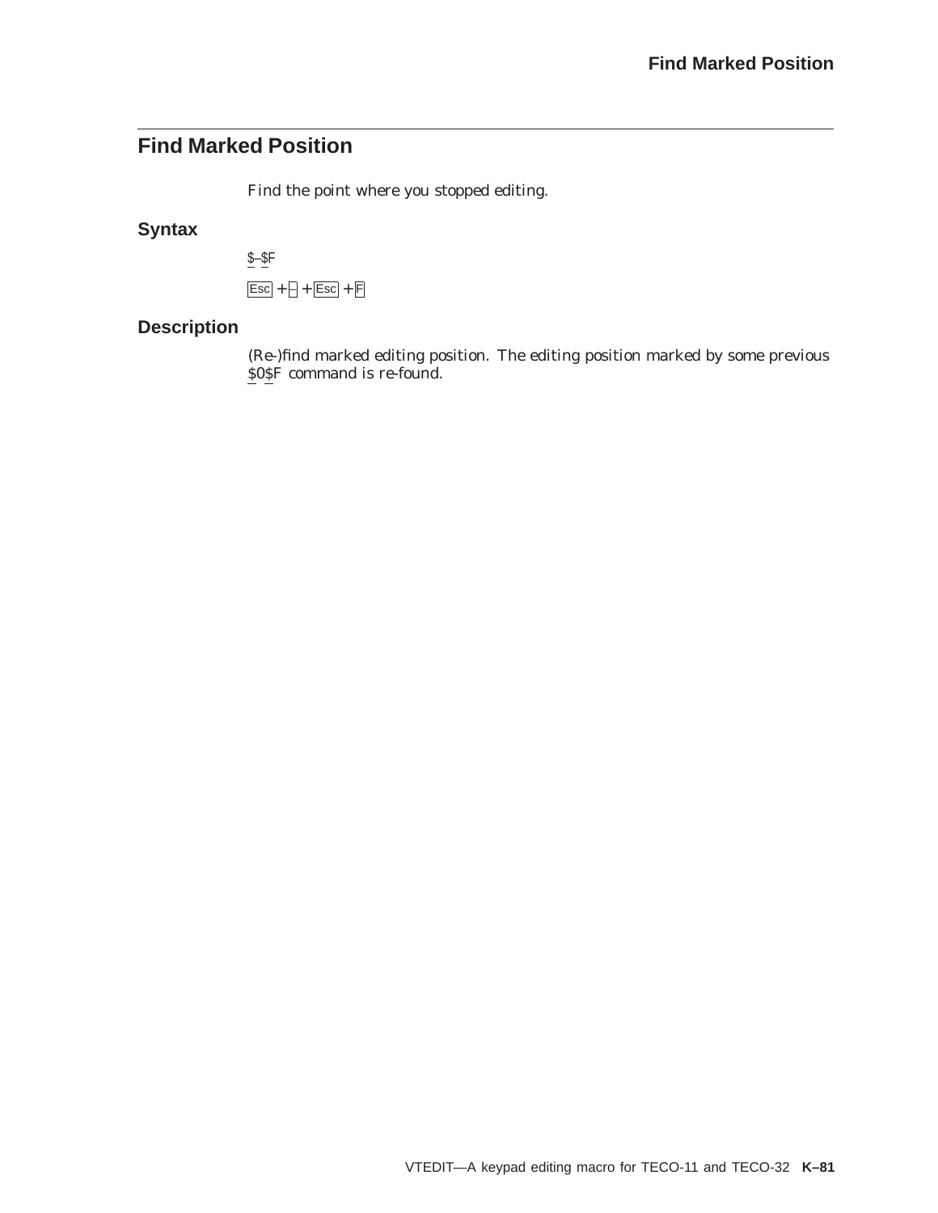## Find Marked Position

Find the point where you stopped editing.

### Syntax

$–$F

Esc + – + Esc + F

### Description

(Re-)find marked editing position. The editing position marked by some previous $0$F command is re-found.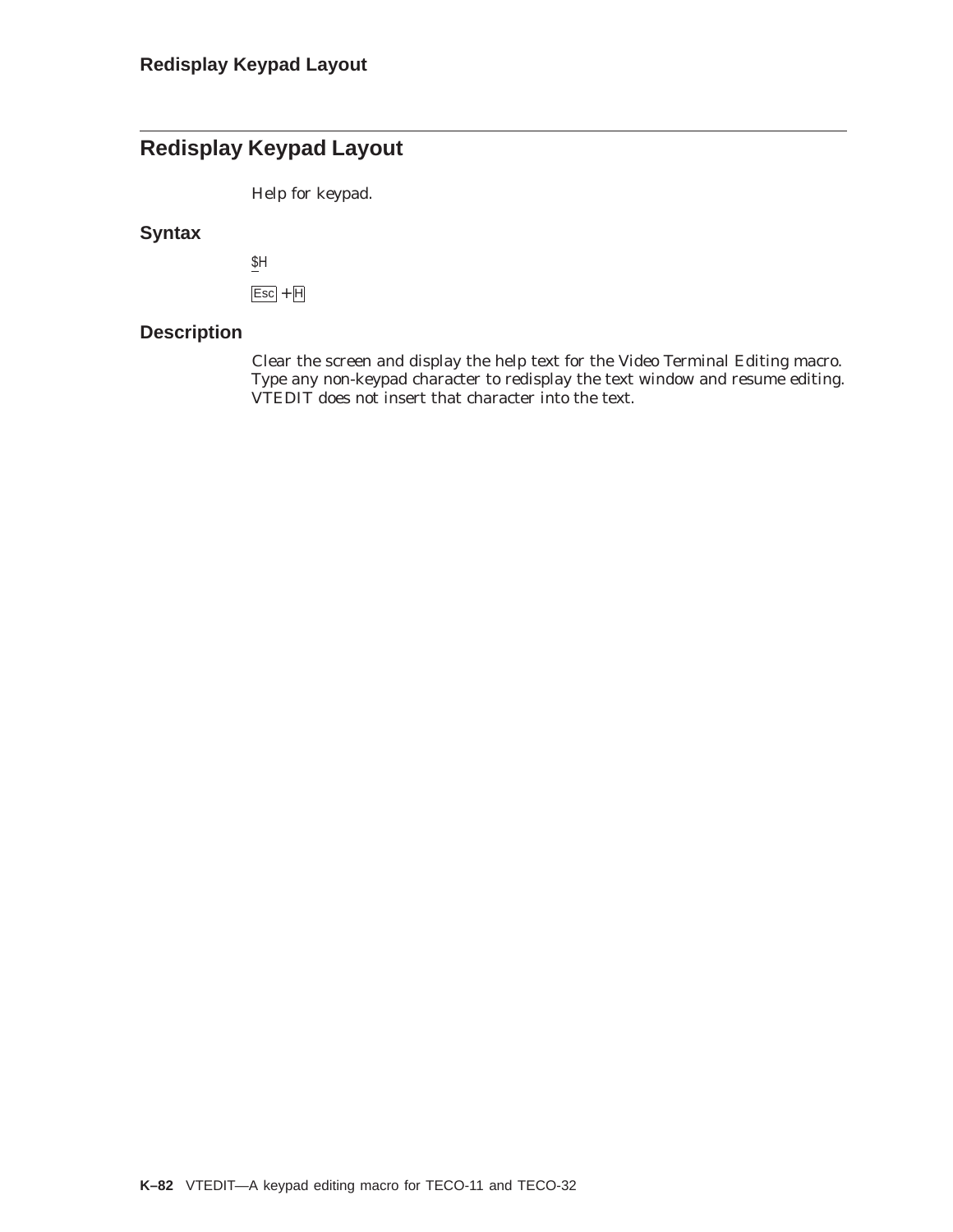## Redisplay Keypad Layout

Help for keypad.

### Syntax

$H

Esc + H

### Description

Clear the screen and display the help text for the Video Terminal Editing macro. Type any non-keypad character to redisplay the text window and resume editing. VTEDIT does not insert that character into the text.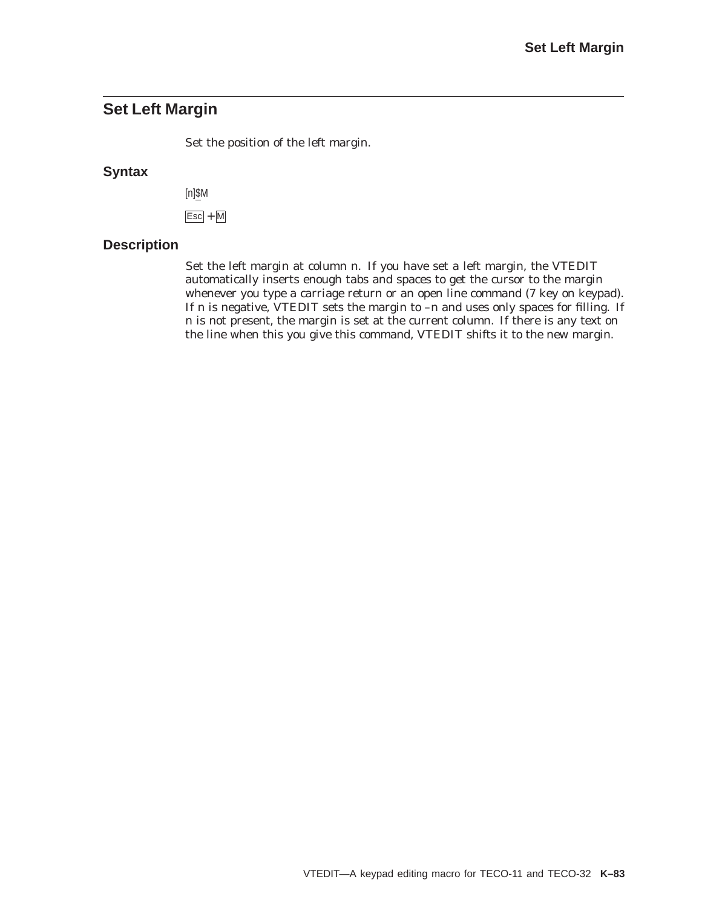## Set Left Margin

Set the position of the left margin.

### Syntax

[n]$M

Esc + M

### Description

Set the left margin at column n. If you have set a left margin, the VTEDIT automatically inserts enough tabs and spaces to get the cursor to the margin whenever you type a carriage return or an open line command (7 key on keypad). If n is negative, VTEDIT sets the margin to –n and uses only spaces for filling. If n is not present, the margin is set at the current column. If there is any text on the line when this you give this command, VTEDIT shifts it to the new margin.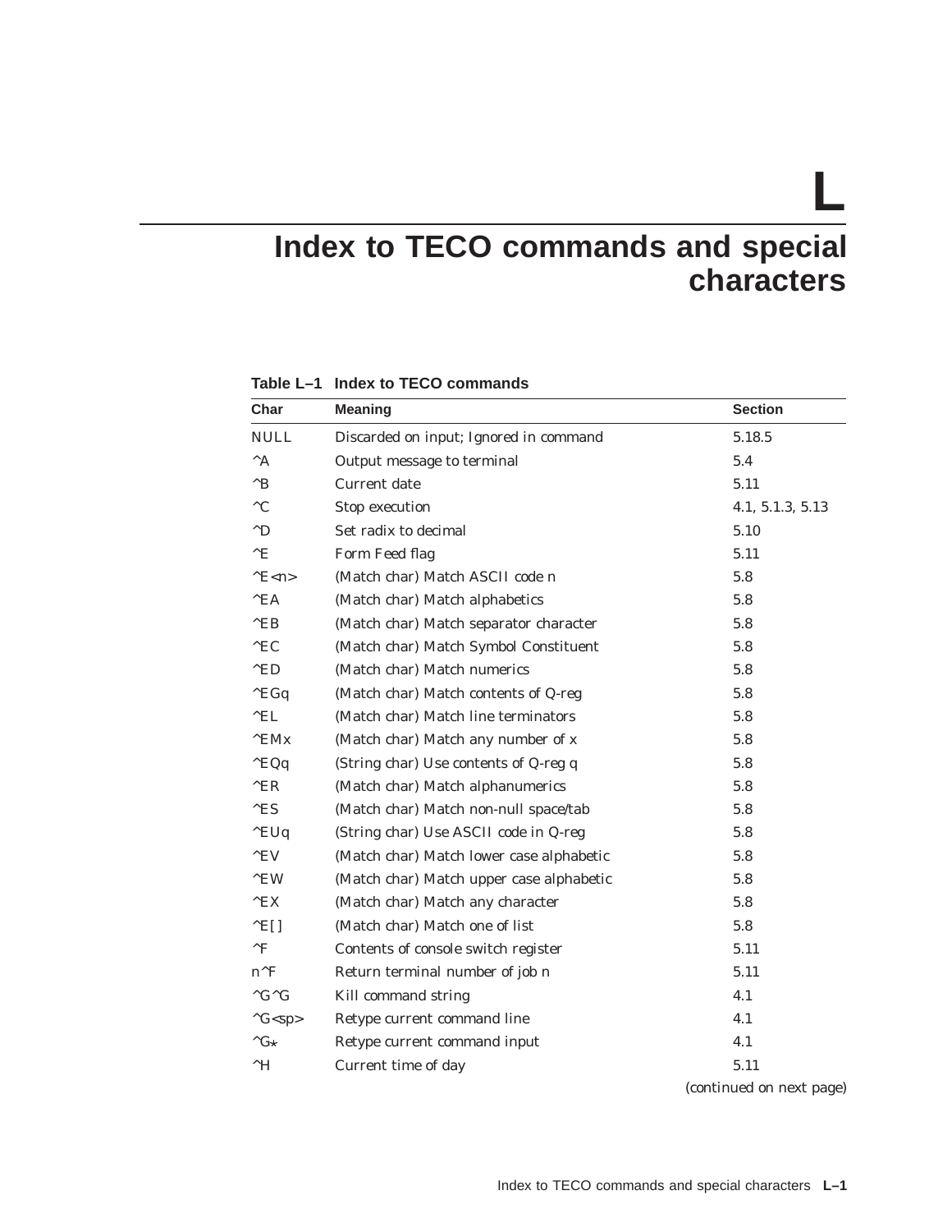# L

# Index to TECO commands and special characters

**Table L–1 Index to TECO commands**

| Char | Meaning | Section |
|---|---|---|
| NULL | Discarded on input; Ignored in command | 5.18.5 |
| ^A | Output message to terminal | 5.4 |
| ^B | Current date | 5.11 |
| ^C | Stop execution | 4.1, 5.1.3, 5.13 |
| ^D | Set radix to decimal | 5.10 |
| ^E | Form Feed flag | 5.11 |
| ^E<n> | (Match char) Match ASCII code n | 5.8 |
| ^EA | (Match char) Match alphabetics | 5.8 |
| ^EB | (Match char) Match separator character | 5.8 |
| ^EC | (Match char) Match Symbol Constituent | 5.8 |
| ^ED | (Match char) Match numerics | 5.8 |
| ^EGq | (Match char) Match contents of Q-reg | 5.8 |
| ^EL | (Match char) Match line terminators | 5.8 |
| ^EMx | (Match char) Match any number of x | 5.8 |
| ^EQq | (String char) Use contents of Q-reg q | 5.8 |
| ^ER | (Match char) Match alphanumerics | 5.8 |
| ^ES | (Match char) Match non-null space/tab | 5.8 |
| ^EUq | (String char) Use ASCII code in Q-reg | 5.8 |
| ^EV | (Match char) Match lower case alphabetic | 5.8 |
| ^EW | (Match char) Match upper case alphabetic | 5.8 |
| ^EX | (Match char) Match any character | 5.8 |
| ^E[] | (Match char) Match one of list | 5.8 |
| ^F | Contents of console switch register | 5.11 |
| n^F | Return terminal number of job n | 5.11 |
| ^G^G | Kill command string | 4.1 |
| ^G<sp> | Retype current command line | 4.1 |
| ^G* | Retype current command input | 4.1 |
| ^H | Current time of day | 5.11 |

*(continued on next page)*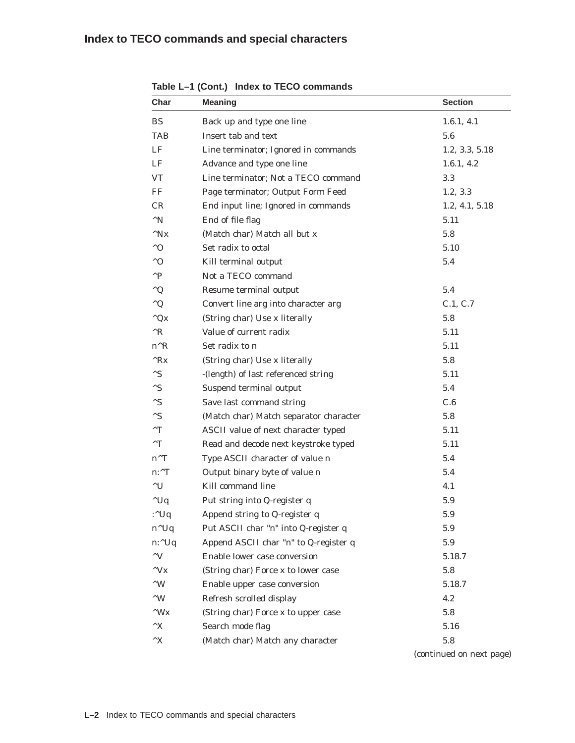**Table L–1 (Cont.) Index to TECO commands**

| Char | Meaning | Section |
|---|---|---|
| BS | Back up and type one line | 1.6.1, 4.1 |
| TAB | Insert tab and text | 5.6 |
| LF | Line terminator; Ignored in commands | 1.2, 3.3, 5.18 |
| LF | Advance and type one line | 1.6.1, 4.2 |
| VT | Line terminator; Not a TECO command | 3.3 |
| FF | Page terminator; Output Form Feed | 1.2, 3.3 |
| CR | End input line; Ignored in commands | 1.2, 4.1, 5.18 |
| ^N | End of file flag | 5.11 |
| ^Nx | (Match char) Match all but x | 5.8 |
| ^O | Set radix to octal | 5.10 |
| ^O | Kill terminal output | 5.4 |
| ^P | Not a TECO command | |
| ^Q | Resume terminal output | 5.4 |
| ^Q | Convert line arg into character arg | C.1, C.7 |
| ^Qx | (String char) Use x literally | 5.8 |
| ^R | Value of current radix | 5.11 |
| n^R | Set radix to n | 5.11 |
| ^Rx | (String char) Use x literally | 5.8 |
| ^S | -(length) of last referenced string | 5.11 |
| ^S | Suspend terminal output | 5.4 |
| ^S | Save last command string | C.6 |
| ^S | (Match char) Match separator character | 5.8 |
| ^T | ASCII value of next character typed | 5.11 |
| ^T | Read and decode next keystroke typed | 5.11 |
| n^T | Type ASCII character of value n | 5.4 |
| n:^T | Output binary byte of value n | 5.4 |
| ^U | Kill command line | 4.1 |
| ^Uq | Put string into Q-register q | 5.9 |
| :^Uq | Append string to Q-register q | 5.9 |
| n^Uq | Put ASCII char "n" into Q-register q | 5.9 |
| n:^Uq | Append ASCII char "n" to Q-register q | 5.9 |
| ^V | Enable lower case conversion | 5.18.7 |
| ^Vx | (String char) Force x to lower case | 5.8 |
| ^W | Enable upper case conversion | 5.18.7 |
| ^W | Refresh scrolled display | 4.2 |
| ^Wx | (String char) Force x to upper case | 5.8 |
| ^X | Search mode flag | 5.16 |
| ^X | (Match char) Match any character | 5.8 |

*(continued on next page)*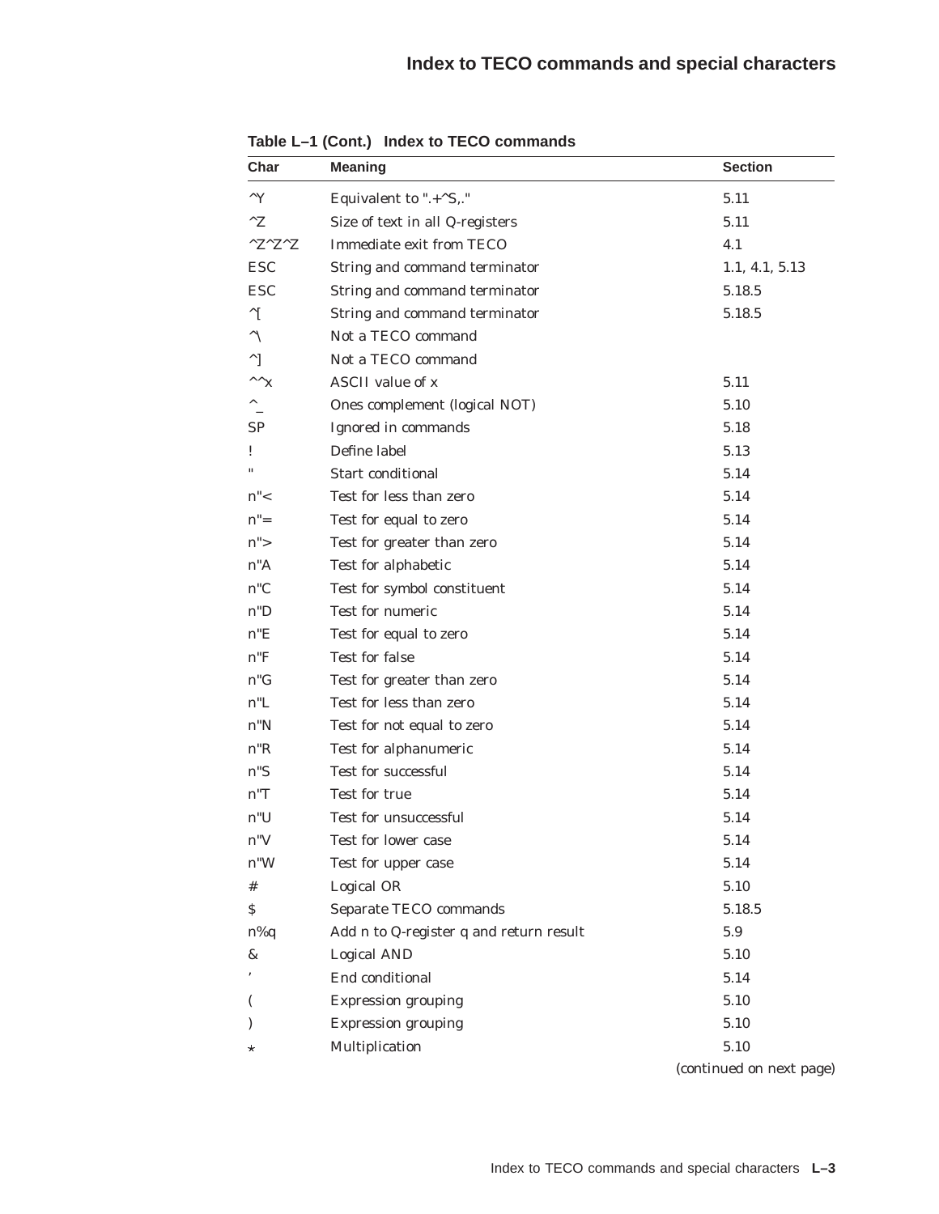**Table L–1 (Cont.) Index to TECO commands**

| Char | Meaning | Section |
|---|---|---|
| ^Y | Equivalent to ".+^S,." | 5.11 |
| ^Z | Size of text in all Q-registers | 5.11 |
| ^Z^Z^Z | Immediate exit from TECO | 4.1 |
| ESC | String and command terminator | 1.1, 4.1, 5.13 |
| ESC | String and command terminator | 5.18.5 |
| ^[ | String and command terminator | 5.18.5 |
| ^\ | Not a TECO command | |
| ^] | Not a TECO command | |
| ^^x | ASCII value of x | 5.11 |
| ^_ | Ones complement (logical NOT) | 5.10 |
| SP | Ignored in commands | 5.18 |
| ! | Define label | 5.13 |
| " | Start conditional | 5.14 |
| n"< | Test for less than zero | 5.14 |
| n"= | Test for equal to zero | 5.14 |
| n"> | Test for greater than zero | 5.14 |
| n"A | Test for alphabetic | 5.14 |
| n"C | Test for symbol constituent | 5.14 |
| n"D | Test for numeric | 5.14 |
| n"E | Test for equal to zero | 5.14 |
| n"F | Test for false | 5.14 |
| n"G | Test for greater than zero | 5.14 |
| n"L | Test for less than zero | 5.14 |
| n"N | Test for not equal to zero | 5.14 |
| n"R | Test for alphanumeric | 5.14 |
| n"S | Test for successful | 5.14 |
| n"T | Test for true | 5.14 |
| n"U | Test for unsuccessful | 5.14 |
| n"V | Test for lower case | 5.14 |
| n"W | Test for upper case | 5.14 |
| # | Logical OR | 5.10 |
| $ | Separate TECO commands | 5.18.5 |
| n%q | Add n to Q-register q and return result | 5.9 |
| & | Logical AND | 5.10 |
| ' | End conditional | 5.14 |
| ( | Expression grouping | 5.10 |
| ) | Expression grouping | 5.10 |
| * | Multiplication | 5.10 |

*(continued on next page)*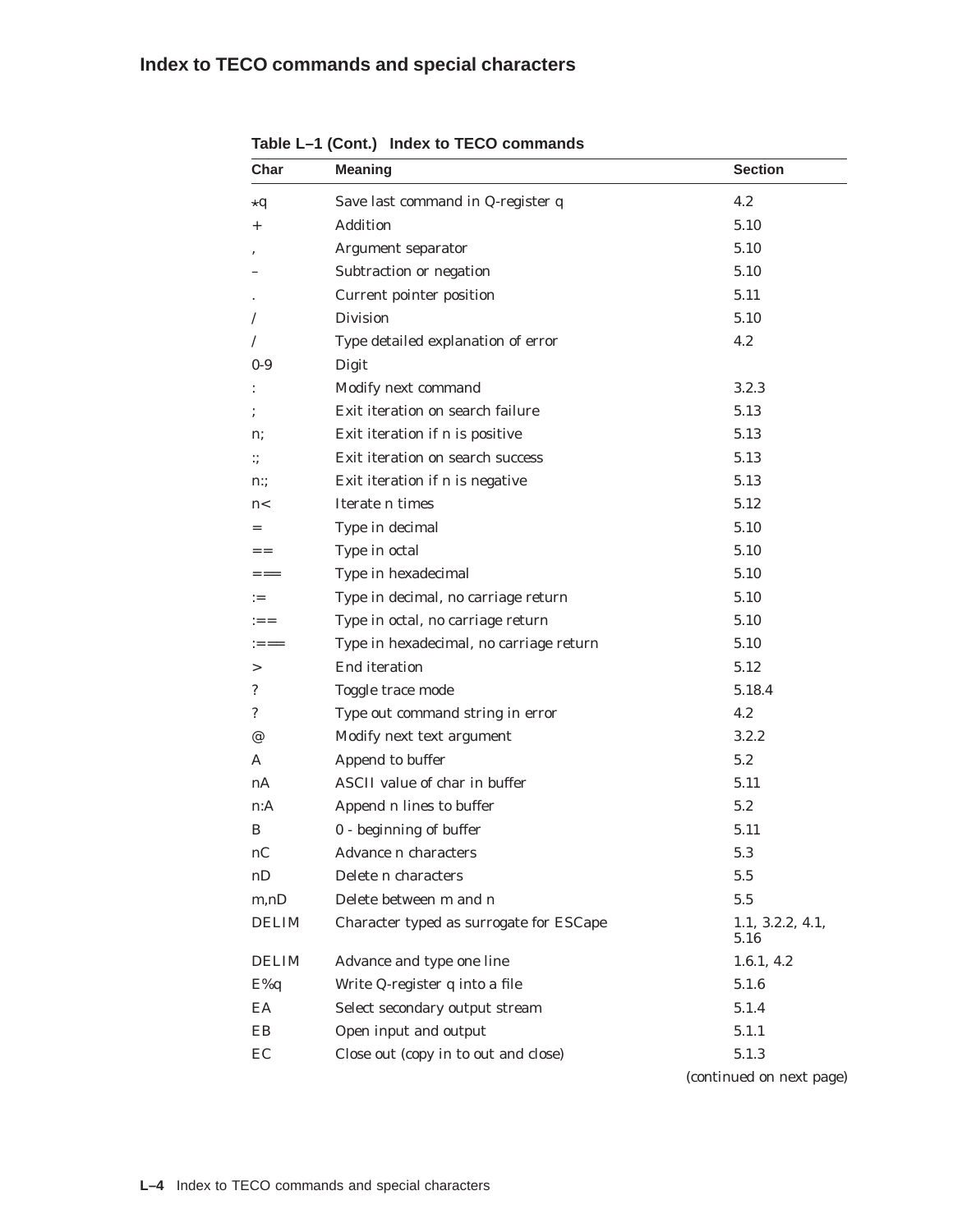# Index to TECO commands and special characters

**Table L–1 (Cont.) Index to TECO commands**

| Char | Meaning | Section |
|---|---|---|
| *q | Save last command in Q-register q | 4.2 |
| + | Addition | 5.10 |
| , | Argument separator | 5.10 |
| – | Subtraction or negation | 5.10 |
| . | Current pointer position | 5.11 |
| / | Division | 5.10 |
| / | Type detailed explanation of error | 4.2 |
| 0-9 | Digit | |
| : | Modify next command | 3.2.3 |
| ; | Exit iteration on search failure | 5.13 |
| n; | Exit iteration if n is positive | 5.13 |
| :; | Exit iteration on search success | 5.13 |
| n:; | Exit iteration if n is negative | 5.13 |
| n< | Iterate n times | 5.12 |
| = | Type in decimal | 5.10 |
| == | Type in octal | 5.10 |
| === | Type in hexadecimal | 5.10 |
| := | Type in decimal, no carriage return | 5.10 |
| :== | Type in octal, no carriage return | 5.10 |
| :=== | Type in hexadecimal, no carriage return | 5.10 |
| > | End iteration | 5.12 |
| ? | Toggle trace mode | 5.18.4 |
| ? | Type out command string in error | 4.2 |
| @ | Modify next text argument | 3.2.2 |
| A | Append to buffer | 5.2 |
| nA | ASCII value of char in buffer | 5.11 |
| n:A | Append n lines to buffer | 5.2 |
| B | 0 - beginning of buffer | 5.11 |
| nC | Advance n characters | 5.3 |
| nD | Delete n characters | 5.5 |
| m,nD | Delete between m and n | 5.5 |
| DELIM | Character typed as surrogate for ESCape | 1.1, 3.2.2, 4.1, 5.16 |
| DELIM | Advance and type one line | 1.6.1, 4.2 |
| E%q | Write Q-register q into a file | 5.1.6 |
| EA | Select secondary output stream | 5.1.4 |
| EB | Open input and output | 5.1.1 |
| EC | Close out (copy in to out and close) | 5.1.3 |

(continued on next page)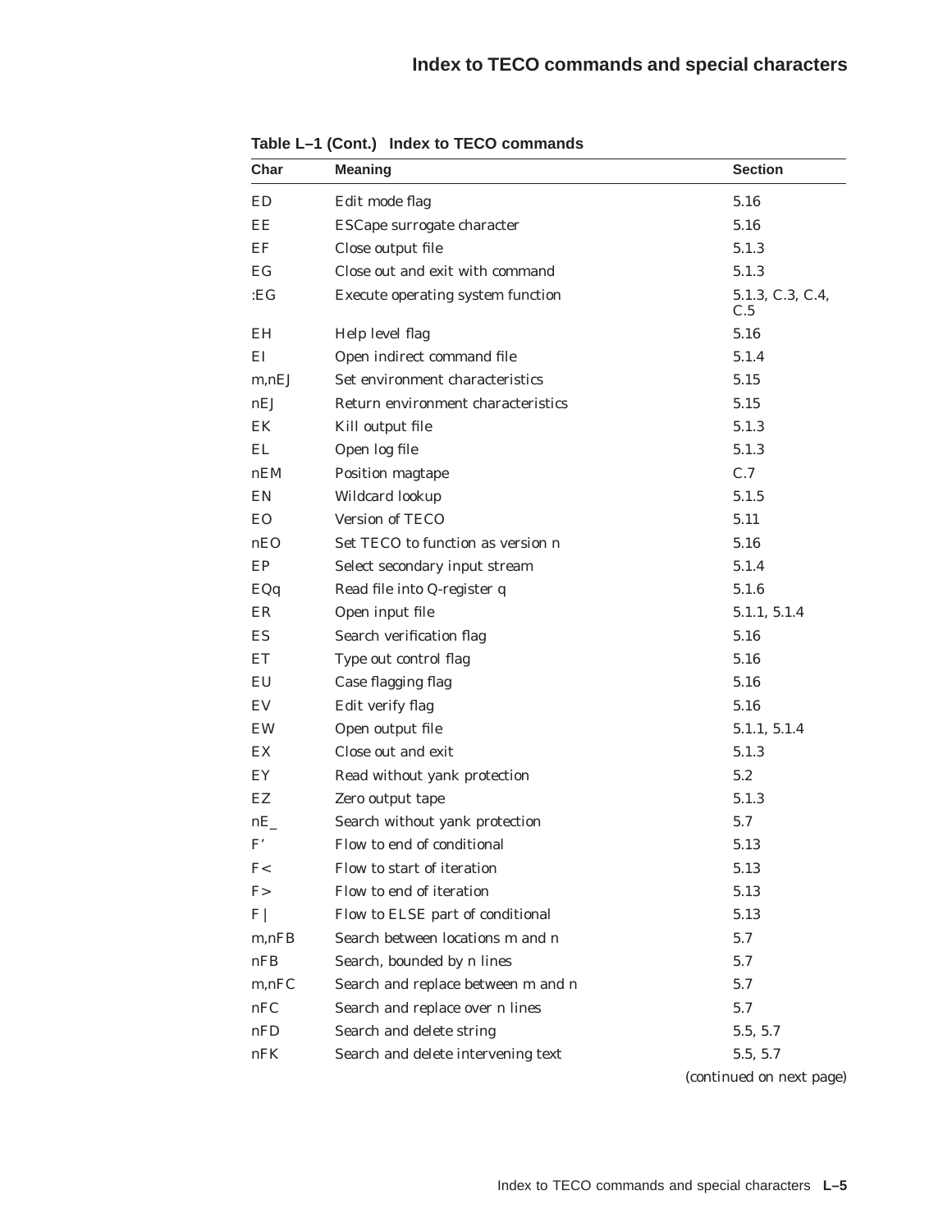**Table L–1 (Cont.) Index to TECO commands**

| Char | Meaning | Section |
|---|---|---|
| ED | Edit mode flag | 5.16 |
| EE | ESCape surrogate character | 5.16 |
| EF | Close output file | 5.1.3 |
| EG | Close out and exit with command | 5.1.3 |
| :EG | Execute operating system function | 5.1.3, C.3, C.4, C.5 |
| EH | Help level flag | 5.16 |
| EI | Open indirect command file | 5.1.4 |
| m,nEJ | Set environment characteristics | 5.15 |
| nEJ | Return environment characteristics | 5.15 |
| EK | Kill output file | 5.1.3 |
| EL | Open log file | 5.1.3 |
| nEM | Position magtape | C.7 |
| EN | Wildcard lookup | 5.1.5 |
| EO | Version of TECO | 5.11 |
| nEO | Set TECO to function as version n | 5.16 |
| EP | Select secondary input stream | 5.1.4 |
| EQq | Read file into Q-register q | 5.1.6 |
| ER | Open input file | 5.1.1, 5.1.4 |
| ES | Search verification flag | 5.16 |
| ET | Type out control flag | 5.16 |
| EU | Case flagging flag | 5.16 |
| EV | Edit verify flag | 5.16 |
| EW | Open output file | 5.1.1, 5.1.4 |
| EX | Close out and exit | 5.1.3 |
| EY | Read without yank protection | 5.2 |
| EZ | Zero output tape | 5.1.3 |
| nE_ | Search without yank protection | 5.7 |
| F' | Flow to end of conditional | 5.13 |
| F< | Flow to start of iteration | 5.13 |
| F> | Flow to end of iteration | 5.13 |
| F\| | Flow to ELSE part of conditional | 5.13 |
| m,nFB | Search between locations m and n | 5.7 |
| nFB | Search, bounded by n lines | 5.7 |
| m,nFC | Search and replace between m and n | 5.7 |
| nFC | Search and replace over n lines | 5.7 |
| nFD | Search and delete string | 5.5, 5.7 |
| nFK | Search and delete intervening text | 5.5, 5.7 |

*(continued on next page)*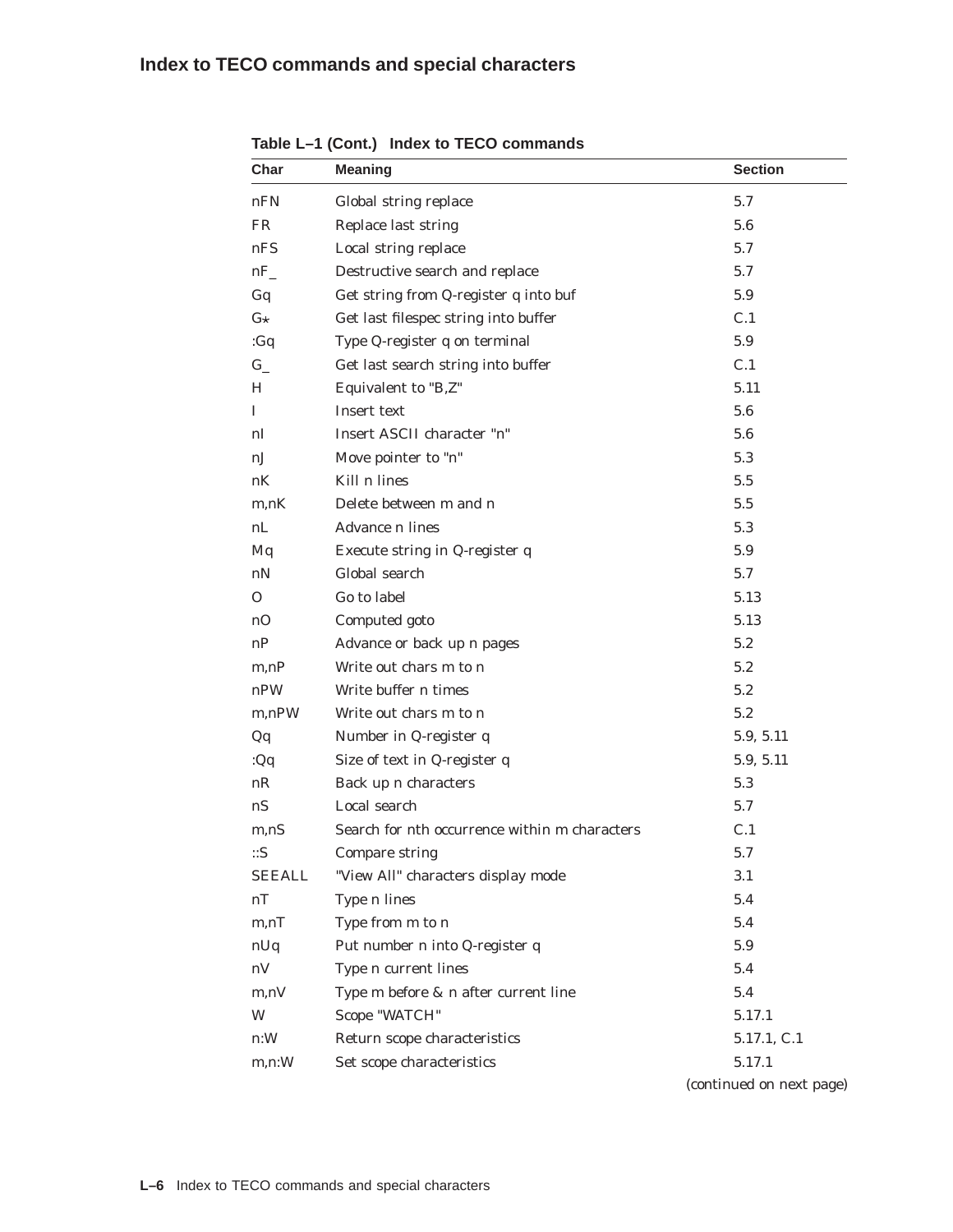**Table L–1 (Cont.) Index to TECO commands**

| Char | Meaning | Section |
|---|---|---|
| nFN | Global string replace | 5.7 |
| FR | Replace last string | 5.6 |
| nFS | Local string replace | 5.7 |
| nF_ | Destructive search and replace | 5.7 |
| Gq | Get string from Q-register q into buf | 5.9 |
| G* | Get last filespec string into buffer | C.1 |
| :Gq | Type Q-register q on terminal | 5.9 |
| G_ | Get last search string into buffer | C.1 |
| H | Equivalent to "B,Z" | 5.11 |
| I | Insert text | 5.6 |
| nI | Insert ASCII character "n" | 5.6 |
| nJ | Move pointer to "n" | 5.3 |
| nK | Kill n lines | 5.5 |
| m,nK | Delete between m and n | 5.5 |
| nL | Advance n lines | 5.3 |
| Mq | Execute string in Q-register q | 5.9 |
| nN | Global search | 5.7 |
| O | Go to label | 5.13 |
| nO | Computed goto | 5.13 |
| nP | Advance or back up n pages | 5.2 |
| m,nP | Write out chars m to n | 5.2 |
| nPW | Write buffer n times | 5.2 |
| m,nPW | Write out chars m to n | 5.2 |
| Qq | Number in Q-register q | 5.9, 5.11 |
| :Qq | Size of text in Q-register q | 5.9, 5.11 |
| nR | Back up n characters | 5.3 |
| nS | Local search | 5.7 |
| m,nS | Search for nth occurrence within m characters | C.1 |
| ::S | Compare string | 5.7 |
| SEEALL | "View All" characters display mode | 3.1 |
| nT | Type n lines | 5.4 |
| m,nT | Type from m to n | 5.4 |
| nUq | Put number n into Q-register q | 5.9 |
| nV | Type n current lines | 5.4 |
| m,nV | Type m before & n after current line | 5.4 |
| W | Scope "WATCH" | 5.17.1 |
| n:W | Return scope characteristics | 5.17.1, C.1 |
| m,n:W | Set scope characteristics | 5.17.1 |

(continued on next page)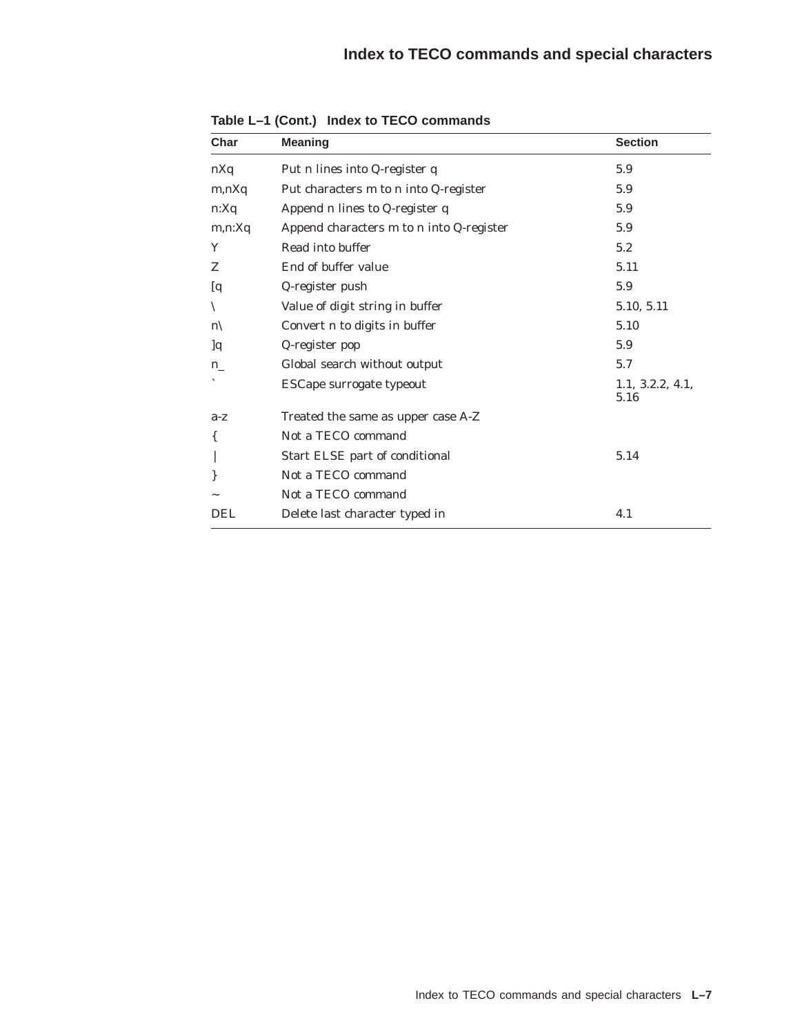**Table L–1 (Cont.) Index to TECO commands**

| Char | Meaning | Section |
|---|---|---|
| nXq | Put n lines into Q-register q | 5.9 |
| m,nXq | Put characters m to n into Q-register | 5.9 |
| n:Xq | Append n lines to Q-register q | 5.9 |
| m,n:Xq | Append characters m to n into Q-register | 5.9 |
| Y | Read into buffer | 5.2 |
| Z | End of buffer value | 5.11 |
| [q | Q-register push | 5.9 |
| \ | Value of digit string in buffer | 5.10, 5.11 |
| n\ | Convert n to digits in buffer | 5.10 |
| ]q | Q-register pop | 5.9 |
| n_ | Global search without output | 5.7 |
| ` | ESCape surrogate typeout | 1.1, 3.2.2, 4.1, 5.16 |
| a-z | Treated the same as upper case A-Z | |
| { | Not a TECO command | |
| \| | Start ELSE part of conditional | 5.14 |
| } | Not a TECO command | |
| ~ | Not a TECO command | |
| DEL | Delete last character typed in | 4.1 |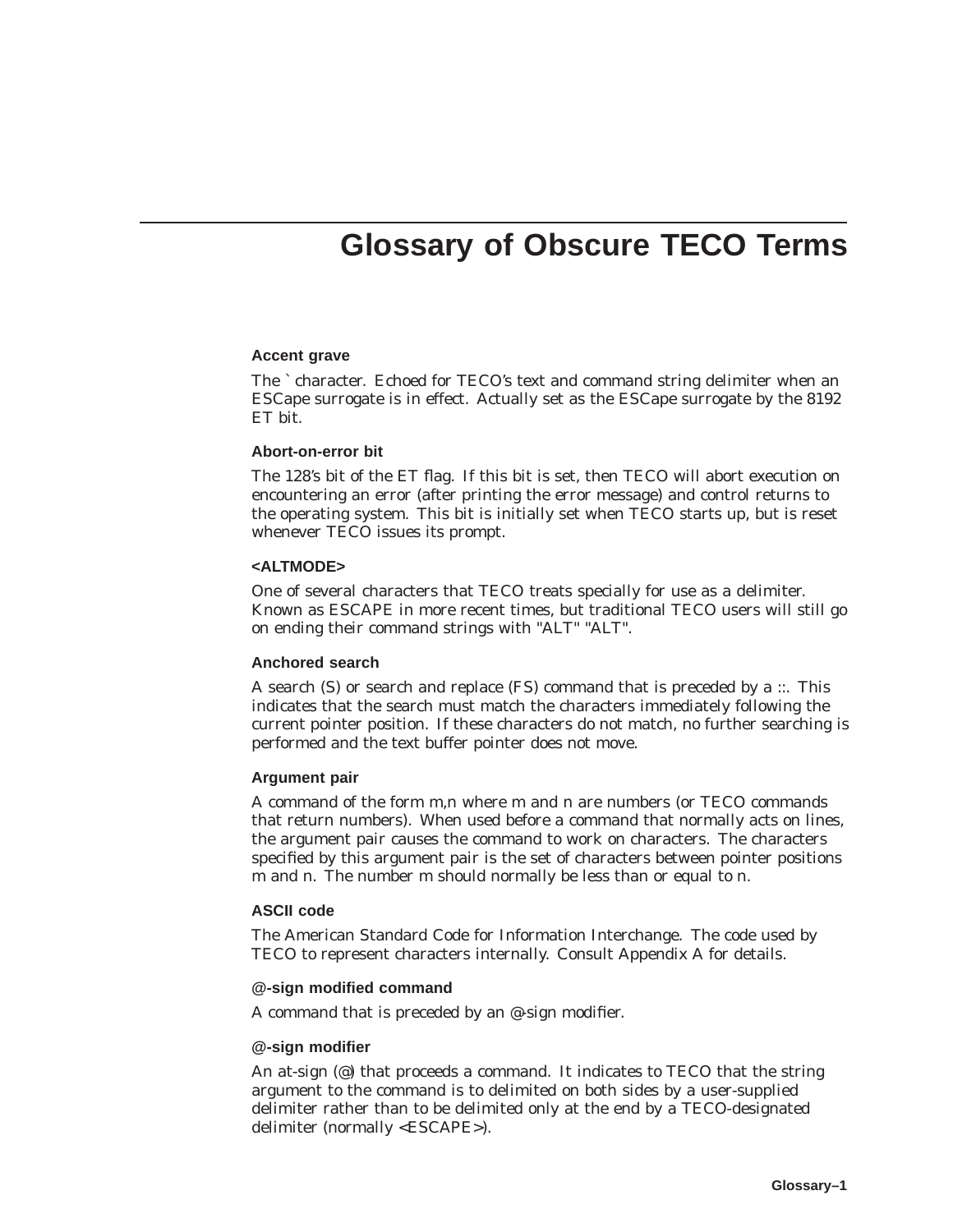# Glossary of Obscure TECO Terms

### Accent grave

The ` character. Echoed for TECO's text and command string delimiter when an ESCape surrogate is in effect. Actually set as the ESCape surrogate by the 8192 ET bit.

### Abort-on-error bit

The 128's bit of the ET flag. If this bit is set, then TECO will abort execution on encountering an error (after printing the error message) and control returns to the operating system. This bit is initially set when TECO starts up, but is reset whenever TECO issues its prompt.

### <ALTMODE>

One of several characters that TECO treats specially for use as a delimiter. Known as ESCAPE in more recent times, but traditional TECO users will still go on ending their command strings with "ALT" "ALT".

### Anchored search

A search (S) or search and replace (FS) command that is preceded by a ::. This indicates that the search must match the characters immediately following the current pointer position. If these characters do not match, no further searching is performed and the text buffer pointer does not move.

### Argument pair

A command of the form m,n where m and n are numbers (or TECO commands that return numbers). When used before a command that normally acts on lines, the argument pair causes the command to work on characters. The characters specified by this argument pair is the set of characters between pointer positions m and n. The number m should normally be less than or equal to n.

### ASCII code

The American Standard Code for Information Interchange. The code used by TECO to represent characters internally. Consult Appendix A for details.

### @-sign modified command

A command that is preceded by an @-sign modifier.

### @-sign modifier

An at-sign (@) that proceeds a command. It indicates to TECO that the string argument to the command is to delimited on both sides by a user-supplied delimiter rather than to be delimited only at the end by a TECO-designated delimiter (normally <ESCAPE>).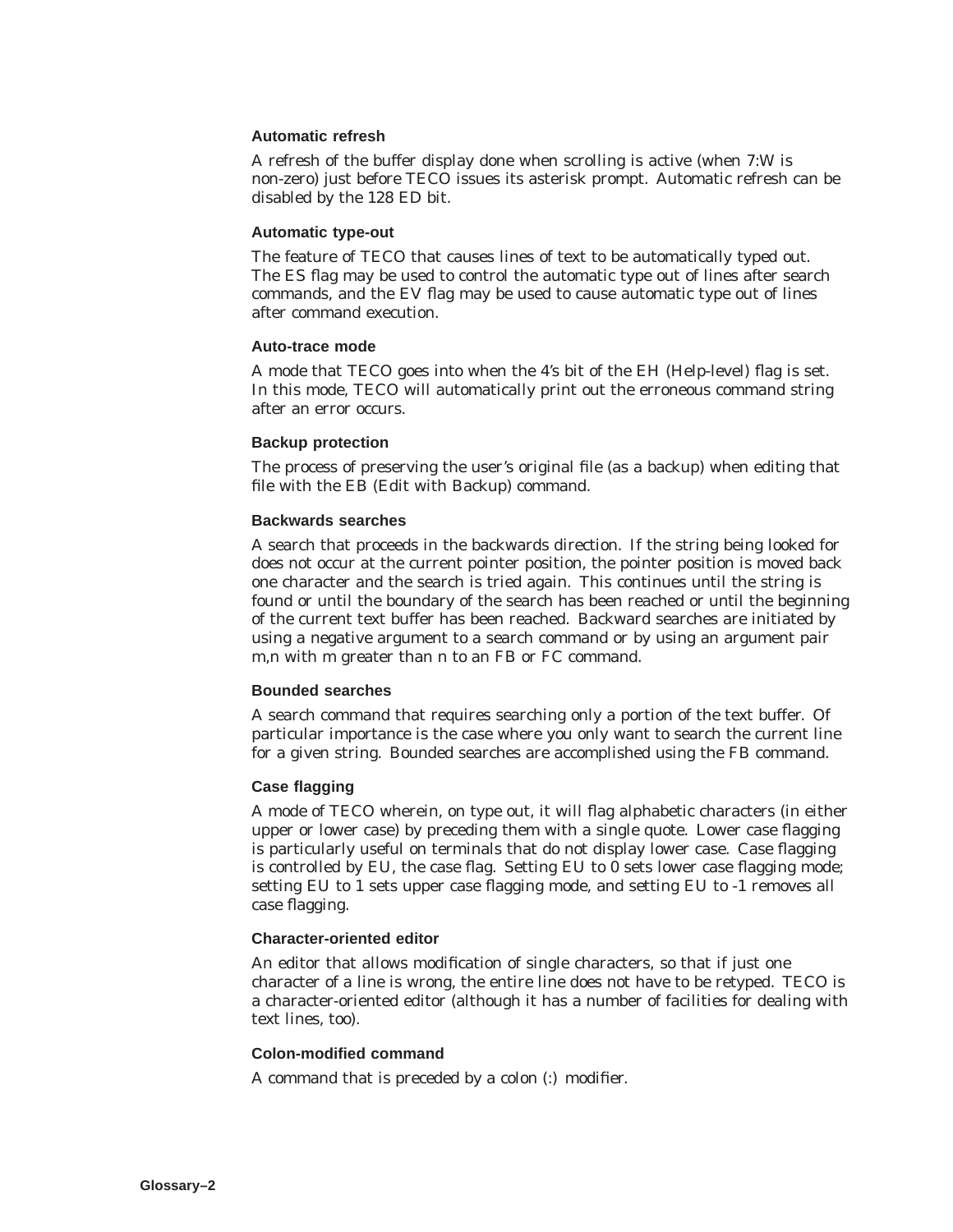### Automatic refresh

A refresh of the buffer display done when scrolling is active (when 7:W is non-zero) just before TECO issues its asterisk prompt. Automatic refresh can be disabled by the 128 ED bit.

### Automatic type-out

The feature of TECO that causes lines of text to be automatically typed out. The ES flag may be used to control the automatic type out of lines after search commands, and the EV flag may be used to cause automatic type out of lines after command execution.

### Auto-trace mode

A mode that TECO goes into when the 4's bit of the EH (Help-level) flag is set. In this mode, TECO will automatically print out the erroneous command string after an error occurs.

### Backup protection

The process of preserving the user's original file (as a backup) when editing that file with the EB (Edit with Backup) command.

### Backwards searches

A search that proceeds in the backwards direction. If the string being looked for does not occur at the current pointer position, the pointer position is moved back one character and the search is tried again. This continues until the string is found or until the boundary of the search has been reached or until the beginning of the current text buffer has been reached. Backward searches are initiated by using a negative argument to a search command or by using an argument pair m,n with m greater than n to an FB or FC command.

### Bounded searches

A search command that requires searching only a portion of the text buffer. Of particular importance is the case where you only want to search the current line for a given string. Bounded searches are accomplished using the FB command.

### Case flagging

A mode of TECO wherein, on type out, it will flag alphabetic characters (in either upper or lower case) by preceding them with a single quote. Lower case flagging is particularly useful on terminals that do not display lower case. Case flagging is controlled by EU, the case flag. Setting EU to 0 sets lower case flagging mode; setting EU to 1 sets upper case flagging mode, and setting EU to -1 removes all case flagging.

### Character-oriented editor

An editor that allows modification of single characters, so that if just one character of a line is wrong, the entire line does not have to be retyped. TECO is a character-oriented editor (although it has a number of facilities for dealing with text lines, too).

### Colon-modified command

A command that is preceded by a colon (:) modifier.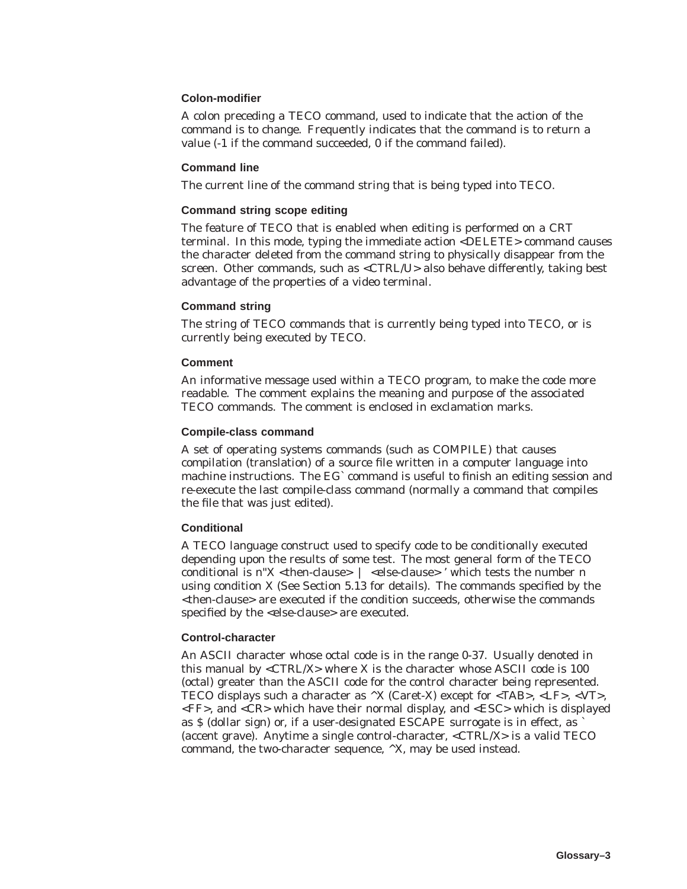### Colon-modifier

A colon preceding a TECO command, used to indicate that the action of the command is to change. Frequently indicates that the command is to return a value (-1 if the command succeeded, 0 if the command failed).

### Command line

The current line of the command string that is being typed into TECO.

### Command string scope editing

The feature of TECO that is enabled when editing is performed on a CRT terminal. In this mode, typing the immediate action <DELETE> command causes the character deleted from the command string to physically disappear from the screen. Other commands, such as <CTRL/U> also behave differently, taking best advantage of the properties of a video terminal.

### Command string

The string of TECO commands that is currently being typed into TECO, or is currently being executed by TECO.

### Comment

An informative message used within a TECO program, to make the code more readable. The comment explains the meaning and purpose of the associated TECO commands. The comment is enclosed in exclamation marks.

### Compile-class command

A set of operating systems commands (such as COMPILE) that causes compilation (translation) of a source file written in a computer language into machine instructions. The EG` command is useful to finish an editing session and re-execute the last compile-class command (normally a command that compiles the file that was just edited).

### Conditional

A TECO language construct used to specify code to be conditionally executed depending upon the results of some test. The most general form of the TECO conditional is n"X <then-clause> | <else-clause> ' which tests the number n using condition X (See Section 5.13 for details). The commands specified by the <then-clause> are executed if the condition succeeds, otherwise the commands specified by the <else-clause> are executed.

### Control-character

An ASCII character whose octal code is in the range 0-37. Usually denoted in this manual by <CTRL/X> where X is the character whose ASCII code is 100 (octal) greater than the ASCII code for the control character being represented. TECO displays such a character as ^X (Caret-X) except for <TAB>, <LF>, <VT>, <FF>, and <CR> which have their normal display, and <ESC> which is displayed as $ (dollar sign) or, if a user-designated ESCAPE surrogate is in effect, as ` (accent grave). Anytime a single control-character, <CTRL/X> is a valid TECO command, the two-character sequence, ^X, may be used instead.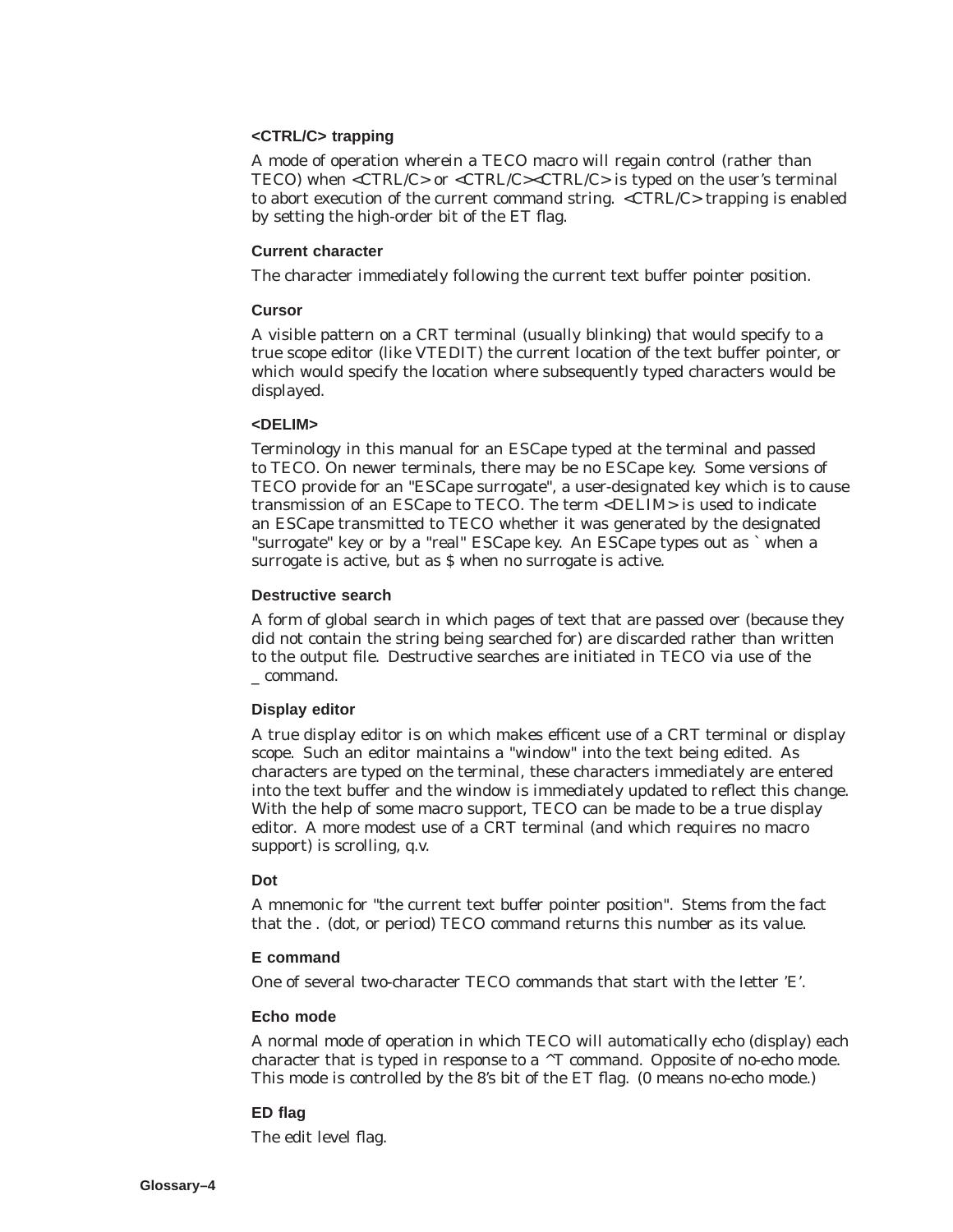### <CTRL/C> trapping

A mode of operation wherein a TECO macro will regain control (rather than TECO) when <CTRL/C> or <CTRL/C><CTRL/C> is typed on the user's terminal to abort execution of the current command string. <CTRL/C> trapping is enabled by setting the high-order bit of the ET flag.

### Current character

The character immediately following the current text buffer pointer position.

### Cursor

A visible pattern on a CRT terminal (usually blinking) that would specify to a true scope editor (like VTEDIT) the current location of the text buffer pointer, or which would specify the location where subsequently typed characters would be displayed.

### <DELIM>

Terminology in this manual for an ESCape typed at the terminal and passed to TECO. On newer terminals, there may be no ESCape key. Some versions of TECO provide for an "ESCape surrogate", a user-designated key which is to cause transmission of an ESCape to TECO. The term <DELIM> is used to indicate an ESCape transmitted to TECO whether it was generated by the designated "surrogate" key or by a "real" ESCape key. An ESCape types out as ` when a surrogate is active, but as $ when no surrogate is active.

### Destructive search

A form of global search in which pages of text that are passed over (because they did not contain the string being searched for) are discarded rather than written to the output file. Destructive searches are initiated in TECO via use of the _ command.

### Display editor

A true display editor is on which makes efficent use of a CRT terminal or display scope. Such an editor maintains a "window" into the text being edited. As characters are typed on the terminal, these characters immediately are entered into the text buffer and the window is immediately updated to reflect this change. With the help of some macro support, TECO can be made to be a true display editor. A more modest use of a CRT terminal (and which requires no macro support) is scrolling, q.v.

### Dot

A mnemonic for "the current text buffer pointer position". Stems from the fact that the . (dot, or period) TECO command returns this number as its value.

### E command

One of several two-character TECO commands that start with the letter 'E'.

### Echo mode

A normal mode of operation in which TECO will automatically echo (display) each character that is typed in response to a ^T command. Opposite of no-echo mode. This mode is controlled by the 8's bit of the ET flag. (0 means no-echo mode.)

### ED flag

The edit level flag.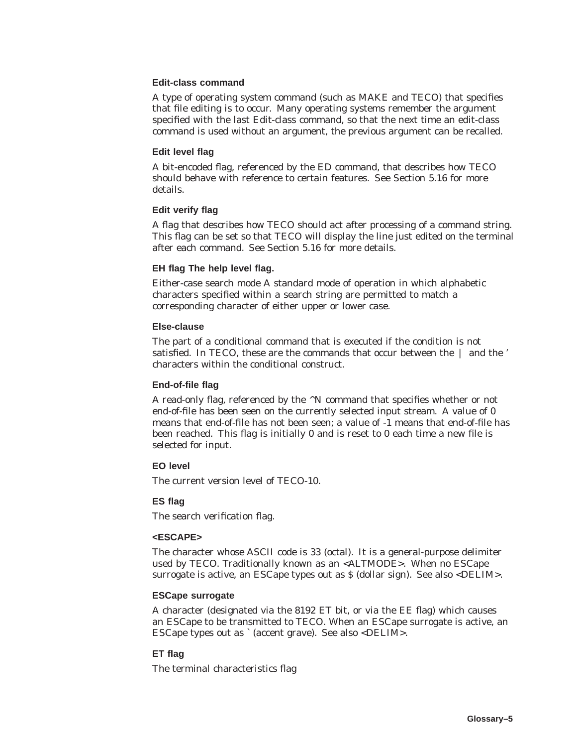**Edit-class command**

A type of operating system command (such as MAKE and TECO) that specifies that file editing is to occur. Many operating systems remember the argument specified with the last Edit-class command, so that the next time an edit-class command is used without an argument, the previous argument can be recalled.

**Edit level flag**

A bit-encoded flag, referenced by the ED command, that describes how TECO should behave with reference to certain features. See Section 5.16 for more details.

**Edit verify flag**

A flag that describes how TECO should act after processing of a command string. This flag can be set so that TECO will display the line just edited on the terminal after each command. See Section 5.16 for more details.

**EH flag The help level flag.**

Either-case search mode A standard mode of operation in which alphabetic characters specified within a search string are permitted to match a corresponding character of either upper or lower case.

**Else-clause**

The part of a conditional command that is executed if the condition is not satisfied. In TECO, these are the commands that occur between the | and the ' characters within the conditional construct.

**End-of-file flag**

A read-only flag, referenced by the ^N command that specifies whether or not end-of-file has been seen on the currently selected input stream. A value of 0 means that end-of-file has not been seen; a value of -1 means that end-of-file has been reached. This flag is initially 0 and is reset to 0 each time a new file is selected for input.

**EO level**

The current version level of TECO-10.

**ES flag**

The search verification flag.

**<ESCAPE>**

The character whose ASCII code is 33 (octal). It is a general-purpose delimiter used by TECO. Traditionally known as an <ALTMODE>. When no ESCape surrogate is active, an ESCape types out as $ (dollar sign). See also <DELIM>.

**ESCape surrogate**

A character (designated via the 8192 ET bit, or via the EE flag) which causes an ESCape to be transmitted to TECO. When an ESCape surrogate is active, an ESCape types out as ` (accent grave). See also <DELIM>.

**ET flag**

The terminal characteristics flag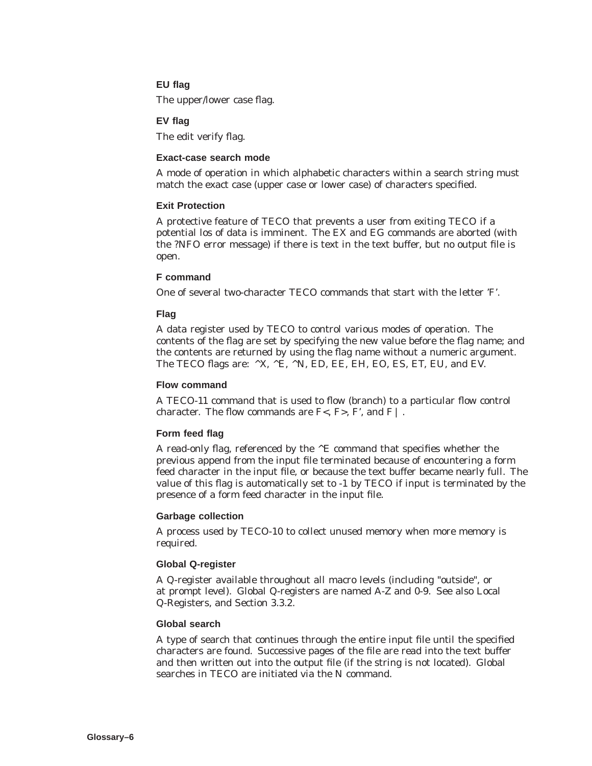**EU flag**

The upper/lower case flag.

**EV flag**

The edit verify flag.

**Exact-case search mode**

A mode of operation in which alphabetic characters within a search string must match the exact case (upper case or lower case) of characters specified.

**Exit Protection**

A protective feature of TECO that prevents a user from exiting TECO if a potential los of data is imminent. The EX and EG commands are aborted (with the ?NFO error message) if there is text in the text buffer, but no output file is open.

**F command**

One of several two-character TECO commands that start with the letter 'F'.

**Flag**

A data register used by TECO to control various modes of operation. The contents of the flag are set by specifying the new value before the flag name; and the contents are returned by using the flag name without a numeric argument. The TECO flags are: ^X, ^E, ^N, ED, EE, EH, EO, ES, ET, EU, and EV.

**Flow command**

A TECO-11 command that is used to flow (branch) to a particular flow control character. The flow commands are F<, F>, F', and F | .

**Form feed flag**

A read-only flag, referenced by the ^E command that specifies whether the previous append from the input file terminated because of encountering a form feed character in the input file, or because the text buffer became nearly full. The value of this flag is automatically set to -1 by TECO if input is terminated by the presence of a form feed character in the input file.

**Garbage collection**

A process used by TECO-10 to collect unused memory when more memory is required.

**Global Q-register**

A Q-register available throughout all macro levels (including "outside", or at prompt level). Global Q-registers are named A-Z and 0-9. See also Local Q-Registers, and Section 3.3.2.

**Global search**

A type of search that continues through the entire input file until the specified characters are found. Successive pages of the file are read into the text buffer and then written out into the output file (if the string is not located). Global searches in TECO are initiated via the N command.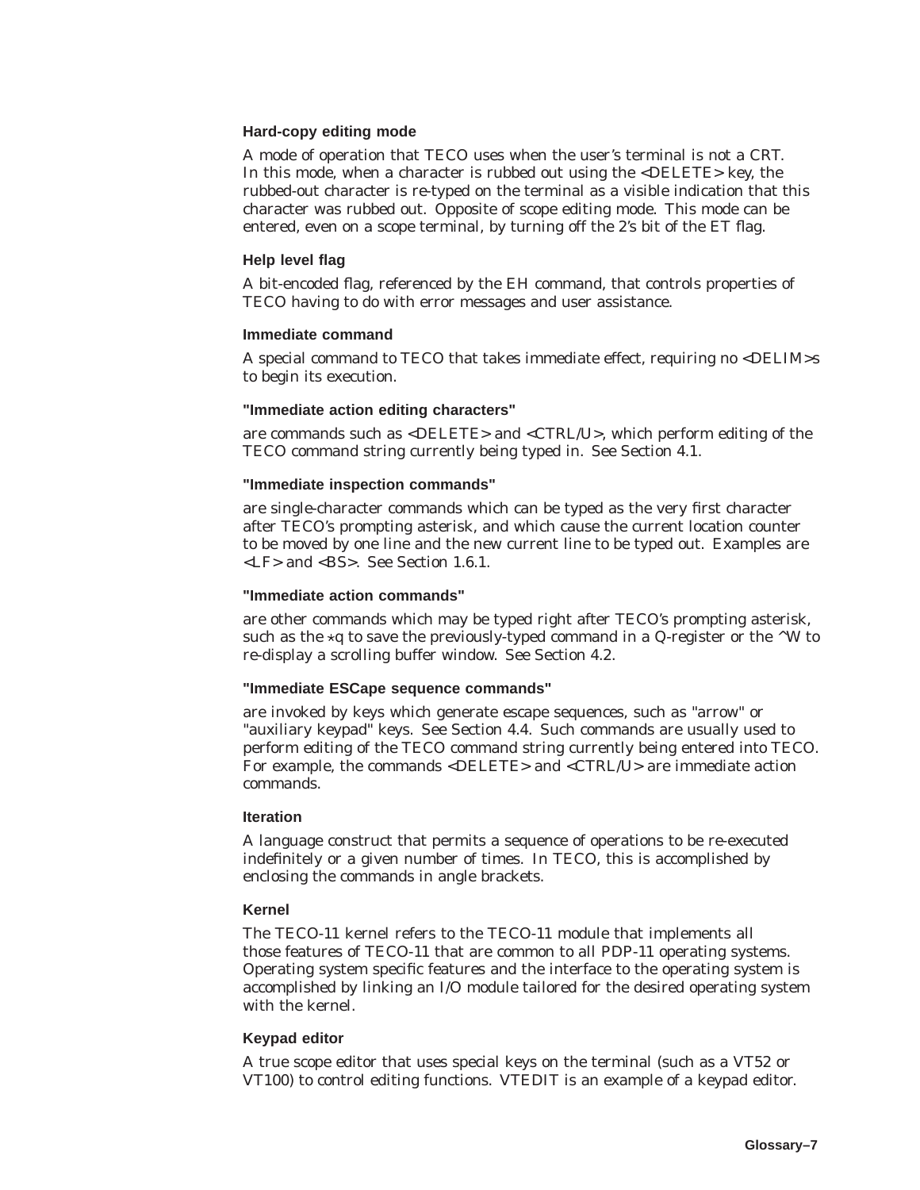#### Hard-copy editing mode

A mode of operation that TECO uses when the user's terminal is not a CRT. In this mode, when a character is rubbed out using the <DELETE> key, the rubbed-out character is re-typed on the terminal as a visible indication that this character was rubbed out. Opposite of scope editing mode. This mode can be entered, even on a scope terminal, by turning off the 2's bit of the ET flag.

#### Help level flag

A bit-encoded flag, referenced by the EH command, that controls properties of TECO having to do with error messages and user assistance.

#### Immediate command

A special command to TECO that takes immediate effect, requiring no <DELIM>s to begin its execution.

#### "Immediate action editing characters"

are commands such as <DELETE> and <CTRL/U>, which perform editing of the TECO command string currently being typed in. See Section 4.1.

#### "Immediate inspection commands"

are single-character commands which can be typed as the very first character after TECO's prompting asterisk, and which cause the current location counter to be moved by one line and the new current line to be typed out. Examples are <LF> and <BS>. See Section 1.6.1.

#### "Immediate action commands"

are other commands which may be typed right after TECO's prompting asterisk, such as the *q to save the previously-typed command in a Q-register or the ^W to re-display a scrolling buffer window. See Section 4.2.

#### "Immediate ESCape sequence commands"

are invoked by keys which generate escape sequences, such as "arrow" or "auxiliary keypad" keys. See Section 4.4. Such commands are usually used to perform editing of the TECO command string currently being entered into TECO. For example, the commands <DELETE> and <CTRL/U> are immediate action commands.

#### Iteration

A language construct that permits a sequence of operations to be re-executed indefinitely or a given number of times. In TECO, this is accomplished by enclosing the commands in angle brackets.

#### Kernel

The TECO-11 kernel refers to the TECO-11 module that implements all those features of TECO-11 that are common to all PDP-11 operating systems. Operating system specific features and the interface to the operating system is accomplished by linking an I/O module tailored for the desired operating system with the kernel.

#### Keypad editor

A true scope editor that uses special keys on the terminal (such as a VT52 or VT100) to control editing functions. VTEDIT is an example of a keypad editor.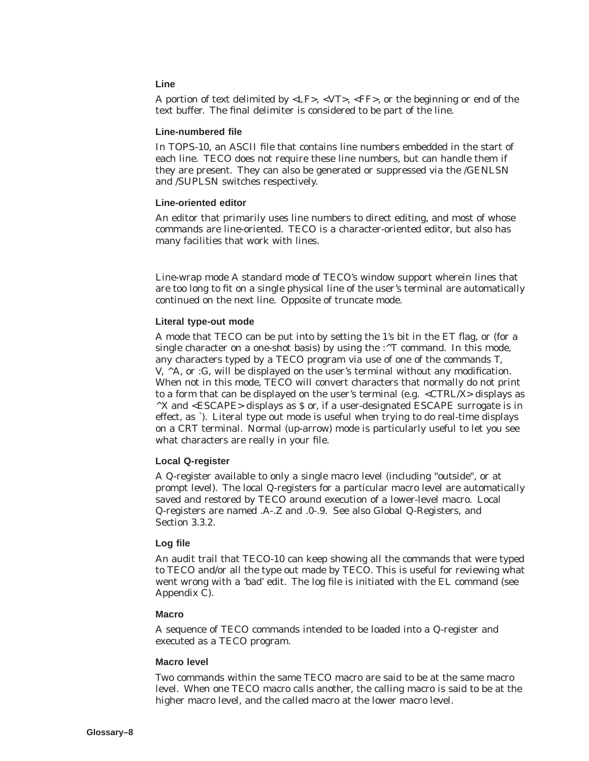**Line**

A portion of text delimited by <LF>, <VT>, <FF>, or the beginning or end of the text buffer. The final delimiter is considered to be part of the line.

**Line-numbered file**

In TOPS-10, an ASCII file that contains line numbers embedded in the start of each line. TECO does not require these line numbers, but can handle them if they are present. They can also be generated or suppressed via the /GENLSN and /SUPLSN switches respectively.

**Line-oriented editor**

An editor that primarily uses line numbers to direct editing, and most of whose commands are line-oriented. TECO is a character-oriented editor, but also has many facilities that work with lines.

Line-wrap mode A standard mode of TECO's window support wherein lines that are too long to fit on a single physical line of the user's terminal are automatically continued on the next line. Opposite of truncate mode.

**Literal type-out mode**

A mode that TECO can be put into by setting the 1's bit in the ET flag, or (for a single character on a one-shot basis) by using the :^T command. In this mode, any characters typed by a TECO program via use of one of the commands T, V, ^A, or :G, will be displayed on the user's terminal without any modification. When not in this mode, TECO will convert characters that normally do not print to a form that can be displayed on the user's terminal (e.g. <CTRL/X> displays as ^X and <ESCAPE> displays as $ or, if a user-designated ESCAPE surrogate is in effect, as `). Literal type out mode is useful when trying to do real-time displays on a CRT terminal. Normal (up-arrow) mode is particularly useful to let you see what characters are really in your file.

**Local Q-register**

A Q-register available to only a single macro level (including "outside", or at prompt level). The local Q-registers for a particular macro level are automatically saved and restored by TECO around execution of a lower-level macro. Local Q-registers are named .A-.Z and .0-.9. See also Global Q-Registers, and Section 3.3.2.

**Log file**

An audit trail that TECO-10 can keep showing all the commands that were typed to TECO and/or all the type out made by TECO. This is useful for reviewing what went wrong with a 'bad' edit. The log file is initiated with the EL command (see Appendix C).

**Macro**

A sequence of TECO commands intended to be loaded into a Q-register and executed as a TECO program.

**Macro level**

Two commands within the same TECO macro are said to be at the same macro level. When one TECO macro calls another, the calling macro is said to be at the higher macro level, and the called macro at the lower macro level.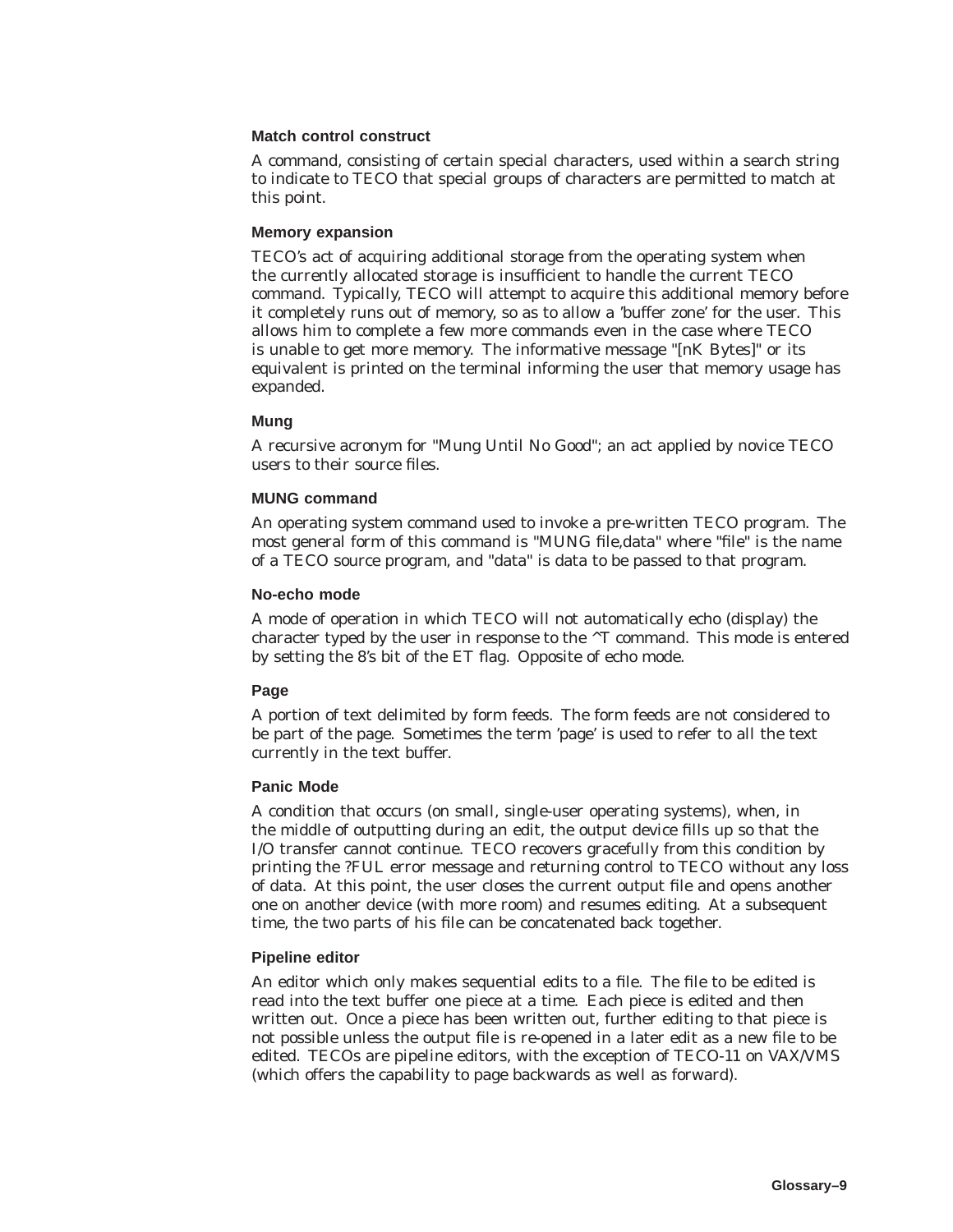### Match control construct

A command, consisting of certain special characters, used within a search string to indicate to TECO that special groups of characters are permitted to match at this point.

### Memory expansion

TECO's act of acquiring additional storage from the operating system when the currently allocated storage is insufficient to handle the current TECO command. Typically, TECO will attempt to acquire this additional memory before it completely runs out of memory, so as to allow a 'buffer zone' for the user. This allows him to complete a few more commands even in the case where TECO is unable to get more memory. The informative message "[nK Bytes]" or its equivalent is printed on the terminal informing the user that memory usage has expanded.

### Mung

A recursive acronym for "Mung Until No Good"; an act applied by novice TECO users to their source files.

### MUNG command

An operating system command used to invoke a pre-written TECO program. The most general form of this command is "MUNG file,data" where "file" is the name of a TECO source program, and "data" is data to be passed to that program.

### No-echo mode

A mode of operation in which TECO will not automatically echo (display) the character typed by the user in response to the ^T command. This mode is entered by setting the 8's bit of the ET flag. Opposite of echo mode.

### Page

A portion of text delimited by form feeds. The form feeds are not considered to be part of the page. Sometimes the term 'page' is used to refer to all the text currently in the text buffer.

### Panic Mode

A condition that occurs (on small, single-user operating systems), when, in the middle of outputting during an edit, the output device fills up so that the I/O transfer cannot continue. TECO recovers gracefully from this condition by printing the ?FUL error message and returning control to TECO without any loss of data. At this point, the user closes the current output file and opens another one on another device (with more room) and resumes editing. At a subsequent time, the two parts of his file can be concatenated back together.

### Pipeline editor

An editor which only makes sequential edits to a file. The file to be edited is read into the text buffer one piece at a time. Each piece is edited and then written out. Once a piece has been written out, further editing to that piece is not possible unless the output file is re-opened in a later edit as a new file to be edited. TECOs are pipeline editors, with the exception of TECO-11 on VAX/VMS (which offers the capability to page backwards as well as forward).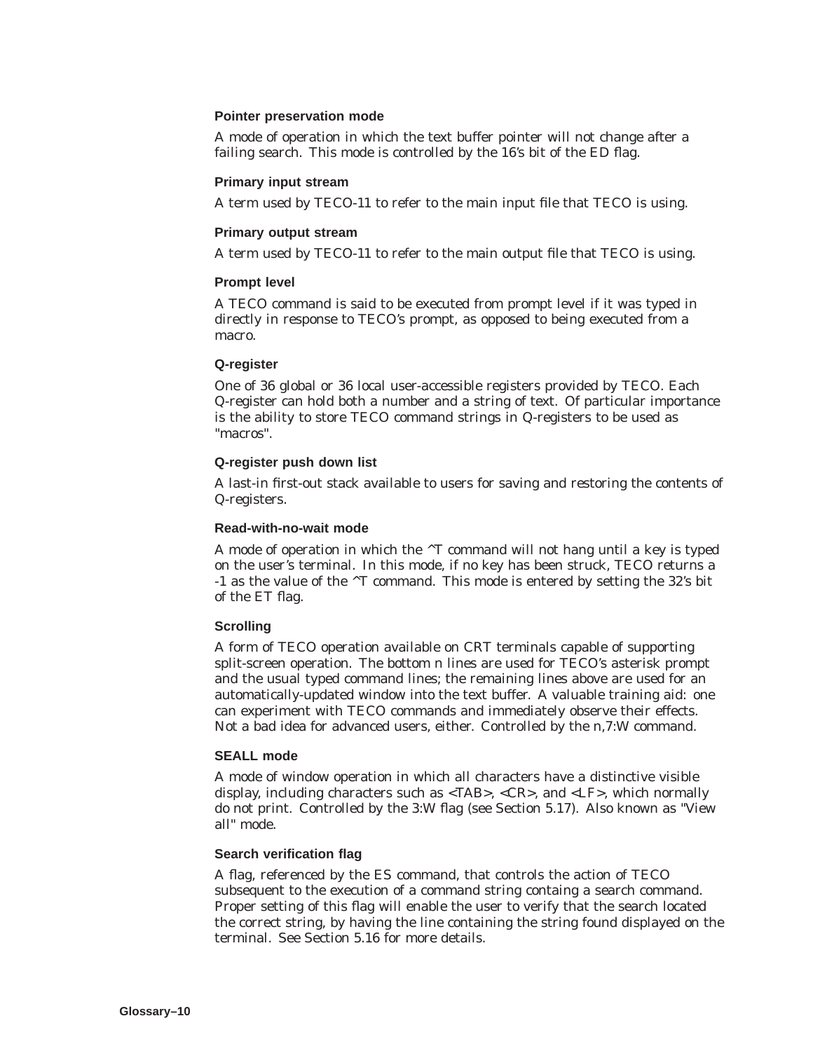### Pointer preservation mode

A mode of operation in which the text buffer pointer will not change after a failing search. This mode is controlled by the 16's bit of the ED flag.

### Primary input stream

A term used by TECO-11 to refer to the main input file that TECO is using.

### Primary output stream

A term used by TECO-11 to refer to the main output file that TECO is using.

### Prompt level

A TECO command is said to be executed from prompt level if it was typed in directly in response to TECO's prompt, as opposed to being executed from a macro.

### Q-register

One of 36 global or 36 local user-accessible registers provided by TECO. Each Q-register can hold both a number and a string of text. Of particular importance is the ability to store TECO command strings in Q-registers to be used as "macros".

### Q-register push down list

A last-in first-out stack available to users for saving and restoring the contents of Q-registers.

### Read-with-no-wait mode

A mode of operation in which the ^T command will not hang until a key is typed on the user's terminal. In this mode, if no key has been struck, TECO returns a -1 as the value of the ^T command. This mode is entered by setting the 32's bit of the ET flag.

### Scrolling

A form of TECO operation available on CRT terminals capable of supporting split-screen operation. The bottom n lines are used for TECO's asterisk prompt and the usual typed command lines; the remaining lines above are used for an automatically-updated window into the text buffer. A valuable training aid: one can experiment with TECO commands and immediately observe their effects. Not a bad idea for advanced users, either. Controlled by the n,7:W command.

### SEALL mode

A mode of window operation in which all characters have a distinctive visible display, including characters such as <TAB>, <CR>, and <LF>, which normally do not print. Controlled by the 3:W flag (see Section 5.17). Also known as "View all" mode.

### Search verification flag

A flag, referenced by the ES command, that controls the action of TECO subsequent to the execution of a command string containg a search command. Proper setting of this flag will enable the user to verify that the search located the correct string, by having the line containing the string found displayed on the terminal. See Section 5.16 for more details.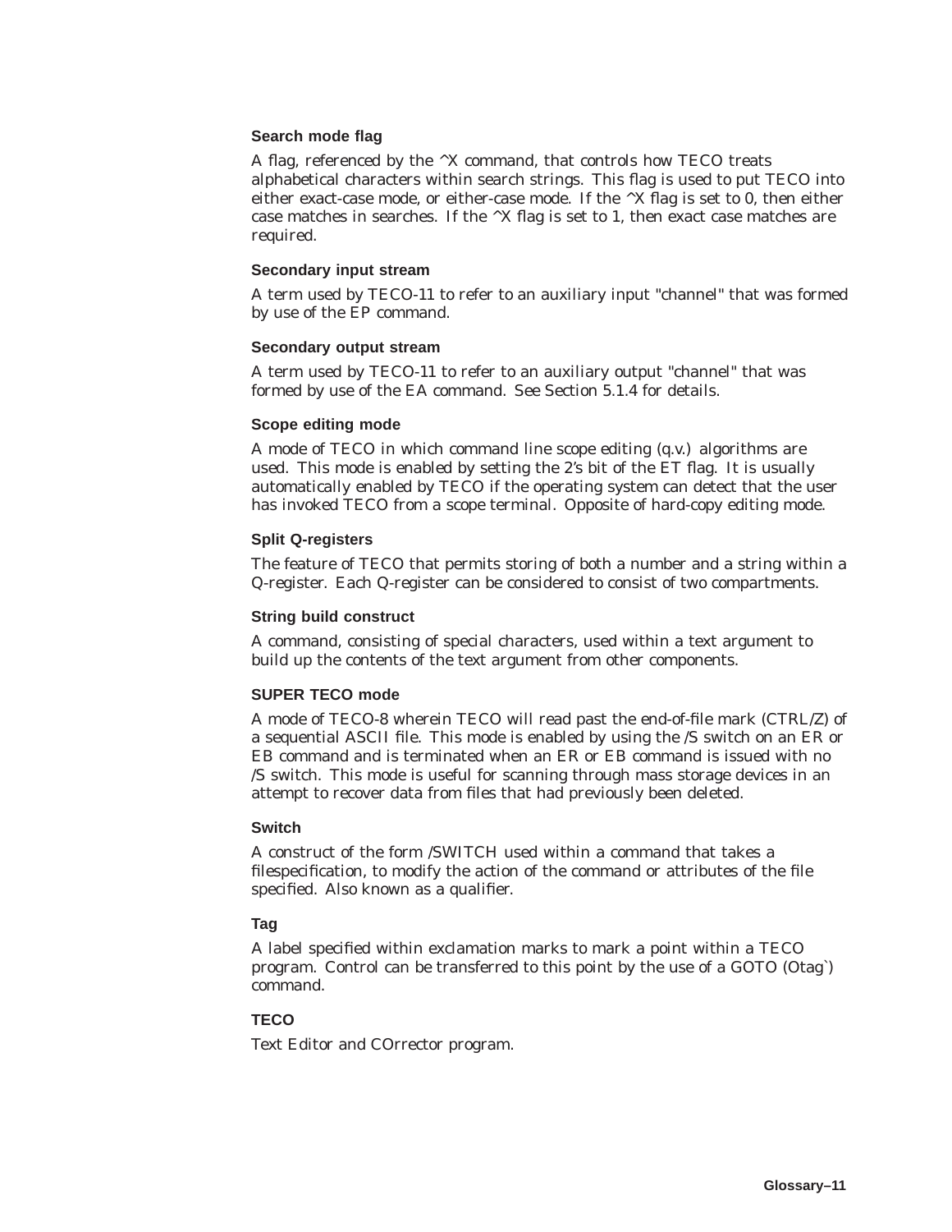### Search mode flag

A flag, referenced by the ^X command, that controls how TECO treats alphabetical characters within search strings. This flag is used to put TECO into either exact-case mode, or either-case mode. If the ^X flag is set to 0, then either case matches in searches. If the ^X flag is set to 1, then exact case matches are required.

### Secondary input stream

A term used by TECO-11 to refer to an auxiliary input "channel" that was formed by use of the EP command.

### Secondary output stream

A term used by TECO-11 to refer to an auxiliary output "channel" that was formed by use of the EA command. See Section 5.1.4 for details.

### Scope editing mode

A mode of TECO in which command line scope editing (q.v.) algorithms are used. This mode is enabled by setting the 2's bit of the ET flag. It is usually automatically enabled by TECO if the operating system can detect that the user has invoked TECO from a scope terminal. Opposite of hard-copy editing mode.

### Split Q-registers

The feature of TECO that permits storing of both a number and a string within a Q-register. Each Q-register can be considered to consist of two compartments.

### String build construct

A command, consisting of special characters, used within a text argument to build up the contents of the text argument from other components.

### SUPER TECO mode

A mode of TECO-8 wherein TECO will read past the end-of-file mark (CTRL/Z) of a sequential ASCII file. This mode is enabled by using the /S switch on an ER or EB command and is terminated when an ER or EB command is issued with no /S switch. This mode is useful for scanning through mass storage devices in an attempt to recover data from files that had previously been deleted.

### Switch

A construct of the form /SWITCH used within a command that takes a filespecification, to modify the action of the command or attributes of the file specified. Also known as a qualifier.

### Tag

A label specified within exclamation marks to mark a point within a TECO program. Control can be transferred to this point by the use of a GOTO (Otag`) command.

### TECO

Text Editor and COrrector program.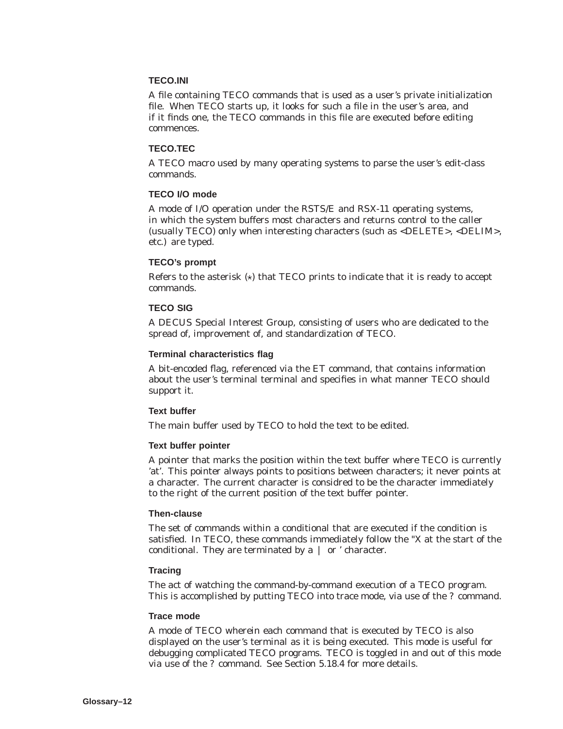### TECO.INI

A file containing TECO commands that is used as a user's private initialization file. When TECO starts up, it looks for such a file in the user's area, and if it finds one, the TECO commands in this file are executed before editing commences.

### TECO.TEC

A TECO macro used by many operating systems to parse the user's edit-class commands.

### TECO I/O mode

A mode of I/O operation under the RSTS/E and RSX-11 operating systems, in which the system buffers most characters and returns control to the caller (usually TECO) only when interesting characters (such as <DELETE>, <DELIM>, etc.) are typed.

### TECO's prompt

Refers to the asterisk (*) that TECO prints to indicate that it is ready to accept commands.

### TECO SIG

A DECUS Special Interest Group, consisting of users who are dedicated to the spread of, improvement of, and standardization of TECO.

### Terminal characteristics flag

A bit-encoded flag, referenced via the ET command, that contains information about the user's terminal terminal and specifies in what manner TECO should support it.

### Text buffer

The main buffer used by TECO to hold the text to be edited.

### Text buffer pointer

A pointer that marks the position within the text buffer where TECO is currently 'at'. This pointer always points to positions between characters; it never points at a character. The current character is considred to be the character immediately to the right of the current position of the text buffer pointer.

### Then-clause

The set of commands within a conditional that are executed if the condition is satisfied. In TECO, these commands immediately follow the "X at the start of the conditional. They are terminated by a | or ' character.

### Tracing

The act of watching the command-by-command execution of a TECO program. This is accomplished by putting TECO into trace mode, via use of the ? command.

### Trace mode

A mode of TECO wherein each command that is executed by TECO is also displayed on the user's terminal as it is being executed. This mode is useful for debugging complicated TECO programs. TECO is toggled in and out of this mode via use of the ? command. See Section 5.18.4 for more details.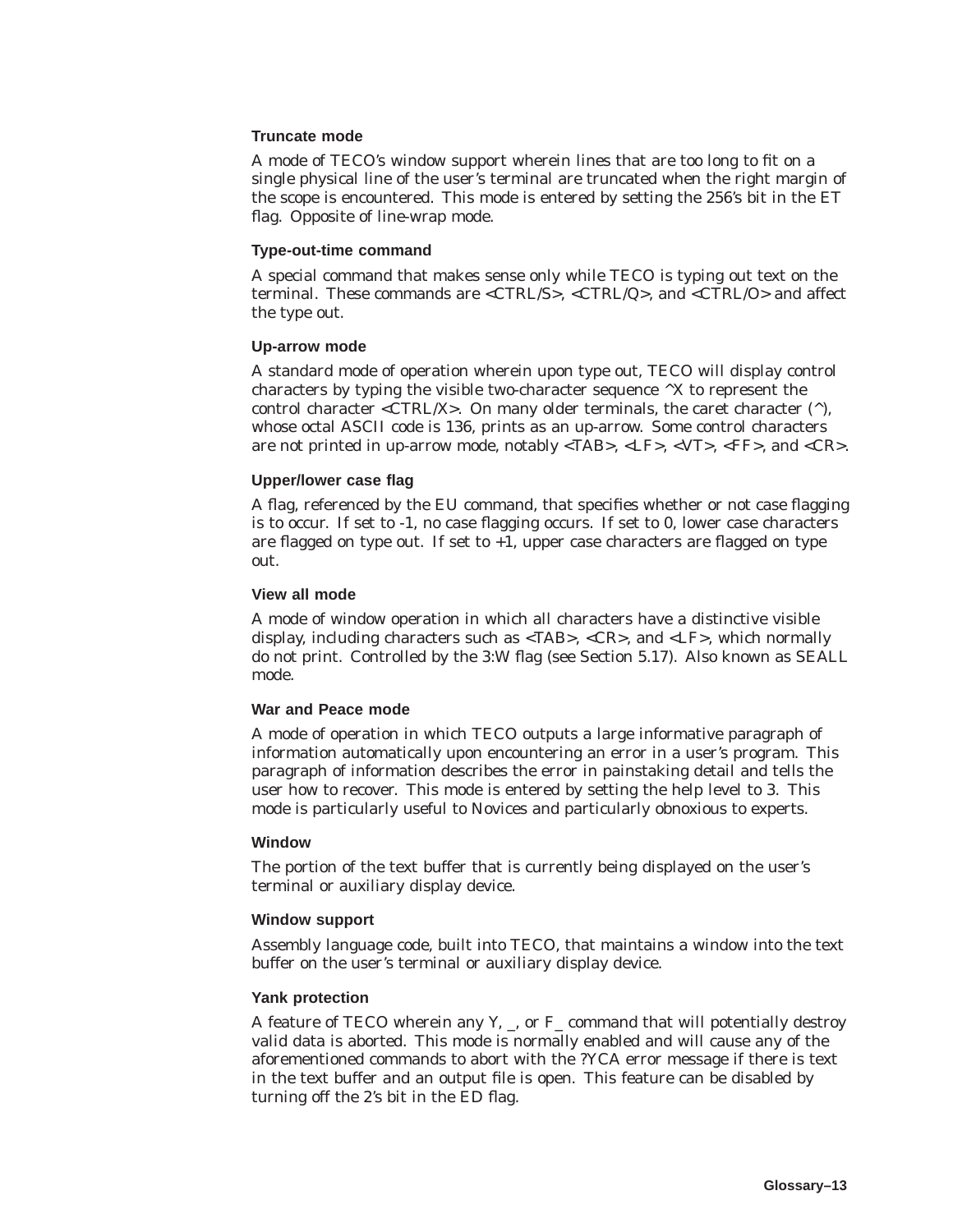**Truncate mode**

A mode of TECO's window support wherein lines that are too long to fit on a single physical line of the user's terminal are truncated when the right margin of the scope is encountered. This mode is entered by setting the 256's bit in the ET flag. Opposite of line-wrap mode.

**Type-out-time command**

A special command that makes sense only while TECO is typing out text on the terminal. These commands are <CTRL/S>, <CTRL/Q>, and <CTRL/O> and affect the type out.

**Up-arrow mode**

A standard mode of operation wherein upon type out, TECO will display control characters by typing the visible two-character sequence ^X to represent the control character <CTRL/X>. On many older terminals, the caret character (^), whose octal ASCII code is 136, prints as an up-arrow. Some control characters are not printed in up-arrow mode, notably <TAB>, <LF>, <VT>, <FF>, and <CR>.

**Upper/lower case flag**

A flag, referenced by the EU command, that specifies whether or not case flagging is to occur. If set to -1, no case flagging occurs. If set to 0, lower case characters are flagged on type out. If set to +1, upper case characters are flagged on type out.

**View all mode**

A mode of window operation in which all characters have a distinctive visible display, including characters such as <TAB>, <CR>, and <LF>, which normally do not print. Controlled by the 3:W flag (see Section 5.17). Also known as SEALL mode.

**War and Peace mode**

A mode of operation in which TECO outputs a large informative paragraph of information automatically upon encountering an error in a user's program. This paragraph of information describes the error in painstaking detail and tells the user how to recover. This mode is entered by setting the help level to 3. This mode is particularly useful to Novices and particularly obnoxious to experts.

**Window**

The portion of the text buffer that is currently being displayed on the user's terminal or auxiliary display device.

**Window support**

Assembly language code, built into TECO, that maintains a window into the text buffer on the user's terminal or auxiliary display device.

**Yank protection**

A feature of TECO wherein any Y, _, or F_ command that will potentially destroy valid data is aborted. This mode is normally enabled and will cause any of the aforementioned commands to abort with the ?YCA error message if there is text in the text buffer and an output file is open. This feature can be disabled by turning off the 2's bit in the ED flag.